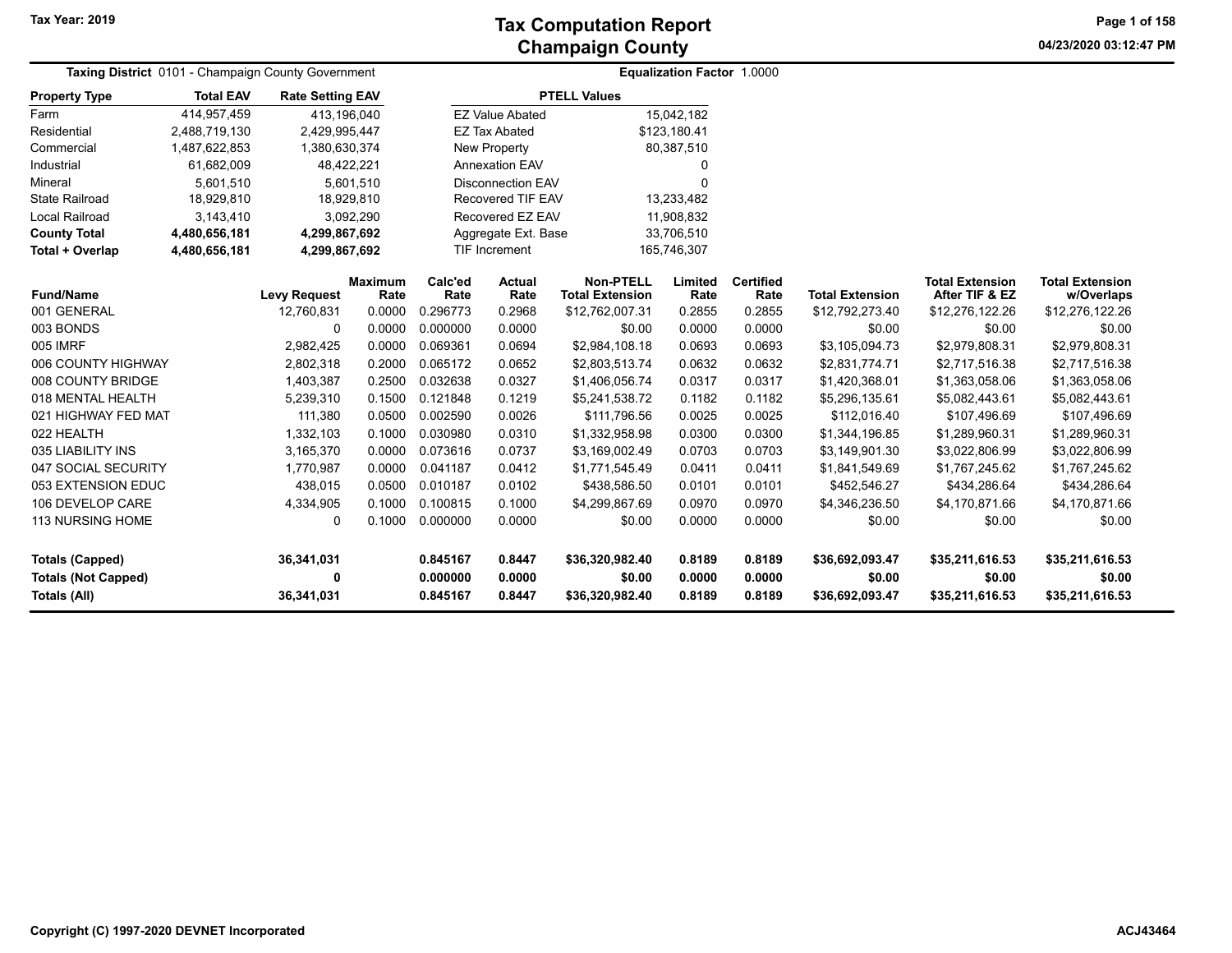Tax Year: 2019

# Tax Computation Report
## Champaign County

04/23/2020 03:12:47 PM

**Taxing District** 0101 - Champaign County Government

**Equalization Factor** 1.0000

| Property Type | Total EAV | Rate Setting EAV |
|---|---|---|
| Farm | 414,957,459 | 413,196,040 |
| Residential | 2,488,719,130 | 2,429,995,447 |
| Commercial | 1,487,622,853 | 1,380,630,374 |
| Industrial | 61,682,009 | 48,422,221 |
| Mineral | 5,601,510 | 5,601,510 |
| State Railroad | 18,929,810 | 18,929,810 |
| Local Railroad | 3,143,410 | 3,092,290 |
| **County Total** | **4,480,656,181** | **4,299,867,692** |
| **Total + Overlap** | **4,480,656,181** | **4,299,867,692** |

| PTELL Values | |
|---|---|
| EZ Value Abated | 15,042,182 |
| EZ Tax Abated | $123,180.41 |
| New Property | 80,387,510 |
| Annexation EAV | 0 |
| Disconnection EAV | 0 |
| Recovered TIF EAV | 13,233,482 |
| Recovered EZ EAV | 11,908,832 |
| Aggregate Ext. Base | 33,706,510 |
| TIF Increment | 165,746,307 |

| Fund/Name | Levy Request | Maximum Rate | Calc'ed Rate | Actual Rate | Non-PTELL Total Extension | Limited Rate | Certified Rate | Total Extension | Total Extension After TIF & EZ | Total Extension w/Overlaps |
|---|---|---|---|---|---|---|---|---|---|---|
| 001 GENERAL | 12,760,831 | 0.0000 | 0.296773 | 0.2968 | $12,762,007.31 | 0.2855 | 0.2855 | $12,792,273.40 | $12,276,122.26 | $12,276,122.26 |
| 003 BONDS | 0 | 0.0000 | 0.000000 | 0.0000 | $0.00 | 0.0000 | 0.0000 | $0.00 | $0.00 | $0.00 |
| 005 IMRF | 2,982,425 | 0.0000 | 0.069361 | 0.0694 | $2,984,108.18 | 0.0693 | 0.0693 | $3,105,094.73 | $2,979,808.31 | $2,979,808.31 |
| 006 COUNTY HIGHWAY | 2,802,318 | 0.2000 | 0.065172 | 0.0652 | $2,803,513.74 | 0.0632 | 0.0632 | $2,831,774.71 | $2,717,516.38 | $2,717,516.38 |
| 008 COUNTY BRIDGE | 1,403,387 | 0.2500 | 0.032638 | 0.0327 | $1,406,056.74 | 0.0317 | 0.0317 | $1,420,368.01 | $1,363,058.06 | $1,363,058.06 |
| 018 MENTAL HEALTH | 5,239,310 | 0.1500 | 0.121848 | 0.1219 | $5,241,538.72 | 0.1182 | 0.1182 | $5,296,135.61 | $5,082,443.61 | $5,082,443.61 |
| 021 HIGHWAY FED MAT | 111,380 | 0.0500 | 0.002590 | 0.0026 | $111,796.56 | 0.0025 | 0.0025 | $112,016.40 | $107,496.69 | $107,496.69 |
| 022 HEALTH | 1,332,103 | 0.1000 | 0.030980 | 0.0310 | $1,332,958.98 | 0.0300 | 0.0300 | $1,344,196.85 | $1,289,960.31 | $1,289,960.31 |
| 035 LIABILITY INS | 3,165,370 | 0.0000 | 0.073616 | 0.0737 | $3,169,002.49 | 0.0703 | 0.0703 | $3,149,901.30 | $3,022,806.99 | $3,022,806.99 |
| 047 SOCIAL SECURITY | 1,770,987 | 0.0000 | 0.041187 | 0.0412 | $1,771,545.49 | 0.0411 | 0.0411 | $1,841,549.69 | $1,767,245.62 | $1,767,245.62 |
| 053 EXTENSION EDUC | 438,015 | 0.0500 | 0.010187 | 0.0102 | $438,586.50 | 0.0101 | 0.0101 | $452,546.27 | $434,286.64 | $434,286.64 |
| 106 DEVELOP CARE | 4,334,905 | 0.1000 | 0.100815 | 0.1000 | $4,299,867.69 | 0.0970 | 0.0970 | $4,346,236.50 | $4,170,871.66 | $4,170,871.66 |
| 113 NURSING HOME | 0 | 0.1000 | 0.000000 | 0.0000 | $0.00 | 0.0000 | 0.0000 | $0.00 | $0.00 | $0.00 |
| **Totals (Capped)** | **36,341,031** | | **0.845167** | **0.8447** | **$36,320,982.40** | **0.8189** | **0.8189** | **$36,692,093.47** | **$35,211,616.53** | **$35,211,616.53** |
| **Totals (Not Capped)** | **0** | | **0.000000** | **0.0000** | **$0.00** | **0.0000** | **0.0000** | **$0.00** | **$0.00** | **$0.00** |
| **Totals (All)** | **36,341,031** | | **0.845167** | **0.8447** | **$36,320,982.40** | **0.8189** | **0.8189** | **$36,692,093.47** | **$35,211,616.53** | **$35,211,616.53** |

Copyright (C) 1997-2020 DEVNET Incorporated

ACJ43464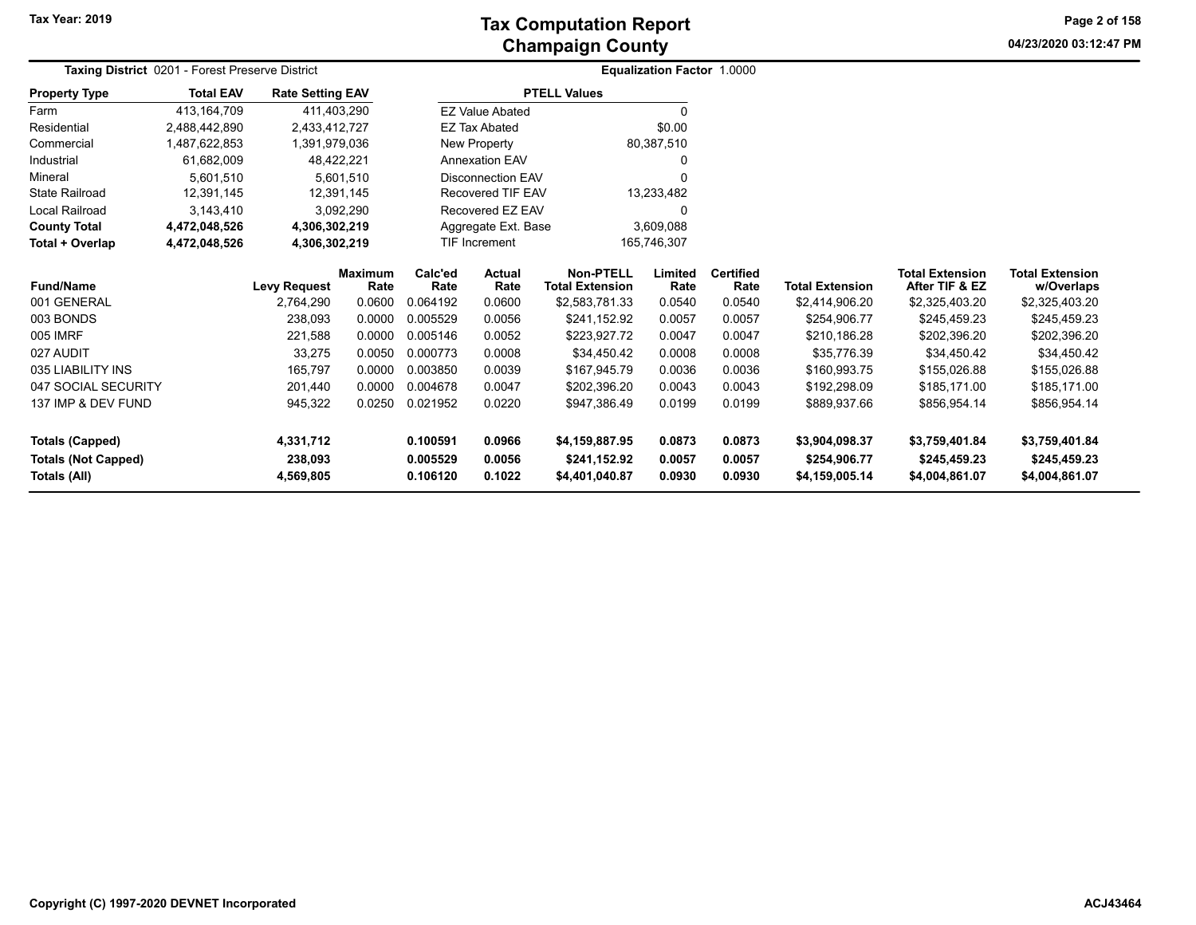# Tax Computation Report
## Champaign County

Tax Year: 2019

**Taxing District** 0201 - Forest Preserve District

**Equalization Factor** 1.0000

| Property Type | Total EAV | Rate Setting EAV |
|---|---|---|
| Farm | 413,164,709 | 411,403,290 |
| Residential | 2,488,442,890 | 2,433,412,727 |
| Commercial | 1,487,622,853 | 1,391,979,036 |
| Industrial | 61,682,009 | 48,422,221 |
| Mineral | 5,601,510 | 5,601,510 |
| State Railroad | 12,391,145 | 12,391,145 |
| Local Railroad | 3,143,410 | 3,092,290 |
| **County Total** | **4,472,048,526** | **4,306,302,219** |
| **Total + Overlap** | **4,472,048,526** | **4,306,302,219** |

| PTELL Values | |
|---|---|
| EZ Value Abated | 0 |
| EZ Tax Abated | $0.00 |
| New Property | 80,387,510 |
| Annexation EAV | 0 |
| Disconnection EAV | 0 |
| Recovered TIF EAV | 13,233,482 |
| Recovered EZ EAV | 0 |
| Aggregate Ext. Base | 3,609,088 |
| TIF Increment | 165,746,307 |

| Fund/Name | Levy Request | Maximum Rate | Calc'ed Rate | Actual Rate | Non-PTELL Total Extension | Limited Rate | Certified Rate | Total Extension | Total Extension After TIF & EZ | Total Extension w/Overlaps |
|---|---|---|---|---|---|---|---|---|---|---|
| 001 GENERAL | 2,764,290 | 0.0600 | 0.064192 | 0.0600 | $2,583,781.33 | 0.0540 | 0.0540 | $2,414,906.20 | $2,325,403.20 | $2,325,403.20 |
| 003 BONDS | 238,093 | 0.0000 | 0.005529 | 0.0056 | $241,152.92 | 0.0057 | 0.0057 | $254,906.77 | $245,459.23 | $245,459.23 |
| 005 IMRF | 221,588 | 0.0000 | 0.005146 | 0.0052 | $223,927.72 | 0.0047 | 0.0047 | $210,186.28 | $202,396.20 | $202,396.20 |
| 027 AUDIT | 33,275 | 0.0050 | 0.000773 | 0.0008 | $34,450.42 | 0.0008 | 0.0008 | $35,776.39 | $34,450.42 | $34,450.42 |
| 035 LIABILITY INS | 165,797 | 0.0000 | 0.003850 | 0.0039 | $167,945.79 | 0.0036 | 0.0036 | $160,993.75 | $155,026.88 | $155,026.88 |
| 047 SOCIAL SECURITY | 201,440 | 0.0000 | 0.004678 | 0.0047 | $202,396.20 | 0.0043 | 0.0043 | $192,298.09 | $185,171.00 | $185,171.00 |
| 137 IMP & DEV FUND | 945,322 | 0.0250 | 0.021952 | 0.0220 | $947,386.49 | 0.0199 | 0.0199 | $889,937.66 | $856,954.14 | $856,954.14 |
| **Totals (Capped)** | **4,331,712** | | **0.100591** | **0.0966** | **$4,159,887.95** | **0.0873** | **0.0873** | **$3,904,098.37** | **$3,759,401.84** | **$3,759,401.84** |
| **Totals (Not Capped)** | **238,093** | | **0.005529** | **0.0056** | **$241,152.92** | **0.0057** | **0.0057** | **$254,906.77** | **$245,459.23** | **$245,459.23** |
| **Totals (All)** | **4,569,805** | | **0.106120** | **0.1022** | **$4,401,040.87** | **0.0930** | **0.0930** | **$4,159,005.14** | **$4,004,861.07** | **$4,004,861.07** |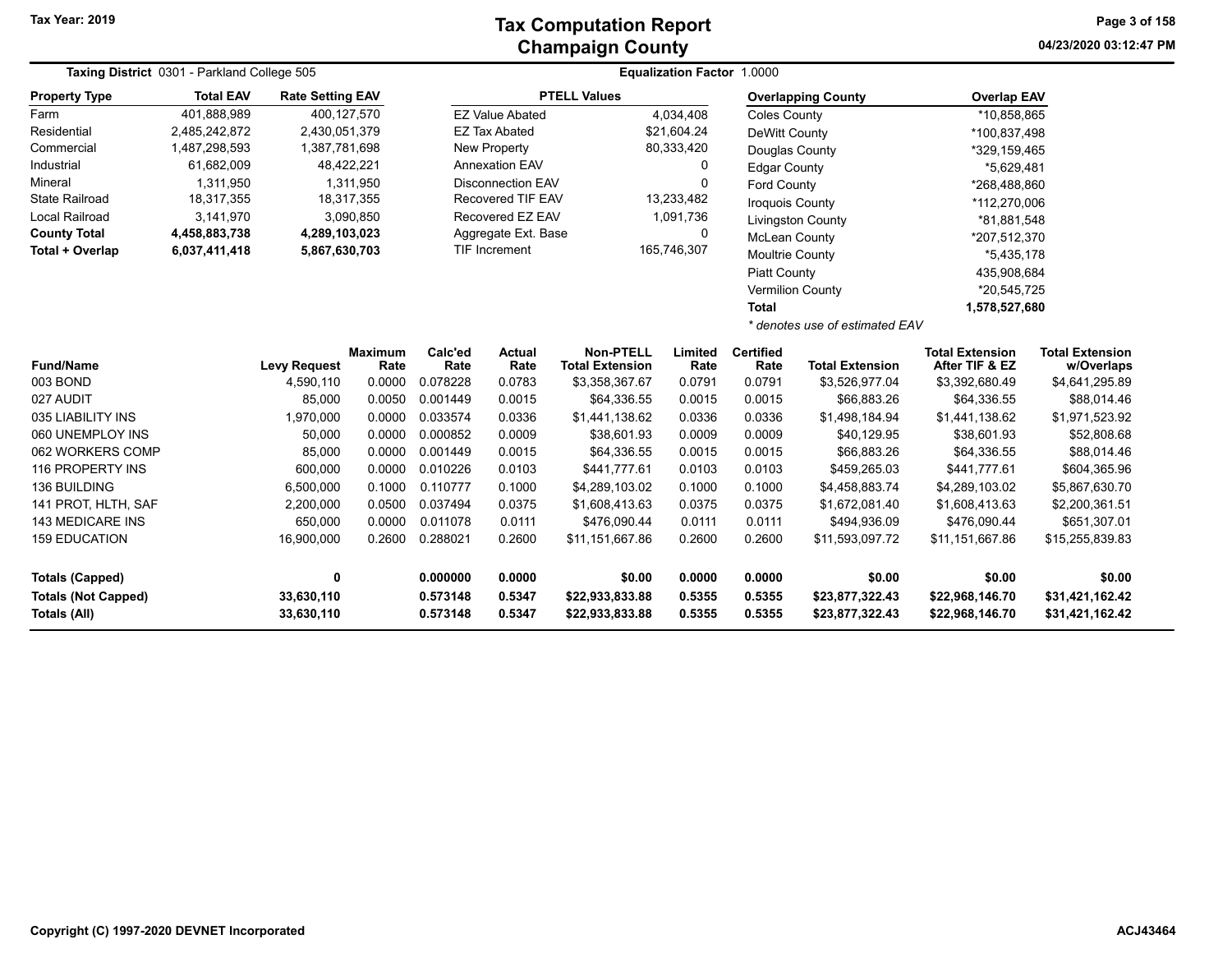# Tax Computation Report
# Champaign County

Tax Year: 2019

04/23/2020 03:12:47 PM

**Taxing District** 0301 - Parkland College 505

**Equalization Factor** 1.0000

| Property Type | Total EAV | Rate Setting EAV |
|---|---|---|
| Farm | 401,888,989 | 400,127,570 |
| Residential | 2,485,242,872 | 2,430,051,379 |
| Commercial | 1,487,298,593 | 1,387,781,698 |
| Industrial | 61,682,009 | 48,422,221 |
| Mineral | 1,311,950 | 1,311,950 |
| State Railroad | 18,317,355 | 18,317,355 |
| Local Railroad | 3,141,970 | 3,090,850 |
| **County Total** | **4,458,883,738** | **4,289,103,023** |
| **Total + Overlap** | **6,037,411,418** | **5,867,630,703** |

| PTELL Values | |
|---|---|
| EZ Value Abated | 4,034,408 |
| EZ Tax Abated | $21,604.24 |
| New Property | 80,333,420 |
| Annexation EAV | 0 |
| Disconnection EAV | 0 |
| Recovered TIF EAV | 13,233,482 |
| Recovered EZ EAV | 1,091,736 |
| Aggregate Ext. Base | 0 |
| TIF Increment | 165,746,307 |

| Overlapping County | Overlap EAV |
|---|---|
| Coles County | *10,858,865 |
| DeWitt County | *100,837,498 |
| Douglas County | *329,159,465 |
| Edgar County | *5,629,481 |
| Ford County | *268,488,860 |
| Iroquois County | *112,270,006 |
| Livingston County | *81,881,548 |
| McLean County | *207,512,370 |
| Moultrie County | *5,435,178 |
| Piatt County | 435,908,684 |
| Vermilion County | *20,545,725 |
| **Total** | **1,578,527,680** |

*\* denotes use of estimated EAV*

| Fund/Name | Levy Request | Maximum Rate | Calc'ed Rate | Actual Rate | Non-PTELL Total Extension | Limited Rate | Certified Rate | Total Extension | Total Extension After TIF & EZ | Total Extension w/Overlaps |
|---|---|---|---|---|---|---|---|---|---|---|
| 003 BOND | 4,590,110 | 0.0000 | 0.078228 | 0.0783 | $3,358,367.67 | 0.0791 | 0.0791 | $3,526,977.04 | $3,392,680.49 | $4,641,295.89 |
| 027 AUDIT | 85,000 | 0.0050 | 0.001449 | 0.0015 | $64,336.55 | 0.0015 | 0.0015 | $66,883.26 | $64,336.55 | $88,014.46 |
| 035 LIABILITY INS | 1,970,000 | 0.0000 | 0.033574 | 0.0336 | $1,441,138.62 | 0.0336 | 0.0336 | $1,498,184.94 | $1,441,138.62 | $1,971,523.92 |
| 060 UNEMPLOY INS | 50,000 | 0.0000 | 0.000852 | 0.0009 | $38,601.93 | 0.0009 | 0.0009 | $40,129.95 | $38,601.93 | $52,808.68 |
| 062 WORKERS COMP | 85,000 | 0.0000 | 0.001449 | 0.0015 | $64,336.55 | 0.0015 | 0.0015 | $66,883.26 | $64,336.55 | $88,014.46 |
| 116 PROPERTY INS | 600,000 | 0.0000 | 0.010226 | 0.0103 | $441,777.61 | 0.0103 | 0.0103 | $459,265.03 | $441,777.61 | $604,365.96 |
| 136 BUILDING | 6,500,000 | 0.1000 | 0.110777 | 0.1000 | $4,289,103.02 | 0.1000 | 0.1000 | $4,458,883.74 | $4,289,103.02 | $5,867,630.70 |
| 141 PROT, HLTH, SAF | 2,200,000 | 0.0500 | 0.037494 | 0.0375 | $1,608,413.63 | 0.0375 | 0.0375 | $1,672,081.40 | $1,608,413.63 | $2,200,361.51 |
| 143 MEDICARE INS | 650,000 | 0.0000 | 0.011078 | 0.0111 | $476,090.44 | 0.0111 | 0.0111 | $494,936.09 | $476,090.44 | $651,307.01 |
| 159 EDUCATION | 16,900,000 | 0.2600 | 0.288021 | 0.2600 | $11,151,667.86 | 0.2600 | 0.2600 | $11,593,097.72 | $11,151,667.86 | $15,255,839.83 |
| **Totals (Capped)** | **0** | | **0.000000** | **0.0000** | **$0.00** | **0.0000** | **0.0000** | **$0.00** | **$0.00** | **$0.00** |
| **Totals (Not Capped)** | **33,630,110** | | **0.573148** | **0.5347** | **$22,933,833.88** | **0.5355** | **0.5355** | **$23,877,322.43** | **$22,968,146.70** | **$31,421,162.42** |
| **Totals (All)** | **33,630,110** | | **0.573148** | **0.5347** | **$22,933,833.88** | **0.5355** | **0.5355** | **$23,877,322.43** | **$22,968,146.70** | **$31,421,162.42** |

Copyright (C) 1997-2020 DEVNET Incorporated

ACJ43464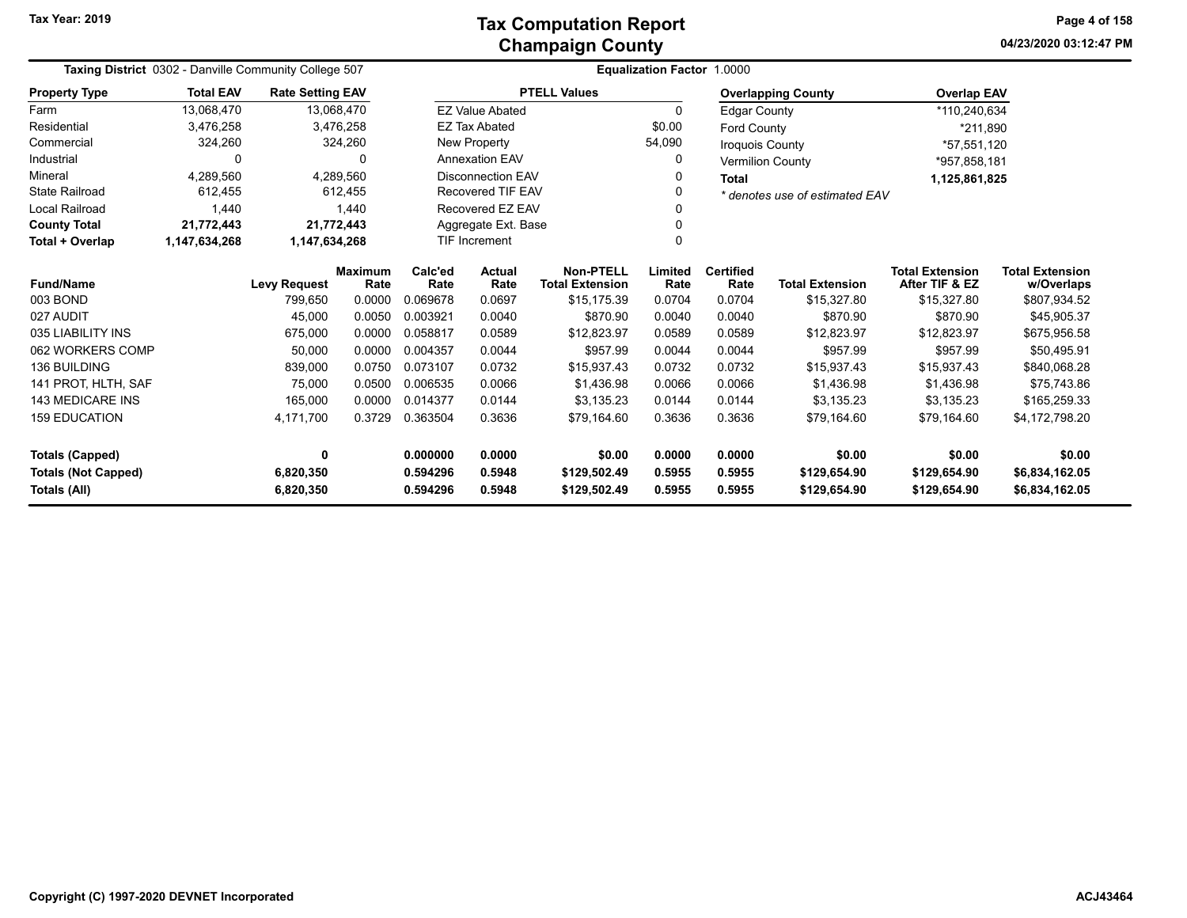Tax Year: 2019

# Tax Computation Report
## Champaign County

04/23/2020 03:12:47 PM

**Taxing District** 0302 - Danville Community College 507 | **Equalization Factor** 1.0000

| Property Type | Total EAV | Rate Setting EAV |
|---|---|---|
| Farm | 13,068,470 | 13,068,470 |
| Residential | 3,476,258 | 3,476,258 |
| Commercial | 324,260 | 324,260 |
| Industrial | 0 | 0 |
| Mineral | 4,289,560 | 4,289,560 |
| State Railroad | 612,455 | 612,455 |
| Local Railroad | 1,440 | 1,440 |
| **County Total** | **21,772,443** | **21,772,443** |
| **Total + Overlap** | **1,147,634,268** | **1,147,634,268** |

| PTELL Values | |
|---|---|
| EZ Value Abated | 0 |
| EZ Tax Abated | $0.00 |
| New Property | 54,090 |
| Annexation EAV | 0 |
| Disconnection EAV | 0 |
| Recovered TIF EAV | 0 |
| Recovered EZ EAV | 0 |
| Aggregate Ext. Base | 0 |
| TIF Increment | 0 |

| Overlapping County | Overlap EAV |
|---|---|
| Edgar County | *110,240,634 |
| Ford County | *211,890 |
| Iroquois County | *57,551,120 |
| Vermilion County | *957,858,181 |
| **Total** | **1,125,861,825** |

*\* denotes use of estimated EAV*

| Fund/Name | Levy Request | Maximum Rate | Calc'ed Rate | Actual Rate | Non-PTELL Total Extension | Limited Rate | Certified Rate | Total Extension | Total Extension After TIF & EZ | Total Extension w/Overlaps |
|---|---|---|---|---|---|---|---|---|---|---|
| 003 BOND | 799,650 | 0.0000 | 0.069678 | 0.0697 | $15,175.39 | 0.0704 | 0.0704 | $15,327.80 | $15,327.80 | $807,934.52 |
| 027 AUDIT | 45,000 | 0.0050 | 0.003921 | 0.0040 | $870.90 | 0.0040 | 0.0040 | $870.90 | $870.90 | $45,905.37 |
| 035 LIABILITY INS | 675,000 | 0.0000 | 0.058817 | 0.0589 | $12,823.97 | 0.0589 | 0.0589 | $12,823.97 | $12,823.97 | $675,956.58 |
| 062 WORKERS COMP | 50,000 | 0.0000 | 0.004357 | 0.0044 | $957.99 | 0.0044 | 0.0044 | $957.99 | $957.99 | $50,495.91 |
| 136 BUILDING | 839,000 | 0.0750 | 0.073107 | 0.0732 | $15,937.43 | 0.0732 | 0.0732 | $15,937.43 | $15,937.43 | $840,068.28 |
| 141 PROT, HLTH, SAF | 75,000 | 0.0500 | 0.006535 | 0.0066 | $1,436.98 | 0.0066 | 0.0066 | $1,436.98 | $1,436.98 | $75,743.86 |
| 143 MEDICARE INS | 165,000 | 0.0000 | 0.014377 | 0.0144 | $3,135.23 | 0.0144 | 0.0144 | $3,135.23 | $3,135.23 | $165,259.33 |
| 159 EDUCATION | 4,171,700 | 0.3729 | 0.363504 | 0.3636 | $79,164.60 | 0.3636 | 0.3636 | $79,164.60 | $79,164.60 | $4,172,798.20 |
| **Totals (Capped)** | **0** | | **0.000000** | **0.0000** | **$0.00** | **0.0000** | **0.0000** | **$0.00** | **$0.00** | **$0.00** |
| **Totals (Not Capped)** | **6,820,350** | | **0.594296** | **0.5948** | **$129,502.49** | **0.5955** | **0.5955** | **$129,654.90** | **$129,654.90** | **$6,834,162.05** |
| **Totals (All)** | **6,820,350** | | **0.594296** | **0.5948** | **$129,502.49** | **0.5955** | **0.5955** | **$129,654.90** | **$129,654.90** | **$6,834,162.05** |

Copyright (C) 1997-2020 DEVNET Incorporated

ACJ43464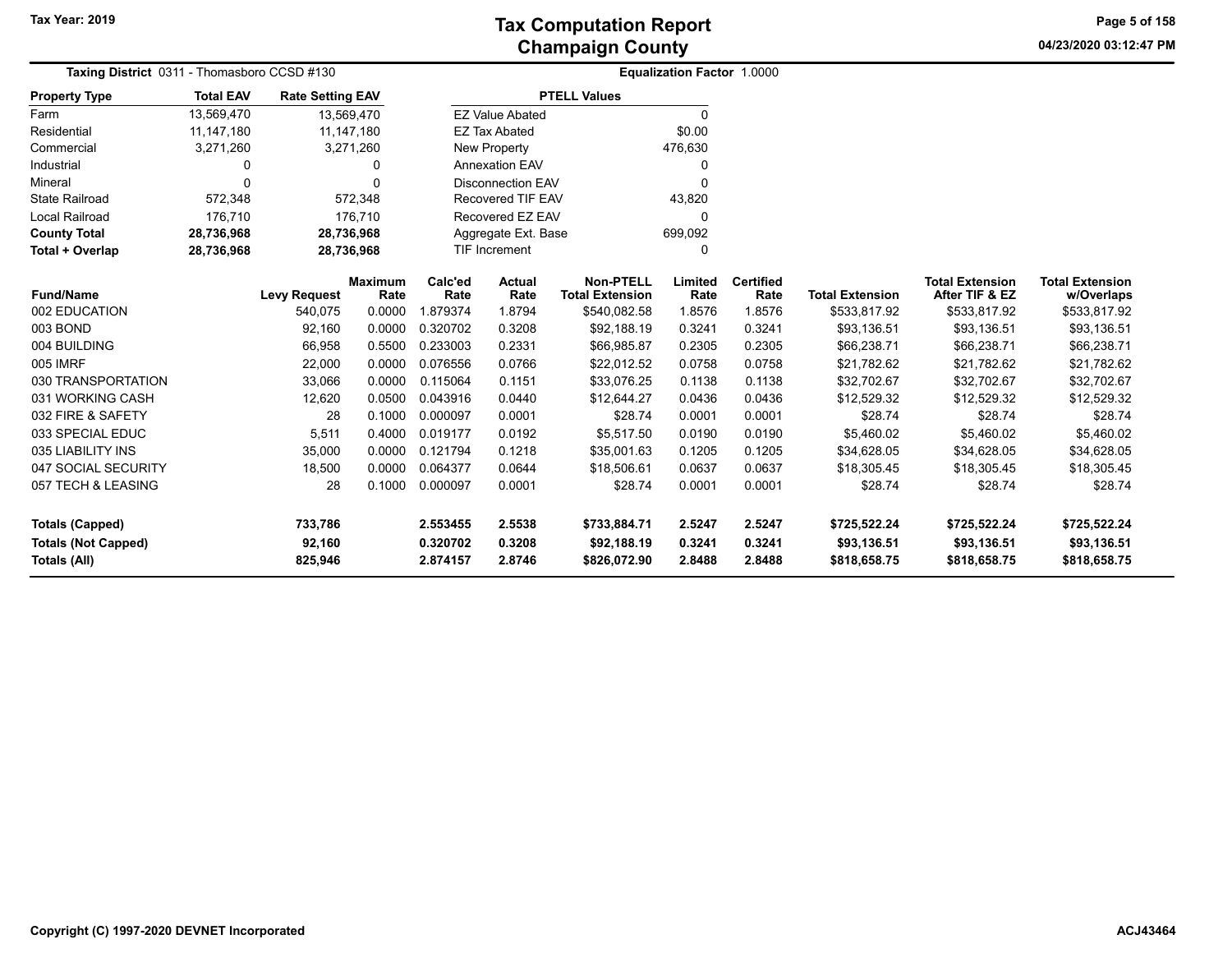# Tax Computation Report
## Champaign County

Tax Year: 2019

**Taxing District** 0311 - Thomasboro CCSD #130

**Equalization Factor** 1.0000

| Property Type | Total EAV | Rate Setting EAV |
|---|---|---|
| Farm | 13,569,470 | 13,569,470 |
| Residential | 11,147,180 | 11,147,180 |
| Commercial | 3,271,260 | 3,271,260 |
| Industrial | 0 | 0 |
| Mineral | 0 | 0 |
| State Railroad | 572,348 | 572,348 |
| Local Railroad | 176,710 | 176,710 |
| **County Total** | **28,736,968** | **28,736,968** |
| **Total + Overlap** | **28,736,968** | **28,736,968** |

| PTELL Values | |
|---|---|
| EZ Value Abated | 0 |
| EZ Tax Abated | $0.00 |
| New Property | 476,630 |
| Annexation EAV | 0 |
| Disconnection EAV | 0 |
| Recovered TIF EAV | 43,820 |
| Recovered EZ EAV | 0 |
| Aggregate Ext. Base | 699,092 |
| TIF Increment | 0 |

| Fund/Name | Levy Request | Maximum Rate | Calc'ed Rate | Actual Rate | Non-PTELL Total Extension | Limited Rate | Certified Rate | Total Extension | Total Extension After TIF & EZ | Total Extension w/Overlaps |
|---|---|---|---|---|---|---|---|---|---|---|
| 002 EDUCATION | 540,075 | 0.0000 | 1.879374 | 1.8794 | $540,082.58 | 1.8576 | 1.8576 | $533,817.92 | $533,817.92 | $533,817.92 |
| 003 BOND | 92,160 | 0.0000 | 0.320702 | 0.3208 | $92,188.19 | 0.3241 | 0.3241 | $93,136.51 | $93,136.51 | $93,136.51 |
| 004 BUILDING | 66,958 | 0.5500 | 0.233003 | 0.2331 | $66,985.87 | 0.2305 | 0.2305 | $66,238.71 | $66,238.71 | $66,238.71 |
| 005 IMRF | 22,000 | 0.0000 | 0.076556 | 0.0766 | $22,012.52 | 0.0758 | 0.0758 | $21,782.62 | $21,782.62 | $21,782.62 |
| 030 TRANSPORTATION | 33,066 | 0.0000 | 0.115064 | 0.1151 | $33,076.25 | 0.1138 | 0.1138 | $32,702.67 | $32,702.67 | $32,702.67 |
| 031 WORKING CASH | 12,620 | 0.0500 | 0.043916 | 0.0440 | $12,644.27 | 0.0436 | 0.0436 | $12,529.32 | $12,529.32 | $12,529.32 |
| 032 FIRE & SAFETY | 28 | 0.1000 | 0.000097 | 0.0001 | $28.74 | 0.0001 | 0.0001 | $28.74 | $28.74 | $28.74 |
| 033 SPECIAL EDUC | 5,511 | 0.4000 | 0.019177 | 0.0192 | $5,517.50 | 0.0190 | 0.0190 | $5,460.02 | $5,460.02 | $5,460.02 |
| 035 LIABILITY INS | 35,000 | 0.0000 | 0.121794 | 0.1218 | $35,001.63 | 0.1205 | 0.1205 | $34,628.05 | $34,628.05 | $34,628.05 |
| 047 SOCIAL SECURITY | 18,500 | 0.0000 | 0.064377 | 0.0644 | $18,506.61 | 0.0637 | 0.0637 | $18,305.45 | $18,305.45 | $18,305.45 |
| 057 TECH & LEASING | 28 | 0.1000 | 0.000097 | 0.0001 | $28.74 | 0.0001 | 0.0001 | $28.74 | $28.74 | $28.74 |
| **Totals (Capped)** | **733,786** | | **2.553455** | **2.5538** | **$733,884.71** | **2.5247** | **2.5247** | **$725,522.24** | **$725,522.24** | **$725,522.24** |
| **Totals (Not Capped)** | **92,160** | | **0.320702** | **0.3208** | **$92,188.19** | **0.3241** | **0.3241** | **$93,136.51** | **$93,136.51** | **$93,136.51** |
| **Totals (All)** | **825,946** | | **2.874157** | **2.8746** | **$826,072.90** | **2.8488** | **2.8488** | **$818,658.75** | **$818,658.75** | **$818,658.75** |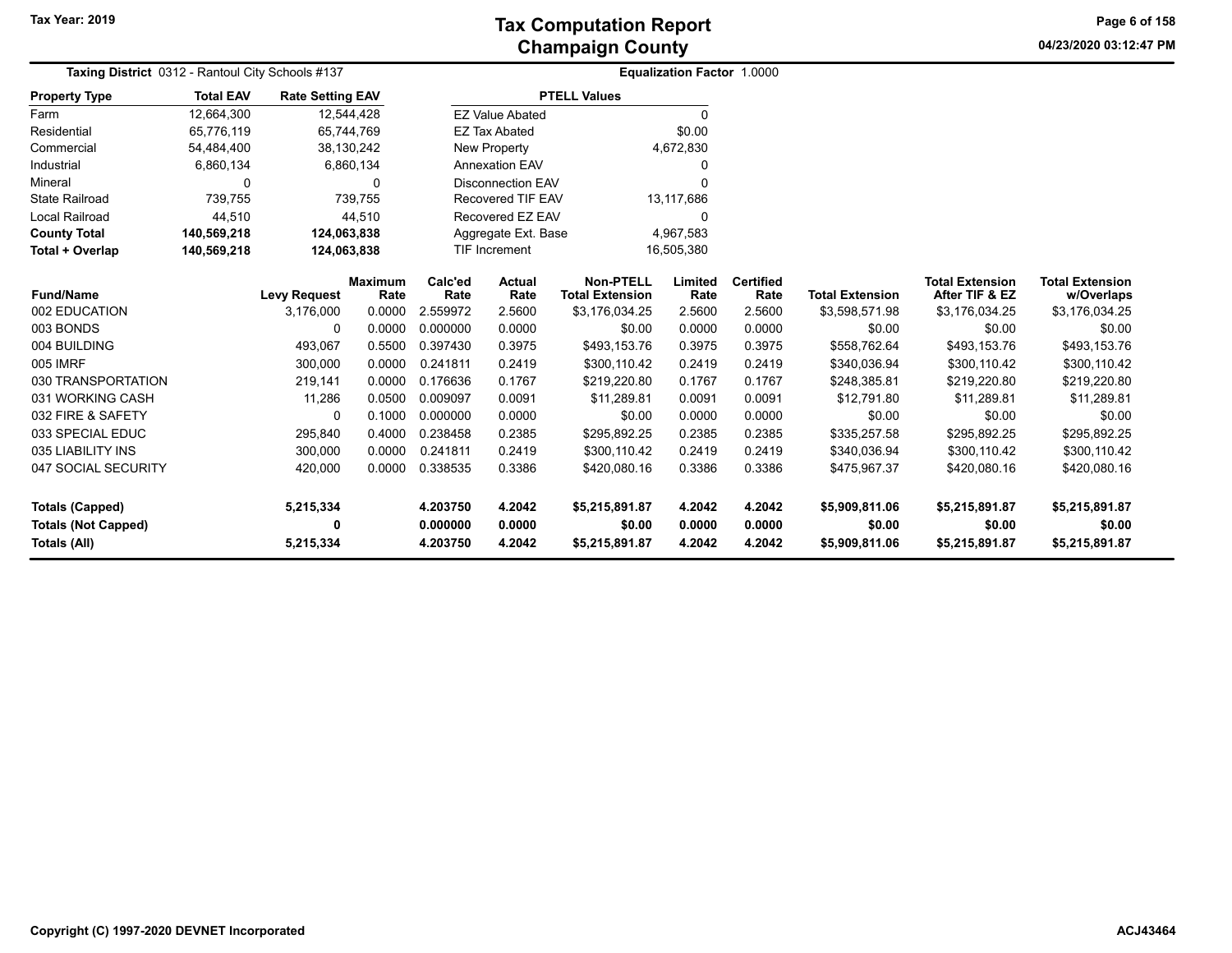# Tax Computation Report
## Champaign County

Tax Year: 2019

04/23/2020 03:12:47 PM

**Taxing District** 0312 - Rantoul City Schools #137 — **Equalization Factor** 1.0000

| Property Type | Total EAV | Rate Setting EAV |
|---|---|---|
| Farm | 12,664,300 | 12,544,428 |
| Residential | 65,776,119 | 65,744,769 |
| Commercial | 54,484,400 | 38,130,242 |
| Industrial | 6,860,134 | 6,860,134 |
| Mineral | 0 | 0 |
| State Railroad | 739,755 | 739,755 |
| Local Railroad | 44,510 | 44,510 |
| **County Total** | **140,569,218** | **124,063,838** |
| **Total + Overlap** | **140,569,218** | **124,063,838** |

| PTELL Values | |
|---|---|
| EZ Value Abated | 0 |
| EZ Tax Abated | $0.00 |
| New Property | 4,672,830 |
| Annexation EAV | 0 |
| Disconnection EAV | 0 |
| Recovered TIF EAV | 13,117,686 |
| Recovered EZ EAV | 0 |
| Aggregate Ext. Base | 4,967,583 |
| TIF Increment | 16,505,380 |

| Fund/Name | Levy Request | Maximum Rate | Calc'ed Rate | Actual Rate | Non-PTELL Total Extension | Limited Rate | Certified Rate | Total Extension | Total Extension After TIF & EZ | Total Extension w/Overlaps |
|---|---|---|---|---|---|---|---|---|---|---|
| 002 EDUCATION | 3,176,000 | 0.0000 | 2.559972 | 2.5600 | $3,176,034.25 | 2.5600 | 2.5600 | $3,598,571.98 | $3,176,034.25 | $3,176,034.25 |
| 003 BONDS | 0 | 0.0000 | 0.000000 | 0.0000 | $0.00 | 0.0000 | 0.0000 | $0.00 | $0.00 | $0.00 |
| 004 BUILDING | 493,067 | 0.5500 | 0.397430 | 0.3975 | $493,153.76 | 0.3975 | 0.3975 | $558,762.64 | $493,153.76 | $493,153.76 |
| 005 IMRF | 300,000 | 0.0000 | 0.241811 | 0.2419 | $300,110.42 | 0.2419 | 0.2419 | $340,036.94 | $300,110.42 | $300,110.42 |
| 030 TRANSPORTATION | 219,141 | 0.0000 | 0.176636 | 0.1767 | $219,220.80 | 0.1767 | 0.1767 | $248,385.81 | $219,220.80 | $219,220.80 |
| 031 WORKING CASH | 11,286 | 0.0500 | 0.009097 | 0.0091 | $11,289.81 | 0.0091 | 0.0091 | $12,791.80 | $11,289.81 | $11,289.81 |
| 032 FIRE & SAFETY | 0 | 0.1000 | 0.000000 | 0.0000 | $0.00 | 0.0000 | 0.0000 | $0.00 | $0.00 | $0.00 |
| 033 SPECIAL EDUC | 295,840 | 0.4000 | 0.238458 | 0.2385 | $295,892.25 | 0.2385 | 0.2385 | $335,257.58 | $295,892.25 | $295,892.25 |
| 035 LIABILITY INS | 300,000 | 0.0000 | 0.241811 | 0.2419 | $300,110.42 | 0.2419 | 0.2419 | $340,036.94 | $300,110.42 | $300,110.42 |
| 047 SOCIAL SECURITY | 420,000 | 0.0000 | 0.338535 | 0.3386 | $420,080.16 | 0.3386 | 0.3386 | $475,967.37 | $420,080.16 | $420,080.16 |
| **Totals (Capped)** | **5,215,334** | | **4.203750** | **4.2042** | **$5,215,891.87** | **4.2042** | **4.2042** | **$5,909,811.06** | **$5,215,891.87** | **$5,215,891.87** |
| **Totals (Not Capped)** | **0** | | **0.000000** | **0.0000** | **$0.00** | **0.0000** | **0.0000** | **$0.00** | **$0.00** | **$0.00** |
| **Totals (All)** | **5,215,334** | | **4.203750** | **4.2042** | **$5,215,891.87** | **4.2042** | **4.2042** | **$5,909,811.06** | **$5,215,891.87** | **$5,215,891.87** |

Copyright (C) 1997-2020 DEVNET Incorporated — ACJ43464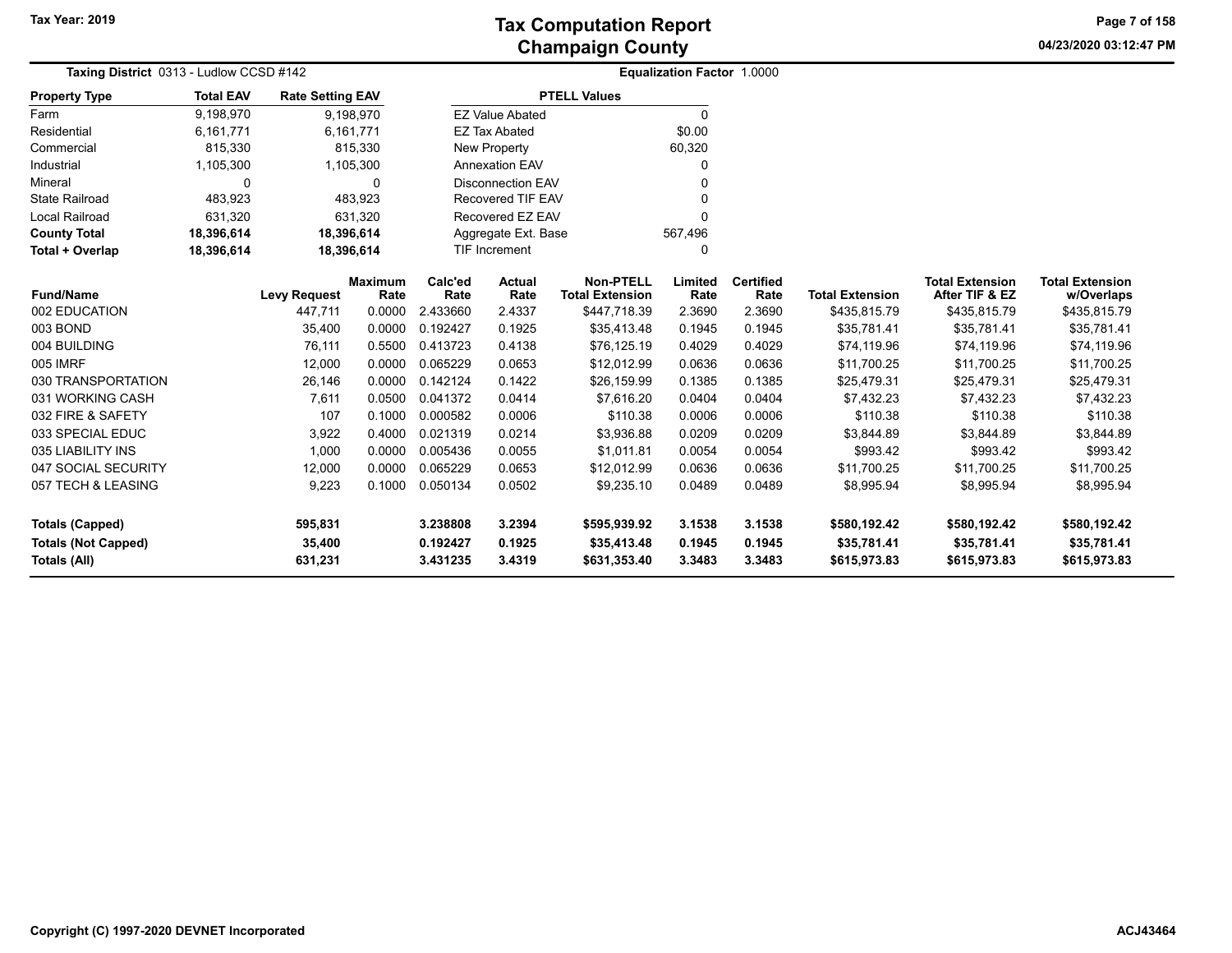# Tax Computation Report
## Champaign County

Tax Year: 2019

04/23/2020 03:12:47 PM

**Taxing District** 0313 - Ludlow CCSD #142

**Equalization Factor** 1.0000

| Property Type | Total EAV | Rate Setting EAV |
|---|---|---|
| Farm | 9,198,970 | 9,198,970 |
| Residential | 6,161,771 | 6,161,771 |
| Commercial | 815,330 | 815,330 |
| Industrial | 1,105,300 | 1,105,300 |
| Mineral | 0 | 0 |
| State Railroad | 483,923 | 483,923 |
| Local Railroad | 631,320 | 631,320 |
| **County Total** | **18,396,614** | **18,396,614** |
| **Total + Overlap** | **18,396,614** | **18,396,614** |

| PTELL Values | |
|---|---|
| EZ Value Abated | 0 |
| EZ Tax Abated | $0.00 |
| New Property | 60,320 |
| Annexation EAV | 0 |
| Disconnection EAV | 0 |
| Recovered TIF EAV | 0 |
| Recovered EZ EAV | 0 |
| Aggregate Ext. Base | 567,496 |
| TIF Increment | 0 |

| Fund/Name | Levy Request | Maximum Rate | Calc'ed Rate | Actual Rate | Non-PTELL Total Extension | Limited Rate | Certified Rate | Total Extension | Total Extension After TIF & EZ | Total Extension w/Overlaps |
|---|---|---|---|---|---|---|---|---|---|---|
| 002 EDUCATION | 447,711 | 0.0000 | 2.433660 | 2.4337 | $447,718.39 | 2.3690 | 2.3690 | $435,815.79 | $435,815.79 | $435,815.79 |
| 003 BOND | 35,400 | 0.0000 | 0.192427 | 0.1925 | $35,413.48 | 0.1945 | 0.1945 | $35,781.41 | $35,781.41 | $35,781.41 |
| 004 BUILDING | 76,111 | 0.5500 | 0.413723 | 0.4138 | $76,125.19 | 0.4029 | 0.4029 | $74,119.96 | $74,119.96 | $74,119.96 |
| 005 IMRF | 12,000 | 0.0000 | 0.065229 | 0.0653 | $12,012.99 | 0.0636 | 0.0636 | $11,700.25 | $11,700.25 | $11,700.25 |
| 030 TRANSPORTATION | 26,146 | 0.0000 | 0.142124 | 0.1422 | $26,159.99 | 0.1385 | 0.1385 | $25,479.31 | $25,479.31 | $25,479.31 |
| 031 WORKING CASH | 7,611 | 0.0500 | 0.041372 | 0.0414 | $7,616.20 | 0.0404 | 0.0404 | $7,432.23 | $7,432.23 | $7,432.23 |
| 032 FIRE & SAFETY | 107 | 0.1000 | 0.000582 | 0.0006 | $110.38 | 0.0006 | 0.0006 | $110.38 | $110.38 | $110.38 |
| 033 SPECIAL EDUC | 3,922 | 0.4000 | 0.021319 | 0.0214 | $3,936.88 | 0.0209 | 0.0209 | $3,844.89 | $3,844.89 | $3,844.89 |
| 035 LIABILITY INS | 1,000 | 0.0000 | 0.005436 | 0.0055 | $1,011.81 | 0.0054 | 0.0054 | $993.42 | $993.42 | $993.42 |
| 047 SOCIAL SECURITY | 12,000 | 0.0000 | 0.065229 | 0.0653 | $12,012.99 | 0.0636 | 0.0636 | $11,700.25 | $11,700.25 | $11,700.25 |
| 057 TECH & LEASING | 9,223 | 0.1000 | 0.050134 | 0.0502 | $9,235.10 | 0.0489 | 0.0489 | $8,995.94 | $8,995.94 | $8,995.94 |
| **Totals (Capped)** | **595,831** | | **3.238808** | **3.2394** | **$595,939.92** | **3.1538** | **3.1538** | **$580,192.42** | **$580,192.42** | **$580,192.42** |
| **Totals (Not Capped)** | **35,400** | | **0.192427** | **0.1925** | **$35,413.48** | **0.1945** | **0.1945** | **$35,781.41** | **$35,781.41** | **$35,781.41** |
| **Totals (All)** | **631,231** | | **3.431235** | **3.4319** | **$631,353.40** | **3.3483** | **3.3483** | **$615,973.83** | **$615,973.83** | **$615,973.83** |

Copyright (C) 1997-2020 DEVNET Incorporated

ACJ43464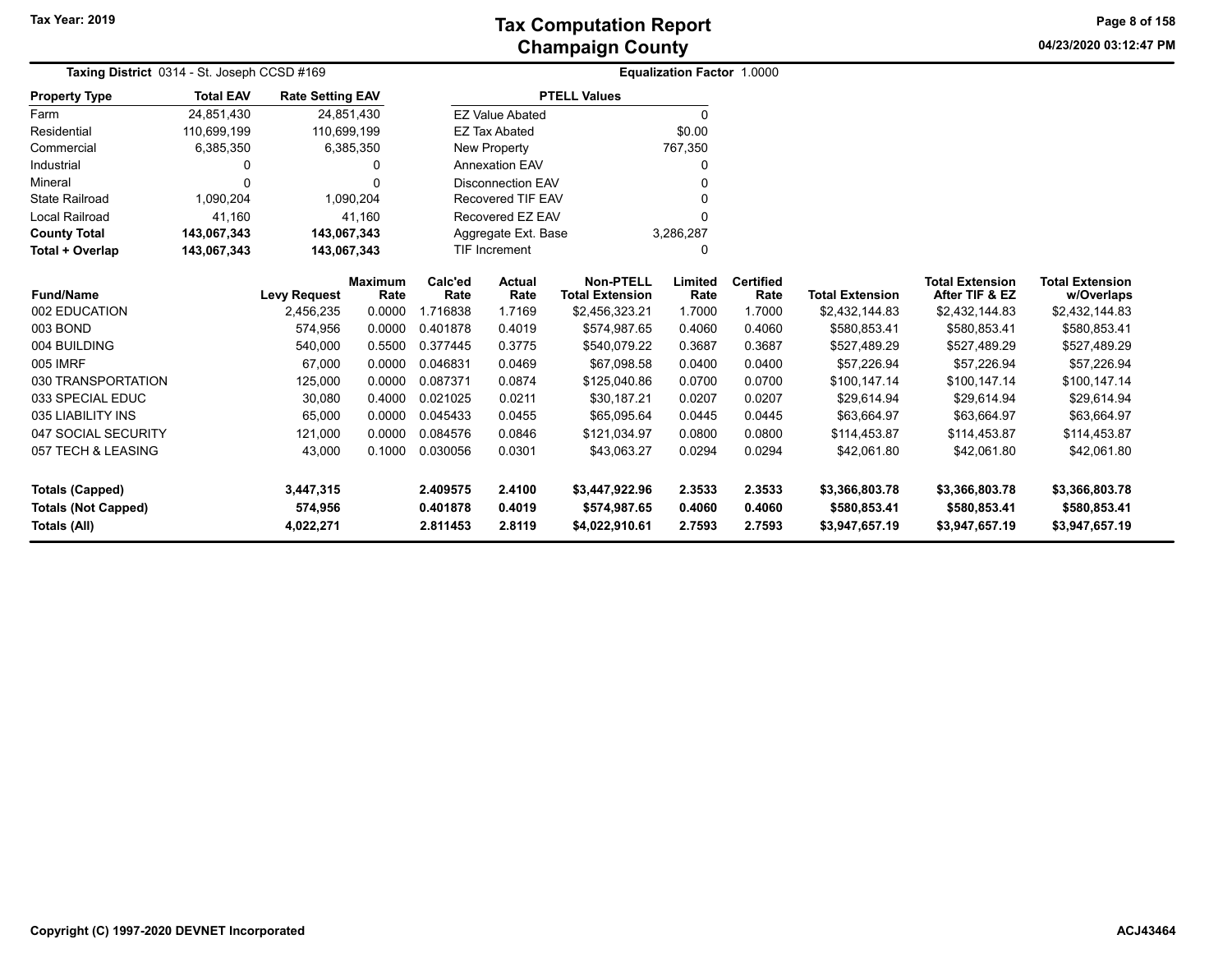# Tax Computation Report
## Champaign County

Tax Year: 2019

**Taxing District** 0314 - St. Joseph CCSD #169

**Equalization Factor** 1.0000

| Property Type | Total EAV | Rate Setting EAV |
|---|---|---|
| Farm | 24,851,430 | 24,851,430 |
| Residential | 110,699,199 | 110,699,199 |
| Commercial | 6,385,350 | 6,385,350 |
| Industrial | 0 | 0 |
| Mineral | 0 | 0 |
| State Railroad | 1,090,204 | 1,090,204 |
| Local Railroad | 41,160 | 41,160 |
| **County Total** | **143,067,343** | **143,067,343** |
| **Total + Overlap** | **143,067,343** | **143,067,343** |

| PTELL Values | |
|---|---|
| EZ Value Abated | 0 |
| EZ Tax Abated | $0.00 |
| New Property | 767,350 |
| Annexation EAV | 0 |
| Disconnection EAV | 0 |
| Recovered TIF EAV | 0 |
| Recovered EZ EAV | 0 |
| Aggregate Ext. Base | 3,286,287 |
| TIF Increment | 0 |

| Fund/Name | Levy Request | Maximum Rate | Calc'ed Rate | Actual Rate | Non-PTELL Total Extension | Limited Rate | Certified Rate | Total Extension | Total Extension After TIF & EZ | Total Extension w/Overlaps |
|---|---|---|---|---|---|---|---|---|---|---|
| 002 EDUCATION | 2,456,235 | 0.0000 | 1.716838 | 1.7169 | $2,456,323.21 | 1.7000 | 1.7000 | $2,432,144.83 | $2,432,144.83 | $2,432,144.83 |
| 003 BOND | 574,956 | 0.0000 | 0.401878 | 0.4019 | $574,987.65 | 0.4060 | 0.4060 | $580,853.41 | $580,853.41 | $580,853.41 |
| 004 BUILDING | 540,000 | 0.5500 | 0.377445 | 0.3775 | $540,079.22 | 0.3687 | 0.3687 | $527,489.29 | $527,489.29 | $527,489.29 |
| 005 IMRF | 67,000 | 0.0000 | 0.046831 | 0.0469 | $67,098.58 | 0.0400 | 0.0400 | $57,226.94 | $57,226.94 | $57,226.94 |
| 030 TRANSPORTATION | 125,000 | 0.0000 | 0.087371 | 0.0874 | $125,040.86 | 0.0700 | 0.0700 | $100,147.14 | $100,147.14 | $100,147.14 |
| 033 SPECIAL EDUC | 30,080 | 0.4000 | 0.021025 | 0.0211 | $30,187.21 | 0.0207 | 0.0207 | $29,614.94 | $29,614.94 | $29,614.94 |
| 035 LIABILITY INS | 65,000 | 0.0000 | 0.045433 | 0.0455 | $65,095.64 | 0.0445 | 0.0445 | $63,664.97 | $63,664.97 | $63,664.97 |
| 047 SOCIAL SECURITY | 121,000 | 0.0000 | 0.084576 | 0.0846 | $121,034.97 | 0.0800 | 0.0800 | $114,453.87 | $114,453.87 | $114,453.87 |
| 057 TECH & LEASING | 43,000 | 0.1000 | 0.030056 | 0.0301 | $43,063.27 | 0.0294 | 0.0294 | $42,061.80 | $42,061.80 | $42,061.80 |
| **Totals (Capped)** | **3,447,315** | | **2.409575** | **2.4100** | **$3,447,922.96** | **2.3533** | **2.3533** | **$3,366,803.78** | **$3,366,803.78** | **$3,366,803.78** |
| **Totals (Not Capped)** | **574,956** | | **0.401878** | **0.4019** | **$574,987.65** | **0.4060** | **0.4060** | **$580,853.41** | **$580,853.41** | **$580,853.41** |
| **Totals (All)** | **4,022,271** | | **2.811453** | **2.8119** | **$4,022,910.61** | **2.7593** | **2.7593** | **$3,947,657.19** | **$3,947,657.19** | **$3,947,657.19** |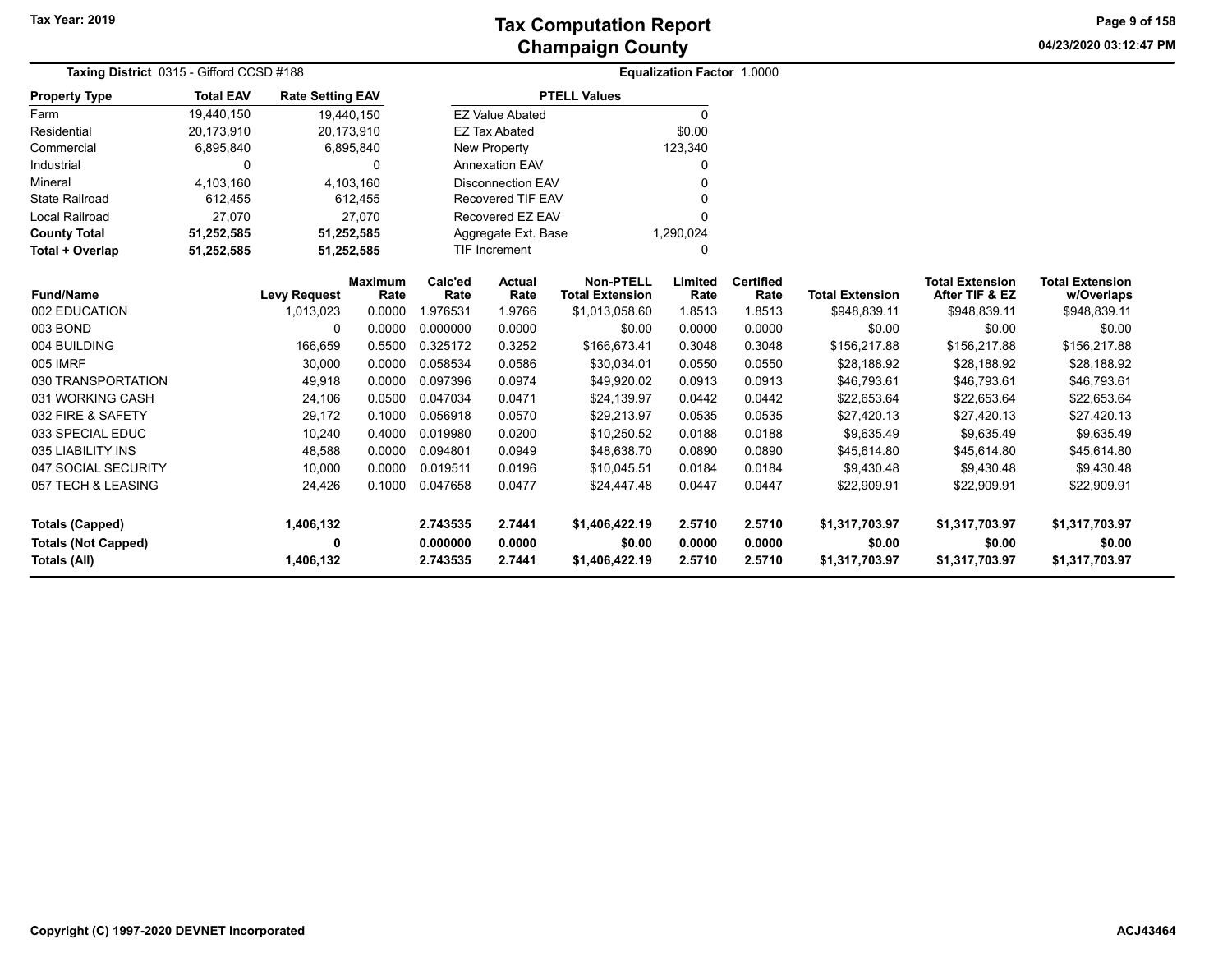# Tax Computation Report
## Champaign County

Tax Year: 2019

04/23/2020 03:12:47 PM

**Taxing District** 0315 - Gifford CCSD #188

**Equalization Factor** 1.0000

| Property Type | Total EAV | Rate Setting EAV |
|---|---|---|
| Farm | 19,440,150 | 19,440,150 |
| Residential | 20,173,910 | 20,173,910 |
| Commercial | 6,895,840 | 6,895,840 |
| Industrial | 0 | 0 |
| Mineral | 4,103,160 | 4,103,160 |
| State Railroad | 612,455 | 612,455 |
| Local Railroad | 27,070 | 27,070 |
| **County Total** | **51,252,585** | **51,252,585** |
| **Total + Overlap** | **51,252,585** | **51,252,585** |

| PTELL Values | |
|---|---|
| EZ Value Abated | 0 |
| EZ Tax Abated | $0.00 |
| New Property | 123,340 |
| Annexation EAV | 0 |
| Disconnection EAV | 0 |
| Recovered TIF EAV | 0 |
| Recovered EZ EAV | 0 |
| Aggregate Ext. Base | 1,290,024 |
| TIF Increment | 0 |

| Fund/Name | Levy Request | Maximum Rate | Calc'ed Rate | Actual Rate | Non-PTELL Total Extension | Limited Rate | Certified Rate | Total Extension | Total Extension After TIF & EZ | Total Extension w/Overlaps |
|---|---|---|---|---|---|---|---|---|---|---|
| 002 EDUCATION | 1,013,023 | 0.0000 | 1.976531 | 1.9766 | $1,013,058.60 | 1.8513 | 1.8513 | $948,839.11 | $948,839.11 | $948,839.11 |
| 003 BOND | 0 | 0.0000 | 0.000000 | 0.0000 | $0.00 | 0.0000 | 0.0000 | $0.00 | $0.00 | $0.00 |
| 004 BUILDING | 166,659 | 0.5500 | 0.325172 | 0.3252 | $166,673.41 | 0.3048 | 0.3048 | $156,217.88 | $156,217.88 | $156,217.88 |
| 005 IMRF | 30,000 | 0.0000 | 0.058534 | 0.0586 | $30,034.01 | 0.0550 | 0.0550 | $28,188.92 | $28,188.92 | $28,188.92 |
| 030 TRANSPORTATION | 49,918 | 0.0000 | 0.097396 | 0.0974 | $49,920.02 | 0.0913 | 0.0913 | $46,793.61 | $46,793.61 | $46,793.61 |
| 031 WORKING CASH | 24,106 | 0.0500 | 0.047034 | 0.0471 | $24,139.97 | 0.0442 | 0.0442 | $22,653.64 | $22,653.64 | $22,653.64 |
| 032 FIRE & SAFETY | 29,172 | 0.1000 | 0.056918 | 0.0570 | $29,213.97 | 0.0535 | 0.0535 | $27,420.13 | $27,420.13 | $27,420.13 |
| 033 SPECIAL EDUC | 10,240 | 0.4000 | 0.019980 | 0.0200 | $10,250.52 | 0.0188 | 0.0188 | $9,635.49 | $9,635.49 | $9,635.49 |
| 035 LIABILITY INS | 48,588 | 0.0000 | 0.094801 | 0.0949 | $48,638.70 | 0.0890 | 0.0890 | $45,614.80 | $45,614.80 | $45,614.80 |
| 047 SOCIAL SECURITY | 10,000 | 0.0000 | 0.019511 | 0.0196 | $10,045.51 | 0.0184 | 0.0184 | $9,430.48 | $9,430.48 | $9,430.48 |
| 057 TECH & LEASING | 24,426 | 0.1000 | 0.047658 | 0.0477 | $24,447.48 | 0.0447 | 0.0447 | $22,909.91 | $22,909.91 | $22,909.91 |
| **Totals (Capped)** | **1,406,132** | | **2.743535** | **2.7441** | **$1,406,422.19** | **2.5710** | **2.5710** | **$1,317,703.97** | **$1,317,703.97** | **$1,317,703.97** |
| **Totals (Not Capped)** | **0** | | **0.000000** | **0.0000** | **$0.00** | **0.0000** | **0.0000** | **$0.00** | **$0.00** | **$0.00** |
| **Totals (All)** | **1,406,132** | | **2.743535** | **2.7441** | **$1,406,422.19** | **2.5710** | **2.5710** | **$1,317,703.97** | **$1,317,703.97** | **$1,317,703.97** |

Copyright (C) 1997-2020 DEVNET Incorporated

ACJ43464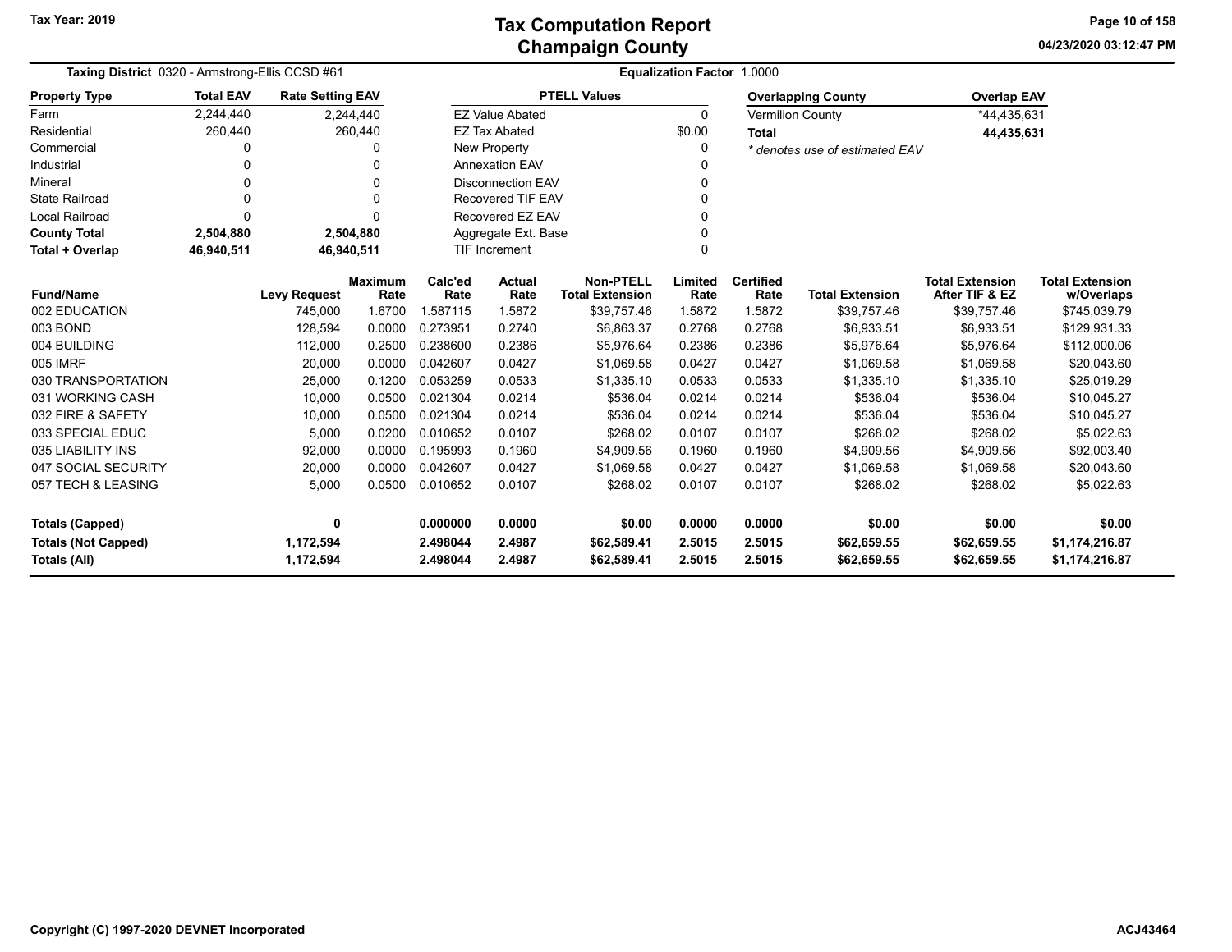# Tax Computation Report
## Champaign County

Tax Year: 2019

04/23/2020 03:12:47 PM

**Taxing District** 0320 - Armstrong-Ellis CCSD #61

**Equalization Factor** 1.0000

| Property Type | Total EAV | Rate Setting EAV |
|---|---|---|
| Farm | 2,244,440 | 2,244,440 |
| Residential | 260,440 | 260,440 |
| Commercial | 0 | 0 |
| Industrial | 0 | 0 |
| Mineral | 0 | 0 |
| State Railroad | 0 | 0 |
| Local Railroad | 0 | 0 |
| **County Total** | **2,504,880** | **2,504,880** |
| **Total + Overlap** | **46,940,511** | **46,940,511** |

| PTELL Values | |
|---|---|
| EZ Value Abated | 0 |
| EZ Tax Abated | $0.00 |
| New Property | 0 |
| Annexation EAV | 0 |
| Disconnection EAV | 0 |
| Recovered TIF EAV | 0 |
| Recovered EZ EAV | 0 |
| Aggregate Ext. Base | 0 |
| TIF Increment | 0 |

| Overlapping County | Overlap EAV |
|---|---|
| Vermilion County | *44,435,631 |
| **Total** | **44,435,631** |

*\* denotes use of estimated EAV*

| Fund/Name | Levy Request | Maximum Rate | Calc'ed Rate | Actual Rate | Non-PTELL Total Extension | Limited Rate | Certified Rate | Total Extension | Total Extension After TIF & EZ | Total Extension w/Overlaps |
|---|---|---|---|---|---|---|---|---|---|---|
| 002 EDUCATION | 745,000 | 1.6700 | 1.587115 | 1.5872 | $39,757.46 | 1.5872 | 1.5872 | $39,757.46 | $39,757.46 | $745,039.79 |
| 003 BOND | 128,594 | 0.0000 | 0.273951 | 0.2740 | $6,863.37 | 0.2768 | 0.2768 | $6,933.51 | $6,933.51 | $129,931.33 |
| 004 BUILDING | 112,000 | 0.2500 | 0.238600 | 0.2386 | $5,976.64 | 0.2386 | 0.2386 | $5,976.64 | $5,976.64 | $112,000.06 |
| 005 IMRF | 20,000 | 0.0000 | 0.042607 | 0.0427 | $1,069.58 | 0.0427 | 0.0427 | $1,069.58 | $1,069.58 | $20,043.60 |
| 030 TRANSPORTATION | 25,000 | 0.1200 | 0.053259 | 0.0533 | $1,335.10 | 0.0533 | 0.0533 | $1,335.10 | $1,335.10 | $25,019.29 |
| 031 WORKING CASH | 10,000 | 0.0500 | 0.021304 | 0.0214 | $536.04 | 0.0214 | 0.0214 | $536.04 | $536.04 | $10,045.27 |
| 032 FIRE & SAFETY | 10,000 | 0.0500 | 0.021304 | 0.0214 | $536.04 | 0.0214 | 0.0214 | $536.04 | $536.04 | $10,045.27 |
| 033 SPECIAL EDUC | 5,000 | 0.0200 | 0.010652 | 0.0107 | $268.02 | 0.0107 | 0.0107 | $268.02 | $268.02 | $5,022.63 |
| 035 LIABILITY INS | 92,000 | 0.0000 | 0.195993 | 0.1960 | $4,909.56 | 0.1960 | 0.1960 | $4,909.56 | $4,909.56 | $92,003.40 |
| 047 SOCIAL SECURITY | 20,000 | 0.0000 | 0.042607 | 0.0427 | $1,069.58 | 0.0427 | 0.0427 | $1,069.58 | $1,069.58 | $20,043.60 |
| 057 TECH & LEASING | 5,000 | 0.0500 | 0.010652 | 0.0107 | $268.02 | 0.0107 | 0.0107 | $268.02 | $268.02 | $5,022.63 |
| **Totals (Capped)** | **0** | | **0.000000** | **0.0000** | **$0.00** | **0.0000** | **0.0000** | **$0.00** | **$0.00** | **$0.00** |
| **Totals (Not Capped)** | **1,172,594** | | **2.498044** | **2.4987** | **$62,589.41** | **2.5015** | **2.5015** | **$62,659.55** | **$62,659.55** | **$1,174,216.87** |
| **Totals (All)** | **1,172,594** | | **2.498044** | **2.4987** | **$62,589.41** | **2.5015** | **2.5015** | **$62,659.55** | **$62,659.55** | **$1,174,216.87** |

Copyright (C) 1997-2020 DEVNET Incorporated

ACJ43464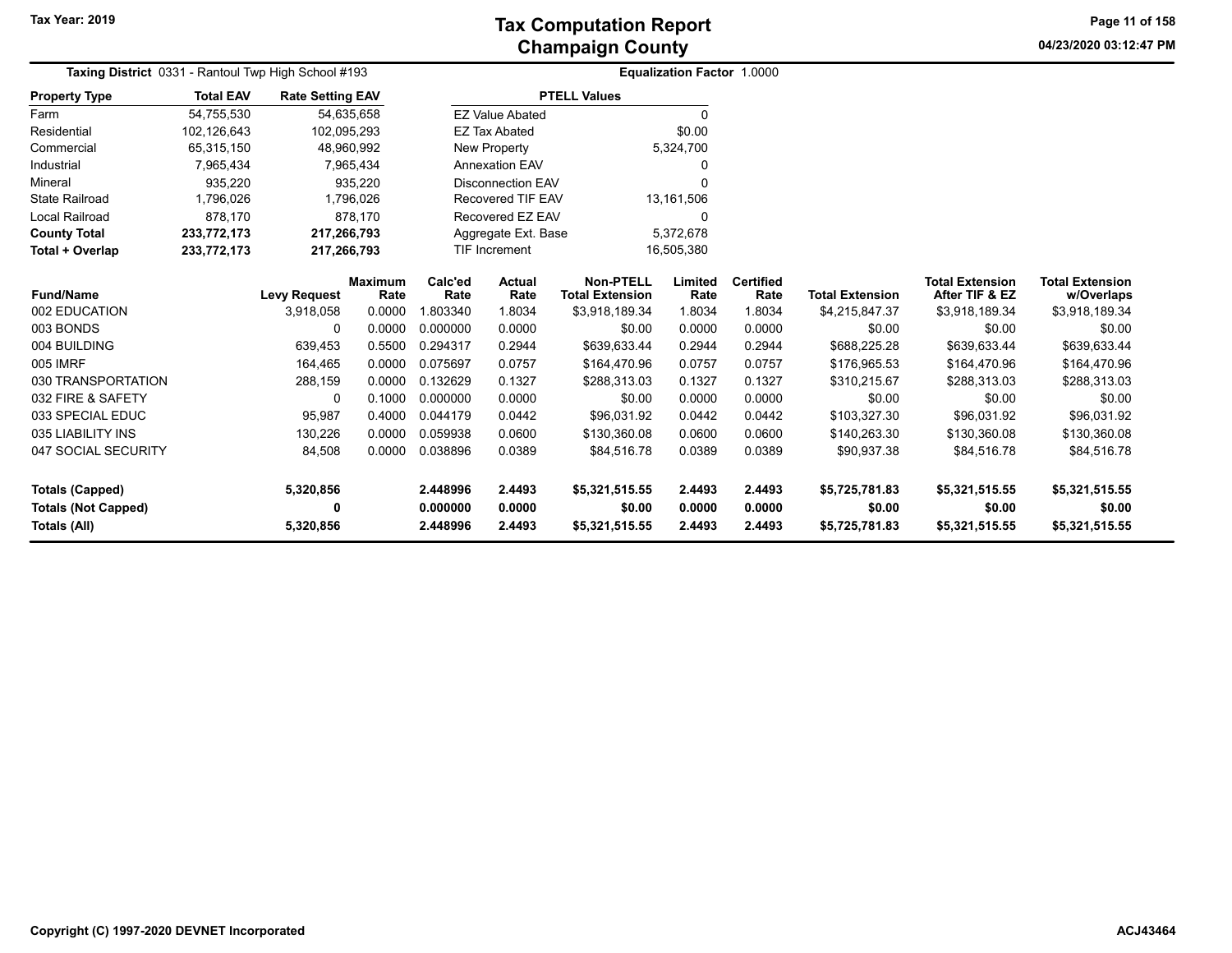Tax Year: 2019

# Tax Computation Report
## Champaign County

**Taxing District** 0331 - Rantoul Twp High School #193

**Equalization Factor** 1.0000

| Property Type | Total EAV | Rate Setting EAV |
|---|---|---|
| Farm | 54,755,530 | 54,635,658 |
| Residential | 102,126,643 | 102,095,293 |
| Commercial | 65,315,150 | 48,960,992 |
| Industrial | 7,965,434 | 7,965,434 |
| Mineral | 935,220 | 935,220 |
| State Railroad | 1,796,026 | 1,796,026 |
| Local Railroad | 878,170 | 878,170 |
| **County Total** | **233,772,173** | **217,266,793** |
| **Total + Overlap** | **233,772,173** | **217,266,793** |

| PTELL Values | |
|---|---|
| EZ Value Abated | 0 |
| EZ Tax Abated | $0.00 |
| New Property | 5,324,700 |
| Annexation EAV | 0 |
| Disconnection EAV | 0 |
| Recovered TIF EAV | 13,161,506 |
| Recovered EZ EAV | 0 |
| Aggregate Ext. Base | 5,372,678 |
| TIF Increment | 16,505,380 |

| Fund/Name | Levy Request | Maximum Rate | Calc'ed Rate | Actual Rate | Non-PTELL Total Extension | Limited Rate | Certified Rate | Total Extension | Total Extension After TIF & EZ | Total Extension w/Overlaps |
|---|---|---|---|---|---|---|---|---|---|---|
| 002 EDUCATION | 3,918,058 | 0.0000 | 1.803340 | 1.8034 | $3,918,189.34 | 1.8034 | 1.8034 | $4,215,847.37 | $3,918,189.34 | $3,918,189.34 |
| 003 BONDS | 0 | 0.0000 | 0.000000 | 0.0000 | $0.00 | 0.0000 | 0.0000 | $0.00 | $0.00 | $0.00 |
| 004 BUILDING | 639,453 | 0.5500 | 0.294317 | 0.2944 | $639,633.44 | 0.2944 | 0.2944 | $688,225.28 | $639,633.44 | $639,633.44 |
| 005 IMRF | 164,465 | 0.0000 | 0.075697 | 0.0757 | $164,470.96 | 0.0757 | 0.0757 | $176,965.53 | $164,470.96 | $164,470.96 |
| 030 TRANSPORTATION | 288,159 | 0.0000 | 0.132629 | 0.1327 | $288,313.03 | 0.1327 | 0.1327 | $310,215.67 | $288,313.03 | $288,313.03 |
| 032 FIRE & SAFETY | 0 | 0.1000 | 0.000000 | 0.0000 | $0.00 | 0.0000 | 0.0000 | $0.00 | $0.00 | $0.00 |
| 033 SPECIAL EDUC | 95,987 | 0.4000 | 0.044179 | 0.0442 | $96,031.92 | 0.0442 | 0.0442 | $103,327.30 | $96,031.92 | $96,031.92 |
| 035 LIABILITY INS | 130,226 | 0.0000 | 0.059938 | 0.0600 | $130,360.08 | 0.0600 | 0.0600 | $140,263.30 | $130,360.08 | $130,360.08 |
| 047 SOCIAL SECURITY | 84,508 | 0.0000 | 0.038896 | 0.0389 | $84,516.78 | 0.0389 | 0.0389 | $90,937.38 | $84,516.78 | $84,516.78 |
| **Totals (Capped)** | **5,320,856** | | **2.448996** | **2.4493** | **$5,321,515.55** | **2.4493** | **2.4493** | **$5,725,781.83** | **$5,321,515.55** | **$5,321,515.55** |
| **Totals (Not Capped)** | **0** | | **0.000000** | **0.0000** | **$0.00** | **0.0000** | **0.0000** | **$0.00** | **$0.00** | **$0.00** |
| **Totals (All)** | **5,320,856** | | **2.448996** | **2.4493** | **$5,321,515.55** | **2.4493** | **2.4493** | **$5,725,781.83** | **$5,321,515.55** | **$5,321,515.55** |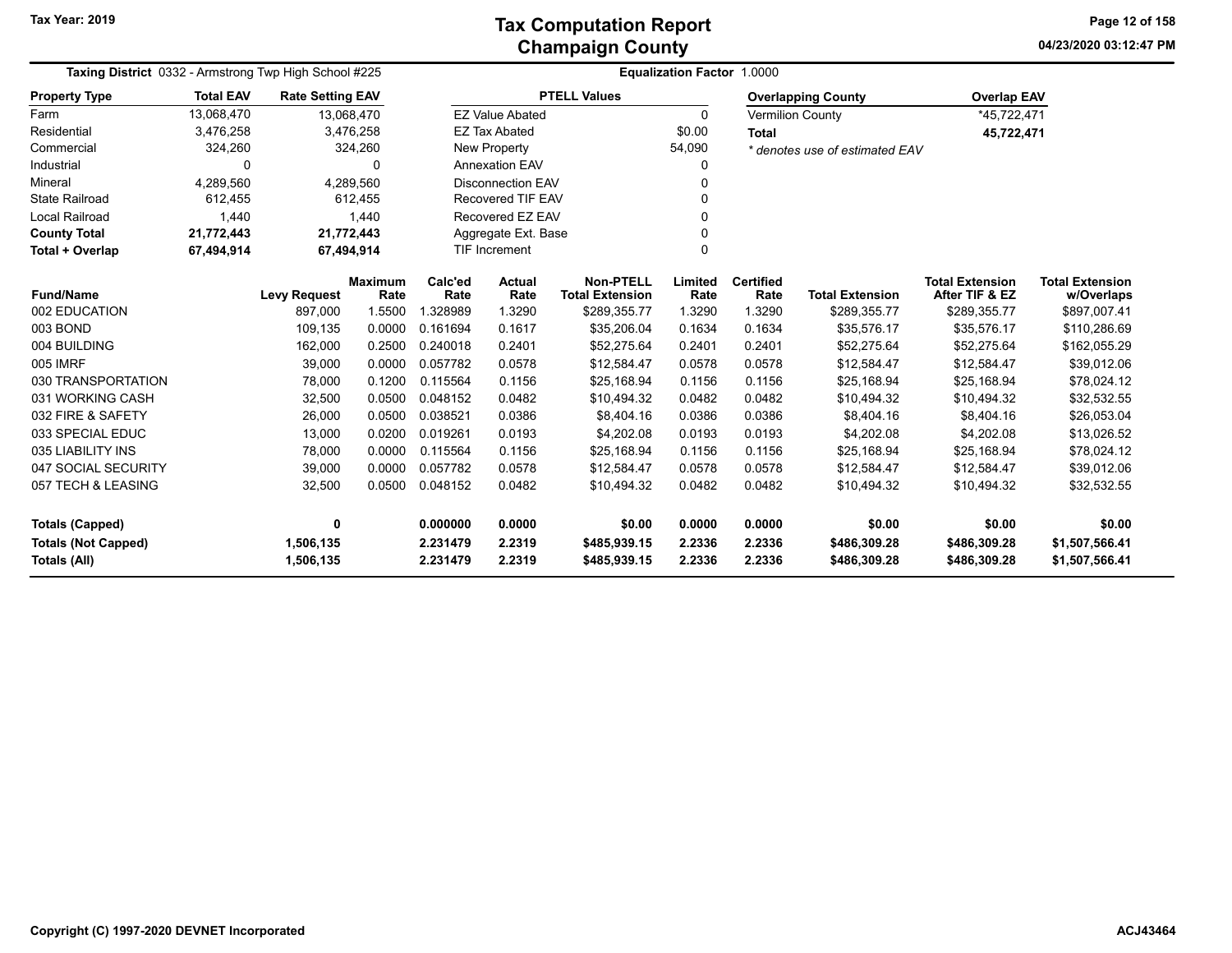# Tax Computation Report
## Champaign County

**Tax Year: 2019**

04/23/2020 03:12:47 PM

**Taxing District** 0332 - Armstrong Twp High School #225

**Equalization Factor** 1.0000

| Property Type | Total EAV | Rate Setting EAV |
|---|---|---|
| Farm | 13,068,470 | 13,068,470 |
| Residential | 3,476,258 | 3,476,258 |
| Commercial | 324,260 | 324,260 |
| Industrial | 0 | 0 |
| Mineral | 4,289,560 | 4,289,560 |
| State Railroad | 612,455 | 612,455 |
| Local Railroad | 1,440 | 1,440 |
| **County Total** | **21,772,443** | **21,772,443** |
| **Total + Overlap** | **67,494,914** | **67,494,914** |

| PTELL Values | |
|---|---|
| EZ Value Abated | 0 |
| EZ Tax Abated | $0.00 |
| New Property | 54,090 |
| Annexation EAV | 0 |
| Disconnection EAV | 0 |
| Recovered TIF EAV | 0 |
| Recovered EZ EAV | 0 |
| Aggregate Ext. Base | 0 |
| TIF Increment | 0 |

| Overlapping County | Overlap EAV |
|---|---|
| Vermilion County | *45,722,471 |
| **Total** | **45,722,471** |

*\* denotes use of estimated EAV*

| Fund/Name | Levy Request | Maximum Rate | Calc'ed Rate | Actual Rate | Non-PTELL Total Extension | Limited Rate | Certified Rate | Total Extension | Total Extension After TIF & EZ | Total Extension w/Overlaps |
|---|---|---|---|---|---|---|---|---|---|---|
| 002 EDUCATION | 897,000 | 1.5500 | 1.328989 | 1.3290 | $289,355.77 | 1.3290 | 1.3290 | $289,355.77 | $289,355.77 | $897,007.41 |
| 003 BOND | 109,135 | 0.0000 | 0.161694 | 0.1617 | $35,206.04 | 0.1634 | 0.1634 | $35,576.17 | $35,576.17 | $110,286.69 |
| 004 BUILDING | 162,000 | 0.2500 | 0.240018 | 0.2401 | $52,275.64 | 0.2401 | 0.2401 | $52,275.64 | $52,275.64 | $162,055.29 |
| 005 IMRF | 39,000 | 0.0000 | 0.057782 | 0.0578 | $12,584.47 | 0.0578 | 0.0578 | $12,584.47 | $12,584.47 | $39,012.06 |
| 030 TRANSPORTATION | 78,000 | 0.1200 | 0.115564 | 0.1156 | $25,168.94 | 0.1156 | 0.1156 | $25,168.94 | $25,168.94 | $78,024.12 |
| 031 WORKING CASH | 32,500 | 0.0500 | 0.048152 | 0.0482 | $10,494.32 | 0.0482 | 0.0482 | $10,494.32 | $10,494.32 | $32,532.55 |
| 032 FIRE & SAFETY | 26,000 | 0.0500 | 0.038521 | 0.0386 | $8,404.16 | 0.0386 | 0.0386 | $8,404.16 | $8,404.16 | $26,053.04 |
| 033 SPECIAL EDUC | 13,000 | 0.0200 | 0.019261 | 0.0193 | $4,202.08 | 0.0193 | 0.0193 | $4,202.08 | $4,202.08 | $13,026.52 |
| 035 LIABILITY INS | 78,000 | 0.0000 | 0.115564 | 0.1156 | $25,168.94 | 0.1156 | 0.1156 | $25,168.94 | $25,168.94 | $78,024.12 |
| 047 SOCIAL SECURITY | 39,000 | 0.0000 | 0.057782 | 0.0578 | $12,584.47 | 0.0578 | 0.0578 | $12,584.47 | $12,584.47 | $39,012.06 |
| 057 TECH & LEASING | 32,500 | 0.0500 | 0.048152 | 0.0482 | $10,494.32 | 0.0482 | 0.0482 | $10,494.32 | $10,494.32 | $32,532.55 |
| **Totals (Capped)** | **0** | | **0.000000** | **0.0000** | **$0.00** | **0.0000** | **0.0000** | **$0.00** | **$0.00** | **$0.00** |
| **Totals (Not Capped)** | **1,506,135** | | **2.231479** | **2.2319** | **$485,939.15** | **2.2336** | **2.2336** | **$486,309.28** | **$486,309.28** | **$1,507,566.41** |
| **Totals (All)** | **1,506,135** | | **2.231479** | **2.2319** | **$485,939.15** | **2.2336** | **2.2336** | **$486,309.28** | **$486,309.28** | **$1,507,566.41** |

**Copyright (C) 1997-2020 DEVNET Incorporated**

**ACJ43464**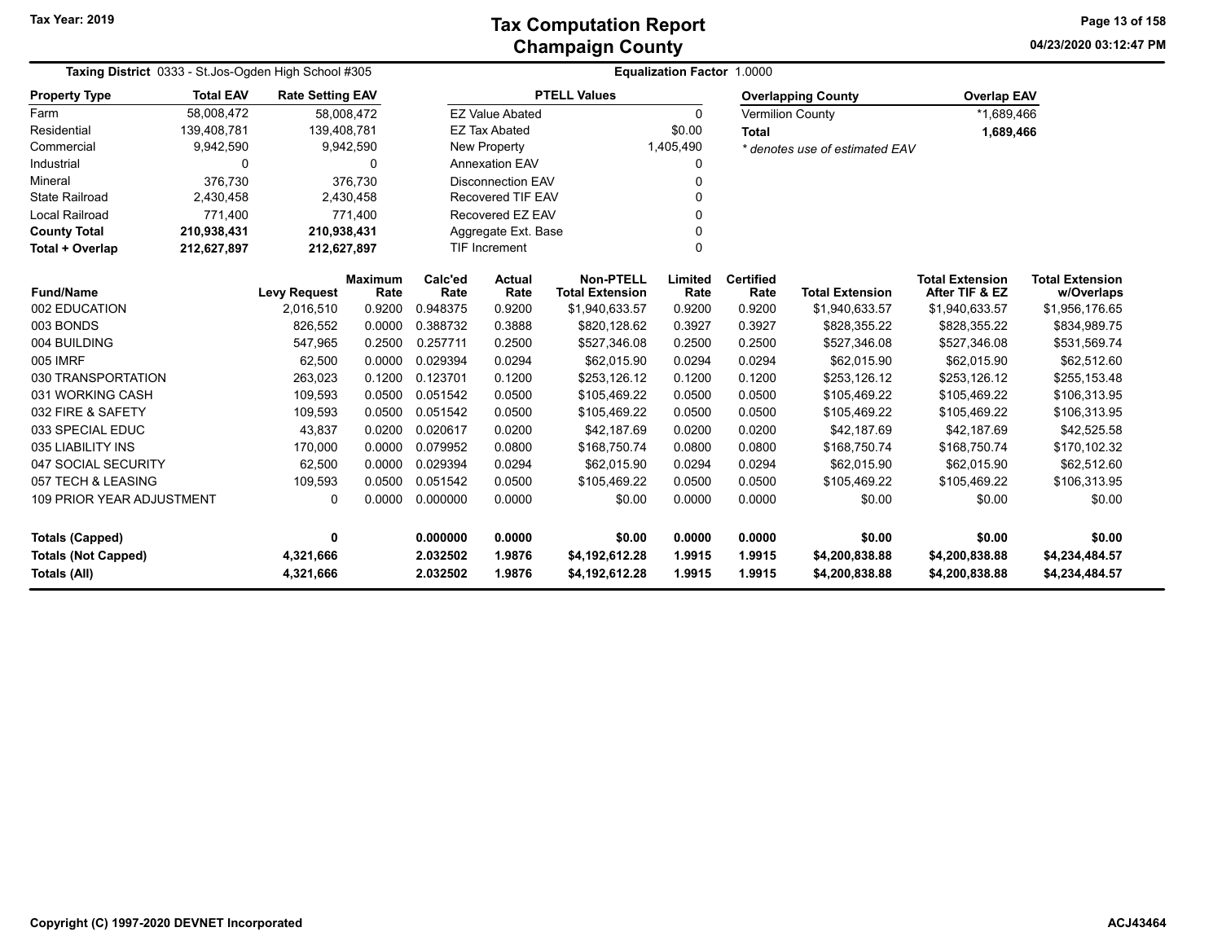Tax Year: 2019

# Tax Computation Report
## Champaign County

04/23/2020 03:12:47 PM

**Taxing District** 0333 - St.Jos-Ogden High School #305 **Equalization Factor** 1.0000

| Property Type | Total EAV | Rate Setting EAV |
|---|---|---|
| Farm | 58,008,472 | 58,008,472 |
| Residential | 139,408,781 | 139,408,781 |
| Commercial | 9,942,590 | 9,942,590 |
| Industrial | 0 | 0 |
| Mineral | 376,730 | 376,730 |
| State Railroad | 2,430,458 | 2,430,458 |
| Local Railroad | 771,400 | 771,400 |
| **County Total** | **210,938,431** | **210,938,431** |
| **Total + Overlap** | **212,627,897** | **212,627,897** |

| PTELL Values | |
|---|---|
| EZ Value Abated | 0 |
| EZ Tax Abated | $0.00 |
| New Property | 1,405,490 |
| Annexation EAV | 0 |
| Disconnection EAV | 0 |
| Recovered TIF EAV | 0 |
| Recovered EZ EAV | 0 |
| Aggregate Ext. Base | 0 |
| TIF Increment | 0 |

| Overlapping County | Overlap EAV |
|---|---|
| Vermilion County | *1,689,466 |
| **Total** | **1,689,466** |

*\* denotes use of estimated EAV*

| Fund/Name | Levy Request | Maximum Rate | Calc'ed Rate | Actual Rate | Non-PTELL Total Extension | Limited Rate | Certified Rate | Total Extension | Total Extension After TIF & EZ | Total Extension w/Overlaps |
|---|---|---|---|---|---|---|---|---|---|---|
| 002 EDUCATION | 2,016,510 | 0.9200 | 0.948375 | 0.9200 | $1,940,633.57 | 0.9200 | 0.9200 | $1,940,633.57 | $1,940,633.57 | $1,956,176.65 |
| 003 BONDS | 826,552 | 0.0000 | 0.388732 | 0.3888 | $820,128.62 | 0.3927 | 0.3927 | $828,355.22 | $828,355.22 | $834,989.75 |
| 004 BUILDING | 547,965 | 0.2500 | 0.257711 | 0.2500 | $527,346.08 | 0.2500 | 0.2500 | $527,346.08 | $527,346.08 | $531,569.74 |
| 005 IMRF | 62,500 | 0.0000 | 0.029394 | 0.0294 | $62,015.90 | 0.0294 | 0.0294 | $62,015.90 | $62,015.90 | $62,512.60 |
| 030 TRANSPORTATION | 263,023 | 0.1200 | 0.123701 | 0.1200 | $253,126.12 | 0.1200 | 0.1200 | $253,126.12 | $253,126.12 | $255,153.48 |
| 031 WORKING CASH | 109,593 | 0.0500 | 0.051542 | 0.0500 | $105,469.22 | 0.0500 | 0.0500 | $105,469.22 | $105,469.22 | $106,313.95 |
| 032 FIRE & SAFETY | 109,593 | 0.0500 | 0.051542 | 0.0500 | $105,469.22 | 0.0500 | 0.0500 | $105,469.22 | $105,469.22 | $106,313.95 |
| 033 SPECIAL EDUC | 43,837 | 0.0200 | 0.020617 | 0.0200 | $42,187.69 | 0.0200 | 0.0200 | $42,187.69 | $42,187.69 | $42,525.58 |
| 035 LIABILITY INS | 170,000 | 0.0000 | 0.079952 | 0.0800 | $168,750.74 | 0.0800 | 0.0800 | $168,750.74 | $168,750.74 | $170,102.32 |
| 047 SOCIAL SECURITY | 62,500 | 0.0000 | 0.029394 | 0.0294 | $62,015.90 | 0.0294 | 0.0294 | $62,015.90 | $62,015.90 | $62,512.60 |
| 057 TECH & LEASING | 109,593 | 0.0500 | 0.051542 | 0.0500 | $105,469.22 | 0.0500 | 0.0500 | $105,469.22 | $105,469.22 | $106,313.95 |
| 109 PRIOR YEAR ADJUSTMENT | 0 | 0.0000 | 0.000000 | 0.0000 | $0.00 | 0.0000 | 0.0000 | $0.00 | $0.00 | $0.00 |
| **Totals (Capped)** | **0** | | **0.000000** | **0.0000** | **$0.00** | **0.0000** | **0.0000** | **$0.00** | **$0.00** | **$0.00** |
| **Totals (Not Capped)** | **4,321,666** | | **2.032502** | **1.9876** | **$4,192,612.28** | **1.9915** | **1.9915** | **$4,200,838.88** | **$4,200,838.88** | **$4,234,484.57** |
| **Totals (All)** | **4,321,666** | | **2.032502** | **1.9876** | **$4,192,612.28** | **1.9915** | **1.9915** | **$4,200,838.88** | **$4,200,838.88** | **$4,234,484.57** |

Copyright (C) 1997-2020 DEVNET Incorporated ACJ43464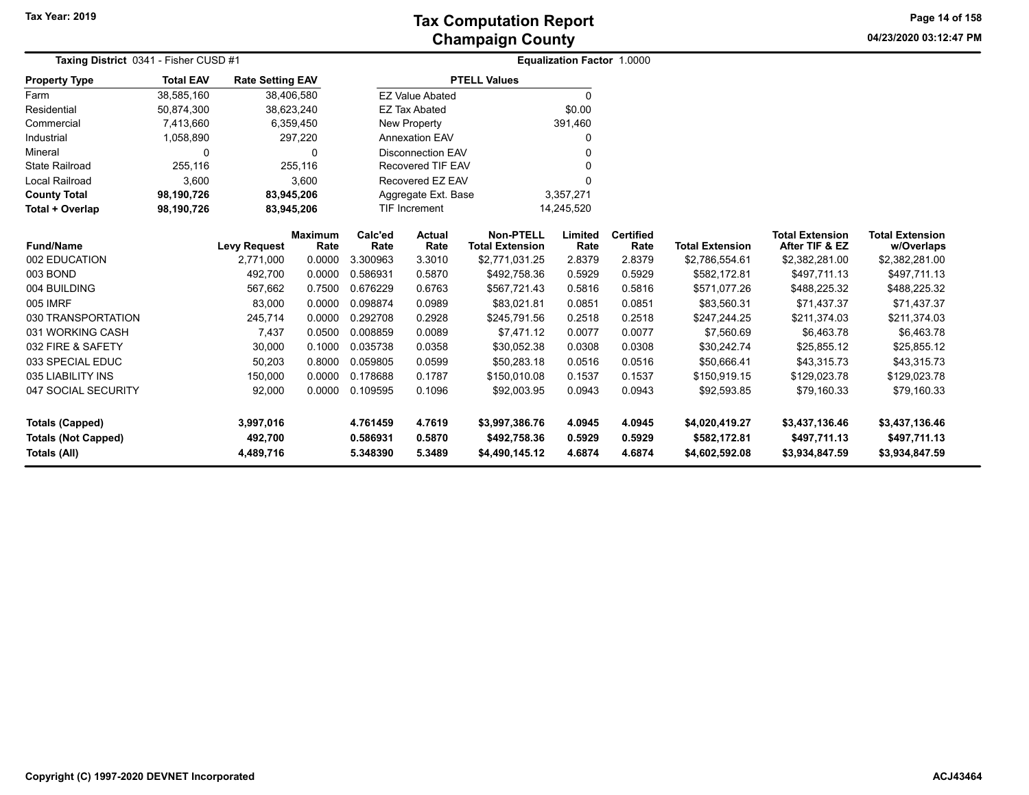# Tax Computation Report
## Champaign County

Tax Year: 2019

04/23/2020 03:12:47 PM

**Taxing District** 0341 - Fisher CUSD #1

**Equalization Factor** 1.0000

| Property Type | Total EAV | Rate Setting EAV |
|---|---|---|
| Farm | 38,585,160 | 38,406,580 |
| Residential | 50,874,300 | 38,623,240 |
| Commercial | 7,413,660 | 6,359,450 |
| Industrial | 1,058,890 | 297,220 |
| Mineral | 0 | 0 |
| State Railroad | 255,116 | 255,116 |
| Local Railroad | 3,600 | 3,600 |
| **County Total** | **98,190,726** | **83,945,206** |
| **Total + Overlap** | **98,190,726** | **83,945,206** |

| PTELL Values | |
|---|---|
| EZ Value Abated | 0 |
| EZ Tax Abated | $0.00 |
| New Property | 391,460 |
| Annexation EAV | 0 |
| Disconnection EAV | 0 |
| Recovered TIF EAV | 0 |
| Recovered EZ EAV | 0 |
| Aggregate Ext. Base | 3,357,271 |
| TIF Increment | 14,245,520 |

| Fund/Name | Levy Request | Maximum Rate | Calc'ed Rate | Actual Rate | Non-PTELL Total Extension | Limited Rate | Certified Rate | Total Extension | Total Extension After TIF & EZ | Total Extension w/Overlaps |
|---|---|---|---|---|---|---|---|---|---|---|
| 002 EDUCATION | 2,771,000 | 0.0000 | 3.300963 | 3.3010 | $2,771,031.25 | 2.8379 | 2.8379 | $2,786,554.61 | $2,382,281.00 | $2,382,281.00 |
| 003 BOND | 492,700 | 0.0000 | 0.586931 | 0.5870 | $492,758.36 | 0.5929 | 0.5929 | $582,172.81 | $497,711.13 | $497,711.13 |
| 004 BUILDING | 567,662 | 0.7500 | 0.676229 | 0.6763 | $567,721.43 | 0.5816 | 0.5816 | $571,077.26 | $488,225.32 | $488,225.32 |
| 005 IMRF | 83,000 | 0.0000 | 0.098874 | 0.0989 | $83,021.81 | 0.0851 | 0.0851 | $83,560.31 | $71,437.37 | $71,437.37 |
| 030 TRANSPORTATION | 245,714 | 0.0000 | 0.292708 | 0.2928 | $245,791.56 | 0.2518 | 0.2518 | $247,244.25 | $211,374.03 | $211,374.03 |
| 031 WORKING CASH | 7,437 | 0.0500 | 0.008859 | 0.0089 | $7,471.12 | 0.0077 | 0.0077 | $7,560.69 | $6,463.78 | $6,463.78 |
| 032 FIRE & SAFETY | 30,000 | 0.1000 | 0.035738 | 0.0358 | $30,052.38 | 0.0308 | 0.0308 | $30,242.74 | $25,855.12 | $25,855.12 |
| 033 SPECIAL EDUC | 50,203 | 0.8000 | 0.059805 | 0.0599 | $50,283.18 | 0.0516 | 0.0516 | $50,666.41 | $43,315.73 | $43,315.73 |
| 035 LIABILITY INS | 150,000 | 0.0000 | 0.178688 | 0.1787 | $150,010.08 | 0.1537 | 0.1537 | $150,919.15 | $129,023.78 | $129,023.78 |
| 047 SOCIAL SECURITY | 92,000 | 0.0000 | 0.109595 | 0.1096 | $92,003.95 | 0.0943 | 0.0943 | $92,593.85 | $79,160.33 | $79,160.33 |
| **Totals (Capped)** | **3,997,016** | | **4.761459** | **4.7619** | **$3,997,386.76** | **4.0945** | **4.0945** | **$4,020,419.27** | **$3,437,136.46** | **$3,437,136.46** |
| **Totals (Not Capped)** | **492,700** | | **0.586931** | **0.5870** | **$492,758.36** | **0.5929** | **0.5929** | **$582,172.81** | **$497,711.13** | **$497,711.13** |
| **Totals (All)** | **4,489,716** | | **5.348390** | **5.3489** | **$4,490,145.12** | **4.6874** | **4.6874** | **$4,602,592.08** | **$3,934,847.59** | **$3,934,847.59** |

Copyright (C) 1997-2020 DEVNET Incorporated

ACJ43464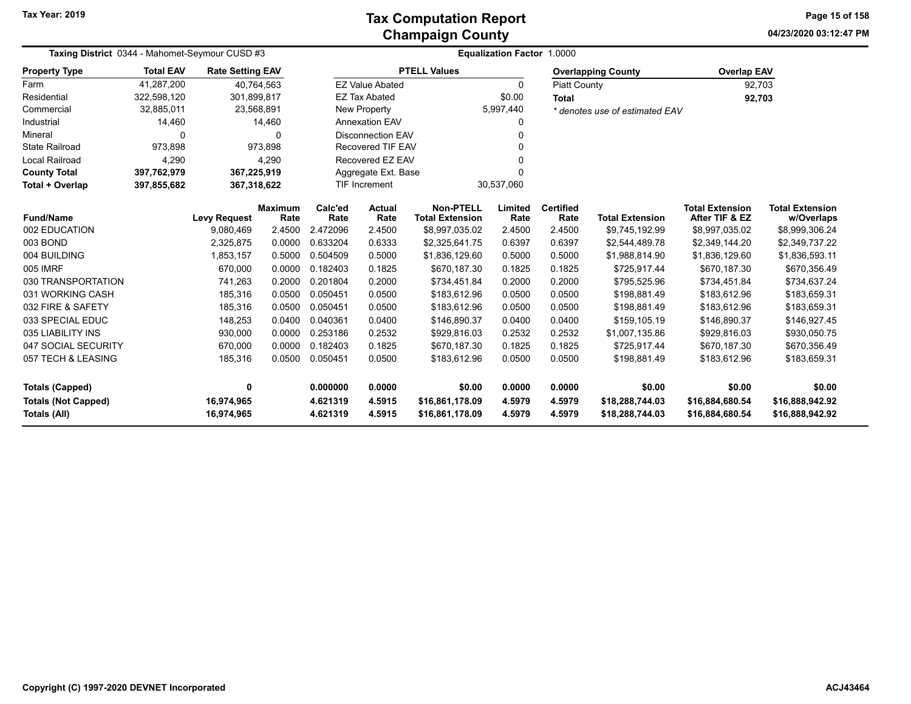**Tax Year: 2019**

# Tax Computation Report
## Champaign County

04/23/2020 03:12:47 PM

**Taxing District** 0344 - Mahomet-Seymour CUSD #3 | **Equalization Factor** 1.0000

| Property Type | Total EAV | Rate Setting EAV |
|---|---|---|
| Farm | 41,287,200 | 40,764,563 |
| Residential | 322,598,120 | 301,899,817 |
| Commercial | 32,885,011 | 23,568,891 |
| Industrial | 14,460 | 14,460 |
| Mineral | 0 | 0 |
| State Railroad | 973,898 | 973,898 |
| Local Railroad | 4,290 | 4,290 |
| **County Total** | **397,762,979** | **367,225,919** |
| **Total + Overlap** | **397,855,682** | **367,318,622** |

| PTELL Values | |
|---|---|
| EZ Value Abated | 0 |
| EZ Tax Abated | $0.00 |
| New Property | 5,997,440 |
| Annexation EAV | 0 |
| Disconnection EAV | 0 |
| Recovered TIF EAV | 0 |
| Recovered EZ EAV | 0 |
| Aggregate Ext. Base | 0 |
| TIF Increment | 30,537,060 |

| Overlapping County | Overlap EAV |
|---|---|
| Piatt County | 92,703 |
| **Total** | **92,703** |

*\* denotes use of estimated EAV*

| Fund/Name | Levy Request | Maximum Rate | Calc'ed Rate | Actual Rate | Non-PTELL Total Extension | Limited Rate | Certified Rate | Total Extension | Total Extension After TIF & EZ | Total Extension w/Overlaps |
|---|---|---|---|---|---|---|---|---|---|---|
| 002 EDUCATION | 9,080,469 | 2.4500 | 2.472096 | 2.4500 | $8,997,035.02 | 2.4500 | 2.4500 | $9,745,192.99 | $8,997,035.02 | $8,999,306.24 |
| 003 BOND | 2,325,875 | 0.0000 | 0.633204 | 0.6333 | $2,325,641.75 | 0.6397 | 0.6397 | $2,544,489.78 | $2,349,144.20 | $2,349,737.22 |
| 004 BUILDING | 1,853,157 | 0.5000 | 0.504509 | 0.5000 | $1,836,129.60 | 0.5000 | 0.5000 | $1,988,814.90 | $1,836,129.60 | $1,836,593.11 |
| 005 IMRF | 670,000 | 0.0000 | 0.182403 | 0.1825 | $670,187.30 | 0.1825 | 0.1825 | $725,917.44 | $670,187.30 | $670,356.49 |
| 030 TRANSPORTATION | 741,263 | 0.2000 | 0.201804 | 0.2000 | $734,451.84 | 0.2000 | 0.2000 | $795,525.96 | $734,451.84 | $734,637.24 |
| 031 WORKING CASH | 185,316 | 0.0500 | 0.050451 | 0.0500 | $183,612.96 | 0.0500 | 0.0500 | $198,881.49 | $183,612.96 | $183,659.31 |
| 032 FIRE & SAFETY | 185,316 | 0.0500 | 0.050451 | 0.0500 | $183,612.96 | 0.0500 | 0.0500 | $198,881.49 | $183,612.96 | $183,659.31 |
| 033 SPECIAL EDUC | 148,253 | 0.0400 | 0.040361 | 0.0400 | $146,890.37 | 0.0400 | 0.0400 | $159,105.19 | $146,890.37 | $146,927.45 |
| 035 LIABILITY INS | 930,000 | 0.0000 | 0.253186 | 0.2532 | $929,816.03 | 0.2532 | 0.2532 | $1,007,135.86 | $929,816.03 | $930,050.75 |
| 047 SOCIAL SECURITY | 670,000 | 0.0000 | 0.182403 | 0.1825 | $670,187.30 | 0.1825 | 0.1825 | $725,917.44 | $670,187.30 | $670,356.49 |
| 057 TECH & LEASING | 185,316 | 0.0500 | 0.050451 | 0.0500 | $183,612.96 | 0.0500 | 0.0500 | $198,881.49 | $183,612.96 | $183,659.31 |
| **Totals (Capped)** | **0** | | **0.000000** | **0.0000** | **$0.00** | **0.0000** | **0.0000** | **$0.00** | **$0.00** | **$0.00** |
| **Totals (Not Capped)** | **16,974,965** | | **4.621319** | **4.5915** | **$16,861,178.09** | **4.5979** | **4.5979** | **$18,288,744.03** | **$16,884,680.54** | **$16,888,942.92** |
| **Totals (All)** | **16,974,965** | | **4.621319** | **4.5915** | **$16,861,178.09** | **4.5979** | **4.5979** | **$18,288,744.03** | **$16,884,680.54** | **$16,888,942.92** |

**Copyright (C) 1997-2020 DEVNET Incorporated**

ACJ43464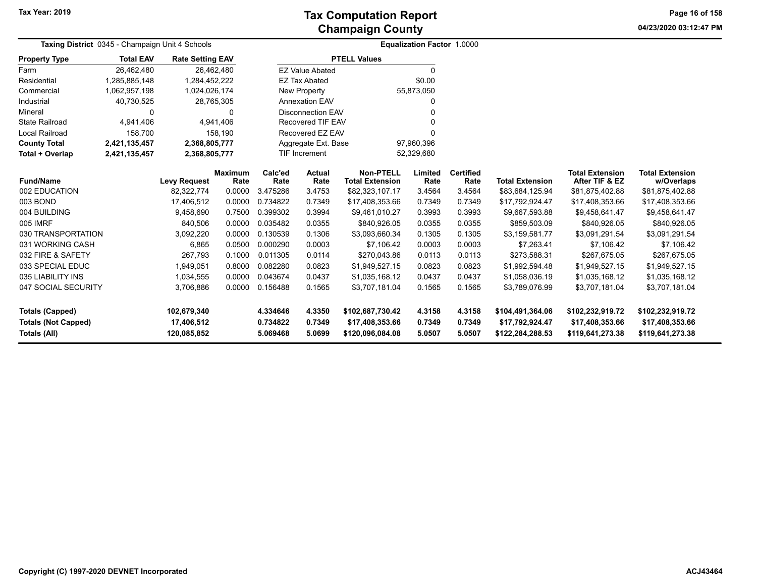# Tax Computation Report
## Champaign County

Tax Year: 2019

04/23/2020 03:12:47 PM

**Taxing District** 0345 - Champaign Unit 4 Schools

**Equalization Factor** 1.0000

| Property Type | Total EAV | Rate Setting EAV |
|---|---|---|
| Farm | 26,462,480 | 26,462,480 |
| Residential | 1,285,885,148 | 1,284,452,222 |
| Commercial | 1,062,957,198 | 1,024,026,174 |
| Industrial | 40,730,525 | 28,765,305 |
| Mineral | 0 | 0 |
| State Railroad | 4,941,406 | 4,941,406 |
| Local Railroad | 158,700 | 158,190 |
| **County Total** | **2,421,135,457** | **2,368,805,777** |
| **Total + Overlap** | **2,421,135,457** | **2,368,805,777** |

| PTELL Values | |
|---|---|
| EZ Value Abated | 0 |
| EZ Tax Abated | $0.00 |
| New Property | 55,873,050 |
| Annexation EAV | 0 |
| Disconnection EAV | 0 |
| Recovered TIF EAV | 0 |
| Recovered EZ EAV | 0 |
| Aggregate Ext. Base | 97,960,396 |
| TIF Increment | 52,329,680 |

| Fund/Name | Levy Request | Maximum Rate | Calc'ed Rate | Actual Rate | Non-PTELL Total Extension | Limited Rate | Certified Rate | Total Extension | Total Extension After TIF & EZ | Total Extension w/Overlaps |
|---|---|---|---|---|---|---|---|---|---|---|
| 002 EDUCATION | 82,322,774 | 0.0000 | 3.475286 | 3.4753 | $82,323,107.17 | 3.4564 | 3.4564 | $83,684,125.94 | $81,875,402.88 | $81,875,402.88 |
| 003 BOND | 17,406,512 | 0.0000 | 0.734822 | 0.7349 | $17,408,353.66 | 0.7349 | 0.7349 | $17,792,924.47 | $17,408,353.66 | $17,408,353.66 |
| 004 BUILDING | 9,458,690 | 0.7500 | 0.399302 | 0.3994 | $9,461,010.27 | 0.3993 | 0.3993 | $9,667,593.88 | $9,458,641.47 | $9,458,641.47 |
| 005 IMRF | 840,506 | 0.0000 | 0.035482 | 0.0355 | $840,926.05 | 0.0355 | 0.0355 | $859,503.09 | $840,926.05 | $840,926.05 |
| 030 TRANSPORTATION | 3,092,220 | 0.0000 | 0.130539 | 0.1306 | $3,093,660.34 | 0.1305 | 0.1305 | $3,159,581.77 | $3,091,291.54 | $3,091,291.54 |
| 031 WORKING CASH | 6,865 | 0.0500 | 0.000290 | 0.0003 | $7,106.42 | 0.0003 | 0.0003 | $7,263.41 | $7,106.42 | $7,106.42 |
| 032 FIRE & SAFETY | 267,793 | 0.1000 | 0.011305 | 0.0114 | $270,043.86 | 0.0113 | 0.0113 | $273,588.31 | $267,675.05 | $267,675.05 |
| 033 SPECIAL EDUC | 1,949,051 | 0.8000 | 0.082280 | 0.0823 | $1,949,527.15 | 0.0823 | 0.0823 | $1,992,594.48 | $1,949,527.15 | $1,949,527.15 |
| 035 LIABILITY INS | 1,034,555 | 0.0000 | 0.043674 | 0.0437 | $1,035,168.12 | 0.0437 | 0.0437 | $1,058,036.19 | $1,035,168.12 | $1,035,168.12 |
| 047 SOCIAL SECURITY | 3,706,886 | 0.0000 | 0.156488 | 0.1565 | $3,707,181.04 | 0.1565 | 0.1565 | $3,789,076.99 | $3,707,181.04 | $3,707,181.04 |
| **Totals (Capped)** | **102,679,340** | | **4.334646** | **4.3350** | **$102,687,730.42** | **4.3158** | **4.3158** | **$104,491,364.06** | **$102,232,919.72** | **$102,232,919.72** |
| **Totals (Not Capped)** | **17,406,512** | | **0.734822** | **0.7349** | **$17,408,353.66** | **0.7349** | **0.7349** | **$17,792,924.47** | **$17,408,353.66** | **$17,408,353.66** |
| **Totals (All)** | **120,085,852** | | **5.069468** | **5.0699** | **$120,096,084.08** | **5.0507** | **5.0507** | **$122,284,288.53** | **$119,641,273.38** | **$119,641,273.38** |

Copyright (C) 1997-2020 DEVNET Incorporated

ACJ43464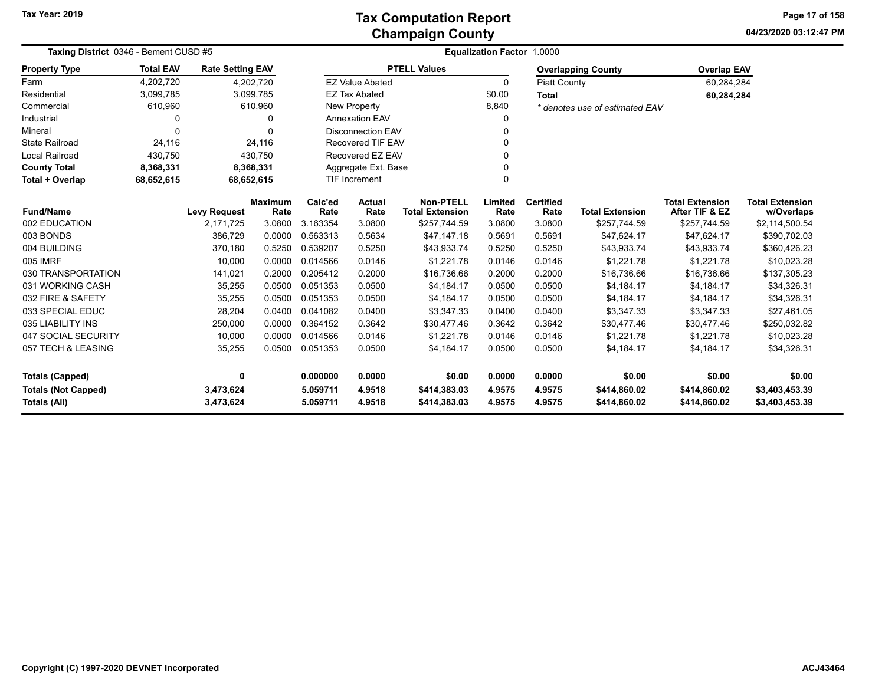# Tax Computation Report
## Champaign County

**Tax Year: 2019**

04/23/2020 03:12:47 PM

**Taxing District** 0346 - Bement CUSD #5

**Equalization Factor** 1.0000

| Property Type | Total EAV | Rate Setting EAV |
|---|---|---|
| Farm | 4,202,720 | 4,202,720 |
| Residential | 3,099,785 | 3,099,785 |
| Commercial | 610,960 | 610,960 |
| Industrial | 0 | 0 |
| Mineral | 0 | 0 |
| State Railroad | 24,116 | 24,116 |
| Local Railroad | 430,750 | 430,750 |
| **County Total** | **8,368,331** | **8,368,331** |
| **Total + Overlap** | **68,652,615** | **68,652,615** |

| PTELL Values | |
|---|---|
| EZ Value Abated | 0 |
| EZ Tax Abated | $0.00 |
| New Property | 8,840 |
| Annexation EAV | 0 |
| Disconnection EAV | 0 |
| Recovered TIF EAV | 0 |
| Recovered EZ EAV | 0 |
| Aggregate Ext. Base | 0 |
| TIF Increment | 0 |

| Overlapping County | Overlap EAV |
|---|---|
| Piatt County | 60,284,284 |
| **Total** | **60,284,284** |

*\* denotes use of estimated EAV*

| Fund/Name | Levy Request | Maximum Rate | Calc'ed Rate | Actual Rate | Non-PTELL Total Extension | Limited Rate | Certified Rate | Total Extension | Total Extension After TIF & EZ | Total Extension w/Overlaps |
|---|---|---|---|---|---|---|---|---|---|---|
| 002 EDUCATION | 2,171,725 | 3.0800 | 3.163354 | 3.0800 | $257,744.59 | 3.0800 | 3.0800 | $257,744.59 | $257,744.59 | $2,114,500.54 |
| 003 BONDS | 386,729 | 0.0000 | 0.563313 | 0.5634 | $47,147.18 | 0.5691 | 0.5691 | $47,624.17 | $47,624.17 | $390,702.03 |
| 004 BUILDING | 370,180 | 0.5250 | 0.539207 | 0.5250 | $43,933.74 | 0.5250 | 0.5250 | $43,933.74 | $43,933.74 | $360,426.23 |
| 005 IMRF | 10,000 | 0.0000 | 0.014566 | 0.0146 | $1,221.78 | 0.0146 | 0.0146 | $1,221.78 | $1,221.78 | $10,023.28 |
| 030 TRANSPORTATION | 141,021 | 0.2000 | 0.205412 | 0.2000 | $16,736.66 | 0.2000 | 0.2000 | $16,736.66 | $16,736.66 | $137,305.23 |
| 031 WORKING CASH | 35,255 | 0.0500 | 0.051353 | 0.0500 | $4,184.17 | 0.0500 | 0.0500 | $4,184.17 | $4,184.17 | $34,326.31 |
| 032 FIRE & SAFETY | 35,255 | 0.0500 | 0.051353 | 0.0500 | $4,184.17 | 0.0500 | 0.0500 | $4,184.17 | $4,184.17 | $34,326.31 |
| 033 SPECIAL EDUC | 28,204 | 0.0400 | 0.041082 | 0.0400 | $3,347.33 | 0.0400 | 0.0400 | $3,347.33 | $3,347.33 | $27,461.05 |
| 035 LIABILITY INS | 250,000 | 0.0000 | 0.364152 | 0.3642 | $30,477.46 | 0.3642 | 0.3642 | $30,477.46 | $30,477.46 | $250,032.82 |
| 047 SOCIAL SECURITY | 10,000 | 0.0000 | 0.014566 | 0.0146 | $1,221.78 | 0.0146 | 0.0146 | $1,221.78 | $1,221.78 | $10,023.28 |
| 057 TECH & LEASING | 35,255 | 0.0500 | 0.051353 | 0.0500 | $4,184.17 | 0.0500 | 0.0500 | $4,184.17 | $4,184.17 | $34,326.31 |
| **Totals (Capped)** | **0** | | **0.000000** | **0.0000** | **$0.00** | **0.0000** | **0.0000** | **$0.00** | **$0.00** | **$0.00** |
| **Totals (Not Capped)** | **3,473,624** | | **5.059711** | **4.9518** | **$414,383.03** | **4.9575** | **4.9575** | **$414,860.02** | **$414,860.02** | **$3,403,453.39** |
| **Totals (All)** | **3,473,624** | | **5.059711** | **4.9518** | **$414,383.03** | **4.9575** | **4.9575** | **$414,860.02** | **$414,860.02** | **$3,403,453.39** |

Copyright (C) 1997-2020 DEVNET Incorporated

ACJ43464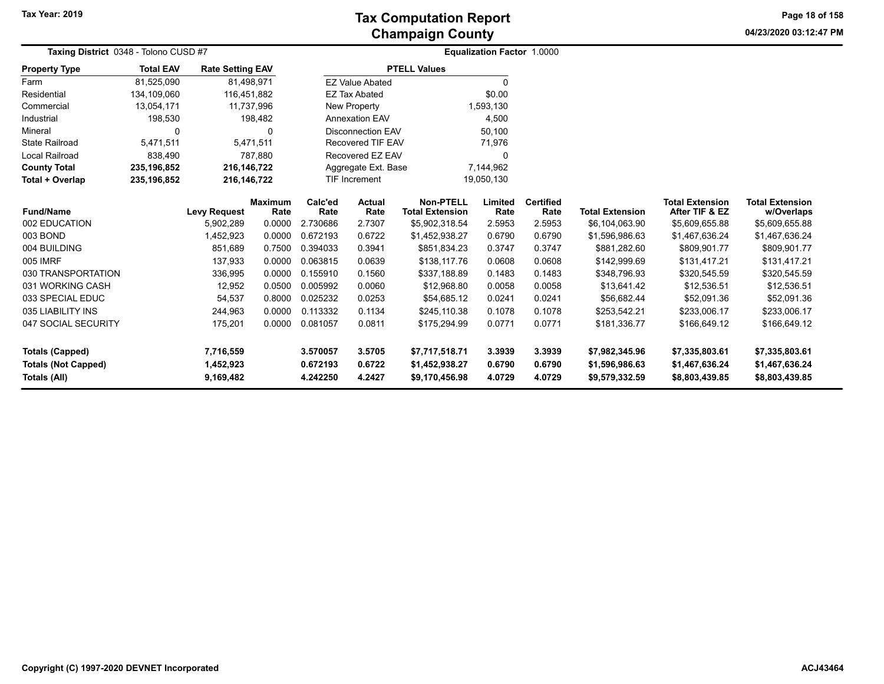# Tax Computation Report
## Champaign County

Tax Year: 2019

04/23/2020 03:12:47 PM

**Taxing District** 0348 - Tolono CUSD #7

**Equalization Factor** 1.0000

| Property Type | Total EAV | Rate Setting EAV |
|---|---|---|
| Farm | 81,525,090 | 81,498,971 |
| Residential | 134,109,060 | 116,451,882 |
| Commercial | 13,054,171 | 11,737,996 |
| Industrial | 198,530 | 198,482 |
| Mineral | 0 | 0 |
| State Railroad | 5,471,511 | 5,471,511 |
| Local Railroad | 838,490 | 787,880 |
| **County Total** | **235,196,852** | **216,146,722** |
| **Total + Overlap** | **235,196,852** | **216,146,722** |

| PTELL Values | |
|---|---|
| EZ Value Abated | 0 |
| EZ Tax Abated | $0.00 |
| New Property | 1,593,130 |
| Annexation EAV | 4,500 |
| Disconnection EAV | 50,100 |
| Recovered TIF EAV | 71,976 |
| Recovered EZ EAV | 0 |
| Aggregate Ext. Base | 7,144,962 |
| TIF Increment | 19,050,130 |

| Fund/Name | Levy Request | Maximum Rate | Calc'ed Rate | Actual Rate | Non-PTELL Total Extension | Limited Rate | Certified Rate | Total Extension | Total Extension After TIF & EZ | Total Extension w/Overlaps |
|---|---|---|---|---|---|---|---|---|---|---|
| 002 EDUCATION | 5,902,289 | 0.0000 | 2.730686 | 2.7307 | $5,902,318.54 | 2.5953 | 2.5953 | $6,104,063.90 | $5,609,655.88 | $5,609,655.88 |
| 003 BOND | 1,452,923 | 0.0000 | 0.672193 | 0.6722 | $1,452,938.27 | 0.6790 | 0.6790 | $1,596,986.63 | $1,467,636.24 | $1,467,636.24 |
| 004 BUILDING | 851,689 | 0.7500 | 0.394033 | 0.3941 | $851,834.23 | 0.3747 | 0.3747 | $881,282.60 | $809,901.77 | $809,901.77 |
| 005 IMRF | 137,933 | 0.0000 | 0.063815 | 0.0639 | $138,117.76 | 0.0608 | 0.0608 | $142,999.69 | $131,417.21 | $131,417.21 |
| 030 TRANSPORTATION | 336,995 | 0.0000 | 0.155910 | 0.1560 | $337,188.89 | 0.1483 | 0.1483 | $348,796.93 | $320,545.59 | $320,545.59 |
| 031 WORKING CASH | 12,952 | 0.0500 | 0.005992 | 0.0060 | $12,968.80 | 0.0058 | 0.0058 | $13,641.42 | $12,536.51 | $12,536.51 |
| 033 SPECIAL EDUC | 54,537 | 0.8000 | 0.025232 | 0.0253 | $54,685.12 | 0.0241 | 0.0241 | $56,682.44 | $52,091.36 | $52,091.36 |
| 035 LIABILITY INS | 244,963 | 0.0000 | 0.113332 | 0.1134 | $245,110.38 | 0.1078 | 0.1078 | $253,542.21 | $233,006.17 | $233,006.17 |
| 047 SOCIAL SECURITY | 175,201 | 0.0000 | 0.081057 | 0.0811 | $175,294.99 | 0.0771 | 0.0771 | $181,336.77 | $166,649.12 | $166,649.12 |
| **Totals (Capped)** | **7,716,559** | | **3.570057** | **3.5705** | **$7,717,518.71** | **3.3939** | **3.3939** | **$7,982,345.96** | **$7,335,803.61** | **$7,335,803.61** |
| **Totals (Not Capped)** | **1,452,923** | | **0.672193** | **0.6722** | **$1,452,938.27** | **0.6790** | **0.6790** | **$1,596,986.63** | **$1,467,636.24** | **$1,467,636.24** |
| **Totals (All)** | **9,169,482** | | **4.242250** | **4.2427** | **$9,170,456.98** | **4.0729** | **4.0729** | **$9,579,332.59** | **$8,803,439.85** | **$8,803,439.85** |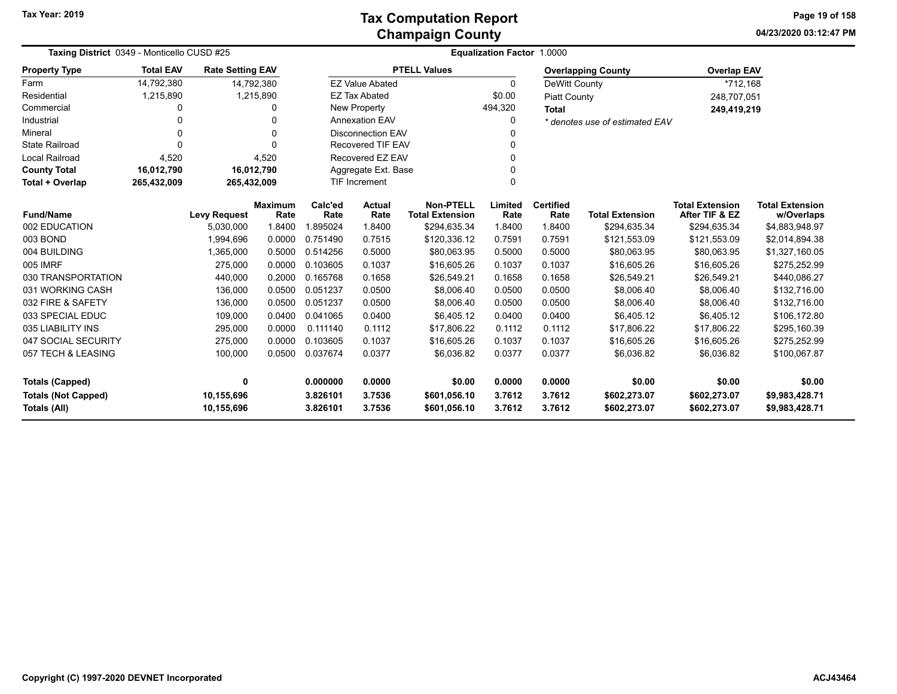Tax Year: 2019

# Tax Computation Report
## Champaign County

04/23/2020 03:12:47 PM

**Taxing District** 0349 - Monticello CUSD #25 **Equalization Factor** 1.0000

| Property Type | Total EAV | Rate Setting EAV |
|---|---|---|
| Farm | 14,792,380 | 14,792,380 |
| Residential | 1,215,890 | 1,215,890 |
| Commercial | 0 | 0 |
| Industrial | 0 | 0 |
| Mineral | 0 | 0 |
| State Railroad | 0 | 0 |
| Local Railroad | 4,520 | 4,520 |
| **County Total** | **16,012,790** | **16,012,790** |
| **Total + Overlap** | **265,432,009** | **265,432,009** |

| PTELL Values | |
|---|---|
| EZ Value Abated | 0 |
| EZ Tax Abated | $0.00 |
| New Property | 494,320 |
| Annexation EAV | 0 |
| Disconnection EAV | 0 |
| Recovered TIF EAV | 0 |
| Recovered EZ EAV | 0 |
| Aggregate Ext. Base | 0 |
| TIF Increment | 0 |

| Overlapping County | Overlap EAV |
|---|---|
| DeWitt County | *712,168 |
| Piatt County | 248,707,051 |
| **Total** | **249,419,219** |

*\* denotes use of estimated EAV*

| Fund/Name | Levy Request | Maximum Rate | Calc'ed Rate | Actual Rate | Non-PTELL Total Extension | Limited Rate | Certified Rate | Total Extension | Total Extension After TIF & EZ | Total Extension w/Overlaps |
|---|---|---|---|---|---|---|---|---|---|---|
| 002 EDUCATION | 5,030,000 | 1.8400 | 1.895024 | 1.8400 | $294,635.34 | 1.8400 | 1.8400 | $294,635.34 | $294,635.34 | $4,883,948.97 |
| 003 BOND | 1,994,696 | 0.0000 | 0.751490 | 0.7515 | $120,336.12 | 0.7591 | 0.7591 | $121,553.09 | $121,553.09 | $2,014,894.38 |
| 004 BUILDING | 1,365,000 | 0.5000 | 0.514256 | 0.5000 | $80,063.95 | 0.5000 | 0.5000 | $80,063.95 | $80,063.95 | $1,327,160.05 |
| 005 IMRF | 275,000 | 0.0000 | 0.103605 | 0.1037 | $16,605.26 | 0.1037 | 0.1037 | $16,605.26 | $16,605.26 | $275,252.99 |
| 030 TRANSPORTATION | 440,000 | 0.2000 | 0.165768 | 0.1658 | $26,549.21 | 0.1658 | 0.1658 | $26,549.21 | $26,549.21 | $440,086.27 |
| 031 WORKING CASH | 136,000 | 0.0500 | 0.051237 | 0.0500 | $8,006.40 | 0.0500 | 0.0500 | $8,006.40 | $8,006.40 | $132,716.00 |
| 032 FIRE & SAFETY | 136,000 | 0.0500 | 0.051237 | 0.0500 | $8,006.40 | 0.0500 | 0.0500 | $8,006.40 | $8,006.40 | $132,716.00 |
| 033 SPECIAL EDUC | 109,000 | 0.0400 | 0.041065 | 0.0400 | $6,405.12 | 0.0400 | 0.0400 | $6,405.12 | $6,405.12 | $106,172.80 |
| 035 LIABILITY INS | 295,000 | 0.0000 | 0.111140 | 0.1112 | $17,806.22 | 0.1112 | 0.1112 | $17,806.22 | $17,806.22 | $295,160.39 |
| 047 SOCIAL SECURITY | 275,000 | 0.0000 | 0.103605 | 0.1037 | $16,605.26 | 0.1037 | 0.1037 | $16,605.26 | $16,605.26 | $275,252.99 |
| 057 TECH & LEASING | 100,000 | 0.0500 | 0.037674 | 0.0377 | $6,036.82 | 0.0377 | 0.0377 | $6,036.82 | $6,036.82 | $100,067.87 |
| **Totals (Capped)** | **0** | | **0.000000** | **0.0000** | **$0.00** | **0.0000** | **0.0000** | **$0.00** | **$0.00** | **$0.00** |
| **Totals (Not Capped)** | **10,155,696** | | **3.826101** | **3.7536** | **$601,056.10** | **3.7612** | **3.7612** | **$602,273.07** | **$602,273.07** | **$9,983,428.71** |
| **Totals (All)** | **10,155,696** | | **3.826101** | **3.7536** | **$601,056.10** | **3.7612** | **3.7612** | **$602,273.07** | **$602,273.07** | **$9,983,428.71** |

Copyright (C) 1997-2020 DEVNET Incorporated

ACJ43464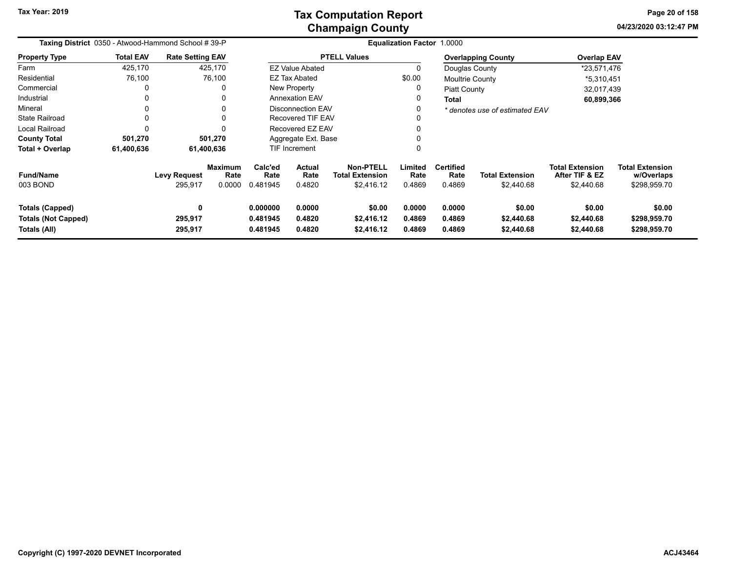# Tax Computation Report
## Champaign County

Tax Year: 2019

04/23/2020 03:12:47 PM

**Taxing District** 0350 - Atwood-Hammond School # 39-P

**Equalization Factor** 1.0000

| Property Type | Total EAV | Rate Setting EAV |
|---|---|---|
| Farm | 425,170 | 425,170 |
| Residential | 76,100 | 76,100 |
| Commercial | 0 | 0 |
| Industrial | 0 | 0 |
| Mineral | 0 | 0 |
| State Railroad | 0 | 0 |
| Local Railroad | 0 | 0 |
| **County Total** | **501,270** | **501,270** |
| **Total + Overlap** | **61,400,636** | **61,400,636** |

| PTELL Values | |
|---|---|
| EZ Value Abated | 0 |
| EZ Tax Abated | $0.00 |
| New Property | 0 |
| Annexation EAV | 0 |
| Disconnection EAV | 0 |
| Recovered TIF EAV | 0 |
| Recovered EZ EAV | 0 |
| Aggregate Ext. Base | 0 |
| TIF Increment | 0 |

| Overlapping County | Overlap EAV |
|---|---|
| Douglas County | *23,571,476 |
| Moultrie County | *5,310,451 |
| Piatt County | 32,017,439 |
| **Total** | **60,899,366** |

*\* denotes use of estimated EAV*

| Fund/Name | Levy Request | Maximum Rate | Calc'ed Rate | Actual Rate | Non-PTELL Total Extension | Limited Rate | Certified Rate | Total Extension | Total Extension After TIF & EZ | Total Extension w/Overlaps |
|---|---|---|---|---|---|---|---|---|---|---|
| 003 BOND | 295,917 | 0.0000 | 0.481945 | 0.4820 | $2,416.12 | 0.4869 | 0.4869 | $2,440.68 | $2,440.68 | $298,959.70 |
| **Totals (Capped)** | **0** | | **0.000000** | **0.0000** | **$0.00** | **0.0000** | **0.0000** | **$0.00** | **$0.00** | **$0.00** |
| **Totals (Not Capped)** | **295,917** | | **0.481945** | **0.4820** | **$2,416.12** | **0.4869** | **0.4869** | **$2,440.68** | **$2,440.68** | **$298,959.70** |
| **Totals (All)** | **295,917** | | **0.481945** | **0.4820** | **$2,416.12** | **0.4869** | **0.4869** | **$2,440.68** | **$2,440.68** | **$298,959.70** |

Copyright (C) 1997-2020 DEVNET Incorporated

ACJ43464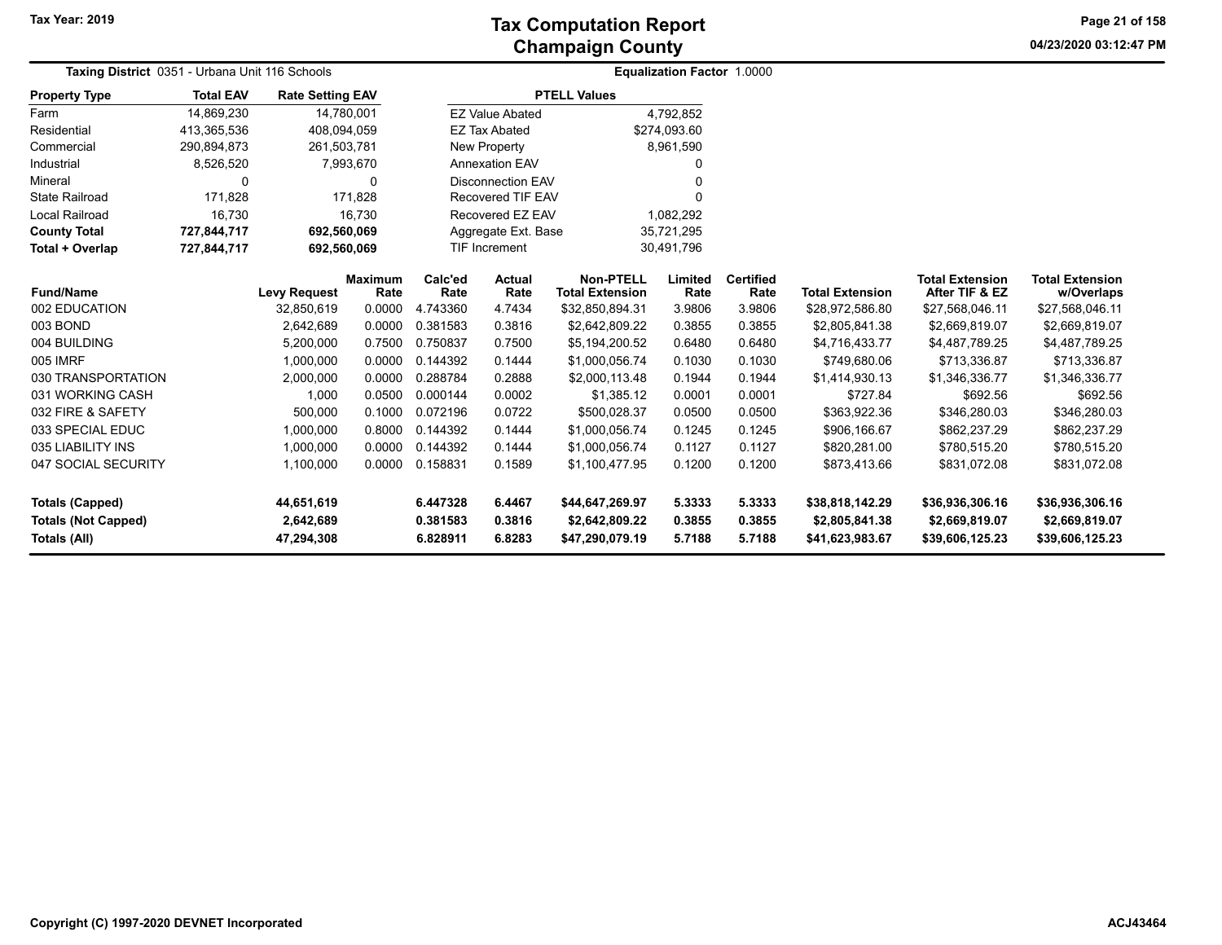# Tax Computation Report
## Champaign County

Tax Year: 2019

**Taxing District** 0351 - Urbana Unit 116 Schools

**Equalization Factor** 1.0000

| Property Type | Total EAV | Rate Setting EAV |
|---|---|---|
| Farm | 14,869,230 | 14,780,001 |
| Residential | 413,365,536 | 408,094,059 |
| Commercial | 290,894,873 | 261,503,781 |
| Industrial | 8,526,520 | 7,993,670 |
| Mineral | 0 | 0 |
| State Railroad | 171,828 | 171,828 |
| Local Railroad | 16,730 | 16,730 |
| **County Total** | **727,844,717** | **692,560,069** |
| **Total + Overlap** | **727,844,717** | **692,560,069** |

| PTELL Values | |
|---|---|
| EZ Value Abated | 4,792,852 |
| EZ Tax Abated | $274,093.60 |
| New Property | 8,961,590 |
| Annexation EAV | 0 |
| Disconnection EAV | 0 |
| Recovered TIF EAV | 0 |
| Recovered EZ EAV | 1,082,292 |
| Aggregate Ext. Base | 35,721,295 |
| TIF Increment | 30,491,796 |

| Fund/Name | Levy Request | Maximum Rate | Calc'ed Rate | Actual Rate | Non-PTELL Total Extension | Limited Rate | Certified Rate | Total Extension | Total Extension After TIF & EZ | Total Extension w/Overlaps |
|---|---|---|---|---|---|---|---|---|---|---|
| 002 EDUCATION | 32,850,619 | 0.0000 | 4.743360 | 4.7434 | $32,850,894.31 | 3.9806 | 3.9806 | $28,972,586.80 | $27,568,046.11 | $27,568,046.11 |
| 003 BOND | 2,642,689 | 0.0000 | 0.381583 | 0.3816 | $2,642,809.22 | 0.3855 | 0.3855 | $2,805,841.38 | $2,669,819.07 | $2,669,819.07 |
| 004 BUILDING | 5,200,000 | 0.7500 | 0.750837 | 0.7500 | $5,194,200.52 | 0.6480 | 0.6480 | $4,716,433.77 | $4,487,789.25 | $4,487,789.25 |
| 005 IMRF | 1,000,000 | 0.0000 | 0.144392 | 0.1444 | $1,000,056.74 | 0.1030 | 0.1030 | $749,680.06 | $713,336.87 | $713,336.87 |
| 030 TRANSPORTATION | 2,000,000 | 0.0000 | 0.288784 | 0.2888 | $2,000,113.48 | 0.1944 | 0.1944 | $1,414,930.13 | $1,346,336.77 | $1,346,336.77 |
| 031 WORKING CASH | 1,000 | 0.0500 | 0.000144 | 0.0002 | $1,385.12 | 0.0001 | 0.0001 | $727.84 | $692.56 | $692.56 |
| 032 FIRE & SAFETY | 500,000 | 0.1000 | 0.072196 | 0.0722 | $500,028.37 | 0.0500 | 0.0500 | $363,922.36 | $346,280.03 | $346,280.03 |
| 033 SPECIAL EDUC | 1,000,000 | 0.8000 | 0.144392 | 0.1444 | $1,000,056.74 | 0.1245 | 0.1245 | $906,166.67 | $862,237.29 | $862,237.29 |
| 035 LIABILITY INS | 1,000,000 | 0.0000 | 0.144392 | 0.1444 | $1,000,056.74 | 0.1127 | 0.1127 | $820,281.00 | $780,515.20 | $780,515.20 |
| 047 SOCIAL SECURITY | 1,100,000 | 0.0000 | 0.158831 | 0.1589 | $1,100,477.95 | 0.1200 | 0.1200 | $873,413.66 | $831,072.08 | $831,072.08 |
| **Totals (Capped)** | **44,651,619** | | **6.447328** | **6.4467** | **$44,647,269.97** | **5.3333** | **5.3333** | **$38,818,142.29** | **$36,936,306.16** | **$36,936,306.16** |
| **Totals (Not Capped)** | **2,642,689** | | **0.381583** | **0.3816** | **$2,642,809.22** | **0.3855** | **0.3855** | **$2,805,841.38** | **$2,669,819.07** | **$2,669,819.07** |
| **Totals (All)** | **47,294,308** | | **6.828911** | **6.8283** | **$47,290,079.19** | **5.7188** | **5.7188** | **$41,623,983.67** | **$39,606,125.23** | **$39,606,125.23** |

Copyright (C) 1997-2020 DEVNET Incorporated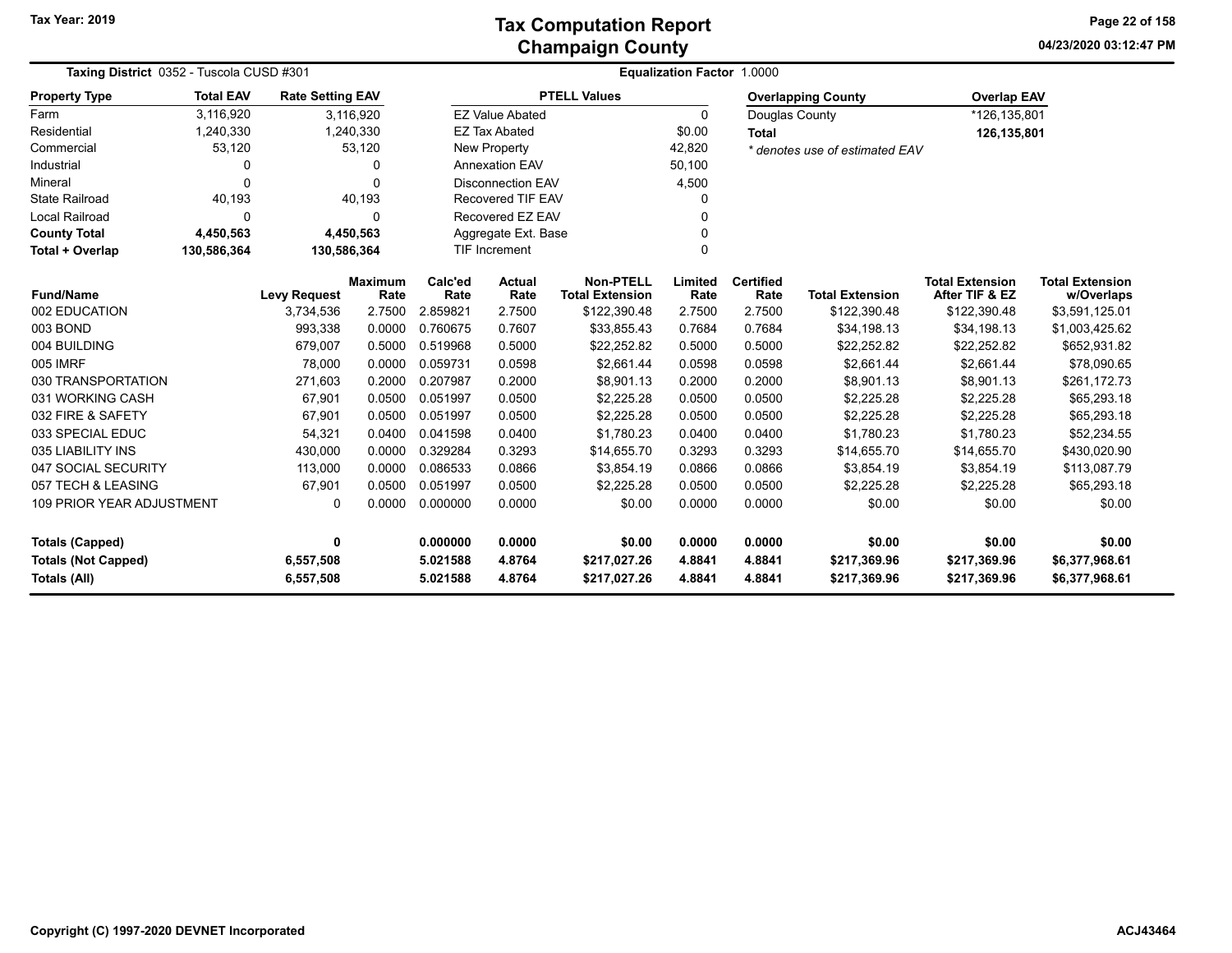# Tax Computation Report
## Champaign County

**Tax Year: 2019**

04/23/2020 03:12:47 PM

**Taxing District** 0352 - Tuscola CUSD #301

**Equalization Factor** 1.0000

| Property Type | Total EAV | Rate Setting EAV |
|---|---|---|
| Farm | 3,116,920 | 3,116,920 |
| Residential | 1,240,330 | 1,240,330 |
| Commercial | 53,120 | 53,120 |
| Industrial | 0 | 0 |
| Mineral | 0 | 0 |
| State Railroad | 40,193 | 40,193 |
| Local Railroad | 0 | 0 |
| **County Total** | **4,450,563** | **4,450,563** |
| **Total + Overlap** | **130,586,364** | **130,586,364** |

| PTELL Values | |
|---|---|
| EZ Value Abated | 0 |
| EZ Tax Abated | $0.00 |
| New Property | 42,820 |
| Annexation EAV | 50,100 |
| Disconnection EAV | 4,500 |
| Recovered TIF EAV | 0 |
| Recovered EZ EAV | 0 |
| Aggregate Ext. Base | 0 |
| TIF Increment | 0 |

| Overlapping County | Overlap EAV |
|---|---|
| Douglas County | *126,135,801 |
| **Total** | **126,135,801** |

*\* denotes use of estimated EAV*

| Fund/Name | Levy Request | Maximum Rate | Calc'ed Rate | Actual Rate | Non-PTELL Total Extension | Limited Rate | Certified Rate | Total Extension | Total Extension After TIF & EZ | Total Extension w/Overlaps |
|---|---|---|---|---|---|---|---|---|---|---|
| 002 EDUCATION | 3,734,536 | 2.7500 | 2.859821 | 2.7500 | $122,390.48 | 2.7500 | 2.7500 | $122,390.48 | $122,390.48 | $3,591,125.01 |
| 003 BOND | 993,338 | 0.0000 | 0.760675 | 0.7607 | $33,855.43 | 0.7684 | 0.7684 | $34,198.13 | $34,198.13 | $1,003,425.62 |
| 004 BUILDING | 679,007 | 0.5000 | 0.519968 | 0.5000 | $22,252.82 | 0.5000 | 0.5000 | $22,252.82 | $22,252.82 | $652,931.82 |
| 005 IMRF | 78,000 | 0.0000 | 0.059731 | 0.0598 | $2,661.44 | 0.0598 | 0.0598 | $2,661.44 | $2,661.44 | $78,090.65 |
| 030 TRANSPORTATION | 271,603 | 0.2000 | 0.207987 | 0.2000 | $8,901.13 | 0.2000 | 0.2000 | $8,901.13 | $8,901.13 | $261,172.73 |
| 031 WORKING CASH | 67,901 | 0.0500 | 0.051997 | 0.0500 | $2,225.28 | 0.0500 | 0.0500 | $2,225.28 | $2,225.28 | $65,293.18 |
| 032 FIRE & SAFETY | 67,901 | 0.0500 | 0.051997 | 0.0500 | $2,225.28 | 0.0500 | 0.0500 | $2,225.28 | $2,225.28 | $65,293.18 |
| 033 SPECIAL EDUC | 54,321 | 0.0400 | 0.041598 | 0.0400 | $1,780.23 | 0.0400 | 0.0400 | $1,780.23 | $1,780.23 | $52,234.55 |
| 035 LIABILITY INS | 430,000 | 0.0000 | 0.329284 | 0.3293 | $14,655.70 | 0.3293 | 0.3293 | $14,655.70 | $14,655.70 | $430,020.90 |
| 047 SOCIAL SECURITY | 113,000 | 0.0000 | 0.086533 | 0.0866 | $3,854.19 | 0.0866 | 0.0866 | $3,854.19 | $3,854.19 | $113,087.79 |
| 057 TECH & LEASING | 67,901 | 0.0500 | 0.051997 | 0.0500 | $2,225.28 | 0.0500 | 0.0500 | $2,225.28 | $2,225.28 | $65,293.18 |
| 109 PRIOR YEAR ADJUSTMENT | 0 | 0.0000 | 0.000000 | 0.0000 | $0.00 | 0.0000 | 0.0000 | $0.00 | $0.00 | $0.00 |
| **Totals (Capped)** | **0** | | **0.000000** | **0.0000** | **$0.00** | **0.0000** | **0.0000** | **$0.00** | **$0.00** | **$0.00** |
| **Totals (Not Capped)** | **6,557,508** | | **5.021588** | **4.8764** | **$217,027.26** | **4.8841** | **4.8841** | **$217,369.96** | **$217,369.96** | **$6,377,968.61** |
| **Totals (All)** | **6,557,508** | | **5.021588** | **4.8764** | **$217,027.26** | **4.8841** | **4.8841** | **$217,369.96** | **$217,369.96** | **$6,377,968.61** |

Copyright (C) 1997-2020 DEVNET Incorporated

ACJ43464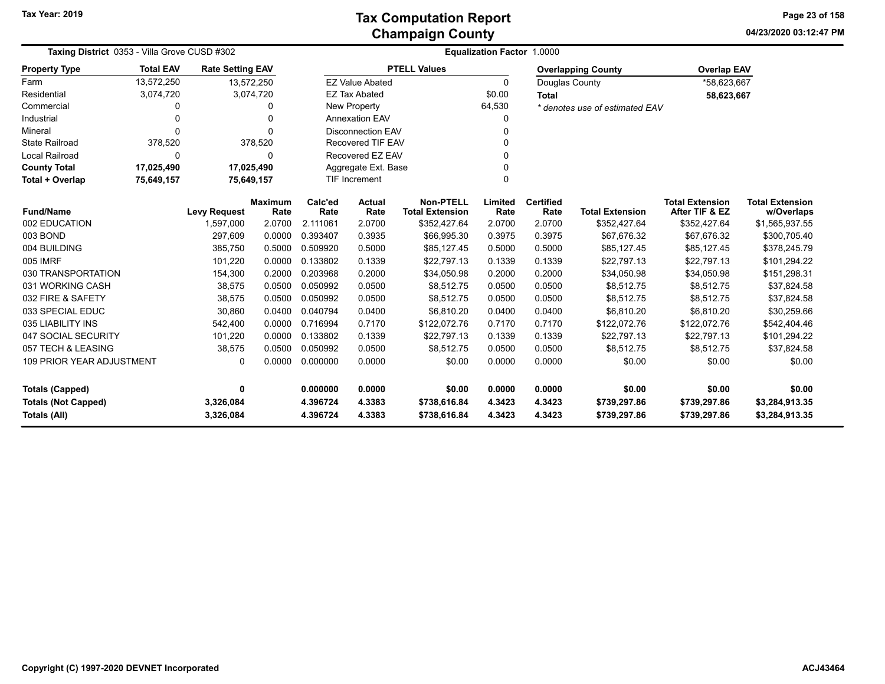# Tax Computation Report
## Champaign County

Tax Year: 2019

04/23/2020 03:12:47 PM

**Taxing District** 0353 - Villa Grove CUSD #302 | **Equalization Factor** 1.0000

| Property Type | Total EAV | Rate Setting EAV |
|---|---|---|
| Farm | 13,572,250 | 13,572,250 |
| Residential | 3,074,720 | 3,074,720 |
| Commercial | 0 | 0 |
| Industrial | 0 | 0 |
| Mineral | 0 | 0 |
| State Railroad | 378,520 | 378,520 |
| Local Railroad | 0 | 0 |
| **County Total** | **17,025,490** | **17,025,490** |
| **Total + Overlap** | **75,649,157** | **75,649,157** |

| PTELL Values | |
|---|---|
| EZ Value Abated | 0 |
| EZ Tax Abated | $0.00 |
| New Property | 64,530 |
| Annexation EAV | 0 |
| Disconnection EAV | 0 |
| Recovered TIF EAV | 0 |
| Recovered EZ EAV | 0 |
| Aggregate Ext. Base | 0 |
| TIF Increment | 0 |

| Overlapping County | Overlap EAV |
|---|---|
| Douglas County | *58,623,667 |
| **Total** | **58,623,667** |

*\* denotes use of estimated EAV*

| Fund/Name | Levy Request | Maximum Rate | Calc'ed Rate | Actual Rate | Non-PTELL Total Extension | Limited Rate | Certified Rate | Total Extension | Total Extension After TIF & EZ | Total Extension w/Overlaps |
|---|---|---|---|---|---|---|---|---|---|---|
| 002 EDUCATION | 1,597,000 | 2.0700 | 2.111061 | 2.0700 | $352,427.64 | 2.0700 | 2.0700 | $352,427.64 | $352,427.64 | $1,565,937.55 |
| 003 BOND | 297,609 | 0.0000 | 0.393407 | 0.3935 | $66,995.30 | 0.3975 | 0.3975 | $67,676.32 | $67,676.32 | $300,705.40 |
| 004 BUILDING | 385,750 | 0.5000 | 0.509920 | 0.5000 | $85,127.45 | 0.5000 | 0.5000 | $85,127.45 | $85,127.45 | $378,245.79 |
| 005 IMRF | 101,220 | 0.0000 | 0.133802 | 0.1339 | $22,797.13 | 0.1339 | 0.1339 | $22,797.13 | $22,797.13 | $101,294.22 |
| 030 TRANSPORTATION | 154,300 | 0.2000 | 0.203968 | 0.2000 | $34,050.98 | 0.2000 | 0.2000 | $34,050.98 | $34,050.98 | $151,298.31 |
| 031 WORKING CASH | 38,575 | 0.0500 | 0.050992 | 0.0500 | $8,512.75 | 0.0500 | 0.0500 | $8,512.75 | $8,512.75 | $37,824.58 |
| 032 FIRE & SAFETY | 38,575 | 0.0500 | 0.050992 | 0.0500 | $8,512.75 | 0.0500 | 0.0500 | $8,512.75 | $8,512.75 | $37,824.58 |
| 033 SPECIAL EDUC | 30,860 | 0.0400 | 0.040794 | 0.0400 | $6,810.20 | 0.0400 | 0.0400 | $6,810.20 | $6,810.20 | $30,259.66 |
| 035 LIABILITY INS | 542,400 | 0.0000 | 0.716994 | 0.7170 | $122,072.76 | 0.7170 | 0.7170 | $122,072.76 | $122,072.76 | $542,404.46 |
| 047 SOCIAL SECURITY | 101,220 | 0.0000 | 0.133802 | 0.1339 | $22,797.13 | 0.1339 | 0.1339 | $22,797.13 | $22,797.13 | $101,294.22 |
| 057 TECH & LEASING | 38,575 | 0.0500 | 0.050992 | 0.0500 | $8,512.75 | 0.0500 | 0.0500 | $8,512.75 | $8,512.75 | $37,824.58 |
| 109 PRIOR YEAR ADJUSTMENT | 0 | 0.0000 | 0.000000 | 0.0000 | $0.00 | 0.0000 | 0.0000 | $0.00 | $0.00 | $0.00 |
| **Totals (Capped)** | **0** | | **0.000000** | **0.0000** | **$0.00** | **0.0000** | **0.0000** | **$0.00** | **$0.00** | **$0.00** |
| **Totals (Not Capped)** | **3,326,084** | | **4.396724** | **4.3383** | **$738,616.84** | **4.3423** | **4.3423** | **$739,297.86** | **$739,297.86** | **$3,284,913.35** |
| **Totals (All)** | **3,326,084** | | **4.396724** | **4.3383** | **$738,616.84** | **4.3423** | **4.3423** | **$739,297.86** | **$739,297.86** | **$3,284,913.35** |

Copyright (C) 1997-2020 DEVNET Incorporated

ACJ43464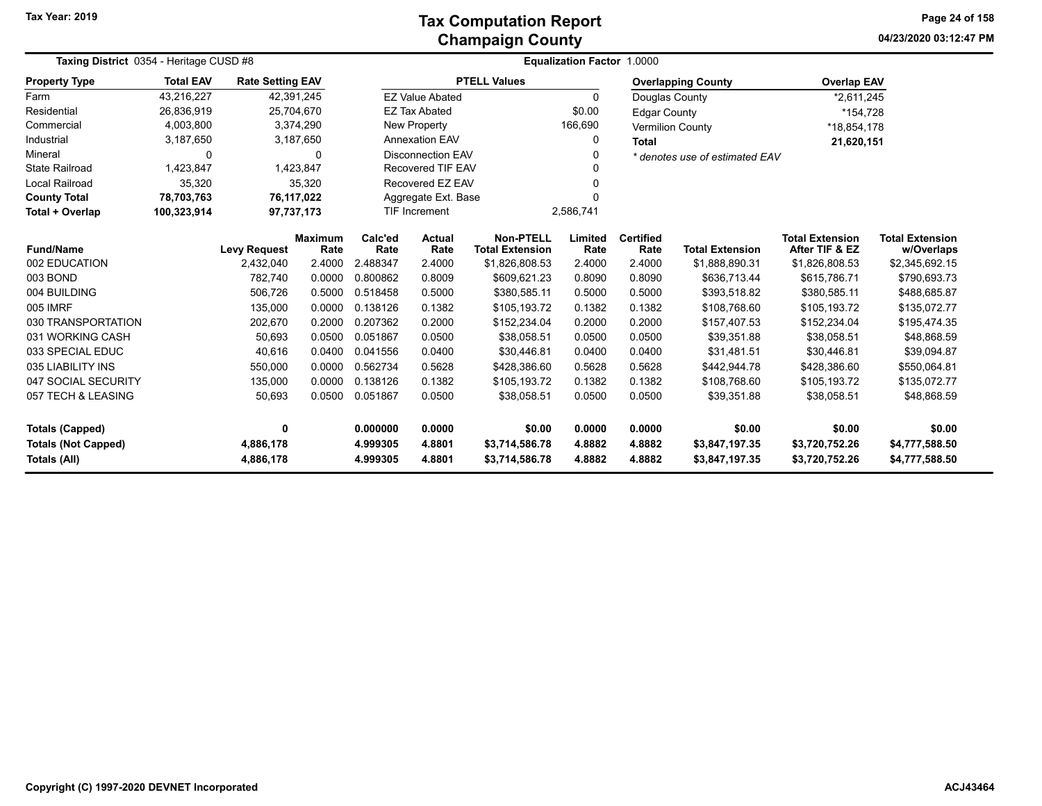# Tax Computation Report
## Champaign County

Tax Year: 2019

04/23/2020 03:12:47 PM

**Taxing District** 0354 - Heritage CUSD #8

**Equalization Factor** 1.0000

| Property Type | Total EAV | Rate Setting EAV |
|---|---|---|
| Farm | 43,216,227 | 42,391,245 |
| Residential | 26,836,919 | 25,704,670 |
| Commercial | 4,003,800 | 3,374,290 |
| Industrial | 3,187,650 | 3,187,650 |
| Mineral | 0 | 0 |
| State Railroad | 1,423,847 | 1,423,847 |
| Local Railroad | 35,320 | 35,320 |
| **County Total** | **78,703,763** | **76,117,022** |
| **Total + Overlap** | **100,323,914** | **97,737,173** |

| PTELL Values | |
|---|---|
| EZ Value Abated | 0 |
| EZ Tax Abated | $0.00 |
| New Property | 166,690 |
| Annexation EAV | 0 |
| Disconnection EAV | 0 |
| Recovered TIF EAV | 0 |
| Recovered EZ EAV | 0 |
| Aggregate Ext. Base | 0 |
| TIF Increment | 2,586,741 |

| Overlapping County | Overlap EAV |
|---|---|
| Douglas County | *2,611,245 |
| Edgar County | *154,728 |
| Vermilion County | *18,854,178 |
| **Total** | **21,620,151** |

*\* denotes use of estimated EAV*

| Fund/Name | Levy Request | Maximum Rate | Calc'ed Rate | Actual Rate | Non-PTELL Total Extension | Limited Rate | Certified Rate | Total Extension | Total Extension After TIF & EZ | Total Extension w/Overlaps |
|---|---|---|---|---|---|---|---|---|---|---|
| 002 EDUCATION | 2,432,040 | 2.4000 | 2.488347 | 2.4000 | $1,826,808.53 | 2.4000 | 2.4000 | $1,888,890.31 | $1,826,808.53 | $2,345,692.15 |
| 003 BOND | 782,740 | 0.0000 | 0.800862 | 0.8009 | $609,621.23 | 0.8090 | 0.8090 | $636,713.44 | $615,786.71 | $790,693.73 |
| 004 BUILDING | 506,726 | 0.5000 | 0.518458 | 0.5000 | $380,585.11 | 0.5000 | 0.5000 | $393,518.82 | $380,585.11 | $488,685.87 |
| 005 IMRF | 135,000 | 0.0000 | 0.138126 | 0.1382 | $105,193.72 | 0.1382 | 0.1382 | $108,768.60 | $105,193.72 | $135,072.77 |
| 030 TRANSPORTATION | 202,670 | 0.2000 | 0.207362 | 0.2000 | $152,234.04 | 0.2000 | 0.2000 | $157,407.53 | $152,234.04 | $195,474.35 |
| 031 WORKING CASH | 50,693 | 0.0500 | 0.051867 | 0.0500 | $38,058.51 | 0.0500 | 0.0500 | $39,351.88 | $38,058.51 | $48,868.59 |
| 033 SPECIAL EDUC | 40,616 | 0.0400 | 0.041556 | 0.0400 | $30,446.81 | 0.0400 | 0.0400 | $31,481.51 | $30,446.81 | $39,094.87 |
| 035 LIABILITY INS | 550,000 | 0.0000 | 0.562734 | 0.5628 | $428,386.60 | 0.5628 | 0.5628 | $442,944.78 | $428,386.60 | $550,064.81 |
| 047 SOCIAL SECURITY | 135,000 | 0.0000 | 0.138126 | 0.1382 | $105,193.72 | 0.1382 | 0.1382 | $108,768.60 | $105,193.72 | $135,072.77 |
| 057 TECH & LEASING | 50,693 | 0.0500 | 0.051867 | 0.0500 | $38,058.51 | 0.0500 | 0.0500 | $39,351.88 | $38,058.51 | $48,868.59 |
| **Totals (Capped)** | **0** | | **0.000000** | **0.0000** | **$0.00** | **0.0000** | **0.0000** | **$0.00** | **$0.00** | **$0.00** |
| **Totals (Not Capped)** | **4,886,178** | | **4.999305** | **4.8801** | **$3,714,586.78** | **4.8882** | **4.8882** | **$3,847,197.35** | **$3,720,752.26** | **$4,777,588.50** |
| **Totals (All)** | **4,886,178** | | **4.999305** | **4.8801** | **$3,714,586.78** | **4.8882** | **4.8882** | **$3,847,197.35** | **$3,720,752.26** | **$4,777,588.50** |

Copyright (C) 1997-2020 DEVNET Incorporated

ACJ43464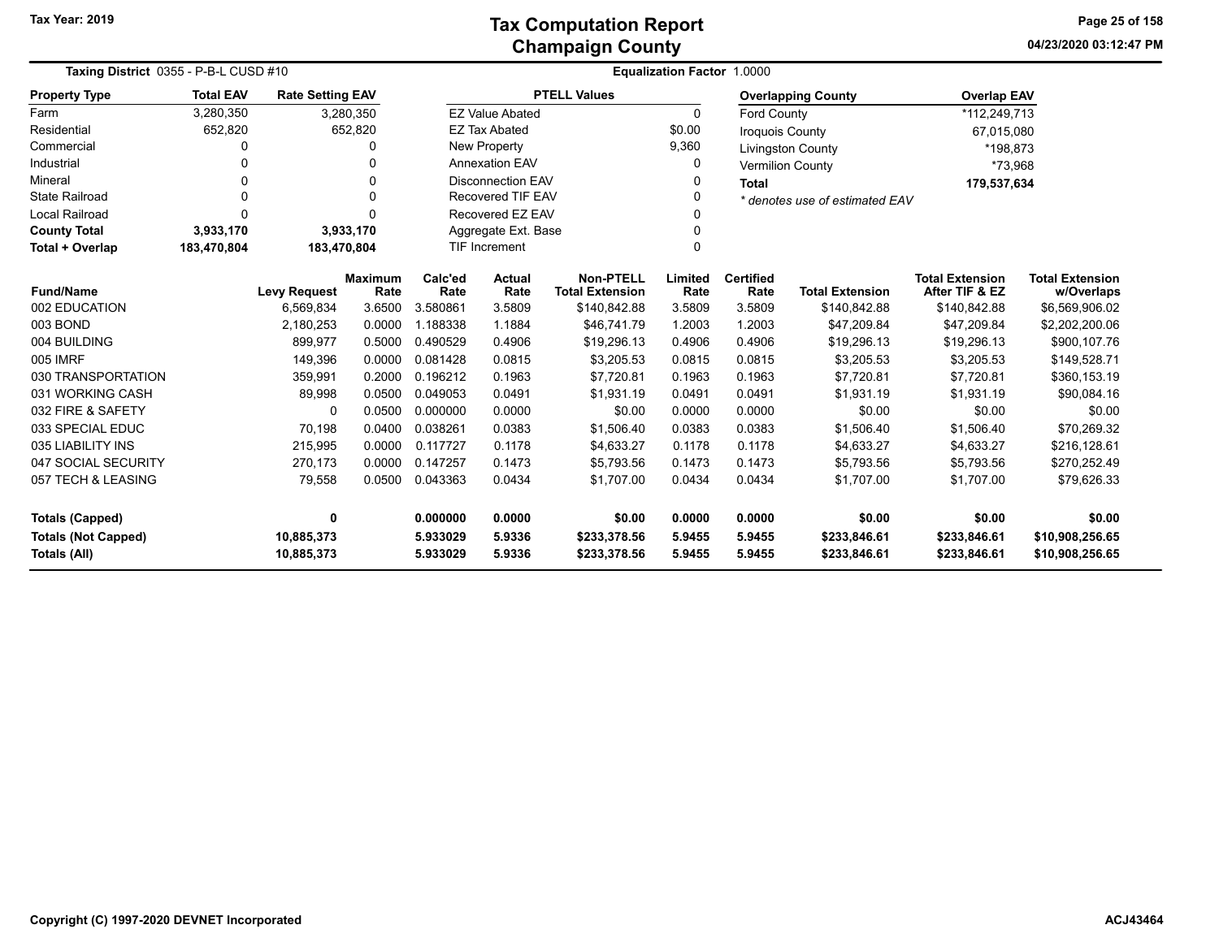**Tax Year: 2019**

# Tax Computation Report
## Champaign County

04/23/2020 03:12:47 PM

**Taxing District** 0355 - P-B-L CUSD #10 **Equalization Factor** 1.0000

| Property Type | Total EAV | Rate Setting EAV |
|---|---|---|
| Farm | 3,280,350 | 3,280,350 |
| Residential | 652,820 | 652,820 |
| Commercial | 0 | 0 |
| Industrial | 0 | 0 |
| Mineral | 0 | 0 |
| State Railroad | 0 | 0 |
| Local Railroad | 0 | 0 |
| **County Total** | **3,933,170** | **3,933,170** |
| **Total + Overlap** | **183,470,804** | **183,470,804** |

| PTELL Values | |
|---|---|
| EZ Value Abated | 0 |
| EZ Tax Abated | $0.00 |
| New Property | 9,360 |
| Annexation EAV | 0 |
| Disconnection EAV | 0 |
| Recovered TIF EAV | 0 |
| Recovered EZ EAV | 0 |
| Aggregate Ext. Base | 0 |
| TIF Increment | 0 |

| Overlapping County | Overlap EAV |
|---|---|
| Ford County | *112,249,713 |
| Iroquois County | 67,015,080 |
| Livingston County | *198,873 |
| Vermilion County | *73,968 |
| **Total** | **179,537,634** |

*\* denotes use of estimated EAV*

| Fund/Name | Levy Request | Maximum Rate | Calc'ed Rate | Actual Rate | Non-PTELL Total Extension | Limited Rate | Certified Rate | Total Extension | Total Extension After TIF & EZ | Total Extension w/Overlaps |
|---|---|---|---|---|---|---|---|---|---|---|
| 002 EDUCATION | 6,569,834 | 3.6500 | 3.580861 | 3.5809 | $140,842.88 | 3.5809 | 3.5809 | $140,842.88 | $140,842.88 | $6,569,906.02 |
| 003 BOND | 2,180,253 | 0.0000 | 1.188338 | 1.1884 | $46,741.79 | 1.2003 | 1.2003 | $47,209.84 | $47,209.84 | $2,202,200.06 |
| 004 BUILDING | 899,977 | 0.5000 | 0.490529 | 0.4906 | $19,296.13 | 0.4906 | 0.4906 | $19,296.13 | $19,296.13 | $900,107.76 |
| 005 IMRF | 149,396 | 0.0000 | 0.081428 | 0.0815 | $3,205.53 | 0.0815 | 0.0815 | $3,205.53 | $3,205.53 | $149,528.71 |
| 030 TRANSPORTATION | 359,991 | 0.2000 | 0.196212 | 0.1963 | $7,720.81 | 0.1963 | 0.1963 | $7,720.81 | $7,720.81 | $360,153.19 |
| 031 WORKING CASH | 89,998 | 0.0500 | 0.049053 | 0.0491 | $1,931.19 | 0.0491 | 0.0491 | $1,931.19 | $1,931.19 | $90,084.16 |
| 032 FIRE & SAFETY | 0 | 0.0500 | 0.000000 | 0.0000 | $0.00 | 0.0000 | 0.0000 | $0.00 | $0.00 | $0.00 |
| 033 SPECIAL EDUC | 70,198 | 0.0400 | 0.038261 | 0.0383 | $1,506.40 | 0.0383 | 0.0383 | $1,506.40 | $1,506.40 | $70,269.32 |
| 035 LIABILITY INS | 215,995 | 0.0000 | 0.117727 | 0.1178 | $4,633.27 | 0.1178 | 0.1178 | $4,633.27 | $4,633.27 | $216,128.61 |
| 047 SOCIAL SECURITY | 270,173 | 0.0000 | 0.147257 | 0.1473 | $5,793.56 | 0.1473 | 0.1473 | $5,793.56 | $5,793.56 | $270,252.49 |
| 057 TECH & LEASING | 79,558 | 0.0500 | 0.043363 | 0.0434 | $1,707.00 | 0.0434 | 0.0434 | $1,707.00 | $1,707.00 | $79,626.33 |
| **Totals (Capped)** | **0** | | **0.000000** | **0.0000** | **$0.00** | **0.0000** | **0.0000** | **$0.00** | **$0.00** | **$0.00** |
| **Totals (Not Capped)** | **10,885,373** | | **5.933029** | **5.9336** | **$233,378.56** | **5.9455** | **5.9455** | **$233,846.61** | **$233,846.61** | **$10,908,256.65** |
| **Totals (All)** | **10,885,373** | | **5.933029** | **5.9336** | **$233,378.56** | **5.9455** | **5.9455** | **$233,846.61** | **$233,846.61** | **$10,908,256.65** |

Copyright (C) 1997-2020 DEVNET Incorporated

ACJ43464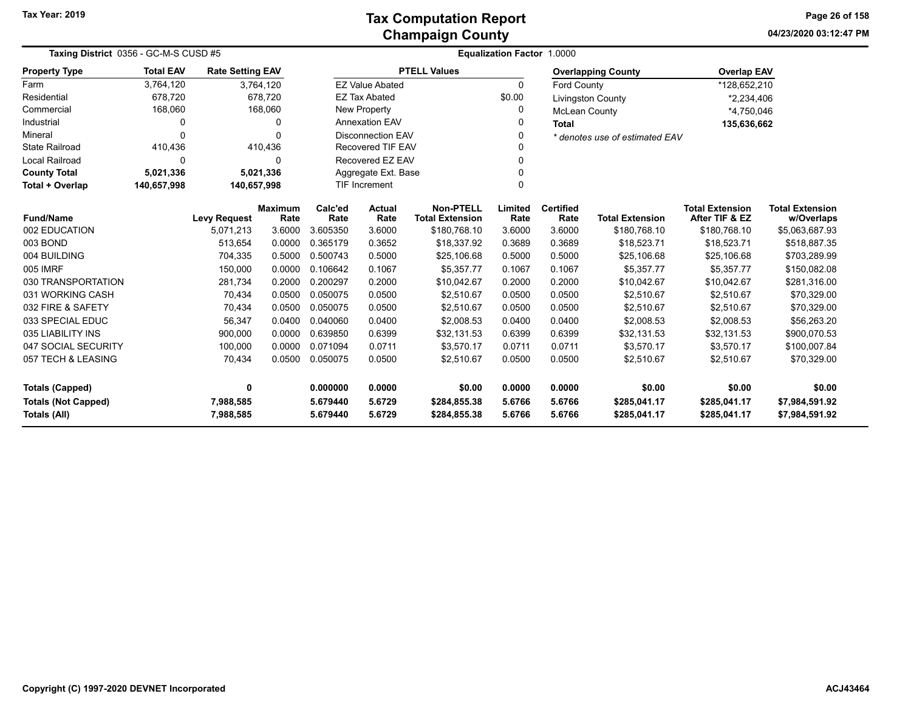Tax Year: 2019

# Tax Computation Report
## Champaign County

04/23/2020 03:12:47 PM

**Taxing District** 0356 - GC-M-S CUSD #5

**Equalization Factor** 1.0000

| Property Type | Total EAV | Rate Setting EAV |
|---|---|---|
| Farm | 3,764,120 | 3,764,120 |
| Residential | 678,720 | 678,720 |
| Commercial | 168,060 | 168,060 |
| Industrial | 0 | 0 |
| Mineral | 0 | 0 |
| State Railroad | 410,436 | 410,436 |
| Local Railroad | 0 | 0 |
| **County Total** | **5,021,336** | **5,021,336** |
| **Total + Overlap** | **140,657,998** | **140,657,998** |

| PTELL Values | |
|---|---|
| EZ Value Abated | 0 |
| EZ Tax Abated | $0.00 |
| New Property | 0 |
| Annexation EAV | 0 |
| Disconnection EAV | 0 |
| Recovered TIF EAV | 0 |
| Recovered EZ EAV | 0 |
| Aggregate Ext. Base | 0 |
| TIF Increment | 0 |

| Overlapping County | Overlap EAV |
|---|---|
| Ford County | *128,652,210 |
| Livingston County | *2,234,406 |
| McLean County | *4,750,046 |
| **Total** | **135,636,662** |

*\* denotes use of estimated EAV*

| Fund/Name | Levy Request | Maximum Rate | Calc'ed Rate | Actual Rate | Non-PTELL Total Extension | Limited Rate | Certified Rate | Total Extension | Total Extension After TIF & EZ | Total Extension w/Overlaps |
|---|---|---|---|---|---|---|---|---|---|---|
| 002 EDUCATION | 5,071,213 | 3.6000 | 3.605350 | 3.6000 | $180,768.10 | 3.6000 | 3.6000 | $180,768.10 | $180,768.10 | $5,063,687.93 |
| 003 BOND | 513,654 | 0.0000 | 0.365179 | 0.3652 | $18,337.92 | 0.3689 | 0.3689 | $18,523.71 | $18,523.71 | $518,887.35 |
| 004 BUILDING | 704,335 | 0.5000 | 0.500743 | 0.5000 | $25,106.68 | 0.5000 | 0.5000 | $25,106.68 | $25,106.68 | $703,289.99 |
| 005 IMRF | 150,000 | 0.0000 | 0.106642 | 0.1067 | $5,357.77 | 0.1067 | 0.1067 | $5,357.77 | $5,357.77 | $150,082.08 |
| 030 TRANSPORTATION | 281,734 | 0.2000 | 0.200297 | 0.2000 | $10,042.67 | 0.2000 | 0.2000 | $10,042.67 | $10,042.67 | $281,316.00 |
| 031 WORKING CASH | 70,434 | 0.0500 | 0.050075 | 0.0500 | $2,510.67 | 0.0500 | 0.0500 | $2,510.67 | $2,510.67 | $70,329.00 |
| 032 FIRE & SAFETY | 70,434 | 0.0500 | 0.050075 | 0.0500 | $2,510.67 | 0.0500 | 0.0500 | $2,510.67 | $2,510.67 | $70,329.00 |
| 033 SPECIAL EDUC | 56,347 | 0.0400 | 0.040060 | 0.0400 | $2,008.53 | 0.0400 | 0.0400 | $2,008.53 | $2,008.53 | $56,263.20 |
| 035 LIABILITY INS | 900,000 | 0.0000 | 0.639850 | 0.6399 | $32,131.53 | 0.6399 | 0.6399 | $32,131.53 | $32,131.53 | $900,070.53 |
| 047 SOCIAL SECURITY | 100,000 | 0.0000 | 0.071094 | 0.0711 | $3,570.17 | 0.0711 | 0.0711 | $3,570.17 | $3,570.17 | $100,007.84 |
| 057 TECH & LEASING | 70,434 | 0.0500 | 0.050075 | 0.0500 | $2,510.67 | 0.0500 | 0.0500 | $2,510.67 | $2,510.67 | $70,329.00 |
| **Totals (Capped)** | **0** | | **0.000000** | **0.0000** | **$0.00** | **0.0000** | **0.0000** | **$0.00** | **$0.00** | **$0.00** |
| **Totals (Not Capped)** | **7,988,585** | | **5.679440** | **5.6729** | **$284,855.38** | **5.6766** | **5.6766** | **$285,041.17** | **$285,041.17** | **$7,984,591.92** |
| **Totals (All)** | **7,988,585** | | **5.679440** | **5.6729** | **$284,855.38** | **5.6766** | **5.6766** | **$285,041.17** | **$285,041.17** | **$7,984,591.92** |

Copyright (C) 1997-2020 DEVNET Incorporated

ACJ43464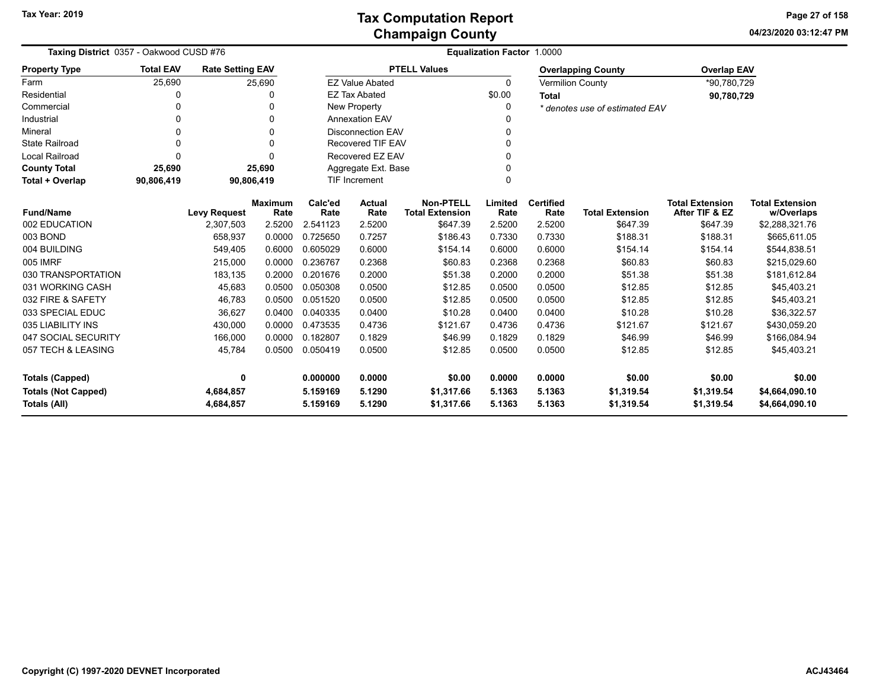# Tax Computation Report
# Champaign County

Tax Year: 2019

04/23/2020 03:12:47 PM

**Taxing District** 0357 - Oakwood CUSD #76

**Equalization Factor** 1.0000

| Property Type | Total EAV | Rate Setting EAV |
|---|---|---|
| Farm | 25,690 | 25,690 |
| Residential | 0 | 0 |
| Commercial | 0 | 0 |
| Industrial | 0 | 0 |
| Mineral | 0 | 0 |
| State Railroad | 0 | 0 |
| Local Railroad | 0 | 0 |
| **County Total** | **25,690** | **25,690** |
| **Total + Overlap** | **90,806,419** | **90,806,419** |

| PTELL Values | |
|---|---|
| EZ Value Abated | 0 |
| EZ Tax Abated | $0.00 |
| New Property | 0 |
| Annexation EAV | 0 |
| Disconnection EAV | 0 |
| Recovered TIF EAV | 0 |
| Recovered EZ EAV | 0 |
| Aggregate Ext. Base | 0 |
| TIF Increment | 0 |

| Overlapping County | Overlap EAV |
|---|---|
| Vermilion County | *90,780,729 |
| **Total** | **90,780,729** |

*\* denotes use of estimated EAV*

| Fund/Name | Levy Request | Maximum Rate | Calc'ed Rate | Actual Rate | Non-PTELL Total Extension | Limited Rate | Certified Rate | Total Extension | Total Extension After TIF & EZ | Total Extension w/Overlaps |
|---|---|---|---|---|---|---|---|---|---|---|
| 002 EDUCATION | 2,307,503 | 2.5200 | 2.541123 | 2.5200 | $647.39 | 2.5200 | 2.5200 | $647.39 | $647.39 | $2,288,321.76 |
| 003 BOND | 658,937 | 0.0000 | 0.725650 | 0.7257 | $186.43 | 0.7330 | 0.7330 | $188.31 | $188.31 | $665,611.05 |
| 004 BUILDING | 549,405 | 0.6000 | 0.605029 | 0.6000 | $154.14 | 0.6000 | 0.6000 | $154.14 | $154.14 | $544,838.51 |
| 005 IMRF | 215,000 | 0.0000 | 0.236767 | 0.2368 | $60.83 | 0.2368 | 0.2368 | $60.83 | $60.83 | $215,029.60 |
| 030 TRANSPORTATION | 183,135 | 0.2000 | 0.201676 | 0.2000 | $51.38 | 0.2000 | 0.2000 | $51.38 | $51.38 | $181,612.84 |
| 031 WORKING CASH | 45,683 | 0.0500 | 0.050308 | 0.0500 | $12.85 | 0.0500 | 0.0500 | $12.85 | $12.85 | $45,403.21 |
| 032 FIRE & SAFETY | 46,783 | 0.0500 | 0.051520 | 0.0500 | $12.85 | 0.0500 | 0.0500 | $12.85 | $12.85 | $45,403.21 |
| 033 SPECIAL EDUC | 36,627 | 0.0400 | 0.040335 | 0.0400 | $10.28 | 0.0400 | 0.0400 | $10.28 | $10.28 | $36,322.57 |
| 035 LIABILITY INS | 430,000 | 0.0000 | 0.473535 | 0.4736 | $121.67 | 0.4736 | 0.4736 | $121.67 | $121.67 | $430,059.20 |
| 047 SOCIAL SECURITY | 166,000 | 0.0000 | 0.182807 | 0.1829 | $46.99 | 0.1829 | 0.1829 | $46.99 | $46.99 | $166,084.94 |
| 057 TECH & LEASING | 45,784 | 0.0500 | 0.050419 | 0.0500 | $12.85 | 0.0500 | 0.0500 | $12.85 | $12.85 | $45,403.21 |
| **Totals (Capped)** | **0** | | **0.000000** | **0.0000** | **$0.00** | **0.0000** | **0.0000** | **$0.00** | **$0.00** | **$0.00** |
| **Totals (Not Capped)** | **4,684,857** | | **5.159169** | **5.1290** | **$1,317.66** | **5.1363** | **5.1363** | **$1,319.54** | **$1,319.54** | **$4,664,090.10** |
| **Totals (All)** | **4,684,857** | | **5.159169** | **5.1290** | **$1,317.66** | **5.1363** | **5.1363** | **$1,319.54** | **$1,319.54** | **$4,664,090.10** |

Copyright (C) 1997-2020 DEVNET Incorporated

ACJ43464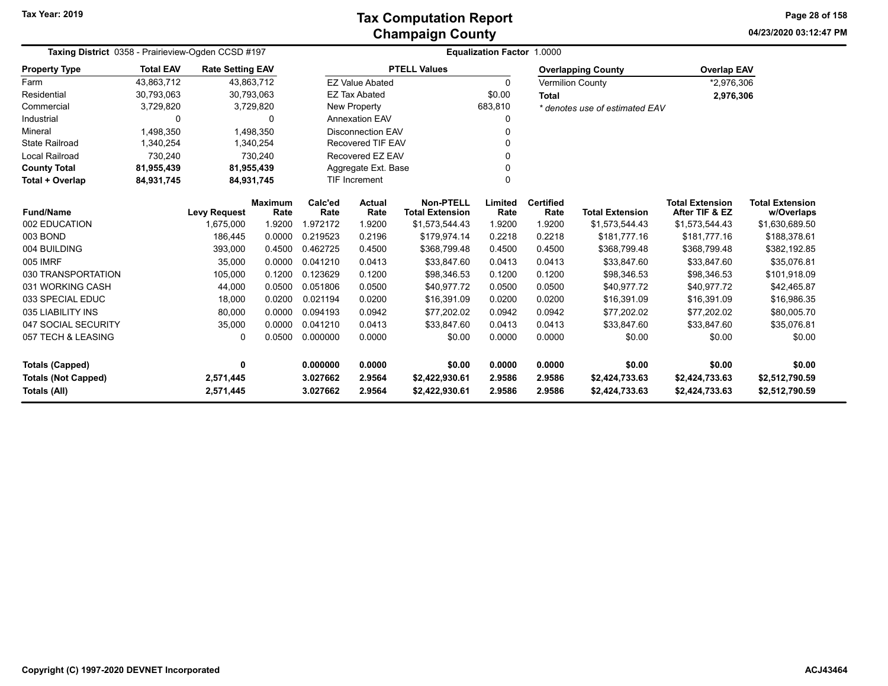# Tax Computation Report
## Champaign County

Tax Year: 2019

04/23/2020 03:12:47 PM

**Taxing District** 0358 - Prairieview-Ogden CCSD #197

**Equalization Factor** 1.0000

| Property Type | Total EAV | Rate Setting EAV |
|---|---|---|
| Farm | 43,863,712 | 43,863,712 |
| Residential | 30,793,063 | 30,793,063 |
| Commercial | 3,729,820 | 3,729,820 |
| Industrial | 0 | 0 |
| Mineral | 1,498,350 | 1,498,350 |
| State Railroad | 1,340,254 | 1,340,254 |
| Local Railroad | 730,240 | 730,240 |
| **County Total** | **81,955,439** | **81,955,439** |
| **Total + Overlap** | **84,931,745** | **84,931,745** |

| PTELL Values | |
|---|---|
| EZ Value Abated | 0 |
| EZ Tax Abated | $0.00 |
| New Property | 683,810 |
| Annexation EAV | 0 |
| Disconnection EAV | 0 |
| Recovered TIF EAV | 0 |
| Recovered EZ EAV | 0 |
| Aggregate Ext. Base | 0 |
| TIF Increment | 0 |

| Overlapping County | Overlap EAV |
|---|---|
| Vermilion County | *2,976,306 |
| **Total** | **2,976,306** |

* denotes use of estimated EAV

| Fund/Name | Levy Request | Maximum Rate | Calc'ed Rate | Actual Rate | Non-PTELL Total Extension | Limited Rate | Certified Rate | Total Extension | Total Extension After TIF & EZ | Total Extension w/Overlaps |
|---|---|---|---|---|---|---|---|---|---|---|
| 002 EDUCATION | 1,675,000 | 1.9200 | 1.972172 | 1.9200 | $1,573,544.43 | 1.9200 | 1.9200 | $1,573,544.43 | $1,573,544.43 | $1,630,689.50 |
| 003 BOND | 186,445 | 0.0000 | 0.219523 | 0.2196 | $179,974.14 | 0.2218 | 0.2218 | $181,777.16 | $181,777.16 | $188,378.61 |
| 004 BUILDING | 393,000 | 0.4500 | 0.462725 | 0.4500 | $368,799.48 | 0.4500 | 0.4500 | $368,799.48 | $368,799.48 | $382,192.85 |
| 005 IMRF | 35,000 | 0.0000 | 0.041210 | 0.0413 | $33,847.60 | 0.0413 | 0.0413 | $33,847.60 | $33,847.60 | $35,076.81 |
| 030 TRANSPORTATION | 105,000 | 0.1200 | 0.123629 | 0.1200 | $98,346.53 | 0.1200 | 0.1200 | $98,346.53 | $98,346.53 | $101,918.09 |
| 031 WORKING CASH | 44,000 | 0.0500 | 0.051806 | 0.0500 | $40,977.72 | 0.0500 | 0.0500 | $40,977.72 | $40,977.72 | $42,465.87 |
| 033 SPECIAL EDUC | 18,000 | 0.0200 | 0.021194 | 0.0200 | $16,391.09 | 0.0200 | 0.0200 | $16,391.09 | $16,391.09 | $16,986.35 |
| 035 LIABILITY INS | 80,000 | 0.0000 | 0.094193 | 0.0942 | $77,202.02 | 0.0942 | 0.0942 | $77,202.02 | $77,202.02 | $80,005.70 |
| 047 SOCIAL SECURITY | 35,000 | 0.0000 | 0.041210 | 0.0413 | $33,847.60 | 0.0413 | 0.0413 | $33,847.60 | $33,847.60 | $35,076.81 |
| 057 TECH & LEASING | 0 | 0.0500 | 0.000000 | 0.0000 | $0.00 | 0.0000 | 0.0000 | $0.00 | $0.00 | $0.00 |
| **Totals (Capped)** | **0** | | **0.000000** | **0.0000** | **$0.00** | **0.0000** | **0.0000** | **$0.00** | **$0.00** | **$0.00** |
| **Totals (Not Capped)** | **2,571,445** | | **3.027662** | **2.9564** | **$2,422,930.61** | **2.9586** | **2.9586** | **$2,424,733.63** | **$2,424,733.63** | **$2,512,790.59** |
| **Totals (All)** | **2,571,445** | | **3.027662** | **2.9564** | **$2,422,930.61** | **2.9586** | **2.9586** | **$2,424,733.63** | **$2,424,733.63** | **$2,512,790.59** |

Copyright (C) 1997-2020 DEVNET Incorporated

ACJ43464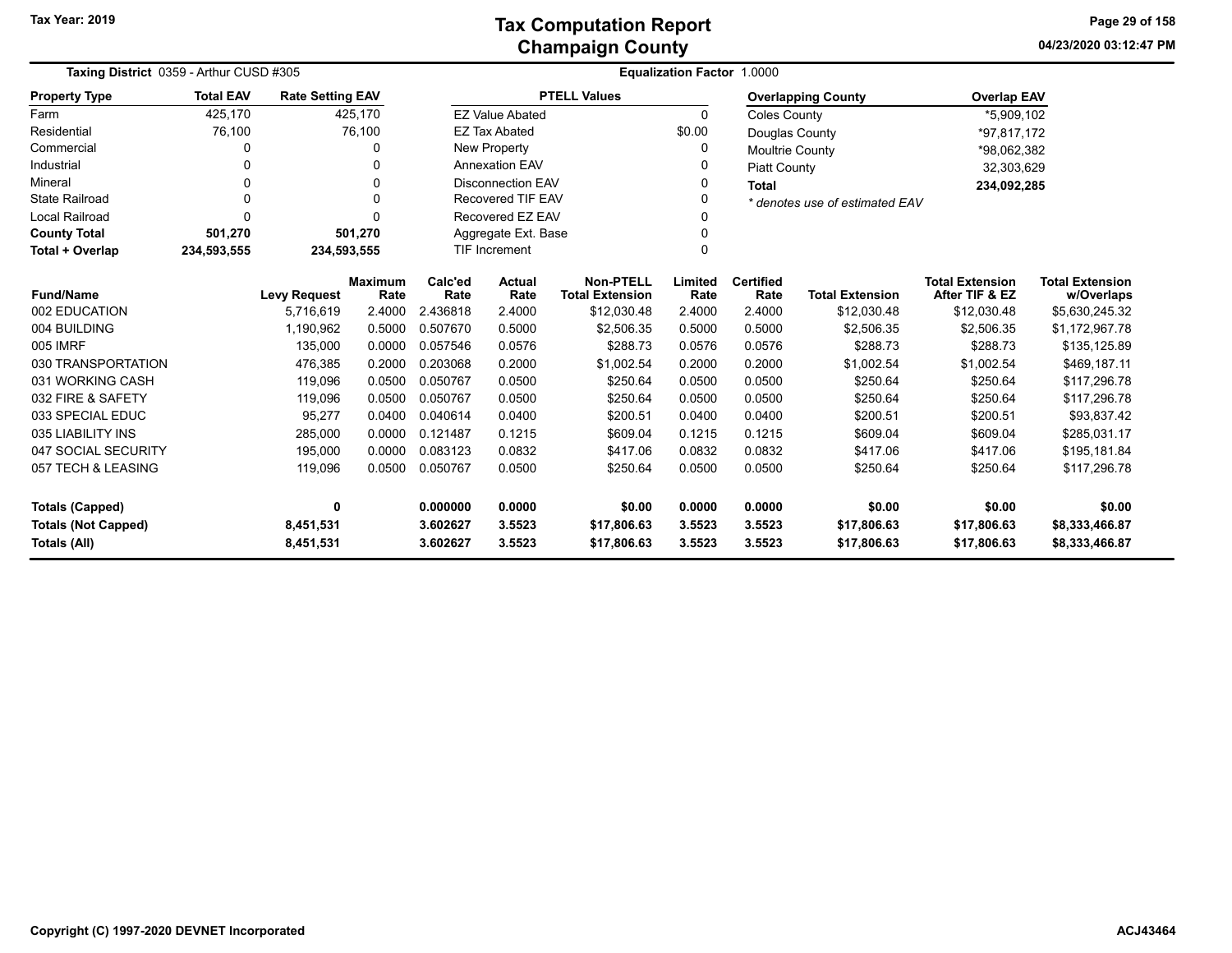Tax Year: 2019

# Tax Computation Report
## Champaign County

04/23/2020 03:12:47 PM

**Taxing District** 0359 - Arthur CUSD #305 **Equalization Factor** 1.0000

| Property Type | Total EAV | Rate Setting EAV |
|---|---|---|
| Farm | 425,170 | 425,170 |
| Residential | 76,100 | 76,100 |
| Commercial | 0 | 0 |
| Industrial | 0 | 0 |
| Mineral | 0 | 0 |
| State Railroad | 0 | 0 |
| Local Railroad | 0 | 0 |
| **County Total** | **501,270** | **501,270** |
| **Total + Overlap** | **234,593,555** | **234,593,555** |

| PTELL Values | |
|---|---|
| EZ Value Abated | 0 |
| EZ Tax Abated | $0.00 |
| New Property | 0 |
| Annexation EAV | 0 |
| Disconnection EAV | 0 |
| Recovered TIF EAV | 0 |
| Recovered EZ EAV | 0 |
| Aggregate Ext. Base | 0 |
| TIF Increment | 0 |

| Overlapping County | Overlap EAV |
|---|---|
| Coles County | *5,909,102 |
| Douglas County | *97,817,172 |
| Moultrie County | *98,062,382 |
| Piatt County | 32,303,629 |
| **Total** | **234,092,285** |

*\* denotes use of estimated EAV*

| Fund/Name | Levy Request | Maximum Rate | Calc'ed Rate | Actual Rate | Non-PTELL Total Extension | Limited Rate | Certified Rate | Total Extension | Total Extension After TIF & EZ | Total Extension w/Overlaps |
|---|---|---|---|---|---|---|---|---|---|---|
| 002 EDUCATION | 5,716,619 | 2.4000 | 2.436818 | 2.4000 | $12,030.48 | 2.4000 | 2.4000 | $12,030.48 | $12,030.48 | $5,630,245.32 |
| 004 BUILDING | 1,190,962 | 0.5000 | 0.507670 | 0.5000 | $2,506.35 | 0.5000 | 0.5000 | $2,506.35 | $2,506.35 | $1,172,967.78 |
| 005 IMRF | 135,000 | 0.0000 | 0.057546 | 0.0576 | $288.73 | 0.0576 | 0.0576 | $288.73 | $288.73 | $135,125.89 |
| 030 TRANSPORTATION | 476,385 | 0.2000 | 0.203068 | 0.2000 | $1,002.54 | 0.2000 | 0.2000 | $1,002.54 | $1,002.54 | $469,187.11 |
| 031 WORKING CASH | 119,096 | 0.0500 | 0.050767 | 0.0500 | $250.64 | 0.0500 | 0.0500 | $250.64 | $250.64 | $117,296.78 |
| 032 FIRE & SAFETY | 119,096 | 0.0500 | 0.050767 | 0.0500 | $250.64 | 0.0500 | 0.0500 | $250.64 | $250.64 | $117,296.78 |
| 033 SPECIAL EDUC | 95,277 | 0.0400 | 0.040614 | 0.0400 | $200.51 | 0.0400 | 0.0400 | $200.51 | $200.51 | $93,837.42 |
| 035 LIABILITY INS | 285,000 | 0.0000 | 0.121487 | 0.1215 | $609.04 | 0.1215 | 0.1215 | $609.04 | $609.04 | $285,031.17 |
| 047 SOCIAL SECURITY | 195,000 | 0.0000 | 0.083123 | 0.0832 | $417.06 | 0.0832 | 0.0832 | $417.06 | $417.06 | $195,181.84 |
| 057 TECH & LEASING | 119,096 | 0.0500 | 0.050767 | 0.0500 | $250.64 | 0.0500 | 0.0500 | $250.64 | $250.64 | $117,296.78 |
| **Totals (Capped)** | **0** | | **0.000000** | **0.0000** | **$0.00** | **0.0000** | **0.0000** | **$0.00** | **$0.00** | **$0.00** |
| **Totals (Not Capped)** | **8,451,531** | | **3.602627** | **3.5523** | **$17,806.63** | **3.5523** | **3.5523** | **$17,806.63** | **$17,806.63** | **$8,333,466.87** |
| **Totals (All)** | **8,451,531** | | **3.602627** | **3.5523** | **$17,806.63** | **3.5523** | **3.5523** | **$17,806.63** | **$17,806.63** | **$8,333,466.87** |

Copyright (C) 1997-2020 DEVNET Incorporated

ACJ43464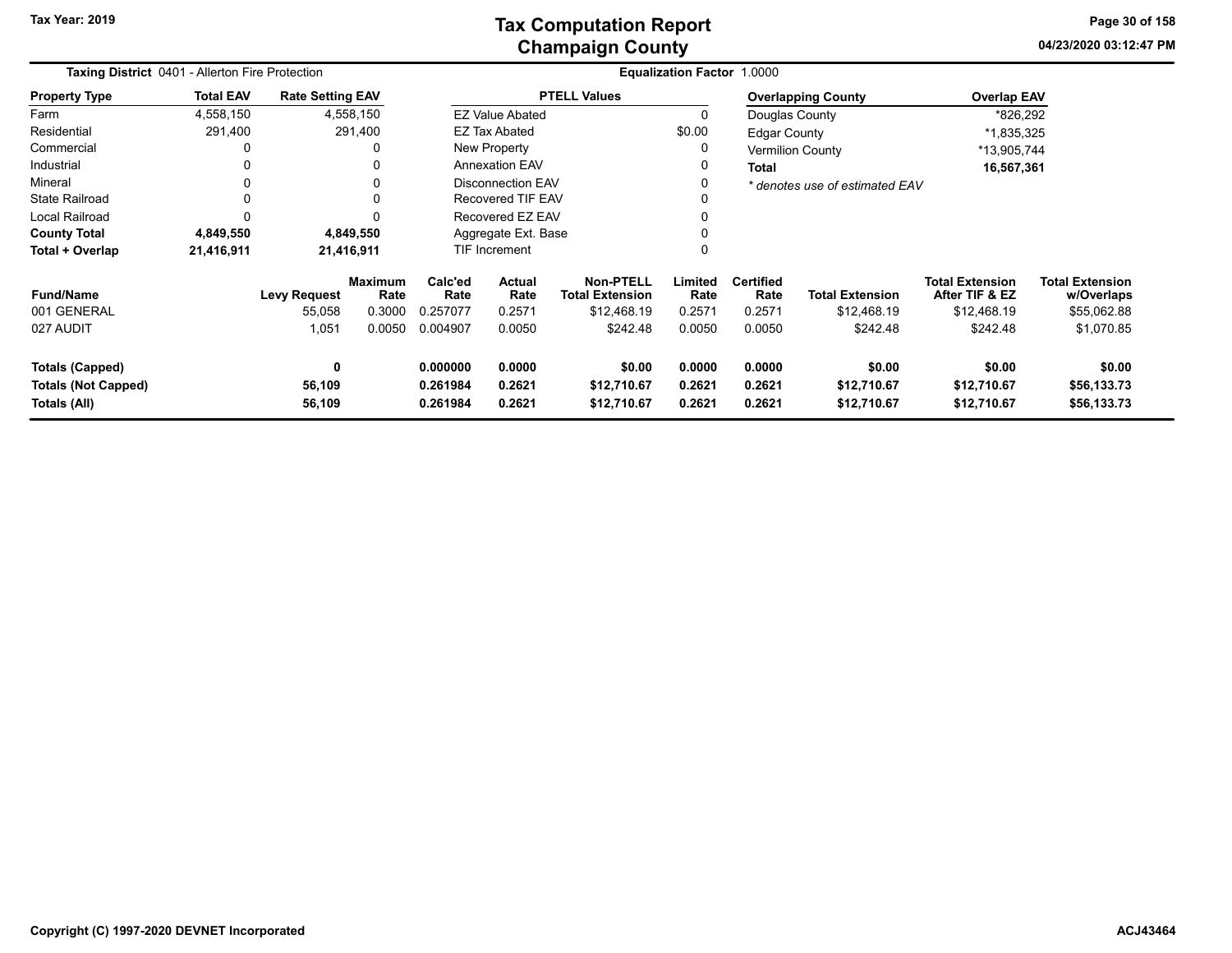# Tax Computation Report
## Champaign County

Tax Year: 2019

04/23/2020 03:12:47 PM

**Taxing District** 0401 - Allerton Fire Protection

**Equalization Factor** 1.0000

| Property Type | Total EAV | Rate Setting EAV |
|---|---|---|
| Farm | 4,558,150 | 4,558,150 |
| Residential | 291,400 | 291,400 |
| Commercial | 0 | 0 |
| Industrial | 0 | 0 |
| Mineral | 0 | 0 |
| State Railroad | 0 | 0 |
| Local Railroad | 0 | 0 |
| **County Total** | **4,849,550** | **4,849,550** |
| **Total + Overlap** | **21,416,911** | **21,416,911** |

| PTELL Values | |
|---|---|
| EZ Value Abated | 0 |
| EZ Tax Abated | $0.00 |
| New Property | 0 |
| Annexation EAV | 0 |
| Disconnection EAV | 0 |
| Recovered TIF EAV | 0 |
| Recovered EZ EAV | 0 |
| Aggregate Ext. Base | 0 |
| TIF Increment | 0 |

| Overlapping County | Overlap EAV |
|---|---|
| Douglas County | *826,292 |
| Edgar County | *1,835,325 |
| Vermilion County | *13,905,744 |
| **Total** | **16,567,361** |

*\* denotes use of estimated EAV*

| Fund/Name | Levy Request | Maximum Rate | Calc'ed Rate | Actual Rate | Non-PTELL Total Extension | Limited Rate | Certified Rate | Total Extension | Total Extension After TIF & EZ | Total Extension w/Overlaps |
|---|---|---|---|---|---|---|---|---|---|---|
| 001 GENERAL | 55,058 | 0.3000 | 0.257077 | 0.2571 | $12,468.19 | 0.2571 | 0.2571 | $12,468.19 | $12,468.19 | $55,062.88 |
| 027 AUDIT | 1,051 | 0.0050 | 0.004907 | 0.0050 | $242.48 | 0.0050 | 0.0050 | $242.48 | $242.48 | $1,070.85 |
| **Totals (Capped)** | **0** | | **0.000000** | **0.0000** | **$0.00** | **0.0000** | **0.0000** | **$0.00** | **$0.00** | **$0.00** |
| **Totals (Not Capped)** | **56,109** | | **0.261984** | **0.2621** | **$12,710.67** | **0.2621** | **0.2621** | **$12,710.67** | **$12,710.67** | **$56,133.73** |
| **Totals (All)** | **56,109** | | **0.261984** | **0.2621** | **$12,710.67** | **0.2621** | **0.2621** | **$12,710.67** | **$12,710.67** | **$56,133.73** |

Copyright (C) 1997-2020 DEVNET Incorporated

ACJ43464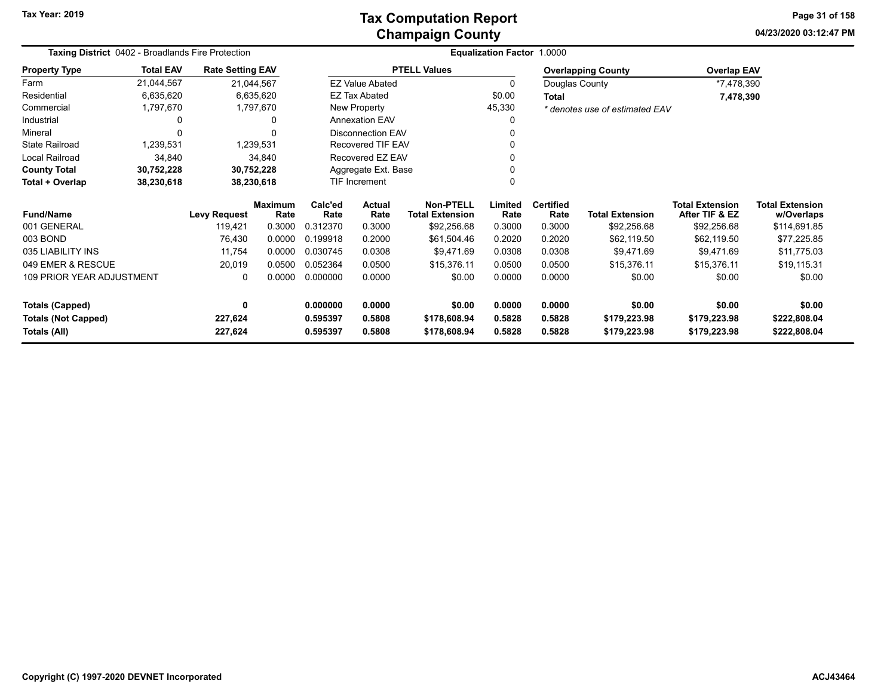# Tax Computation Report
## Champaign County

Tax Year: 2019

04/23/2020 03:12:47 PM

**Taxing District** 0402 - Broadlands Fire Protection

**Equalization Factor** 1.0000

| Property Type | Total EAV | Rate Setting EAV |
|---|---|---|
| Farm | 21,044,567 | 21,044,567 |
| Residential | 6,635,620 | 6,635,620 |
| Commercial | 1,797,670 | 1,797,670 |
| Industrial | 0 | 0 |
| Mineral | 0 | 0 |
| State Railroad | 1,239,531 | 1,239,531 |
| Local Railroad | 34,840 | 34,840 |
| **County Total** | **30,752,228** | **30,752,228** |
| **Total + Overlap** | **38,230,618** | **38,230,618** |

| PTELL Values | |
|---|---|
| EZ Value Abated | 0 |
| EZ Tax Abated | $0.00 |
| New Property | 45,330 |
| Annexation EAV | 0 |
| Disconnection EAV | 0 |
| Recovered TIF EAV | 0 |
| Recovered EZ EAV | 0 |
| Aggregate Ext. Base | 0 |
| TIF Increment | 0 |

| Overlapping County | Overlap EAV |
|---|---|
| Douglas County | *7,478,390 |
| **Total** | **7,478,390** |

*\* denotes use of estimated EAV*

| Fund/Name | Levy Request | Maximum Rate | Calc'ed Rate | Actual Rate | Non-PTELL Total Extension | Limited Rate | Certified Rate | Total Extension | Total Extension After TIF & EZ | Total Extension w/Overlaps |
|---|---|---|---|---|---|---|---|---|---|---|
| 001 GENERAL | 119,421 | 0.3000 | 0.312370 | 0.3000 | $92,256.68 | 0.3000 | 0.3000 | $92,256.68 | $92,256.68 | $114,691.85 |
| 003 BOND | 76,430 | 0.0000 | 0.199918 | 0.2000 | $61,504.46 | 0.2020 | 0.2020 | $62,119.50 | $62,119.50 | $77,225.85 |
| 035 LIABILITY INS | 11,754 | 0.0000 | 0.030745 | 0.0308 | $9,471.69 | 0.0308 | 0.0308 | $9,471.69 | $9,471.69 | $11,775.03 |
| 049 EMER & RESCUE | 20,019 | 0.0500 | 0.052364 | 0.0500 | $15,376.11 | 0.0500 | 0.0500 | $15,376.11 | $15,376.11 | $19,115.31 |
| 109 PRIOR YEAR ADJUSTMENT | 0 | 0.0000 | 0.000000 | 0.0000 | $0.00 | 0.0000 | 0.0000 | $0.00 | $0.00 | $0.00 |
| **Totals (Capped)** | **0** | | **0.000000** | **0.0000** | **$0.00** | **0.0000** | **0.0000** | **$0.00** | **$0.00** | **$0.00** |
| **Totals (Not Capped)** | **227,624** | | **0.595397** | **0.5808** | **$178,608.94** | **0.5828** | **0.5828** | **$179,223.98** | **$179,223.98** | **$222,808.04** |
| **Totals (All)** | **227,624** | | **0.595397** | **0.5808** | **$178,608.94** | **0.5828** | **0.5828** | **$179,223.98** | **$179,223.98** | **$222,808.04** |

Copyright (C) 1997-2020 DEVNET Incorporated

ACJ43464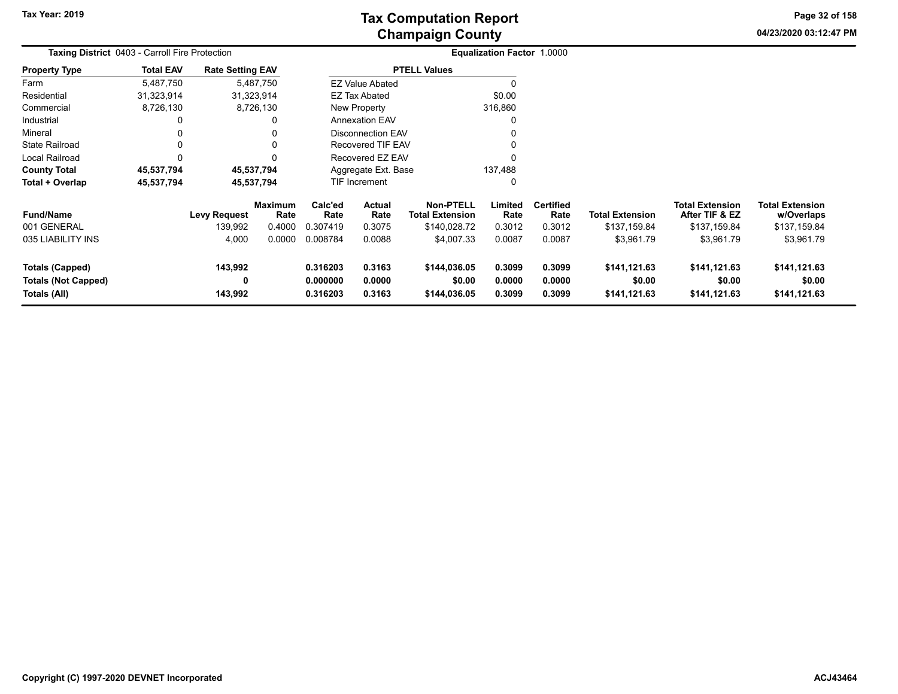# Tax Computation Report
## Champaign County

Tax Year: 2019

**Taxing District** 0403 - Carroll Fire Protection

**Equalization Factor** 1.0000

| Property Type | Total EAV | Rate Setting EAV |
|---|---|---|
| Farm | 5,487,750 | 5,487,750 |
| Residential | 31,323,914 | 31,323,914 |
| Commercial | 8,726,130 | 8,726,130 |
| Industrial | 0 | 0 |
| Mineral | 0 | 0 |
| State Railroad | 0 | 0 |
| Local Railroad | 0 | 0 |
| **County Total** | **45,537,794** | **45,537,794** |
| **Total + Overlap** | **45,537,794** | **45,537,794** |

| PTELL Values | |
|---|---|
| EZ Value Abated | 0 |
| EZ Tax Abated | $0.00 |
| New Property | 316,860 |
| Annexation EAV | 0 |
| Disconnection EAV | 0 |
| Recovered TIF EAV | 0 |
| Recovered EZ EAV | 0 |
| Aggregate Ext. Base | 137,488 |
| TIF Increment | 0 |

| Fund/Name | Levy Request | Maximum Rate | Calc'ed Rate | Actual Rate | Non-PTELL Total Extension | Limited Rate | Certified Rate | Total Extension | Total Extension After TIF & EZ | Total Extension w/Overlaps |
|---|---|---|---|---|---|---|---|---|---|---|
| 001 GENERAL | 139,992 | 0.4000 | 0.307419 | 0.3075 | $140,028.72 | 0.3012 | 0.3012 | $137,159.84 | $137,159.84 | $137,159.84 |
| 035 LIABILITY INS | 4,000 | 0.0000 | 0.008784 | 0.0088 | $4,007.33 | 0.0087 | 0.0087 | $3,961.79 | $3,961.79 | $3,961.79 |
| **Totals (Capped)** | **143,992** | | **0.316203** | **0.3163** | **$144,036.05** | **0.3099** | **0.3099** | **$141,121.63** | **$141,121.63** | **$141,121.63** |
| **Totals (Not Capped)** | **0** | | **0.000000** | **0.0000** | **$0.00** | **0.0000** | **0.0000** | **$0.00** | **$0.00** | **$0.00** |
| **Totals (All)** | **143,992** | | **0.316203** | **0.3163** | **$144,036.05** | **0.3099** | **0.3099** | **$141,121.63** | **$141,121.63** | **$141,121.63** |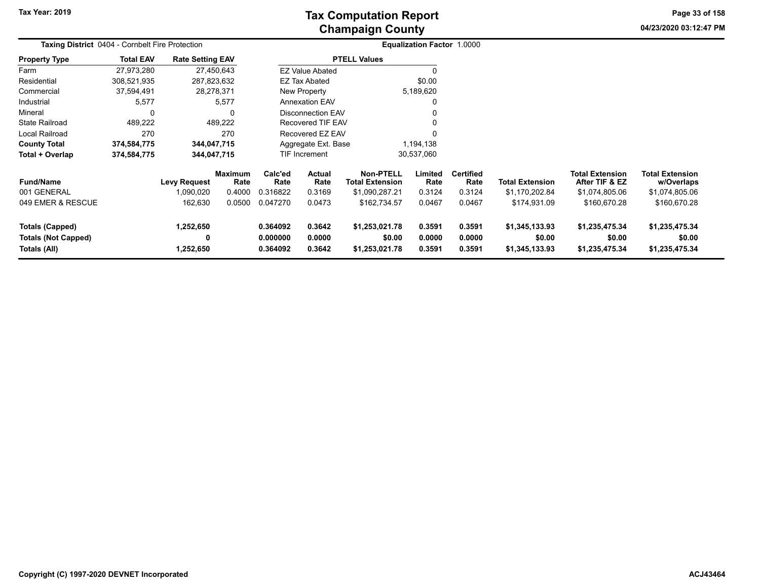# Tax Computation Report
## Champaign County

Tax Year: 2019

04/23/2020 03:12:47 PM

**Taxing District** 0404 - Cornbelt Fire Protection

**Equalization Factor** 1.0000

| Property Type | Total EAV | Rate Setting EAV |
|---|---|---|
| Farm | 27,973,280 | 27,450,643 |
| Residential | 308,521,935 | 287,823,632 |
| Commercial | 37,594,491 | 28,278,371 |
| Industrial | 5,577 | 5,577 |
| Mineral | 0 | 0 |
| State Railroad | 489,222 | 489,222 |
| Local Railroad | 270 | 270 |
| **County Total** | **374,584,775** | **344,047,715** |
| **Total + Overlap** | **374,584,775** | **344,047,715** |

| PTELL Values | |
|---|---|
| EZ Value Abated | 0 |
| EZ Tax Abated | $0.00 |
| New Property | 5,189,620 |
| Annexation EAV | 0 |
| Disconnection EAV | 0 |
| Recovered TIF EAV | 0 |
| Recovered EZ EAV | 0 |
| Aggregate Ext. Base | 1,194,138 |
| TIF Increment | 30,537,060 |

| Fund/Name | Levy Request | Maximum Rate | Calc'ed Rate | Actual Rate | Non-PTELL Total Extension | Limited Rate | Certified Rate | Total Extension | Total Extension After TIF & EZ | Total Extension w/Overlaps |
|---|---|---|---|---|---|---|---|---|---|---|
| 001 GENERAL | 1,090,020 | 0.4000 | 0.316822 | 0.3169 | $1,090,287.21 | 0.3124 | 0.3124 | $1,170,202.84 | $1,074,805.06 | $1,074,805.06 |
| 049 EMER & RESCUE | 162,630 | 0.0500 | 0.047270 | 0.0473 | $162,734.57 | 0.0467 | 0.0467 | $174,931.09 | $160,670.28 | $160,670.28 |
| **Totals (Capped)** | **1,252,650** | | **0.364092** | **0.3642** | **$1,253,021.78** | **0.3591** | **0.3591** | **$1,345,133.93** | **$1,235,475.34** | **$1,235,475.34** |
| **Totals (Not Capped)** | **0** | | **0.000000** | **0.0000** | **$0.00** | **0.0000** | **0.0000** | **$0.00** | **$0.00** | **$0.00** |
| **Totals (All)** | **1,252,650** | | **0.364092** | **0.3642** | **$1,253,021.78** | **0.3591** | **0.3591** | **$1,345,133.93** | **$1,235,475.34** | **$1,235,475.34** |

Copyright (C) 1997-2020 DEVNET Incorporated

ACJ43464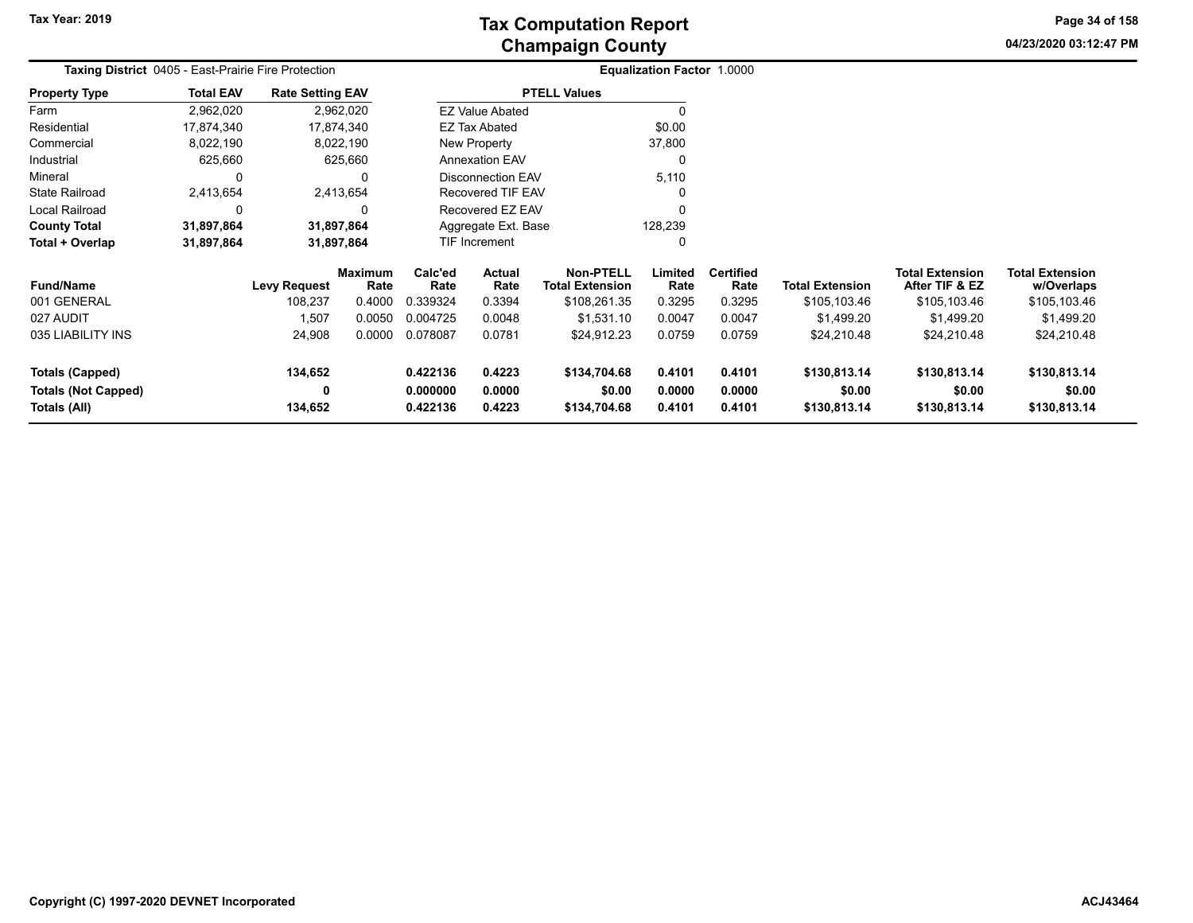# Tax Computation Report
## Champaign County

Tax Year: 2019

04/23/2020 03:12:47 PM

**Taxing District** 0405 - East-Prairie Fire Protection

**Equalization Factor** 1.0000

| Property Type | Total EAV | Rate Setting EAV |
|---|---|---|
| Farm | 2,962,020 | 2,962,020 |
| Residential | 17,874,340 | 17,874,340 |
| Commercial | 8,022,190 | 8,022,190 |
| Industrial | 625,660 | 625,660 |
| Mineral | 0 | 0 |
| State Railroad | 2,413,654 | 2,413,654 |
| Local Railroad | 0 | 0 |
| **County Total** | **31,897,864** | **31,897,864** |
| **Total + Overlap** | **31,897,864** | **31,897,864** |

| PTELL Values | |
|---|---|
| EZ Value Abated | 0 |
| EZ Tax Abated | $0.00 |
| New Property | 37,800 |
| Annexation EAV | 0 |
| Disconnection EAV | 5,110 |
| Recovered TIF EAV | 0 |
| Recovered EZ EAV | 0 |
| Aggregate Ext. Base | 128,239 |
| TIF Increment | 0 |

| Fund/Name | Levy Request | Maximum Rate | Calc'ed Rate | Actual Rate | Non-PTELL Total Extension | Limited Rate | Certified Rate | Total Extension | Total Extension After TIF & EZ | Total Extension w/Overlaps |
|---|---|---|---|---|---|---|---|---|---|---|
| 001 GENERAL | 108,237 | 0.4000 | 0.339324 | 0.3394 | $108,261.35 | 0.3295 | 0.3295 | $105,103.46 | $105,103.46 | $105,103.46 |
| 027 AUDIT | 1,507 | 0.0050 | 0.004725 | 0.0048 | $1,531.10 | 0.0047 | 0.0047 | $1,499.20 | $1,499.20 | $1,499.20 |
| 035 LIABILITY INS | 24,908 | 0.0000 | 0.078087 | 0.0781 | $24,912.23 | 0.0759 | 0.0759 | $24,210.48 | $24,210.48 | $24,210.48 |
| **Totals (Capped)** | **134,652** | | **0.422136** | **0.4223** | **$134,704.68** | **0.4101** | **0.4101** | **$130,813.14** | **$130,813.14** | **$130,813.14** |
| **Totals (Not Capped)** | **0** | | **0.000000** | **0.0000** | **$0.00** | **0.0000** | **0.0000** | **$0.00** | **$0.00** | **$0.00** |
| **Totals (All)** | **134,652** | | **0.422136** | **0.4223** | **$134,704.68** | **0.4101** | **0.4101** | **$130,813.14** | **$130,813.14** | **$130,813.14** |

Copyright (C) 1997-2020 DEVNET Incorporated

ACJ43464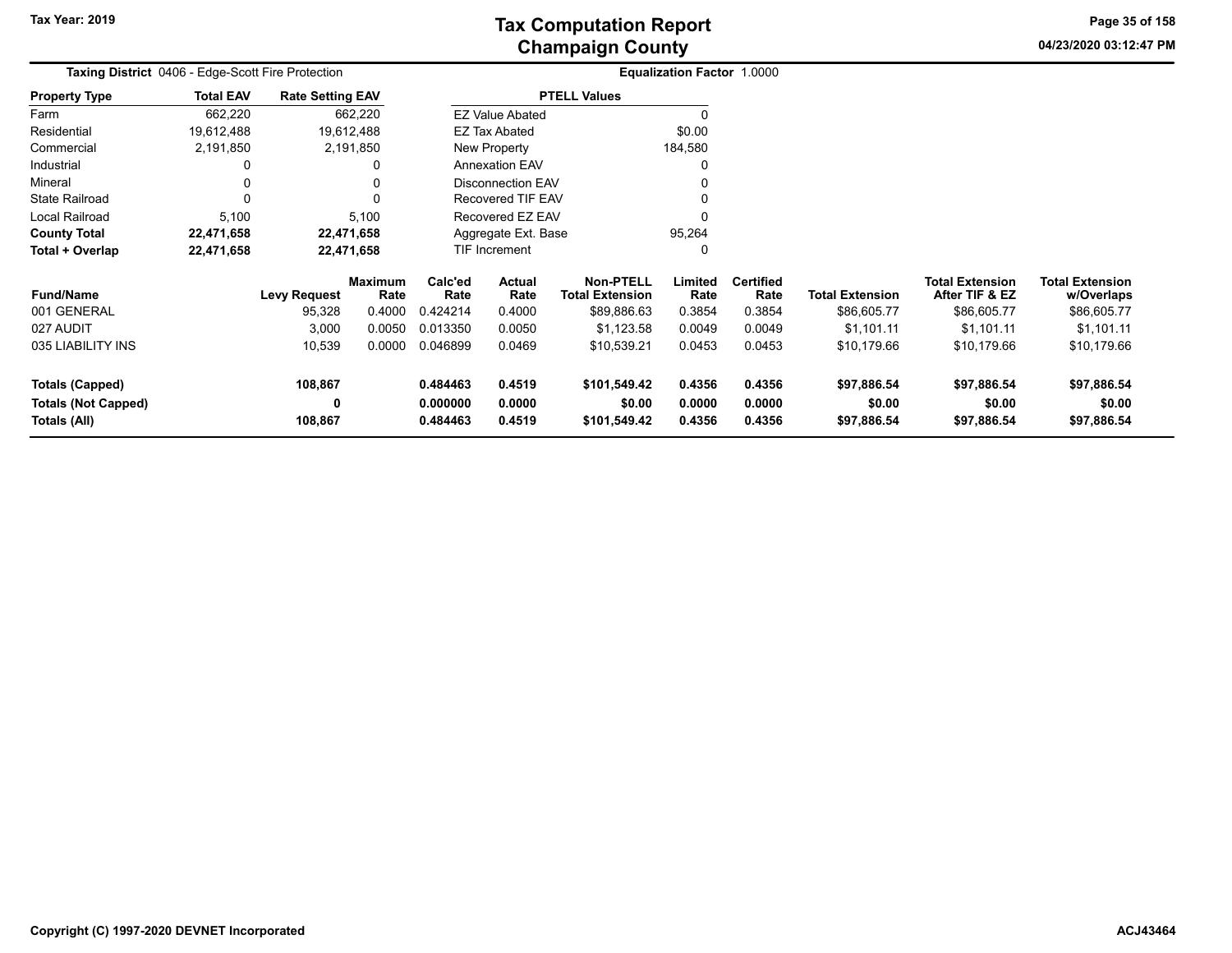# Tax Computation Report
## Champaign County

Tax Year: 2019

**Taxing District** 0406 - Edge-Scott Fire Protection

**Equalization Factor** 1.0000

| Property Type | Total EAV | Rate Setting EAV |
|---|---|---|
| Farm | 662,220 | 662,220 |
| Residential | 19,612,488 | 19,612,488 |
| Commercial | 2,191,850 | 2,191,850 |
| Industrial | 0 | 0 |
| Mineral | 0 | 0 |
| State Railroad | 0 | 0 |
| Local Railroad | 5,100 | 5,100 |
| **County Total** | **22,471,658** | **22,471,658** |
| **Total + Overlap** | **22,471,658** | **22,471,658** |

| PTELL Values | |
|---|---|
| EZ Value Abated | 0 |
| EZ Tax Abated | $0.00 |
| New Property | 184,580 |
| Annexation EAV | 0 |
| Disconnection EAV | 0 |
| Recovered TIF EAV | 0 |
| Recovered EZ EAV | 0 |
| Aggregate Ext. Base | 95,264 |
| TIF Increment | 0 |

| Fund/Name | Levy Request | Maximum Rate | Calc'ed Rate | Actual Rate | Non-PTELL Total Extension | Limited Rate | Certified Rate | Total Extension | Total Extension After TIF & EZ | Total Extension w/Overlaps |
|---|---|---|---|---|---|---|---|---|---|---|
| 001 GENERAL | 95,328 | 0.4000 | 0.424214 | 0.4000 | $89,886.63 | 0.3854 | 0.3854 | $86,605.77 | $86,605.77 | $86,605.77 |
| 027 AUDIT | 3,000 | 0.0050 | 0.013350 | 0.0050 | $1,123.58 | 0.0049 | 0.0049 | $1,101.11 | $1,101.11 | $1,101.11 |
| 035 LIABILITY INS | 10,539 | 0.0000 | 0.046899 | 0.0469 | $10,539.21 | 0.0453 | 0.0453 | $10,179.66 | $10,179.66 | $10,179.66 |
| **Totals (Capped)** | **108,867** | | **0.484463** | **0.4519** | **$101,549.42** | **0.4356** | **0.4356** | **$97,886.54** | **$97,886.54** | **$97,886.54** |
| **Totals (Not Capped)** | **0** | | **0.000000** | **0.0000** | **$0.00** | **0.0000** | **0.0000** | **$0.00** | **$0.00** | **$0.00** |
| **Totals (All)** | **108,867** | | **0.484463** | **0.4519** | **$101,549.42** | **0.4356** | **0.4356** | **$97,886.54** | **$97,886.54** | **$97,886.54** |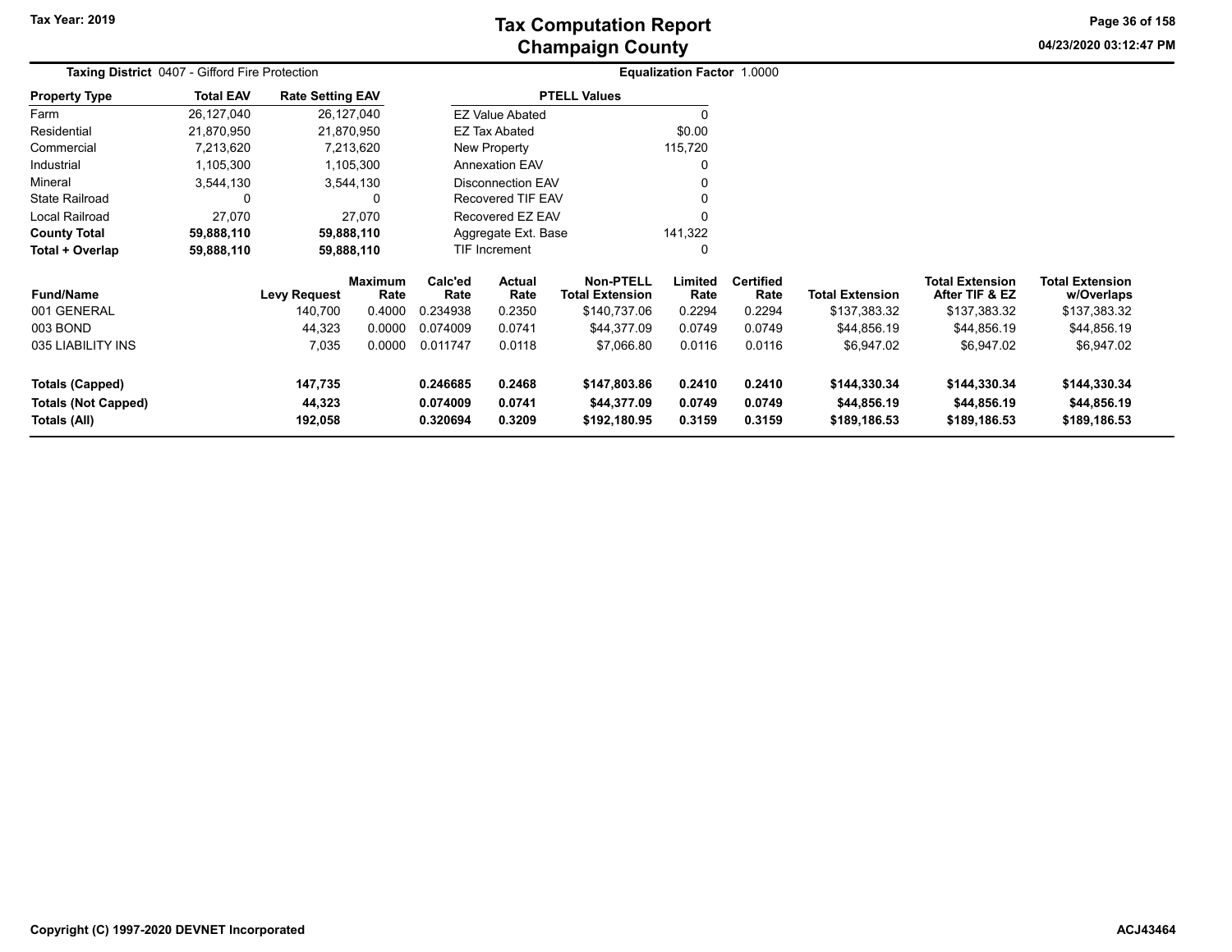Tax Year: 2019

# Tax Computation Report
## Champaign County

04/23/2020 03:12:47 PM

**Taxing District** 0407 - Gifford Fire Protection | **Equalization Factor** 1.0000

| Property Type | Total EAV | Rate Setting EAV |
|---|---|---|
| Farm | 26,127,040 | 26,127,040 |
| Residential | 21,870,950 | 21,870,950 |
| Commercial | 7,213,620 | 7,213,620 |
| Industrial | 1,105,300 | 1,105,300 |
| Mineral | 3,544,130 | 3,544,130 |
| State Railroad | 0 | 0 |
| Local Railroad | 27,070 | 27,070 |
| **County Total** | **59,888,110** | **59,888,110** |
| **Total + Overlap** | **59,888,110** | **59,888,110** |

| PTELL Values | |
|---|---|
| EZ Value Abated | 0 |
| EZ Tax Abated | $0.00 |
| New Property | 115,720 |
| Annexation EAV | 0 |
| Disconnection EAV | 0 |
| Recovered TIF EAV | 0 |
| Recovered EZ EAV | 0 |
| Aggregate Ext. Base | 141,322 |
| TIF Increment | 0 |

| Fund/Name | Levy Request | Maximum Rate | Calc'ed Rate | Actual Rate | Non-PTELL Total Extension | Limited Rate | Certified Rate | Total Extension | Total Extension After TIF & EZ | Total Extension w/Overlaps |
|---|---|---|---|---|---|---|---|---|---|---|
| 001 GENERAL | 140,700 | 0.4000 | 0.234938 | 0.2350 | $140,737.06 | 0.2294 | 0.2294 | $137,383.32 | $137,383.32 | $137,383.32 |
| 003 BOND | 44,323 | 0.0000 | 0.074009 | 0.0741 | $44,377.09 | 0.0749 | 0.0749 | $44,856.19 | $44,856.19 | $44,856.19 |
| 035 LIABILITY INS | 7,035 | 0.0000 | 0.011747 | 0.0118 | $7,066.80 | 0.0116 | 0.0116 | $6,947.02 | $6,947.02 | $6,947.02 |
| **Totals (Capped)** | **147,735** | | **0.246685** | **0.2468** | **$147,803.86** | **0.2410** | **0.2410** | **$144,330.34** | **$144,330.34** | **$144,330.34** |
| **Totals (Not Capped)** | **44,323** | | **0.074009** | **0.0741** | **$44,377.09** | **0.0749** | **0.0749** | **$44,856.19** | **$44,856.19** | **$44,856.19** |
| **Totals (All)** | **192,058** | | **0.320694** | **0.3209** | **$192,180.95** | **0.3159** | **0.3159** | **$189,186.53** | **$189,186.53** | **$189,186.53** |

Copyright (C) 1997-2020 DEVNET Incorporated

ACJ43464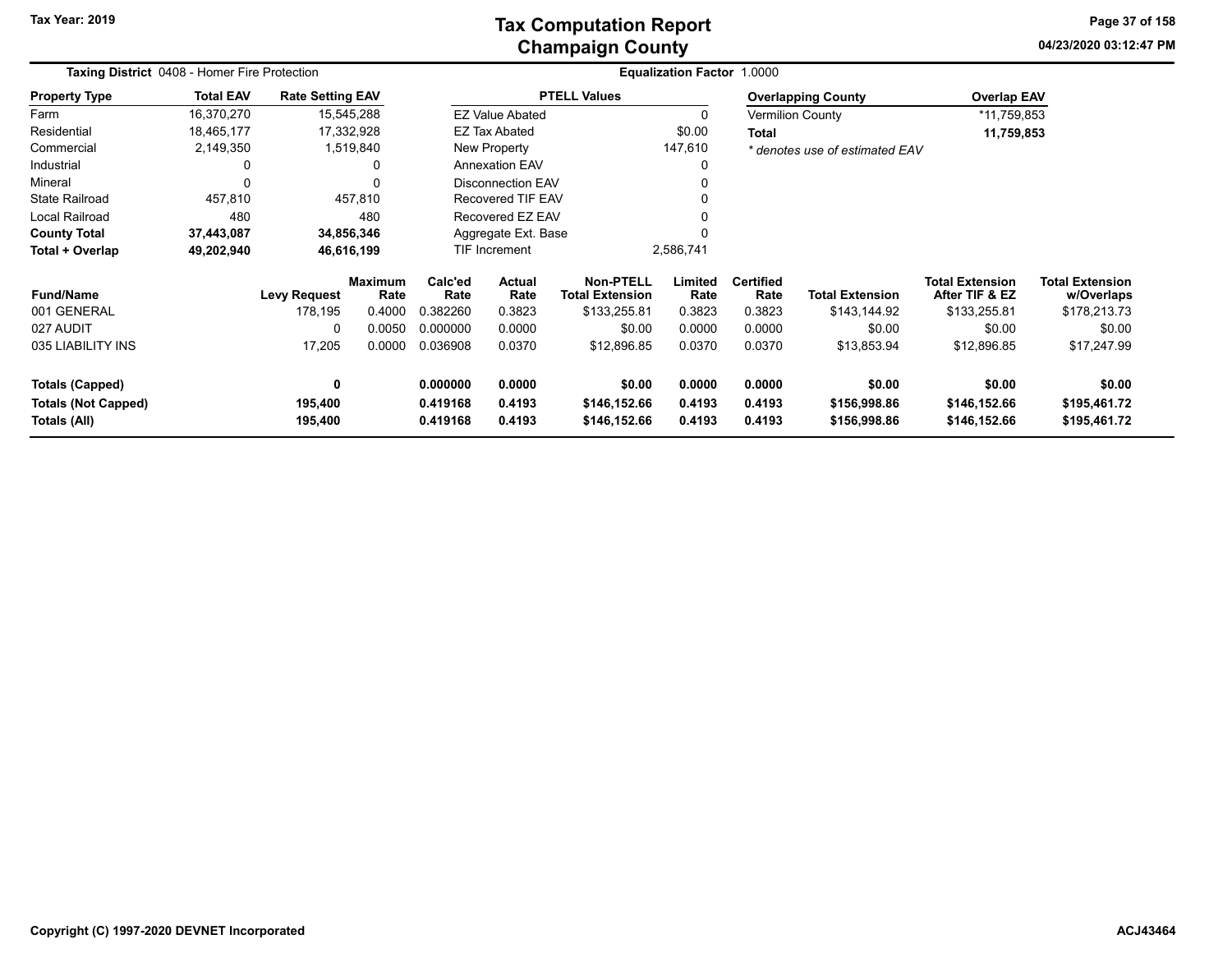# Tax Computation Report
## Champaign County

Tax Year: 2019

04/23/2020 03:12:47 PM

**Taxing District** 0408 - Homer Fire Protection

**Equalization Factor** 1.0000

| Property Type | Total EAV | Rate Setting EAV |
|---|---|---|
| Farm | 16,370,270 | 15,545,288 |
| Residential | 18,465,177 | 17,332,928 |
| Commercial | 2,149,350 | 1,519,840 |
| Industrial | 0 | 0 |
| Mineral | 0 | 0 |
| State Railroad | 457,810 | 457,810 |
| Local Railroad | 480 | 480 |
| **County Total** | **37,443,087** | **34,856,346** |
| **Total + Overlap** | **49,202,940** | **46,616,199** |

| PTELL Values | |
|---|---|
| EZ Value Abated | 0 |
| EZ Tax Abated | $0.00 |
| New Property | 147,610 |
| Annexation EAV | 0 |
| Disconnection EAV | 0 |
| Recovered TIF EAV | 0 |
| Recovered EZ EAV | 0 |
| Aggregate Ext. Base | 0 |
| TIF Increment | 2,586,741 |

| Overlapping County | Overlap EAV |
|---|---|
| Vermilion County | *11,759,853 |
| **Total** | **11,759,853** |

*\* denotes use of estimated EAV*

| Fund/Name | Levy Request | Maximum Rate | Calc'ed Rate | Actual Rate | Non-PTELL Total Extension | Limited Rate | Certified Rate | Total Extension | Total Extension After TIF & EZ | Total Extension w/Overlaps |
|---|---|---|---|---|---|---|---|---|---|---|
| 001 GENERAL | 178,195 | 0.4000 | 0.382260 | 0.3823 | $133,255.81 | 0.3823 | 0.3823 | $143,144.92 | $133,255.81 | $178,213.73 |
| 027 AUDIT | 0 | 0.0050 | 0.000000 | 0.0000 | $0.00 | 0.0000 | 0.0000 | $0.00 | $0.00 | $0.00 |
| 035 LIABILITY INS | 17,205 | 0.0000 | 0.036908 | 0.0370 | $12,896.85 | 0.0370 | 0.0370 | $13,853.94 | $12,896.85 | $17,247.99 |
| **Totals (Capped)** | **0** | | **0.000000** | **0.0000** | **$0.00** | **0.0000** | **0.0000** | **$0.00** | **$0.00** | **$0.00** |
| **Totals (Not Capped)** | **195,400** | | **0.419168** | **0.4193** | **$146,152.66** | **0.4193** | **0.4193** | **$156,998.86** | **$146,152.66** | **$195,461.72** |
| **Totals (All)** | **195,400** | | **0.419168** | **0.4193** | **$146,152.66** | **0.4193** | **0.4193** | **$156,998.86** | **$146,152.66** | **$195,461.72** |

Copyright (C) 1997-2020 DEVNET Incorporated

ACJ43464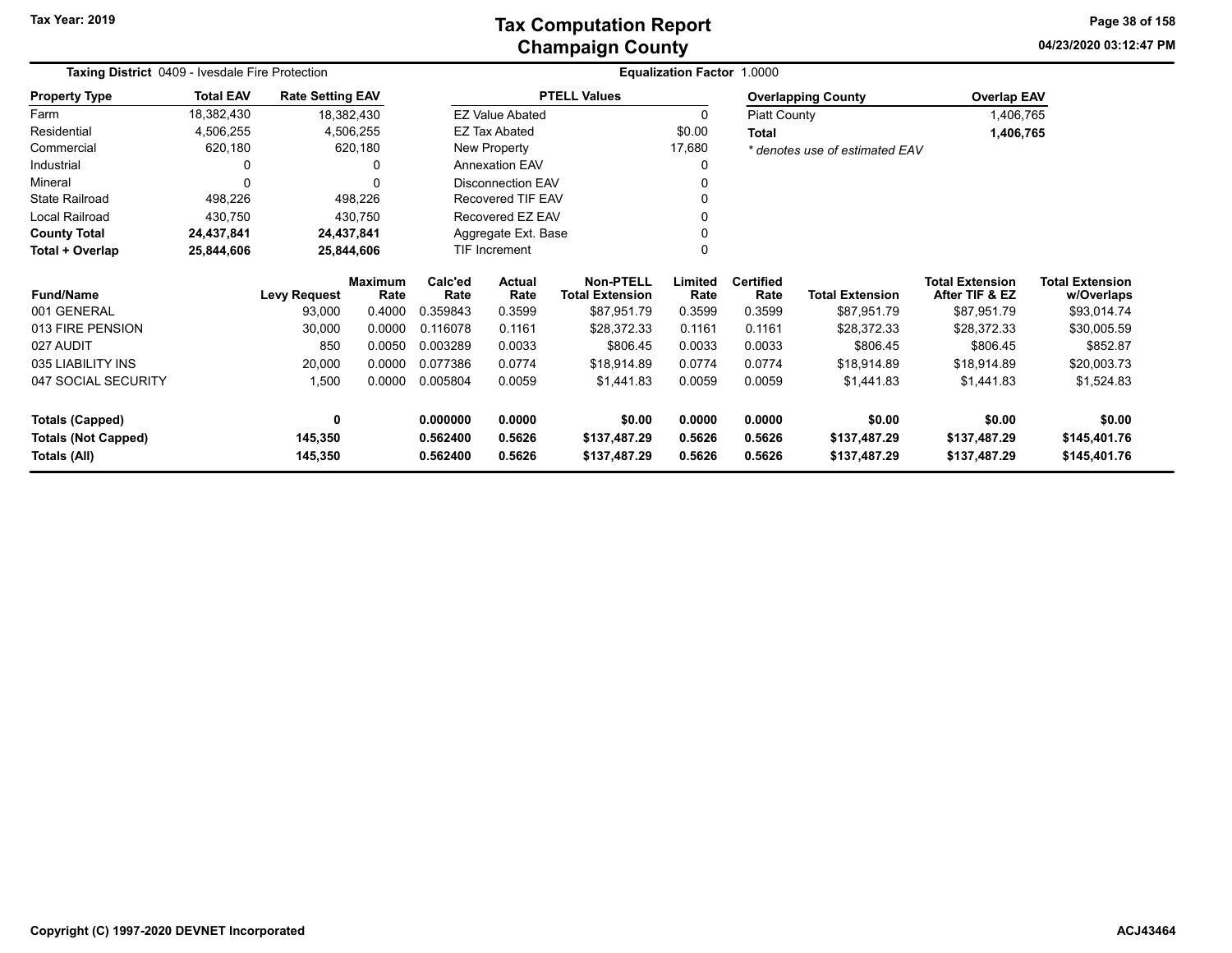# Tax Computation Report
# Champaign County

Tax Year: 2019

04/23/2020 03:12:47 PM

**Taxing District** 0409 - Ivesdale Fire Protection

**Equalization Factor** 1.0000

| Property Type | Total EAV | Rate Setting EAV |
|---|---|---|
| Farm | 18,382,430 | 18,382,430 |
| Residential | 4,506,255 | 4,506,255 |
| Commercial | 620,180 | 620,180 |
| Industrial | 0 | 0 |
| Mineral | 0 | 0 |
| State Railroad | 498,226 | 498,226 |
| Local Railroad | 430,750 | 430,750 |
| **County Total** | **24,437,841** | **24,437,841** |
| **Total + Overlap** | **25,844,606** | **25,844,606** |

| PTELL Values | |
|---|---|
| EZ Value Abated | 0 |
| EZ Tax Abated | $0.00 |
| New Property | 17,680 |
| Annexation EAV | 0 |
| Disconnection EAV | 0 |
| Recovered TIF EAV | 0 |
| Recovered EZ EAV | 0 |
| Aggregate Ext. Base | 0 |
| TIF Increment | 0 |

| Overlapping County | Overlap EAV |
|---|---|
| Piatt County | 1,406,765 |
| **Total** | **1,406,765** |

*\* denotes use of estimated EAV*

| Fund/Name | Levy Request | Maximum Rate | Calc'ed Rate | Actual Rate | Non-PTELL Total Extension | Limited Rate | Certified Rate | Total Extension | Total Extension After TIF & EZ | Total Extension w/Overlaps |
|---|---|---|---|---|---|---|---|---|---|---|
| 001 GENERAL | 93,000 | 0.4000 | 0.359843 | 0.3599 | $87,951.79 | 0.3599 | 0.3599 | $87,951.79 | $87,951.79 | $93,014.74 |
| 013 FIRE PENSION | 30,000 | 0.0000 | 0.116078 | 0.1161 | $28,372.33 | 0.1161 | 0.1161 | $28,372.33 | $28,372.33 | $30,005.59 |
| 027 AUDIT | 850 | 0.0050 | 0.003289 | 0.0033 | $806.45 | 0.0033 | 0.0033 | $806.45 | $806.45 | $852.87 |
| 035 LIABILITY INS | 20,000 | 0.0000 | 0.077386 | 0.0774 | $18,914.89 | 0.0774 | 0.0774 | $18,914.89 | $18,914.89 | $20,003.73 |
| 047 SOCIAL SECURITY | 1,500 | 0.0000 | 0.005804 | 0.0059 | $1,441.83 | 0.0059 | 0.0059 | $1,441.83 | $1,441.83 | $1,524.83 |
| **Totals (Capped)** | **0** | | **0.000000** | **0.0000** | **$0.00** | **0.0000** | **0.0000** | **$0.00** | **$0.00** | **$0.00** |
| **Totals (Not Capped)** | **145,350** | | **0.562400** | **0.5626** | **$137,487.29** | **0.5626** | **0.5626** | **$137,487.29** | **$137,487.29** | **$145,401.76** |
| **Totals (All)** | **145,350** | | **0.562400** | **0.5626** | **$137,487.29** | **0.5626** | **0.5626** | **$137,487.29** | **$137,487.29** | **$145,401.76** |

Copyright (C) 1997-2020 DEVNET Incorporated

ACJ43464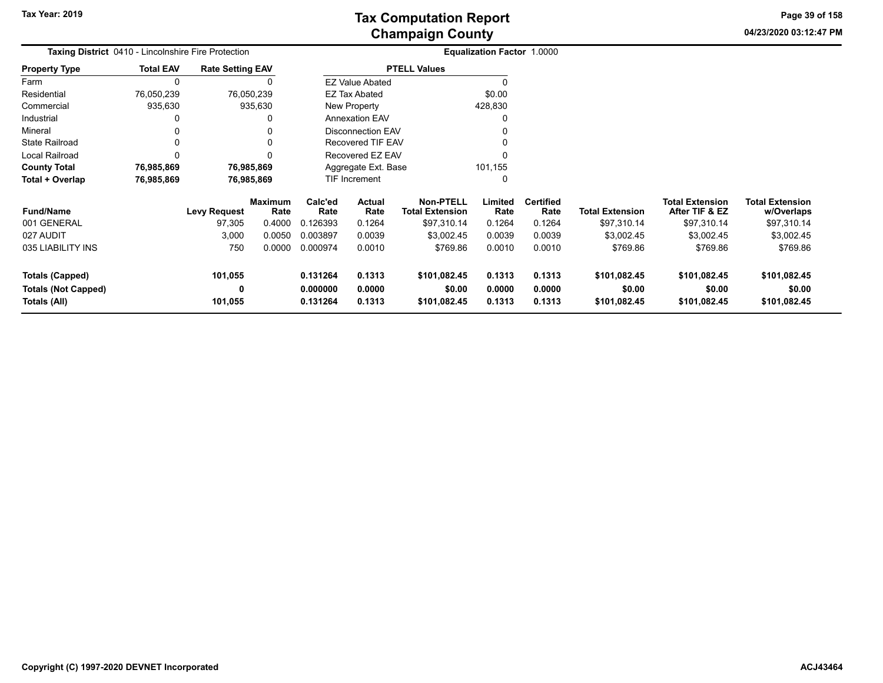# Tax Computation Report
## Champaign County

Tax Year: 2019

04/23/2020 03:12:47 PM

**Taxing District** 0410 - Lincolnshire Fire Protection

**Equalization Factor** 1.0000

| Property Type | Total EAV | Rate Setting EAV |
|---|---|---|
| Farm | 0 | 0 |
| Residential | 76,050,239 | 76,050,239 |
| Commercial | 935,630 | 935,630 |
| Industrial | 0 | 0 |
| Mineral | 0 | 0 |
| State Railroad | 0 | 0 |
| Local Railroad | 0 | 0 |
| **County Total** | **76,985,869** | **76,985,869** |
| **Total + Overlap** | **76,985,869** | **76,985,869** |

| PTELL Values | |
|---|---|
| EZ Value Abated | 0 |
| EZ Tax Abated | $0.00 |
| New Property | 428,830 |
| Annexation EAV | 0 |
| Disconnection EAV | 0 |
| Recovered TIF EAV | 0 |
| Recovered EZ EAV | 0 |
| Aggregate Ext. Base | 101,155 |
| TIF Increment | 0 |

| Fund/Name | Levy Request | Maximum Rate | Calc'ed Rate | Actual Rate | Non-PTELL Total Extension | Limited Rate | Certified Rate | Total Extension | Total Extension After TIF & EZ | Total Extension w/Overlaps |
|---|---|---|---|---|---|---|---|---|---|---|
| 001 GENERAL | 97,305 | 0.4000 | 0.126393 | 0.1264 | $97,310.14 | 0.1264 | 0.1264 | $97,310.14 | $97,310.14 | $97,310.14 |
| 027 AUDIT | 3,000 | 0.0050 | 0.003897 | 0.0039 | $3,002.45 | 0.0039 | 0.0039 | $3,002.45 | $3,002.45 | $3,002.45 |
| 035 LIABILITY INS | 750 | 0.0000 | 0.000974 | 0.0010 | $769.86 | 0.0010 | 0.0010 | $769.86 | $769.86 | $769.86 |
| **Totals (Capped)** | **101,055** | | **0.131264** | **0.1313** | **$101,082.45** | **0.1313** | **0.1313** | **$101,082.45** | **$101,082.45** | **$101,082.45** |
| **Totals (Not Capped)** | **0** | | **0.000000** | **0.0000** | **$0.00** | **0.0000** | **0.0000** | **$0.00** | **$0.00** | **$0.00** |
| **Totals (All)** | **101,055** | | **0.131264** | **0.1313** | **$101,082.45** | **0.1313** | **0.1313** | **$101,082.45** | **$101,082.45** | **$101,082.45** |

Copyright (C) 1997-2020 DEVNET Incorporated

ACJ43464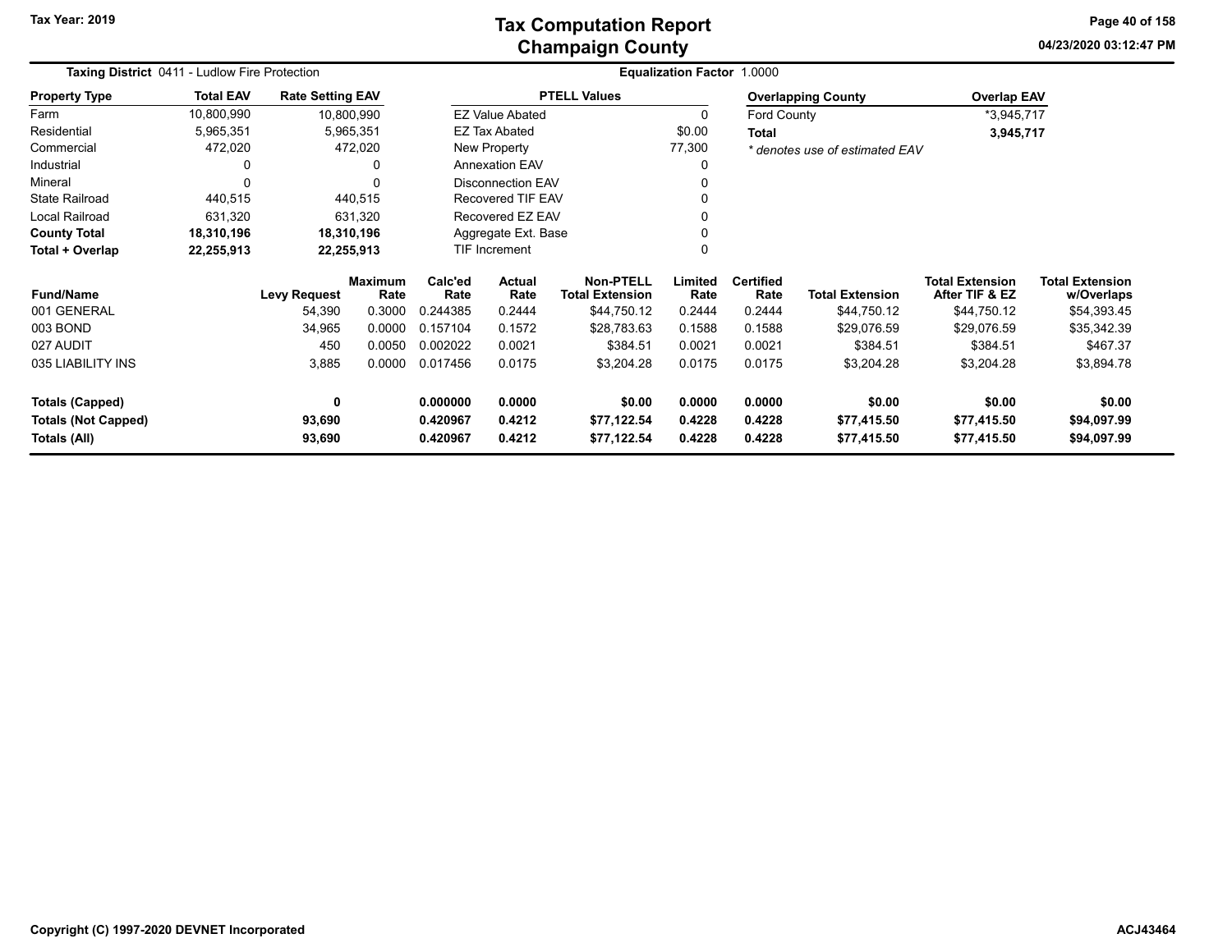# Tax Computation Report
## Champaign County

Tax Year: 2019

04/23/2020 03:12:47 PM

**Taxing District** 0411 - Ludlow Fire Protection

**Equalization Factor** 1.0000

| Property Type | Total EAV | Rate Setting EAV |
|---|---|---|
| Farm | 10,800,990 | 10,800,990 |
| Residential | 5,965,351 | 5,965,351 |
| Commercial | 472,020 | 472,020 |
| Industrial | 0 | 0 |
| Mineral | 0 | 0 |
| State Railroad | 440,515 | 440,515 |
| Local Railroad | 631,320 | 631,320 |
| **County Total** | **18,310,196** | **18,310,196** |
| **Total + Overlap** | **22,255,913** | **22,255,913** |

| PTELL Values | |
|---|---|
| EZ Value Abated | 0 |
| EZ Tax Abated | $0.00 |
| New Property | 77,300 |
| Annexation EAV | 0 |
| Disconnection EAV | 0 |
| Recovered TIF EAV | 0 |
| Recovered EZ EAV | 0 |
| Aggregate Ext. Base | 0 |
| TIF Increment | 0 |

| Overlapping County | Overlap EAV |
|---|---|
| Ford County | *3,945,717 |
| **Total** | **3,945,717** |

*\* denotes use of estimated EAV*

| Fund/Name | Levy Request | Maximum Rate | Calc'ed Rate | Actual Rate | Non-PTELL Total Extension | Limited Rate | Certified Rate | Total Extension | Total Extension After TIF & EZ | Total Extension w/Overlaps |
|---|---|---|---|---|---|---|---|---|---|---|
| 001 GENERAL | 54,390 | 0.3000 | 0.244385 | 0.2444 | $44,750.12 | 0.2444 | 0.2444 | $44,750.12 | $44,750.12 | $54,393.45 |
| 003 BOND | 34,965 | 0.0000 | 0.157104 | 0.1572 | $28,783.63 | 0.1588 | 0.1588 | $29,076.59 | $29,076.59 | $35,342.39 |
| 027 AUDIT | 450 | 0.0050 | 0.002022 | 0.0021 | $384.51 | 0.0021 | 0.0021 | $384.51 | $384.51 | $467.37 |
| 035 LIABILITY INS | 3,885 | 0.0000 | 0.017456 | 0.0175 | $3,204.28 | 0.0175 | 0.0175 | $3,204.28 | $3,204.28 | $3,894.78 |
| **Totals (Capped)** | **0** | | **0.000000** | **0.0000** | **$0.00** | **0.0000** | **0.0000** | **$0.00** | **$0.00** | **$0.00** |
| **Totals (Not Capped)** | **93,690** | | **0.420967** | **0.4212** | **$77,122.54** | **0.4228** | **0.4228** | **$77,415.50** | **$77,415.50** | **$94,097.99** |
| **Totals (All)** | **93,690** | | **0.420967** | **0.4212** | **$77,122.54** | **0.4228** | **0.4228** | **$77,415.50** | **$77,415.50** | **$94,097.99** |

Copyright (C) 1997-2020 DEVNET Incorporated

ACJ43464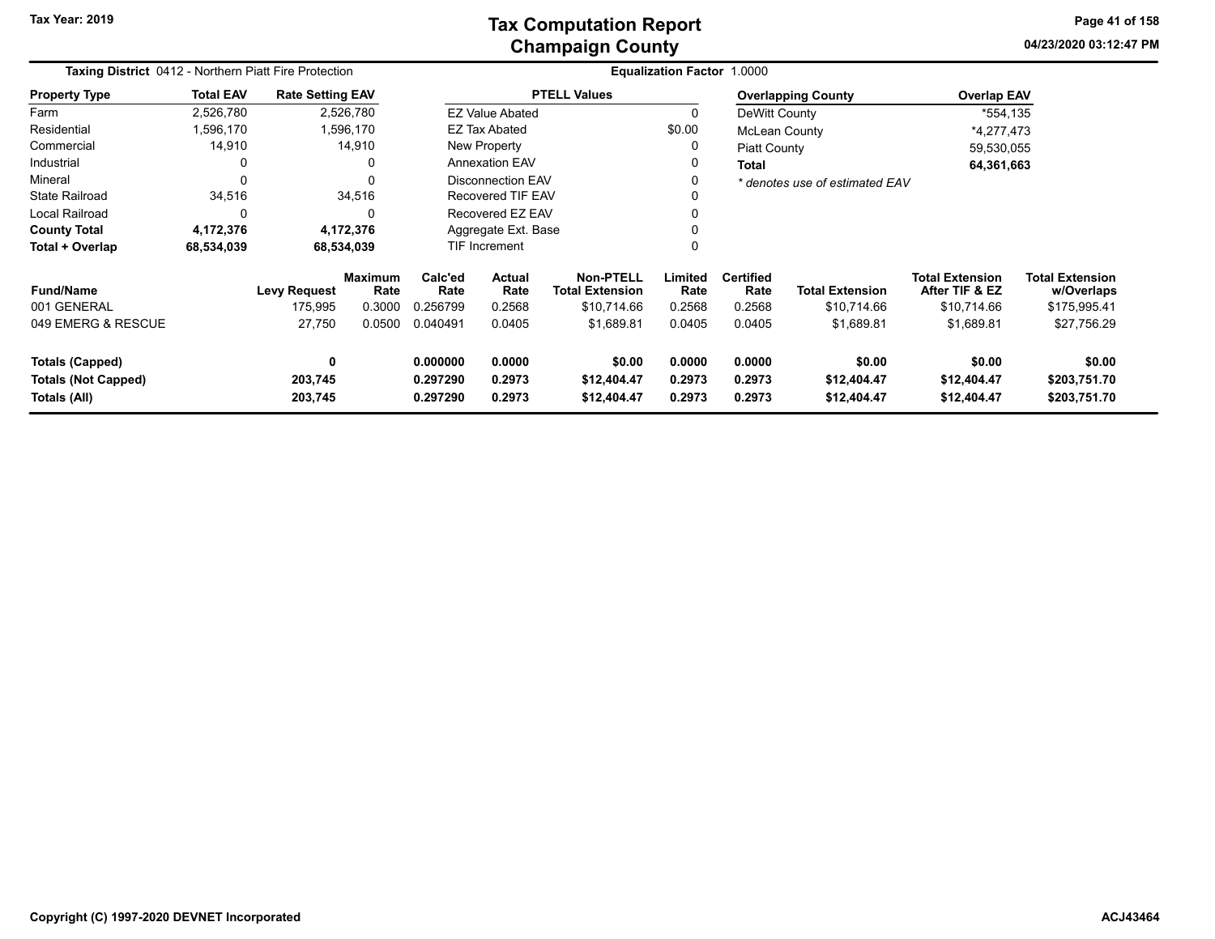# Tax Computation Report
## Champaign County

Tax Year: 2019

**Taxing District** 0412 - Northern Piatt Fire Protection

**Equalization Factor** 1.0000

| Property Type | Total EAV | Rate Setting EAV |
|---|---|---|
| Farm | 2,526,780 | 2,526,780 |
| Residential | 1,596,170 | 1,596,170 |
| Commercial | 14,910 | 14,910 |
| Industrial | 0 | 0 |
| Mineral | 0 | 0 |
| State Railroad | 34,516 | 34,516 |
| Local Railroad | 0 | 0 |
| **County Total** | **4,172,376** | **4,172,376** |
| **Total + Overlap** | **68,534,039** | **68,534,039** |

| PTELL Values | |
|---|---|
| EZ Value Abated | 0 |
| EZ Tax Abated | $0.00 |
| New Property | 0 |
| Annexation EAV | 0 |
| Disconnection EAV | 0 |
| Recovered TIF EAV | 0 |
| Recovered EZ EAV | 0 |
| Aggregate Ext. Base | 0 |
| TIF Increment | 0 |

| Overlapping County | Overlap EAV |
|---|---|
| DeWitt County | *554,135 |
| McLean County | *4,277,473 |
| Piatt County | 59,530,055 |
| **Total** | **64,361,663** |

*\* denotes use of estimated EAV*

| Fund/Name | Levy Request | Maximum Rate | Calc'ed Rate | Actual Rate | Non-PTELL Total Extension | Limited Rate | Certified Rate | Total Extension | Total Extension After TIF & EZ | Total Extension w/Overlaps |
|---|---|---|---|---|---|---|---|---|---|---|
| 001 GENERAL | 175,995 | 0.3000 | 0.256799 | 0.2568 | $10,714.66 | 0.2568 | 0.2568 | $10,714.66 | $10,714.66 | $175,995.41 |
| 049 EMERG & RESCUE | 27,750 | 0.0500 | 0.040491 | 0.0405 | $1,689.81 | 0.0405 | 0.0405 | $1,689.81 | $1,689.81 | $27,756.29 |
| **Totals (Capped)** | **0** | | **0.000000** | **0.0000** | **$0.00** | **0.0000** | **0.0000** | **$0.00** | **$0.00** | **$0.00** |
| **Totals (Not Capped)** | **203,745** | | **0.297290** | **0.2973** | **$12,404.47** | **0.2973** | **0.2973** | **$12,404.47** | **$12,404.47** | **$203,751.70** |
| **Totals (All)** | **203,745** | | **0.297290** | **0.2973** | **$12,404.47** | **0.2973** | **0.2973** | **$12,404.47** | **$12,404.47** | **$203,751.70** |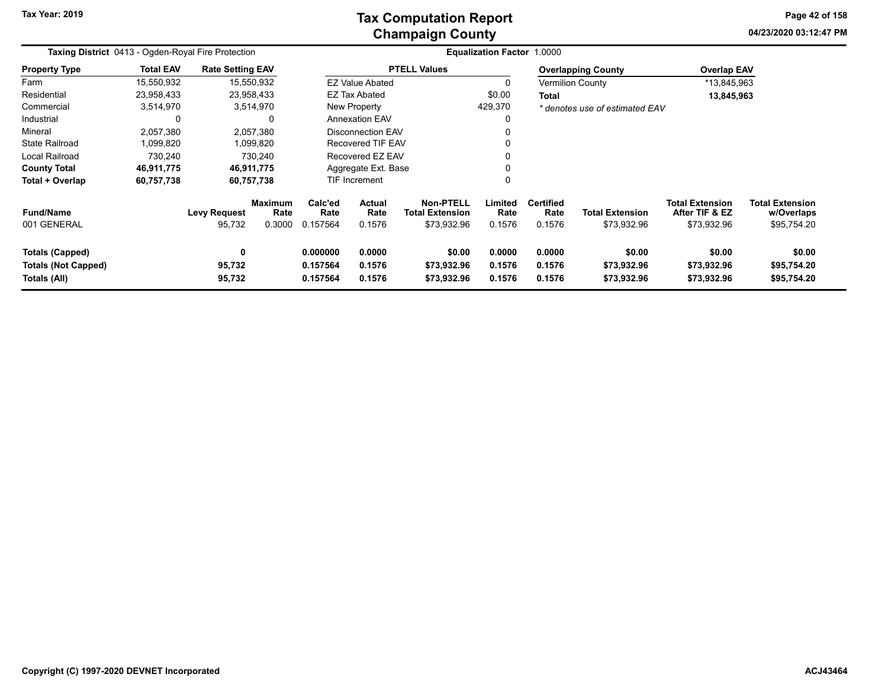# Tax Computation Report
## Champaign County

Tax Year: 2019

04/23/2020 03:12:47 PM

**Taxing District** 0413 - Ogden-Royal Fire Protection

**Equalization Factor** 1.0000

| Property Type | Total EAV | Rate Setting EAV |
|---|---|---|
| Farm | 15,550,932 | 15,550,932 |
| Residential | 23,958,433 | 23,958,433 |
| Commercial | 3,514,970 | 3,514,970 |
| Industrial | 0 | 0 |
| Mineral | 2,057,380 | 2,057,380 |
| State Railroad | 1,099,820 | 1,099,820 |
| Local Railroad | 730,240 | 730,240 |
| **County Total** | **46,911,775** | **46,911,775** |
| **Total + Overlap** | **60,757,738** | **60,757,738** |

| PTELL Values | |
|---|---|
| EZ Value Abated | 0 |
| EZ Tax Abated | $0.00 |
| New Property | 429,370 |
| Annexation EAV | 0 |
| Disconnection EAV | 0 |
| Recovered TIF EAV | 0 |
| Recovered EZ EAV | 0 |
| Aggregate Ext. Base | 0 |
| TIF Increment | 0 |

| Overlapping County | Overlap EAV |
|---|---|
| Vermilion County | *13,845,963 |
| **Total** | **13,845,963** |

*\* denotes use of estimated EAV*

| Fund/Name | Levy Request | Maximum Rate | Calc'ed Rate | Actual Rate | Non-PTELL Total Extension | Limited Rate | Certified Rate | Total Extension | Total Extension After TIF & EZ | Total Extension w/Overlaps |
|---|---|---|---|---|---|---|---|---|---|---|
| 001 GENERAL | 95,732 | 0.3000 | 0.157564 | 0.1576 | $73,932.96 | 0.1576 | 0.1576 | $73,932.96 | $73,932.96 | $95,754.20 |
| **Totals (Capped)** | **0** | | **0.000000** | **0.0000** | **$0.00** | **0.0000** | **0.0000** | **$0.00** | **$0.00** | **$0.00** |
| **Totals (Not Capped)** | **95,732** | | **0.157564** | **0.1576** | **$73,932.96** | **0.1576** | **0.1576** | **$73,932.96** | **$73,932.96** | **$95,754.20** |
| **Totals (All)** | **95,732** | | **0.157564** | **0.1576** | **$73,932.96** | **0.1576** | **0.1576** | **$73,932.96** | **$73,932.96** | **$95,754.20** |

Copyright (C) 1997-2020 DEVNET Incorporated

ACJ43464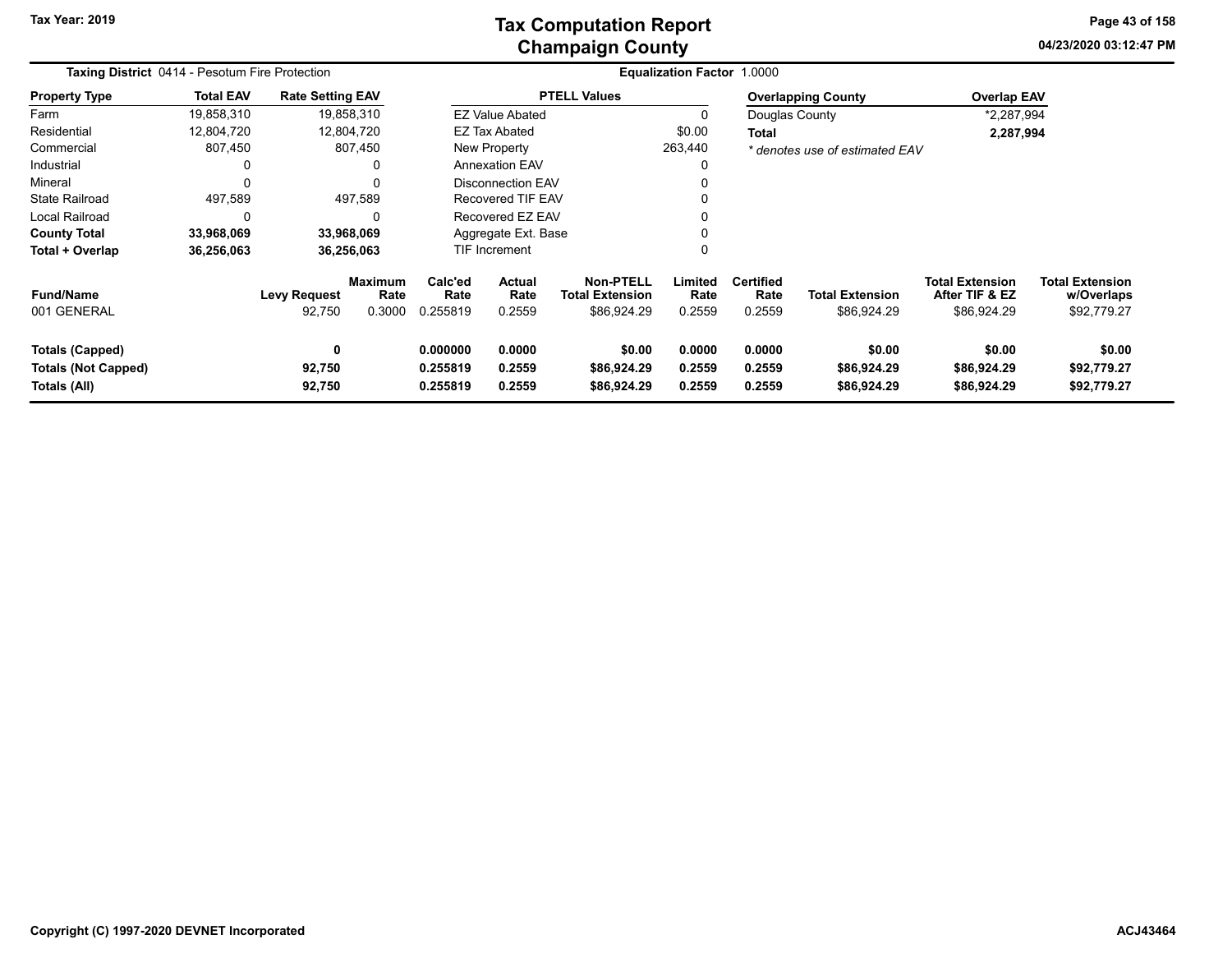# Tax Computation Report
## Champaign County

Tax Year: 2019

04/23/2020 03:12:47 PM

**Taxing District** 0414 - Pesotum Fire Protection

**Equalization Factor** 1.0000

| Property Type | Total EAV | Rate Setting EAV |
|---|---|---|
| Farm | 19,858,310 | 19,858,310 |
| Residential | 12,804,720 | 12,804,720 |
| Commercial | 807,450 | 807,450 |
| Industrial | 0 | 0 |
| Mineral | 0 | 0 |
| State Railroad | 497,589 | 497,589 |
| Local Railroad | 0 | 0 |
| **County Total** | **33,968,069** | **33,968,069** |
| **Total + Overlap** | **36,256,063** | **36,256,063** |

| PTELL Values | |
|---|---|
| EZ Value Abated | 0 |
| EZ Tax Abated | $0.00 |
| New Property | 263,440 |
| Annexation EAV | 0 |
| Disconnection EAV | 0 |
| Recovered TIF EAV | 0 |
| Recovered EZ EAV | 0 |
| Aggregate Ext. Base | 0 |
| TIF Increment | 0 |

| Overlapping County | Overlap EAV |
|---|---|
| Douglas County | *2,287,994 |
| **Total** | **2,287,994** |

*\* denotes use of estimated EAV*

| Fund/Name | Levy Request | Maximum Rate | Calc'ed Rate | Actual Rate | Non-PTELL Total Extension | Limited Rate | Certified Rate | Total Extension | Total Extension After TIF & EZ | Total Extension w/Overlaps |
|---|---|---|---|---|---|---|---|---|---|---|
| 001 GENERAL | 92,750 | 0.3000 | 0.255819 | 0.2559 | $86,924.29 | 0.2559 | 0.2559 | $86,924.29 | $86,924.29 | $92,779.27 |
| **Totals (Capped)** | **0** | | **0.000000** | **0.0000** | **$0.00** | **0.0000** | **0.0000** | **$0.00** | **$0.00** | **$0.00** |
| **Totals (Not Capped)** | **92,750** | | **0.255819** | **0.2559** | **$86,924.29** | **0.2559** | **0.2559** | **$86,924.29** | **$86,924.29** | **$92,779.27** |
| **Totals (All)** | **92,750** | | **0.255819** | **0.2559** | **$86,924.29** | **0.2559** | **0.2559** | **$86,924.29** | **$86,924.29** | **$92,779.27** |

**Copyright (C) 1997-2020 DEVNET Incorporated**

**ACJ43464**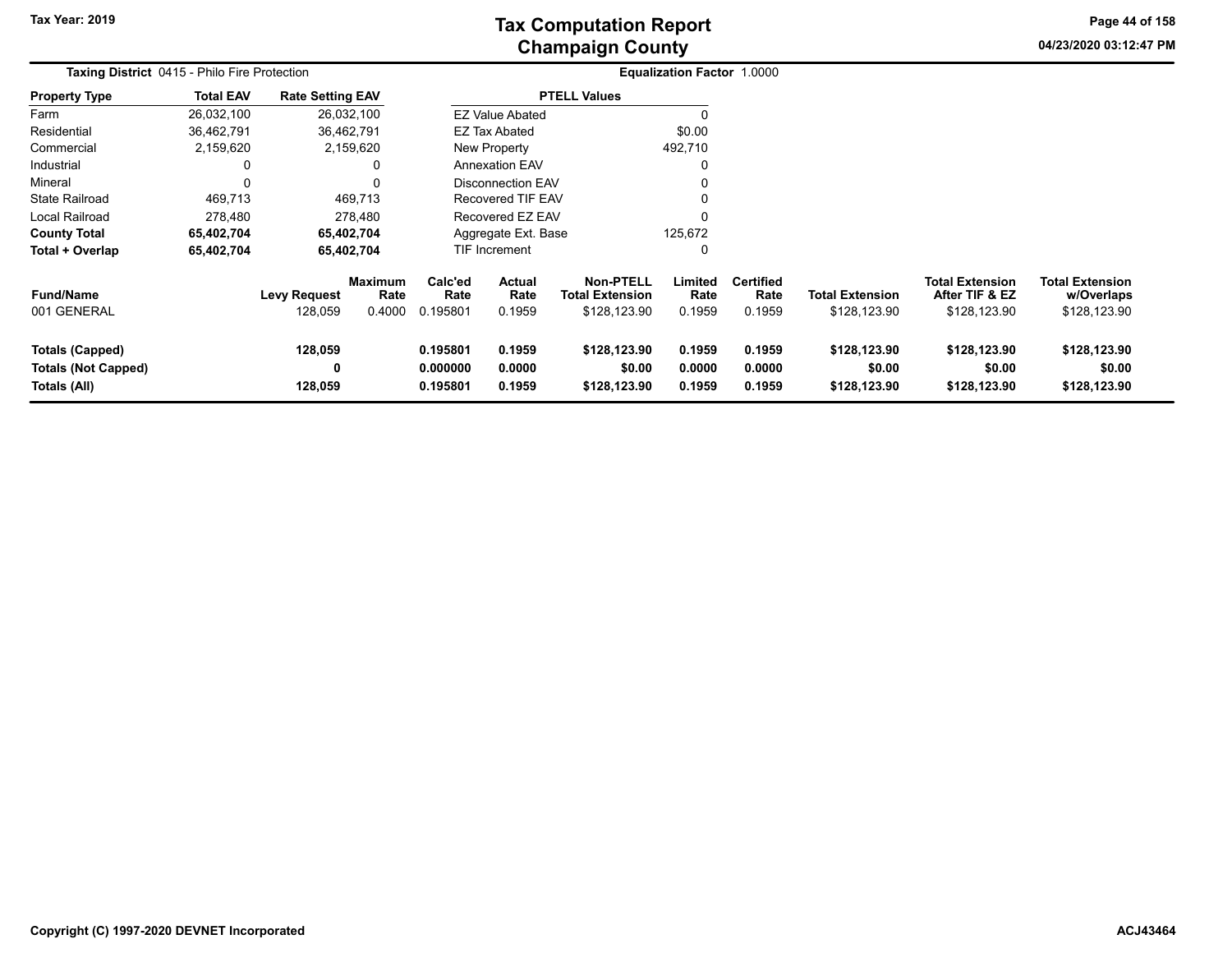# Tax Computation Report
## Champaign County

Tax Year: 2019

04/23/2020 03:12:47 PM

**Taxing District** 0415 - Philo Fire Protection

**Equalization Factor** 1.0000

| Property Type | Total EAV | Rate Setting EAV |
|---|---|---|
| Farm | 26,032,100 | 26,032,100 |
| Residential | 36,462,791 | 36,462,791 |
| Commercial | 2,159,620 | 2,159,620 |
| Industrial | 0 | 0 |
| Mineral | 0 | 0 |
| State Railroad | 469,713 | 469,713 |
| Local Railroad | 278,480 | 278,480 |
| **County Total** | **65,402,704** | **65,402,704** |
| **Total + Overlap** | **65,402,704** | **65,402,704** |

| PTELL Values | |
|---|---|
| EZ Value Abated | 0 |
| EZ Tax Abated | $0.00 |
| New Property | 492,710 |
| Annexation EAV | 0 |
| Disconnection EAV | 0 |
| Recovered TIF EAV | 0 |
| Recovered EZ EAV | 0 |
| Aggregate Ext. Base | 125,672 |
| TIF Increment | 0 |

| Fund/Name | Levy Request | Maximum Rate | Calc'ed Rate | Actual Rate | Non-PTELL Total Extension | Limited Rate | Certified Rate | Total Extension | Total Extension After TIF & EZ | Total Extension w/Overlaps |
|---|---|---|---|---|---|---|---|---|---|---|
| 001 GENERAL | 128,059 | 0.4000 | 0.195801 | 0.1959 | $128,123.90 | 0.1959 | 0.1959 | $128,123.90 | $128,123.90 | $128,123.90 |
| **Totals (Capped)** | **128,059** | | **0.195801** | **0.1959** | **$128,123.90** | **0.1959** | **0.1959** | **$128,123.90** | **$128,123.90** | **$128,123.90** |
| **Totals (Not Capped)** | **0** | | **0.000000** | **0.0000** | **$0.00** | **0.0000** | **0.0000** | **$0.00** | **$0.00** | **$0.00** |
| **Totals (All)** | **128,059** | | **0.195801** | **0.1959** | **$128,123.90** | **0.1959** | **0.1959** | **$128,123.90** | **$128,123.90** | **$128,123.90** |

Copyright (C) 1997-2020 DEVNET Incorporated

ACJ43464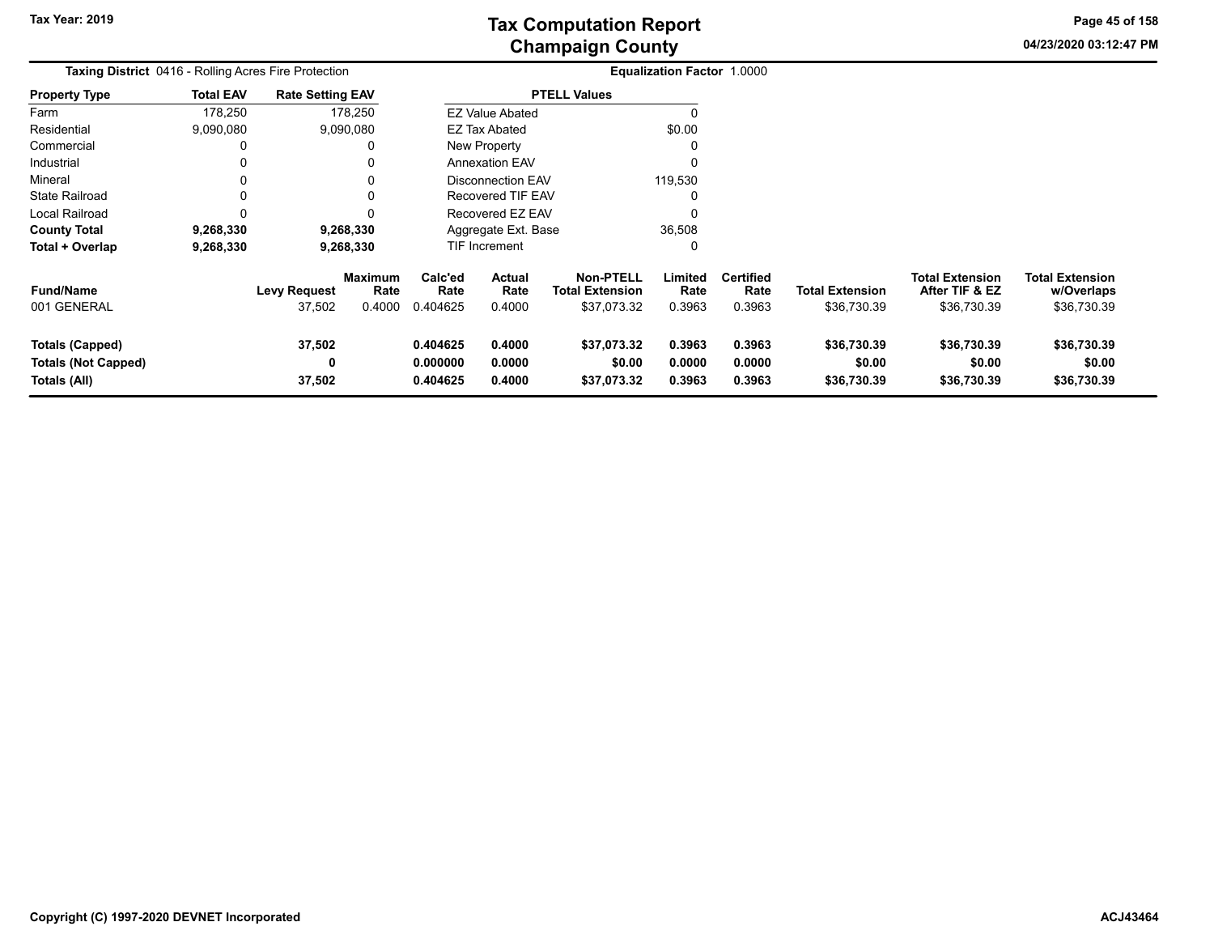**Taxing District** 0416 - Rolling Acres Fire Protection

**Equalization Factor** 1.0000

| Property Type | Total EAV | Rate Setting EAV |
|---|---|---|
| Farm | 178,250 | 178,250 |
| Residential | 9,090,080 | 9,090,080 |
| Commercial | 0 | 0 |
| Industrial | 0 | 0 |
| Mineral | 0 | 0 |
| State Railroad | 0 | 0 |
| Local Railroad | 0 | 0 |
| **County Total** | **9,268,330** | **9,268,330** |
| **Total + Overlap** | **9,268,330** | **9,268,330** |

| PTELL Values | |
|---|---|
| EZ Value Abated | 0 |
| EZ Tax Abated | $0.00 |
| New Property | 0 |
| Annexation EAV | 0 |
| Disconnection EAV | 119,530 |
| Recovered TIF EAV | 0 |
| Recovered EZ EAV | 0 |
| Aggregate Ext. Base | 36,508 |
| TIF Increment | 0 |

| Fund/Name | Levy Request | Maximum Rate | Calc'ed Rate | Actual Rate | Non-PTELL Total Extension | Limited Rate | Certified Rate | Total Extension | Total Extension After TIF & EZ | Total Extension w/Overlaps |
|---|---|---|---|---|---|---|---|---|---|---|
| 001 GENERAL | 37,502 | 0.4000 | 0.404625 | 0.4000 | $37,073.32 | 0.3963 | 0.3963 | $36,730.39 | $36,730.39 | $36,730.39 |
| **Totals (Capped)** | **37,502** | | **0.404625** | **0.4000** | **$37,073.32** | **0.3963** | **0.3963** | **$36,730.39** | **$36,730.39** | **$36,730.39** |
| **Totals (Not Capped)** | **0** | | **0.000000** | **0.0000** | **$0.00** | **0.0000** | **0.0000** | **$0.00** | **$0.00** | **$0.00** |
| **Totals (All)** | **37,502** | | **0.404625** | **0.4000** | **$37,073.32** | **0.3963** | **0.3963** | **$36,730.39** | **$36,730.39** | **$36,730.39** |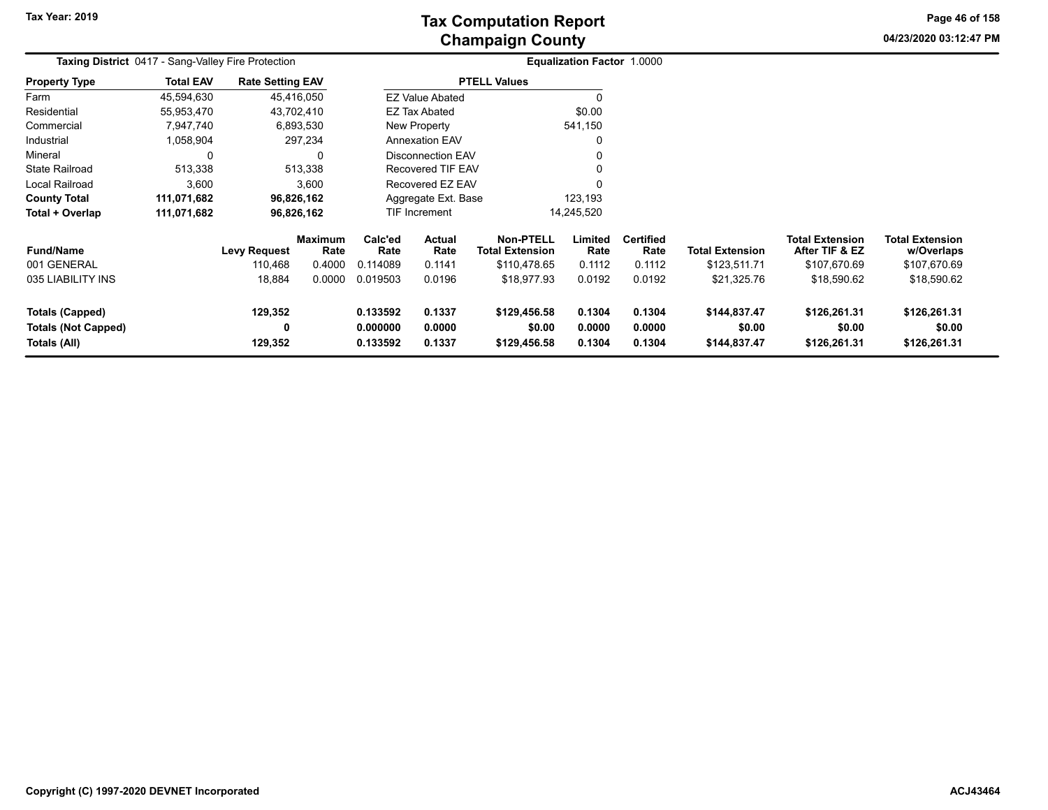# Tax Computation Report
## Champaign County

Tax Year: 2019

04/23/2020 03:12:47 PM

**Taxing District** 0417 - Sang-Valley Fire Protection

**Equalization Factor** 1.0000

| Property Type | Total EAV | Rate Setting EAV |
|---|---|---|
| Farm | 45,594,630 | 45,416,050 |
| Residential | 55,953,470 | 43,702,410 |
| Commercial | 7,947,740 | 6,893,530 |
| Industrial | 1,058,904 | 297,234 |
| Mineral | 0 | 0 |
| State Railroad | 513,338 | 513,338 |
| Local Railroad | 3,600 | 3,600 |
| **County Total** | **111,071,682** | **96,826,162** |
| **Total + Overlap** | **111,071,682** | **96,826,162** |

| PTELL Values | |
|---|---|
| EZ Value Abated | 0 |
| EZ Tax Abated | $0.00 |
| New Property | 541,150 |
| Annexation EAV | 0 |
| Disconnection EAV | 0 |
| Recovered TIF EAV | 0 |
| Recovered EZ EAV | 0 |
| Aggregate Ext. Base | 123,193 |
| TIF Increment | 14,245,520 |

| Fund/Name | Levy Request | Maximum Rate | Calc'ed Rate | Actual Rate | Non-PTELL Total Extension | Limited Rate | Certified Rate | Total Extension | Total Extension After TIF & EZ | Total Extension w/Overlaps |
|---|---|---|---|---|---|---|---|---|---|---|
| 001 GENERAL | 110,468 | 0.4000 | 0.114089 | 0.1141 | $110,478.65 | 0.1112 | 0.1112 | $123,511.71 | $107,670.69 | $107,670.69 |
| 035 LIABILITY INS | 18,884 | 0.0000 | 0.019503 | 0.0196 | $18,977.93 | 0.0192 | 0.0192 | $21,325.76 | $18,590.62 | $18,590.62 |
| **Totals (Capped)** | **129,352** | | **0.133592** | **0.1337** | **$129,456.58** | **0.1304** | **0.1304** | **$144,837.47** | **$126,261.31** | **$126,261.31** |
| **Totals (Not Capped)** | **0** | | **0.000000** | **0.0000** | **$0.00** | **0.0000** | **0.0000** | **$0.00** | **$0.00** | **$0.00** |
| **Totals (All)** | **129,352** | | **0.133592** | **0.1337** | **$129,456.58** | **0.1304** | **0.1304** | **$144,837.47** | **$126,261.31** | **$126,261.31** |

Copyright (C) 1997-2020 DEVNET Incorporated

ACJ43464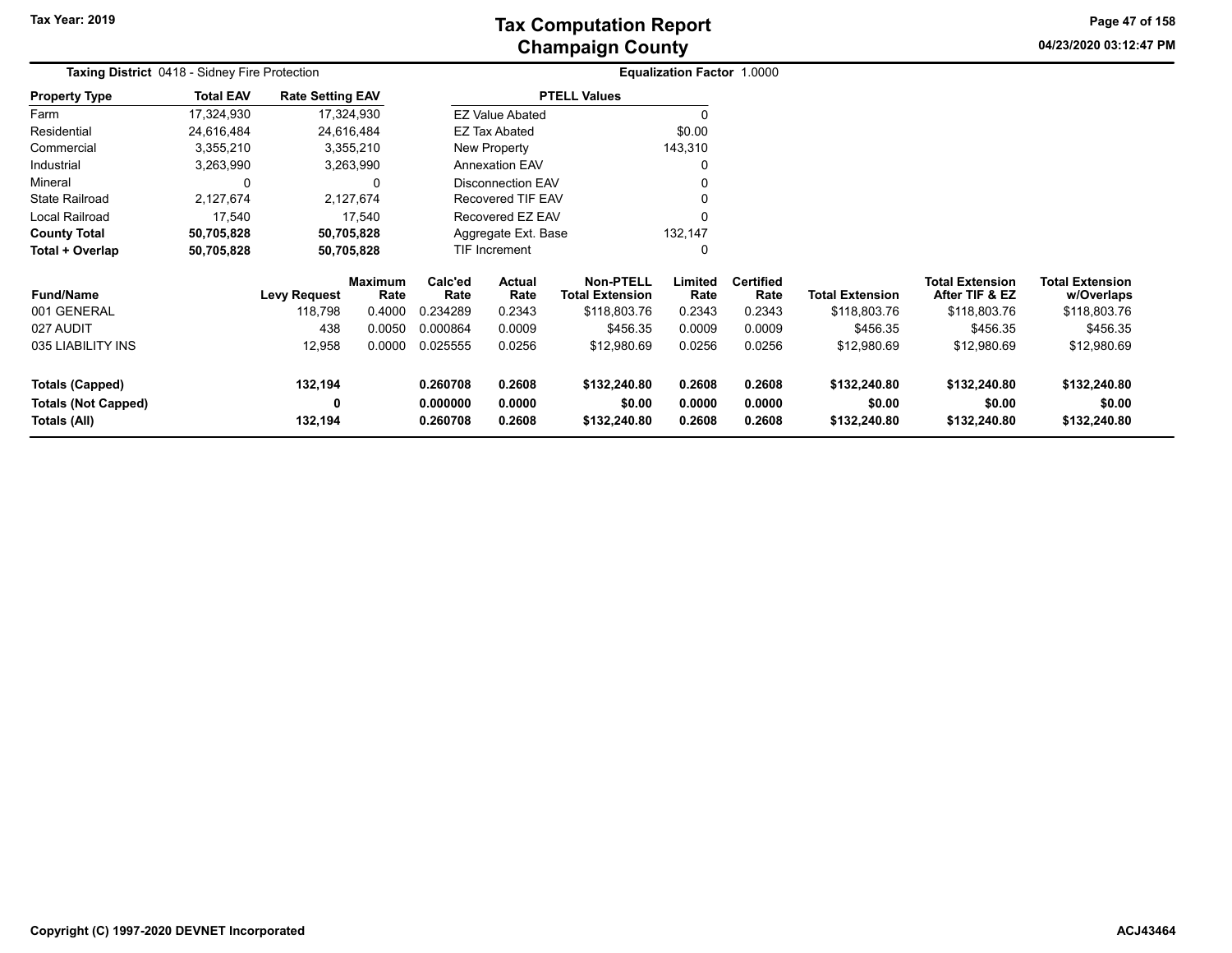# Tax Computation Report
# Champaign County

Tax Year: 2019

04/23/2020 03:12:47 PM

**Taxing District** 0418 - Sidney Fire Protection

**Equalization Factor** 1.0000

| Property Type | Total EAV | Rate Setting EAV |
|---|---|---|
| Farm | 17,324,930 | 17,324,930 |
| Residential | 24,616,484 | 24,616,484 |
| Commercial | 3,355,210 | 3,355,210 |
| Industrial | 3,263,990 | 3,263,990 |
| Mineral | 0 | 0 |
| State Railroad | 2,127,674 | 2,127,674 |
| Local Railroad | 17,540 | 17,540 |
| **County Total** | **50,705,828** | **50,705,828** |
| **Total + Overlap** | **50,705,828** | **50,705,828** |

| PTELL Values | |
|---|---|
| EZ Value Abated | 0 |
| EZ Tax Abated | $0.00 |
| New Property | 143,310 |
| Annexation EAV | 0 |
| Disconnection EAV | 0 |
| Recovered TIF EAV | 0 |
| Recovered EZ EAV | 0 |
| Aggregate Ext. Base | 132,147 |
| TIF Increment | 0 |

| Fund/Name | Levy Request | Maximum Rate | Calc'ed Rate | Actual Rate | Non-PTELL Total Extension | Limited Rate | Certified Rate | Total Extension | Total Extension After TIF & EZ | Total Extension w/Overlaps |
|---|---|---|---|---|---|---|---|---|---|---|
| 001 GENERAL | 118,798 | 0.4000 | 0.234289 | 0.2343 | $118,803.76 | 0.2343 | 0.2343 | $118,803.76 | $118,803.76 | $118,803.76 |
| 027 AUDIT | 438 | 0.0050 | 0.000864 | 0.0009 | $456.35 | 0.0009 | 0.0009 | $456.35 | $456.35 | $456.35 |
| 035 LIABILITY INS | 12,958 | 0.0000 | 0.025555 | 0.0256 | $12,980.69 | 0.0256 | 0.0256 | $12,980.69 | $12,980.69 | $12,980.69 |
| **Totals (Capped)** | **132,194** | | **0.260708** | **0.2608** | **$132,240.80** | **0.2608** | **0.2608** | **$132,240.80** | **$132,240.80** | **$132,240.80** |
| **Totals (Not Capped)** | **0** | | **0.000000** | **0.0000** | **$0.00** | **0.0000** | **0.0000** | **$0.00** | **$0.00** | **$0.00** |
| **Totals (All)** | **132,194** | | **0.260708** | **0.2608** | **$132,240.80** | **0.2608** | **0.2608** | **$132,240.80** | **$132,240.80** | **$132,240.80** |

Copyright (C) 1997-2020 DEVNET Incorporated

ACJ43464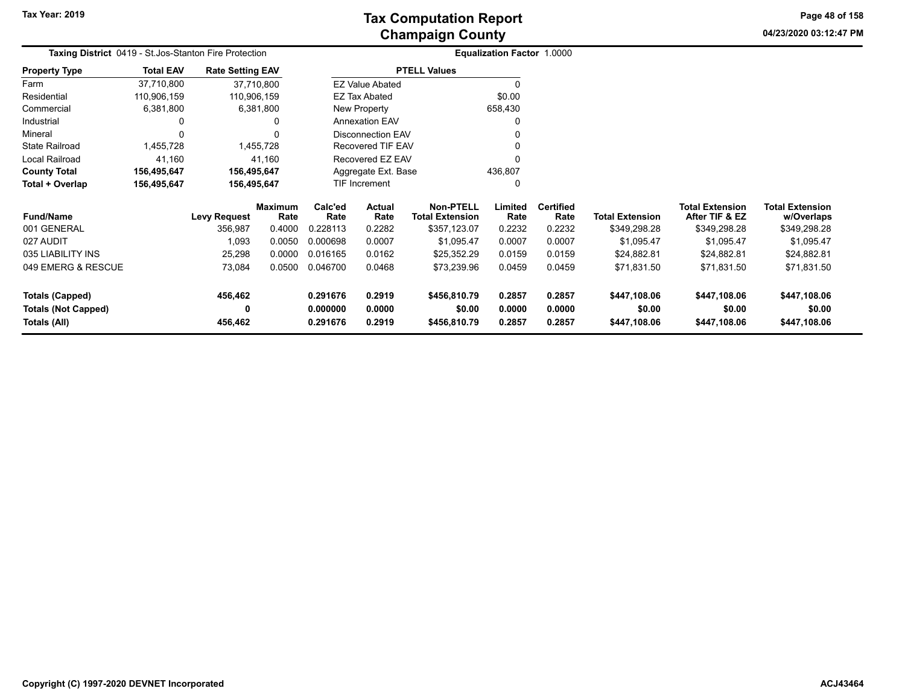# Tax Computation Report
## Champaign County

Tax Year: 2019

**Taxing District** 0419 - St.Jos-Stanton Fire Protection

**Equalization Factor** 1.0000

| Property Type | Total EAV | Rate Setting EAV |
|---|---|---|
| Farm | 37,710,800 | 37,710,800 |
| Residential | 110,906,159 | 110,906,159 |
| Commercial | 6,381,800 | 6,381,800 |
| Industrial | 0 | 0 |
| Mineral | 0 | 0 |
| State Railroad | 1,455,728 | 1,455,728 |
| Local Railroad | 41,160 | 41,160 |
| **County Total** | **156,495,647** | **156,495,647** |
| **Total + Overlap** | **156,495,647** | **156,495,647** |

| PTELL Values | |
|---|---|
| EZ Value Abated | 0 |
| EZ Tax Abated | $0.00 |
| New Property | 658,430 |
| Annexation EAV | 0 |
| Disconnection EAV | 0 |
| Recovered TIF EAV | 0 |
| Recovered EZ EAV | 0 |
| Aggregate Ext. Base | 436,807 |
| TIF Increment | 0 |

| Fund/Name | Levy Request | Maximum Rate | Calc'ed Rate | Actual Rate | Non-PTELL Total Extension | Limited Rate | Certified Rate | Total Extension | Total Extension After TIF & EZ | Total Extension w/Overlaps |
|---|---|---|---|---|---|---|---|---|---|---|
| 001 GENERAL | 356,987 | 0.4000 | 0.228113 | 0.2282 | $357,123.07 | 0.2232 | 0.2232 | $349,298.28 | $349,298.28 | $349,298.28 |
| 027 AUDIT | 1,093 | 0.0050 | 0.000698 | 0.0007 | $1,095.47 | 0.0007 | 0.0007 | $1,095.47 | $1,095.47 | $1,095.47 |
| 035 LIABILITY INS | 25,298 | 0.0000 | 0.016165 | 0.0162 | $25,352.29 | 0.0159 | 0.0159 | $24,882.81 | $24,882.81 | $24,882.81 |
| 049 EMERG & RESCUE | 73,084 | 0.0500 | 0.046700 | 0.0468 | $73,239.96 | 0.0459 | 0.0459 | $71,831.50 | $71,831.50 | $71,831.50 |
| **Totals (Capped)** | **456,462** | | **0.291676** | **0.2919** | **$456,810.79** | **0.2857** | **0.2857** | **$447,108.06** | **$447,108.06** | **$447,108.06** |
| **Totals (Not Capped)** | **0** | | **0.000000** | **0.0000** | **$0.00** | **0.0000** | **0.0000** | **$0.00** | **$0.00** | **$0.00** |
| **Totals (All)** | **456,462** | | **0.291676** | **0.2919** | **$456,810.79** | **0.2857** | **0.2857** | **$447,108.06** | **$447,108.06** | **$447,108.06** |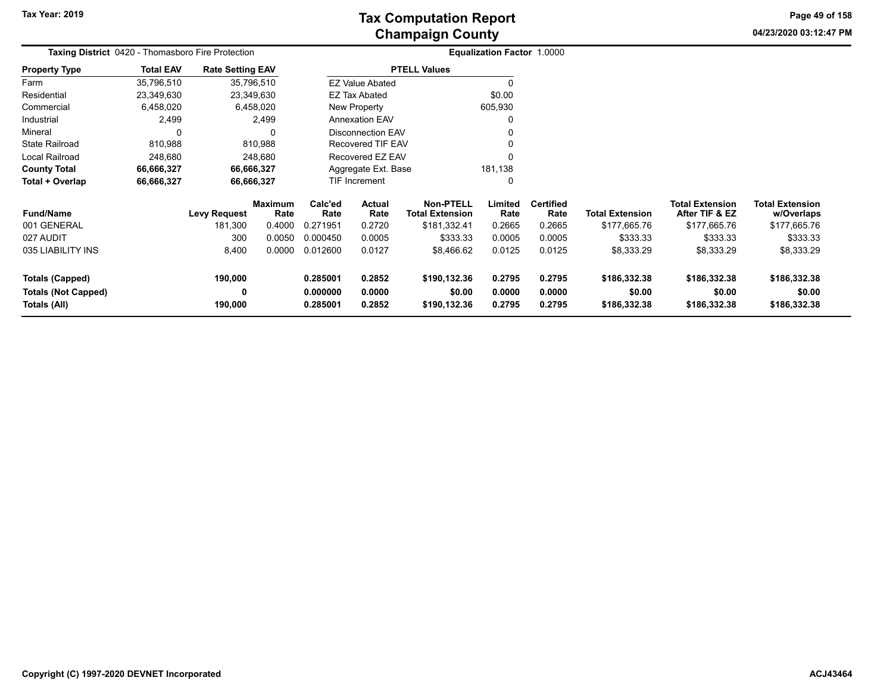# Tax Computation Report
## Champaign County

Tax Year: 2019

04/23/2020 03:12:47 PM

**Taxing District** 0420 - Thomasboro Fire Protection

**Equalization Factor** 1.0000

| Property Type | Total EAV | Rate Setting EAV |
|---|---|---|
| Farm | 35,796,510 | 35,796,510 |
| Residential | 23,349,630 | 23,349,630 |
| Commercial | 6,458,020 | 6,458,020 |
| Industrial | 2,499 | 2,499 |
| Mineral | 0 | 0 |
| State Railroad | 810,988 | 810,988 |
| Local Railroad | 248,680 | 248,680 |
| **County Total** | **66,666,327** | **66,666,327** |
| **Total + Overlap** | **66,666,327** | **66,666,327** |

| PTELL Values | |
|---|---|
| EZ Value Abated | 0 |
| EZ Tax Abated | $0.00 |
| New Property | 605,930 |
| Annexation EAV | 0 |
| Disconnection EAV | 0 |
| Recovered TIF EAV | 0 |
| Recovered EZ EAV | 0 |
| Aggregate Ext. Base | 181,138 |
| TIF Increment | 0 |

| Fund/Name | Levy Request | Maximum Rate | Calc'ed Rate | Actual Rate | Non-PTELL Total Extension | Limited Rate | Certified Rate | Total Extension | Total Extension After TIF & EZ | Total Extension w/Overlaps |
|---|---|---|---|---|---|---|---|---|---|---|
| 001 GENERAL | 181,300 | 0.4000 | 0.271951 | 0.2720 | $181,332.41 | 0.2665 | 0.2665 | $177,665.76 | $177,665.76 | $177,665.76 |
| 027 AUDIT | 300 | 0.0050 | 0.000450 | 0.0005 | $333.33 | 0.0005 | 0.0005 | $333.33 | $333.33 | $333.33 |
| 035 LIABILITY INS | 8,400 | 0.0000 | 0.012600 | 0.0127 | $8,466.62 | 0.0125 | 0.0125 | $8,333.29 | $8,333.29 | $8,333.29 |
| **Totals (Capped)** | **190,000** | | **0.285001** | **0.2852** | **$190,132.36** | **0.2795** | **0.2795** | **$186,332.38** | **$186,332.38** | **$186,332.38** |
| **Totals (Not Capped)** | **0** | | **0.000000** | **0.0000** | **$0.00** | **0.0000** | **0.0000** | **$0.00** | **$0.00** | **$0.00** |
| **Totals (All)** | **190,000** | | **0.285001** | **0.2852** | **$190,132.36** | **0.2795** | **0.2795** | **$186,332.38** | **$186,332.38** | **$186,332.38** |

Copyright (C) 1997-2020 DEVNET Incorporated

ACJ43464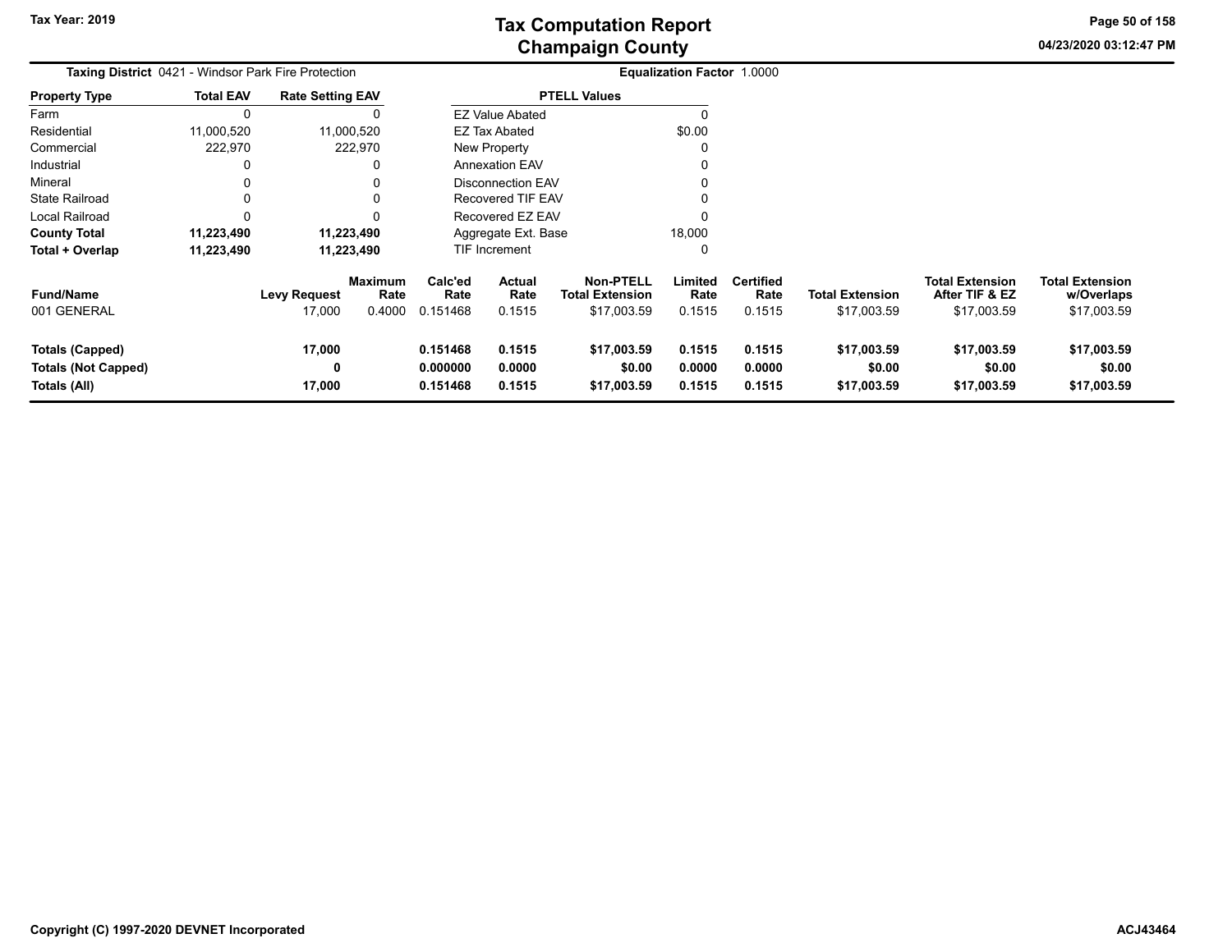# Tax Computation Report
## Champaign County

Tax Year: 2019

04/23/2020 03:12:47 PM

**Taxing District** 0421 - Windsor Park Fire Protection

**Equalization Factor** 1.0000

| Property Type | Total EAV | Rate Setting EAV |
|---|---|---|
| Farm | 0 | 0 |
| Residential | 11,000,520 | 11,000,520 |
| Commercial | 222,970 | 222,970 |
| Industrial | 0 | 0 |
| Mineral | 0 | 0 |
| State Railroad | 0 | 0 |
| Local Railroad | 0 | 0 |
| **County Total** | **11,223,490** | **11,223,490** |
| **Total + Overlap** | **11,223,490** | **11,223,490** |

| PTELL Values | |
|---|---|
| EZ Value Abated | 0 |
| EZ Tax Abated | $0.00 |
| New Property | 0 |
| Annexation EAV | 0 |
| Disconnection EAV | 0 |
| Recovered TIF EAV | 0 |
| Recovered EZ EAV | 0 |
| Aggregate Ext. Base | 18,000 |
| TIF Increment | 0 |

| Fund/Name | Levy Request | Maximum Rate | Calc'ed Rate | Actual Rate | Non-PTELL Total Extension | Limited Rate | Certified Rate | Total Extension | Total Extension After TIF & EZ | Total Extension w/Overlaps |
|---|---|---|---|---|---|---|---|---|---|---|
| 001 GENERAL | 17,000 | 0.4000 | 0.151468 | 0.1515 | $17,003.59 | 0.1515 | 0.1515 | $17,003.59 | $17,003.59 | $17,003.59 |
| **Totals (Capped)** | **17,000** | | **0.151468** | **0.1515** | **$17,003.59** | **0.1515** | **0.1515** | **$17,003.59** | **$17,003.59** | **$17,003.59** |
| **Totals (Not Capped)** | **0** | | **0.000000** | **0.0000** | **$0.00** | **0.0000** | **0.0000** | **$0.00** | **$0.00** | **$0.00** |
| **Totals (All)** | **17,000** | | **0.151468** | **0.1515** | **$17,003.59** | **0.1515** | **0.1515** | **$17,003.59** | **$17,003.59** | **$17,003.59** |

Copyright (C) 1997-2020 DEVNET Incorporated

ACJ43464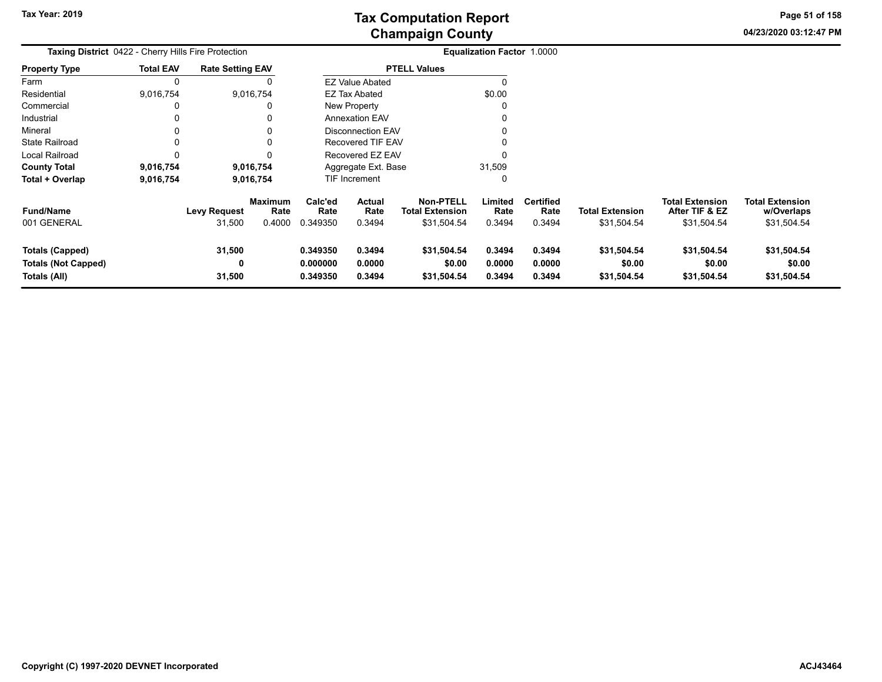# Tax Computation Report
## Champaign County

Tax Year: 2019

04/23/2020 03:12:47 PM

**Taxing District** 0422 - Cherry Hills Fire Protection

**Equalization Factor** 1.0000

| Property Type | Total EAV | Rate Setting EAV |
|---|---|---|
| Farm | 0 | 0 |
| Residential | 9,016,754 | 9,016,754 |
| Commercial | 0 | 0 |
| Industrial | 0 | 0 |
| Mineral | 0 | 0 |
| State Railroad | 0 | 0 |
| Local Railroad | 0 | 0 |
| **County Total** | **9,016,754** | **9,016,754** |
| **Total + Overlap** | **9,016,754** | **9,016,754** |

| PTELL Values | |
|---|---|
| EZ Value Abated | 0 |
| EZ Tax Abated | $0.00 |
| New Property | 0 |
| Annexation EAV | 0 |
| Disconnection EAV | 0 |
| Recovered TIF EAV | 0 |
| Recovered EZ EAV | 0 |
| Aggregate Ext. Base | 31,509 |
| TIF Increment | 0 |

| Fund/Name | Levy Request | Maximum Rate | Calc'ed Rate | Actual Rate | Non-PTELL Total Extension | Limited Rate | Certified Rate | Total Extension | Total Extension After TIF & EZ | Total Extension w/Overlaps |
|---|---|---|---|---|---|---|---|---|---|---|
| 001 GENERAL | 31,500 | 0.4000 | 0.349350 | 0.3494 | $31,504.54 | 0.3494 | 0.3494 | $31,504.54 | $31,504.54 | $31,504.54 |
| **Totals (Capped)** | **31,500** | | **0.349350** | **0.3494** | **$31,504.54** | **0.3494** | **0.3494** | **$31,504.54** | **$31,504.54** | **$31,504.54** |
| **Totals (Not Capped)** | **0** | | **0.000000** | **0.0000** | **$0.00** | **0.0000** | **0.0000** | **$0.00** | **$0.00** | **$0.00** |
| **Totals (All)** | **31,500** | | **0.349350** | **0.3494** | **$31,504.54** | **0.3494** | **0.3494** | **$31,504.54** | **$31,504.54** | **$31,504.54** |

Copyright (C) 1997-2020 DEVNET Incorporated

ACJ43464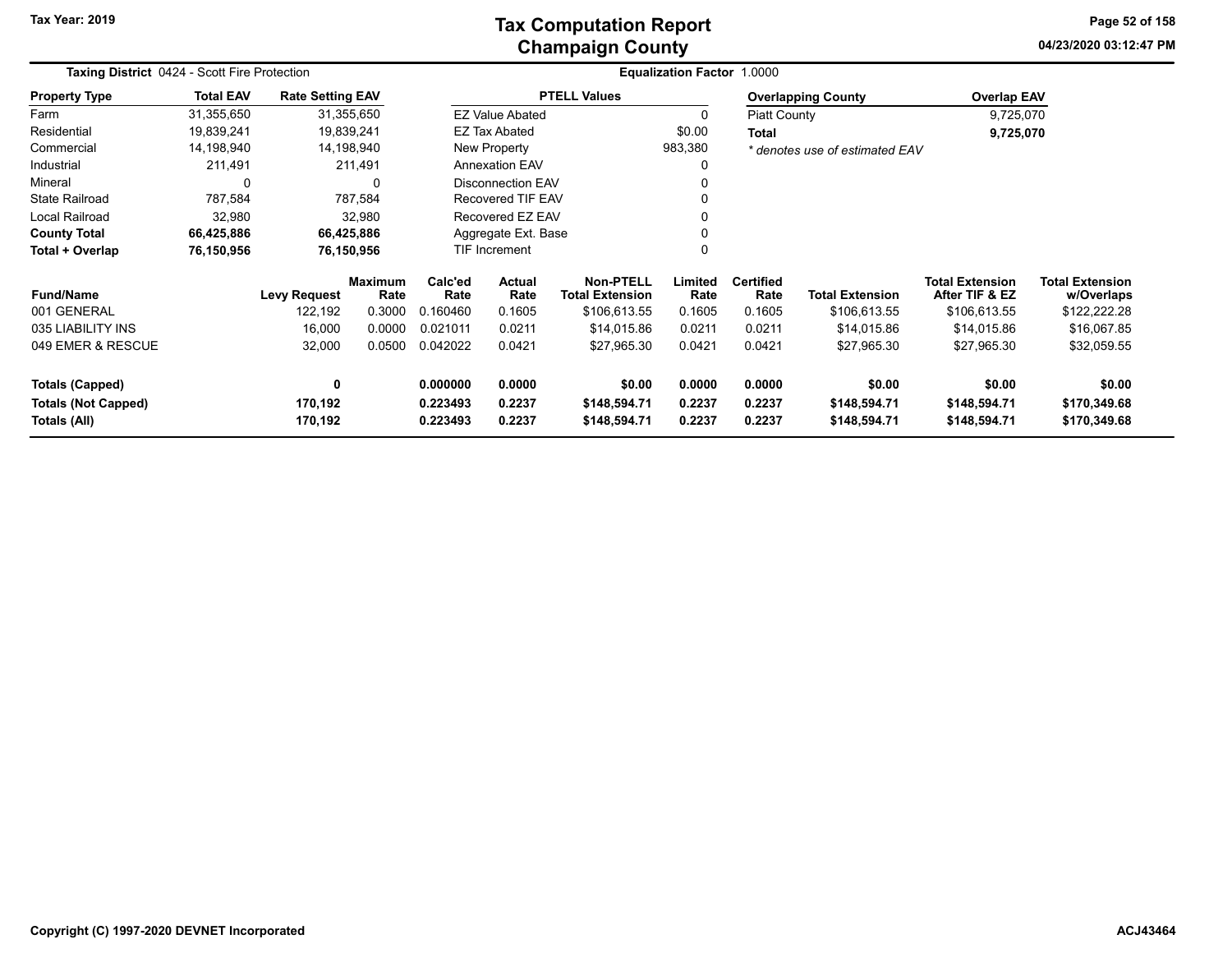# Tax Computation Report
## Champaign County

Tax Year: 2019

**Taxing District** 0424 - Scott Fire Protection

**Equalization Factor** 1.0000

| Property Type | Total EAV | Rate Setting EAV |
|---|---|---|
| Farm | 31,355,650 | 31,355,650 |
| Residential | 19,839,241 | 19,839,241 |
| Commercial | 14,198,940 | 14,198,940 |
| Industrial | 211,491 | 211,491 |
| Mineral | 0 | 0 |
| State Railroad | 787,584 | 787,584 |
| Local Railroad | 32,980 | 32,980 |
| **County Total** | **66,425,886** | **66,425,886** |
| **Total + Overlap** | **76,150,956** | **76,150,956** |

| PTELL Values | |
|---|---|
| EZ Value Abated | 0 |
| EZ Tax Abated | $0.00 |
| New Property | 983,380 |
| Annexation EAV | 0 |
| Disconnection EAV | 0 |
| Recovered TIF EAV | 0 |
| Recovered EZ EAV | 0 |
| Aggregate Ext. Base | 0 |
| TIF Increment | 0 |

| Overlapping County | Overlap EAV |
|---|---|
| Piatt County | 9,725,070 |
| **Total** | **9,725,070** |

*\* denotes use of estimated EAV*

| Fund/Name | Levy Request | Maximum Rate | Calc'ed Rate | Actual Rate | Non-PTELL Total Extension | Limited Rate | Certified Rate | Total Extension | Total Extension After TIF & EZ | Total Extension w/Overlaps |
|---|---|---|---|---|---|---|---|---|---|---|
| 001 GENERAL | 122,192 | 0.3000 | 0.160460 | 0.1605 | $106,613.55 | 0.1605 | 0.1605 | $106,613.55 | $106,613.55 | $122,222.28 |
| 035 LIABILITY INS | 16,000 | 0.0000 | 0.021011 | 0.0211 | $14,015.86 | 0.0211 | 0.0211 | $14,015.86 | $14,015.86 | $16,067.85 |
| 049 EMER & RESCUE | 32,000 | 0.0500 | 0.042022 | 0.0421 | $27,965.30 | 0.0421 | 0.0421 | $27,965.30 | $27,965.30 | $32,059.55 |
| **Totals (Capped)** | **0** | | **0.000000** | **0.0000** | **$0.00** | **0.0000** | **0.0000** | **$0.00** | **$0.00** | **$0.00** |
| **Totals (Not Capped)** | **170,192** | | **0.223493** | **0.2237** | **$148,594.71** | **0.2237** | **0.2237** | **$148,594.71** | **$148,594.71** | **$170,349.68** |
| **Totals (All)** | **170,192** | | **0.223493** | **0.2237** | **$148,594.71** | **0.2237** | **0.2237** | **$148,594.71** | **$148,594.71** | **$170,349.68** |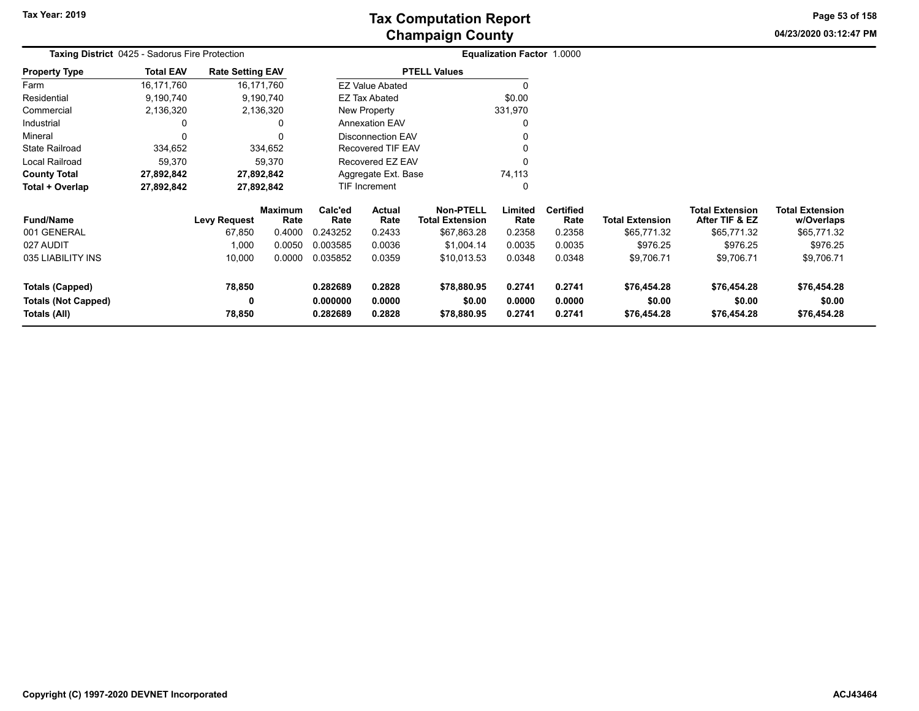# Tax Computation Report
## Champaign County

Tax Year: 2019

04/23/2020 03:12:47 PM

**Taxing District** 0425 - Sadorus Fire Protection

**Equalization Factor** 1.0000

| Property Type | Total EAV | Rate Setting EAV |
|---|---|---|
| Farm | 16,171,760 | 16,171,760 |
| Residential | 9,190,740 | 9,190,740 |
| Commercial | 2,136,320 | 2,136,320 |
| Industrial | 0 | 0 |
| Mineral | 0 | 0 |
| State Railroad | 334,652 | 334,652 |
| Local Railroad | 59,370 | 59,370 |
| **County Total** | **27,892,842** | **27,892,842** |
| **Total + Overlap** | **27,892,842** | **27,892,842** |

| PTELL Values | |
|---|---|
| EZ Value Abated | 0 |
| EZ Tax Abated | $0.00 |
| New Property | 331,970 |
| Annexation EAV | 0 |
| Disconnection EAV | 0 |
| Recovered TIF EAV | 0 |
| Recovered EZ EAV | 0 |
| Aggregate Ext. Base | 74,113 |
| TIF Increment | 0 |

| Fund/Name | Levy Request | Maximum Rate | Calc'ed Rate | Actual Rate | Non-PTELL Total Extension | Limited Rate | Certified Rate | Total Extension | Total Extension After TIF & EZ | Total Extension w/Overlaps |
|---|---|---|---|---|---|---|---|---|---|---|
| 001 GENERAL | 67,850 | 0.4000 | 0.243252 | 0.2433 | $67,863.28 | 0.2358 | 0.2358 | $65,771.32 | $65,771.32 | $65,771.32 |
| 027 AUDIT | 1,000 | 0.0050 | 0.003585 | 0.0036 | $1,004.14 | 0.0035 | 0.0035 | $976.25 | $976.25 | $976.25 |
| 035 LIABILITY INS | 10,000 | 0.0000 | 0.035852 | 0.0359 | $10,013.53 | 0.0348 | 0.0348 | $9,706.71 | $9,706.71 | $9,706.71 |
| **Totals (Capped)** | **78,850** | | **0.282689** | **0.2828** | **$78,880.95** | **0.2741** | **0.2741** | **$76,454.28** | **$76,454.28** | **$76,454.28** |
| **Totals (Not Capped)** | **0** | | **0.000000** | **0.0000** | **$0.00** | **0.0000** | **0.0000** | **$0.00** | **$0.00** | **$0.00** |
| **Totals (All)** | **78,850** | | **0.282689** | **0.2828** | **$78,880.95** | **0.2741** | **0.2741** | **$76,454.28** | **$76,454.28** | **$76,454.28** |

Copyright (C) 1997-2020 DEVNET Incorporated

ACJ43464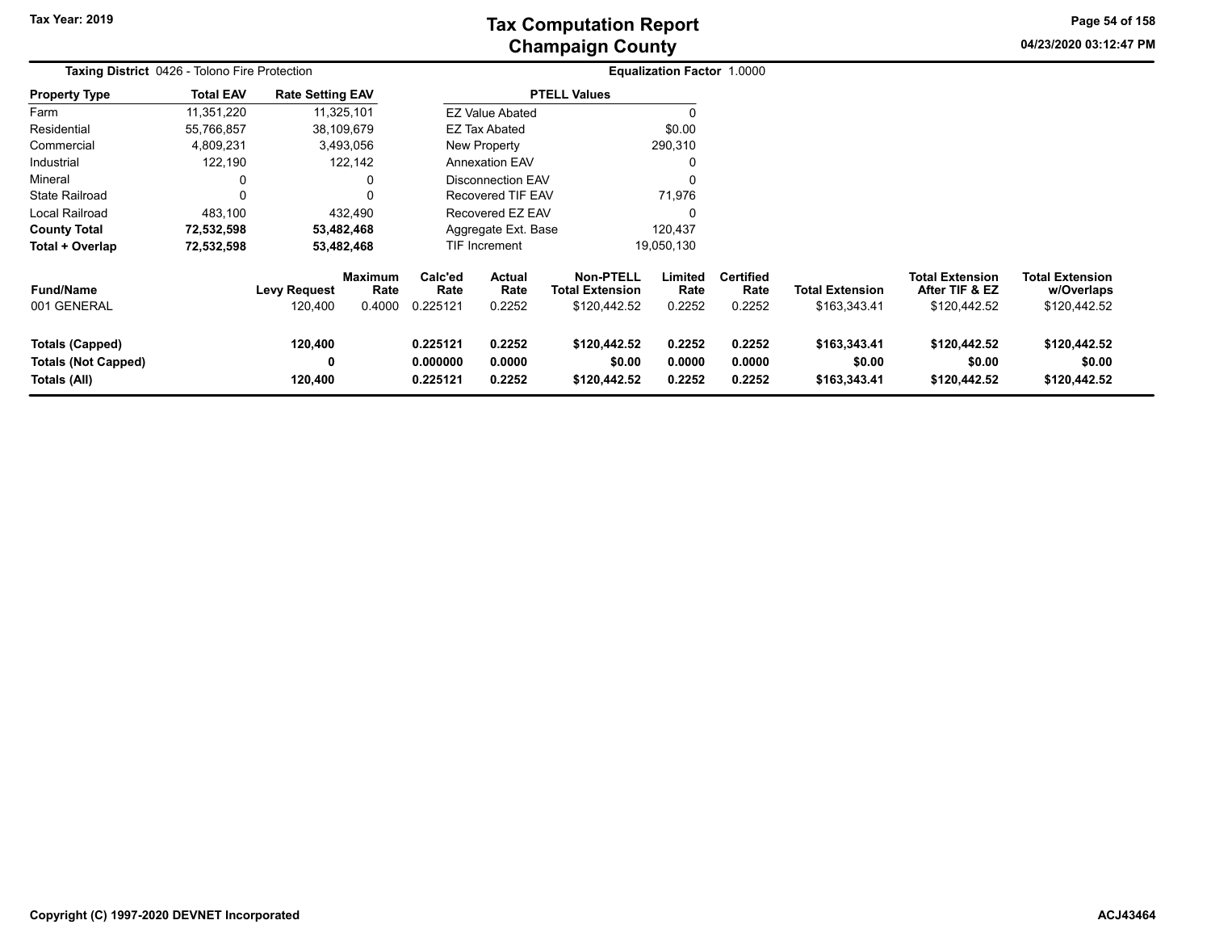# Tax Computation Report
## Champaign County

Tax Year: 2019

**Taxing District** 0426 - Tolono Fire Protection

**Equalization Factor** 1.0000

| Property Type | Total EAV | Rate Setting EAV |
|---|---|---|
| Farm | 11,351,220 | 11,325,101 |
| Residential | 55,766,857 | 38,109,679 |
| Commercial | 4,809,231 | 3,493,056 |
| Industrial | 122,190 | 122,142 |
| Mineral | 0 | 0 |
| State Railroad | 0 | 0 |
| Local Railroad | 483,100 | 432,490 |
| **County Total** | **72,532,598** | **53,482,468** |
| **Total + Overlap** | **72,532,598** | **53,482,468** |

| PTELL Values | |
|---|---|
| EZ Value Abated | 0 |
| EZ Tax Abated | $0.00 |
| New Property | 290,310 |
| Annexation EAV | 0 |
| Disconnection EAV | 0 |
| Recovered TIF EAV | 71,976 |
| Recovered EZ EAV | 0 |
| Aggregate Ext. Base | 120,437 |
| TIF Increment | 19,050,130 |

| Fund/Name | Levy Request | Maximum Rate | Calc'ed Rate | Actual Rate | Non-PTELL Total Extension | Limited Rate | Certified Rate | Total Extension | Total Extension After TIF & EZ | Total Extension w/Overlaps |
|---|---|---|---|---|---|---|---|---|---|---|
| 001 GENERAL | 120,400 | 0.4000 | 0.225121 | 0.2252 | $120,442.52 | 0.2252 | 0.2252 | $163,343.41 | $120,442.52 | $120,442.52 |
| **Totals (Capped)** | **120,400** | | **0.225121** | **0.2252** | **$120,442.52** | **0.2252** | **0.2252** | **$163,343.41** | **$120,442.52** | **$120,442.52** |
| **Totals (Not Capped)** | **0** | | **0.000000** | **0.0000** | **$0.00** | **0.0000** | **0.0000** | **$0.00** | **$0.00** | **$0.00** |
| **Totals (All)** | **120,400** | | **0.225121** | **0.2252** | **$120,442.52** | **0.2252** | **0.2252** | **$163,343.41** | **$120,442.52** | **$120,442.52** |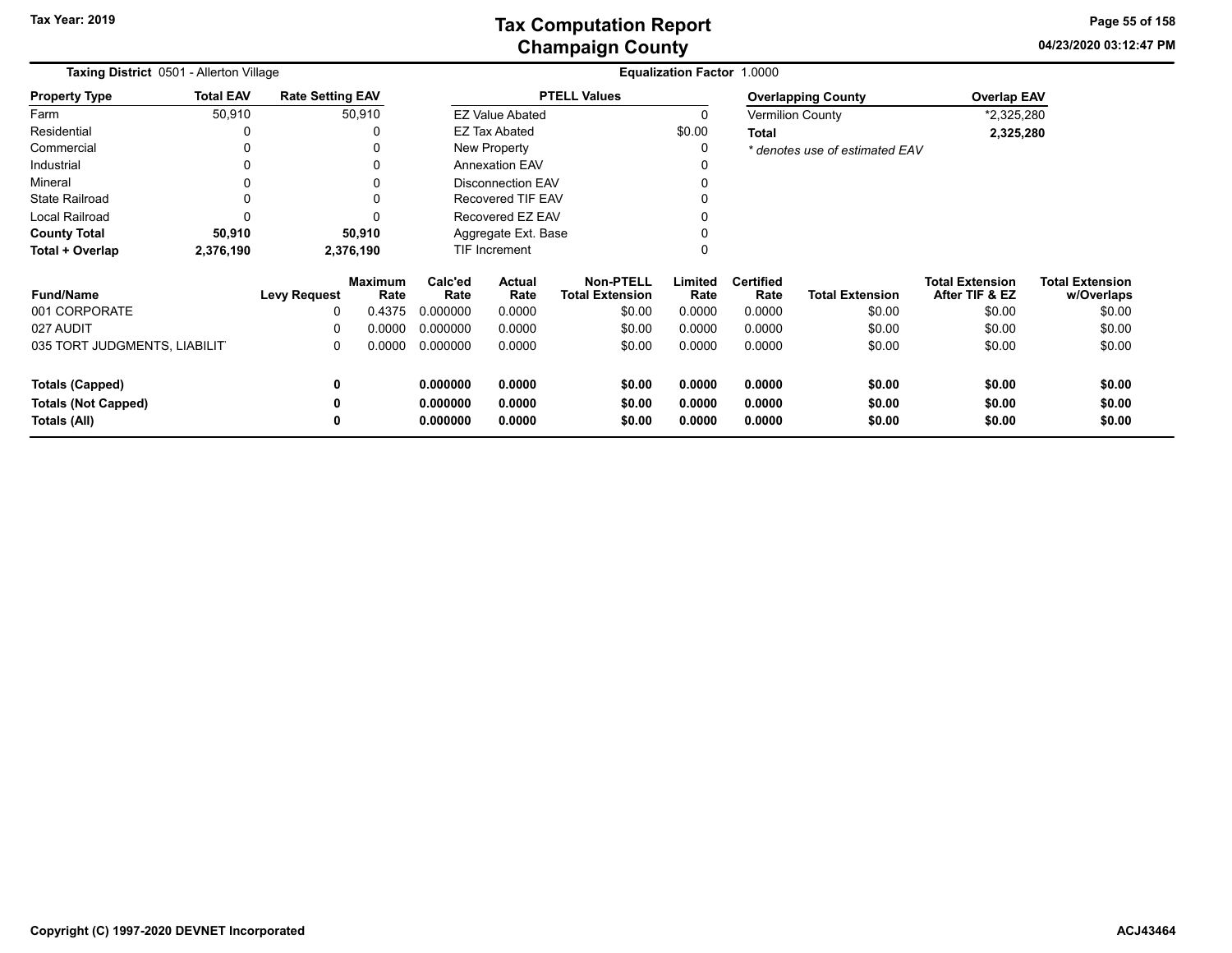Tax Year: 2019

# Tax Computation Report
## Champaign County

**Taxing District** 0501 - Allerton Village

**Equalization Factor** 1.0000

| Property Type | Total EAV | Rate Setting EAV |
|---|---|---|
| Farm | 50,910 | 50,910 |
| Residential | 0 | 0 |
| Commercial | 0 | 0 |
| Industrial | 0 | 0 |
| Mineral | 0 | 0 |
| State Railroad | 0 | 0 |
| Local Railroad | 0 | 0 |
| **County Total** | **50,910** | **50,910** |
| **Total + Overlap** | **2,376,190** | **2,376,190** |

| PTELL Values | |
|---|---|
| EZ Value Abated | 0 |
| EZ Tax Abated | $0.00 |
| New Property | 0 |
| Annexation EAV | 0 |
| Disconnection EAV | 0 |
| Recovered TIF EAV | 0 |
| Recovered EZ EAV | 0 |
| Aggregate Ext. Base | 0 |
| TIF Increment | 0 |

| Overlapping County | Overlap EAV |
|---|---|
| Vermilion County | *2,325,280 |
| **Total** | **2,325,280** |

*\* denotes use of estimated EAV*

| Fund/Name | Levy Request | Maximum Rate | Calc'ed Rate | Actual Rate | Non-PTELL Total Extension | Limited Rate | Certified Rate | Total Extension | Total Extension After TIF & EZ | Total Extension w/Overlaps |
|---|---|---|---|---|---|---|---|---|---|---|
| 001 CORPORATE | 0 | 0.4375 | 0.000000 | 0.0000 | $0.00 | 0.0000 | 0.0000 | $0.00 | $0.00 | $0.00 |
| 027 AUDIT | 0 | 0.0000 | 0.000000 | 0.0000 | $0.00 | 0.0000 | 0.0000 | $0.00 | $0.00 | $0.00 |
| 035 TORT JUDGMENTS, LIABILIT | 0 | 0.0000 | 0.000000 | 0.0000 | $0.00 | 0.0000 | 0.0000 | $0.00 | $0.00 | $0.00 |
| **Totals (Capped)** | **0** | | **0.000000** | **0.0000** | **$0.00** | **0.0000** | **0.0000** | **$0.00** | **$0.00** | **$0.00** |
| **Totals (Not Capped)** | **0** | | **0.000000** | **0.0000** | **$0.00** | **0.0000** | **0.0000** | **$0.00** | **$0.00** | **$0.00** |
| **Totals (All)** | **0** | | **0.000000** | **0.0000** | **$0.00** | **0.0000** | **0.0000** | **$0.00** | **$0.00** | **$0.00** |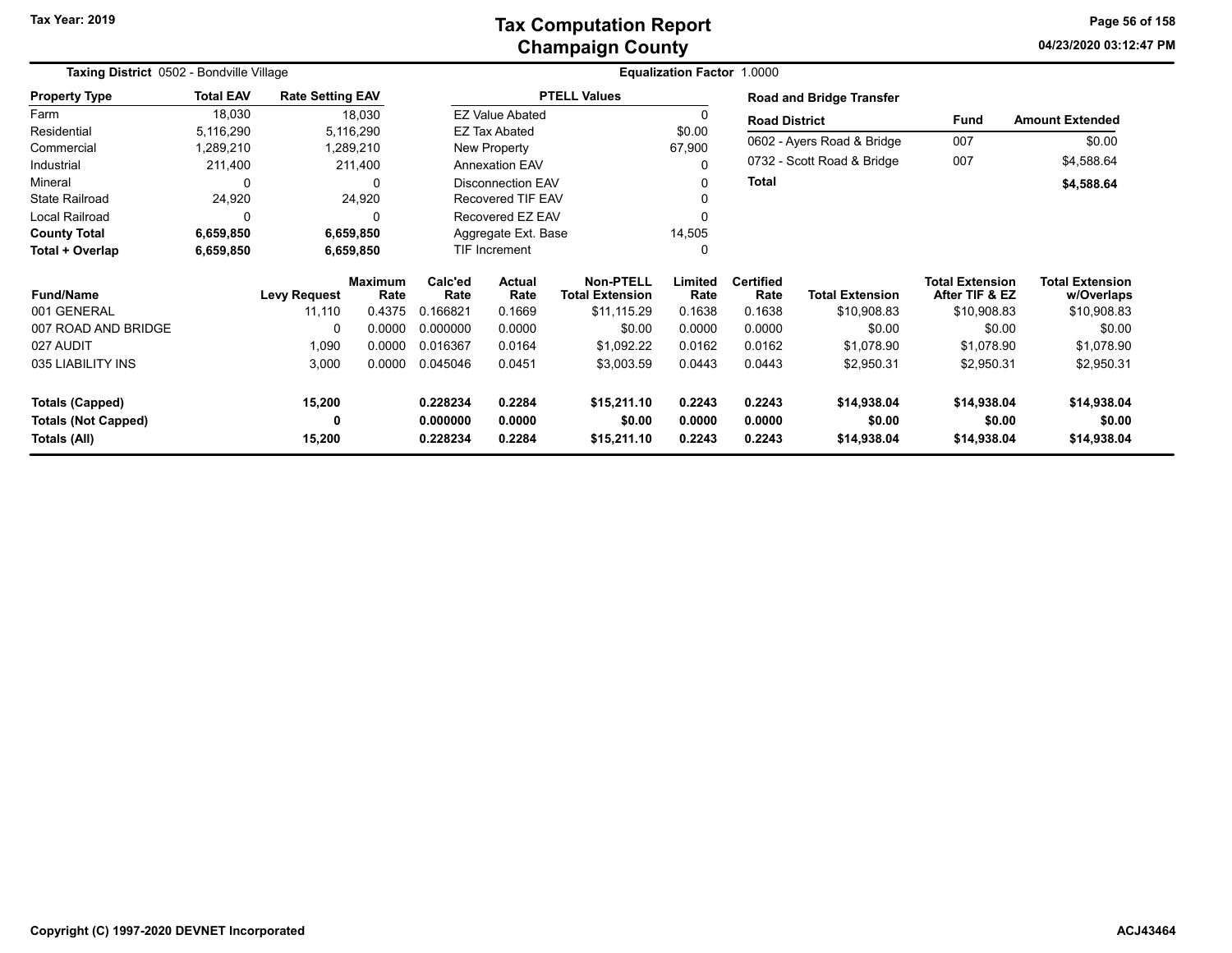# Tax Computation Report
## Champaign County

Tax Year: 2019

04/23/2020 03:12:47 PM

**Taxing District** 0502 - Bondville Village

**Equalization Factor** 1.0000

| Property Type | Total EAV | Rate Setting EAV |
|---|---|---|
| Farm | 18,030 | 18,030 |
| Residential | 5,116,290 | 5,116,290 |
| Commercial | 1,289,210 | 1,289,210 |
| Industrial | 211,400 | 211,400 |
| Mineral | 0 | 0 |
| State Railroad | 24,920 | 24,920 |
| Local Railroad | 0 | 0 |
| **County Total** | **6,659,850** | **6,659,850** |
| **Total + Overlap** | **6,659,850** | **6,659,850** |

| PTELL Values | |
|---|---|
| EZ Value Abated | 0 |
| EZ Tax Abated | $0.00 |
| New Property | 67,900 |
| Annexation EAV | 0 |
| Disconnection EAV | 0 |
| Recovered TIF EAV | 0 |
| Recovered EZ EAV | 0 |
| Aggregate Ext. Base | 14,505 |
| TIF Increment | 0 |

**Road and Bridge Transfer**

| Road District | Fund | Amount Extended |
|---|---|---|
| 0602 - Ayers Road & Bridge | 007 | $0.00 |
| 0732 - Scott Road & Bridge | 007 | $4,588.64 |
| **Total** | | **$4,588.64** |

| Fund/Name | Levy Request | Maximum Rate | Calc'ed Rate | Actual Rate | Non-PTELL Total Extension | Limited Rate | Certified Rate | Total Extension | Total Extension After TIF & EZ | Total Extension w/Overlaps |
|---|---|---|---|---|---|---|---|---|---|---|
| 001 GENERAL | 11,110 | 0.4375 | 0.166821 | 0.1669 | $11,115.29 | 0.1638 | 0.1638 | $10,908.83 | $10,908.83 | $10,908.83 |
| 007 ROAD AND BRIDGE | 0 | 0.0000 | 0.000000 | 0.0000 | $0.00 | 0.0000 | 0.0000 | $0.00 | $0.00 | $0.00 |
| 027 AUDIT | 1,090 | 0.0000 | 0.016367 | 0.0164 | $1,092.22 | 0.0162 | 0.0162 | $1,078.90 | $1,078.90 | $1,078.90 |
| 035 LIABILITY INS | 3,000 | 0.0000 | 0.045046 | 0.0451 | $3,003.59 | 0.0443 | 0.0443 | $2,950.31 | $2,950.31 | $2,950.31 |
| **Totals (Capped)** | **15,200** | | **0.228234** | **0.2284** | **$15,211.10** | **0.2243** | **0.2243** | **$14,938.04** | **$14,938.04** | **$14,938.04** |
| **Totals (Not Capped)** | **0** | | **0.000000** | **0.0000** | **$0.00** | **0.0000** | **0.0000** | **$0.00** | **$0.00** | **$0.00** |
| **Totals (All)** | **15,200** | | **0.228234** | **0.2284** | **$15,211.10** | **0.2243** | **0.2243** | **$14,938.04** | **$14,938.04** | **$14,938.04** |

Copyright (C) 1997-2020 DEVNET Incorporated

ACJ43464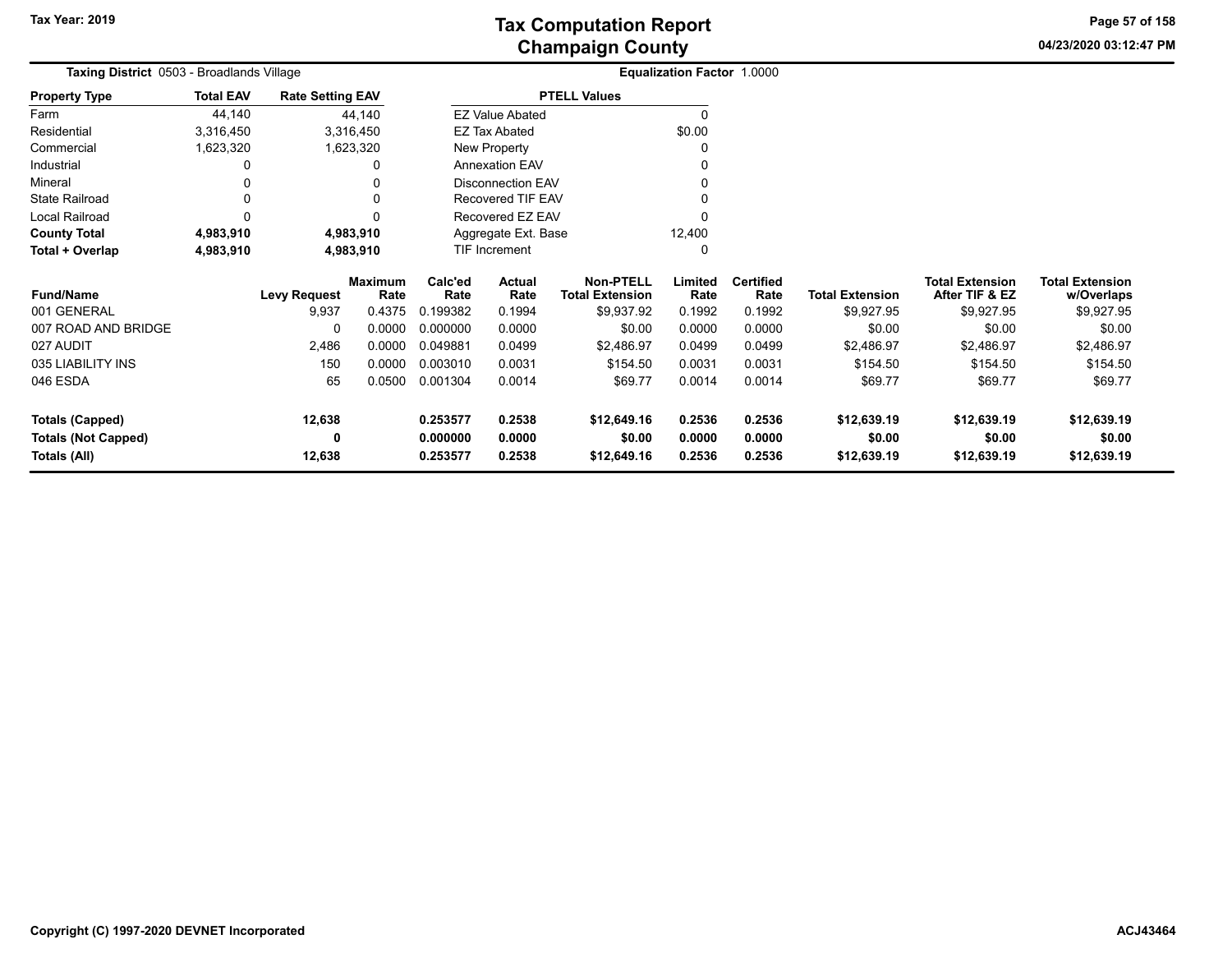# Tax Computation Report
## Champaign County

Tax Year: 2019

04/23/2020 03:12:47 PM

**Taxing District** 0503 - Broadlands Village

**Equalization Factor** 1.0000

| Property Type | Total EAV | Rate Setting EAV |
|---|---|---|
| Farm | 44,140 | 44,140 |
| Residential | 3,316,450 | 3,316,450 |
| Commercial | 1,623,320 | 1,623,320 |
| Industrial | 0 | 0 |
| Mineral | 0 | 0 |
| State Railroad | 0 | 0 |
| Local Railroad | 0 | 0 |
| **County Total** | **4,983,910** | **4,983,910** |
| **Total + Overlap** | **4,983,910** | **4,983,910** |

| PTELL Values | |
|---|---|
| EZ Value Abated | 0 |
| EZ Tax Abated | $0.00 |
| New Property | 0 |
| Annexation EAV | 0 |
| Disconnection EAV | 0 |
| Recovered TIF EAV | 0 |
| Recovered EZ EAV | 0 |
| Aggregate Ext. Base | 12,400 |
| TIF Increment | 0 |

| Fund/Name | Levy Request | Maximum Rate | Calc'ed Rate | Actual Rate | Non-PTELL Total Extension | Limited Rate | Certified Rate | Total Extension | Total Extension After TIF & EZ | Total Extension w/Overlaps |
|---|---|---|---|---|---|---|---|---|---|---|
| 001 GENERAL | 9,937 | 0.4375 | 0.199382 | 0.1994 | $9,937.92 | 0.1992 | 0.1992 | $9,927.95 | $9,927.95 | $9,927.95 |
| 007 ROAD AND BRIDGE | 0 | 0.0000 | 0.000000 | 0.0000 | $0.00 | 0.0000 | 0.0000 | $0.00 | $0.00 | $0.00 |
| 027 AUDIT | 2,486 | 0.0000 | 0.049881 | 0.0499 | $2,486.97 | 0.0499 | 0.0499 | $2,486.97 | $2,486.97 | $2,486.97 |
| 035 LIABILITY INS | 150 | 0.0000 | 0.003010 | 0.0031 | $154.50 | 0.0031 | 0.0031 | $154.50 | $154.50 | $154.50 |
| 046 ESDA | 65 | 0.0500 | 0.001304 | 0.0014 | $69.77 | 0.0014 | 0.0014 | $69.77 | $69.77 | $69.77 |
| **Totals (Capped)** | **12,638** | | **0.253577** | **0.2538** | **$12,649.16** | **0.2536** | **0.2536** | **$12,639.19** | **$12,639.19** | **$12,639.19** |
| **Totals (Not Capped)** | **0** | | **0.000000** | **0.0000** | **$0.00** | **0.0000** | **0.0000** | **$0.00** | **$0.00** | **$0.00** |
| **Totals (All)** | **12,638** | | **0.253577** | **0.2538** | **$12,649.16** | **0.2536** | **0.2536** | **$12,639.19** | **$12,639.19** | **$12,639.19** |

Copyright (C) 1997-2020 DEVNET Incorporated

ACJ43464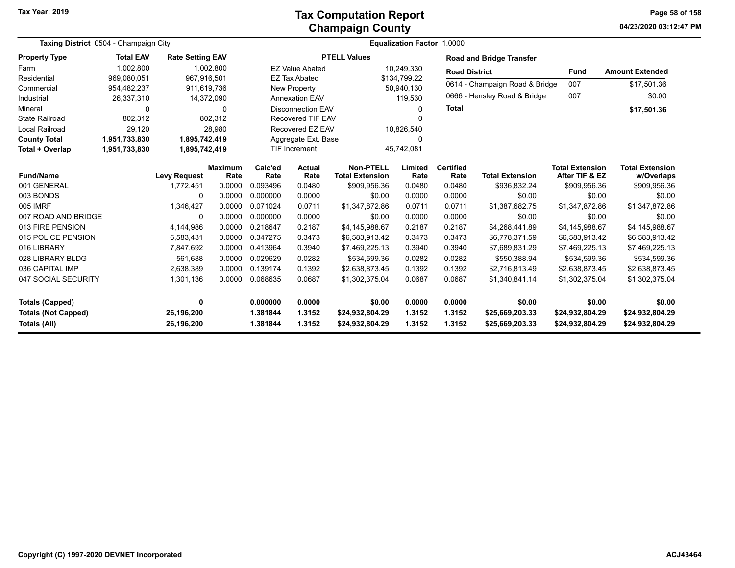# Tax Computation Report
## Champaign County

Tax Year: 2019

04/23/2020 03:12:47 PM

**Taxing District** 0504 - Champaign City

**Equalization Factor** 1.0000

| Property Type | Total EAV | Rate Setting EAV |
|---|---|---|
| Farm | 1,002,800 | 1,002,800 |
| Residential | 969,080,051 | 967,916,501 |
| Commercial | 954,482,237 | 911,619,736 |
| Industrial | 26,337,310 | 14,372,090 |
| Mineral | 0 | 0 |
| State Railroad | 802,312 | 802,312 |
| Local Railroad | 29,120 | 28,980 |
| **County Total** | **1,951,733,830** | **1,895,742,419** |
| **Total + Overlap** | **1,951,733,830** | **1,895,742,419** |

| PTELL Values | |
|---|---|
| EZ Value Abated | 10,249,330 |
| EZ Tax Abated | $134,799.22 |
| New Property | 50,940,130 |
| Annexation EAV | 119,530 |
| Disconnection EAV | 0 |
| Recovered TIF EAV | 0 |
| Recovered EZ EAV | 10,826,540 |
| Aggregate Ext. Base | 0 |
| TIF Increment | 45,742,081 |

**Road and Bridge Transfer**

| Road District | Fund | Amount Extended |
|---|---|---|
| 0614 - Champaign Road & Bridge | 007 | $17,501.36 |
| 0666 - Hensley Road & Bridge | 007 | $0.00 |
| **Total** | | **$17,501.36** |

| Fund/Name | Levy Request | Maximum Rate | Calc'ed Rate | Actual Rate | Non-PTELL Total Extension | Limited Rate | Certified Rate | Total Extension | Total Extension After TIF & EZ | Total Extension w/Overlaps |
|---|---|---|---|---|---|---|---|---|---|---|
| 001 GENERAL | 1,772,451 | 0.0000 | 0.093496 | 0.0480 | $909,956.36 | 0.0480 | 0.0480 | $936,832.24 | $909,956.36 | $909,956.36 |
| 003 BONDS | 0 | 0.0000 | 0.000000 | 0.0000 | $0.00 | 0.0000 | 0.0000 | $0.00 | $0.00 | $0.00 |
| 005 IMRF | 1,346,427 | 0.0000 | 0.071024 | 0.0711 | $1,347,872.86 | 0.0711 | 0.0711 | $1,387,682.75 | $1,347,872.86 | $1,347,872.86 |
| 007 ROAD AND BRIDGE | 0 | 0.0000 | 0.000000 | 0.0000 | $0.00 | 0.0000 | 0.0000 | $0.00 | $0.00 | $0.00 |
| 013 FIRE PENSION | 4,144,986 | 0.0000 | 0.218647 | 0.2187 | $4,145,988.67 | 0.2187 | 0.2187 | $4,268,441.89 | $4,145,988.67 | $4,145,988.67 |
| 015 POLICE PENSION | 6,583,431 | 0.0000 | 0.347275 | 0.3473 | $6,583,913.42 | 0.3473 | 0.3473 | $6,778,371.59 | $6,583,913.42 | $6,583,913.42 |
| 016 LIBRARY | 7,847,692 | 0.0000 | 0.413964 | 0.3940 | $7,469,225.13 | 0.3940 | 0.3940 | $7,689,831.29 | $7,469,225.13 | $7,469,225.13 |
| 028 LIBRARY BLDG | 561,688 | 0.0000 | 0.029629 | 0.0282 | $534,599.36 | 0.0282 | 0.0282 | $550,388.94 | $534,599.36 | $534,599.36 |
| 036 CAPITAL IMP | 2,638,389 | 0.0000 | 0.139174 | 0.1392 | $2,638,873.45 | 0.1392 | 0.1392 | $2,716,813.49 | $2,638,873.45 | $2,638,873.45 |
| 047 SOCIAL SECURITY | 1,301,136 | 0.0000 | 0.068635 | 0.0687 | $1,302,375.04 | 0.0687 | 0.0687 | $1,340,841.14 | $1,302,375.04 | $1,302,375.04 |
| **Totals (Capped)** | **0** | | **0.000000** | **0.0000** | **$0.00** | **0.0000** | **0.0000** | **$0.00** | **$0.00** | **$0.00** |
| **Totals (Not Capped)** | **26,196,200** | | **1.381844** | **1.3152** | **$24,932,804.29** | **1.3152** | **1.3152** | **$25,669,203.33** | **$24,932,804.29** | **$24,932,804.29** |
| **Totals (All)** | **26,196,200** | | **1.381844** | **1.3152** | **$24,932,804.29** | **1.3152** | **1.3152** | **$25,669,203.33** | **$24,932,804.29** | **$24,932,804.29** |

Copyright (C) 1997-2020 DEVNET Incorporated

ACJ43464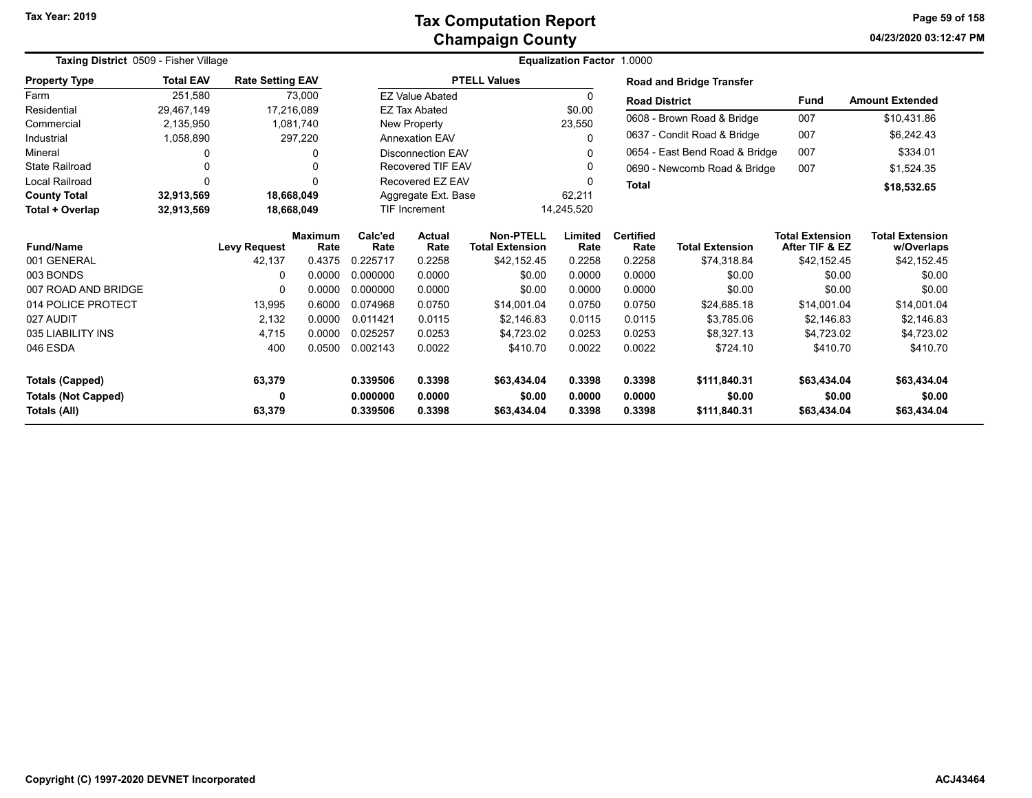# Tax Computation Report
# Champaign County

Tax Year: 2019

**Taxing District** 0509 - Fisher Village

**Equalization Factor** 1.0000

| Property Type | Total EAV | Rate Setting EAV |
|---|---|---|
| Farm | 251,580 | 73,000 |
| Residential | 29,467,149 | 17,216,089 |
| Commercial | 2,135,950 | 1,081,740 |
| Industrial | 1,058,890 | 297,220 |
| Mineral | 0 | 0 |
| State Railroad | 0 | 0 |
| Local Railroad | 0 | 0 |
| **County Total** | **32,913,569** | **18,668,049** |
| **Total + Overlap** | **32,913,569** | **18,668,049** |

| PTELL Values | |
|---|---|
| EZ Value Abated | 0 |
| EZ Tax Abated | $0.00 |
| New Property | 23,550 |
| Annexation EAV | 0 |
| Disconnection EAV | 0 |
| Recovered TIF EAV | 0 |
| Recovered EZ EAV | 0 |
| Aggregate Ext. Base | 62,211 |
| TIF Increment | 14,245,520 |

**Road and Bridge Transfer**

| Road District | Fund | Amount Extended |
|---|---|---|
| 0608 - Brown Road & Bridge | 007 | $10,431.86 |
| 0637 - Condit Road & Bridge | 007 | $6,242.43 |
| 0654 - East Bend Road & Bridge | 007 | $334.01 |
| 0690 - Newcomb Road & Bridge | 007 | $1,524.35 |
| **Total** | | **$18,532.65** |

| Fund/Name | Levy Request | Maximum Rate | Calc'ed Rate | Actual Rate | Non-PTELL Total Extension | Limited Rate | Certified Rate | Total Extension | Total Extension After TIF & EZ | Total Extension w/Overlaps |
|---|---|---|---|---|---|---|---|---|---|---|
| 001 GENERAL | 42,137 | 0.4375 | 0.225717 | 0.2258 | $42,152.45 | 0.2258 | 0.2258 | $74,318.84 | $42,152.45 | $42,152.45 |
| 003 BONDS | 0 | 0.0000 | 0.000000 | 0.0000 | $0.00 | 0.0000 | 0.0000 | $0.00 | $0.00 | $0.00 |
| 007 ROAD AND BRIDGE | 0 | 0.0000 | 0.000000 | 0.0000 | $0.00 | 0.0000 | 0.0000 | $0.00 | $0.00 | $0.00 |
| 014 POLICE PROTECT | 13,995 | 0.6000 | 0.074968 | 0.0750 | $14,001.04 | 0.0750 | 0.0750 | $24,685.18 | $14,001.04 | $14,001.04 |
| 027 AUDIT | 2,132 | 0.0000 | 0.011421 | 0.0115 | $2,146.83 | 0.0115 | 0.0115 | $3,785.06 | $2,146.83 | $2,146.83 |
| 035 LIABILITY INS | 4,715 | 0.0000 | 0.025257 | 0.0253 | $4,723.02 | 0.0253 | 0.0253 | $8,327.13 | $4,723.02 | $4,723.02 |
| 046 ESDA | 400 | 0.0500 | 0.002143 | 0.0022 | $410.70 | 0.0022 | 0.0022 | $724.10 | $410.70 | $410.70 |
| **Totals (Capped)** | **63,379** | | **0.339506** | **0.3398** | **$63,434.04** | **0.3398** | **0.3398** | **$111,840.31** | **$63,434.04** | **$63,434.04** |
| **Totals (Not Capped)** | **0** | | **0.000000** | **0.0000** | **$0.00** | **0.0000** | **0.0000** | **$0.00** | **$0.00** | **$0.00** |
| **Totals (All)** | **63,379** | | **0.339506** | **0.3398** | **$63,434.04** | **0.3398** | **0.3398** | **$111,840.31** | **$63,434.04** | **$63,434.04** |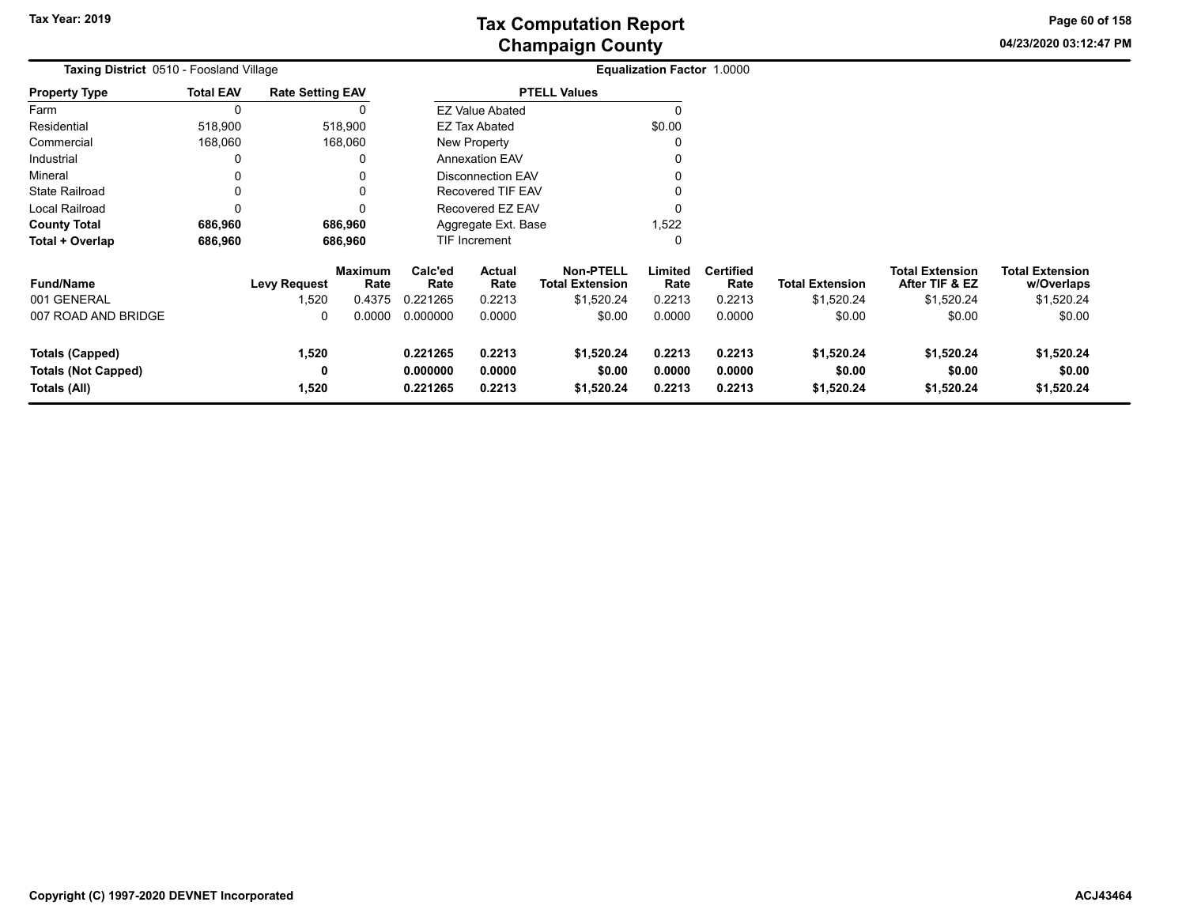# Tax Computation Report
## Champaign County

Tax Year: 2019

**Taxing District** 0510 - Foosland Village

**Equalization Factor** 1.0000

| Property Type | Total EAV | Rate Setting EAV |
|---|---|---|
| Farm | 0 | 0 |
| Residential | 518,900 | 518,900 |
| Commercial | 168,060 | 168,060 |
| Industrial | 0 | 0 |
| Mineral | 0 | 0 |
| State Railroad | 0 | 0 |
| Local Railroad | 0 | 0 |
| **County Total** | **686,960** | **686,960** |
| **Total + Overlap** | **686,960** | **686,960** |

| PTELL Values | |
|---|---|
| EZ Value Abated | 0 |
| EZ Tax Abated | $0.00 |
| New Property | 0 |
| Annexation EAV | 0 |
| Disconnection EAV | 0 |
| Recovered TIF EAV | 0 |
| Recovered EZ EAV | 0 |
| Aggregate Ext. Base | 1,522 |
| TIF Increment | 0 |

| Fund/Name | Levy Request | Maximum Rate | Calc'ed Rate | Actual Rate | Non-PTELL Total Extension | Limited Rate | Certified Rate | Total Extension | Total Extension After TIF & EZ | Total Extension w/Overlaps |
|---|---|---|---|---|---|---|---|---|---|---|
| 001 GENERAL | 1,520 | 0.4375 | 0.221265 | 0.2213 | $1,520.24 | 0.2213 | 0.2213 | $1,520.24 | $1,520.24 | $1,520.24 |
| 007 ROAD AND BRIDGE | 0 | 0.0000 | 0.000000 | 0.0000 | $0.00 | 0.0000 | 0.0000 | $0.00 | $0.00 | $0.00 |
| **Totals (Capped)** | **1,520** | | **0.221265** | **0.2213** | **$1,520.24** | **0.2213** | **0.2213** | **$1,520.24** | **$1,520.24** | **$1,520.24** |
| **Totals (Not Capped)** | **0** | | **0.000000** | **0.0000** | **$0.00** | **0.0000** | **0.0000** | **$0.00** | **$0.00** | **$0.00** |
| **Totals (All)** | **1,520** | | **0.221265** | **0.2213** | **$1,520.24** | **0.2213** | **0.2213** | **$1,520.24** | **$1,520.24** | **$1,520.24** |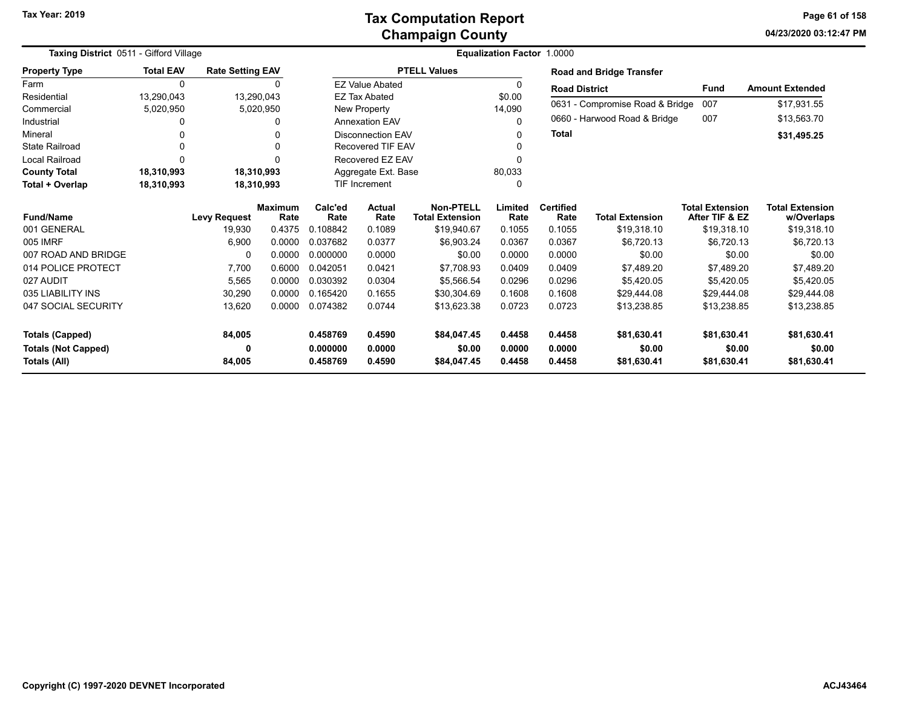Tax Year: 2019

# Tax Computation Report
## Champaign County

04/23/2020 03:12:47 PM

**Taxing District** 0511 - Gifford Village

**Equalization Factor** 1.0000

| Property Type | Total EAV | Rate Setting EAV |
|---|---|---|
| Farm | 0 | 0 |
| Residential | 13,290,043 | 13,290,043 |
| Commercial | 5,020,950 | 5,020,950 |
| Industrial | 0 | 0 |
| Mineral | 0 | 0 |
| State Railroad | 0 | 0 |
| Local Railroad | 0 | 0 |
| **County Total** | **18,310,993** | **18,310,993** |
| **Total + Overlap** | **18,310,993** | **18,310,993** |

| PTELL Values | |
|---|---|
| EZ Value Abated | 0 |
| EZ Tax Abated | $0.00 |
| New Property | 14,090 |
| Annexation EAV | 0 |
| Disconnection EAV | 0 |
| Recovered TIF EAV | 0 |
| Recovered EZ EAV | 0 |
| Aggregate Ext. Base | 80,033 |
| TIF Increment | 0 |

**Road and Bridge Transfer**

| Road District | Fund | Amount Extended |
|---|---|---|
| 0631 - Compromise Road & Bridge | 007 | $17,931.55 |
| 0660 - Harwood Road & Bridge | 007 | $13,563.70 |
| **Total** | | **$31,495.25** |

| Fund/Name | Levy Request | Maximum Rate | Calc'ed Rate | Actual Rate | Non-PTELL Total Extension | Limited Rate | Certified Rate | Total Extension | Total Extension After TIF & EZ | Total Extension w/Overlaps |
|---|---|---|---|---|---|---|---|---|---|---|
| 001 GENERAL | 19,930 | 0.4375 | 0.108842 | 0.1089 | $19,940.67 | 0.1055 | 0.1055 | $19,318.10 | $19,318.10 | $19,318.10 |
| 005 IMRF | 6,900 | 0.0000 | 0.037682 | 0.0377 | $6,903.24 | 0.0367 | 0.0367 | $6,720.13 | $6,720.13 | $6,720.13 |
| 007 ROAD AND BRIDGE | 0 | 0.0000 | 0.000000 | 0.0000 | $0.00 | 0.0000 | 0.0000 | $0.00 | $0.00 | $0.00 |
| 014 POLICE PROTECT | 7,700 | 0.6000 | 0.042051 | 0.0421 | $7,708.93 | 0.0409 | 0.0409 | $7,489.20 | $7,489.20 | $7,489.20 |
| 027 AUDIT | 5,565 | 0.0000 | 0.030392 | 0.0304 | $5,566.54 | 0.0296 | 0.0296 | $5,420.05 | $5,420.05 | $5,420.05 |
| 035 LIABILITY INS | 30,290 | 0.0000 | 0.165420 | 0.1655 | $30,304.69 | 0.1608 | 0.1608 | $29,444.08 | $29,444.08 | $29,444.08 |
| 047 SOCIAL SECURITY | 13,620 | 0.0000 | 0.074382 | 0.0744 | $13,623.38 | 0.0723 | 0.0723 | $13,238.85 | $13,238.85 | $13,238.85 |
| **Totals (Capped)** | **84,005** | | **0.458769** | **0.4590** | **$84,047.45** | **0.4458** | **0.4458** | **$81,630.41** | **$81,630.41** | **$81,630.41** |
| **Totals (Not Capped)** | **0** | | **0.000000** | **0.0000** | **$0.00** | **0.0000** | **0.0000** | **$0.00** | **$0.00** | **$0.00** |
| **Totals (All)** | **84,005** | | **0.458769** | **0.4590** | **$84,047.45** | **0.4458** | **0.4458** | **$81,630.41** | **$81,630.41** | **$81,630.41** |

Copyright (C) 1997-2020 DEVNET Incorporated

ACJ43464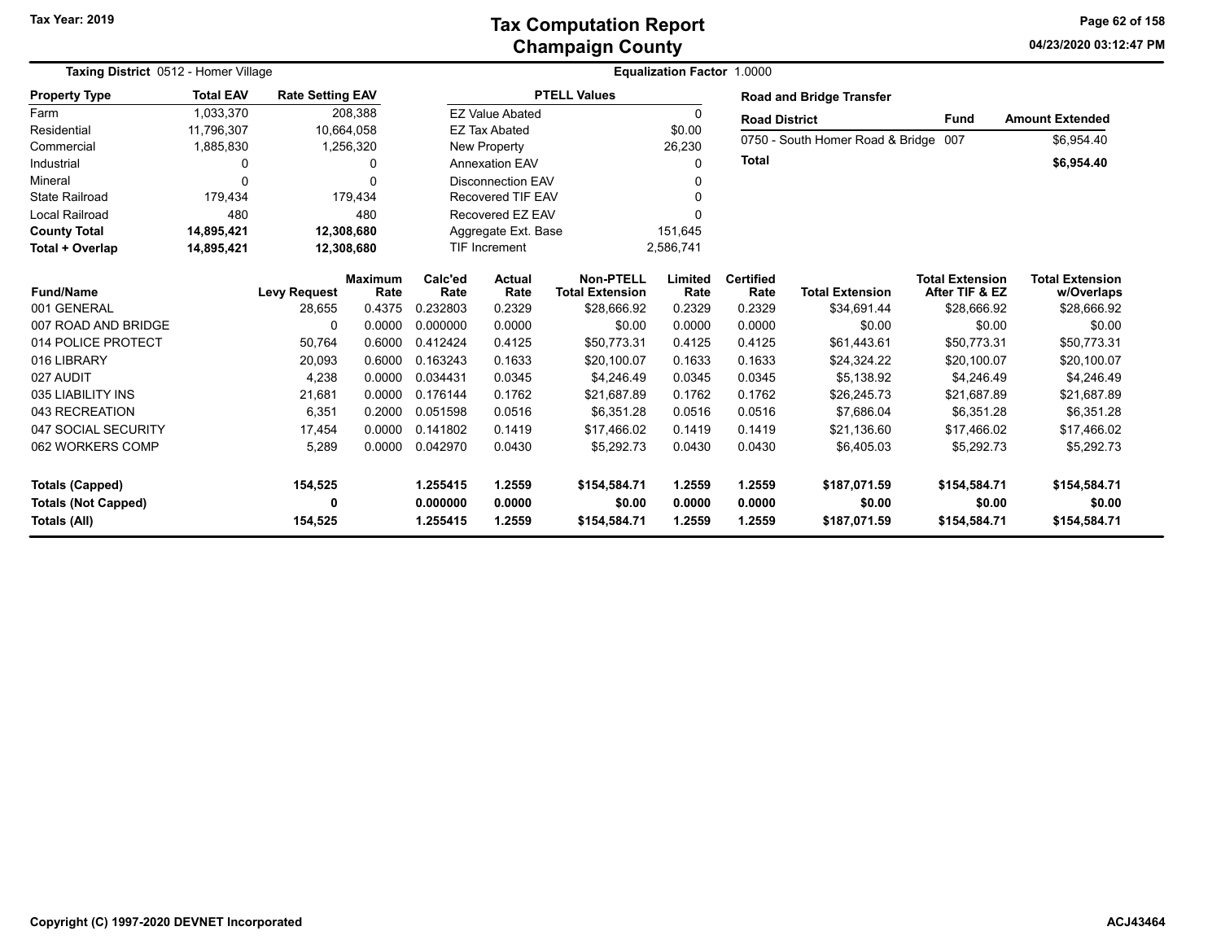# Tax Computation Report
## Champaign County

Tax Year: 2019

04/23/2020 03:12:47 PM

**Taxing District** 0512 - Homer Village

**Equalization Factor** 1.0000

| Property Type | Total EAV | Rate Setting EAV |
|---|---|---|
| Farm | 1,033,370 | 208,388 |
| Residential | 11,796,307 | 10,664,058 |
| Commercial | 1,885,830 | 1,256,320 |
| Industrial | 0 | 0 |
| Mineral | 0 | 0 |
| State Railroad | 179,434 | 179,434 |
| Local Railroad | 480 | 480 |
| **County Total** | **14,895,421** | **12,308,680** |
| **Total + Overlap** | **14,895,421** | **12,308,680** |

| PTELL Values | |
|---|---|
| EZ Value Abated | 0 |
| EZ Tax Abated | $0.00 |
| New Property | 26,230 |
| Annexation EAV | 0 |
| Disconnection EAV | 0 |
| Recovered TIF EAV | 0 |
| Recovered EZ EAV | 0 |
| Aggregate Ext. Base | 151,645 |
| TIF Increment | 2,586,741 |

**Road and Bridge Transfer**

| Road District | Fund | Amount Extended |
|---|---|---|
| 0750 - South Homer Road & Bridge | 007 | $6,954.40 |
| **Total** | | **$6,954.40** |

| Fund/Name | Levy Request | Maximum Rate | Calc'ed Rate | Actual Rate | Non-PTELL Total Extension | Limited Rate | Certified Rate | Total Extension | Total Extension After TIF & EZ | Total Extension w/Overlaps |
|---|---|---|---|---|---|---|---|---|---|---|
| 001 GENERAL | 28,655 | 0.4375 | 0.232803 | 0.2329 | $28,666.92 | 0.2329 | 0.2329 | $34,691.44 | $28,666.92 | $28,666.92 |
| 007 ROAD AND BRIDGE | 0 | 0.0000 | 0.000000 | 0.0000 | $0.00 | 0.0000 | 0.0000 | $0.00 | $0.00 | $0.00 |
| 014 POLICE PROTECT | 50,764 | 0.6000 | 0.412424 | 0.4125 | $50,773.31 | 0.4125 | 0.4125 | $61,443.61 | $50,773.31 | $50,773.31 |
| 016 LIBRARY | 20,093 | 0.6000 | 0.163243 | 0.1633 | $20,100.07 | 0.1633 | 0.1633 | $24,324.22 | $20,100.07 | $20,100.07 |
| 027 AUDIT | 4,238 | 0.0000 | 0.034431 | 0.0345 | $4,246.49 | 0.0345 | 0.0345 | $5,138.92 | $4,246.49 | $4,246.49 |
| 035 LIABILITY INS | 21,681 | 0.0000 | 0.176144 | 0.1762 | $21,687.89 | 0.1762 | 0.1762 | $26,245.73 | $21,687.89 | $21,687.89 |
| 043 RECREATION | 6,351 | 0.2000 | 0.051598 | 0.0516 | $6,351.28 | 0.0516 | 0.0516 | $7,686.04 | $6,351.28 | $6,351.28 |
| 047 SOCIAL SECURITY | 17,454 | 0.0000 | 0.141802 | 0.1419 | $17,466.02 | 0.1419 | 0.1419 | $21,136.60 | $17,466.02 | $17,466.02 |
| 062 WORKERS COMP | 5,289 | 0.0000 | 0.042970 | 0.0430 | $5,292.73 | 0.0430 | 0.0430 | $6,405.03 | $5,292.73 | $5,292.73 |
| **Totals (Capped)** | **154,525** | | **1.255415** | **1.2559** | **$154,584.71** | **1.2559** | **1.2559** | **$187,071.59** | **$154,584.71** | **$154,584.71** |
| **Totals (Not Capped)** | **0** | | **0.000000** | **0.0000** | **$0.00** | **0.0000** | **0.0000** | **$0.00** | **$0.00** | **$0.00** |
| **Totals (All)** | **154,525** | | **1.255415** | **1.2559** | **$154,584.71** | **1.2559** | **1.2559** | **$187,071.59** | **$154,584.71** | **$154,584.71** |

Copyright (C) 1997-2020 DEVNET Incorporated

ACJ43464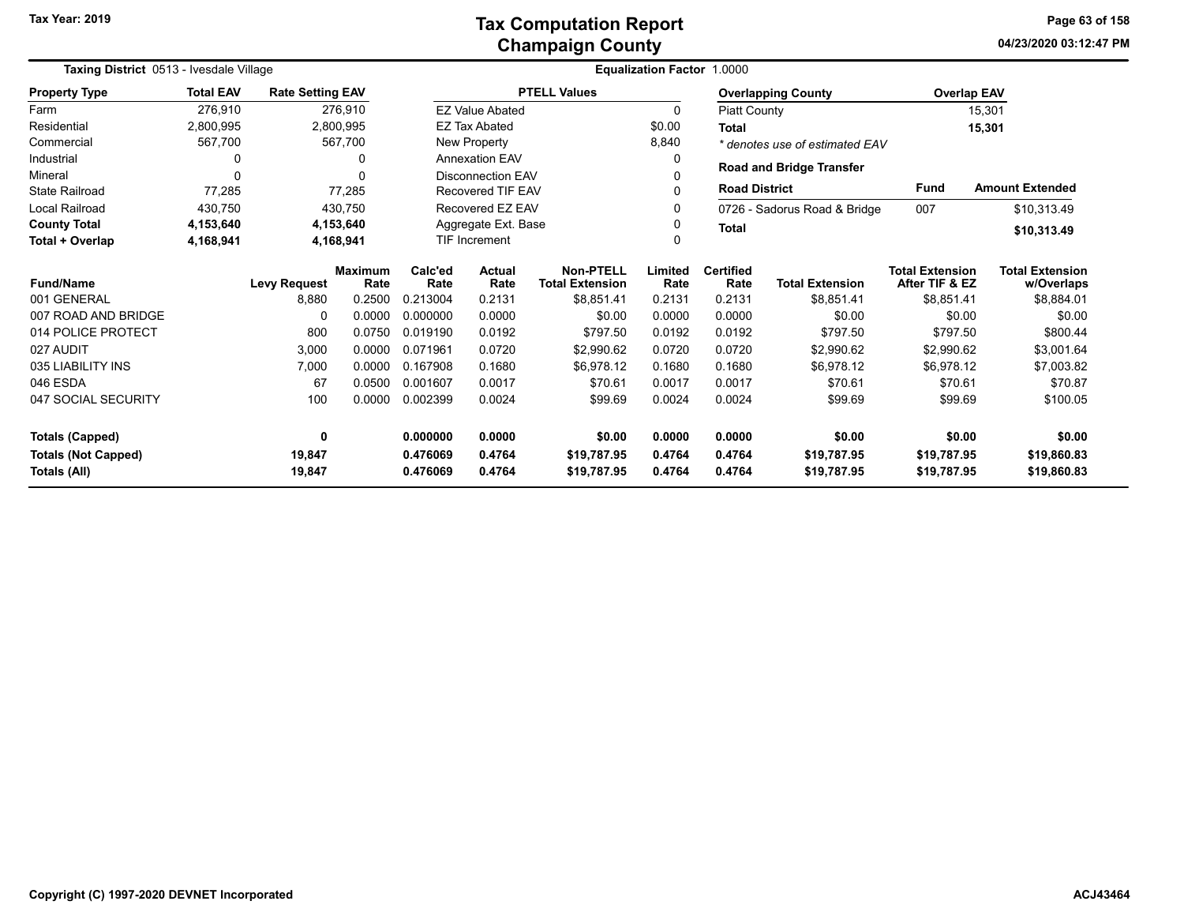# Tax Computation Report
# Champaign County

Tax Year: 2019

04/23/2020 03:12:47 PM

**Taxing District** 0513 - Ivesdale Village | **Equalization Factor** 1.0000

| Property Type | Total EAV | Rate Setting EAV |
|---|---|---|
| Farm | 276,910 | 276,910 |
| Residential | 2,800,995 | 2,800,995 |
| Commercial | 567,700 | 567,700 |
| Industrial | 0 | 0 |
| Mineral | 0 | 0 |
| State Railroad | 77,285 | 77,285 |
| Local Railroad | 430,750 | 430,750 |
| **County Total** | **4,153,640** | **4,153,640** |
| **Total + Overlap** | **4,168,941** | **4,168,941** |

| PTELL Values | |
|---|---|
| EZ Value Abated | 0 |
| EZ Tax Abated | $0.00 |
| New Property | 8,840 |
| Annexation EAV | 0 |
| Disconnection EAV | 0 |
| Recovered TIF EAV | 0 |
| Recovered EZ EAV | 0 |
| Aggregate Ext. Base | 0 |
| TIF Increment | 0 |

| Overlapping County | Overlap EAV |
|---|---|
| Piatt County | 15,301 |
| **Total** | **15,301** |

*\* denotes use of estimated EAV*

**Road and Bridge Transfer**

| Road District | Fund | Amount Extended |
|---|---|---|
| 0726 - Sadorus Road & Bridge | 007 | $10,313.49 |
| **Total** | | **$10,313.49** |

| Fund/Name | Levy Request | Maximum Rate | Calc'ed Rate | Actual Rate | Non-PTELL Total Extension | Limited Rate | Certified Rate | Total Extension | Total Extension After TIF & EZ | Total Extension w/Overlaps |
|---|---|---|---|---|---|---|---|---|---|---|
| 001 GENERAL | 8,880 | 0.2500 | 0.213004 | 0.2131 | $8,851.41 | 0.2131 | 0.2131 | $8,851.41 | $8,851.41 | $8,884.01 |
| 007 ROAD AND BRIDGE | 0 | 0.0000 | 0.000000 | 0.0000 | $0.00 | 0.0000 | 0.0000 | $0.00 | $0.00 | $0.00 |
| 014 POLICE PROTECT | 800 | 0.0750 | 0.019190 | 0.0192 | $797.50 | 0.0192 | 0.0192 | $797.50 | $797.50 | $800.44 |
| 027 AUDIT | 3,000 | 0.0000 | 0.071961 | 0.0720 | $2,990.62 | 0.0720 | 0.0720 | $2,990.62 | $2,990.62 | $3,001.64 |
| 035 LIABILITY INS | 7,000 | 0.0000 | 0.167908 | 0.1680 | $6,978.12 | 0.1680 | 0.1680 | $6,978.12 | $6,978.12 | $7,003.82 |
| 046 ESDA | 67 | 0.0500 | 0.001607 | 0.0017 | $70.61 | 0.0017 | 0.0017 | $70.61 | $70.61 | $70.87 |
| 047 SOCIAL SECURITY | 100 | 0.0000 | 0.002399 | 0.0024 | $99.69 | 0.0024 | 0.0024 | $99.69 | $99.69 | $100.05 |
| **Totals (Capped)** | **0** | | **0.000000** | **0.0000** | **$0.00** | **0.0000** | **0.0000** | **$0.00** | **$0.00** | **$0.00** |
| **Totals (Not Capped)** | **19,847** | | **0.476069** | **0.4764** | **$19,787.95** | **0.4764** | **0.4764** | **$19,787.95** | **$19,787.95** | **$19,860.83** |
| **Totals (All)** | **19,847** | | **0.476069** | **0.4764** | **$19,787.95** | **0.4764** | **0.4764** | **$19,787.95** | **$19,787.95** | **$19,860.83** |

Copyright (C) 1997-2020 DEVNET Incorporated

ACJ43464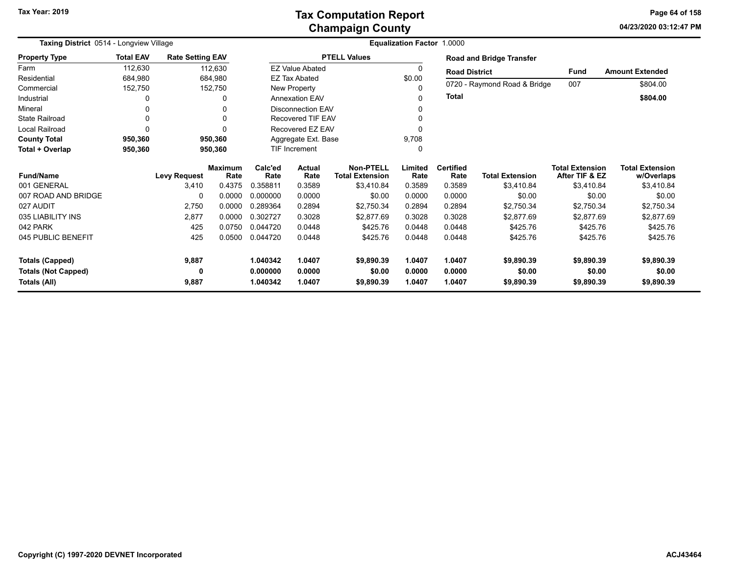# Tax Computation Report
## Champaign County

Tax Year: 2019

04/23/2020 03:12:47 PM

**Taxing District** 0514 - Longview Village

**Equalization Factor** 1.0000

| Property Type | Total EAV | Rate Setting EAV |
|---|---|---|
| Farm | 112,630 | 112,630 |
| Residential | 684,980 | 684,980 |
| Commercial | 152,750 | 152,750 |
| Industrial | 0 | 0 |
| Mineral | 0 | 0 |
| State Railroad | 0 | 0 |
| Local Railroad | 0 | 0 |
| **County Total** | **950,360** | **950,360** |
| **Total + Overlap** | **950,360** | **950,360** |

| PTELL Values | |
|---|---|
| EZ Value Abated | 0 |
| EZ Tax Abated | $0.00 |
| New Property | 0 |
| Annexation EAV | 0 |
| Disconnection EAV | 0 |
| Recovered TIF EAV | 0 |
| Recovered EZ EAV | 0 |
| Aggregate Ext. Base | 9,708 |
| TIF Increment | 0 |

**Road and Bridge Transfer**

| Road District | Fund | Amount Extended |
|---|---|---|
| 0720 - Raymond Road & Bridge | 007 | $804.00 |
| **Total** | | **$804.00** |

| Fund/Name | Levy Request | Maximum Rate | Calc'ed Rate | Actual Rate | Non-PTELL Total Extension | Limited Rate | Certified Rate | Total Extension | Total Extension After TIF & EZ | Total Extension w/Overlaps |
|---|---|---|---|---|---|---|---|---|---|---|
| 001 GENERAL | 3,410 | 0.4375 | 0.358811 | 0.3589 | $3,410.84 | 0.3589 | 0.3589 | $3,410.84 | $3,410.84 | $3,410.84 |
| 007 ROAD AND BRIDGE | 0 | 0.0000 | 0.000000 | 0.0000 | $0.00 | 0.0000 | 0.0000 | $0.00 | $0.00 | $0.00 |
| 027 AUDIT | 2,750 | 0.0000 | 0.289364 | 0.2894 | $2,750.34 | 0.2894 | 0.2894 | $2,750.34 | $2,750.34 | $2,750.34 |
| 035 LIABILITY INS | 2,877 | 0.0000 | 0.302727 | 0.3028 | $2,877.69 | 0.3028 | 0.3028 | $2,877.69 | $2,877.69 | $2,877.69 |
| 042 PARK | 425 | 0.0750 | 0.044720 | 0.0448 | $425.76 | 0.0448 | 0.0448 | $425.76 | $425.76 | $425.76 |
| 045 PUBLIC BENEFIT | 425 | 0.0500 | 0.044720 | 0.0448 | $425.76 | 0.0448 | 0.0448 | $425.76 | $425.76 | $425.76 |
| **Totals (Capped)** | **9,887** | | **1.040342** | **1.0407** | **$9,890.39** | **1.0407** | **1.0407** | **$9,890.39** | **$9,890.39** | **$9,890.39** |
| **Totals (Not Capped)** | **0** | | **0.000000** | **0.0000** | **$0.00** | **0.0000** | **0.0000** | **$0.00** | **$0.00** | **$0.00** |
| **Totals (All)** | **9,887** | | **1.040342** | **1.0407** | **$9,890.39** | **1.0407** | **1.0407** | **$9,890.39** | **$9,890.39** | **$9,890.39** |

Copyright (C) 1997-2020 DEVNET Incorporated

ACJ43464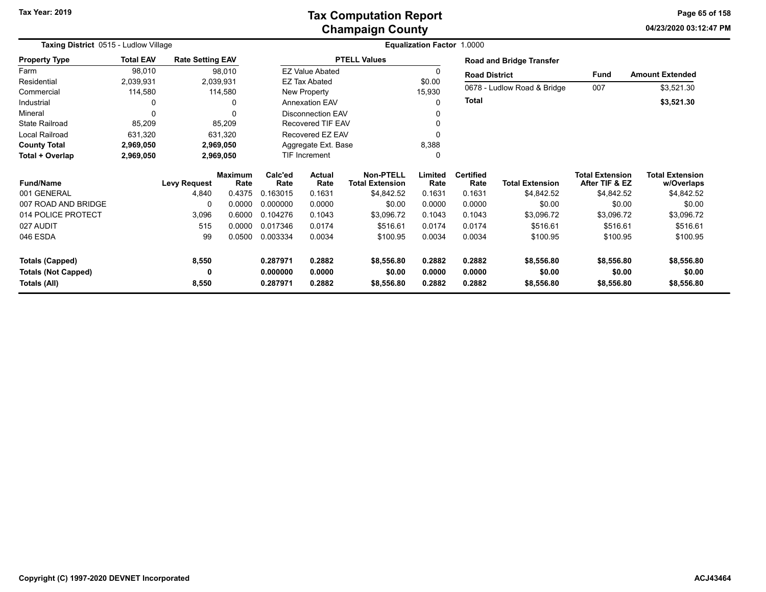# Tax Computation Report
## Champaign County

Tax Year: 2019

04/23/2020 03:12:47 PM

**Taxing District** 0515 - Ludlow Village

**Equalization Factor** 1.0000

| Property Type | Total EAV | Rate Setting EAV |
|---|---|---|
| Farm | 98,010 | 98,010 |
| Residential | 2,039,931 | 2,039,931 |
| Commercial | 114,580 | 114,580 |
| Industrial | 0 | 0 |
| Mineral | 0 | 0 |
| State Railroad | 85,209 | 85,209 |
| Local Railroad | 631,320 | 631,320 |
| **County Total** | **2,969,050** | **2,969,050** |
| **Total + Overlap** | **2,969,050** | **2,969,050** |

| PTELL Values | |
|---|---|
| EZ Value Abated | 0 |
| EZ Tax Abated | $0.00 |
| New Property | 15,930 |
| Annexation EAV | 0 |
| Disconnection EAV | 0 |
| Recovered TIF EAV | 0 |
| Recovered EZ EAV | 0 |
| Aggregate Ext. Base | 8,388 |
| TIF Increment | 0 |

**Road and Bridge Transfer**

| Road District | Fund | Amount Extended |
|---|---|---|
| 0678 - Ludlow Road & Bridge | 007 | $3,521.30 |
| **Total** | | **$3,521.30** |

| Fund/Name | Levy Request | Maximum Rate | Calc'ed Rate | Actual Rate | Non-PTELL Total Extension | Limited Rate | Certified Rate | Total Extension | Total Extension After TIF & EZ | Total Extension w/Overlaps |
|---|---|---|---|---|---|---|---|---|---|---|
| 001 GENERAL | 4,840 | 0.4375 | 0.163015 | 0.1631 | $4,842.52 | 0.1631 | 0.1631 | $4,842.52 | $4,842.52 | $4,842.52 |
| 007 ROAD AND BRIDGE | 0 | 0.0000 | 0.000000 | 0.0000 | $0.00 | 0.0000 | 0.0000 | $0.00 | $0.00 | $0.00 |
| 014 POLICE PROTECT | 3,096 | 0.6000 | 0.104276 | 0.1043 | $3,096.72 | 0.1043 | 0.1043 | $3,096.72 | $3,096.72 | $3,096.72 |
| 027 AUDIT | 515 | 0.0000 | 0.017346 | 0.0174 | $516.61 | 0.0174 | 0.0174 | $516.61 | $516.61 | $516.61 |
| 046 ESDA | 99 | 0.0500 | 0.003334 | 0.0034 | $100.95 | 0.0034 | 0.0034 | $100.95 | $100.95 | $100.95 |
| **Totals (Capped)** | **8,550** | | **0.287971** | **0.2882** | **$8,556.80** | **0.2882** | **0.2882** | **$8,556.80** | **$8,556.80** | **$8,556.80** |
| **Totals (Not Capped)** | **0** | | **0.000000** | **0.0000** | **$0.00** | **0.0000** | **0.0000** | **$0.00** | **$0.00** | **$0.00** |
| **Totals (All)** | **8,550** | | **0.287971** | **0.2882** | **$8,556.80** | **0.2882** | **0.2882** | **$8,556.80** | **$8,556.80** | **$8,556.80** |

Copyright (C) 1997-2020 DEVNET Incorporated

ACJ43464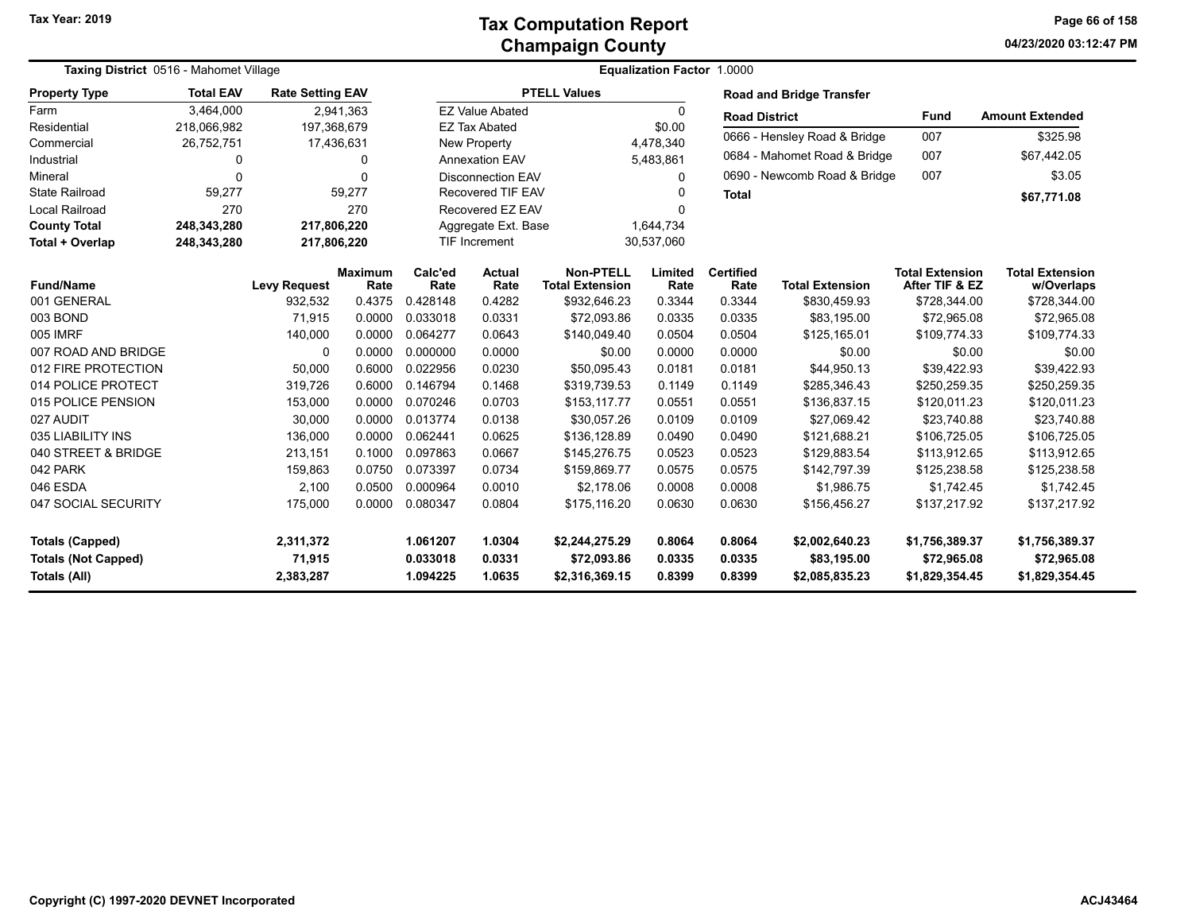# Tax Computation Report
## Champaign County

Tax Year: 2019

04/23/2020 03:12:47 PM

**Taxing District** 0516 - Mahomet Village

**Equalization Factor** 1.0000

| Property Type | Total EAV | Rate Setting EAV |
|---|---|---|
| Farm | 3,464,000 | 2,941,363 |
| Residential | 218,066,982 | 197,368,679 |
| Commercial | 26,752,751 | 17,436,631 |
| Industrial | 0 | 0 |
| Mineral | 0 | 0 |
| State Railroad | 59,277 | 59,277 |
| Local Railroad | 270 | 270 |
| **County Total** | **248,343,280** | **217,806,220** |
| **Total + Overlap** | **248,343,280** | **217,806,220** |

| PTELL Values | |
|---|---|
| EZ Value Abated | 0 |
| EZ Tax Abated | $0.00 |
| New Property | 4,478,340 |
| Annexation EAV | 5,483,861 |
| Disconnection EAV | 0 |
| Recovered TIF EAV | 0 |
| Recovered EZ EAV | 0 |
| Aggregate Ext. Base | 1,644,734 |
| TIF Increment | 30,537,060 |

**Road and Bridge Transfer**

| Road District | Fund | Amount Extended |
|---|---|---|
| 0666 - Hensley Road & Bridge | 007 | $325.98 |
| 0684 - Mahomet Road & Bridge | 007 | $67,442.05 |
| 0690 - Newcomb Road & Bridge | 007 | $3.05 |
| **Total** | | **$67,771.08** |

| Fund/Name | Levy Request | Maximum Rate | Calc'ed Rate | Actual Rate | Non-PTELL Total Extension | Limited Rate | Certified Rate | Total Extension | Total Extension After TIF & EZ | Total Extension w/Overlaps |
|---|---|---|---|---|---|---|---|---|---|---|
| 001 GENERAL | 932,532 | 0.4375 | 0.428148 | 0.4282 | $932,646.23 | 0.3344 | 0.3344 | $830,459.93 | $728,344.00 | $728,344.00 |
| 003 BOND | 71,915 | 0.0000 | 0.033018 | 0.0331 | $72,093.86 | 0.0335 | 0.0335 | $83,195.00 | $72,965.08 | $72,965.08 |
| 005 IMRF | 140,000 | 0.0000 | 0.064277 | 0.0643 | $140,049.40 | 0.0504 | 0.0504 | $125,165.01 | $109,774.33 | $109,774.33 |
| 007 ROAD AND BRIDGE | 0 | 0.0000 | 0.000000 | 0.0000 | $0.00 | 0.0000 | 0.0000 | $0.00 | $0.00 | $0.00 |
| 012 FIRE PROTECTION | 50,000 | 0.6000 | 0.022956 | 0.0230 | $50,095.43 | 0.0181 | 0.0181 | $44,950.13 | $39,422.93 | $39,422.93 |
| 014 POLICE PROTECT | 319,726 | 0.6000 | 0.146794 | 0.1468 | $319,739.53 | 0.1149 | 0.1149 | $285,346.43 | $250,259.35 | $250,259.35 |
| 015 POLICE PENSION | 153,000 | 0.0000 | 0.070246 | 0.0703 | $153,117.77 | 0.0551 | 0.0551 | $136,837.15 | $120,011.23 | $120,011.23 |
| 027 AUDIT | 30,000 | 0.0000 | 0.013774 | 0.0138 | $30,057.26 | 0.0109 | 0.0109 | $27,069.42 | $23,740.88 | $23,740.88 |
| 035 LIABILITY INS | 136,000 | 0.0000 | 0.062441 | 0.0625 | $136,128.89 | 0.0490 | 0.0490 | $121,688.21 | $106,725.05 | $106,725.05 |
| 040 STREET & BRIDGE | 213,151 | 0.1000 | 0.097863 | 0.0667 | $145,276.75 | 0.0523 | 0.0523 | $129,883.54 | $113,912.65 | $113,912.65 |
| 042 PARK | 159,863 | 0.0750 | 0.073397 | 0.0734 | $159,869.77 | 0.0575 | 0.0575 | $142,797.39 | $125,238.58 | $125,238.58 |
| 046 ESDA | 2,100 | 0.0500 | 0.000964 | 0.0010 | $2,178.06 | 0.0008 | 0.0008 | $1,986.75 | $1,742.45 | $1,742.45 |
| 047 SOCIAL SECURITY | 175,000 | 0.0000 | 0.080347 | 0.0804 | $175,116.20 | 0.0630 | 0.0630 | $156,456.27 | $137,217.92 | $137,217.92 |
| **Totals (Capped)** | **2,311,372** | | **1.061207** | **1.0304** | **$2,244,275.29** | **0.8064** | **0.8064** | **$2,002,640.23** | **$1,756,389.37** | **$1,756,389.37** |
| **Totals (Not Capped)** | **71,915** | | **0.033018** | **0.0331** | **$72,093.86** | **0.0335** | **0.0335** | **$83,195.00** | **$72,965.08** | **$72,965.08** |
| **Totals (All)** | **2,383,287** | | **1.094225** | **1.0635** | **$2,316,369.15** | **0.8399** | **0.8399** | **$2,085,835.23** | **$1,829,354.45** | **$1,829,354.45** |

Copyright (C) 1997-2020 DEVNET Incorporated

ACJ43464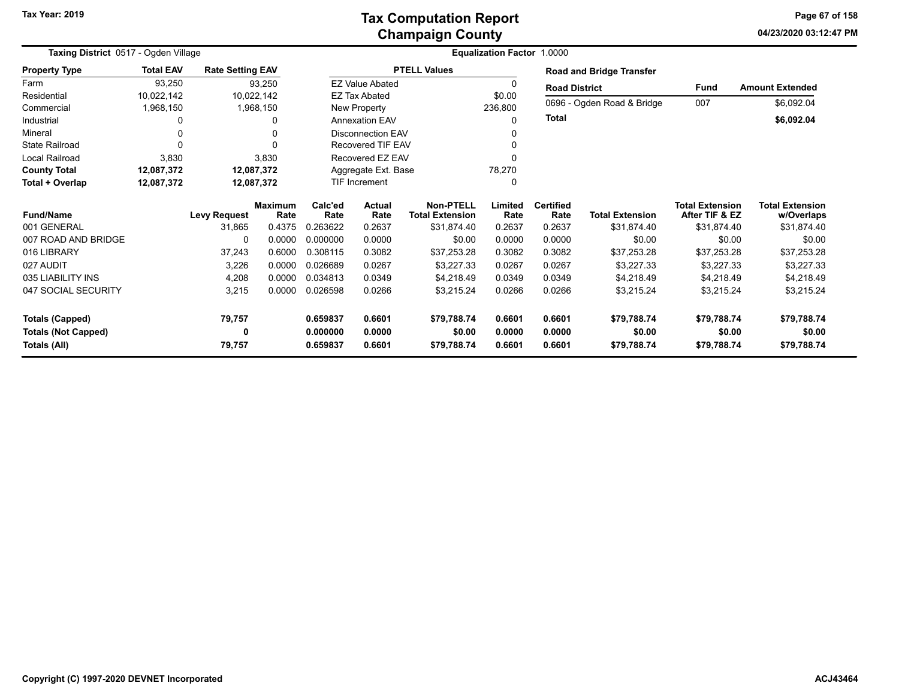# Tax Computation Report
## Champaign County

Tax Year: 2019

**Taxing District** 0517 - Ogden Village

**Equalization Factor** 1.0000

| Property Type | Total EAV | Rate Setting EAV |
|---|---|---|
| Farm | 93,250 | 93,250 |
| Residential | 10,022,142 | 10,022,142 |
| Commercial | 1,968,150 | 1,968,150 |
| Industrial | 0 | 0 |
| Mineral | 0 | 0 |
| State Railroad | 0 | 0 |
| Local Railroad | 3,830 | 3,830 |
| **County Total** | **12,087,372** | **12,087,372** |
| **Total + Overlap** | **12,087,372** | **12,087,372** |

| PTELL Values | |
|---|---|
| EZ Value Abated | 0 |
| EZ Tax Abated | $0.00 |
| New Property | 236,800 |
| Annexation EAV | 0 |
| Disconnection EAV | 0 |
| Recovered TIF EAV | 0 |
| Recovered EZ EAV | 0 |
| Aggregate Ext. Base | 78,270 |
| TIF Increment | 0 |

**Road and Bridge Transfer**

| Road District | Fund | Amount Extended |
|---|---|---|
| 0696 - Ogden Road & Bridge | 007 | $6,092.04 |
| **Total** | | **$6,092.04** |

| Fund/Name | Levy Request | Maximum Rate | Calc'ed Rate | Actual Rate | Non-PTELL Total Extension | Limited Rate | Certified Rate | Total Extension | Total Extension After TIF & EZ | Total Extension w/Overlaps |
|---|---|---|---|---|---|---|---|---|---|---|
| 001 GENERAL | 31,865 | 0.4375 | 0.263622 | 0.2637 | $31,874.40 | 0.2637 | 0.2637 | $31,874.40 | $31,874.40 | $31,874.40 |
| 007 ROAD AND BRIDGE | 0 | 0.0000 | 0.000000 | 0.0000 | $0.00 | 0.0000 | 0.0000 | $0.00 | $0.00 | $0.00 |
| 016 LIBRARY | 37,243 | 0.6000 | 0.308115 | 0.3082 | $37,253.28 | 0.3082 | 0.3082 | $37,253.28 | $37,253.28 | $37,253.28 |
| 027 AUDIT | 3,226 | 0.0000 | 0.026689 | 0.0267 | $3,227.33 | 0.0267 | 0.0267 | $3,227.33 | $3,227.33 | $3,227.33 |
| 035 LIABILITY INS | 4,208 | 0.0000 | 0.034813 | 0.0349 | $4,218.49 | 0.0349 | 0.0349 | $4,218.49 | $4,218.49 | $4,218.49 |
| 047 SOCIAL SECURITY | 3,215 | 0.0000 | 0.026598 | 0.0266 | $3,215.24 | 0.0266 | 0.0266 | $3,215.24 | $3,215.24 | $3,215.24 |
| **Totals (Capped)** | **79,757** | | **0.659837** | **0.6601** | **$79,788.74** | **0.6601** | **0.6601** | **$79,788.74** | **$79,788.74** | **$79,788.74** |
| **Totals (Not Capped)** | **0** | | **0.000000** | **0.0000** | **$0.00** | **0.0000** | **0.0000** | **$0.00** | **$0.00** | **$0.00** |
| **Totals (All)** | **79,757** | | **0.659837** | **0.6601** | **$79,788.74** | **0.6601** | **0.6601** | **$79,788.74** | **$79,788.74** | **$79,788.74** |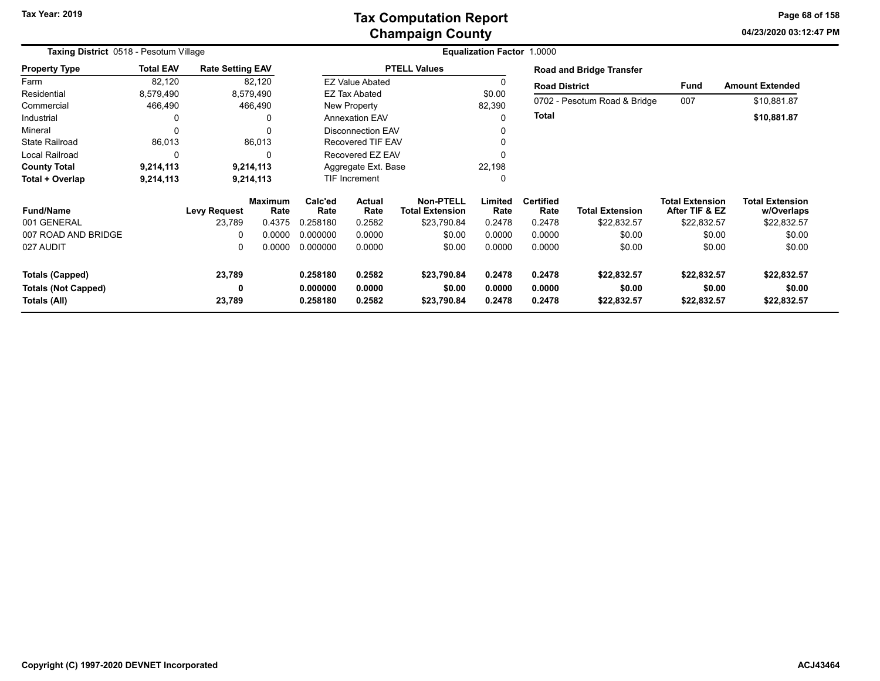# Tax Computation Report
## Champaign County

Tax Year: 2019

04/23/2020 03:12:47 PM

**Taxing District** 0518 - Pesotum Village

**Equalization Factor** 1.0000

| Property Type | Total EAV | Rate Setting EAV |
|---|---|---|
| Farm | 82,120 | 82,120 |
| Residential | 8,579,490 | 8,579,490 |
| Commercial | 466,490 | 466,490 |
| Industrial | 0 | 0 |
| Mineral | 0 | 0 |
| State Railroad | 86,013 | 86,013 |
| Local Railroad | 0 | 0 |
| **County Total** | **9,214,113** | **9,214,113** |
| **Total + Overlap** | **9,214,113** | **9,214,113** |

| PTELL Values | |
|---|---|
| EZ Value Abated | 0 |
| EZ Tax Abated | $0.00 |
| New Property | 82,390 |
| Annexation EAV | 0 |
| Disconnection EAV | 0 |
| Recovered TIF EAV | 0 |
| Recovered EZ EAV | 0 |
| Aggregate Ext. Base | 22,198 |
| TIF Increment | 0 |

**Road and Bridge Transfer**

| Road District | Fund | Amount Extended |
|---|---|---|
| 0702 - Pesotum Road & Bridge | 007 | $10,881.87 |
| **Total** | | **$10,881.87** |

| Fund/Name | Levy Request | Maximum Rate | Calc'ed Rate | Actual Rate | Non-PTELL Total Extension | Limited Rate | Certified Rate | Total Extension | Total Extension After TIF & EZ | Total Extension w/Overlaps |
|---|---|---|---|---|---|---|---|---|---|---|
| 001 GENERAL | 23,789 | 0.4375 | 0.258180 | 0.2582 | $23,790.84 | 0.2478 | 0.2478 | $22,832.57 | $22,832.57 | $22,832.57 |
| 007 ROAD AND BRIDGE | 0 | 0.0000 | 0.000000 | 0.0000 | $0.00 | 0.0000 | 0.0000 | $0.00 | $0.00 | $0.00 |
| 027 AUDIT | 0 | 0.0000 | 0.000000 | 0.0000 | $0.00 | 0.0000 | 0.0000 | $0.00 | $0.00 | $0.00 |
| **Totals (Capped)** | **23,789** | | **0.258180** | **0.2582** | **$23,790.84** | **0.2478** | **0.2478** | **$22,832.57** | **$22,832.57** | **$22,832.57** |
| **Totals (Not Capped)** | **0** | | **0.000000** | **0.0000** | **$0.00** | **0.0000** | **0.0000** | **$0.00** | **$0.00** | **$0.00** |
| **Totals (All)** | **23,789** | | **0.258180** | **0.2582** | **$23,790.84** | **0.2478** | **0.2478** | **$22,832.57** | **$22,832.57** | **$22,832.57** |

Copyright (C) 1997-2020 DEVNET Incorporated

ACJ43464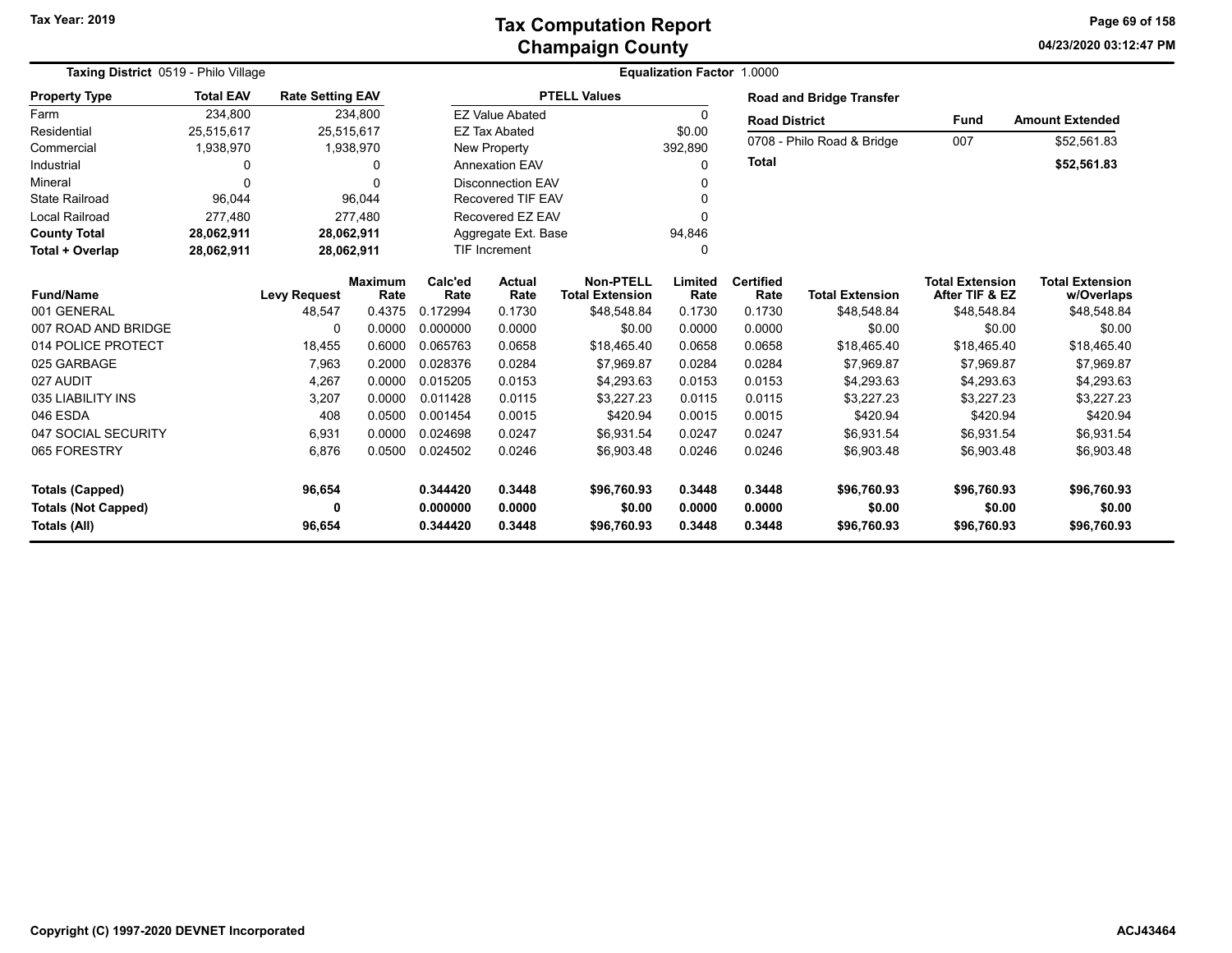Tax Year: 2019

# Tax Computation Report
## Champaign County

04/23/2020 03:12:47 PM

**Taxing District** 0519 - Philo Village

**Equalization Factor** 1.0000

| Property Type | Total EAV | Rate Setting EAV |
|---|---|---|
| Farm | 234,800 | 234,800 |
| Residential | 25,515,617 | 25,515,617 |
| Commercial | 1,938,970 | 1,938,970 |
| Industrial | 0 | 0 |
| Mineral | 0 | 0 |
| State Railroad | 96,044 | 96,044 |
| Local Railroad | 277,480 | 277,480 |
| **County Total** | **28,062,911** | **28,062,911** |
| **Total + Overlap** | **28,062,911** | **28,062,911** |

| PTELL Values | |
|---|---|
| EZ Value Abated | 0 |
| EZ Tax Abated | $0.00 |
| New Property | 392,890 |
| Annexation EAV | 0 |
| Disconnection EAV | 0 |
| Recovered TIF EAV | 0 |
| Recovered EZ EAV | 0 |
| Aggregate Ext. Base | 94,846 |
| TIF Increment | 0 |

**Road and Bridge Transfer**

| Road District | Fund | Amount Extended |
|---|---|---|
| 0708 - Philo Road & Bridge | 007 | $52,561.83 |
| **Total** | | **$52,561.83** |

| Fund/Name | Levy Request | Maximum Rate | Calc'ed Rate | Actual Rate | Non-PTELL Total Extension | Limited Rate | Certified Rate | Total Extension | Total Extension After TIF & EZ | Total Extension w/Overlaps |
|---|---|---|---|---|---|---|---|---|---|---|
| 001 GENERAL | 48,547 | 0.4375 | 0.172994 | 0.1730 | $48,548.84 | 0.1730 | 0.1730 | $48,548.84 | $48,548.84 | $48,548.84 |
| 007 ROAD AND BRIDGE | 0 | 0.0000 | 0.000000 | 0.0000 | $0.00 | 0.0000 | 0.0000 | $0.00 | $0.00 | $0.00 |
| 014 POLICE PROTECT | 18,455 | 0.6000 | 0.065763 | 0.0658 | $18,465.40 | 0.0658 | 0.0658 | $18,465.40 | $18,465.40 | $18,465.40 |
| 025 GARBAGE | 7,963 | 0.2000 | 0.028376 | 0.0284 | $7,969.87 | 0.0284 | 0.0284 | $7,969.87 | $7,969.87 | $7,969.87 |
| 027 AUDIT | 4,267 | 0.0000 | 0.015205 | 0.0153 | $4,293.63 | 0.0153 | 0.0153 | $4,293.63 | $4,293.63 | $4,293.63 |
| 035 LIABILITY INS | 3,207 | 0.0000 | 0.011428 | 0.0115 | $3,227.23 | 0.0115 | 0.0115 | $3,227.23 | $3,227.23 | $3,227.23 |
| 046 ESDA | 408 | 0.0500 | 0.001454 | 0.0015 | $420.94 | 0.0015 | 0.0015 | $420.94 | $420.94 | $420.94 |
| 047 SOCIAL SECURITY | 6,931 | 0.0000 | 0.024698 | 0.0247 | $6,931.54 | 0.0247 | 0.0247 | $6,931.54 | $6,931.54 | $6,931.54 |
| 065 FORESTRY | 6,876 | 0.0500 | 0.024502 | 0.0246 | $6,903.48 | 0.0246 | 0.0246 | $6,903.48 | $6,903.48 | $6,903.48 |
| **Totals (Capped)** | **96,654** | | **0.344420** | **0.3448** | **$96,760.93** | **0.3448** | **0.3448** | **$96,760.93** | **$96,760.93** | **$96,760.93** |
| **Totals (Not Capped)** | **0** | | **0.000000** | **0.0000** | **$0.00** | **0.0000** | **0.0000** | **$0.00** | **$0.00** | **$0.00** |
| **Totals (All)** | **96,654** | | **0.344420** | **0.3448** | **$96,760.93** | **0.3448** | **0.3448** | **$96,760.93** | **$96,760.93** | **$96,760.93** |

Copyright (C) 1997-2020 DEVNET Incorporated

ACJ43464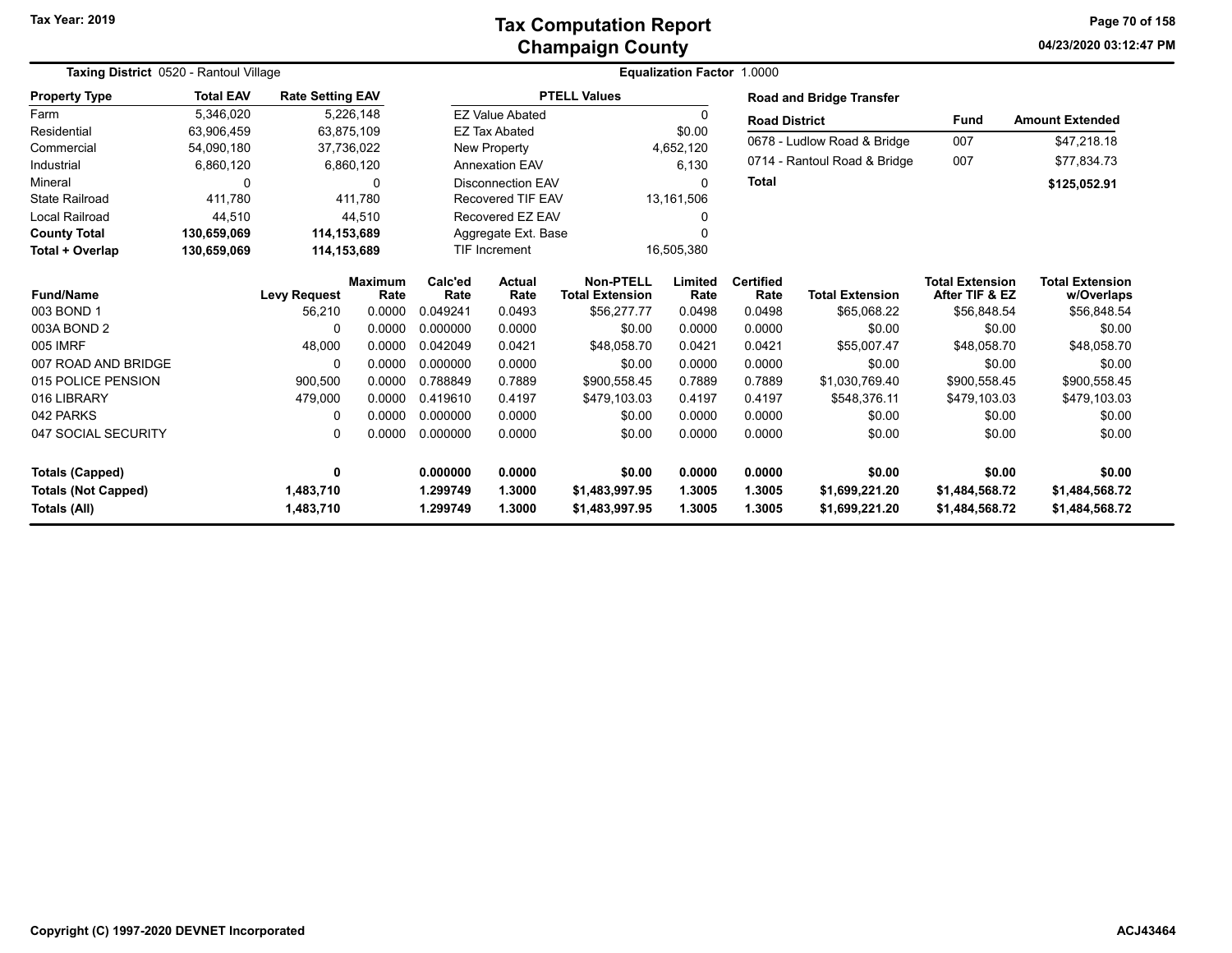# Tax Computation Report
## Champaign County

Tax Year: 2019

**Taxing District** 0520 - Rantoul Village

**Equalization Factor** 1.0000

| Property Type | Total EAV | Rate Setting EAV |
|---|---|---|
| Farm | 5,346,020 | 5,226,148 |
| Residential | 63,906,459 | 63,875,109 |
| Commercial | 54,090,180 | 37,736,022 |
| Industrial | 6,860,120 | 6,860,120 |
| Mineral | 0 | 0 |
| State Railroad | 411,780 | 411,780 |
| Local Railroad | 44,510 | 44,510 |
| **County Total** | **130,659,069** | **114,153,689** |
| **Total + Overlap** | **130,659,069** | **114,153,689** |

| PTELL Values | |
|---|---|
| EZ Value Abated | 0 |
| EZ Tax Abated | $0.00 |
| New Property | 4,652,120 |
| Annexation EAV | 6,130 |
| Disconnection EAV | 0 |
| Recovered TIF EAV | 13,161,506 |
| Recovered EZ EAV | 0 |
| Aggregate Ext. Base | 0 |
| TIF Increment | 16,505,380 |

**Road and Bridge Transfer**

| Road District | Fund | Amount Extended |
|---|---|---|
| 0678 - Ludlow Road & Bridge | 007 | $47,218.18 |
| 0714 - Rantoul Road & Bridge | 007 | $77,834.73 |
| **Total** | | **$125,052.91** |

| Fund/Name | Levy Request | Maximum Rate | Calc'ed Rate | Actual Rate | Non-PTELL Total Extension | Limited Rate | Certified Rate | Total Extension | Total Extension After TIF & EZ | Total Extension w/Overlaps |
|---|---|---|---|---|---|---|---|---|---|---|
| 003 BOND 1 | 56,210 | 0.0000 | 0.049241 | 0.0493 | $56,277.77 | 0.0498 | 0.0498 | $65,068.22 | $56,848.54 | $56,848.54 |
| 003A BOND 2 | 0 | 0.0000 | 0.000000 | 0.0000 | $0.00 | 0.0000 | 0.0000 | $0.00 | $0.00 | $0.00 |
| 005 IMRF | 48,000 | 0.0000 | 0.042049 | 0.0421 | $48,058.70 | 0.0421 | 0.0421 | $55,007.47 | $48,058.70 | $48,058.70 |
| 007 ROAD AND BRIDGE | 0 | 0.0000 | 0.000000 | 0.0000 | $0.00 | 0.0000 | 0.0000 | $0.00 | $0.00 | $0.00 |
| 015 POLICE PENSION | 900,500 | 0.0000 | 0.788849 | 0.7889 | $900,558.45 | 0.7889 | 0.7889 | $1,030,769.40 | $900,558.45 | $900,558.45 |
| 016 LIBRARY | 479,000 | 0.0000 | 0.419610 | 0.4197 | $479,103.03 | 0.4197 | 0.4197 | $548,376.11 | $479,103.03 | $479,103.03 |
| 042 PARKS | 0 | 0.0000 | 0.000000 | 0.0000 | $0.00 | 0.0000 | 0.0000 | $0.00 | $0.00 | $0.00 |
| 047 SOCIAL SECURITY | 0 | 0.0000 | 0.000000 | 0.0000 | $0.00 | 0.0000 | 0.0000 | $0.00 | $0.00 | $0.00 |
| **Totals (Capped)** | **0** | | **0.000000** | **0.0000** | **$0.00** | **0.0000** | **0.0000** | **$0.00** | **$0.00** | **$0.00** |
| **Totals (Not Capped)** | **1,483,710** | | **1.299749** | **1.3000** | **$1,483,997.95** | **1.3005** | **1.3005** | **$1,699,221.20** | **$1,484,568.72** | **$1,484,568.72** |
| **Totals (All)** | **1,483,710** | | **1.299749** | **1.3000** | **$1,483,997.95** | **1.3005** | **1.3005** | **$1,699,221.20** | **$1,484,568.72** | **$1,484,568.72** |

Copyright (C) 1997-2020 DEVNET Incorporated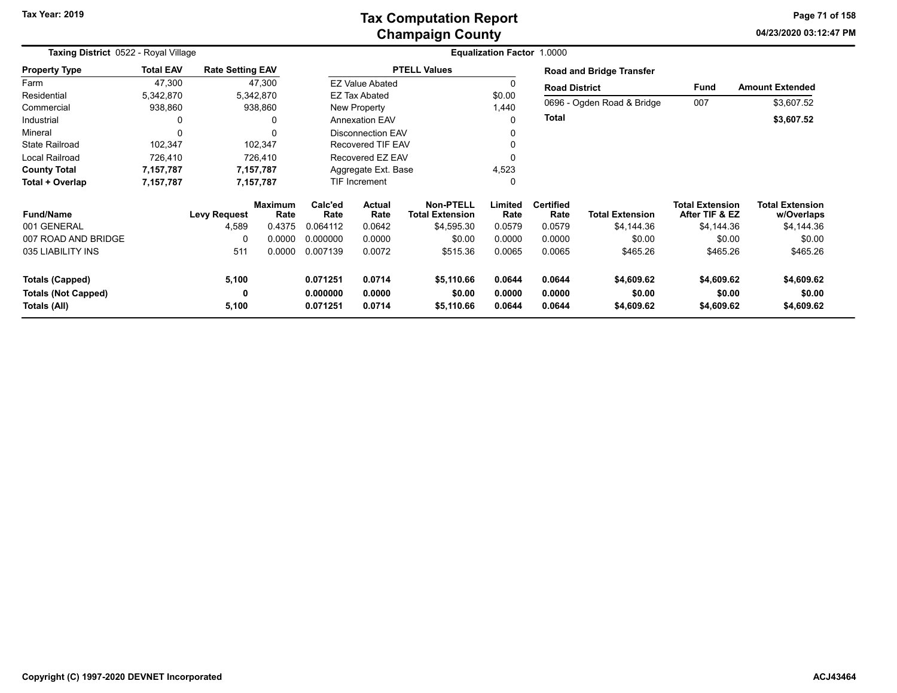# Tax Computation Report
## Champaign County

Tax Year: 2019

04/23/2020 03:12:47 PM

**Taxing District** 0522 - Royal Village

**Equalization Factor** 1.0000

| Property Type | Total EAV | Rate Setting EAV |
|---|---|---|
| Farm | 47,300 | 47,300 |
| Residential | 5,342,870 | 5,342,870 |
| Commercial | 938,860 | 938,860 |
| Industrial | 0 | 0 |
| Mineral | 0 | 0 |
| State Railroad | 102,347 | 102,347 |
| Local Railroad | 726,410 | 726,410 |
| **County Total** | **7,157,787** | **7,157,787** |
| **Total + Overlap** | **7,157,787** | **7,157,787** |

| PTELL Values | |
|---|---|
| EZ Value Abated | 0 |
| EZ Tax Abated | $0.00 |
| New Property | 1,440 |
| Annexation EAV | 0 |
| Disconnection EAV | 0 |
| Recovered TIF EAV | 0 |
| Recovered EZ EAV | 0 |
| Aggregate Ext. Base | 4,523 |
| TIF Increment | 0 |

**Road and Bridge Transfer**

| Road District | Fund | Amount Extended |
|---|---|---|
| 0696 - Ogden Road & Bridge | 007 | $3,607.52 |
| **Total** | | **$3,607.52** |

| Fund/Name | Levy Request | Maximum Rate | Calc'ed Rate | Actual Rate | Non-PTELL Total Extension | Limited Rate | Certified Rate | Total Extension | Total Extension After TIF & EZ | Total Extension w/Overlaps |
|---|---|---|---|---|---|---|---|---|---|---|
| 001 GENERAL | 4,589 | 0.4375 | 0.064112 | 0.0642 | $4,595.30 | 0.0579 | 0.0579 | $4,144.36 | $4,144.36 | $4,144.36 |
| 007 ROAD AND BRIDGE | 0 | 0.0000 | 0.000000 | 0.0000 | $0.00 | 0.0000 | 0.0000 | $0.00 | $0.00 | $0.00 |
| 035 LIABILITY INS | 511 | 0.0000 | 0.007139 | 0.0072 | $515.36 | 0.0065 | 0.0065 | $465.26 | $465.26 | $465.26 |
| **Totals (Capped)** | **5,100** | | **0.071251** | **0.0714** | **$5,110.66** | **0.0644** | **0.0644** | **$4,609.62** | **$4,609.62** | **$4,609.62** |
| **Totals (Not Capped)** | **0** | | **0.000000** | **0.0000** | **$0.00** | **0.0000** | **0.0000** | **$0.00** | **$0.00** | **$0.00** |
| **Totals (All)** | **5,100** | | **0.071251** | **0.0714** | **$5,110.66** | **0.0644** | **0.0644** | **$4,609.62** | **$4,609.62** | **$4,609.62** |

Copyright (C) 1997-2020 DEVNET Incorporated

ACJ43464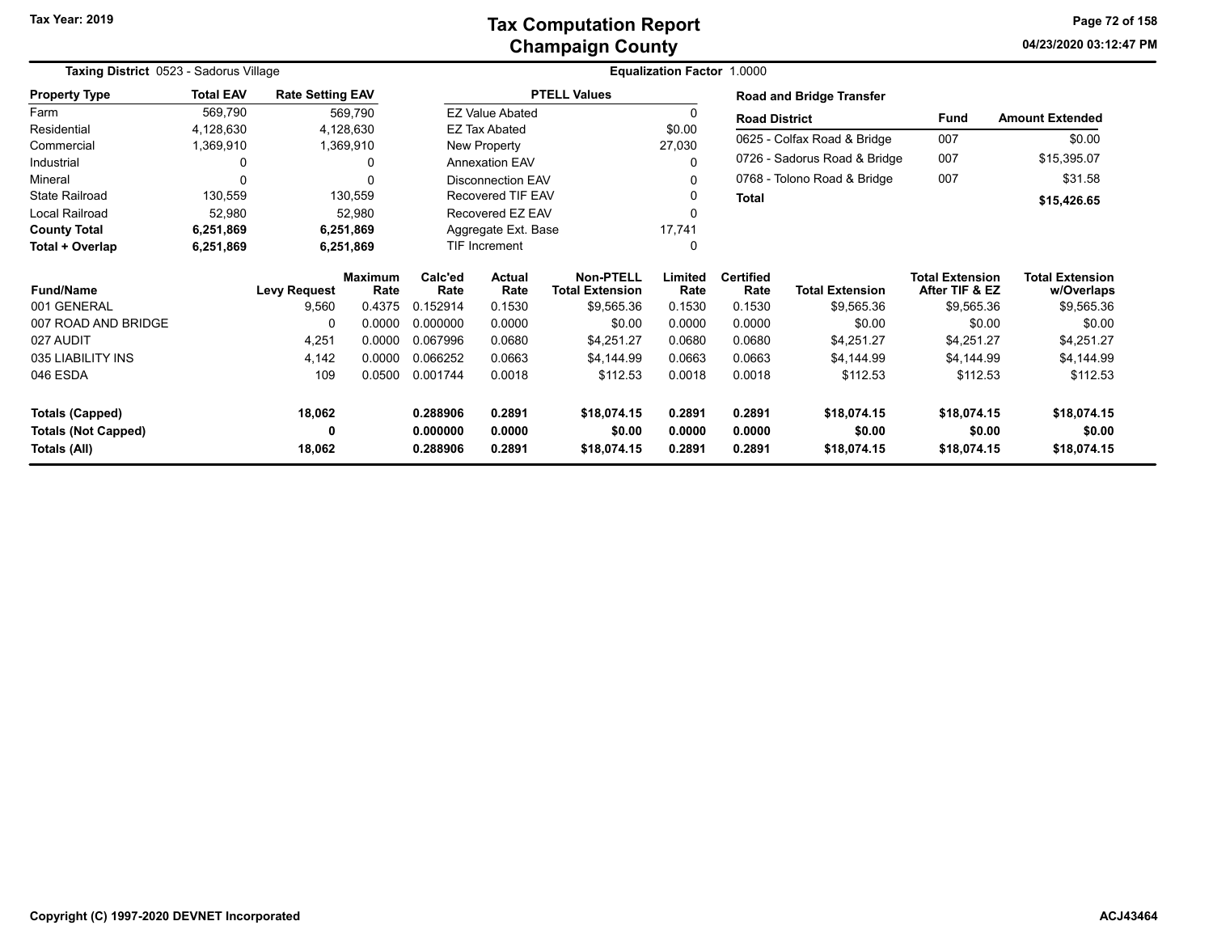# Tax Computation Report
## Champaign County

Tax Year: 2019

**Taxing District** 0523 - Sadorus Village

**Equalization Factor** 1.0000

| Property Type | Total EAV | Rate Setting EAV |
|---|---|---|
| Farm | 569,790 | 569,790 |
| Residential | 4,128,630 | 4,128,630 |
| Commercial | 1,369,910 | 1,369,910 |
| Industrial | 0 | 0 |
| Mineral | 0 | 0 |
| State Railroad | 130,559 | 130,559 |
| Local Railroad | 52,980 | 52,980 |
| **County Total** | **6,251,869** | **6,251,869** |
| **Total + Overlap** | **6,251,869** | **6,251,869** |

| PTELL Values | |
|---|---|
| EZ Value Abated | 0 |
| EZ Tax Abated | $0.00 |
| New Property | 27,030 |
| Annexation EAV | 0 |
| Disconnection EAV | 0 |
| Recovered TIF EAV | 0 |
| Recovered EZ EAV | 0 |
| Aggregate Ext. Base | 17,741 |
| TIF Increment | 0 |

**Road and Bridge Transfer**

| Road District | Fund | Amount Extended |
|---|---|---|
| 0625 - Colfax Road & Bridge | 007 | $0.00 |
| 0726 - Sadorus Road & Bridge | 007 | $15,395.07 |
| 0768 - Tolono Road & Bridge | 007 | $31.58 |
| **Total** | | **$15,426.65** |

| Fund/Name | Levy Request | Maximum Rate | Calc'ed Rate | Actual Rate | Non-PTELL Total Extension | Limited Rate | Certified Rate | Total Extension | Total Extension After TIF & EZ | Total Extension w/Overlaps |
|---|---|---|---|---|---|---|---|---|---|---|
| 001 GENERAL | 9,560 | 0.4375 | 0.152914 | 0.1530 | $9,565.36 | 0.1530 | 0.1530 | $9,565.36 | $9,565.36 | $9,565.36 |
| 007 ROAD AND BRIDGE | 0 | 0.0000 | 0.000000 | 0.0000 | $0.00 | 0.0000 | 0.0000 | $0.00 | $0.00 | $0.00 |
| 027 AUDIT | 4,251 | 0.0000 | 0.067996 | 0.0680 | $4,251.27 | 0.0680 | 0.0680 | $4,251.27 | $4,251.27 | $4,251.27 |
| 035 LIABILITY INS | 4,142 | 0.0000 | 0.066252 | 0.0663 | $4,144.99 | 0.0663 | 0.0663 | $4,144.99 | $4,144.99 | $4,144.99 |
| 046 ESDA | 109 | 0.0500 | 0.001744 | 0.0018 | $112.53 | 0.0018 | 0.0018 | $112.53 | $112.53 | $112.53 |
| **Totals (Capped)** | **18,062** | | **0.288906** | **0.2891** | **$18,074.15** | **0.2891** | **0.2891** | **$18,074.15** | **$18,074.15** | **$18,074.15** |
| **Totals (Not Capped)** | **0** | | **0.000000** | **0.0000** | **$0.00** | **0.0000** | **0.0000** | **$0.00** | **$0.00** | **$0.00** |
| **Totals (All)** | **18,062** | | **0.288906** | **0.2891** | **$18,074.15** | **0.2891** | **0.2891** | **$18,074.15** | **$18,074.15** | **$18,074.15** |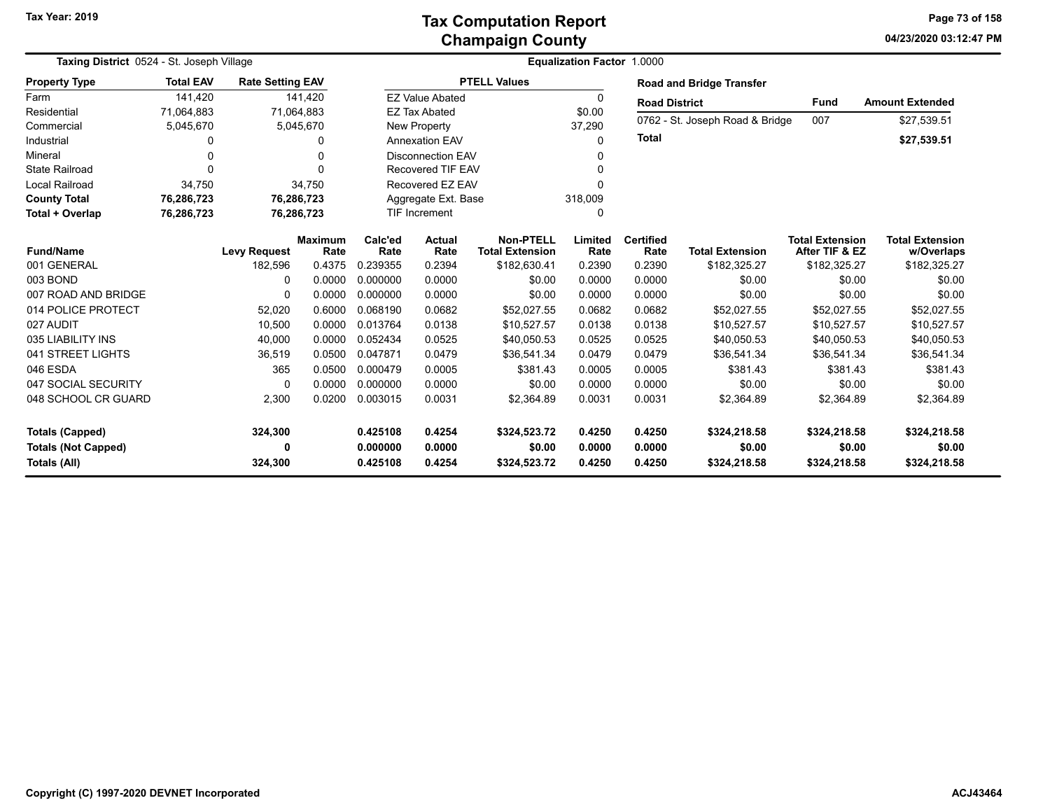# Tax Computation Report
## Champaign County

Tax Year: 2019

04/23/2020 03:12:47 PM

**Taxing District** 0524 - St. Joseph Village

**Equalization Factor** 1.0000

| Property Type | Total EAV | Rate Setting EAV |
|---|---|---|
| Farm | 141,420 | 141,420 |
| Residential | 71,064,883 | 71,064,883 |
| Commercial | 5,045,670 | 5,045,670 |
| Industrial | 0 | 0 |
| Mineral | 0 | 0 |
| State Railroad | 0 | 0 |
| Local Railroad | 34,750 | 34,750 |
| **County Total** | **76,286,723** | **76,286,723** |
| **Total + Overlap** | **76,286,723** | **76,286,723** |

| PTELL Values | |
|---|---|
| EZ Value Abated | 0 |
| EZ Tax Abated | $0.00 |
| New Property | 37,290 |
| Annexation EAV | 0 |
| Disconnection EAV | 0 |
| Recovered TIF EAV | 0 |
| Recovered EZ EAV | 0 |
| Aggregate Ext. Base | 318,009 |
| TIF Increment | 0 |

**Road and Bridge Transfer**

| Road District | Fund | Amount Extended |
|---|---|---|
| 0762 - St. Joseph Road & Bridge | 007 | $27,539.51 |
| **Total** | | **$27,539.51** |

| Fund/Name | Levy Request | Maximum Rate | Calc'ed Rate | Actual Rate | Non-PTELL Total Extension | Limited Rate | Certified Rate | Total Extension | Total Extension After TIF & EZ | Total Extension w/Overlaps |
|---|---|---|---|---|---|---|---|---|---|---|
| 001 GENERAL | 182,596 | 0.4375 | 0.239355 | 0.2394 | $182,630.41 | 0.2390 | 0.2390 | $182,325.27 | $182,325.27 | $182,325.27 |
| 003 BOND | 0 | 0.0000 | 0.000000 | 0.0000 | $0.00 | 0.0000 | 0.0000 | $0.00 | $0.00 | $0.00 |
| 007 ROAD AND BRIDGE | 0 | 0.0000 | 0.000000 | 0.0000 | $0.00 | 0.0000 | 0.0000 | $0.00 | $0.00 | $0.00 |
| 014 POLICE PROTECT | 52,020 | 0.6000 | 0.068190 | 0.0682 | $52,027.55 | 0.0682 | 0.0682 | $52,027.55 | $52,027.55 | $52,027.55 |
| 027 AUDIT | 10,500 | 0.0000 | 0.013764 | 0.0138 | $10,527.57 | 0.0138 | 0.0138 | $10,527.57 | $10,527.57 | $10,527.57 |
| 035 LIABILITY INS | 40,000 | 0.0000 | 0.052434 | 0.0525 | $40,050.53 | 0.0525 | 0.0525 | $40,050.53 | $40,050.53 | $40,050.53 |
| 041 STREET LIGHTS | 36,519 | 0.0500 | 0.047871 | 0.0479 | $36,541.34 | 0.0479 | 0.0479 | $36,541.34 | $36,541.34 | $36,541.34 |
| 046 ESDA | 365 | 0.0500 | 0.000479 | 0.0005 | $381.43 | 0.0005 | 0.0005 | $381.43 | $381.43 | $381.43 |
| 047 SOCIAL SECURITY | 0 | 0.0000 | 0.000000 | 0.0000 | $0.00 | 0.0000 | 0.0000 | $0.00 | $0.00 | $0.00 |
| 048 SCHOOL CR GUARD | 2,300 | 0.0200 | 0.003015 | 0.0031 | $2,364.89 | 0.0031 | 0.0031 | $2,364.89 | $2,364.89 | $2,364.89 |
| **Totals (Capped)** | **324,300** | | **0.425108** | **0.4254** | **$324,523.72** | **0.4250** | **0.4250** | **$324,218.58** | **$324,218.58** | **$324,218.58** |
| **Totals (Not Capped)** | **0** | | **0.000000** | **0.0000** | **$0.00** | **0.0000** | **0.0000** | **$0.00** | **$0.00** | **$0.00** |
| **Totals (All)** | **324,300** | | **0.425108** | **0.4254** | **$324,523.72** | **0.4250** | **0.4250** | **$324,218.58** | **$324,218.58** | **$324,218.58** |

Copyright (C) 1997-2020 DEVNET Incorporated

ACJ43464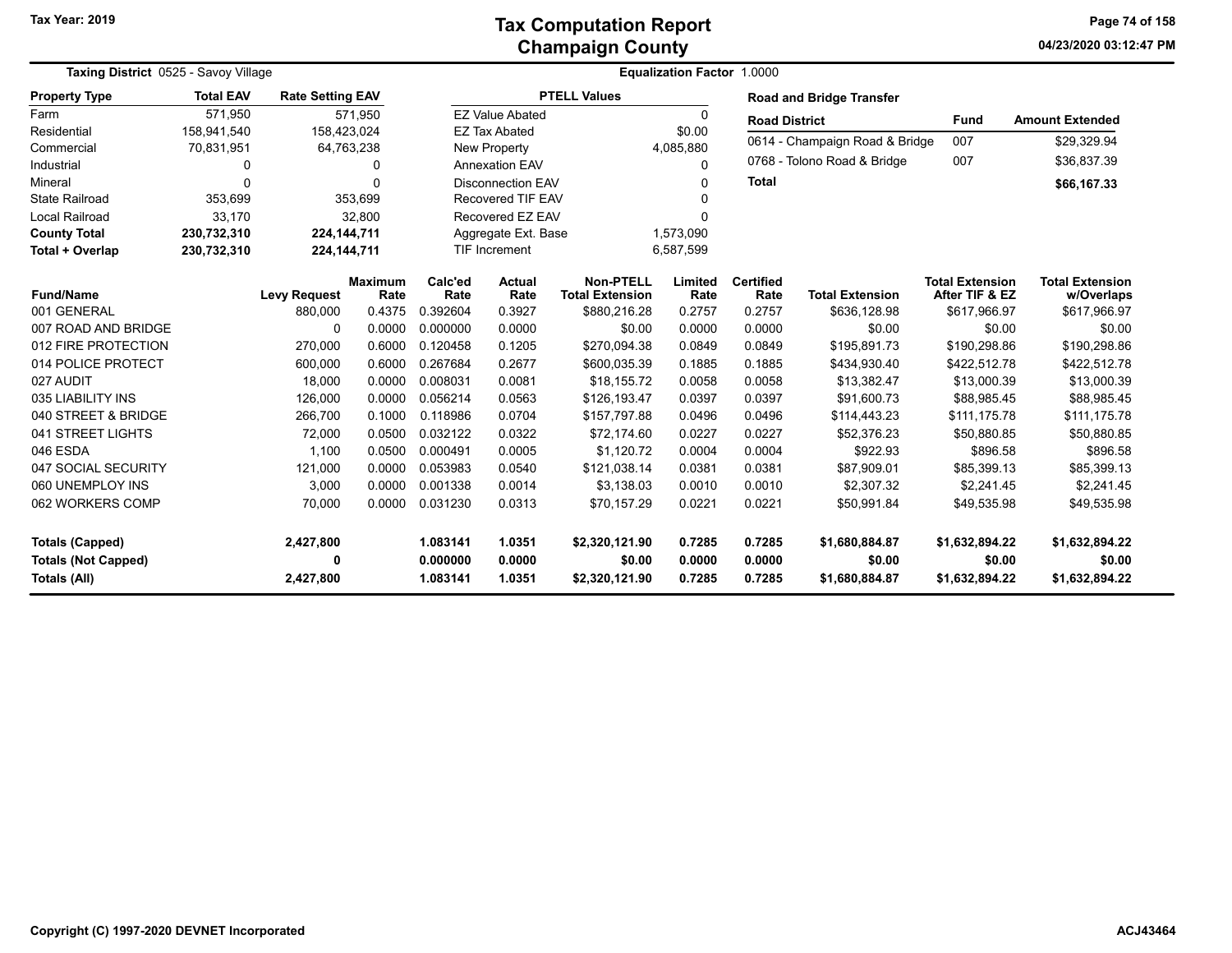**Tax Year: 2019**

# Tax Computation Report
## Champaign County

04/23/2020 03:12:47 PM

**Taxing District** 0525 - Savoy Village

**Equalization Factor** 1.0000

| Property Type | Total EAV | Rate Setting EAV |
|---|---|---|
| Farm | 571,950 | 571,950 |
| Residential | 158,941,540 | 158,423,024 |
| Commercial | 70,831,951 | 64,763,238 |
| Industrial | 0 | 0 |
| Mineral | 0 | 0 |
| State Railroad | 353,699 | 353,699 |
| Local Railroad | 33,170 | 32,800 |
| **County Total** | **230,732,310** | **224,144,711** |
| **Total + Overlap** | **230,732,310** | **224,144,711** |

| PTELL Values | |
|---|---|
| EZ Value Abated | 0 |
| EZ Tax Abated | $0.00 |
| New Property | 4,085,880 |
| Annexation EAV | 0 |
| Disconnection EAV | 0 |
| Recovered TIF EAV | 0 |
| Recovered EZ EAV | 0 |
| Aggregate Ext. Base | 1,573,090 |
| TIF Increment | 6,587,599 |

**Road and Bridge Transfer**

| Road District | Fund | Amount Extended |
|---|---|---|
| 0614 - Champaign Road & Bridge | 007 | $29,329.94 |
| 0768 - Tolono Road & Bridge | 007 | $36,837.39 |
| **Total** | | **$66,167.33** |

| Fund/Name | Levy Request | Maximum Rate | Calc'ed Rate | Actual Rate | Non-PTELL Total Extension | Limited Rate | Certified Rate | Total Extension | Total Extension After TIF & EZ | Total Extension w/Overlaps |
|---|---|---|---|---|---|---|---|---|---|---|
| 001 GENERAL | 880,000 | 0.4375 | 0.392604 | 0.3927 | $880,216.28 | 0.2757 | 0.2757 | $636,128.98 | $617,966.97 | $617,966.97 |
| 007 ROAD AND BRIDGE | 0 | 0.0000 | 0.000000 | 0.0000 | $0.00 | 0.0000 | 0.0000 | $0.00 | $0.00 | $0.00 |
| 012 FIRE PROTECTION | 270,000 | 0.6000 | 0.120458 | 0.1205 | $270,094.38 | 0.0849 | 0.0849 | $195,891.73 | $190,298.86 | $190,298.86 |
| 014 POLICE PROTECT | 600,000 | 0.6000 | 0.267684 | 0.2677 | $600,035.39 | 0.1885 | 0.1885 | $434,930.40 | $422,512.78 | $422,512.78 |
| 027 AUDIT | 18,000 | 0.0000 | 0.008031 | 0.0081 | $18,155.72 | 0.0058 | 0.0058 | $13,382.47 | $13,000.39 | $13,000.39 |
| 035 LIABILITY INS | 126,000 | 0.0000 | 0.056214 | 0.0563 | $126,193.47 | 0.0397 | 0.0397 | $91,600.73 | $88,985.45 | $88,985.45 |
| 040 STREET & BRIDGE | 266,700 | 0.1000 | 0.118986 | 0.0704 | $157,797.88 | 0.0496 | 0.0496 | $114,443.23 | $111,175.78 | $111,175.78 |
| 041 STREET LIGHTS | 72,000 | 0.0500 | 0.032122 | 0.0322 | $72,174.60 | 0.0227 | 0.0227 | $52,376.23 | $50,880.85 | $50,880.85 |
| 046 ESDA | 1,100 | 0.0500 | 0.000491 | 0.0005 | $1,120.72 | 0.0004 | 0.0004 | $922.93 | $896.58 | $896.58 |
| 047 SOCIAL SECURITY | 121,000 | 0.0000 | 0.053983 | 0.0540 | $121,038.14 | 0.0381 | 0.0381 | $87,909.01 | $85,399.13 | $85,399.13 |
| 060 UNEMPLOY INS | 3,000 | 0.0000 | 0.001338 | 0.0014 | $3,138.03 | 0.0010 | 0.0010 | $2,307.32 | $2,241.45 | $2,241.45 |
| 062 WORKERS COMP | 70,000 | 0.0000 | 0.031230 | 0.0313 | $70,157.29 | 0.0221 | 0.0221 | $50,991.84 | $49,535.98 | $49,535.98 |
| **Totals (Capped)** | **2,427,800** | | **1.083141** | **1.0351** | **$2,320,121.90** | **0.7285** | **0.7285** | **$1,680,884.87** | **$1,632,894.22** | **$1,632,894.22** |
| **Totals (Not Capped)** | **0** | | **0.000000** | **0.0000** | **$0.00** | **0.0000** | **0.0000** | **$0.00** | **$0.00** | **$0.00** |
| **Totals (All)** | **2,427,800** | | **1.083141** | **1.0351** | **$2,320,121.90** | **0.7285** | **0.7285** | **$1,680,884.87** | **$1,632,894.22** | **$1,632,894.22** |

Copyright (C) 1997-2020 DEVNET Incorporated

ACJ43464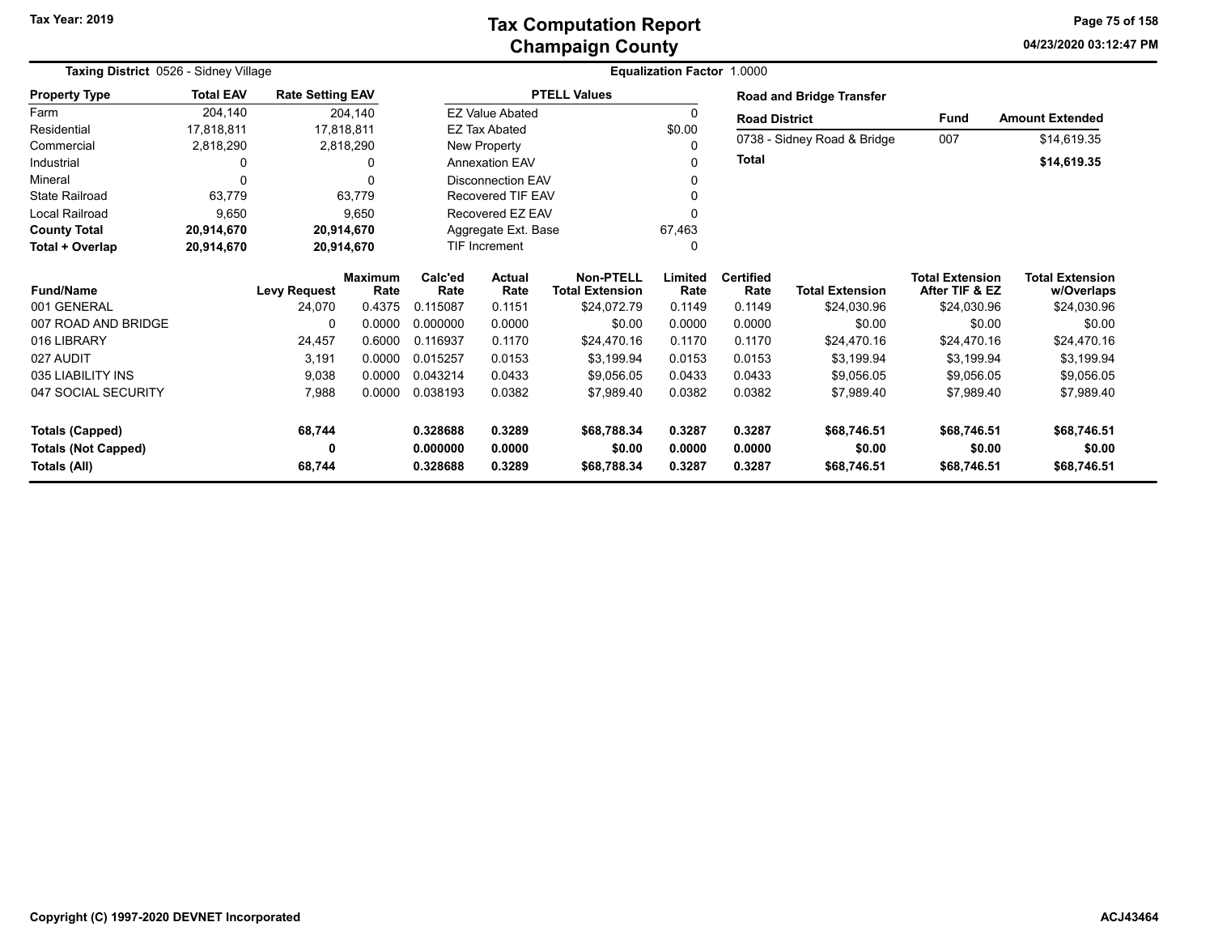# Tax Computation Report
## Champaign County

Tax Year: 2019

04/23/2020 03:12:47 PM

**Taxing District** 0526 - Sidney Village

**Equalization Factor** 1.0000

| Property Type | Total EAV | Rate Setting EAV |
|---|---|---|
| Farm | 204,140 | 204,140 |
| Residential | 17,818,811 | 17,818,811 |
| Commercial | 2,818,290 | 2,818,290 |
| Industrial | 0 | 0 |
| Mineral | 0 | 0 |
| State Railroad | 63,779 | 63,779 |
| Local Railroad | 9,650 | 9,650 |
| **County Total** | **20,914,670** | **20,914,670** |
| **Total + Overlap** | **20,914,670** | **20,914,670** |

| PTELL Values | |
|---|---|
| EZ Value Abated | 0 |
| EZ Tax Abated | $0.00 |
| New Property | 0 |
| Annexation EAV | 0 |
| Disconnection EAV | 0 |
| Recovered TIF EAV | 0 |
| Recovered EZ EAV | 0 |
| Aggregate Ext. Base | 67,463 |
| TIF Increment | 0 |

**Road and Bridge Transfer**

| Road District | Fund | Amount Extended |
|---|---|---|
| 0738 - Sidney Road & Bridge | 007 | $14,619.35 |
| **Total** | | **$14,619.35** |

| Fund/Name | Levy Request | Maximum Rate | Calc'ed Rate | Actual Rate | Non-PTELL Total Extension | Limited Rate | Certified Rate | Total Extension | Total Extension After TIF & EZ | Total Extension w/Overlaps |
|---|---|---|---|---|---|---|---|---|---|---|
| 001 GENERAL | 24,070 | 0.4375 | 0.115087 | 0.1151 | $24,072.79 | 0.1149 | 0.1149 | $24,030.96 | $24,030.96 | $24,030.96 |
| 007 ROAD AND BRIDGE | 0 | 0.0000 | 0.000000 | 0.0000 | $0.00 | 0.0000 | 0.0000 | $0.00 | $0.00 | $0.00 |
| 016 LIBRARY | 24,457 | 0.6000 | 0.116937 | 0.1170 | $24,470.16 | 0.1170 | 0.1170 | $24,470.16 | $24,470.16 | $24,470.16 |
| 027 AUDIT | 3,191 | 0.0000 | 0.015257 | 0.0153 | $3,199.94 | 0.0153 | 0.0153 | $3,199.94 | $3,199.94 | $3,199.94 |
| 035 LIABILITY INS | 9,038 | 0.0000 | 0.043214 | 0.0433 | $9,056.05 | 0.0433 | 0.0433 | $9,056.05 | $9,056.05 | $9,056.05 |
| 047 SOCIAL SECURITY | 7,988 | 0.0000 | 0.038193 | 0.0382 | $7,989.40 | 0.0382 | 0.0382 | $7,989.40 | $7,989.40 | $7,989.40 |
| **Totals (Capped)** | **68,744** | | **0.328688** | **0.3289** | **$68,788.34** | **0.3287** | **0.3287** | **$68,746.51** | **$68,746.51** | **$68,746.51** |
| **Totals (Not Capped)** | **0** | | **0.000000** | **0.0000** | **$0.00** | **0.0000** | **0.0000** | **$0.00** | **$0.00** | **$0.00** |
| **Totals (All)** | **68,744** | | **0.328688** | **0.3289** | **$68,788.34** | **0.3287** | **0.3287** | **$68,746.51** | **$68,746.51** | **$68,746.51** |

Copyright (C) 1997-2020 DEVNET Incorporated

ACJ43464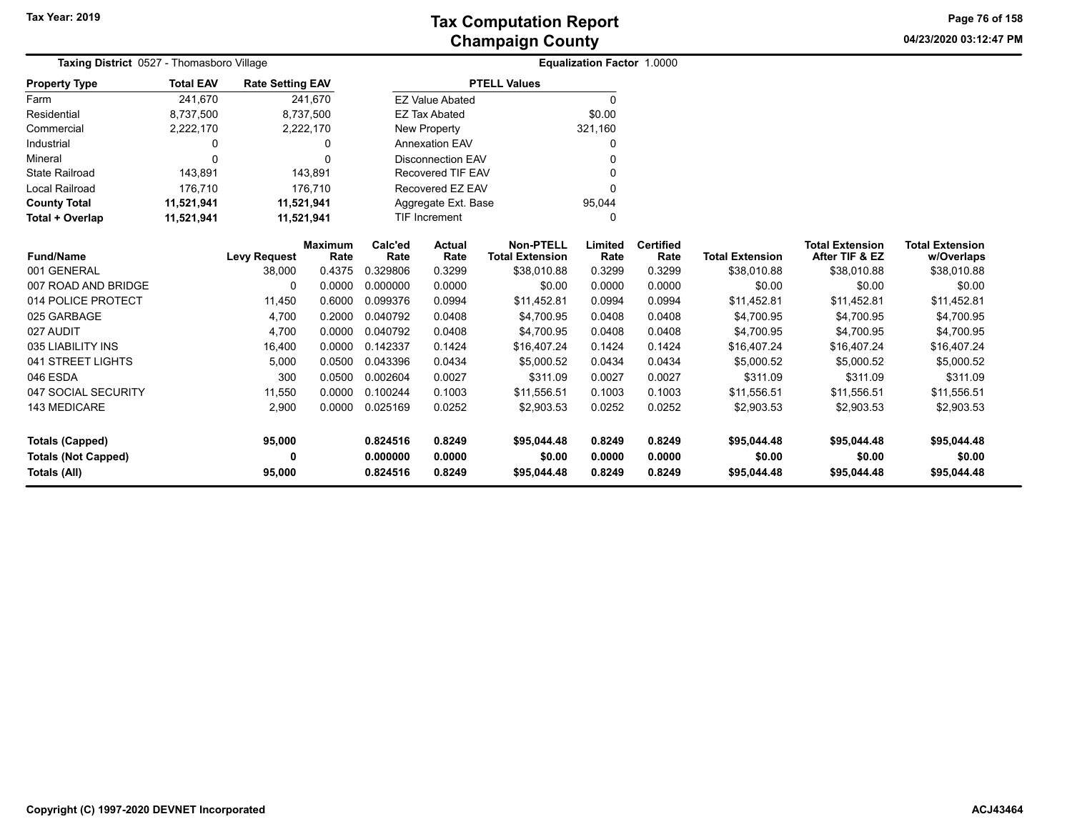# Tax Computation Report
## Champaign County

**Tax Year: 2019**

04/23/2020 03:12:47 PM

**Taxing District** 0527 - Thomasboro Village

**Equalization Factor** 1.0000

| Property Type | Total EAV | Rate Setting EAV |
|---|---|---|
| Farm | 241,670 | 241,670 |
| Residential | 8,737,500 | 8,737,500 |
| Commercial | 2,222,170 | 2,222,170 |
| Industrial | 0 | 0 |
| Mineral | 0 | 0 |
| State Railroad | 143,891 | 143,891 |
| Local Railroad | 176,710 | 176,710 |
| **County Total** | **11,521,941** | **11,521,941** |
| **Total + Overlap** | **11,521,941** | **11,521,941** |

| PTELL Values | |
|---|---|
| EZ Value Abated | 0 |
| EZ Tax Abated | $0.00 |
| New Property | 321,160 |
| Annexation EAV | 0 |
| Disconnection EAV | 0 |
| Recovered TIF EAV | 0 |
| Recovered EZ EAV | 0 |
| Aggregate Ext. Base | 95,044 |
| TIF Increment | 0 |

| Fund/Name | Levy Request | Maximum Rate | Calc'ed Rate | Actual Rate | Non-PTELL Total Extension | Limited Rate | Certified Rate | Total Extension | Total Extension After TIF & EZ | Total Extension w/Overlaps |
|---|---|---|---|---|---|---|---|---|---|---|
| 001 GENERAL | 38,000 | 0.4375 | 0.329806 | 0.3299 | $38,010.88 | 0.3299 | 0.3299 | $38,010.88 | $38,010.88 | $38,010.88 |
| 007 ROAD AND BRIDGE | 0 | 0.0000 | 0.000000 | 0.0000 | $0.00 | 0.0000 | 0.0000 | $0.00 | $0.00 | $0.00 |
| 014 POLICE PROTECT | 11,450 | 0.6000 | 0.099376 | 0.0994 | $11,452.81 | 0.0994 | 0.0994 | $11,452.81 | $11,452.81 | $11,452.81 |
| 025 GARBAGE | 4,700 | 0.2000 | 0.040792 | 0.0408 | $4,700.95 | 0.0408 | 0.0408 | $4,700.95 | $4,700.95 | $4,700.95 |
| 027 AUDIT | 4,700 | 0.0000 | 0.040792 | 0.0408 | $4,700.95 | 0.0408 | 0.0408 | $4,700.95 | $4,700.95 | $4,700.95 |
| 035 LIABILITY INS | 16,400 | 0.0000 | 0.142337 | 0.1424 | $16,407.24 | 0.1424 | 0.1424 | $16,407.24 | $16,407.24 | $16,407.24 |
| 041 STREET LIGHTS | 5,000 | 0.0500 | 0.043396 | 0.0434 | $5,000.52 | 0.0434 | 0.0434 | $5,000.52 | $5,000.52 | $5,000.52 |
| 046 ESDA | 300 | 0.0500 | 0.002604 | 0.0027 | $311.09 | 0.0027 | 0.0027 | $311.09 | $311.09 | $311.09 |
| 047 SOCIAL SECURITY | 11,550 | 0.0000 | 0.100244 | 0.1003 | $11,556.51 | 0.1003 | 0.1003 | $11,556.51 | $11,556.51 | $11,556.51 |
| 143 MEDICARE | 2,900 | 0.0000 | 0.025169 | 0.0252 | $2,903.53 | 0.0252 | 0.0252 | $2,903.53 | $2,903.53 | $2,903.53 |
| **Totals (Capped)** | **95,000** | | **0.824516** | **0.8249** | **$95,044.48** | **0.8249** | **0.8249** | **$95,044.48** | **$95,044.48** | **$95,044.48** |
| **Totals (Not Capped)** | **0** | | **0.000000** | **0.0000** | **$0.00** | **0.0000** | **0.0000** | **$0.00** | **$0.00** | **$0.00** |
| **Totals (All)** | **95,000** | | **0.824516** | **0.8249** | **$95,044.48** | **0.8249** | **0.8249** | **$95,044.48** | **$95,044.48** | **$95,044.48** |

Copyright (C) 1997-2020 DEVNET Incorporated

ACJ43464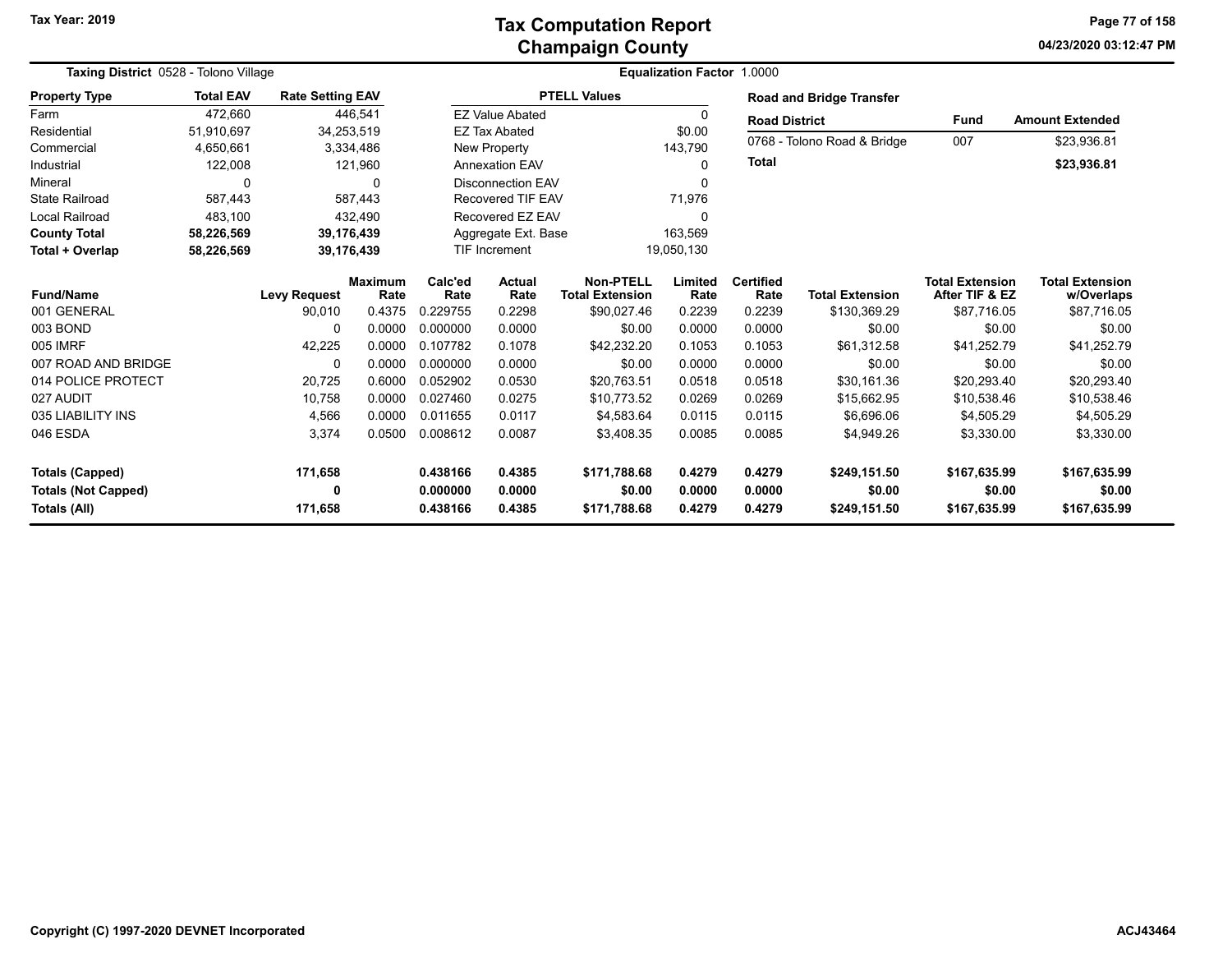# Tax Computation Report
## Champaign County

Tax Year: 2019

04/23/2020 03:12:47 PM

**Taxing District** 0528 - Tolono Village

**Equalization Factor** 1.0000

| Property Type | Total EAV | Rate Setting EAV |
|---|---|---|
| Farm | 472,660 | 446,541 |
| Residential | 51,910,697 | 34,253,519 |
| Commercial | 4,650,661 | 3,334,486 |
| Industrial | 122,008 | 121,960 |
| Mineral | 0 | 0 |
| State Railroad | 587,443 | 587,443 |
| Local Railroad | 483,100 | 432,490 |
| **County Total** | **58,226,569** | **39,176,439** |
| **Total + Overlap** | **58,226,569** | **39,176,439** |

| PTELL Values | |
|---|---|
| EZ Value Abated | 0 |
| EZ Tax Abated | $0.00 |
| New Property | 143,790 |
| Annexation EAV | 0 |
| Disconnection EAV | 0 |
| Recovered TIF EAV | 71,976 |
| Recovered EZ EAV | 0 |
| Aggregate Ext. Base | 163,569 |
| TIF Increment | 19,050,130 |

**Road and Bridge Transfer**

| Road District | Fund | Amount Extended |
|---|---|---|
| 0768 - Tolono Road & Bridge | 007 | $23,936.81 |
| **Total** | | **$23,936.81** |

| Fund/Name | Levy Request | Maximum Rate | Calc'ed Rate | Actual Rate | Non-PTELL Total Extension | Limited Rate | Certified Rate | Total Extension | Total Extension After TIF & EZ | Total Extension w/Overlaps |
|---|---|---|---|---|---|---|---|---|---|---|
| 001 GENERAL | 90,010 | 0.4375 | 0.229755 | 0.2298 | $90,027.46 | 0.2239 | 0.2239 | $130,369.29 | $87,716.05 | $87,716.05 |
| 003 BOND | 0 | 0.0000 | 0.000000 | 0.0000 | $0.00 | 0.0000 | 0.0000 | $0.00 | $0.00 | $0.00 |
| 005 IMRF | 42,225 | 0.0000 | 0.107782 | 0.1078 | $42,232.20 | 0.1053 | 0.1053 | $61,312.58 | $41,252.79 | $41,252.79 |
| 007 ROAD AND BRIDGE | 0 | 0.0000 | 0.000000 | 0.0000 | $0.00 | 0.0000 | 0.0000 | $0.00 | $0.00 | $0.00 |
| 014 POLICE PROTECT | 20,725 | 0.6000 | 0.052902 | 0.0530 | $20,763.51 | 0.0518 | 0.0518 | $30,161.36 | $20,293.40 | $20,293.40 |
| 027 AUDIT | 10,758 | 0.0000 | 0.027460 | 0.0275 | $10,773.52 | 0.0269 | 0.0269 | $15,662.95 | $10,538.46 | $10,538.46 |
| 035 LIABILITY INS | 4,566 | 0.0000 | 0.011655 | 0.0117 | $4,583.64 | 0.0115 | 0.0115 | $6,696.06 | $4,505.29 | $4,505.29 |
| 046 ESDA | 3,374 | 0.0500 | 0.008612 | 0.0087 | $3,408.35 | 0.0085 | 0.0085 | $4,949.26 | $3,330.00 | $3,330.00 |
| **Totals (Capped)** | **171,658** | | **0.438166** | **0.4385** | **$171,788.68** | **0.4279** | **0.4279** | **$249,151.50** | **$167,635.99** | **$167,635.99** |
| **Totals (Not Capped)** | **0** | | **0.000000** | **0.0000** | **$0.00** | **0.0000** | **0.0000** | **$0.00** | **$0.00** | **$0.00** |
| **Totals (All)** | **171,658** | | **0.438166** | **0.4385** | **$171,788.68** | **0.4279** | **0.4279** | **$249,151.50** | **$167,635.99** | **$167,635.99** |

Copyright (C) 1997-2020 DEVNET Incorporated

ACJ43464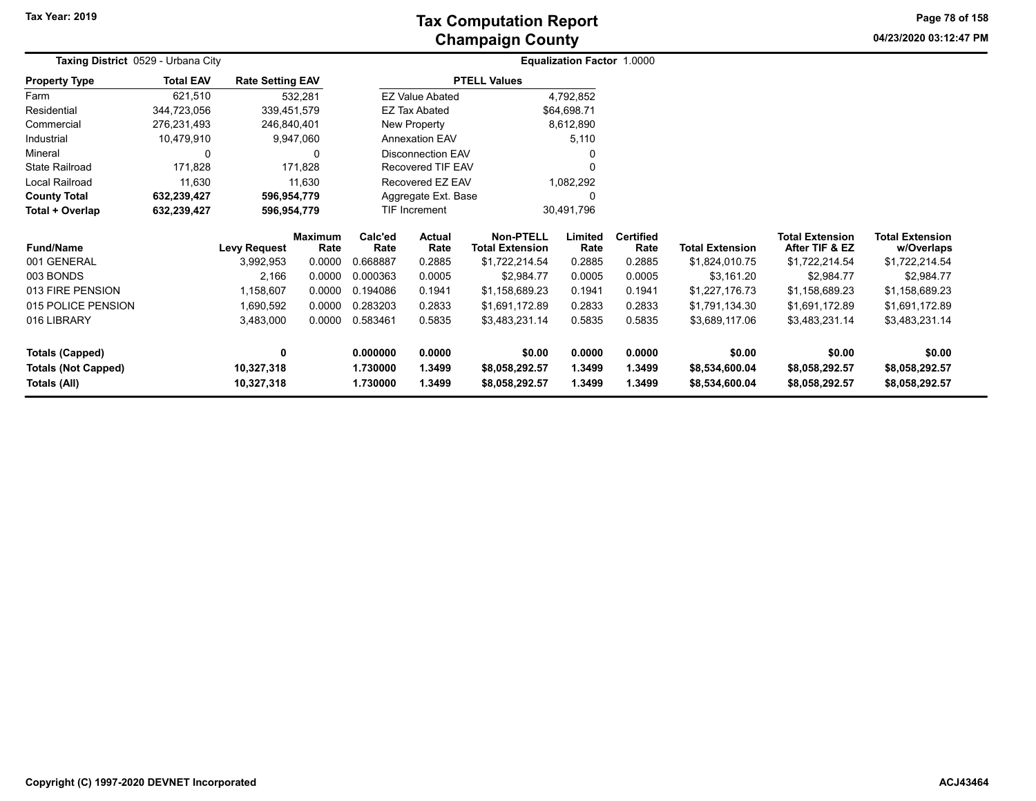**Tax Year: 2019**

# Tax Computation Report
## Champaign County

04/23/2020 03:12:47 PM

**Taxing District** 0529 - Urbana City

**Equalization Factor** 1.0000

| Property Type | Total EAV | Rate Setting EAV |
|---|---|---|
| Farm | 621,510 | 532,281 |
| Residential | 344,723,056 | 339,451,579 |
| Commercial | 276,231,493 | 246,840,401 |
| Industrial | 10,479,910 | 9,947,060 |
| Mineral | 0 | 0 |
| State Railroad | 171,828 | 171,828 |
| Local Railroad | 11,630 | 11,630 |
| **County Total** | **632,239,427** | **596,954,779** |
| **Total + Overlap** | **632,239,427** | **596,954,779** |

| PTELL Values | |
|---|---|
| EZ Value Abated | 4,792,852 |
| EZ Tax Abated | $64,698.71 |
| New Property | 8,612,890 |
| Annexation EAV | 5,110 |
| Disconnection EAV | 0 |
| Recovered TIF EAV | 0 |
| Recovered EZ EAV | 1,082,292 |
| Aggregate Ext. Base | 0 |
| TIF Increment | 30,491,796 |

| Fund/Name | Levy Request | Maximum Rate | Calc'ed Rate | Actual Rate | Non-PTELL Total Extension | Limited Rate | Certified Rate | Total Extension | Total Extension After TIF & EZ | Total Extension w/Overlaps |
|---|---|---|---|---|---|---|---|---|---|---|
| 001 GENERAL | 3,992,953 | 0.0000 | 0.668887 | 0.2885 | $1,722,214.54 | 0.2885 | 0.2885 | $1,824,010.75 | $1,722,214.54 | $1,722,214.54 |
| 003 BONDS | 2,166 | 0.0000 | 0.000363 | 0.0005 | $2,984.77 | 0.0005 | 0.0005 | $3,161.20 | $2,984.77 | $2,984.77 |
| 013 FIRE PENSION | 1,158,607 | 0.0000 | 0.194086 | 0.1941 | $1,158,689.23 | 0.1941 | 0.1941 | $1,227,176.73 | $1,158,689.23 | $1,158,689.23 |
| 015 POLICE PENSION | 1,690,592 | 0.0000 | 0.283203 | 0.2833 | $1,691,172.89 | 0.2833 | 0.2833 | $1,791,134.30 | $1,691,172.89 | $1,691,172.89 |
| 016 LIBRARY | 3,483,000 | 0.0000 | 0.583461 | 0.5835 | $3,483,231.14 | 0.5835 | 0.5835 | $3,689,117.06 | $3,483,231.14 | $3,483,231.14 |
| **Totals (Capped)** | **0** | | **0.000000** | **0.0000** | **$0.00** | **0.0000** | **0.0000** | **$0.00** | **$0.00** | **$0.00** |
| **Totals (Not Capped)** | **10,327,318** | | **1.730000** | **1.3499** | **$8,058,292.57** | **1.3499** | **1.3499** | **$8,534,600.04** | **$8,058,292.57** | **$8,058,292.57** |
| **Totals (All)** | **10,327,318** | | **1.730000** | **1.3499** | **$8,058,292.57** | **1.3499** | **1.3499** | **$8,534,600.04** | **$8,058,292.57** | **$8,058,292.57** |

Copyright (C) 1997-2020 DEVNET Incorporated

ACJ43464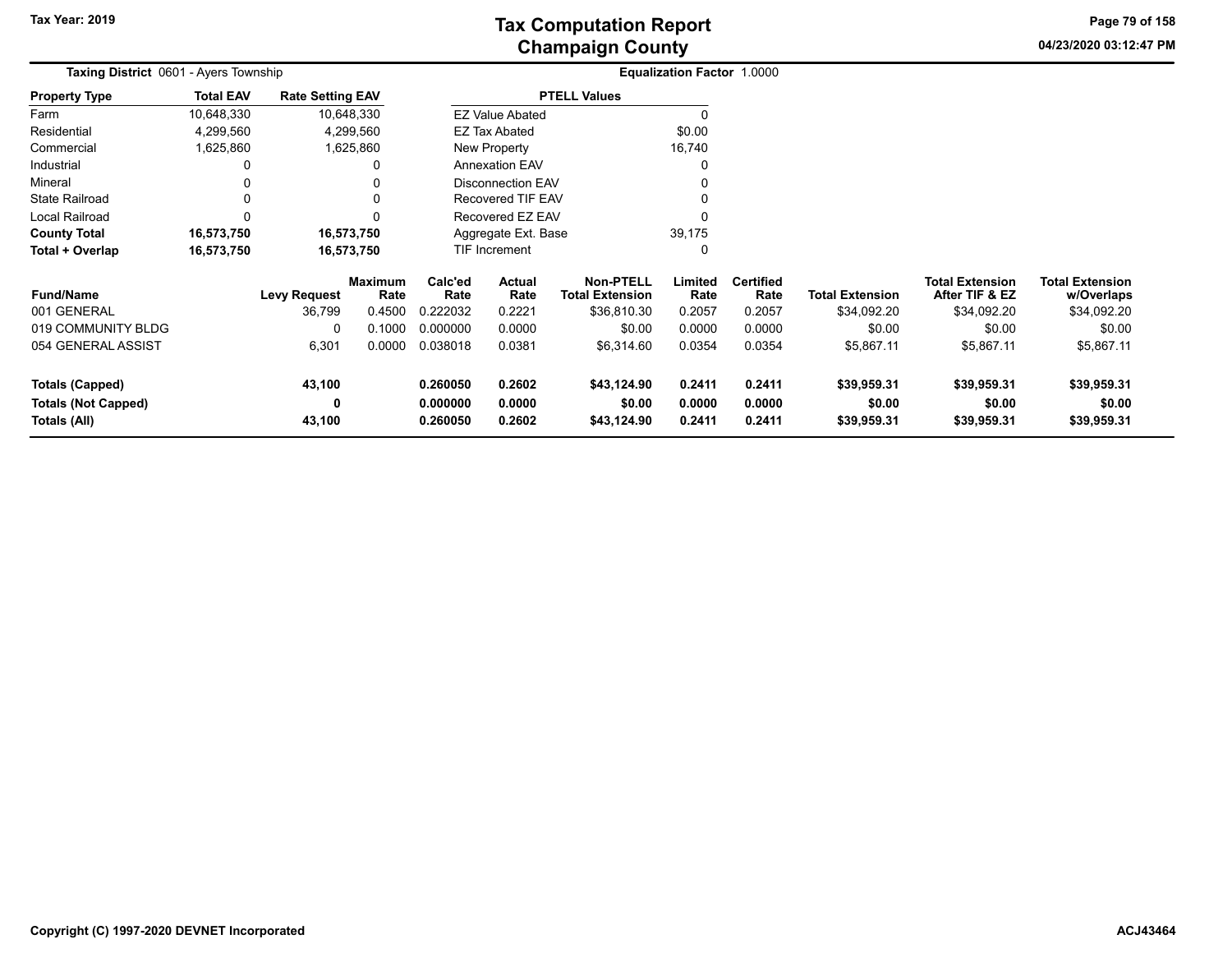# Tax Computation Report
## Champaign County

Tax Year: 2019

04/23/2020 03:12:47 PM

**Taxing District** 0601 - Ayers Township

**Equalization Factor** 1.0000

| Property Type | Total EAV | Rate Setting EAV |
|---|---|---|
| Farm | 10,648,330 | 10,648,330 |
| Residential | 4,299,560 | 4,299,560 |
| Commercial | 1,625,860 | 1,625,860 |
| Industrial | 0 | 0 |
| Mineral | 0 | 0 |
| State Railroad | 0 | 0 |
| Local Railroad | 0 | 0 |
| **County Total** | **16,573,750** | **16,573,750** |
| **Total + Overlap** | **16,573,750** | **16,573,750** |

| PTELL Values | |
|---|---|
| EZ Value Abated | 0 |
| EZ Tax Abated | $0.00 |
| New Property | 16,740 |
| Annexation EAV | 0 |
| Disconnection EAV | 0 |
| Recovered TIF EAV | 0 |
| Recovered EZ EAV | 0 |
| Aggregate Ext. Base | 39,175 |
| TIF Increment | 0 |

| Fund/Name | Levy Request | Maximum Rate | Calc'ed Rate | Actual Rate | Non-PTELL Total Extension | Limited Rate | Certified Rate | Total Extension | Total Extension After TIF & EZ | Total Extension w/Overlaps |
|---|---|---|---|---|---|---|---|---|---|---|
| 001 GENERAL | 36,799 | 0.4500 | 0.222032 | 0.2221 | $36,810.30 | 0.2057 | 0.2057 | $34,092.20 | $34,092.20 | $34,092.20 |
| 019 COMMUNITY BLDG | 0 | 0.1000 | 0.000000 | 0.0000 | $0.00 | 0.0000 | 0.0000 | $0.00 | $0.00 | $0.00 |
| 054 GENERAL ASSIST | 6,301 | 0.0000 | 0.038018 | 0.0381 | $6,314.60 | 0.0354 | 0.0354 | $5,867.11 | $5,867.11 | $5,867.11 |
| **Totals (Capped)** | **43,100** | | **0.260050** | **0.2602** | **$43,124.90** | **0.2411** | **0.2411** | **$39,959.31** | **$39,959.31** | **$39,959.31** |
| **Totals (Not Capped)** | **0** | | **0.000000** | **0.0000** | **$0.00** | **0.0000** | **0.0000** | **$0.00** | **$0.00** | **$0.00** |
| **Totals (All)** | **43,100** | | **0.260050** | **0.2602** | **$43,124.90** | **0.2411** | **0.2411** | **$39,959.31** | **$39,959.31** | **$39,959.31** |

Copyright (C) 1997-2020 DEVNET Incorporated

ACJ43464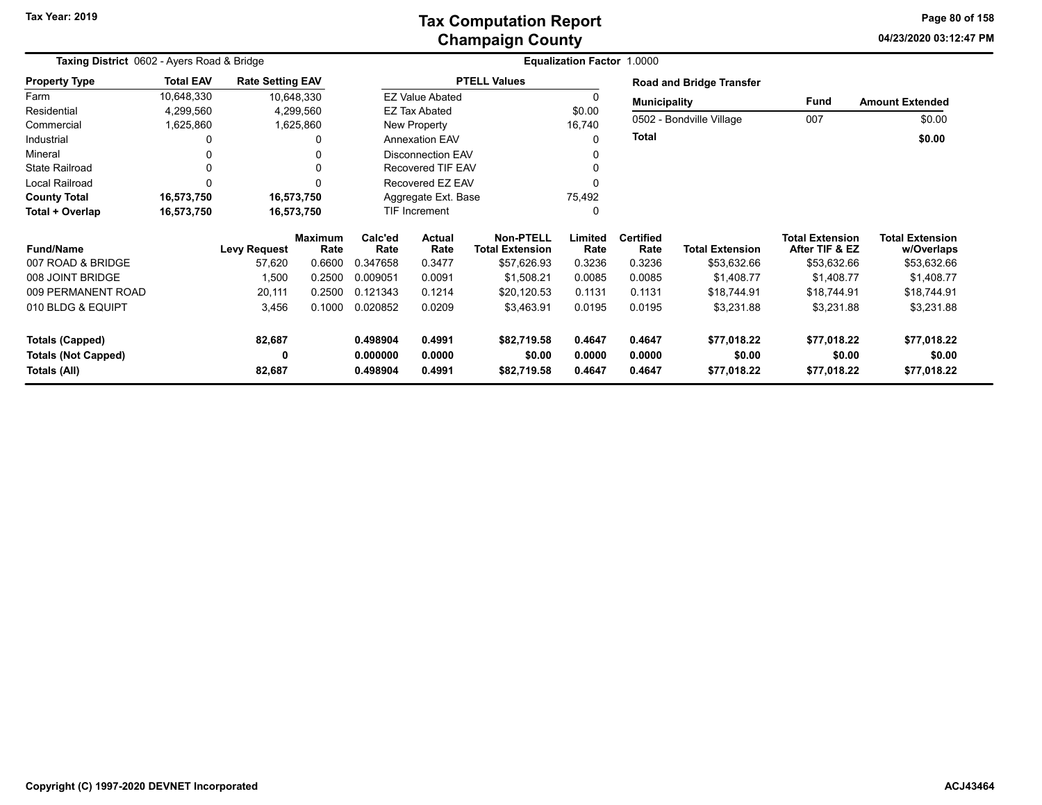# Tax Computation Report
## Champaign County

Tax Year: 2019

**Taxing District** 0602 - Ayers Road & Bridge

**Equalization Factor** 1.0000

| Property Type | Total EAV | Rate Setting EAV |
|---|---|---|
| Farm | 10,648,330 | 10,648,330 |
| Residential | 4,299,560 | 4,299,560 |
| Commercial | 1,625,860 | 1,625,860 |
| Industrial | 0 | 0 |
| Mineral | 0 | 0 |
| State Railroad | 0 | 0 |
| Local Railroad | 0 | 0 |
| **County Total** | **16,573,750** | **16,573,750** |
| **Total + Overlap** | **16,573,750** | **16,573,750** |

| PTELL Values | |
|---|---|
| EZ Value Abated | 0 |
| EZ Tax Abated | $0.00 |
| New Property | 16,740 |
| Annexation EAV | 0 |
| Disconnection EAV | 0 |
| Recovered TIF EAV | 0 |
| Recovered EZ EAV | 0 |
| Aggregate Ext. Base | 75,492 |
| TIF Increment | 0 |

**Road and Bridge Transfer**

| Municipality | Fund | Amount Extended |
|---|---|---|
| 0502 - Bondville Village | 007 | $0.00 |
| **Total** | | **$0.00** |

| Fund/Name | Levy Request | Maximum Rate | Calc'ed Rate | Actual Rate | Non-PTELL Total Extension | Limited Rate | Certified Rate | Total Extension | Total Extension After TIF & EZ | Total Extension w/Overlaps |
|---|---|---|---|---|---|---|---|---|---|---|
| 007 ROAD & BRIDGE | 57,620 | 0.6600 | 0.347658 | 0.3477 | $57,626.93 | 0.3236 | 0.3236 | $53,632.66 | $53,632.66 | $53,632.66 |
| 008 JOINT BRIDGE | 1,500 | 0.2500 | 0.009051 | 0.0091 | $1,508.21 | 0.0085 | 0.0085 | $1,408.77 | $1,408.77 | $1,408.77 |
| 009 PERMANENT ROAD | 20,111 | 0.2500 | 0.121343 | 0.1214 | $20,120.53 | 0.1131 | 0.1131 | $18,744.91 | $18,744.91 | $18,744.91 |
| 010 BLDG & EQUIPT | 3,456 | 0.1000 | 0.020852 | 0.0209 | $3,463.91 | 0.0195 | 0.0195 | $3,231.88 | $3,231.88 | $3,231.88 |
| **Totals (Capped)** | **82,687** | | **0.498904** | **0.4991** | **$82,719.58** | **0.4647** | **0.4647** | **$77,018.22** | **$77,018.22** | **$77,018.22** |
| **Totals (Not Capped)** | **0** | | **0.000000** | **0.0000** | **$0.00** | **0.0000** | **0.0000** | **$0.00** | **$0.00** | **$0.00** |
| **Totals (All)** | **82,687** | | **0.498904** | **0.4991** | **$82,719.58** | **0.4647** | **0.4647** | **$77,018.22** | **$77,018.22** | **$77,018.22** |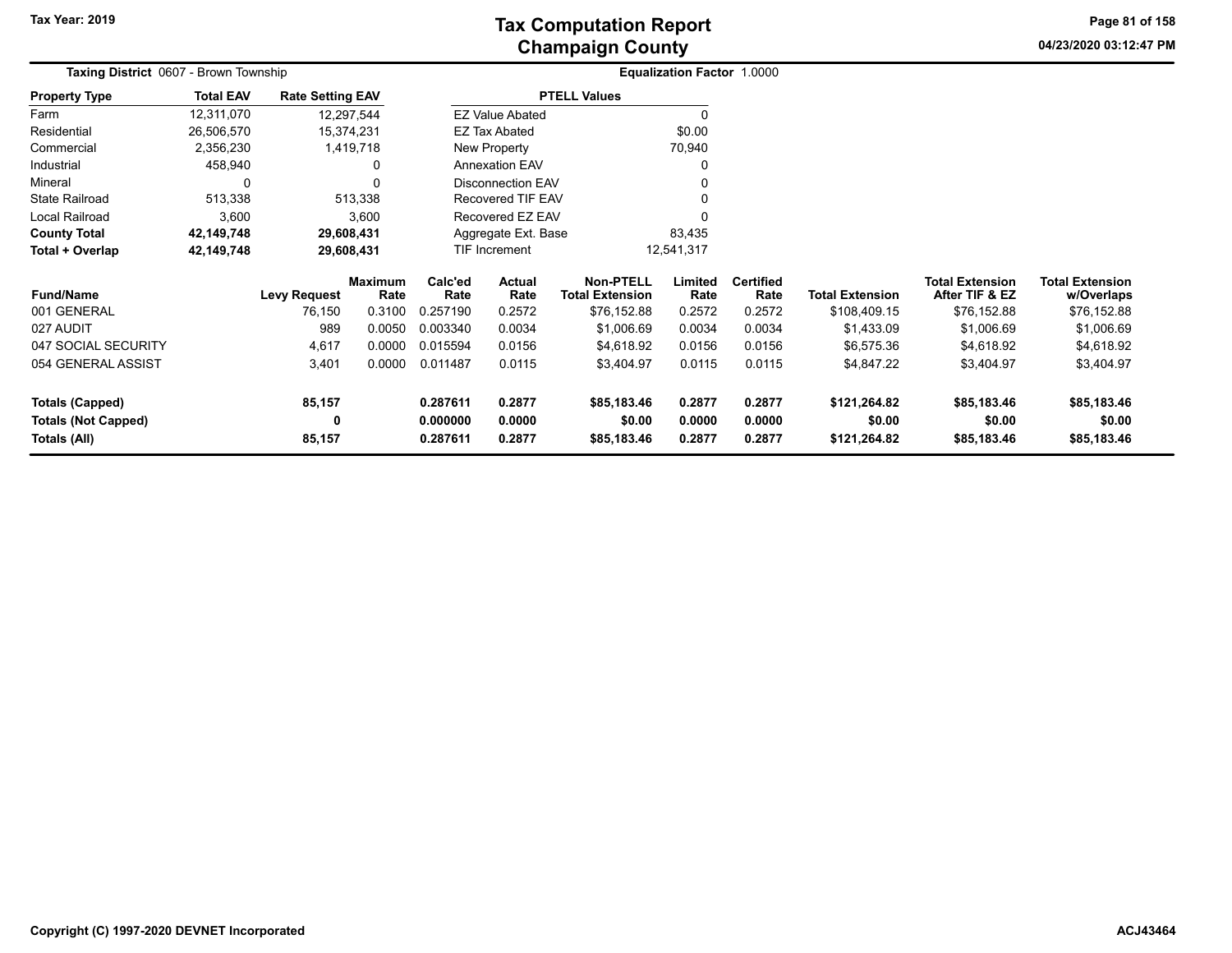Tax Year: 2019

# Tax Computation Report
# Champaign County

04/23/2020 03:12:47 PM

**Taxing District** 0607 - Brown Township

**Equalization Factor** 1.0000

| Property Type | Total EAV | Rate Setting EAV |
|---|---|---|
| Farm | 12,311,070 | 12,297,544 |
| Residential | 26,506,570 | 15,374,231 |
| Commercial | 2,356,230 | 1,419,718 |
| Industrial | 458,940 | 0 |
| Mineral | 0 | 0 |
| State Railroad | 513,338 | 513,338 |
| Local Railroad | 3,600 | 3,600 |
| **County Total** | **42,149,748** | **29,608,431** |
| **Total + Overlap** | **42,149,748** | **29,608,431** |

| PTELL Values | |
|---|---|
| EZ Value Abated | 0 |
| EZ Tax Abated | $0.00 |
| New Property | 70,940 |
| Annexation EAV | 0 |
| Disconnection EAV | 0 |
| Recovered TIF EAV | 0 |
| Recovered EZ EAV | 0 |
| Aggregate Ext. Base | 83,435 |
| TIF Increment | 12,541,317 |

| Fund/Name | Levy Request | Maximum Rate | Calc'ed Rate | Actual Rate | Non-PTELL Total Extension | Limited Rate | Certified Rate | Total Extension | Total Extension After TIF & EZ | Total Extension w/Overlaps |
|---|---|---|---|---|---|---|---|---|---|---|
| 001 GENERAL | 76,150 | 0.3100 | 0.257190 | 0.2572 | $76,152.88 | 0.2572 | 0.2572 | $108,409.15 | $76,152.88 | $76,152.88 |
| 027 AUDIT | 989 | 0.0050 | 0.003340 | 0.0034 | $1,006.69 | 0.0034 | 0.0034 | $1,433.09 | $1,006.69 | $1,006.69 |
| 047 SOCIAL SECURITY | 4,617 | 0.0000 | 0.015594 | 0.0156 | $4,618.92 | 0.0156 | 0.0156 | $6,575.36 | $4,618.92 | $4,618.92 |
| 054 GENERAL ASSIST | 3,401 | 0.0000 | 0.011487 | 0.0115 | $3,404.97 | 0.0115 | 0.0115 | $4,847.22 | $3,404.97 | $3,404.97 |
| **Totals (Capped)** | **85,157** | | **0.287611** | **0.2877** | **$85,183.46** | **0.2877** | **0.2877** | **$121,264.82** | **$85,183.46** | **$85,183.46** |
| **Totals (Not Capped)** | **0** | | **0.000000** | **0.0000** | **$0.00** | **0.0000** | **0.0000** | **$0.00** | **$0.00** | **$0.00** |
| **Totals (All)** | **85,157** | | **0.287611** | **0.2877** | **$85,183.46** | **0.2877** | **0.2877** | **$121,264.82** | **$85,183.46** | **$85,183.46** |

Copyright (C) 1997-2020 DEVNET Incorporated

ACJ43464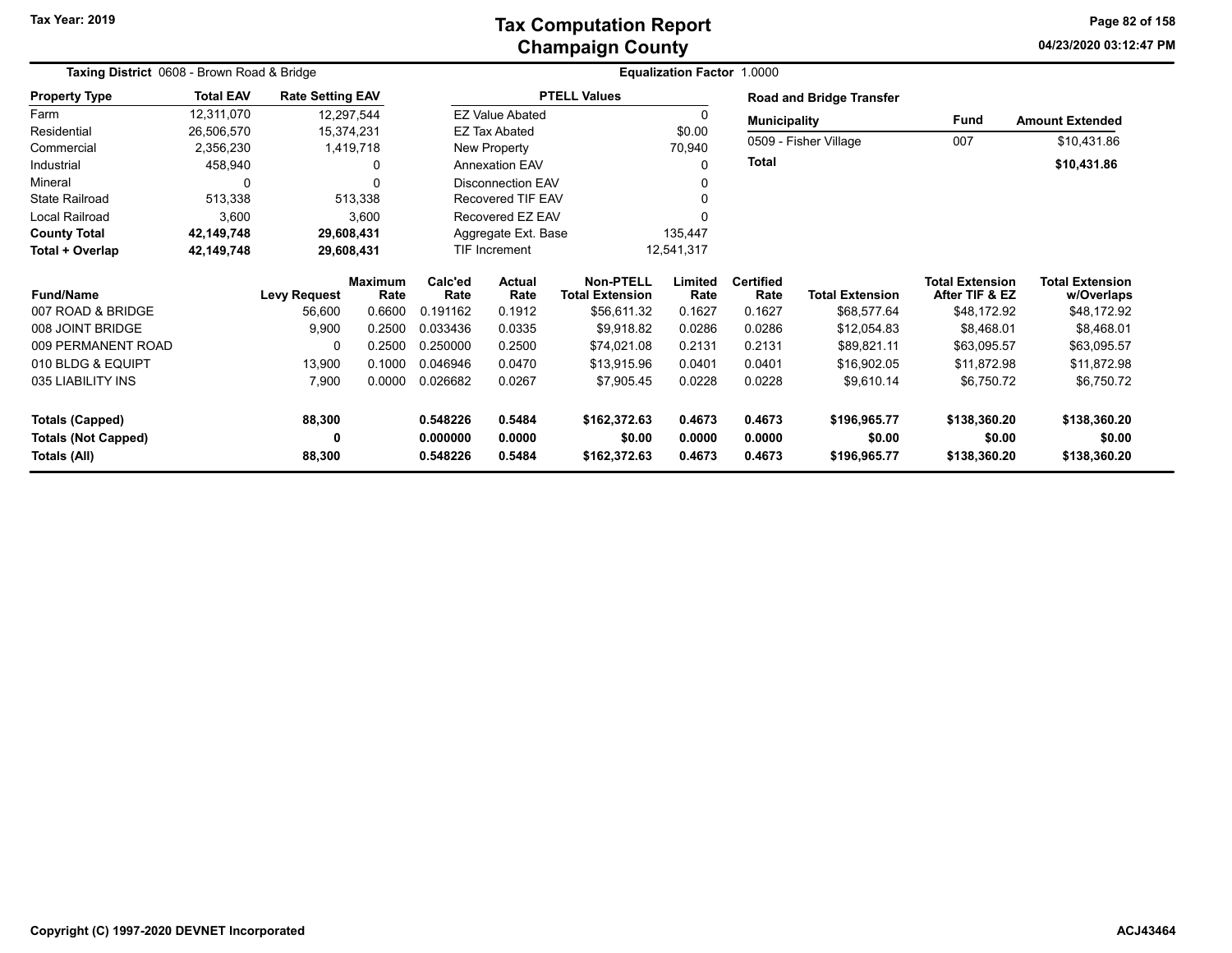Tax Year: 2019

# Tax Computation Report
## Champaign County

04/23/2020 03:12:47 PM

**Taxing District** 0608 - Brown Road & Bridge

**Equalization Factor** 1.0000

| Property Type | Total EAV | Rate Setting EAV |
|---|---|---|
| Farm | 12,311,070 | 12,297,544 |
| Residential | 26,506,570 | 15,374,231 |
| Commercial | 2,356,230 | 1,419,718 |
| Industrial | 458,940 | 0 |
| Mineral | 0 | 0 |
| State Railroad | 513,338 | 513,338 |
| Local Railroad | 3,600 | 3,600 |
| **County Total** | **42,149,748** | **29,608,431** |
| **Total + Overlap** | **42,149,748** | **29,608,431** |

| PTELL Values | |
|---|---|
| EZ Value Abated | 0 |
| EZ Tax Abated | $0.00 |
| New Property | 70,940 |
| Annexation EAV | 0 |
| Disconnection EAV | 0 |
| Recovered TIF EAV | 0 |
| Recovered EZ EAV | 0 |
| Aggregate Ext. Base | 135,447 |
| TIF Increment | 12,541,317 |

**Road and Bridge Transfer**

| Municipality | Fund | Amount Extended |
|---|---|---|
| 0509 - Fisher Village | 007 | $10,431.86 |
| **Total** | | **$10,431.86** |

| Fund/Name | Levy Request | Maximum Rate | Calc'ed Rate | Actual Rate | Non-PTELL Total Extension | Limited Rate | Certified Rate | Total Extension | Total Extension After TIF & EZ | Total Extension w/Overlaps |
|---|---|---|---|---|---|---|---|---|---|---|
| 007 ROAD & BRIDGE | 56,600 | 0.6600 | 0.191162 | 0.1912 | $56,611.32 | 0.1627 | 0.1627 | $68,577.64 | $48,172.92 | $48,172.92 |
| 008 JOINT BRIDGE | 9,900 | 0.2500 | 0.033436 | 0.0335 | $9,918.82 | 0.0286 | 0.0286 | $12,054.83 | $8,468.01 | $8,468.01 |
| 009 PERMANENT ROAD | 0 | 0.2500 | 0.250000 | 0.2500 | $74,021.08 | 0.2131 | 0.2131 | $89,821.11 | $63,095.57 | $63,095.57 |
| 010 BLDG & EQUIPT | 13,900 | 0.1000 | 0.046946 | 0.0470 | $13,915.96 | 0.0401 | 0.0401 | $16,902.05 | $11,872.98 | $11,872.98 |
| 035 LIABILITY INS | 7,900 | 0.0000 | 0.026682 | 0.0267 | $7,905.45 | 0.0228 | 0.0228 | $9,610.14 | $6,750.72 | $6,750.72 |
| **Totals (Capped)** | **88,300** | | **0.548226** | **0.5484** | **$162,372.63** | **0.4673** | **0.4673** | **$196,965.77** | **$138,360.20** | **$138,360.20** |
| **Totals (Not Capped)** | **0** | | **0.000000** | **0.0000** | **$0.00** | **0.0000** | **0.0000** | **$0.00** | **$0.00** | **$0.00** |
| **Totals (All)** | **88,300** | | **0.548226** | **0.5484** | **$162,372.63** | **0.4673** | **0.4673** | **$196,965.77** | **$138,360.20** | **$138,360.20** |

Copyright (C) 1997-2020 DEVNET Incorporated

ACJ43464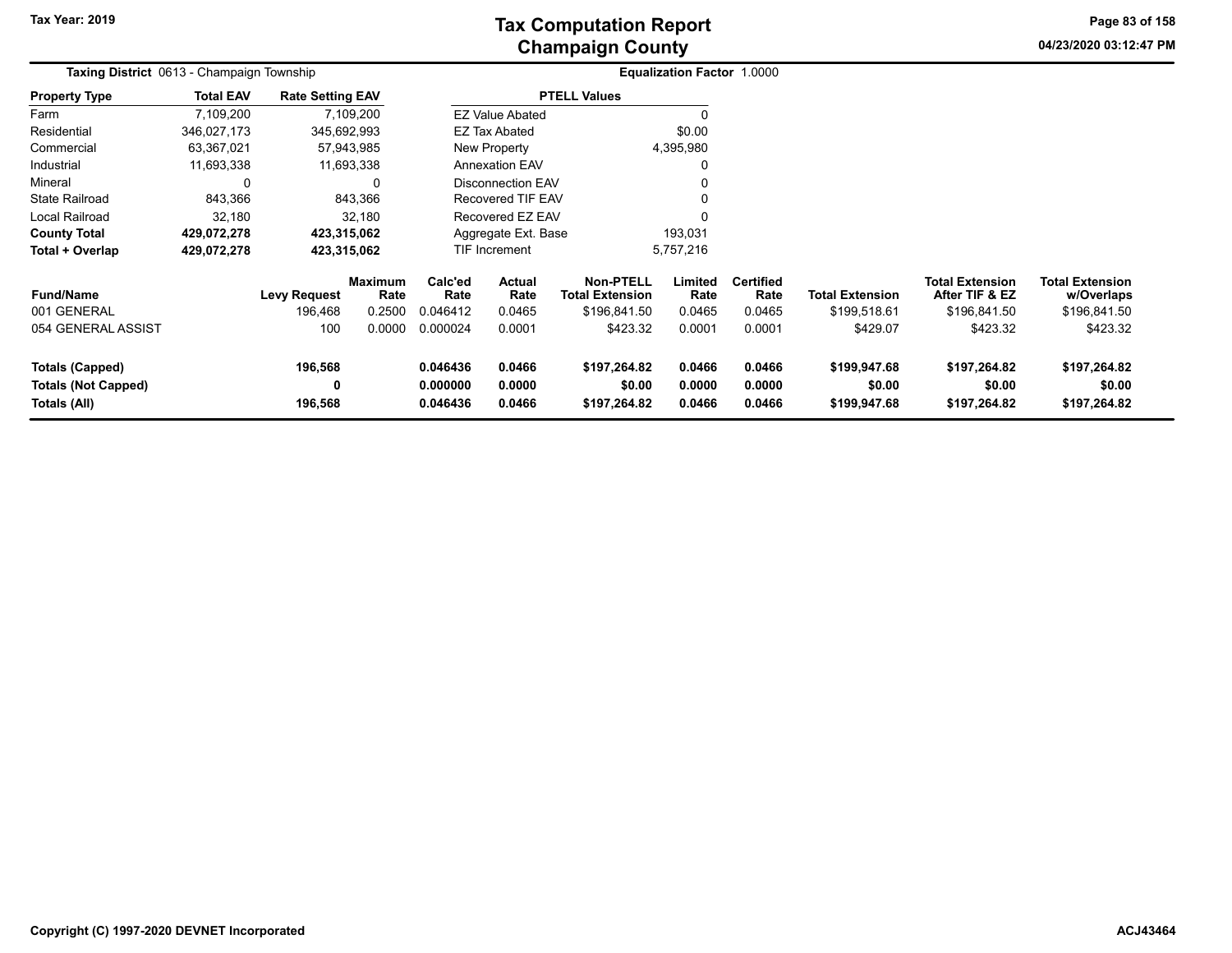# Tax Computation Report
## Champaign County

Tax Year: 2019

04/23/2020 03:12:47 PM

**Taxing District** 0613 - Champaign Township

**Equalization Factor** 1.0000

| Property Type | Total EAV | Rate Setting EAV |
|---|---|---|
| Farm | 7,109,200 | 7,109,200 |
| Residential | 346,027,173 | 345,692,993 |
| Commercial | 63,367,021 | 57,943,985 |
| Industrial | 11,693,338 | 11,693,338 |
| Mineral | 0 | 0 |
| State Railroad | 843,366 | 843,366 |
| Local Railroad | 32,180 | 32,180 |
| **County Total** | **429,072,278** | **423,315,062** |
| **Total + Overlap** | **429,072,278** | **423,315,062** |

| PTELL Values | |
|---|---|
| EZ Value Abated | 0 |
| EZ Tax Abated | $0.00 |
| New Property | 4,395,980 |
| Annexation EAV | 0 |
| Disconnection EAV | 0 |
| Recovered TIF EAV | 0 |
| Recovered EZ EAV | 0 |
| Aggregate Ext. Base | 193,031 |
| TIF Increment | 5,757,216 |

| Fund/Name | Levy Request | Maximum Rate | Calc'ed Rate | Actual Rate | Non-PTELL Total Extension | Limited Rate | Certified Rate | Total Extension | Total Extension After TIF & EZ | Total Extension w/Overlaps |
|---|---|---|---|---|---|---|---|---|---|---|
| 001 GENERAL | 196,468 | 0.2500 | 0.046412 | 0.0465 | $196,841.50 | 0.0465 | 0.0465 | $199,518.61 | $196,841.50 | $196,841.50 |
| 054 GENERAL ASSIST | 100 | 0.0000 | 0.000024 | 0.0001 | $423.32 | 0.0001 | 0.0001 | $429.07 | $423.32 | $423.32 |
| **Totals (Capped)** | **196,568** | | **0.046436** | **0.0466** | **$197,264.82** | **0.0466** | **0.0466** | **$199,947.68** | **$197,264.82** | **$197,264.82** |
| **Totals (Not Capped)** | **0** | | **0.000000** | **0.0000** | **$0.00** | **0.0000** | **0.0000** | **$0.00** | **$0.00** | **$0.00** |
| **Totals (All)** | **196,568** | | **0.046436** | **0.0466** | **$197,264.82** | **0.0466** | **0.0466** | **$199,947.68** | **$197,264.82** | **$197,264.82** |

Copyright (C) 1997-2020 DEVNET Incorporated

ACJ43464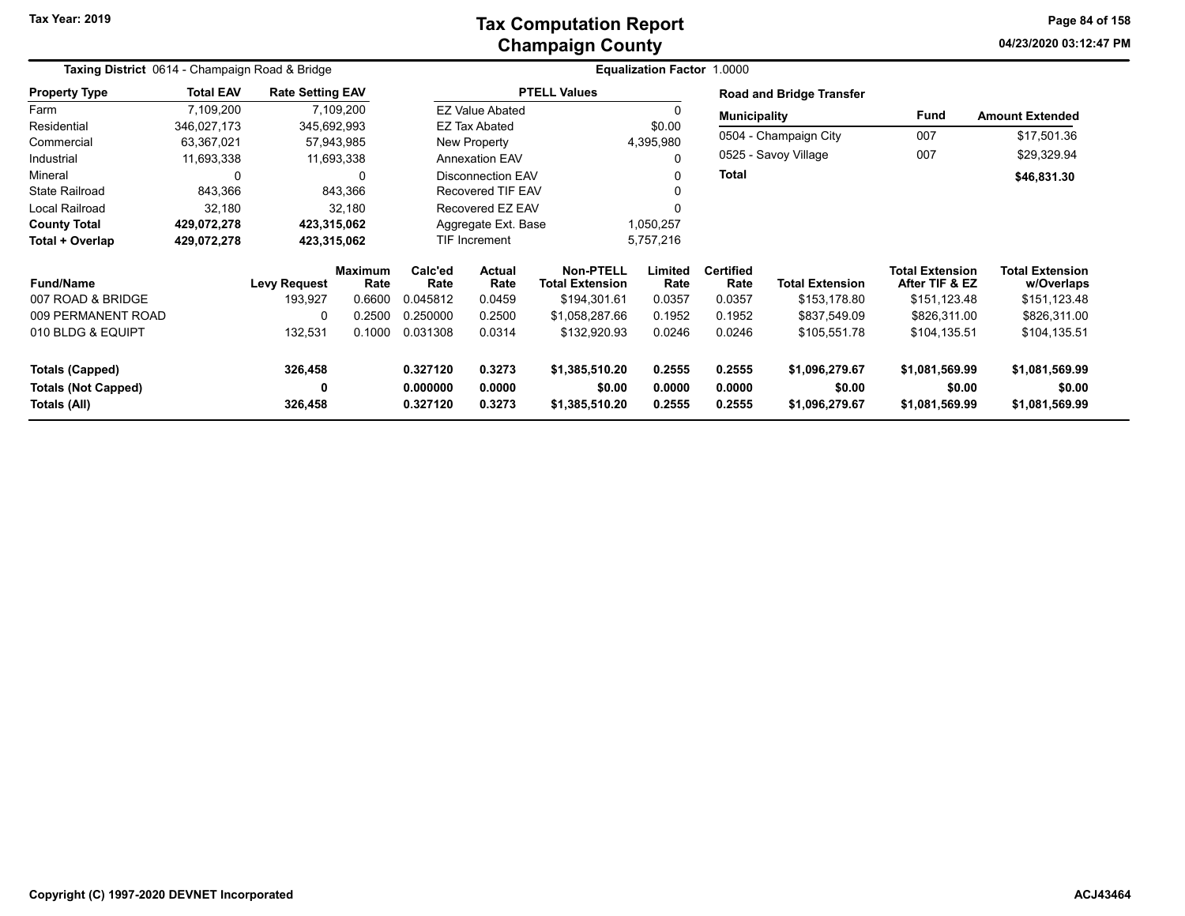# Tax Computation Report
## Champaign County

Tax Year: 2019

04/23/2020 03:12:47 PM

**Taxing District** 0614 - Champaign Road & Bridge

**Equalization Factor** 1.0000

| Property Type | Total EAV | Rate Setting EAV |
|---|---|---|
| Farm | 7,109,200 | 7,109,200 |
| Residential | 346,027,173 | 345,692,993 |
| Commercial | 63,367,021 | 57,943,985 |
| Industrial | 11,693,338 | 11,693,338 |
| Mineral | 0 | 0 |
| State Railroad | 843,366 | 843,366 |
| Local Railroad | 32,180 | 32,180 |
| **County Total** | **429,072,278** | **423,315,062** |
| **Total + Overlap** | **429,072,278** | **423,315,062** |

| PTELL Values | |
|---|---|
| EZ Value Abated | 0 |
| EZ Tax Abated | $0.00 |
| New Property | 4,395,980 |
| Annexation EAV | 0 |
| Disconnection EAV | 0 |
| Recovered TIF EAV | 0 |
| Recovered EZ EAV | 0 |
| Aggregate Ext. Base | 1,050,257 |
| TIF Increment | 5,757,216 |

**Road and Bridge Transfer**

| Municipality | Fund | Amount Extended |
|---|---|---|
| 0504 - Champaign City | 007 | $17,501.36 |
| 0525 - Savoy Village | 007 | $29,329.94 |
| **Total** | | **$46,831.30** |

| Fund/Name | Levy Request | Maximum Rate | Calc'ed Rate | Actual Rate | Non-PTELL Total Extension | Limited Rate | Certified Rate | Total Extension | Total Extension After TIF & EZ | Total Extension w/Overlaps |
|---|---|---|---|---|---|---|---|---|---|---|
| 007 ROAD & BRIDGE | 193,927 | 0.6600 | 0.045812 | 0.0459 | $194,301.61 | 0.0357 | 0.0357 | $153,178.80 | $151,123.48 | $151,123.48 |
| 009 PERMANENT ROAD | 0 | 0.2500 | 0.250000 | 0.2500 | $1,058,287.66 | 0.1952 | 0.1952 | $837,549.09 | $826,311.00 | $826,311.00 |
| 010 BLDG & EQUIPT | 132,531 | 0.1000 | 0.031308 | 0.0314 | $132,920.93 | 0.0246 | 0.0246 | $105,551.78 | $104,135.51 | $104,135.51 |
| **Totals (Capped)** | **326,458** | | **0.327120** | **0.3273** | **$1,385,510.20** | **0.2555** | **0.2555** | **$1,096,279.67** | **$1,081,569.99** | **$1,081,569.99** |
| **Totals (Not Capped)** | **0** | | **0.000000** | **0.0000** | **$0.00** | **0.0000** | **0.0000** | **$0.00** | **$0.00** | **$0.00** |
| **Totals (All)** | **326,458** | | **0.327120** | **0.3273** | **$1,385,510.20** | **0.2555** | **0.2555** | **$1,096,279.67** | **$1,081,569.99** | **$1,081,569.99** |

Copyright (C) 1997-2020 DEVNET Incorporated

ACJ43464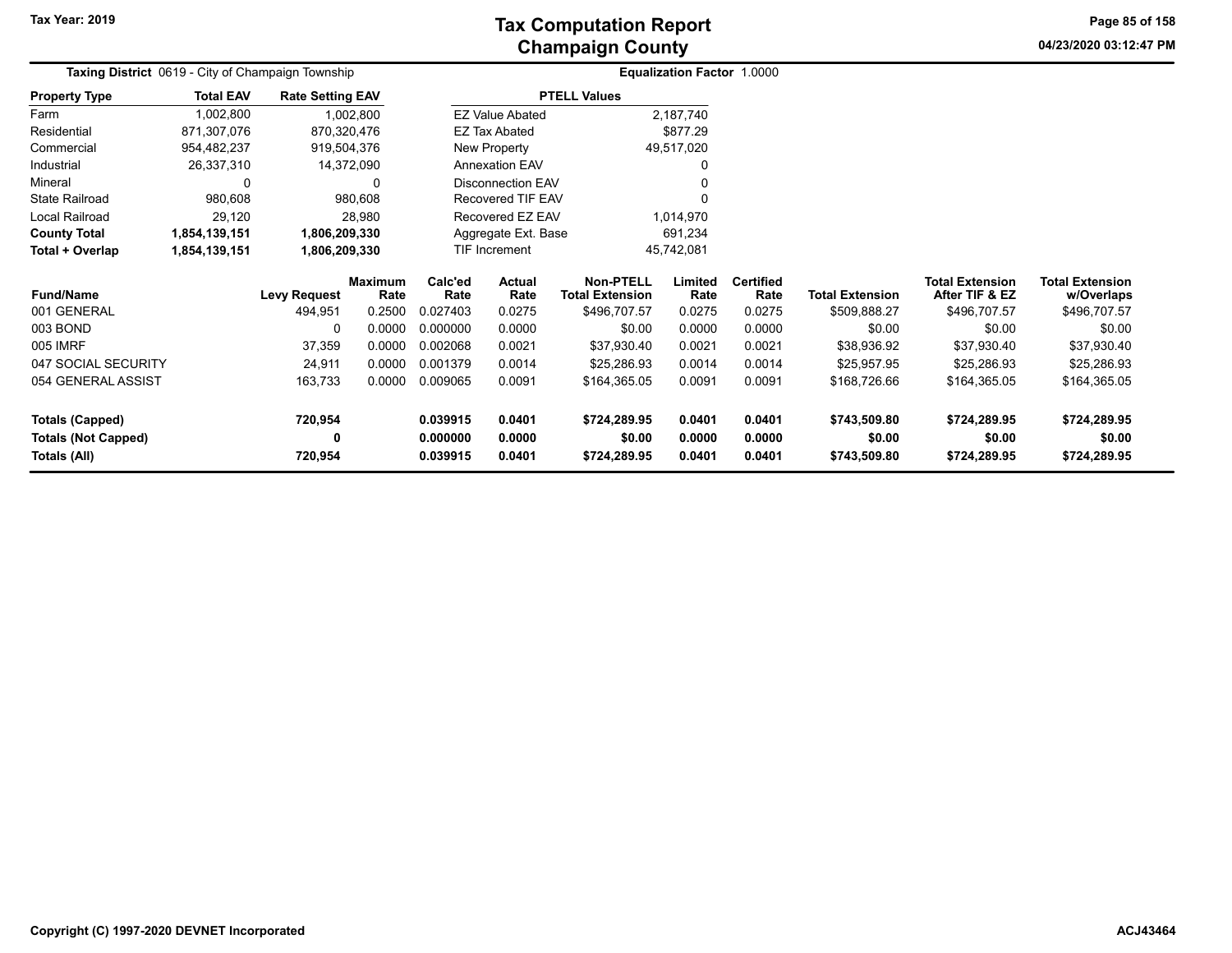Tax Year: 2019

# Tax Computation Report
## Champaign County

04/23/2020 03:12:47 PM

**Taxing District** 0619 - City of Champaign Township

**Equalization Factor** 1.0000

| Property Type | Total EAV | Rate Setting EAV |
|---|---|---|
| Farm | 1,002,800 | 1,002,800 |
| Residential | 871,307,076 | 870,320,476 |
| Commercial | 954,482,237 | 919,504,376 |
| Industrial | 26,337,310 | 14,372,090 |
| Mineral | 0 | 0 |
| State Railroad | 980,608 | 980,608 |
| Local Railroad | 29,120 | 28,980 |
| **County Total** | **1,854,139,151** | **1,806,209,330** |
| **Total + Overlap** | **1,854,139,151** | **1,806,209,330** |

| PTELL Values | |
|---|---|
| EZ Value Abated | 2,187,740 |
| EZ Tax Abated | $877.29 |
| New Property | 49,517,020 |
| Annexation EAV | 0 |
| Disconnection EAV | 0 |
| Recovered TIF EAV | 0 |
| Recovered EZ EAV | 1,014,970 |
| Aggregate Ext. Base | 691,234 |
| TIF Increment | 45,742,081 |

| Fund/Name | Levy Request | Maximum Rate | Calc'ed Rate | Actual Rate | Non-PTELL Total Extension | Limited Rate | Certified Rate | Total Extension | Total Extension After TIF & EZ | Total Extension w/Overlaps |
|---|---|---|---|---|---|---|---|---|---|---|
| 001 GENERAL | 494,951 | 0.2500 | 0.027403 | 0.0275 | $496,707.57 | 0.0275 | 0.0275 | $509,888.27 | $496,707.57 | $496,707.57 |
| 003 BOND | 0 | 0.0000 | 0.000000 | 0.0000 | $0.00 | 0.0000 | 0.0000 | $0.00 | $0.00 | $0.00 |
| 005 IMRF | 37,359 | 0.0000 | 0.002068 | 0.0021 | $37,930.40 | 0.0021 | 0.0021 | $38,936.92 | $37,930.40 | $37,930.40 |
| 047 SOCIAL SECURITY | 24,911 | 0.0000 | 0.001379 | 0.0014 | $25,286.93 | 0.0014 | 0.0014 | $25,957.95 | $25,286.93 | $25,286.93 |
| 054 GENERAL ASSIST | 163,733 | 0.0000 | 0.009065 | 0.0091 | $164,365.05 | 0.0091 | 0.0091 | $168,726.66 | $164,365.05 | $164,365.05 |
| **Totals (Capped)** | **720,954** | | **0.039915** | **0.0401** | **$724,289.95** | **0.0401** | **0.0401** | **$743,509.80** | **$724,289.95** | **$724,289.95** |
| **Totals (Not Capped)** | **0** | | **0.000000** | **0.0000** | **$0.00** | **0.0000** | **0.0000** | **$0.00** | **$0.00** | **$0.00** |
| **Totals (All)** | **720,954** | | **0.039915** | **0.0401** | **$724,289.95** | **0.0401** | **0.0401** | **$743,509.80** | **$724,289.95** | **$724,289.95** |

Copyright (C) 1997-2020 DEVNET Incorporated

ACJ43464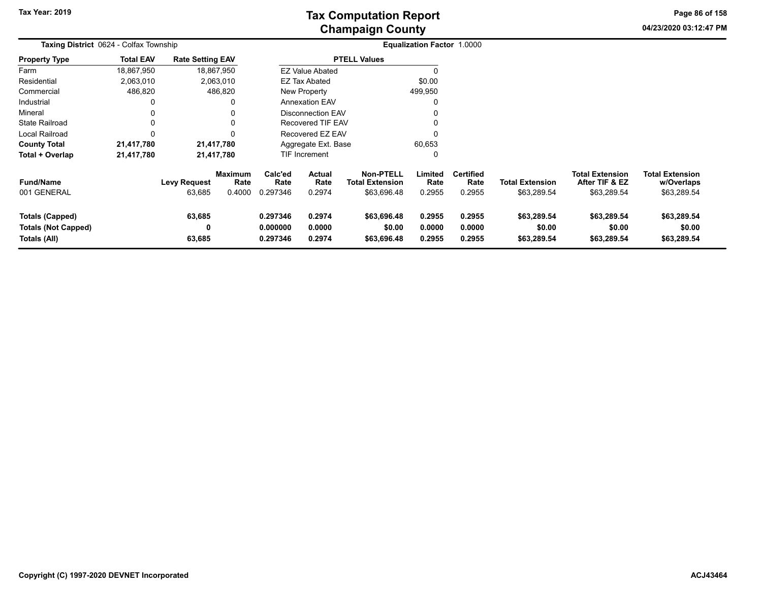# Tax Computation Report
## Champaign County

Tax Year: 2019

04/23/2020 03:12:47 PM

**Taxing District** 0624 - Colfax Township

**Equalization Factor** 1.0000

| Property Type | Total EAV | Rate Setting EAV |
|---|---|---|
| Farm | 18,867,950 | 18,867,950 |
| Residential | 2,063,010 | 2,063,010 |
| Commercial | 486,820 | 486,820 |
| Industrial | 0 | 0 |
| Mineral | 0 | 0 |
| State Railroad | 0 | 0 |
| Local Railroad | 0 | 0 |
| **County Total** | **21,417,780** | **21,417,780** |
| **Total + Overlap** | **21,417,780** | **21,417,780** |

| PTELL Values | |
|---|---|
| EZ Value Abated | 0 |
| EZ Tax Abated | $0.00 |
| New Property | 499,950 |
| Annexation EAV | 0 |
| Disconnection EAV | 0 |
| Recovered TIF EAV | 0 |
| Recovered EZ EAV | 0 |
| Aggregate Ext. Base | 60,653 |
| TIF Increment | 0 |

| Fund/Name | Levy Request | Maximum Rate | Calc'ed Rate | Actual Rate | Non-PTELL Total Extension | Limited Rate | Certified Rate | Total Extension | Total Extension After TIF & EZ | Total Extension w/Overlaps |
|---|---|---|---|---|---|---|---|---|---|---|
| 001 GENERAL | 63,685 | 0.4000 | 0.297346 | 0.2974 | $63,696.48 | 0.2955 | 0.2955 | $63,289.54 | $63,289.54 | $63,289.54 |
| **Totals (Capped)** | **63,685** | | **0.297346** | **0.2974** | **$63,696.48** | **0.2955** | **0.2955** | **$63,289.54** | **$63,289.54** | **$63,289.54** |
| **Totals (Not Capped)** | **0** | | **0.000000** | **0.0000** | **$0.00** | **0.0000** | **0.0000** | **$0.00** | **$0.00** | **$0.00** |
| **Totals (All)** | **63,685** | | **0.297346** | **0.2974** | **$63,696.48** | **0.2955** | **0.2955** | **$63,289.54** | **$63,289.54** | **$63,289.54** |

Copyright (C) 1997-2020 DEVNET Incorporated

ACJ43464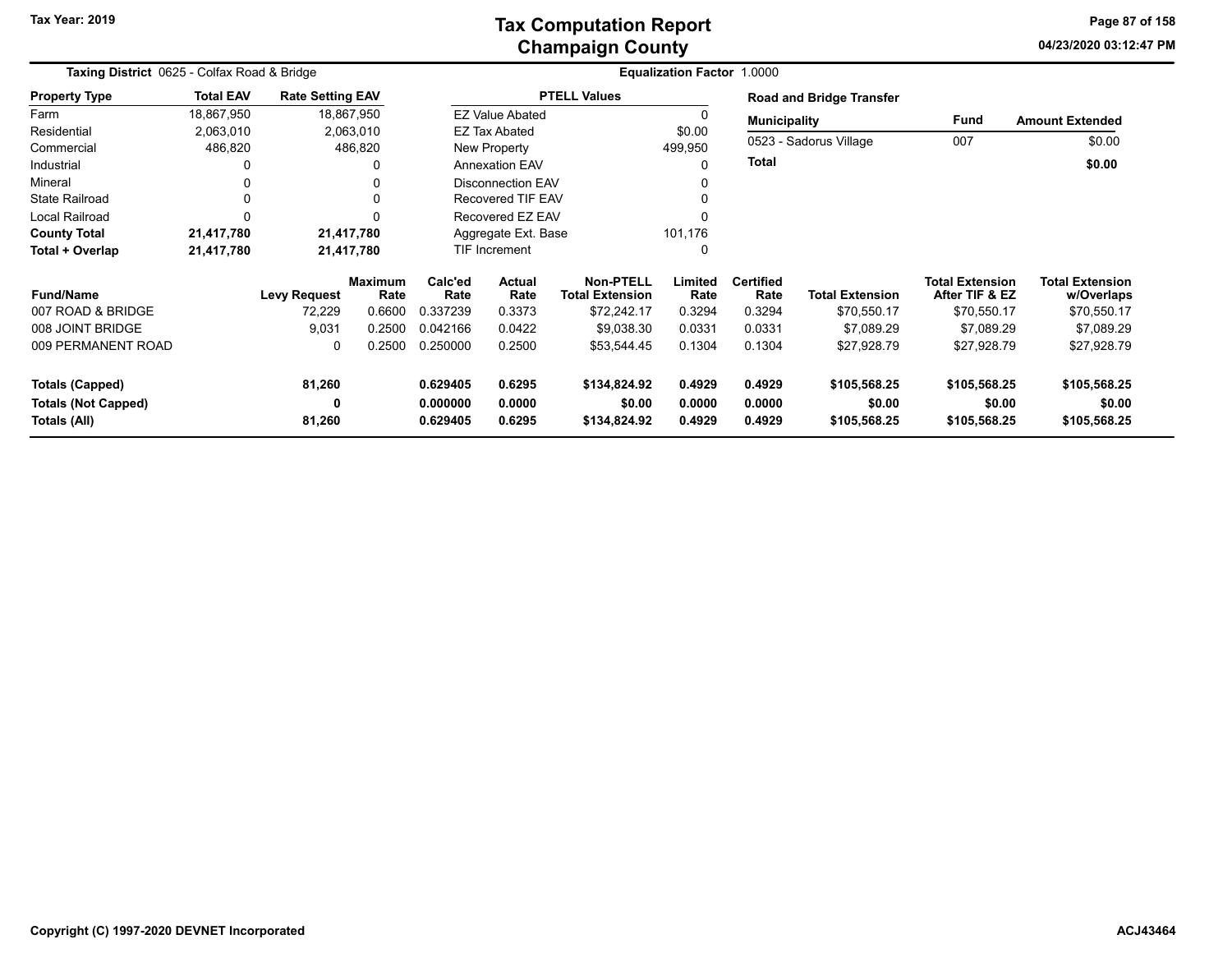# Tax Computation Report
## Champaign County

Tax Year: 2019

04/23/2020 03:12:47 PM

**Taxing District** 0625 - Colfax Road & Bridge

**Equalization Factor** 1.0000

| Property Type | Total EAV | Rate Setting EAV |
|---|---|---|
| Farm | 18,867,950 | 18,867,950 |
| Residential | 2,063,010 | 2,063,010 |
| Commercial | 486,820 | 486,820 |
| Industrial | 0 | 0 |
| Mineral | 0 | 0 |
| State Railroad | 0 | 0 |
| Local Railroad | 0 | 0 |
| **County Total** | **21,417,780** | **21,417,780** |
| **Total + Overlap** | **21,417,780** | **21,417,780** |

| PTELL Values | |
|---|---|
| EZ Value Abated | 0 |
| EZ Tax Abated | $0.00 |
| New Property | 499,950 |
| Annexation EAV | 0 |
| Disconnection EAV | 0 |
| Recovered TIF EAV | 0 |
| Recovered EZ EAV | 0 |
| Aggregate Ext. Base | 101,176 |
| TIF Increment | 0 |

**Road and Bridge Transfer**

| Municipality | Fund | Amount Extended |
|---|---|---|
| 0523 - Sadorus Village | 007 | $0.00 |
| **Total** | | **$0.00** |

| Fund/Name | Levy Request | Maximum Rate | Calc'ed Rate | Actual Rate | Non-PTELL Total Extension | Limited Rate | Certified Rate | Total Extension | Total Extension After TIF & EZ | Total Extension w/Overlaps |
|---|---|---|---|---|---|---|---|---|---|---|
| 007 ROAD & BRIDGE | 72,229 | 0.6600 | 0.337239 | 0.3373 | $72,242.17 | 0.3294 | 0.3294 | $70,550.17 | $70,550.17 | $70,550.17 |
| 008 JOINT BRIDGE | 9,031 | 0.2500 | 0.042166 | 0.0422 | $9,038.30 | 0.0331 | 0.0331 | $7,089.29 | $7,089.29 | $7,089.29 |
| 009 PERMANENT ROAD | 0 | 0.2500 | 0.250000 | 0.2500 | $53,544.45 | 0.1304 | 0.1304 | $27,928.79 | $27,928.79 | $27,928.79 |
| **Totals (Capped)** | **81,260** | | **0.629405** | **0.6295** | **$134,824.92** | **0.4929** | **0.4929** | **$105,568.25** | **$105,568.25** | **$105,568.25** |
| **Totals (Not Capped)** | **0** | | **0.000000** | **0.0000** | **$0.00** | **0.0000** | **0.0000** | **$0.00** | **$0.00** | **$0.00** |
| **Totals (All)** | **81,260** | | **0.629405** | **0.6295** | **$134,824.92** | **0.4929** | **0.4929** | **$105,568.25** | **$105,568.25** | **$105,568.25** |

Copyright (C) 1997-2020 DEVNET Incorporated

ACJ43464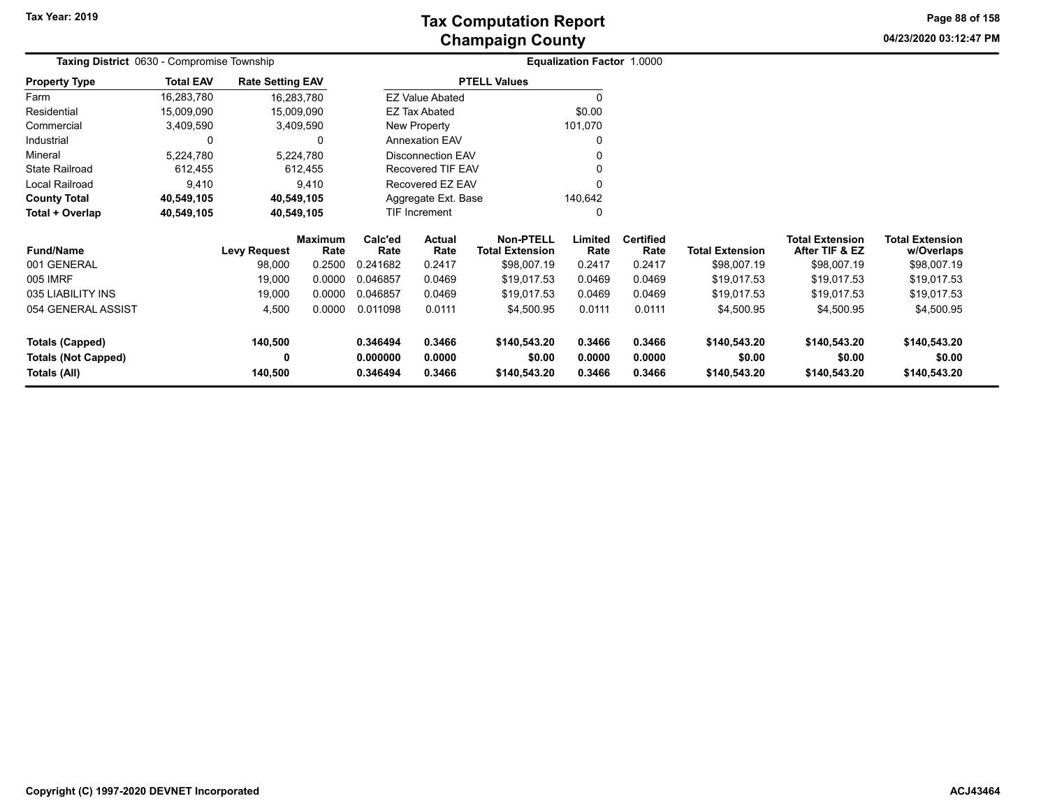# Tax Computation Report
## Champaign County

Tax Year: 2019

04/23/2020 03:12:47 PM

**Taxing District** 0630 - Compromise Township

**Equalization Factor** 1.0000

| Property Type | Total EAV | Rate Setting EAV |
|---|---|---|
| Farm | 16,283,780 | 16,283,780 |
| Residential | 15,009,090 | 15,009,090 |
| Commercial | 3,409,590 | 3,409,590 |
| Industrial | 0 | 0 |
| Mineral | 5,224,780 | 5,224,780 |
| State Railroad | 612,455 | 612,455 |
| Local Railroad | 9,410 | 9,410 |
| **County Total** | **40,549,105** | **40,549,105** |
| **Total + Overlap** | **40,549,105** | **40,549,105** |

| PTELL Values | |
|---|---|
| EZ Value Abated | 0 |
| EZ Tax Abated | $0.00 |
| New Property | 101,070 |
| Annexation EAV | 0 |
| Disconnection EAV | 0 |
| Recovered TIF EAV | 0 |
| Recovered EZ EAV | 0 |
| Aggregate Ext. Base | 140,642 |
| TIF Increment | 0 |

| Fund/Name | Levy Request | Maximum Rate | Calc'ed Rate | Actual Rate | Non-PTELL Total Extension | Limited Rate | Certified Rate | Total Extension | Total Extension After TIF & EZ | Total Extension w/Overlaps |
|---|---|---|---|---|---|---|---|---|---|---|
| 001 GENERAL | 98,000 | 0.2500 | 0.241682 | 0.2417 | $98,007.19 | 0.2417 | 0.2417 | $98,007.19 | $98,007.19 | $98,007.19 |
| 005 IMRF | 19,000 | 0.0000 | 0.046857 | 0.0469 | $19,017.53 | 0.0469 | 0.0469 | $19,017.53 | $19,017.53 | $19,017.53 |
| 035 LIABILITY INS | 19,000 | 0.0000 | 0.046857 | 0.0469 | $19,017.53 | 0.0469 | 0.0469 | $19,017.53 | $19,017.53 | $19,017.53 |
| 054 GENERAL ASSIST | 4,500 | 0.0000 | 0.011098 | 0.0111 | $4,500.95 | 0.0111 | 0.0111 | $4,500.95 | $4,500.95 | $4,500.95 |
| **Totals (Capped)** | **140,500** | | **0.346494** | **0.3466** | **$140,543.20** | **0.3466** | **0.3466** | **$140,543.20** | **$140,543.20** | **$140,543.20** |
| **Totals (Not Capped)** | **0** | | **0.000000** | **0.0000** | **$0.00** | **0.0000** | **0.0000** | **$0.00** | **$0.00** | **$0.00** |
| **Totals (All)** | **140,500** | | **0.346494** | **0.3466** | **$140,543.20** | **0.3466** | **0.3466** | **$140,543.20** | **$140,543.20** | **$140,543.20** |

Copyright (C) 1997-2020 DEVNET Incorporated

ACJ43464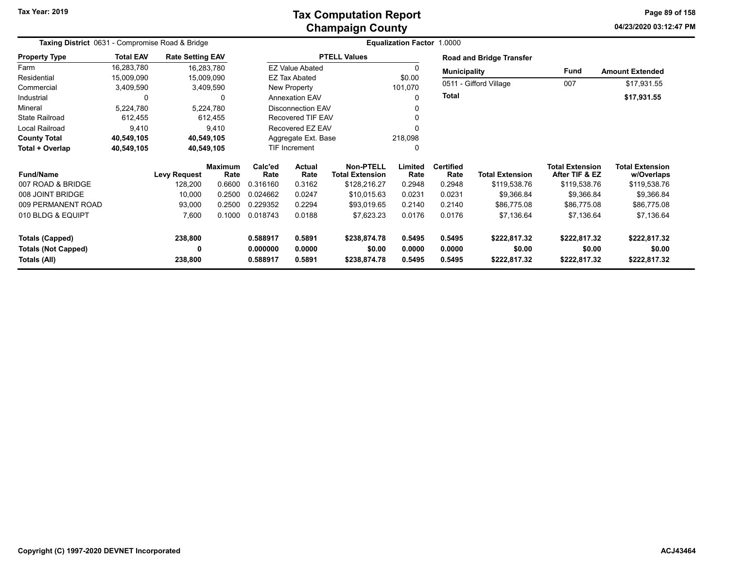# Tax Computation Report
## Champaign County

Tax Year: 2019

**Taxing District** 0631 - Compromise Road & Bridge

**Equalization Factor** 1.0000

| Property Type | Total EAV | Rate Setting EAV |
|---|---|---|
| Farm | 16,283,780 | 16,283,780 |
| Residential | 15,009,090 | 15,009,090 |
| Commercial | 3,409,590 | 3,409,590 |
| Industrial | 0 | 0 |
| Mineral | 5,224,780 | 5,224,780 |
| State Railroad | 612,455 | 612,455 |
| Local Railroad | 9,410 | 9,410 |
| **County Total** | **40,549,105** | **40,549,105** |
| **Total + Overlap** | **40,549,105** | **40,549,105** |

| PTELL Values | |
|---|---|
| EZ Value Abated | 0 |
| EZ Tax Abated | $0.00 |
| New Property | 101,070 |
| Annexation EAV | 0 |
| Disconnection EAV | 0 |
| Recovered TIF EAV | 0 |
| Recovered EZ EAV | 0 |
| Aggregate Ext. Base | 218,098 |
| TIF Increment | 0 |

**Road and Bridge Transfer**

| Municipality | Fund | Amount Extended |
|---|---|---|
| 0511 - Gifford Village | 007 | $17,931.55 |
| **Total** | | **$17,931.55** |

| Fund/Name | Levy Request | Maximum Rate | Calc'ed Rate | Actual Rate | Non-PTELL Total Extension | Limited Rate | Certified Rate | Total Extension | Total Extension After TIF & EZ | Total Extension w/Overlaps |
|---|---|---|---|---|---|---|---|---|---|---|
| 007 ROAD & BRIDGE | 128,200 | 0.6600 | 0.316160 | 0.3162 | $128,216.27 | 0.2948 | 0.2948 | $119,538.76 | $119,538.76 | $119,538.76 |
| 008 JOINT BRIDGE | 10,000 | 0.2500 | 0.024662 | 0.0247 | $10,015.63 | 0.0231 | 0.0231 | $9,366.84 | $9,366.84 | $9,366.84 |
| 009 PERMANENT ROAD | 93,000 | 0.2500 | 0.229352 | 0.2294 | $93,019.65 | 0.2140 | 0.2140 | $86,775.08 | $86,775.08 | $86,775.08 |
| 010 BLDG & EQUIPT | 7,600 | 0.1000 | 0.018743 | 0.0188 | $7,623.23 | 0.0176 | 0.0176 | $7,136.64 | $7,136.64 | $7,136.64 |
| **Totals (Capped)** | **238,800** | | **0.588917** | **0.5891** | **$238,874.78** | **0.5495** | **0.5495** | **$222,817.32** | **$222,817.32** | **$222,817.32** |
| **Totals (Not Capped)** | **0** | | **0.000000** | **0.0000** | **$0.00** | **0.0000** | **0.0000** | **$0.00** | **$0.00** | **$0.00** |
| **Totals (All)** | **238,800** | | **0.588917** | **0.5891** | **$238,874.78** | **0.5495** | **0.5495** | **$222,817.32** | **$222,817.32** | **$222,817.32** |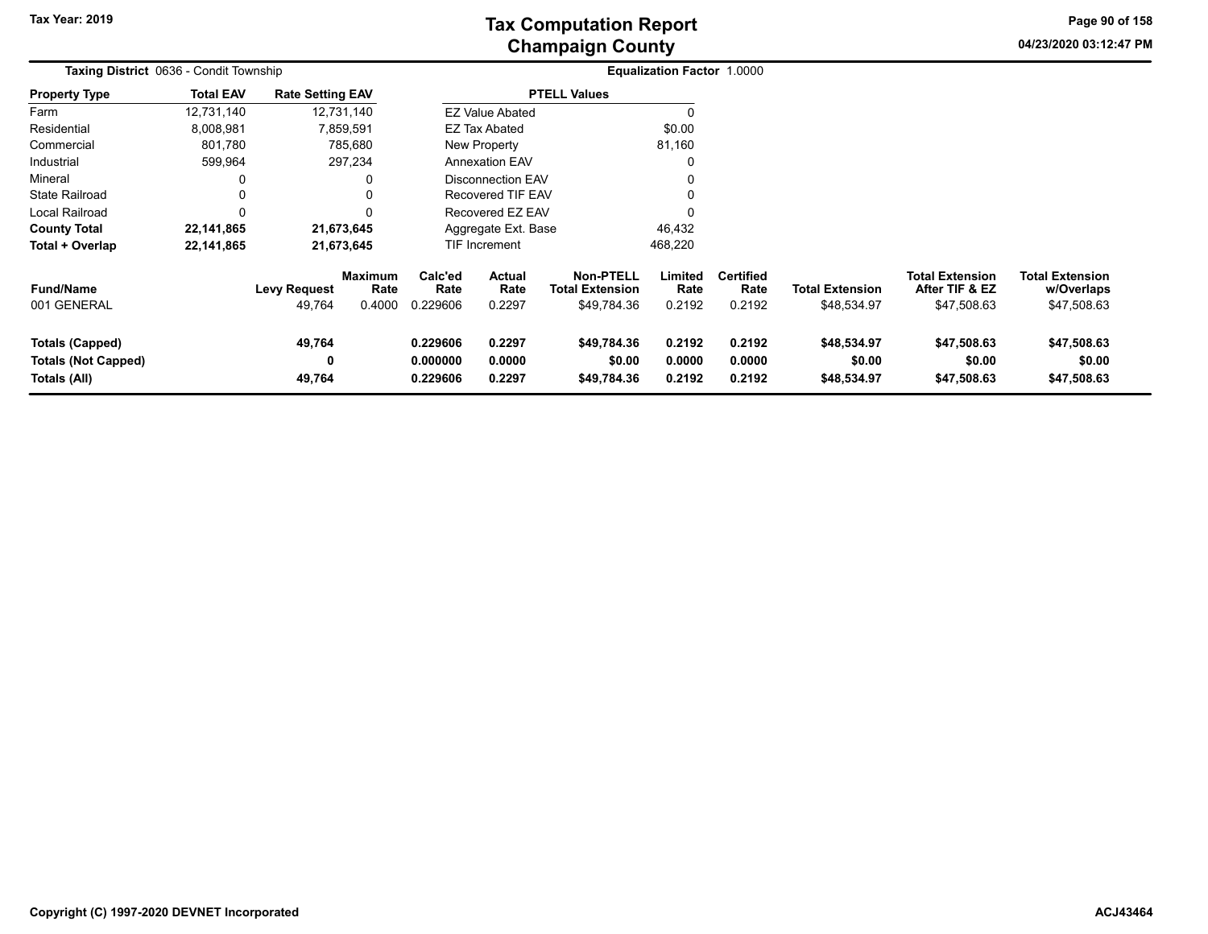# Tax Computation Report
# Champaign County

Tax Year: 2019

04/23/2020 03:12:47 PM

**Taxing District** 0636 - Condit Township

**Equalization Factor** 1.0000

| Property Type | Total EAV | Rate Setting EAV |
|---|---|---|
| Farm | 12,731,140 | 12,731,140 |
| Residential | 8,008,981 | 7,859,591 |
| Commercial | 801,780 | 785,680 |
| Industrial | 599,964 | 297,234 |
| Mineral | 0 | 0 |
| State Railroad | 0 | 0 |
| Local Railroad | 0 | 0 |
| **County Total** | **22,141,865** | **21,673,645** |
| **Total + Overlap** | **22,141,865** | **21,673,645** |

| PTELL Values | |
|---|---|
| EZ Value Abated | 0 |
| EZ Tax Abated | $0.00 |
| New Property | 81,160 |
| Annexation EAV | 0 |
| Disconnection EAV | 0 |
| Recovered TIF EAV | 0 |
| Recovered EZ EAV | 0 |
| Aggregate Ext. Base | 46,432 |
| TIF Increment | 468,220 |

| Fund/Name | Levy Request | Maximum Rate | Calc'ed Rate | Actual Rate | Non-PTELL Total Extension | Limited Rate | Certified Rate | Total Extension | Total Extension After TIF & EZ | Total Extension w/Overlaps |
|---|---|---|---|---|---|---|---|---|---|---|
| 001 GENERAL | 49,764 | 0.4000 | 0.229606 | 0.2297 | $49,784.36 | 0.2192 | 0.2192 | $48,534.97 | $47,508.63 | $47,508.63 |
| **Totals (Capped)** | **49,764** | | **0.229606** | **0.2297** | **$49,784.36** | **0.2192** | **0.2192** | **$48,534.97** | **$47,508.63** | **$47,508.63** |
| **Totals (Not Capped)** | **0** | | **0.000000** | **0.0000** | **$0.00** | **0.0000** | **0.0000** | **$0.00** | **$0.00** | **$0.00** |
| **Totals (All)** | **49,764** | | **0.229606** | **0.2297** | **$49,784.36** | **0.2192** | **0.2192** | **$48,534.97** | **$47,508.63** | **$47,508.63** |

Copyright (C) 1997-2020 DEVNET Incorporated

ACJ43464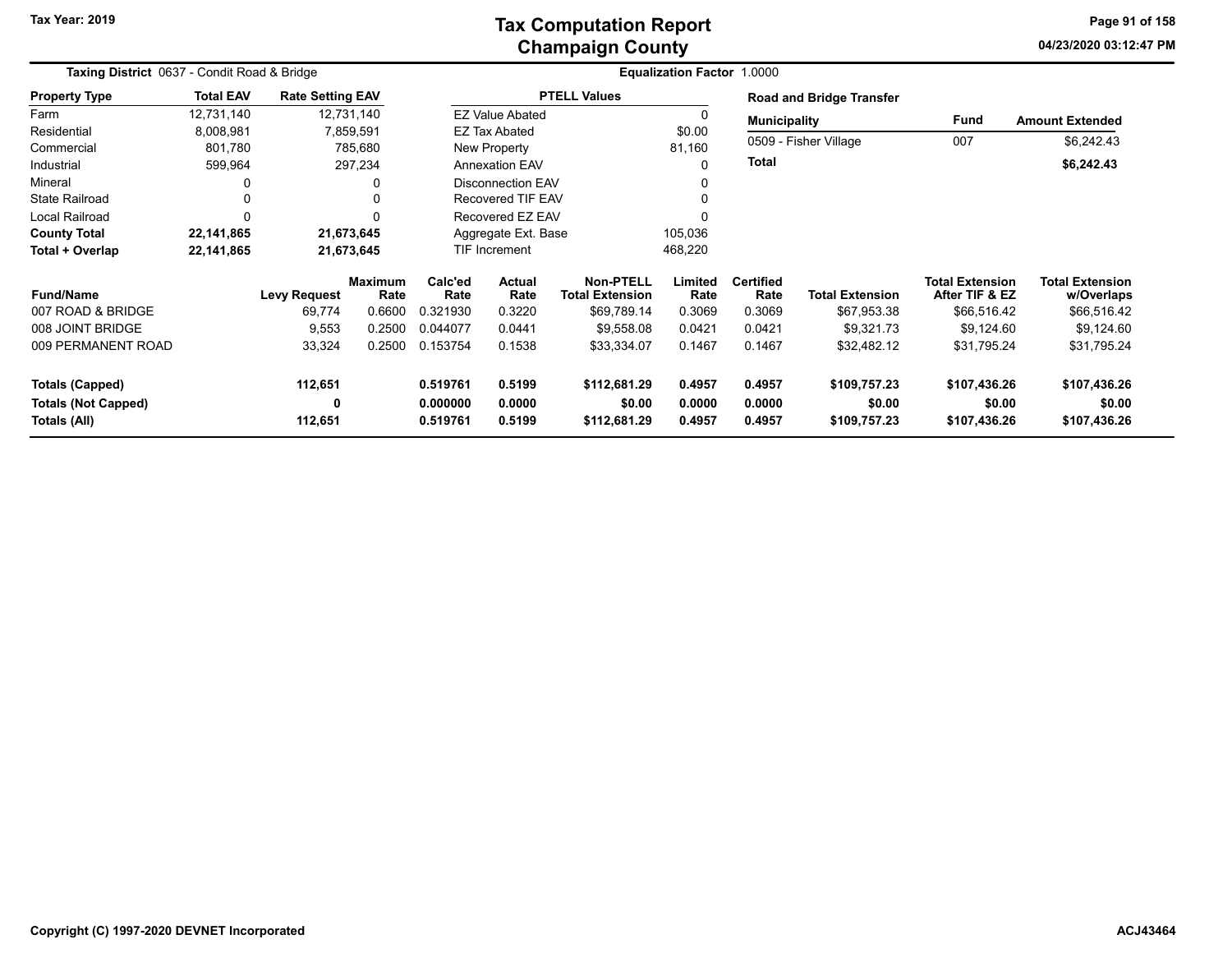**Tax Year: 2019**

# Tax Computation Report
## Champaign County

04/23/2020 03:12:47 PM

**Taxing District** 0637 - Condit Road & Bridge

**Equalization Factor** 1.0000

| Property Type | Total EAV | Rate Setting EAV |
|---|---|---|
| Farm | 12,731,140 | 12,731,140 |
| Residential | 8,008,981 | 7,859,591 |
| Commercial | 801,780 | 785,680 |
| Industrial | 599,964 | 297,234 |
| Mineral | 0 | 0 |
| State Railroad | 0 | 0 |
| Local Railroad | 0 | 0 |
| **County Total** | **22,141,865** | **21,673,645** |
| **Total + Overlap** | **22,141,865** | **21,673,645** |

| PTELL Values | |
|---|---|
| EZ Value Abated | 0 |
| EZ Tax Abated | $0.00 |
| New Property | 81,160 |
| Annexation EAV | 0 |
| Disconnection EAV | 0 |
| Recovered TIF EAV | 0 |
| Recovered EZ EAV | 0 |
| Aggregate Ext. Base | 105,036 |
| TIF Increment | 468,220 |

**Road and Bridge Transfer**

| Municipality | Fund | Amount Extended |
|---|---|---|
| 0509 - Fisher Village | 007 | $6,242.43 |
| **Total** | | **$6,242.43** |

| Fund/Name | Levy Request | Maximum Rate | Calc'ed Rate | Actual Rate | Non-PTELL Total Extension | Limited Rate | Certified Rate | Total Extension | Total Extension After TIF & EZ | Total Extension w/Overlaps |
|---|---|---|---|---|---|---|---|---|---|---|
| 007 ROAD & BRIDGE | 69,774 | 0.6600 | 0.321930 | 0.3220 | $69,789.14 | 0.3069 | 0.3069 | $67,953.38 | $66,516.42 | $66,516.42 |
| 008 JOINT BRIDGE | 9,553 | 0.2500 | 0.044077 | 0.0441 | $9,558.08 | 0.0421 | 0.0421 | $9,321.73 | $9,124.60 | $9,124.60 |
| 009 PERMANENT ROAD | 33,324 | 0.2500 | 0.153754 | 0.1538 | $33,334.07 | 0.1467 | 0.1467 | $32,482.12 | $31,795.24 | $31,795.24 |
| **Totals (Capped)** | **112,651** | | **0.519761** | **0.5199** | **$112,681.29** | **0.4957** | **0.4957** | **$109,757.23** | **$107,436.26** | **$107,436.26** |
| **Totals (Not Capped)** | **0** | | **0.000000** | **0.0000** | **$0.00** | **0.0000** | **0.0000** | **$0.00** | **$0.00** | **$0.00** |
| **Totals (All)** | **112,651** | | **0.519761** | **0.5199** | **$112,681.29** | **0.4957** | **0.4957** | **$109,757.23** | **$107,436.26** | **$107,436.26** |

Copyright (C) 1997-2020 DEVNET Incorporated

ACJ43464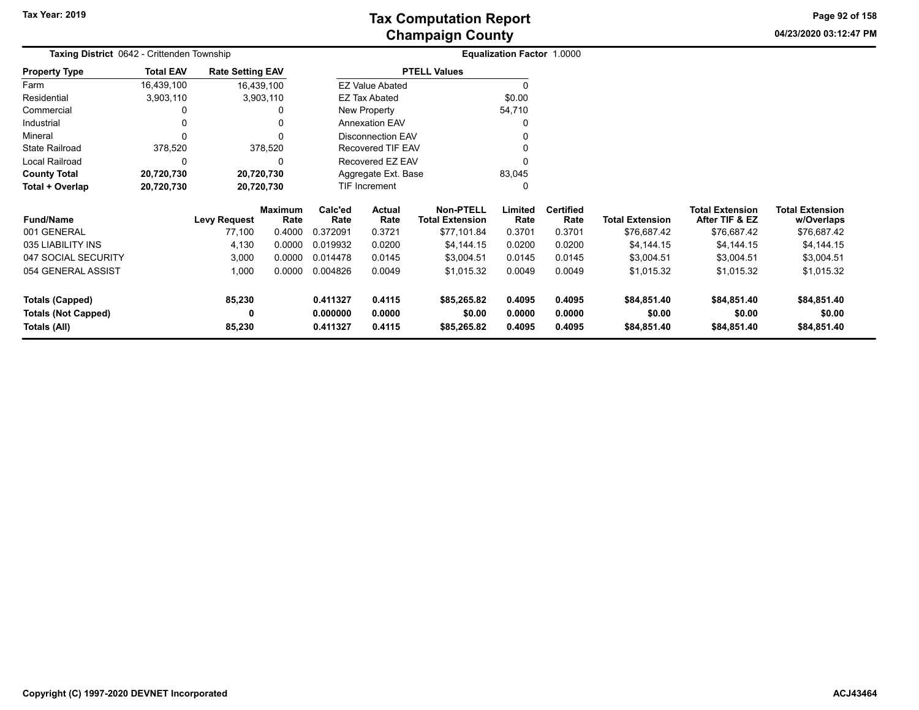# Tax Computation Report
## Champaign County

Tax Year: 2019

04/23/2020 03:12:47 PM

**Taxing District** 0642 - Crittenden Township

**Equalization Factor** 1.0000

| Property Type | Total EAV | Rate Setting EAV |
|---|---|---|
| Farm | 16,439,100 | 16,439,100 |
| Residential | 3,903,110 | 3,903,110 |
| Commercial | 0 | 0 |
| Industrial | 0 | 0 |
| Mineral | 0 | 0 |
| State Railroad | 378,520 | 378,520 |
| Local Railroad | 0 | 0 |
| **County Total** | **20,720,730** | **20,720,730** |
| **Total + Overlap** | **20,720,730** | **20,720,730** |

| PTELL Values | |
|---|---|
| EZ Value Abated | 0 |
| EZ Tax Abated | $0.00 |
| New Property | 54,710 |
| Annexation EAV | 0 |
| Disconnection EAV | 0 |
| Recovered TIF EAV | 0 |
| Recovered EZ EAV | 0 |
| Aggregate Ext. Base | 83,045 |
| TIF Increment | 0 |

| Fund/Name | Levy Request | Maximum Rate | Calc'ed Rate | Actual Rate | Non-PTELL Total Extension | Limited Rate | Certified Rate | Total Extension | Total Extension After TIF & EZ | Total Extension w/Overlaps |
|---|---|---|---|---|---|---|---|---|---|---|
| 001 GENERAL | 77,100 | 0.4000 | 0.372091 | 0.3721 | $77,101.84 | 0.3701 | 0.3701 | $76,687.42 | $76,687.42 | $76,687.42 |
| 035 LIABILITY INS | 4,130 | 0.0000 | 0.019932 | 0.0200 | $4,144.15 | 0.0200 | 0.0200 | $4,144.15 | $4,144.15 | $4,144.15 |
| 047 SOCIAL SECURITY | 3,000 | 0.0000 | 0.014478 | 0.0145 | $3,004.51 | 0.0145 | 0.0145 | $3,004.51 | $3,004.51 | $3,004.51 |
| 054 GENERAL ASSIST | 1,000 | 0.0000 | 0.004826 | 0.0049 | $1,015.32 | 0.0049 | 0.0049 | $1,015.32 | $1,015.32 | $1,015.32 |
| **Totals (Capped)** | **85,230** | | **0.411327** | **0.4115** | **$85,265.82** | **0.4095** | **0.4095** | **$84,851.40** | **$84,851.40** | **$84,851.40** |
| **Totals (Not Capped)** | **0** | | **0.000000** | **0.0000** | **$0.00** | **0.0000** | **0.0000** | **$0.00** | **$0.00** | **$0.00** |
| **Totals (All)** | **85,230** | | **0.411327** | **0.4115** | **$85,265.82** | **0.4095** | **0.4095** | **$84,851.40** | **$84,851.40** | **$84,851.40** |

Copyright (C) 1997-2020 DEVNET Incorporated

ACJ43464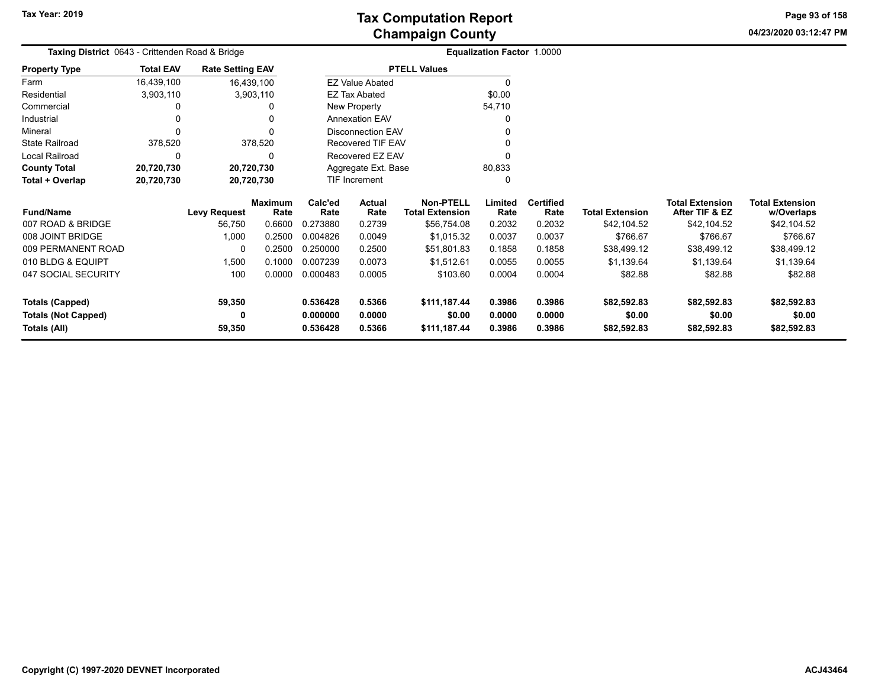# Tax Computation Report
## Champaign County

Tax Year: 2019

04/23/2020 03:12:47 PM

**Taxing District** 0643 - Crittenden Road & Bridge

**Equalization Factor** 1.0000

| Property Type | Total EAV | Rate Setting EAV |
|---|---|---|
| Farm | 16,439,100 | 16,439,100 |
| Residential | 3,903,110 | 3,903,110 |
| Commercial | 0 | 0 |
| Industrial | 0 | 0 |
| Mineral | 0 | 0 |
| State Railroad | 378,520 | 378,520 |
| Local Railroad | 0 | 0 |
| **County Total** | **20,720,730** | **20,720,730** |
| **Total + Overlap** | **20,720,730** | **20,720,730** |

| PTELL Values | |
|---|---|
| EZ Value Abated | 0 |
| EZ Tax Abated | $0.00 |
| New Property | 54,710 |
| Annexation EAV | 0 |
| Disconnection EAV | 0 |
| Recovered TIF EAV | 0 |
| Recovered EZ EAV | 0 |
| Aggregate Ext. Base | 80,833 |
| TIF Increment | 0 |

| Fund/Name | Levy Request | Maximum Rate | Calc'ed Rate | Actual Rate | Non-PTELL Total Extension | Limited Rate | Certified Rate | Total Extension | Total Extension After TIF & EZ | Total Extension w/Overlaps |
|---|---|---|---|---|---|---|---|---|---|---|
| 007 ROAD & BRIDGE | 56,750 | 0.6600 | 0.273880 | 0.2739 | $56,754.08 | 0.2032 | 0.2032 | $42,104.52 | $42,104.52 | $42,104.52 |
| 008 JOINT BRIDGE | 1,000 | 0.2500 | 0.004826 | 0.0049 | $1,015.32 | 0.0037 | 0.0037 | $766.67 | $766.67 | $766.67 |
| 009 PERMANENT ROAD | 0 | 0.2500 | 0.250000 | 0.2500 | $51,801.83 | 0.1858 | 0.1858 | $38,499.12 | $38,499.12 | $38,499.12 |
| 010 BLDG & EQUIPT | 1,500 | 0.1000 | 0.007239 | 0.0073 | $1,512.61 | 0.0055 | 0.0055 | $1,139.64 | $1,139.64 | $1,139.64 |
| 047 SOCIAL SECURITY | 100 | 0.0000 | 0.000483 | 0.0005 | $103.60 | 0.0004 | 0.0004 | $82.88 | $82.88 | $82.88 |
| **Totals (Capped)** | **59,350** | | **0.536428** | **0.5366** | **$111,187.44** | **0.3986** | **0.3986** | **$82,592.83** | **$82,592.83** | **$82,592.83** |
| **Totals (Not Capped)** | **0** | | **0.000000** | **0.0000** | **$0.00** | **0.0000** | **0.0000** | **$0.00** | **$0.00** | **$0.00** |
| **Totals (All)** | **59,350** | | **0.536428** | **0.5366** | **$111,187.44** | **0.3986** | **0.3986** | **$82,592.83** | **$82,592.83** | **$82,592.83** |

Copyright (C) 1997-2020 DEVNET Incorporated

ACJ43464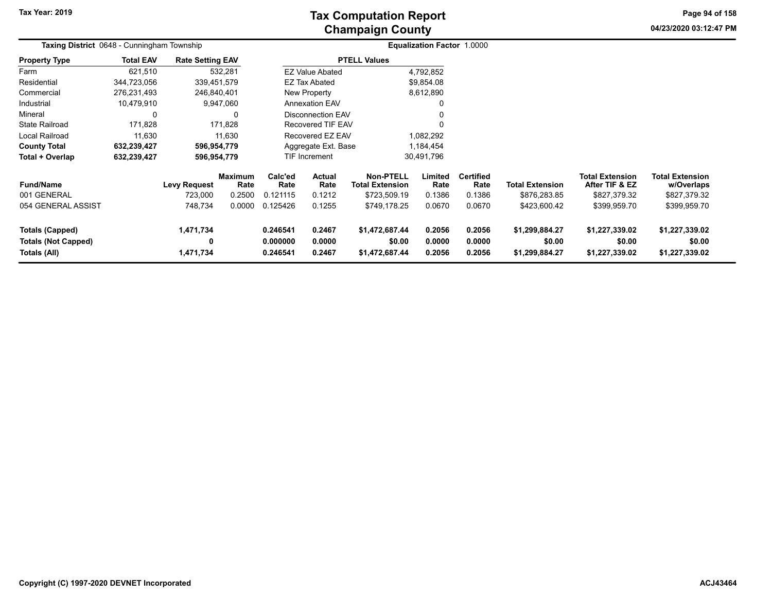# Tax Computation Report
# Champaign County

Tax Year: 2019

04/23/2020 03:12:47 PM

**Taxing District** 0648 - Cunningham Township

**Equalization Factor** 1.0000

| Property Type | Total EAV | Rate Setting EAV |
|---|---|---|
| Farm | 621,510 | 532,281 |
| Residential | 344,723,056 | 339,451,579 |
| Commercial | 276,231,493 | 246,840,401 |
| Industrial | 10,479,910 | 9,947,060 |
| Mineral | 0 | 0 |
| State Railroad | 171,828 | 171,828 |
| Local Railroad | 11,630 | 11,630 |
| **County Total** | **632,239,427** | **596,954,779** |
| **Total + Overlap** | **632,239,427** | **596,954,779** |

| PTELL Values | |
|---|---|
| EZ Value Abated | 4,792,852 |
| EZ Tax Abated | $9,854.08 |
| New Property | 8,612,890 |
| Annexation EAV | 0 |
| Disconnection EAV | 0 |
| Recovered TIF EAV | 0 |
| Recovered EZ EAV | 1,082,292 |
| Aggregate Ext. Base | 1,184,454 |
| TIF Increment | 30,491,796 |

| Fund/Name | Levy Request | Maximum Rate | Calc'ed Rate | Actual Rate | Non-PTELL Total Extension | Limited Rate | Certified Rate | Total Extension | Total Extension After TIF & EZ | Total Extension w/Overlaps |
|---|---|---|---|---|---|---|---|---|---|---|
| 001 GENERAL | 723,000 | 0.2500 | 0.121115 | 0.1212 | $723,509.19 | 0.1386 | 0.1386 | $876,283.85 | $827,379.32 | $827,379.32 |
| 054 GENERAL ASSIST | 748,734 | 0.0000 | 0.125426 | 0.1255 | $749,178.25 | 0.0670 | 0.0670 | $423,600.42 | $399,959.70 | $399,959.70 |
| **Totals (Capped)** | **1,471,734** | | **0.246541** | **0.2467** | **$1,472,687.44** | **0.2056** | **0.2056** | **$1,299,884.27** | **$1,227,339.02** | **$1,227,339.02** |
| **Totals (Not Capped)** | **0** | | **0.000000** | **0.0000** | **$0.00** | **0.0000** | **0.0000** | **$0.00** | **$0.00** | **$0.00** |
| **Totals (All)** | **1,471,734** | | **0.246541** | **0.2467** | **$1,472,687.44** | **0.2056** | **0.2056** | **$1,299,884.27** | **$1,227,339.02** | **$1,227,339.02** |

Copyright (C) 1997-2020 DEVNET Incorporated

ACJ43464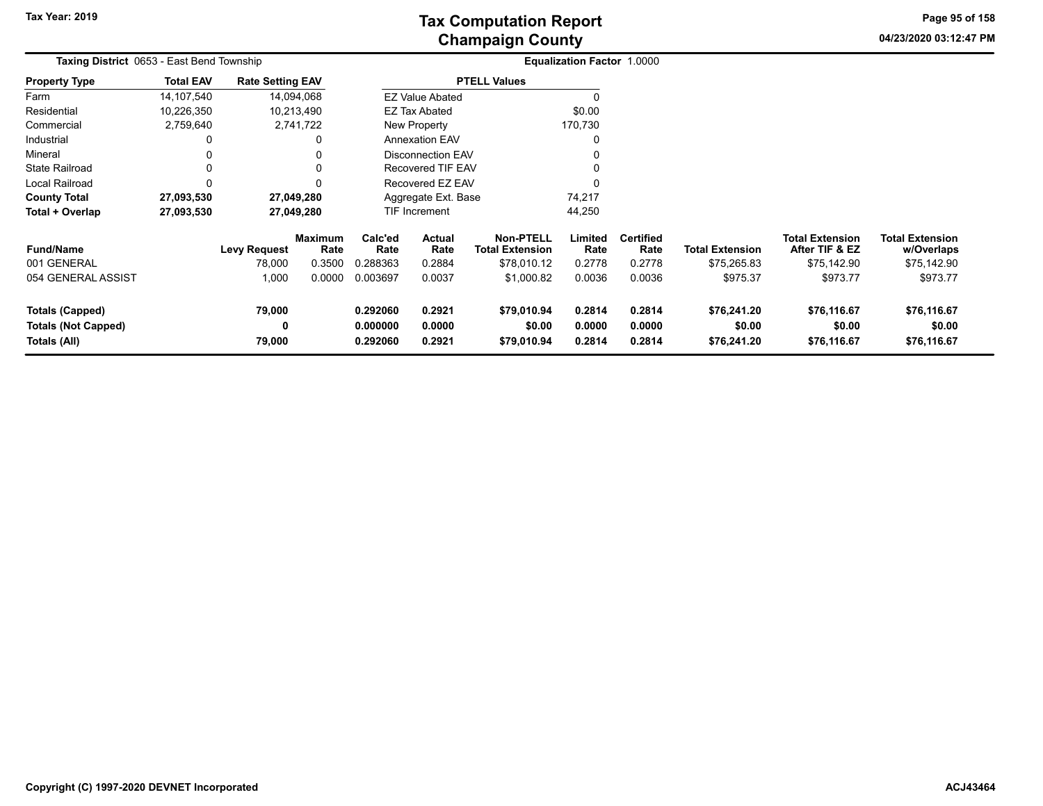# Tax Computation Report
# Champaign County

Tax Year: 2019

04/23/2020 03:12:47 PM

**Taxing District** 0653 - East Bend Township

**Equalization Factor** 1.0000

| Property Type | Total EAV | Rate Setting EAV |
|---|---|---|
| Farm | 14,107,540 | 14,094,068 |
| Residential | 10,226,350 | 10,213,490 |
| Commercial | 2,759,640 | 2,741,722 |
| Industrial | 0 | 0 |
| Mineral | 0 | 0 |
| State Railroad | 0 | 0 |
| Local Railroad | 0 | 0 |
| **County Total** | **27,093,530** | **27,049,280** |
| **Total + Overlap** | **27,093,530** | **27,049,280** |

| PTELL Values | |
|---|---|
| EZ Value Abated | 0 |
| EZ Tax Abated | $0.00 |
| New Property | 170,730 |
| Annexation EAV | 0 |
| Disconnection EAV | 0 |
| Recovered TIF EAV | 0 |
| Recovered EZ EAV | 0 |
| Aggregate Ext. Base | 74,217 |
| TIF Increment | 44,250 |

| Fund/Name | Levy Request | Maximum Rate | Calc'ed Rate | Actual Rate | Non-PTELL Total Extension | Limited Rate | Certified Rate | Total Extension | Total Extension After TIF & EZ | Total Extension w/Overlaps |
|---|---|---|---|---|---|---|---|---|---|---|
| 001 GENERAL | 78,000 | 0.3500 | 0.288363 | 0.2884 | $78,010.12 | 0.2778 | 0.2778 | $75,265.83 | $75,142.90 | $75,142.90 |
| 054 GENERAL ASSIST | 1,000 | 0.0000 | 0.003697 | 0.0037 | $1,000.82 | 0.0036 | 0.0036 | $975.37 | $973.77 | $973.77 |
| **Totals (Capped)** | **79,000** | | **0.292060** | **0.2921** | **$79,010.94** | **0.2814** | **0.2814** | **$76,241.20** | **$76,116.67** | **$76,116.67** |
| **Totals (Not Capped)** | **0** | | **0.000000** | **0.0000** | **$0.00** | **0.0000** | **0.0000** | **$0.00** | **$0.00** | **$0.00** |
| **Totals (All)** | **79,000** | | **0.292060** | **0.2921** | **$79,010.94** | **0.2814** | **0.2814** | **$76,241.20** | **$76,116.67** | **$76,116.67** |

Copyright (C) 1997-2020 DEVNET Incorporated

ACJ43464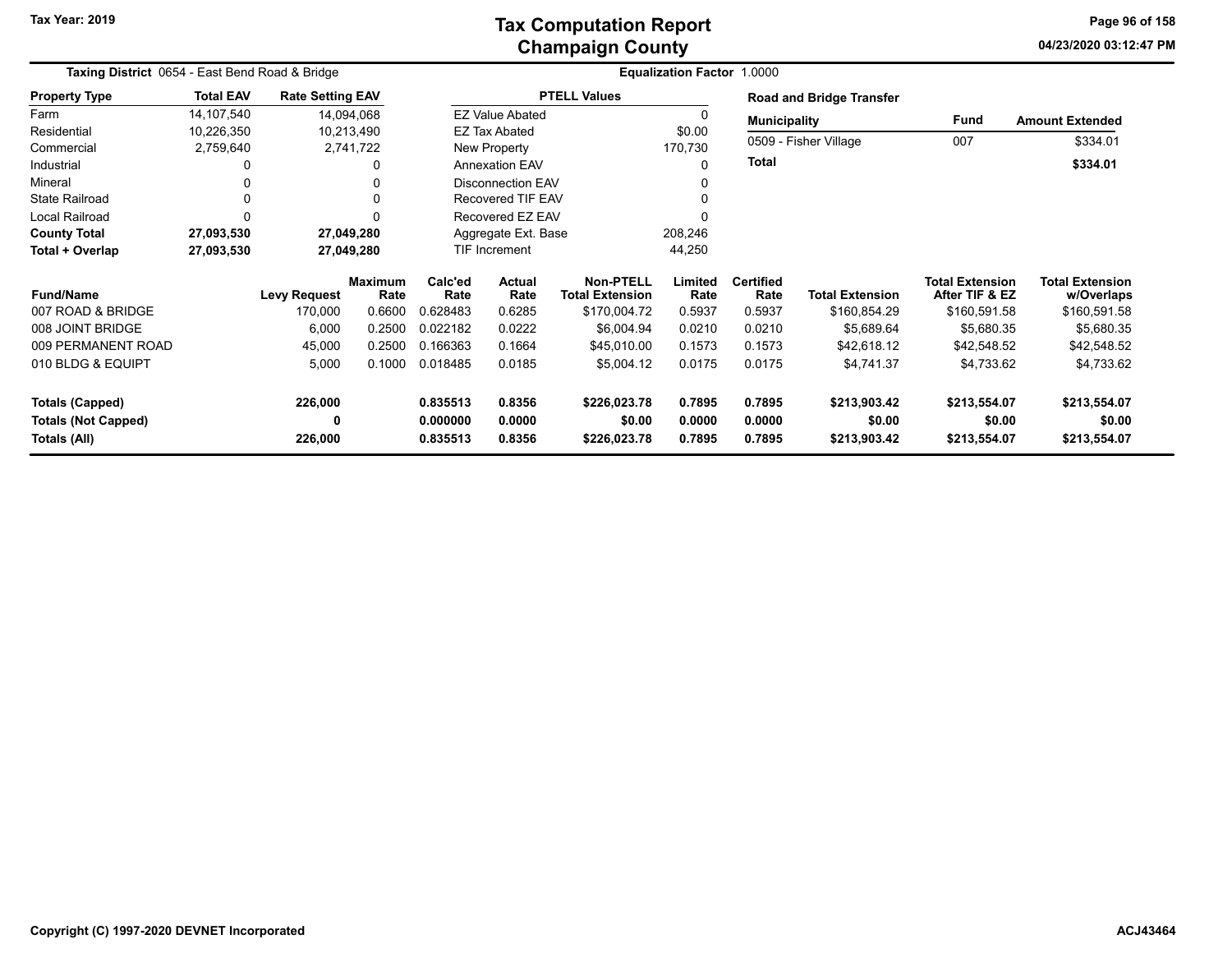# Tax Computation Report
## Champaign County

Tax Year: 2019

04/23/2020 03:12:47 PM

**Taxing District** 0654 - East Bend Road & Bridge

**Equalization Factor** 1.0000

| Property Type | Total EAV | Rate Setting EAV |
|---|---|---|
| Farm | 14,107,540 | 14,094,068 |
| Residential | 10,226,350 | 10,213,490 |
| Commercial | 2,759,640 | 2,741,722 |
| Industrial | 0 | 0 |
| Mineral | 0 | 0 |
| State Railroad | 0 | 0 |
| Local Railroad | 0 | 0 |
| **County Total** | **27,093,530** | **27,049,280** |
| **Total + Overlap** | **27,093,530** | **27,049,280** |

| PTELL Values | |
|---|---|
| EZ Value Abated | 0 |
| EZ Tax Abated | $0.00 |
| New Property | 170,730 |
| Annexation EAV | 0 |
| Disconnection EAV | 0 |
| Recovered TIF EAV | 0 |
| Recovered EZ EAV | 0 |
| Aggregate Ext. Base | 208,246 |
| TIF Increment | 44,250 |

**Road and Bridge Transfer**

| Municipality | Fund | Amount Extended |
|---|---|---|
| 0509 - Fisher Village | 007 | $334.01 |
| **Total** | | **$334.01** |

| Fund/Name | Levy Request | Maximum Rate | Calc'ed Rate | Actual Rate | Non-PTELL Total Extension | Limited Rate | Certified Rate | Total Extension | Total Extension After TIF & EZ | Total Extension w/Overlaps |
|---|---|---|---|---|---|---|---|---|---|---|
| 007 ROAD & BRIDGE | 170,000 | 0.6600 | 0.628483 | 0.6285 | $170,004.72 | 0.5937 | 0.5937 | $160,854.29 | $160,591.58 | $160,591.58 |
| 008 JOINT BRIDGE | 6,000 | 0.2500 | 0.022182 | 0.0222 | $6,004.94 | 0.0210 | 0.0210 | $5,689.64 | $5,680.35 | $5,680.35 |
| 009 PERMANENT ROAD | 45,000 | 0.2500 | 0.166363 | 0.1664 | $45,010.00 | 0.1573 | 0.1573 | $42,618.12 | $42,548.52 | $42,548.52 |
| 010 BLDG & EQUIPT | 5,000 | 0.1000 | 0.018485 | 0.0185 | $5,004.12 | 0.0175 | 0.0175 | $4,741.37 | $4,733.62 | $4,733.62 |
| **Totals (Capped)** | **226,000** | | **0.835513** | **0.8356** | **$226,023.78** | **0.7895** | **0.7895** | **$213,903.42** | **$213,554.07** | **$213,554.07** |
| **Totals (Not Capped)** | **0** | | **0.000000** | **0.0000** | **$0.00** | **0.0000** | **0.0000** | **$0.00** | **$0.00** | **$0.00** |
| **Totals (All)** | **226,000** | | **0.835513** | **0.8356** | **$226,023.78** | **0.7895** | **0.7895** | **$213,903.42** | **$213,554.07** | **$213,554.07** |

Copyright (C) 1997-2020 DEVNET Incorporated

ACJ43464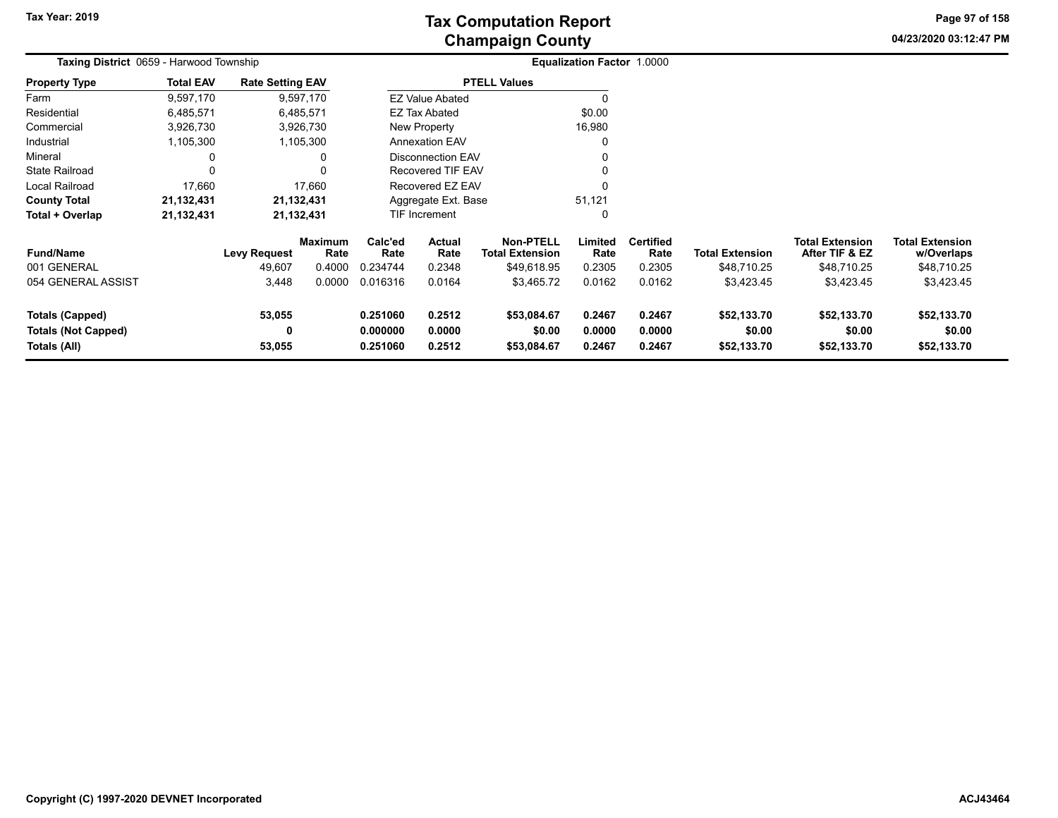# Tax Computation Report
## Champaign County

Tax Year: 2019

04/23/2020 03:12:47 PM

**Taxing District** 0659 - Harwood Township

**Equalization Factor** 1.0000

| Property Type | Total EAV | Rate Setting EAV |
|---|---|---|
| Farm | 9,597,170 | 9,597,170 |
| Residential | 6,485,571 | 6,485,571 |
| Commercial | 3,926,730 | 3,926,730 |
| Industrial | 1,105,300 | 1,105,300 |
| Mineral | 0 | 0 |
| State Railroad | 0 | 0 |
| Local Railroad | 17,660 | 17,660 |
| **County Total** | **21,132,431** | **21,132,431** |
| **Total + Overlap** | **21,132,431** | **21,132,431** |

| PTELL Values | |
|---|---|
| EZ Value Abated | 0 |
| EZ Tax Abated | $0.00 |
| New Property | 16,980 |
| Annexation EAV | 0 |
| Disconnection EAV | 0 |
| Recovered TIF EAV | 0 |
| Recovered EZ EAV | 0 |
| Aggregate Ext. Base | 51,121 |
| TIF Increment | 0 |

| Fund/Name | Levy Request | Maximum Rate | Calc'ed Rate | Actual Rate | Non-PTELL Total Extension | Limited Rate | Certified Rate | Total Extension | Total Extension After TIF & EZ | Total Extension w/Overlaps |
|---|---|---|---|---|---|---|---|---|---|---|
| 001 GENERAL | 49,607 | 0.4000 | 0.234744 | 0.2348 | $49,618.95 | 0.2305 | 0.2305 | $48,710.25 | $48,710.25 | $48,710.25 |
| 054 GENERAL ASSIST | 3,448 | 0.0000 | 0.016316 | 0.0164 | $3,465.72 | 0.0162 | 0.0162 | $3,423.45 | $3,423.45 | $3,423.45 |
| **Totals (Capped)** | **53,055** | | **0.251060** | **0.2512** | **$53,084.67** | **0.2467** | **0.2467** | **$52,133.70** | **$52,133.70** | **$52,133.70** |
| **Totals (Not Capped)** | **0** | | **0.000000** | **0.0000** | **$0.00** | **0.0000** | **0.0000** | **$0.00** | **$0.00** | **$0.00** |
| **Totals (All)** | **53,055** | | **0.251060** | **0.2512** | **$53,084.67** | **0.2467** | **0.2467** | **$52,133.70** | **$52,133.70** | **$52,133.70** |

Copyright (C) 1997-2020 DEVNET Incorporated

ACJ43464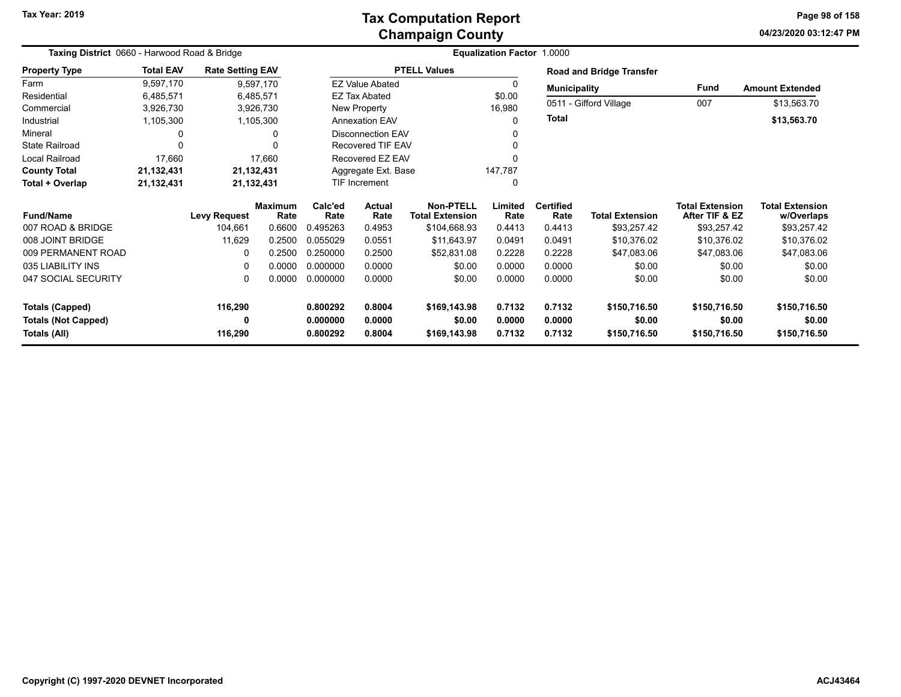Tax Year: 2019

# Tax Computation Report
## Champaign County

04/23/2020 03:12:47 PM

**Taxing District** 0660 - Harwood Road & Bridge

**Equalization Factor** 1.0000

| Property Type | Total EAV | Rate Setting EAV |
|---|---|---|
| Farm | 9,597,170 | 9,597,170 |
| Residential | 6,485,571 | 6,485,571 |
| Commercial | 3,926,730 | 3,926,730 |
| Industrial | 1,105,300 | 1,105,300 |
| Mineral | 0 | 0 |
| State Railroad | 0 | 0 |
| Local Railroad | 17,660 | 17,660 |
| **County Total** | **21,132,431** | **21,132,431** |
| **Total + Overlap** | **21,132,431** | **21,132,431** |

| PTELL Values | |
|---|---|
| EZ Value Abated | 0 |
| EZ Tax Abated | $0.00 |
| New Property | 16,980 |
| Annexation EAV | 0 |
| Disconnection EAV | 0 |
| Recovered TIF EAV | 0 |
| Recovered EZ EAV | 0 |
| Aggregate Ext. Base | 147,787 |
| TIF Increment | 0 |

**Road and Bridge Transfer**

| Municipality | Fund | Amount Extended |
|---|---|---|
| 0511 - Gifford Village | 007 | $13,563.70 |
| **Total** | | **$13,563.70** |

| Fund/Name | Levy Request | Maximum Rate | Calc'ed Rate | Actual Rate | Non-PTELL Total Extension | Limited Rate | Certified Rate | Total Extension | Total Extension After TIF & EZ | Total Extension w/Overlaps |
|---|---|---|---|---|---|---|---|---|---|---|
| 007 ROAD & BRIDGE | 104,661 | 0.6600 | 0.495263 | 0.4953 | $104,668.93 | 0.4413 | 0.4413 | $93,257.42 | $93,257.42 | $93,257.42 |
| 008 JOINT BRIDGE | 11,629 | 0.2500 | 0.055029 | 0.0551 | $11,643.97 | 0.0491 | 0.0491 | $10,376.02 | $10,376.02 | $10,376.02 |
| 009 PERMANENT ROAD | 0 | 0.2500 | 0.250000 | 0.2500 | $52,831.08 | 0.2228 | 0.2228 | $47,083.06 | $47,083.06 | $47,083.06 |
| 035 LIABILITY INS | 0 | 0.0000 | 0.000000 | 0.0000 | $0.00 | 0.0000 | 0.0000 | $0.00 | $0.00 | $0.00 |
| 047 SOCIAL SECURITY | 0 | 0.0000 | 0.000000 | 0.0000 | $0.00 | 0.0000 | 0.0000 | $0.00 | $0.00 | $0.00 |
| **Totals (Capped)** | **116,290** | | **0.800292** | **0.8004** | **$169,143.98** | **0.7132** | **0.7132** | **$150,716.50** | **$150,716.50** | **$150,716.50** |
| **Totals (Not Capped)** | **0** | | **0.000000** | **0.0000** | **$0.00** | **0.0000** | **0.0000** | **$0.00** | **$0.00** | **$0.00** |
| **Totals (All)** | **116,290** | | **0.800292** | **0.8004** | **$169,143.98** | **0.7132** | **0.7132** | **$150,716.50** | **$150,716.50** | **$150,716.50** |

Copyright (C) 1997-2020 DEVNET Incorporated

ACJ43464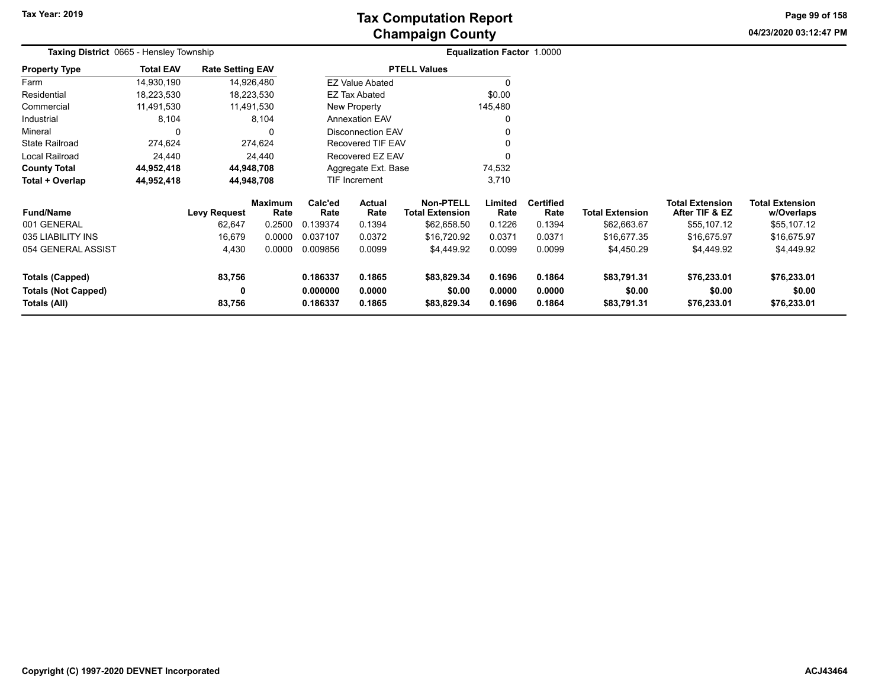# Tax Computation Report
## Champaign County

Tax Year: 2019

**Taxing District** 0665 - Hensley Township

**Equalization Factor** 1.0000

| Property Type | Total EAV | Rate Setting EAV |
|---|---|---|
| Farm | 14,930,190 | 14,926,480 |
| Residential | 18,223,530 | 18,223,530 |
| Commercial | 11,491,530 | 11,491,530 |
| Industrial | 8,104 | 8,104 |
| Mineral | 0 | 0 |
| State Railroad | 274,624 | 274,624 |
| Local Railroad | 24,440 | 24,440 |
| **County Total** | **44,952,418** | **44,948,708** |
| **Total + Overlap** | **44,952,418** | **44,948,708** |

| PTELL Values | |
|---|---|
| EZ Value Abated | 0 |
| EZ Tax Abated | $0.00 |
| New Property | 145,480 |
| Annexation EAV | 0 |
| Disconnection EAV | 0 |
| Recovered TIF EAV | 0 |
| Recovered EZ EAV | 0 |
| Aggregate Ext. Base | 74,532 |
| TIF Increment | 3,710 |

| Fund/Name | Levy Request | Maximum Rate | Calc'ed Rate | Actual Rate | Non-PTELL Total Extension | Limited Rate | Certified Rate | Total Extension | Total Extension After TIF & EZ | Total Extension w/Overlaps |
|---|---|---|---|---|---|---|---|---|---|---|
| 001 GENERAL | 62,647 | 0.2500 | 0.139374 | 0.1394 | $62,658.50 | 0.1226 | 0.1394 | $62,663.67 | $55,107.12 | $55,107.12 |
| 035 LIABILITY INS | 16,679 | 0.0000 | 0.037107 | 0.0372 | $16,720.92 | 0.0371 | 0.0371 | $16,677.35 | $16,675.97 | $16,675.97 |
| 054 GENERAL ASSIST | 4,430 | 0.0000 | 0.009856 | 0.0099 | $4,449.92 | 0.0099 | 0.0099 | $4,450.29 | $4,449.92 | $4,449.92 |
| **Totals (Capped)** | **83,756** | | **0.186337** | **0.1865** | **$83,829.34** | **0.1696** | **0.1864** | **$83,791.31** | **$76,233.01** | **$76,233.01** |
| **Totals (Not Capped)** | **0** | | **0.000000** | **0.0000** | **$0.00** | **0.0000** | **0.0000** | **$0.00** | **$0.00** | **$0.00** |
| **Totals (All)** | **83,756** | | **0.186337** | **0.1865** | **$83,829.34** | **0.1696** | **0.1864** | **$83,791.31** | **$76,233.01** | **$76,233.01** |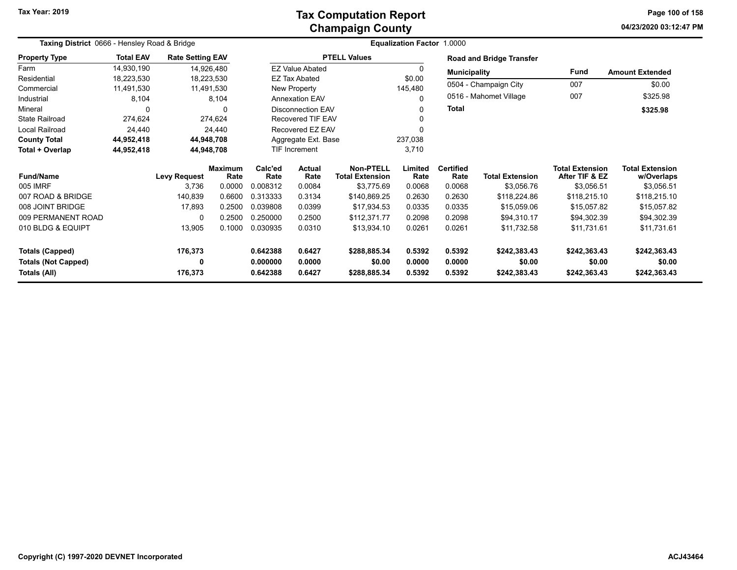# Tax Computation Report
# Champaign County

Tax Year: 2019

**Taxing District** 0666 - Hensley Road & Bridge

**Equalization Factor** 1.0000

| Property Type | Total EAV | Rate Setting EAV |
|---|---|---|
| Farm | 14,930,190 | 14,926,480 |
| Residential | 18,223,530 | 18,223,530 |
| Commercial | 11,491,530 | 11,491,530 |
| Industrial | 8,104 | 8,104 |
| Mineral | 0 | 0 |
| State Railroad | 274,624 | 274,624 |
| Local Railroad | 24,440 | 24,440 |
| **County Total** | **44,952,418** | **44,948,708** |
| **Total + Overlap** | **44,952,418** | **44,948,708** |

| PTELL Values | |
|---|---|
| EZ Value Abated | 0 |
| EZ Tax Abated | $0.00 |
| New Property | 145,480 |
| Annexation EAV | 0 |
| Disconnection EAV | 0 |
| Recovered TIF EAV | 0 |
| Recovered EZ EAV | 0 |
| Aggregate Ext. Base | 237,038 |
| TIF Increment | 3,710 |

**Road and Bridge Transfer**

| Municipality | Fund | Amount Extended |
|---|---|---|
| 0504 - Champaign City | 007 | $0.00 |
| 0516 - Mahomet Village | 007 | $325.98 |
| **Total** | | **$325.98** |

| Fund/Name | Levy Request | Maximum Rate | Calc'ed Rate | Actual Rate | Non-PTELL Total Extension | Limited Rate | Certified Rate | Total Extension | Total Extension After TIF & EZ | Total Extension w/Overlaps |
|---|---|---|---|---|---|---|---|---|---|---|
| 005 IMRF | 3,736 | 0.0000 | 0.008312 | 0.0084 | $3,775.69 | 0.0068 | 0.0068 | $3,056.76 | $3,056.51 | $3,056.51 |
| 007 ROAD & BRIDGE | 140,839 | 0.6600 | 0.313333 | 0.3134 | $140,869.25 | 0.2630 | 0.2630 | $118,224.86 | $118,215.10 | $118,215.10 |
| 008 JOINT BRIDGE | 17,893 | 0.2500 | 0.039808 | 0.0399 | $17,934.53 | 0.0335 | 0.0335 | $15,059.06 | $15,057.82 | $15,057.82 |
| 009 PERMANENT ROAD | 0 | 0.2500 | 0.250000 | 0.2500 | $112,371.77 | 0.2098 | 0.2098 | $94,310.17 | $94,302.39 | $94,302.39 |
| 010 BLDG & EQUIPT | 13,905 | 0.1000 | 0.030935 | 0.0310 | $13,934.10 | 0.0261 | 0.0261 | $11,732.58 | $11,731.61 | $11,731.61 |
| **Totals (Capped)** | **176,373** | | **0.642388** | **0.6427** | **$288,885.34** | **0.5392** | **0.5392** | **$242,383.43** | **$242,363.43** | **$242,363.43** |
| **Totals (Not Capped)** | **0** | | **0.000000** | **0.0000** | **$0.00** | **0.0000** | **0.0000** | **$0.00** | **$0.00** | **$0.00** |
| **Totals (All)** | **176,373** | | **0.642388** | **0.6427** | **$288,885.34** | **0.5392** | **0.5392** | **$242,383.43** | **$242,363.43** | **$242,363.43** |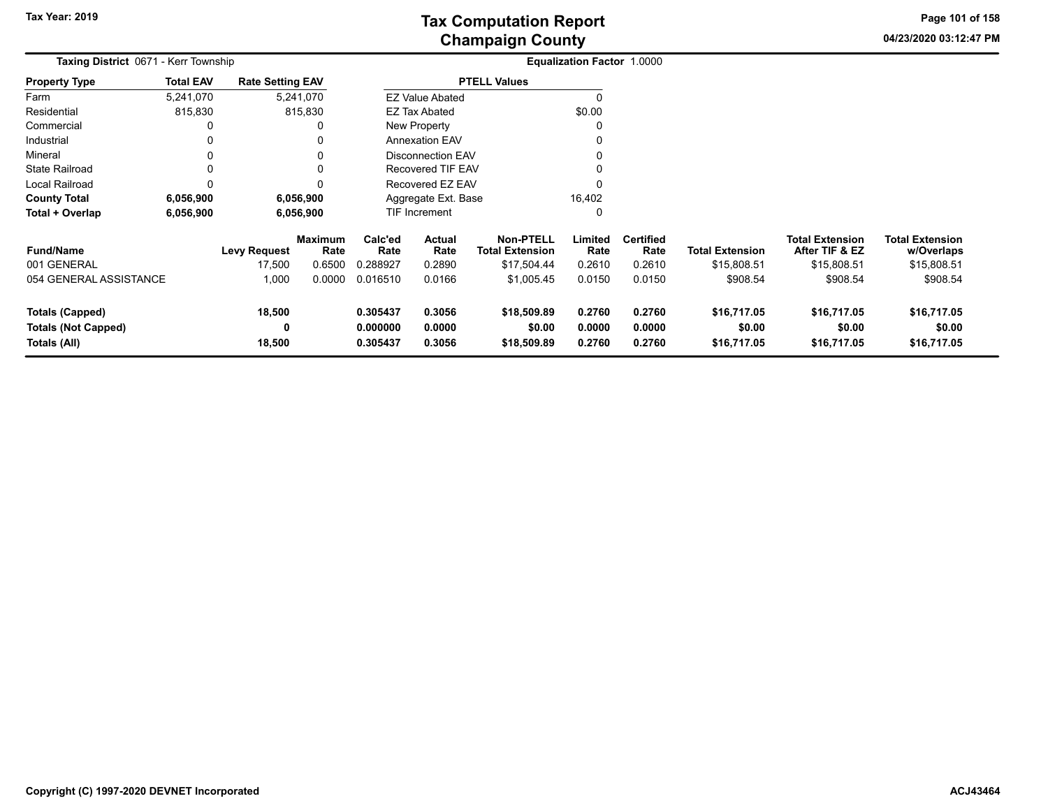# Tax Computation Report
## Champaign County

Tax Year: 2019

04/23/2020 03:12:47 PM

**Taxing District** 0671 - Kerr Township

**Equalization Factor** 1.0000

| Property Type | Total EAV | Rate Setting EAV |
|---|---|---|
| Farm | 5,241,070 | 5,241,070 |
| Residential | 815,830 | 815,830 |
| Commercial | 0 | 0 |
| Industrial | 0 | 0 |
| Mineral | 0 | 0 |
| State Railroad | 0 | 0 |
| Local Railroad | 0 | 0 |
| **County Total** | **6,056,900** | **6,056,900** |
| **Total + Overlap** | **6,056,900** | **6,056,900** |

| PTELL Values | |
|---|---|
| EZ Value Abated | 0 |
| EZ Tax Abated | $0.00 |
| New Property | 0 |
| Annexation EAV | 0 |
| Disconnection EAV | 0 |
| Recovered TIF EAV | 0 |
| Recovered EZ EAV | 0 |
| Aggregate Ext. Base | 16,402 |
| TIF Increment | 0 |

| Fund/Name | Levy Request | Maximum Rate | Calc'ed Rate | Actual Rate | Non-PTELL Total Extension | Limited Rate | Certified Rate | Total Extension | Total Extension After TIF & EZ | Total Extension w/Overlaps |
|---|---|---|---|---|---|---|---|---|---|---|
| 001 GENERAL | 17,500 | 0.6500 | 0.288927 | 0.2890 | $17,504.44 | 0.2610 | 0.2610 | $15,808.51 | $15,808.51 | $15,808.51 |
| 054 GENERAL ASSISTANCE | 1,000 | 0.0000 | 0.016510 | 0.0166 | $1,005.45 | 0.0150 | 0.0150 | $908.54 | $908.54 | $908.54 |
| **Totals (Capped)** | **18,500** | | **0.305437** | **0.3056** | **$18,509.89** | **0.2760** | **0.2760** | **$16,717.05** | **$16,717.05** | **$16,717.05** |
| **Totals (Not Capped)** | **0** | | **0.000000** | **0.0000** | **$0.00** | **0.0000** | **0.0000** | **$0.00** | **$0.00** | **$0.00** |
| **Totals (All)** | **18,500** | | **0.305437** | **0.3056** | **$18,509.89** | **0.2760** | **0.2760** | **$16,717.05** | **$16,717.05** | **$16,717.05** |

Copyright (C) 1997-2020 DEVNET Incorporated

ACJ43464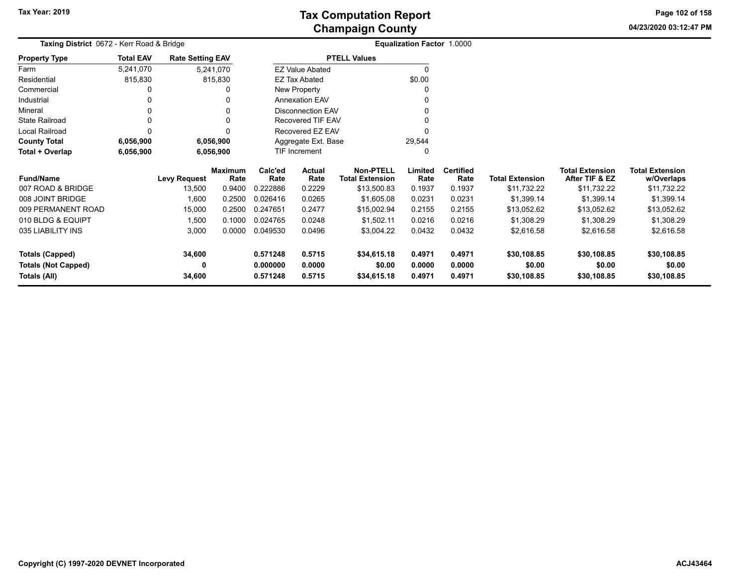# Tax Computation Report
## Champaign County

Tax Year: 2019

04/23/2020 03:12:47 PM

**Taxing District** 0672 - Kerr Road & Bridge

**Equalization Factor** 1.0000

| Property Type | Total EAV | Rate Setting EAV |
|---|---|---|
| Farm | 5,241,070 | 5,241,070 |
| Residential | 815,830 | 815,830 |
| Commercial | 0 | 0 |
| Industrial | 0 | 0 |
| Mineral | 0 | 0 |
| State Railroad | 0 | 0 |
| Local Railroad | 0 | 0 |
| **County Total** | **6,056,900** | **6,056,900** |
| **Total + Overlap** | **6,056,900** | **6,056,900** |

| PTELL Values | |
|---|---|
| EZ Value Abated | 0 |
| EZ Tax Abated | $0.00 |
| New Property | 0 |
| Annexation EAV | 0 |
| Disconnection EAV | 0 |
| Recovered TIF EAV | 0 |
| Recovered EZ EAV | 0 |
| Aggregate Ext. Base | 29,544 |
| TIF Increment | 0 |

| Fund/Name | Levy Request | Maximum Rate | Calc'ed Rate | Actual Rate | Non-PTELL Total Extension | Limited Rate | Certified Rate | Total Extension | Total Extension After TIF & EZ | Total Extension w/Overlaps |
|---|---|---|---|---|---|---|---|---|---|---|
| 007 ROAD & BRIDGE | 13,500 | 0.9400 | 0.222886 | 0.2229 | $13,500.83 | 0.1937 | 0.1937 | $11,732.22 | $11,732.22 | $11,732.22 |
| 008 JOINT BRIDGE | 1,600 | 0.2500 | 0.026416 | 0.0265 | $1,605.08 | 0.0231 | 0.0231 | $1,399.14 | $1,399.14 | $1,399.14 |
| 009 PERMANENT ROAD | 15,000 | 0.2500 | 0.247651 | 0.2477 | $15,002.94 | 0.2155 | 0.2155 | $13,052.62 | $13,052.62 | $13,052.62 |
| 010 BLDG & EQUIPT | 1,500 | 0.1000 | 0.024765 | 0.0248 | $1,502.11 | 0.0216 | 0.0216 | $1,308.29 | $1,308.29 | $1,308.29 |
| 035 LIABILITY INS | 3,000 | 0.0000 | 0.049530 | 0.0496 | $3,004.22 | 0.0432 | 0.0432 | $2,616.58 | $2,616.58 | $2,616.58 |
| **Totals (Capped)** | **34,600** | | **0.571248** | **0.5715** | **$34,615.18** | **0.4971** | **0.4971** | **$30,108.85** | **$30,108.85** | **$30,108.85** |
| **Totals (Not Capped)** | **0** | | **0.000000** | **0.0000** | **$0.00** | **0.0000** | **0.0000** | **$0.00** | **$0.00** | **$0.00** |
| **Totals (All)** | **34,600** | | **0.571248** | **0.5715** | **$34,615.18** | **0.4971** | **0.4971** | **$30,108.85** | **$30,108.85** | **$30,108.85** |

Copyright (C) 1997-2020 DEVNET Incorporated

ACJ43464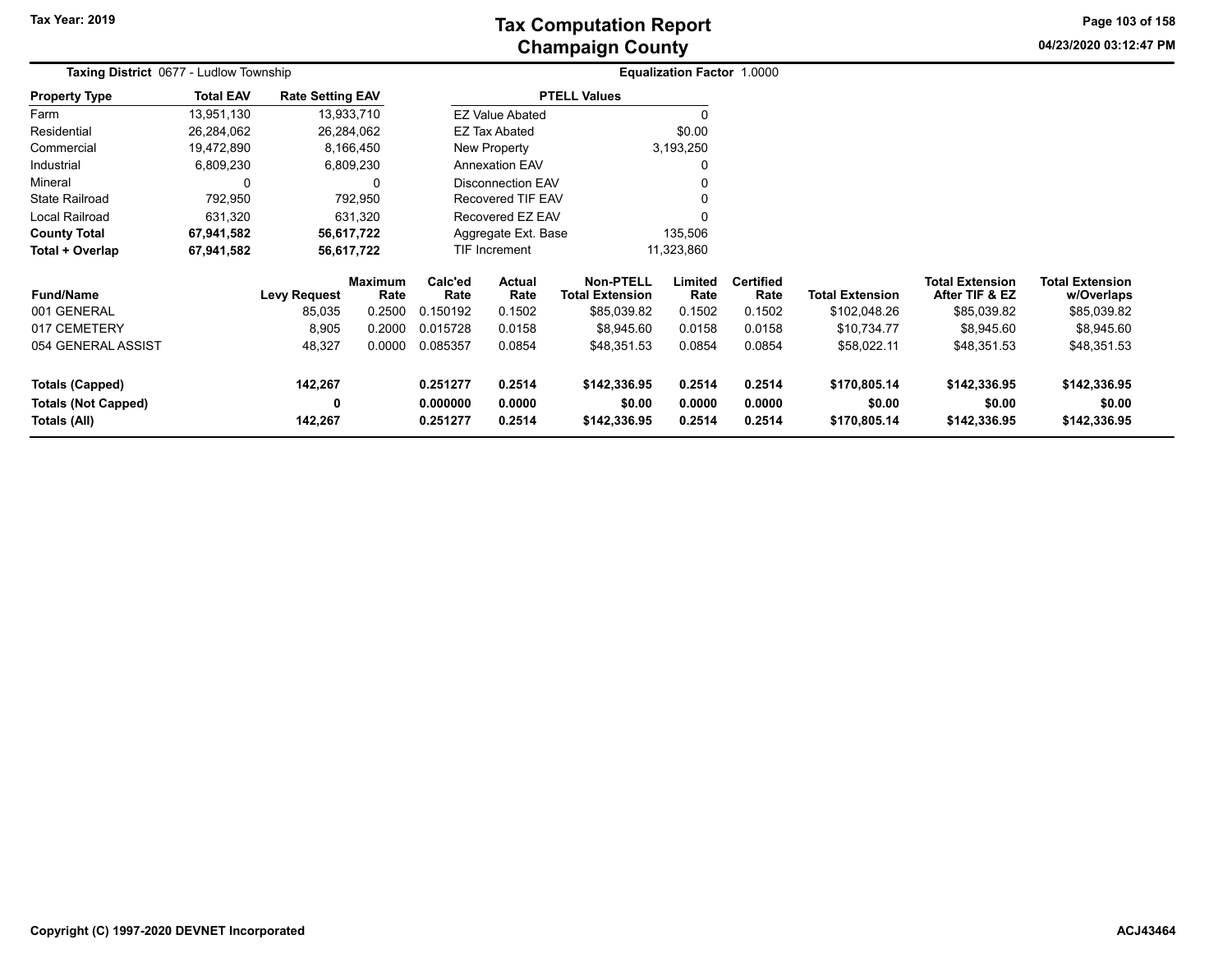# Tax Computation Report
# Champaign County

Tax Year: 2019

04/23/2020 03:12:47 PM

**Taxing District** 0677 - Ludlow Township

**Equalization Factor** 1.0000

| Property Type | Total EAV | Rate Setting EAV |
|---|---|---|
| Farm | 13,951,130 | 13,933,710 |
| Residential | 26,284,062 | 26,284,062 |
| Commercial | 19,472,890 | 8,166,450 |
| Industrial | 6,809,230 | 6,809,230 |
| Mineral | 0 | 0 |
| State Railroad | 792,950 | 792,950 |
| Local Railroad | 631,320 | 631,320 |
| **County Total** | **67,941,582** | **56,617,722** |
| **Total + Overlap** | **67,941,582** | **56,617,722** |

| PTELL Values | |
|---|---|
| EZ Value Abated | 0 |
| EZ Tax Abated | $0.00 |
| New Property | 3,193,250 |
| Annexation EAV | 0 |
| Disconnection EAV | 0 |
| Recovered TIF EAV | 0 |
| Recovered EZ EAV | 0 |
| Aggregate Ext. Base | 135,506 |
| TIF Increment | 11,323,860 |

| Fund/Name | Levy Request | Maximum Rate | Calc'ed Rate | Actual Rate | Non-PTELL Total Extension | Limited Rate | Certified Rate | Total Extension | Total Extension After TIF & EZ | Total Extension w/Overlaps |
|---|---|---|---|---|---|---|---|---|---|---|
| 001 GENERAL | 85,035 | 0.2500 | 0.150192 | 0.1502 | $85,039.82 | 0.1502 | 0.1502 | $102,048.26 | $85,039.82 | $85,039.82 |
| 017 CEMETERY | 8,905 | 0.2000 | 0.015728 | 0.0158 | $8,945.60 | 0.0158 | 0.0158 | $10,734.77 | $8,945.60 | $8,945.60 |
| 054 GENERAL ASSIST | 48,327 | 0.0000 | 0.085357 | 0.0854 | $48,351.53 | 0.0854 | 0.0854 | $58,022.11 | $48,351.53 | $48,351.53 |
| **Totals (Capped)** | **142,267** | | **0.251277** | **0.2514** | **$142,336.95** | **0.2514** | **0.2514** | **$170,805.14** | **$142,336.95** | **$142,336.95** |
| **Totals (Not Capped)** | **0** | | **0.000000** | **0.0000** | **$0.00** | **0.0000** | **0.0000** | **$0.00** | **$0.00** | **$0.00** |
| **Totals (All)** | **142,267** | | **0.251277** | **0.2514** | **$142,336.95** | **0.2514** | **0.2514** | **$170,805.14** | **$142,336.95** | **$142,336.95** |

Copyright (C) 1997-2020 DEVNET Incorporated

ACJ43464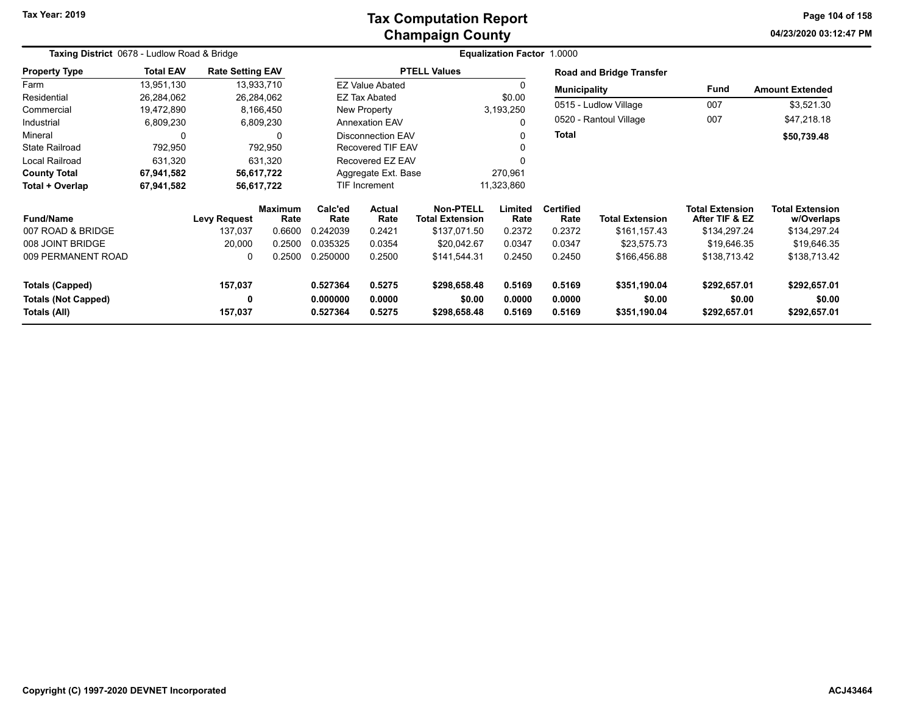# Tax Computation Report
# Champaign County

Tax Year: 2019

**Taxing District** 0678 - Ludlow Road & Bridge

**Equalization Factor** 1.0000

| Property Type | Total EAV | Rate Setting EAV |
|---|---|---|
| Farm | 13,951,130 | 13,933,710 |
| Residential | 26,284,062 | 26,284,062 |
| Commercial | 19,472,890 | 8,166,450 |
| Industrial | 6,809,230 | 6,809,230 |
| Mineral | 0 | 0 |
| State Railroad | 792,950 | 792,950 |
| Local Railroad | 631,320 | 631,320 |
| **County Total** | **67,941,582** | **56,617,722** |
| **Total + Overlap** | **67,941,582** | **56,617,722** |

| PTELL Values | |
|---|---|
| EZ Value Abated | 0 |
| EZ Tax Abated | $0.00 |
| New Property | 3,193,250 |
| Annexation EAV | 0 |
| Disconnection EAV | 0 |
| Recovered TIF EAV | 0 |
| Recovered EZ EAV | 0 |
| Aggregate Ext. Base | 270,961 |
| TIF Increment | 11,323,860 |

**Road and Bridge Transfer**

| Municipality | Fund | Amount Extended |
|---|---|---|
| 0515 - Ludlow Village | 007 | $3,521.30 |
| 0520 - Rantoul Village | 007 | $47,218.18 |
| **Total** | | **$50,739.48** |

| Fund/Name | Levy Request | Maximum Rate | Calc'ed Rate | Actual Rate | Non-PTELL Total Extension | Limited Rate | Certified Rate | Total Extension | Total Extension After TIF & EZ | Total Extension w/Overlaps |
|---|---|---|---|---|---|---|---|---|---|---|
| 007 ROAD & BRIDGE | 137,037 | 0.6600 | 0.242039 | 0.2421 | $137,071.50 | 0.2372 | 0.2372 | $161,157.43 | $134,297.24 | $134,297.24 |
| 008 JOINT BRIDGE | 20,000 | 0.2500 | 0.035325 | 0.0354 | $20,042.67 | 0.0347 | 0.0347 | $23,575.73 | $19,646.35 | $19,646.35 |
| 009 PERMANENT ROAD | 0 | 0.2500 | 0.250000 | 0.2500 | $141,544.31 | 0.2450 | 0.2450 | $166,456.88 | $138,713.42 | $138,713.42 |
| **Totals (Capped)** | **157,037** | | **0.527364** | **0.5275** | **$298,658.48** | **0.5169** | **0.5169** | **$351,190.04** | **$292,657.01** | **$292,657.01** |
| **Totals (Not Capped)** | **0** | | **0.000000** | **0.0000** | **$0.00** | **0.0000** | **0.0000** | **$0.00** | **$0.00** | **$0.00** |
| **Totals (All)** | **157,037** | | **0.527364** | **0.5275** | **$298,658.48** | **0.5169** | **0.5169** | **$351,190.04** | **$292,657.01** | **$292,657.01** |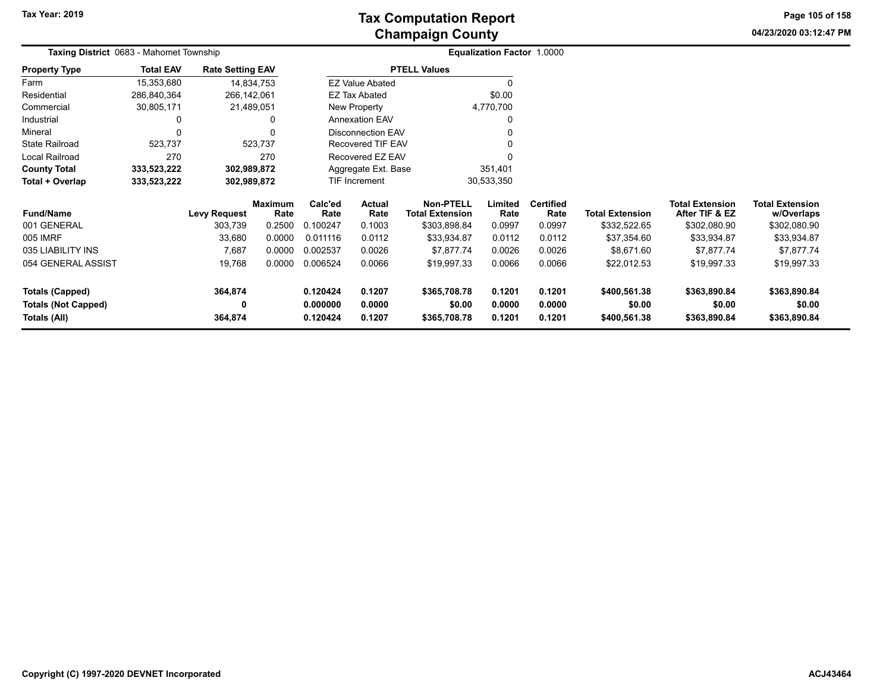# Tax Computation Report
## Champaign County

Tax Year: 2019

04/23/2020 03:12:47 PM

**Taxing District** 0683 - Mahomet Township

**Equalization Factor** 1.0000

| Property Type | Total EAV | Rate Setting EAV |
|---|---|---|
| Farm | 15,353,680 | 14,834,753 |
| Residential | 286,840,364 | 266,142,061 |
| Commercial | 30,805,171 | 21,489,051 |
| Industrial | 0 | 0 |
| Mineral | 0 | 0 |
| State Railroad | 523,737 | 523,737 |
| Local Railroad | 270 | 270 |
| **County Total** | **333,523,222** | **302,989,872** |
| **Total + Overlap** | **333,523,222** | **302,989,872** |

| PTELL Values | |
|---|---|
| EZ Value Abated | 0 |
| EZ Tax Abated | $0.00 |
| New Property | 4,770,700 |
| Annexation EAV | 0 |
| Disconnection EAV | 0 |
| Recovered TIF EAV | 0 |
| Recovered EZ EAV | 0 |
| Aggregate Ext. Base | 351,401 |
| TIF Increment | 30,533,350 |

| Fund/Name | Levy Request | Maximum Rate | Calc'ed Rate | Actual Rate | Non-PTELL Total Extension | Limited Rate | Certified Rate | Total Extension | Total Extension After TIF & EZ | Total Extension w/Overlaps |
|---|---|---|---|---|---|---|---|---|---|---|
| 001 GENERAL | 303,739 | 0.2500 | 0.100247 | 0.1003 | $303,898.84 | 0.0997 | 0.0997 | $332,522.65 | $302,080.90 | $302,080.90 |
| 005 IMRF | 33,680 | 0.0000 | 0.011116 | 0.0112 | $33,934.87 | 0.0112 | 0.0112 | $37,354.60 | $33,934.87 | $33,934.87 |
| 035 LIABILITY INS | 7,687 | 0.0000 | 0.002537 | 0.0026 | $7,877.74 | 0.0026 | 0.0026 | $8,671.60 | $7,877.74 | $7,877.74 |
| 054 GENERAL ASSIST | 19,768 | 0.0000 | 0.006524 | 0.0066 | $19,997.33 | 0.0066 | 0.0066 | $22,012.53 | $19,997.33 | $19,997.33 |
| **Totals (Capped)** | **364,874** | | **0.120424** | **0.1207** | **$365,708.78** | **0.1201** | **0.1201** | **$400,561.38** | **$363,890.84** | **$363,890.84** |
| **Totals (Not Capped)** | **0** | | **0.000000** | **0.0000** | **$0.00** | **0.0000** | **0.0000** | **$0.00** | **$0.00** | **$0.00** |
| **Totals (All)** | **364,874** | | **0.120424** | **0.1207** | **$365,708.78** | **0.1201** | **0.1201** | **$400,561.38** | **$363,890.84** | **$363,890.84** |

Copyright (C) 1997-2020 DEVNET Incorporated

ACJ43464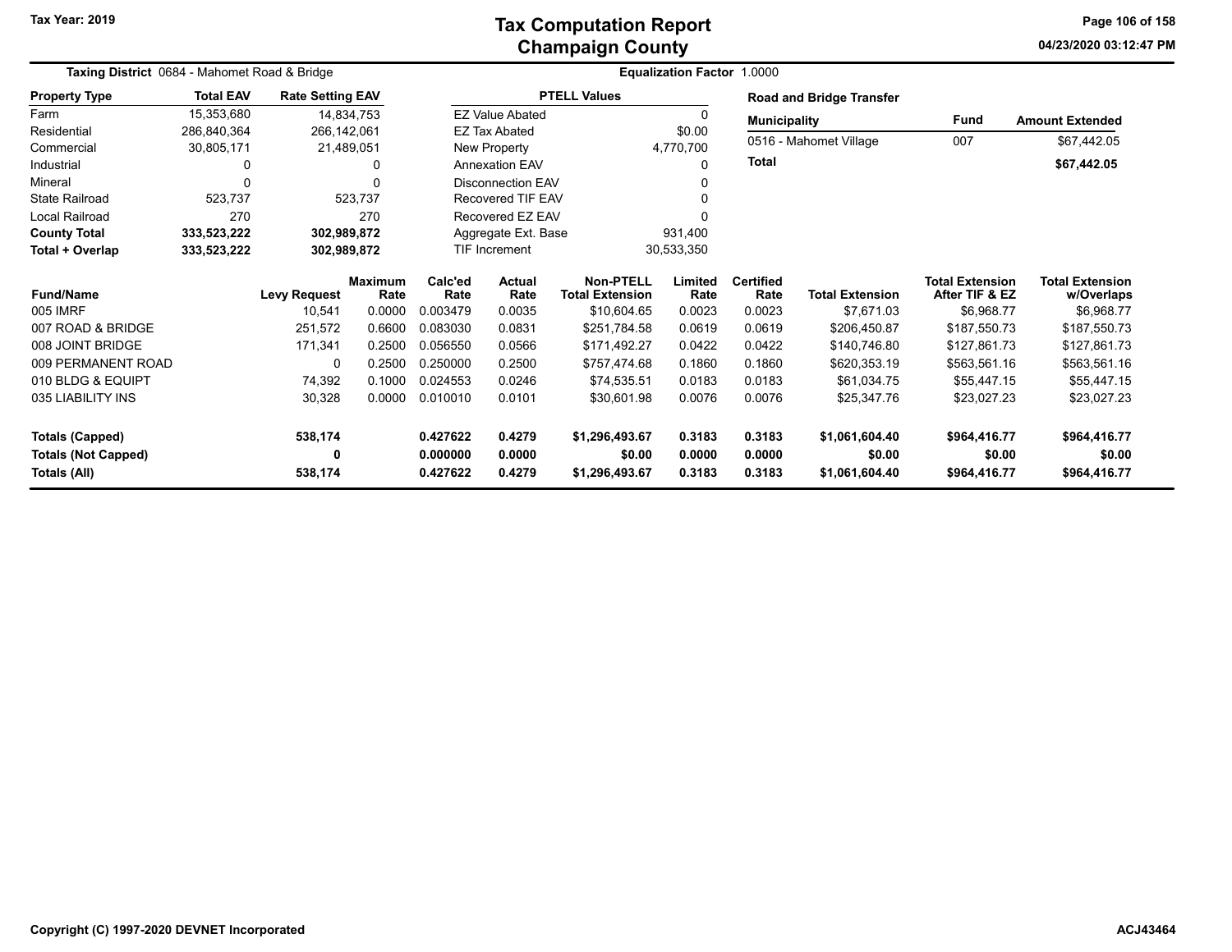# Tax Computation Report
## Champaign County

Tax Year: 2019

04/23/2020 03:12:47 PM

**Taxing District** 0684 - Mahomet Road & Bridge

**Equalization Factor** 1.0000

| Property Type | Total EAV | Rate Setting EAV |
|---|---|---|
| Farm | 15,353,680 | 14,834,753 |
| Residential | 286,840,364 | 266,142,061 |
| Commercial | 30,805,171 | 21,489,051 |
| Industrial | 0 | 0 |
| Mineral | 0 | 0 |
| State Railroad | 523,737 | 523,737 |
| Local Railroad | 270 | 270 |
| **County Total** | **333,523,222** | **302,989,872** |
| **Total + Overlap** | **333,523,222** | **302,989,872** |

| PTELL Values | |
|---|---|
| EZ Value Abated | 0 |
| EZ Tax Abated | $0.00 |
| New Property | 4,770,700 |
| Annexation EAV | 0 |
| Disconnection EAV | 0 |
| Recovered TIF EAV | 0 |
| Recovered EZ EAV | 0 |
| Aggregate Ext. Base | 931,400 |
| TIF Increment | 30,533,350 |

**Road and Bridge Transfer**

| Municipality | Fund | Amount Extended |
|---|---|---|
| 0516 - Mahomet Village | 007 | $67,442.05 |
| **Total** | | **$67,442.05** |

| Fund/Name | Levy Request | Maximum Rate | Calc'ed Rate | Actual Rate | Non-PTELL Total Extension | Limited Rate | Certified Rate | Total Extension | Total Extension After TIF & EZ | Total Extension w/Overlaps |
|---|---|---|---|---|---|---|---|---|---|---|
| 005 IMRF | 10,541 | 0.0000 | 0.003479 | 0.0035 | $10,604.65 | 0.0023 | 0.0023 | $7,671.03 | $6,968.77 | $6,968.77 |
| 007 ROAD & BRIDGE | 251,572 | 0.6600 | 0.083030 | 0.0831 | $251,784.58 | 0.0619 | 0.0619 | $206,450.87 | $187,550.73 | $187,550.73 |
| 008 JOINT BRIDGE | 171,341 | 0.2500 | 0.056550 | 0.0566 | $171,492.27 | 0.0422 | 0.0422 | $140,746.80 | $127,861.73 | $127,861.73 |
| 009 PERMANENT ROAD | 0 | 0.2500 | 0.250000 | 0.2500 | $757,474.68 | 0.1860 | 0.1860 | $620,353.19 | $563,561.16 | $563,561.16 |
| 010 BLDG & EQUIPT | 74,392 | 0.1000 | 0.024553 | 0.0246 | $74,535.51 | 0.0183 | 0.0183 | $61,034.75 | $55,447.15 | $55,447.15 |
| 035 LIABILITY INS | 30,328 | 0.0000 | 0.010010 | 0.0101 | $30,601.98 | 0.0076 | 0.0076 | $25,347.76 | $23,027.23 | $23,027.23 |
| **Totals (Capped)** | **538,174** | | **0.427622** | **0.4279** | **$1,296,493.67** | **0.3183** | **0.3183** | **$1,061,604.40** | **$964,416.77** | **$964,416.77** |
| **Totals (Not Capped)** | **0** | | **0.000000** | **0.0000** | **$0.00** | **0.0000** | **0.0000** | **$0.00** | **$0.00** | **$0.00** |
| **Totals (All)** | **538,174** | | **0.427622** | **0.4279** | **$1,296,493.67** | **0.3183** | **0.3183** | **$1,061,604.40** | **$964,416.77** | **$964,416.77** |

Copyright (C) 1997-2020 DEVNET Incorporated

ACJ43464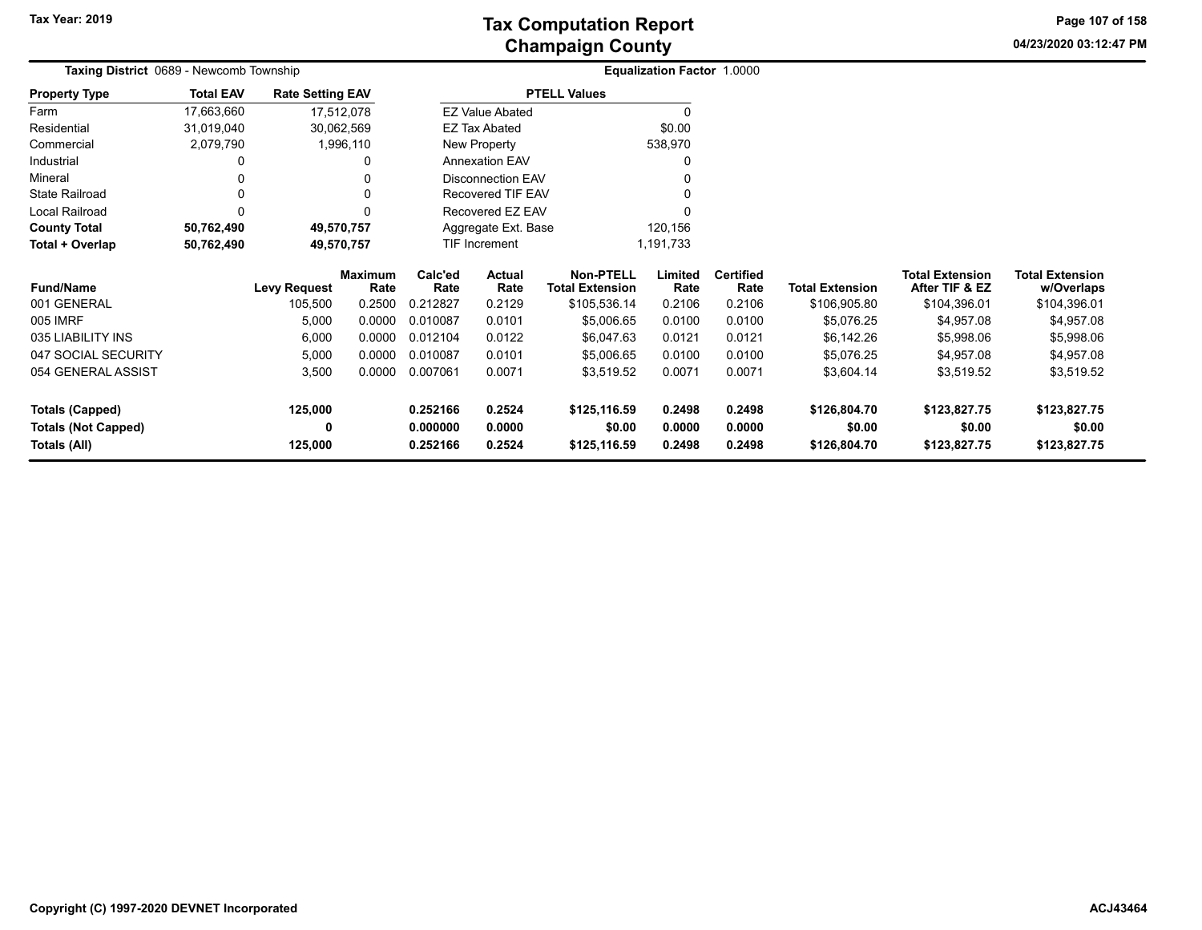# Tax Computation Report
## Champaign County

Tax Year: 2019

04/23/2020 03:12:47 PM

**Taxing District** 0689 - Newcomb Township

**Equalization Factor** 1.0000

| Property Type | Total EAV | Rate Setting EAV |
|---|---|---|
| Farm | 17,663,660 | 17,512,078 |
| Residential | 31,019,040 | 30,062,569 |
| Commercial | 2,079,790 | 1,996,110 |
| Industrial | 0 | 0 |
| Mineral | 0 | 0 |
| State Railroad | 0 | 0 |
| Local Railroad | 0 | 0 |
| **County Total** | **50,762,490** | **49,570,757** |
| **Total + Overlap** | **50,762,490** | **49,570,757** |

| PTELL Values | |
|---|---|
| EZ Value Abated | 0 |
| EZ Tax Abated | $0.00 |
| New Property | 538,970 |
| Annexation EAV | 0 |
| Disconnection EAV | 0 |
| Recovered TIF EAV | 0 |
| Recovered EZ EAV | 0 |
| Aggregate Ext. Base | 120,156 |
| TIF Increment | 1,191,733 |

| Fund/Name | Levy Request | Maximum Rate | Calc'ed Rate | Actual Rate | Non-PTELL Total Extension | Limited Rate | Certified Rate | Total Extension | Total Extension After TIF & EZ | Total Extension w/Overlaps |
|---|---|---|---|---|---|---|---|---|---|---|
| 001 GENERAL | 105,500 | 0.2500 | 0.212827 | 0.2129 | $105,536.14 | 0.2106 | 0.2106 | $106,905.80 | $104,396.01 | $104,396.01 |
| 005 IMRF | 5,000 | 0.0000 | 0.010087 | 0.0101 | $5,006.65 | 0.0100 | 0.0100 | $5,076.25 | $4,957.08 | $4,957.08 |
| 035 LIABILITY INS | 6,000 | 0.0000 | 0.012104 | 0.0122 | $6,047.63 | 0.0121 | 0.0121 | $6,142.26 | $5,998.06 | $5,998.06 |
| 047 SOCIAL SECURITY | 5,000 | 0.0000 | 0.010087 | 0.0101 | $5,006.65 | 0.0100 | 0.0100 | $5,076.25 | $4,957.08 | $4,957.08 |
| 054 GENERAL ASSIST | 3,500 | 0.0000 | 0.007061 | 0.0071 | $3,519.52 | 0.0071 | 0.0071 | $3,604.14 | $3,519.52 | $3,519.52 |
| **Totals (Capped)** | **125,000** | | **0.252166** | **0.2524** | **$125,116.59** | **0.2498** | **0.2498** | **$126,804.70** | **$123,827.75** | **$123,827.75** |
| **Totals (Not Capped)** | **0** | | **0.000000** | **0.0000** | **$0.00** | **0.0000** | **0.0000** | **$0.00** | **$0.00** | **$0.00** |
| **Totals (All)** | **125,000** | | **0.252166** | **0.2524** | **$125,116.59** | **0.2498** | **0.2498** | **$126,804.70** | **$123,827.75** | **$123,827.75** |

Copyright (C) 1997-2020 DEVNET Incorporated

ACJ43464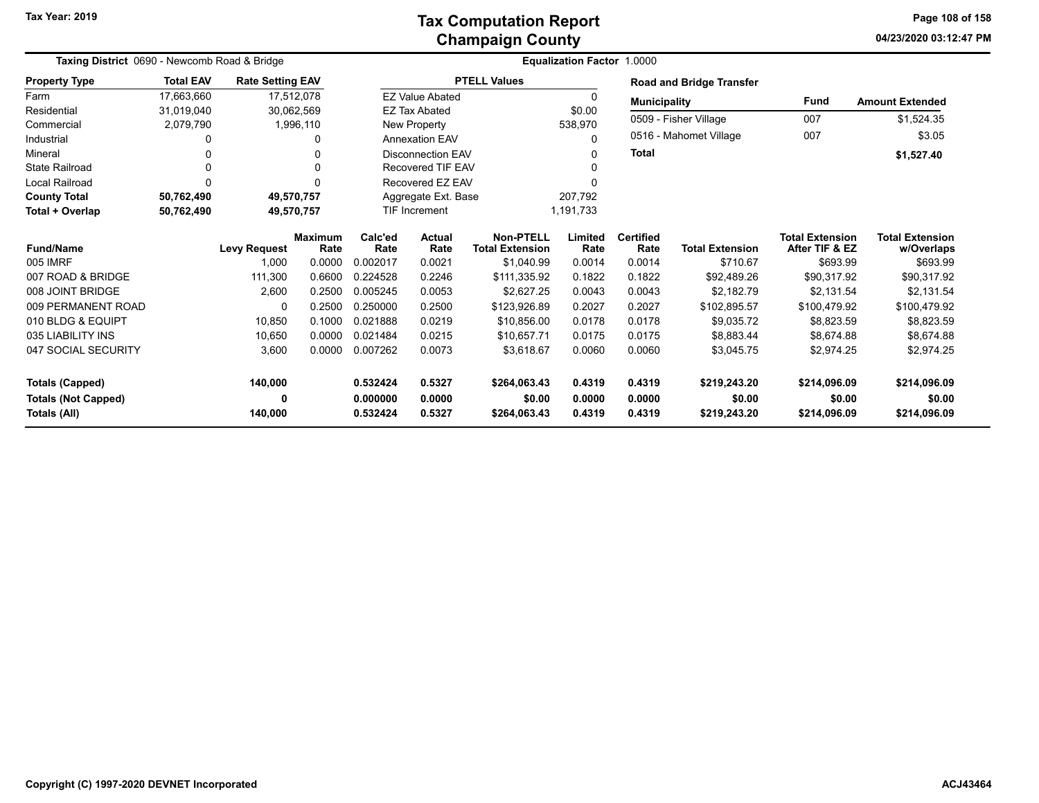# Tax Computation Report
## Champaign County

Tax Year: 2019

**Taxing District** 0690 - Newcomb Road & Bridge

**Equalization Factor** 1.0000

| Property Type | Total EAV | Rate Setting EAV |
|---|---|---|
| Farm | 17,663,660 | 17,512,078 |
| Residential | 31,019,040 | 30,062,569 |
| Commercial | 2,079,790 | 1,996,110 |
| Industrial | 0 | 0 |
| Mineral | 0 | 0 |
| State Railroad | 0 | 0 |
| Local Railroad | 0 | 0 |
| **County Total** | **50,762,490** | **49,570,757** |
| **Total + Overlap** | **50,762,490** | **49,570,757** |

| PTELL Values | |
|---|---|
| EZ Value Abated | 0 |
| EZ Tax Abated | $0.00 |
| New Property | 538,970 |
| Annexation EAV | 0 |
| Disconnection EAV | 0 |
| Recovered TIF EAV | 0 |
| Recovered EZ EAV | 0 |
| Aggregate Ext. Base | 207,792 |
| TIF Increment | 1,191,733 |

**Road and Bridge Transfer**

| Municipality | Fund | Amount Extended |
|---|---|---|
| 0509 - Fisher Village | 007 | $1,524.35 |
| 0516 - Mahomet Village | 007 | $3.05 |
| **Total** | | **$1,527.40** |

| Fund/Name | Levy Request | Maximum Rate | Calc'ed Rate | Actual Rate | Non-PTELL Total Extension | Limited Rate | Certified Rate | Total Extension | Total Extension After TIF & EZ | Total Extension w/Overlaps |
|---|---|---|---|---|---|---|---|---|---|---|
| 005 IMRF | 1,000 | 0.0000 | 0.002017 | 0.0021 | $1,040.99 | 0.0014 | 0.0014 | $710.67 | $693.99 | $693.99 |
| 007 ROAD & BRIDGE | 111,300 | 0.6600 | 0.224528 | 0.2246 | $111,335.92 | 0.1822 | 0.1822 | $92,489.26 | $90,317.92 | $90,317.92 |
| 008 JOINT BRIDGE | 2,600 | 0.2500 | 0.005245 | 0.0053 | $2,627.25 | 0.0043 | 0.0043 | $2,182.79 | $2,131.54 | $2,131.54 |
| 009 PERMANENT ROAD | 0 | 0.2500 | 0.250000 | 0.2500 | $123,926.89 | 0.2027 | 0.2027 | $102,895.57 | $100,479.92 | $100,479.92 |
| 010 BLDG & EQUIPT | 10,850 | 0.1000 | 0.021888 | 0.0219 | $10,856.00 | 0.0178 | 0.0178 | $9,035.72 | $8,823.59 | $8,823.59 |
| 035 LIABILITY INS | 10,650 | 0.0000 | 0.021484 | 0.0215 | $10,657.71 | 0.0175 | 0.0175 | $8,883.44 | $8,674.88 | $8,674.88 |
| 047 SOCIAL SECURITY | 3,600 | 0.0000 | 0.007262 | 0.0073 | $3,618.67 | 0.0060 | 0.0060 | $3,045.75 | $2,974.25 | $2,974.25 |
| **Totals (Capped)** | **140,000** | | **0.532424** | **0.5327** | **$264,063.43** | **0.4319** | **0.4319** | **$219,243.20** | **$214,096.09** | **$214,096.09** |
| **Totals (Not Capped)** | **0** | | **0.000000** | **0.0000** | **$0.00** | **0.0000** | **0.0000** | **$0.00** | **$0.00** | **$0.00** |
| **Totals (All)** | **140,000** | | **0.532424** | **0.5327** | **$264,063.43** | **0.4319** | **0.4319** | **$219,243.20** | **$214,096.09** | **$214,096.09** |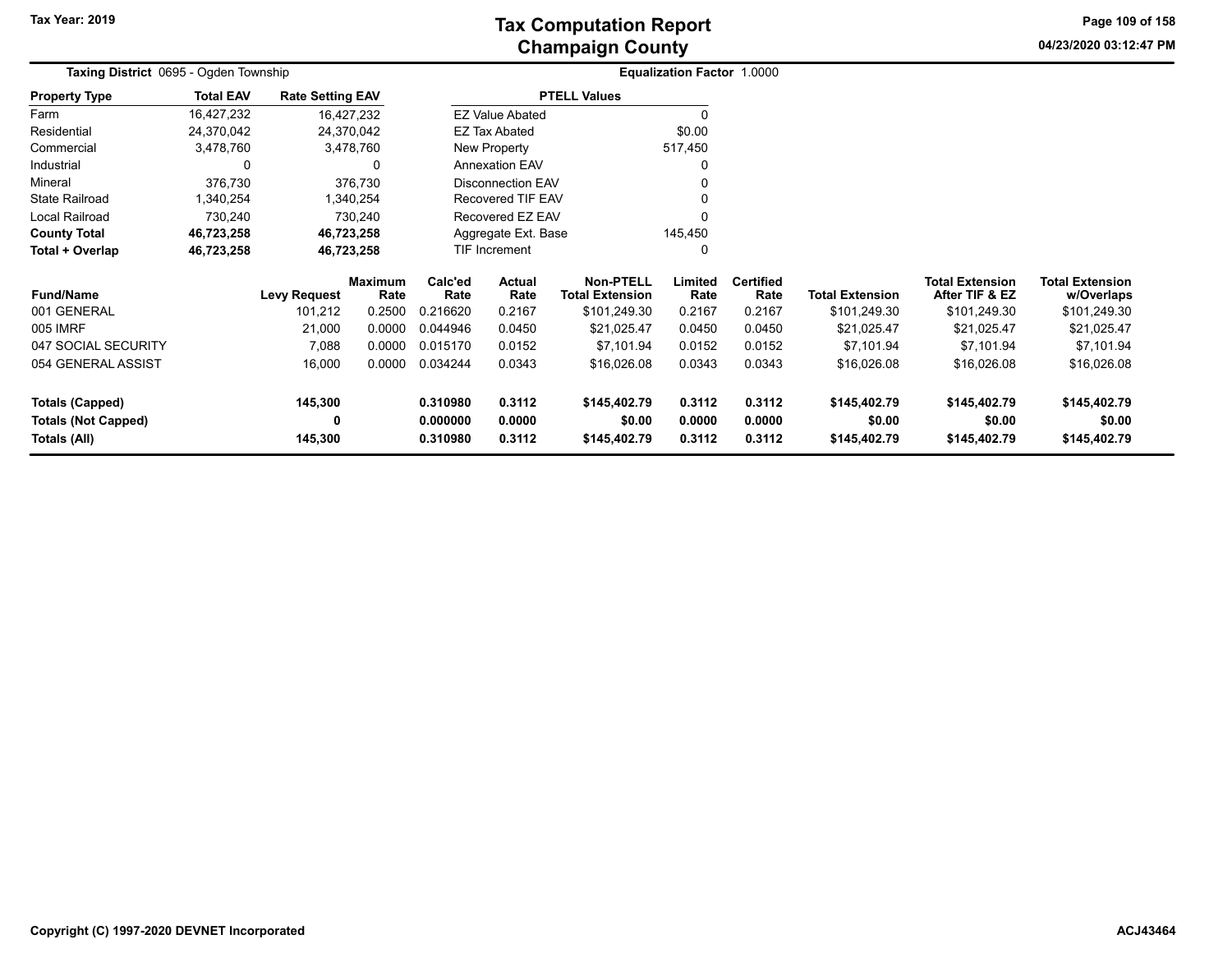# Tax Computation Report
## Champaign County

Tax Year: 2019

04/23/2020 03:12:47 PM

**Taxing District** 0695 - Ogden Township

**Equalization Factor** 1.0000

| Property Type | Total EAV | Rate Setting EAV |
|---|---|---|
| Farm | 16,427,232 | 16,427,232 |
| Residential | 24,370,042 | 24,370,042 |
| Commercial | 3,478,760 | 3,478,760 |
| Industrial | 0 | 0 |
| Mineral | 376,730 | 376,730 |
| State Railroad | 1,340,254 | 1,340,254 |
| Local Railroad | 730,240 | 730,240 |
| **County Total** | **46,723,258** | **46,723,258** |
| **Total + Overlap** | **46,723,258** | **46,723,258** |

| PTELL Values | |
|---|---|
| EZ Value Abated | 0 |
| EZ Tax Abated | $0.00 |
| New Property | 517,450 |
| Annexation EAV | 0 |
| Disconnection EAV | 0 |
| Recovered TIF EAV | 0 |
| Recovered EZ EAV | 0 |
| Aggregate Ext. Base | 145,450 |
| TIF Increment | 0 |

| Fund/Name | Levy Request | Maximum Rate | Calc'ed Rate | Actual Rate | Non-PTELL Total Extension | Limited Rate | Certified Rate | Total Extension | Total Extension After TIF & EZ | Total Extension w/Overlaps |
|---|---|---|---|---|---|---|---|---|---|---|
| 001 GENERAL | 101,212 | 0.2500 | 0.216620 | 0.2167 | $101,249.30 | 0.2167 | 0.2167 | $101,249.30 | $101,249.30 | $101,249.30 |
| 005 IMRF | 21,000 | 0.0000 | 0.044946 | 0.0450 | $21,025.47 | 0.0450 | 0.0450 | $21,025.47 | $21,025.47 | $21,025.47 |
| 047 SOCIAL SECURITY | 7,088 | 0.0000 | 0.015170 | 0.0152 | $7,101.94 | 0.0152 | 0.0152 | $7,101.94 | $7,101.94 | $7,101.94 |
| 054 GENERAL ASSIST | 16,000 | 0.0000 | 0.034244 | 0.0343 | $16,026.08 | 0.0343 | 0.0343 | $16,026.08 | $16,026.08 | $16,026.08 |
| **Totals (Capped)** | **145,300** | | **0.310980** | **0.3112** | **$145,402.79** | **0.3112** | **0.3112** | **$145,402.79** | **$145,402.79** | **$145,402.79** |
| **Totals (Not Capped)** | **0** | | **0.000000** | **0.0000** | **$0.00** | **0.0000** | **0.0000** | **$0.00** | **$0.00** | **$0.00** |
| **Totals (All)** | **145,300** | | **0.310980** | **0.3112** | **$145,402.79** | **0.3112** | **0.3112** | **$145,402.79** | **$145,402.79** | **$145,402.79** |

Copyright (C) 1997-2020 DEVNET Incorporated

ACJ43464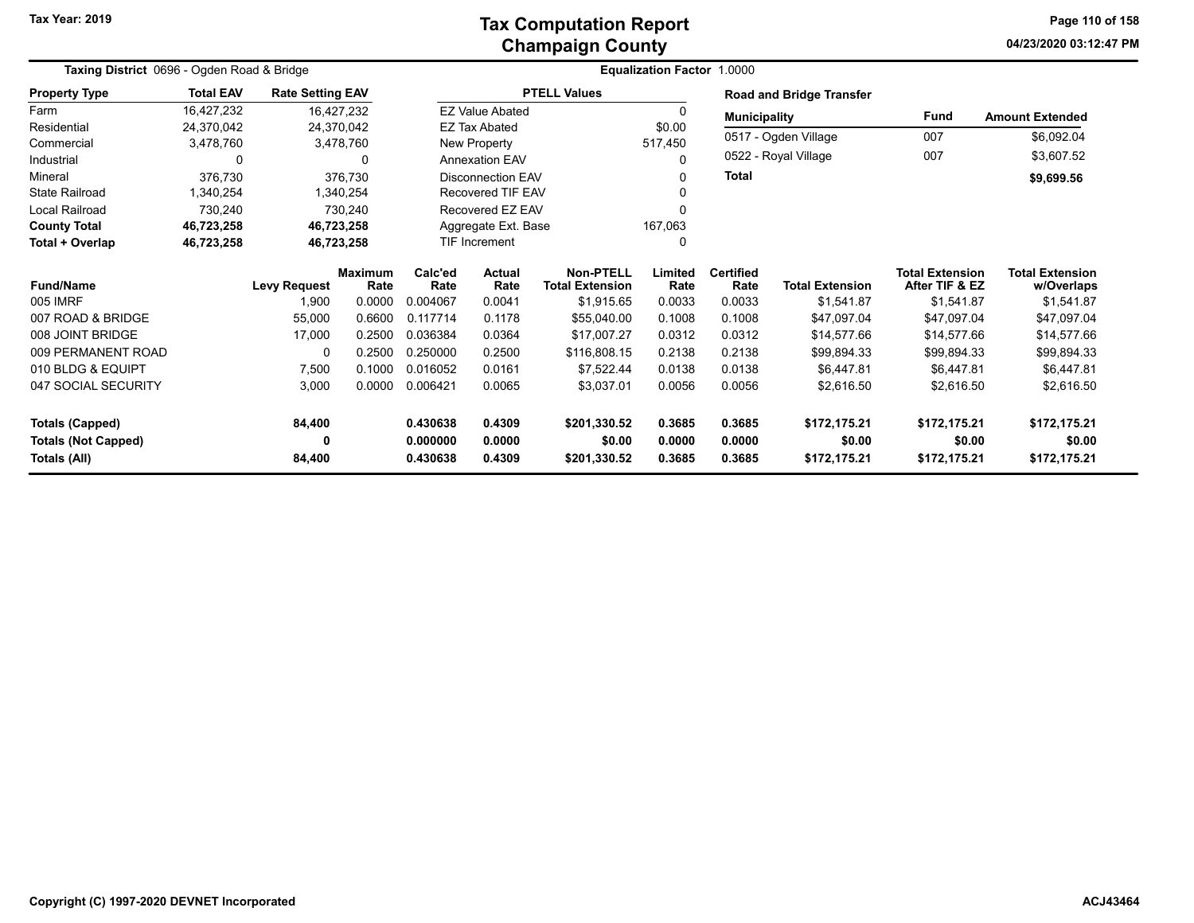# Tax Computation Report
## Champaign County

Tax Year: 2019

04/23/2020 03:12:47 PM

**Taxing District** 0696 - Ogden Road & Bridge

**Equalization Factor** 1.0000

| Property Type | Total EAV | Rate Setting EAV |
|---|---|---|
| Farm | 16,427,232 | 16,427,232 |
| Residential | 24,370,042 | 24,370,042 |
| Commercial | 3,478,760 | 3,478,760 |
| Industrial | 0 | 0 |
| Mineral | 376,730 | 376,730 |
| State Railroad | 1,340,254 | 1,340,254 |
| Local Railroad | 730,240 | 730,240 |
| **County Total** | **46,723,258** | **46,723,258** |
| **Total + Overlap** | **46,723,258** | **46,723,258** |

| PTELL Values | |
|---|---|
| EZ Value Abated | 0 |
| EZ Tax Abated | $0.00 |
| New Property | 517,450 |
| Annexation EAV | 0 |
| Disconnection EAV | 0 |
| Recovered TIF EAV | 0 |
| Recovered EZ EAV | 0 |
| Aggregate Ext. Base | 167,063 |
| TIF Increment | 0 |

**Road and Bridge Transfer**

| Municipality | Fund | Amount Extended |
|---|---|---|
| 0517 - Ogden Village | 007 | $6,092.04 |
| 0522 - Royal Village | 007 | $3,607.52 |
| **Total** | | **$9,699.56** |

| Fund/Name | Levy Request | Maximum Rate | Calc'ed Rate | Actual Rate | Non-PTELL Total Extension | Limited Rate | Certified Rate | Total Extension | Total Extension After TIF & EZ | Total Extension w/Overlaps |
|---|---|---|---|---|---|---|---|---|---|---|
| 005 IMRF | 1,900 | 0.0000 | 0.004067 | 0.0041 | $1,915.65 | 0.0033 | 0.0033 | $1,541.87 | $1,541.87 | $1,541.87 |
| 007 ROAD & BRIDGE | 55,000 | 0.6600 | 0.117714 | 0.1178 | $55,040.00 | 0.1008 | 0.1008 | $47,097.04 | $47,097.04 | $47,097.04 |
| 008 JOINT BRIDGE | 17,000 | 0.2500 | 0.036384 | 0.0364 | $17,007.27 | 0.0312 | 0.0312 | $14,577.66 | $14,577.66 | $14,577.66 |
| 009 PERMANENT ROAD | 0 | 0.2500 | 0.250000 | 0.2500 | $116,808.15 | 0.2138 | 0.2138 | $99,894.33 | $99,894.33 | $99,894.33 |
| 010 BLDG & EQUIPT | 7,500 | 0.1000 | 0.016052 | 0.0161 | $7,522.44 | 0.0138 | 0.0138 | $6,447.81 | $6,447.81 | $6,447.81 |
| 047 SOCIAL SECURITY | 3,000 | 0.0000 | 0.006421 | 0.0065 | $3,037.01 | 0.0056 | 0.0056 | $2,616.50 | $2,616.50 | $2,616.50 |
| **Totals (Capped)** | **84,400** | | **0.430638** | **0.4309** | **$201,330.52** | **0.3685** | **0.3685** | **$172,175.21** | **$172,175.21** | **$172,175.21** |
| **Totals (Not Capped)** | **0** | | **0.000000** | **0.0000** | **$0.00** | **0.0000** | **0.0000** | **$0.00** | **$0.00** | **$0.00** |
| **Totals (All)** | **84,400** | | **0.430638** | **0.4309** | **$201,330.52** | **0.3685** | **0.3685** | **$172,175.21** | **$172,175.21** | **$172,175.21** |

Copyright (C) 1997-2020 DEVNET Incorporated

ACJ43464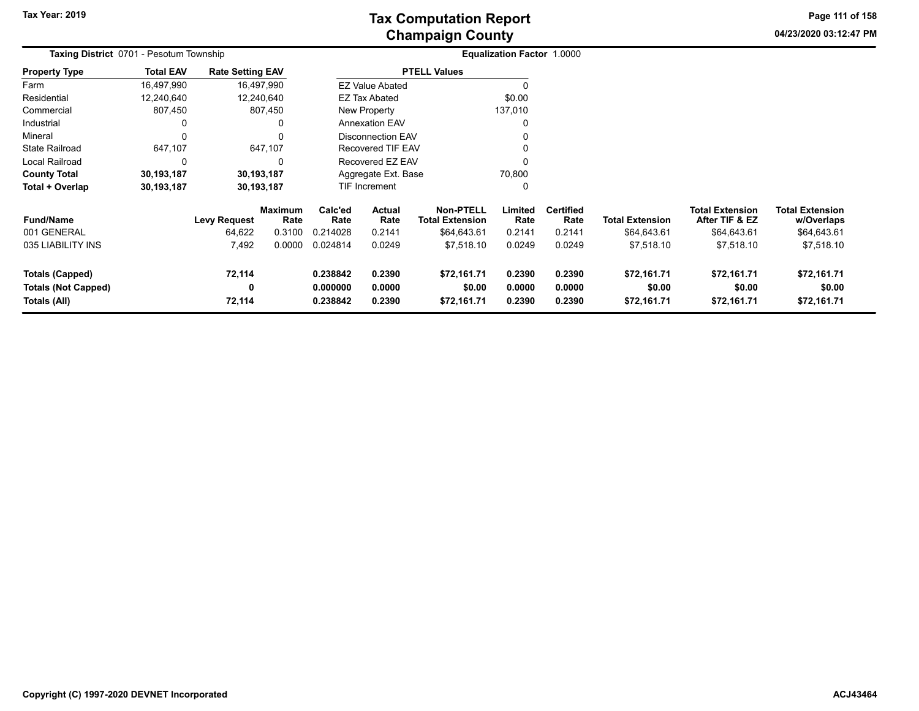# Tax Computation Report
## Champaign County

Tax Year: 2019

04/23/2020 03:12:47 PM

**Taxing District** 0701 - Pesotum Township

**Equalization Factor** 1.0000

| Property Type | Total EAV | Rate Setting EAV |
|---|---|---|
| Farm | 16,497,990 | 16,497,990 |
| Residential | 12,240,640 | 12,240,640 |
| Commercial | 807,450 | 807,450 |
| Industrial | 0 | 0 |
| Mineral | 0 | 0 |
| State Railroad | 647,107 | 647,107 |
| Local Railroad | 0 | 0 |
| **County Total** | **30,193,187** | **30,193,187** |
| **Total + Overlap** | **30,193,187** | **30,193,187** |

| PTELL Values | |
|---|---|
| EZ Value Abated | 0 |
| EZ Tax Abated | $0.00 |
| New Property | 137,010 |
| Annexation EAV | 0 |
| Disconnection EAV | 0 |
| Recovered TIF EAV | 0 |
| Recovered EZ EAV | 0 |
| Aggregate Ext. Base | 70,800 |
| TIF Increment | 0 |

| Fund/Name | Levy Request | Maximum Rate | Calc'ed Rate | Actual Rate | Non-PTELL Total Extension | Limited Rate | Certified Rate | Total Extension | Total Extension After TIF & EZ | Total Extension w/Overlaps |
|---|---|---|---|---|---|---|---|---|---|---|
| 001 GENERAL | 64,622 | 0.3100 | 0.214028 | 0.2141 | $64,643.61 | 0.2141 | 0.2141 | $64,643.61 | $64,643.61 | $64,643.61 |
| 035 LIABILITY INS | 7,492 | 0.0000 | 0.024814 | 0.0249 | $7,518.10 | 0.0249 | 0.0249 | $7,518.10 | $7,518.10 | $7,518.10 |
| **Totals (Capped)** | **72,114** | | **0.238842** | **0.2390** | **$72,161.71** | **0.2390** | **0.2390** | **$72,161.71** | **$72,161.71** | **$72,161.71** |
| **Totals (Not Capped)** | **0** | | **0.000000** | **0.0000** | **$0.00** | **0.0000** | **0.0000** | **$0.00** | **$0.00** | **$0.00** |
| **Totals (All)** | **72,114** | | **0.238842** | **0.2390** | **$72,161.71** | **0.2390** | **0.2390** | **$72,161.71** | **$72,161.71** | **$72,161.71** |

Copyright (C) 1997-2020 DEVNET Incorporated

ACJ43464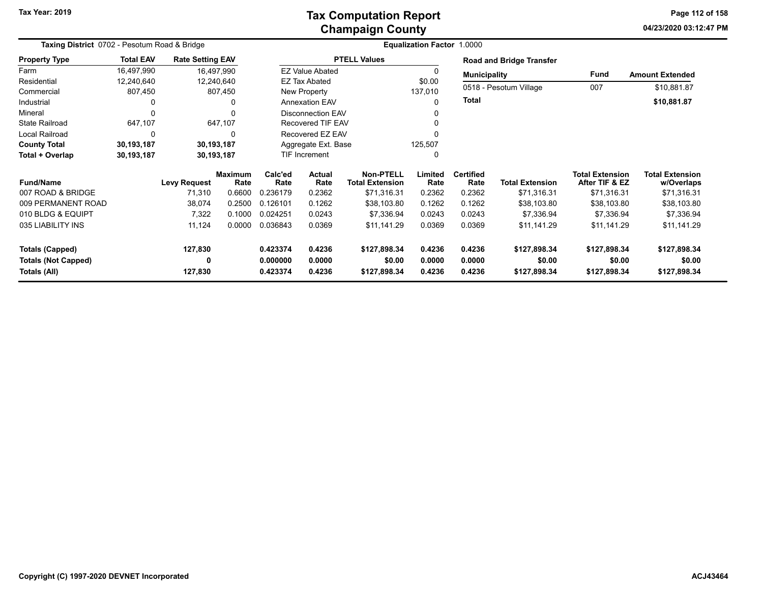# Tax Computation Report
## Champaign County

Tax Year: 2019

04/23/2020 03:12:47 PM

**Taxing District** 0702 - Pesotum Road & Bridge

**Equalization Factor** 1.0000

| Property Type | Total EAV | Rate Setting EAV |
|---|---|---|
| Farm | 16,497,990 | 16,497,990 |
| Residential | 12,240,640 | 12,240,640 |
| Commercial | 807,450 | 807,450 |
| Industrial | 0 | 0 |
| Mineral | 0 | 0 |
| State Railroad | 647,107 | 647,107 |
| Local Railroad | 0 | 0 |
| **County Total** | **30,193,187** | **30,193,187** |
| **Total + Overlap** | **30,193,187** | **30,193,187** |

| PTELL Values | |
|---|---|
| EZ Value Abated | 0 |
| EZ Tax Abated | $0.00 |
| New Property | 137,010 |
| Annexation EAV | 0 |
| Disconnection EAV | 0 |
| Recovered TIF EAV | 0 |
| Recovered EZ EAV | 0 |
| Aggregate Ext. Base | 125,507 |
| TIF Increment | 0 |

**Road and Bridge Transfer**

| Municipality | Fund | Amount Extended |
|---|---|---|
| 0518 - Pesotum Village | 007 | $10,881.87 |
| **Total** | | **$10,881.87** |

| Fund/Name | Levy Request | Maximum Rate | Calc'ed Rate | Actual Rate | Non-PTELL Total Extension | Limited Rate | Certified Rate | Total Extension | Total Extension After TIF & EZ | Total Extension w/Overlaps |
|---|---|---|---|---|---|---|---|---|---|---|
| 007 ROAD & BRIDGE | 71,310 | 0.6600 | 0.236179 | 0.2362 | $71,316.31 | 0.2362 | 0.2362 | $71,316.31 | $71,316.31 | $71,316.31 |
| 009 PERMANENT ROAD | 38,074 | 0.2500 | 0.126101 | 0.1262 | $38,103.80 | 0.1262 | 0.1262 | $38,103.80 | $38,103.80 | $38,103.80 |
| 010 BLDG & EQUIPT | 7,322 | 0.1000 | 0.024251 | 0.0243 | $7,336.94 | 0.0243 | 0.0243 | $7,336.94 | $7,336.94 | $7,336.94 |
| 035 LIABILITY INS | 11,124 | 0.0000 | 0.036843 | 0.0369 | $11,141.29 | 0.0369 | 0.0369 | $11,141.29 | $11,141.29 | $11,141.29 |
| **Totals (Capped)** | **127,830** | | **0.423374** | **0.4236** | **$127,898.34** | **0.4236** | **0.4236** | **$127,898.34** | **$127,898.34** | **$127,898.34** |
| **Totals (Not Capped)** | **0** | | **0.000000** | **0.0000** | **$0.00** | **0.0000** | **0.0000** | **$0.00** | **$0.00** | **$0.00** |
| **Totals (All)** | **127,830** | | **0.423374** | **0.4236** | **$127,898.34** | **0.4236** | **0.4236** | **$127,898.34** | **$127,898.34** | **$127,898.34** |

Copyright (C) 1997-2020 DEVNET Incorporated

ACJ43464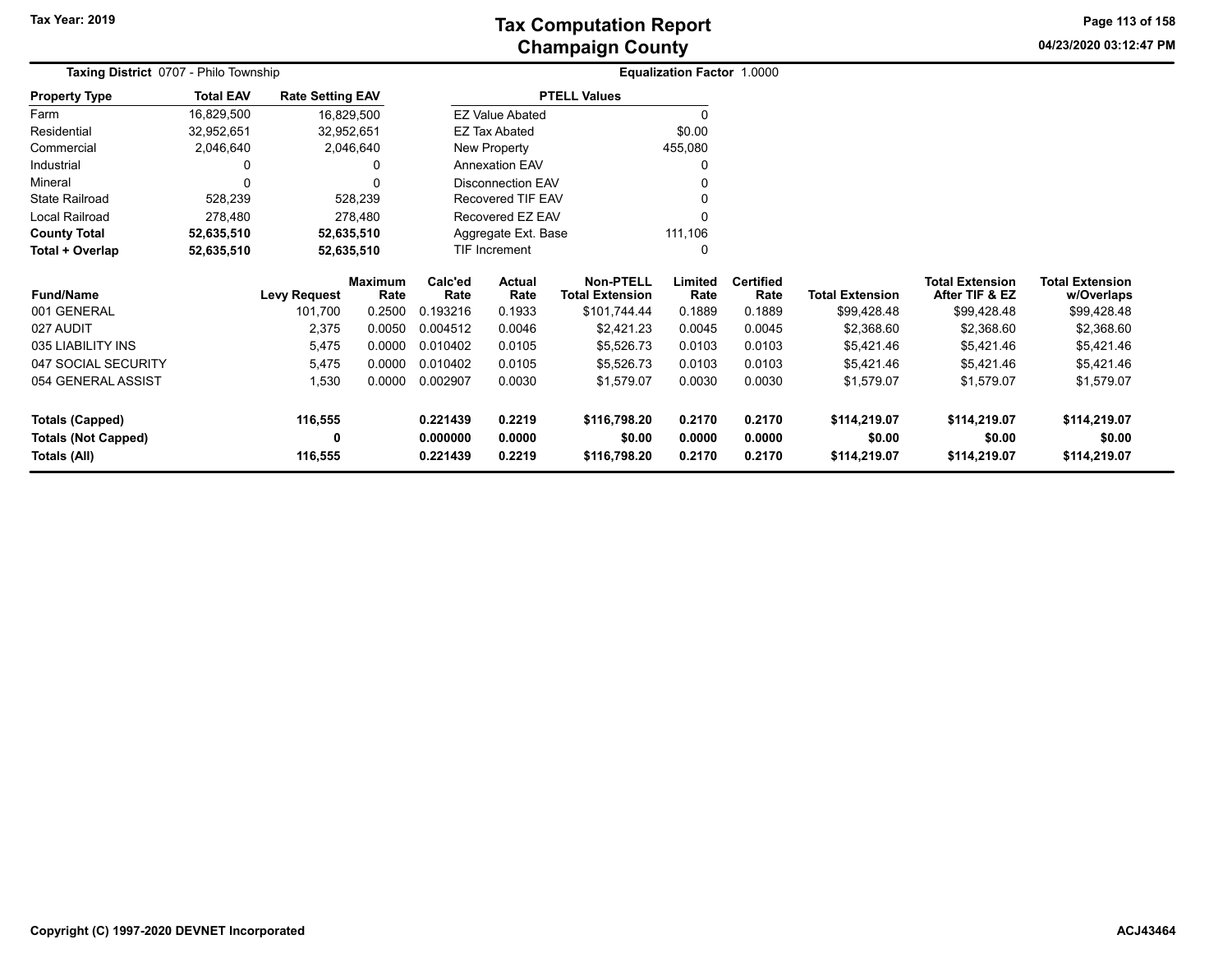**Tax Year: 2019**

# Tax Computation Report
## Champaign County

04/23/2020 03:12:47 PM

**Taxing District** 0707 - Philo Township

**Equalization Factor** 1.0000

| Property Type | Total EAV | Rate Setting EAV |
|---|---|---|
| Farm | 16,829,500 | 16,829,500 |
| Residential | 32,952,651 | 32,952,651 |
| Commercial | 2,046,640 | 2,046,640 |
| Industrial | 0 | 0 |
| Mineral | 0 | 0 |
| State Railroad | 528,239 | 528,239 |
| Local Railroad | 278,480 | 278,480 |
| **County Total** | **52,635,510** | **52,635,510** |
| **Total + Overlap** | **52,635,510** | **52,635,510** |

| PTELL Values | |
|---|---|
| EZ Value Abated | 0 |
| EZ Tax Abated | $0.00 |
| New Property | 455,080 |
| Annexation EAV | 0 |
| Disconnection EAV | 0 |
| Recovered TIF EAV | 0 |
| Recovered EZ EAV | 0 |
| Aggregate Ext. Base | 111,106 |
| TIF Increment | 0 |

| Fund/Name | Levy Request | Maximum Rate | Calc'ed Rate | Actual Rate | Non-PTELL Total Extension | Limited Rate | Certified Rate | Total Extension | Total Extension After TIF & EZ | Total Extension w/Overlaps |
|---|---|---|---|---|---|---|---|---|---|---|
| 001 GENERAL | 101,700 | 0.2500 | 0.193216 | 0.1933 | $101,744.44 | 0.1889 | 0.1889 | $99,428.48 | $99,428.48 | $99,428.48 |
| 027 AUDIT | 2,375 | 0.0050 | 0.004512 | 0.0046 | $2,421.23 | 0.0045 | 0.0045 | $2,368.60 | $2,368.60 | $2,368.60 |
| 035 LIABILITY INS | 5,475 | 0.0000 | 0.010402 | 0.0105 | $5,526.73 | 0.0103 | 0.0103 | $5,421.46 | $5,421.46 | $5,421.46 |
| 047 SOCIAL SECURITY | 5,475 | 0.0000 | 0.010402 | 0.0105 | $5,526.73 | 0.0103 | 0.0103 | $5,421.46 | $5,421.46 | $5,421.46 |
| 054 GENERAL ASSIST | 1,530 | 0.0000 | 0.002907 | 0.0030 | $1,579.07 | 0.0030 | 0.0030 | $1,579.07 | $1,579.07 | $1,579.07 |
| **Totals (Capped)** | **116,555** | | **0.221439** | **0.2219** | **$116,798.20** | **0.2170** | **0.2170** | **$114,219.07** | **$114,219.07** | **$114,219.07** |
| **Totals (Not Capped)** | **0** | | **0.000000** | **0.0000** | **$0.00** | **0.0000** | **0.0000** | **$0.00** | **$0.00** | **$0.00** |
| **Totals (All)** | **116,555** | | **0.221439** | **0.2219** | **$116,798.20** | **0.2170** | **0.2170** | **$114,219.07** | **$114,219.07** | **$114,219.07** |

Copyright (C) 1997-2020 DEVNET Incorporated

ACJ43464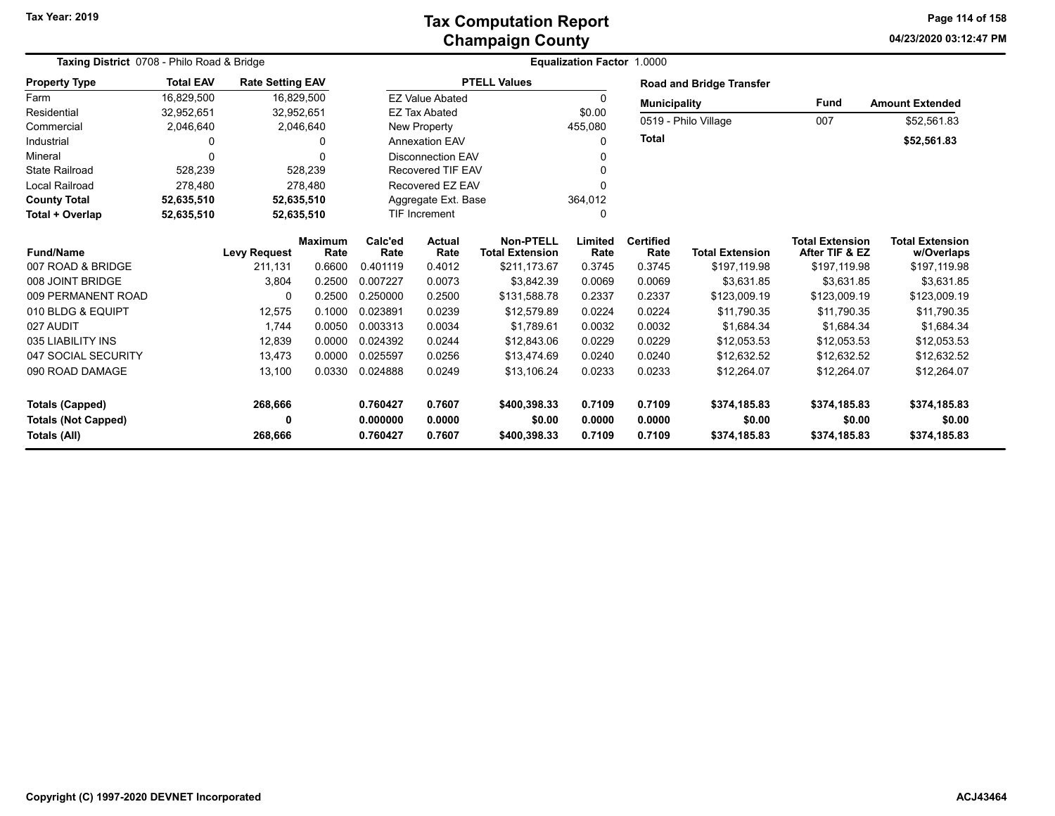Tax Year: 2019

# Tax Computation Report
## Champaign County

04/23/2020 03:12:47 PM

**Taxing District** 0708 - Philo Road & Bridge

**Equalization Factor** 1.0000

| Property Type | Total EAV | Rate Setting EAV |
|---|---|---|
| Farm | 16,829,500 | 16,829,500 |
| Residential | 32,952,651 | 32,952,651 |
| Commercial | 2,046,640 | 2,046,640 |
| Industrial | 0 | 0 |
| Mineral | 0 | 0 |
| State Railroad | 528,239 | 528,239 |
| Local Railroad | 278,480 | 278,480 |
| **County Total** | **52,635,510** | **52,635,510** |
| **Total + Overlap** | **52,635,510** | **52,635,510** |

| PTELL Values | |
|---|---|
| EZ Value Abated | 0 |
| EZ Tax Abated | $0.00 |
| New Property | 455,080 |
| Annexation EAV | 0 |
| Disconnection EAV | 0 |
| Recovered TIF EAV | 0 |
| Recovered EZ EAV | 0 |
| Aggregate Ext. Base | 364,012 |
| TIF Increment | 0 |

**Road and Bridge Transfer**

| Municipality | Fund | Amount Extended |
|---|---|---|
| 0519 - Philo Village | 007 | $52,561.83 |
| **Total** | | **$52,561.83** |

| Fund/Name | Levy Request | Maximum Rate | Calc'ed Rate | Actual Rate | Non-PTELL Total Extension | Limited Rate | Certified Rate | Total Extension | Total Extension After TIF & EZ | Total Extension w/Overlaps |
|---|---|---|---|---|---|---|---|---|---|---|
| 007 ROAD & BRIDGE | 211,131 | 0.6600 | 0.401119 | 0.4012 | $211,173.67 | 0.3745 | 0.3745 | $197,119.98 | $197,119.98 | $197,119.98 |
| 008 JOINT BRIDGE | 3,804 | 0.2500 | 0.007227 | 0.0073 | $3,842.39 | 0.0069 | 0.0069 | $3,631.85 | $3,631.85 | $3,631.85 |
| 009 PERMANENT ROAD | 0 | 0.2500 | 0.250000 | 0.2500 | $131,588.78 | 0.2337 | 0.2337 | $123,009.19 | $123,009.19 | $123,009.19 |
| 010 BLDG & EQUIPT | 12,575 | 0.1000 | 0.023891 | 0.0239 | $12,579.89 | 0.0224 | 0.0224 | $11,790.35 | $11,790.35 | $11,790.35 |
| 027 AUDIT | 1,744 | 0.0050 | 0.003313 | 0.0034 | $1,789.61 | 0.0032 | 0.0032 | $1,684.34 | $1,684.34 | $1,684.34 |
| 035 LIABILITY INS | 12,839 | 0.0000 | 0.024392 | 0.0244 | $12,843.06 | 0.0229 | 0.0229 | $12,053.53 | $12,053.53 | $12,053.53 |
| 047 SOCIAL SECURITY | 13,473 | 0.0000 | 0.025597 | 0.0256 | $13,474.69 | 0.0240 | 0.0240 | $12,632.52 | $12,632.52 | $12,632.52 |
| 090 ROAD DAMAGE | 13,100 | 0.0330 | 0.024888 | 0.0249 | $13,106.24 | 0.0233 | 0.0233 | $12,264.07 | $12,264.07 | $12,264.07 |
| **Totals (Capped)** | **268,666** | | **0.760427** | **0.7607** | **$400,398.33** | **0.7109** | **0.7109** | **$374,185.83** | **$374,185.83** | **$374,185.83** |
| **Totals (Not Capped)** | **0** | | **0.000000** | **0.0000** | **$0.00** | **0.0000** | **0.0000** | **$0.00** | **$0.00** | **$0.00** |
| **Totals (All)** | **268,666** | | **0.760427** | **0.7607** | **$400,398.33** | **0.7109** | **0.7109** | **$374,185.83** | **$374,185.83** | **$374,185.83** |

Copyright (C) 1997-2020 DEVNET Incorporated

ACJ43464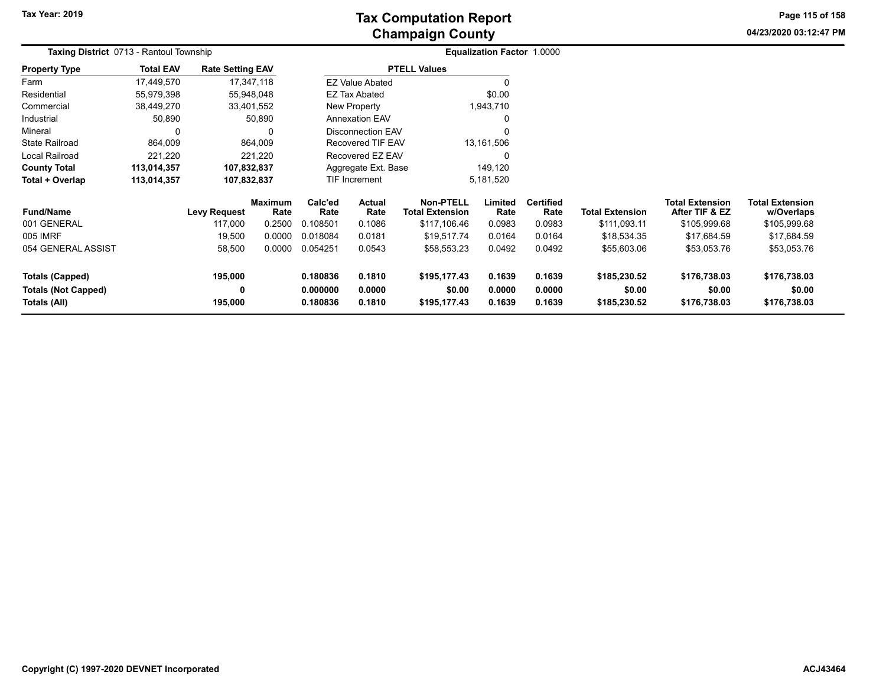# Tax Computation Report
## Champaign County

Tax Year: 2019

04/23/2020 03:12:47 PM

**Taxing District** 0713 - Rantoul Township

**Equalization Factor** 1.0000

| Property Type | Total EAV | Rate Setting EAV |
|---|---|---|
| Farm | 17,449,570 | 17,347,118 |
| Residential | 55,979,398 | 55,948,048 |
| Commercial | 38,449,270 | 33,401,552 |
| Industrial | 50,890 | 50,890 |
| Mineral | 0 | 0 |
| State Railroad | 864,009 | 864,009 |
| Local Railroad | 221,220 | 221,220 |
| **County Total** | **113,014,357** | **107,832,837** |
| **Total + Overlap** | **113,014,357** | **107,832,837** |

| PTELL Values | |
|---|---|
| EZ Value Abated | 0 |
| EZ Tax Abated | $0.00 |
| New Property | 1,943,710 |
| Annexation EAV | 0 |
| Disconnection EAV | 0 |
| Recovered TIF EAV | 13,161,506 |
| Recovered EZ EAV | 0 |
| Aggregate Ext. Base | 149,120 |
| TIF Increment | 5,181,520 |

| Fund/Name | Levy Request | Maximum Rate | Calc'ed Rate | Actual Rate | Non-PTELL Total Extension | Limited Rate | Certified Rate | Total Extension | Total Extension After TIF & EZ | Total Extension w/Overlaps |
|---|---|---|---|---|---|---|---|---|---|---|
| 001 GENERAL | 117,000 | 0.2500 | 0.108501 | 0.1086 | $117,106.46 | 0.0983 | 0.0983 | $111,093.11 | $105,999.68 | $105,999.68 |
| 005 IMRF | 19,500 | 0.0000 | 0.018084 | 0.0181 | $19,517.74 | 0.0164 | 0.0164 | $18,534.35 | $17,684.59 | $17,684.59 |
| 054 GENERAL ASSIST | 58,500 | 0.0000 | 0.054251 | 0.0543 | $58,553.23 | 0.0492 | 0.0492 | $55,603.06 | $53,053.76 | $53,053.76 |
| **Totals (Capped)** | **195,000** | | **0.180836** | **0.1810** | **$195,177.43** | **0.1639** | **0.1639** | **$185,230.52** | **$176,738.03** | **$176,738.03** |
| **Totals (Not Capped)** | **0** | | **0.000000** | **0.0000** | **$0.00** | **0.0000** | **0.0000** | **$0.00** | **$0.00** | **$0.00** |
| **Totals (All)** | **195,000** | | **0.180836** | **0.1810** | **$195,177.43** | **0.1639** | **0.1639** | **$185,230.52** | **$176,738.03** | **$176,738.03** |

Copyright (C) 1997-2020 DEVNET Incorporated

ACJ43464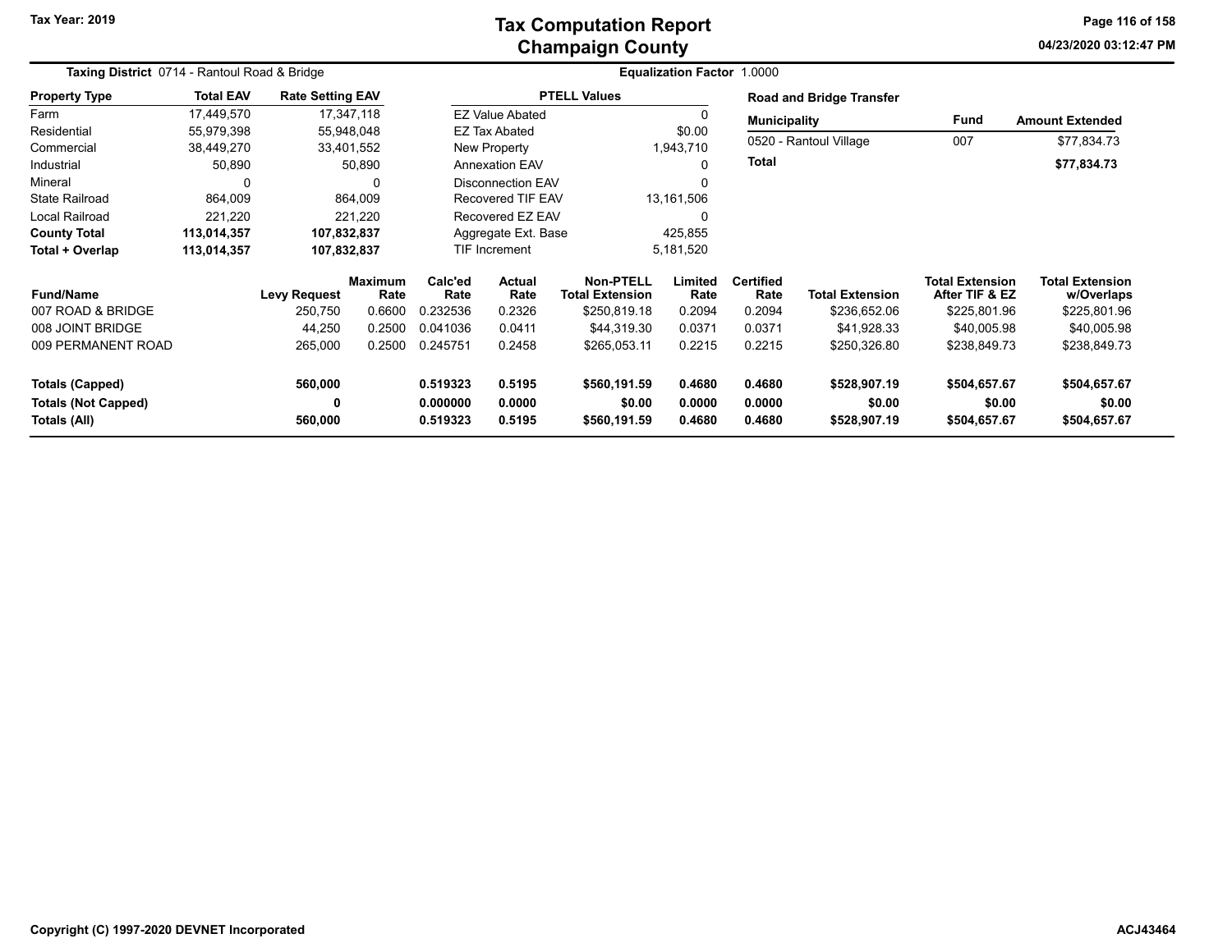# Tax Computation Report
# Champaign County

Tax Year: 2019

**Taxing District** 0714 - Rantoul Road & Bridge

**Equalization Factor** 1.0000

| Property Type | Total EAV | Rate Setting EAV |
|---|---|---|
| Farm | 17,449,570 | 17,347,118 |
| Residential | 55,979,398 | 55,948,048 |
| Commercial | 38,449,270 | 33,401,552 |
| Industrial | 50,890 | 50,890 |
| Mineral | 0 | 0 |
| State Railroad | 864,009 | 864,009 |
| Local Railroad | 221,220 | 221,220 |
| **County Total** | **113,014,357** | **107,832,837** |
| **Total + Overlap** | **113,014,357** | **107,832,837** |

| PTELL Values | |
|---|---|
| EZ Value Abated | 0 |
| EZ Tax Abated | $0.00 |
| New Property | 1,943,710 |
| Annexation EAV | 0 |
| Disconnection EAV | 0 |
| Recovered TIF EAV | 13,161,506 |
| Recovered EZ EAV | 0 |
| Aggregate Ext. Base | 425,855 |
| TIF Increment | 5,181,520 |

**Road and Bridge Transfer**

| Municipality | Fund | Amount Extended |
|---|---|---|
| 0520 - Rantoul Village | 007 | $77,834.73 |
| **Total** | | **$77,834.73** |

| Fund/Name | Levy Request | Maximum Rate | Calc'ed Rate | Actual Rate | Non-PTELL Total Extension | Limited Rate | Certified Rate | Total Extension | Total Extension After TIF & EZ | Total Extension w/Overlaps |
|---|---|---|---|---|---|---|---|---|---|---|
| 007 ROAD & BRIDGE | 250,750 | 0.6600 | 0.232536 | 0.2326 | $250,819.18 | 0.2094 | 0.2094 | $236,652.06 | $225,801.96 | $225,801.96 |
| 008 JOINT BRIDGE | 44,250 | 0.2500 | 0.041036 | 0.0411 | $44,319.30 | 0.0371 | 0.0371 | $41,928.33 | $40,005.98 | $40,005.98 |
| 009 PERMANENT ROAD | 265,000 | 0.2500 | 0.245751 | 0.2458 | $265,053.11 | 0.2215 | 0.2215 | $250,326.80 | $238,849.73 | $238,849.73 |
| **Totals (Capped)** | **560,000** | | **0.519323** | **0.5195** | **$560,191.59** | **0.4680** | **0.4680** | **$528,907.19** | **$504,657.67** | **$504,657.67** |
| **Totals (Not Capped)** | **0** | | **0.000000** | **0.0000** | **$0.00** | **0.0000** | **0.0000** | **$0.00** | **$0.00** | **$0.00** |
| **Totals (All)** | **560,000** | | **0.519323** | **0.5195** | **$560,191.59** | **0.4680** | **0.4680** | **$528,907.19** | **$504,657.67** | **$504,657.67** |

Copyright (C) 1997-2020 DEVNET Incorporated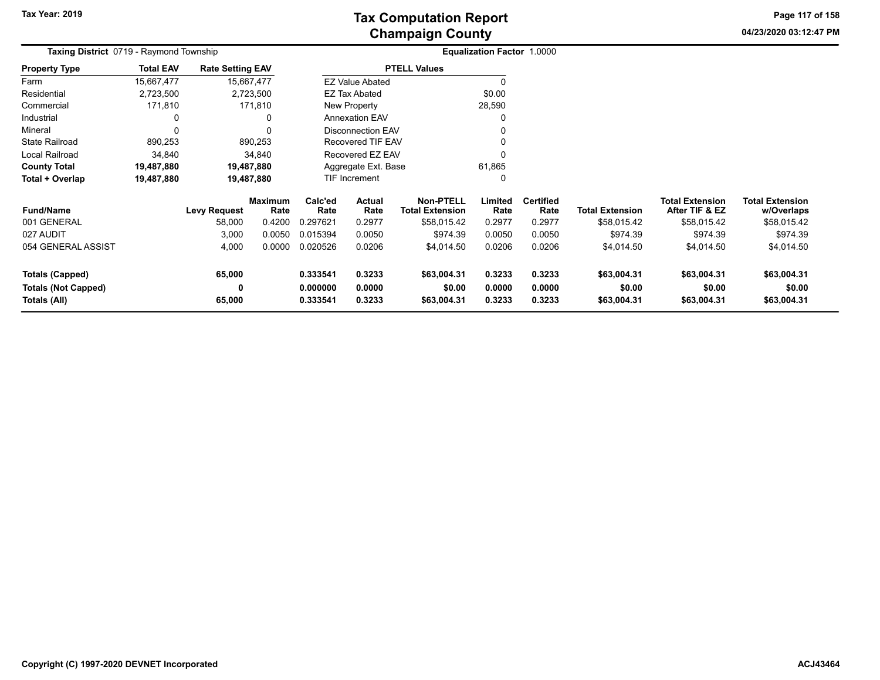# Tax Computation Report
## Champaign County

Tax Year: 2019

04/23/2020 03:12:47 PM

**Taxing District** 0719 - Raymond Township

**Equalization Factor** 1.0000

| Property Type | Total EAV | Rate Setting EAV |
|---|---|---|
| Farm | 15,667,477 | 15,667,477 |
| Residential | 2,723,500 | 2,723,500 |
| Commercial | 171,810 | 171,810 |
| Industrial | 0 | 0 |
| Mineral | 0 | 0 |
| State Railroad | 890,253 | 890,253 |
| Local Railroad | 34,840 | 34,840 |
| **County Total** | **19,487,880** | **19,487,880** |
| **Total + Overlap** | **19,487,880** | **19,487,880** |

| PTELL Values | |
|---|---|
| EZ Value Abated | 0 |
| EZ Tax Abated | $0.00 |
| New Property | 28,590 |
| Annexation EAV | 0 |
| Disconnection EAV | 0 |
| Recovered TIF EAV | 0 |
| Recovered EZ EAV | 0 |
| Aggregate Ext. Base | 61,865 |
| TIF Increment | 0 |

| Fund/Name | Levy Request | Maximum Rate | Calc'ed Rate | Actual Rate | Non-PTELL Total Extension | Limited Rate | Certified Rate | Total Extension | Total Extension After TIF & EZ | Total Extension w/Overlaps |
|---|---|---|---|---|---|---|---|---|---|---|
| 001 GENERAL | 58,000 | 0.4200 | 0.297621 | 0.2977 | $58,015.42 | 0.2977 | 0.2977 | $58,015.42 | $58,015.42 | $58,015.42 |
| 027 AUDIT | 3,000 | 0.0050 | 0.015394 | 0.0050 | $974.39 | 0.0050 | 0.0050 | $974.39 | $974.39 | $974.39 |
| 054 GENERAL ASSIST | 4,000 | 0.0000 | 0.020526 | 0.0206 | $4,014.50 | 0.0206 | 0.0206 | $4,014.50 | $4,014.50 | $4,014.50 |
| **Totals (Capped)** | **65,000** | | **0.333541** | **0.3233** | **$63,004.31** | **0.3233** | **0.3233** | **$63,004.31** | **$63,004.31** | **$63,004.31** |
| **Totals (Not Capped)** | **0** | | **0.000000** | **0.0000** | **$0.00** | **0.0000** | **0.0000** | **$0.00** | **$0.00** | **$0.00** |
| **Totals (All)** | **65,000** | | **0.333541** | **0.3233** | **$63,004.31** | **0.3233** | **0.3233** | **$63,004.31** | **$63,004.31** | **$63,004.31** |

Copyright (C) 1997-2020 DEVNET Incorporated

ACJ43464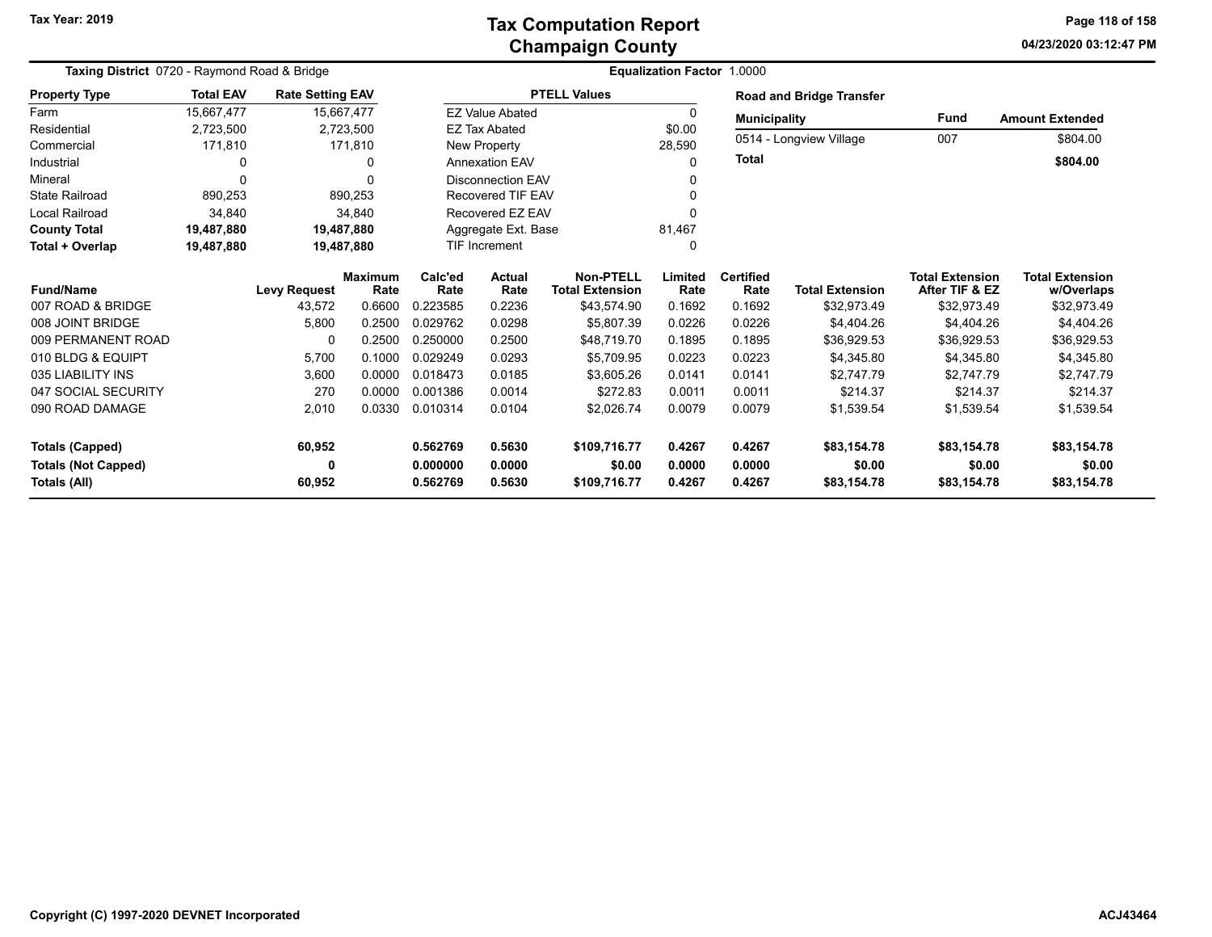# Tax Computation Report
## Champaign County

Tax Year: 2019

04/23/2020 03:12:47 PM

**Taxing District** 0720 - Raymond Road & Bridge

**Equalization Factor** 1.0000

| Property Type | Total EAV | Rate Setting EAV |
|---|---|---|
| Farm | 15,667,477 | 15,667,477 |
| Residential | 2,723,500 | 2,723,500 |
| Commercial | 171,810 | 171,810 |
| Industrial | 0 | 0 |
| Mineral | 0 | 0 |
| State Railroad | 890,253 | 890,253 |
| Local Railroad | 34,840 | 34,840 |
| **County Total** | **19,487,880** | **19,487,880** |
| **Total + Overlap** | **19,487,880** | **19,487,880** |

| PTELL Values | |
|---|---|
| EZ Value Abated | 0 |
| EZ Tax Abated | $0.00 |
| New Property | 28,590 |
| Annexation EAV | 0 |
| Disconnection EAV | 0 |
| Recovered TIF EAV | 0 |
| Recovered EZ EAV | 0 |
| Aggregate Ext. Base | 81,467 |
| TIF Increment | 0 |

**Road and Bridge Transfer**

| Municipality | Fund | Amount Extended |
|---|---|---|
| 0514 - Longview Village | 007 | $804.00 |
| **Total** | | **$804.00** |

| Fund/Name | Levy Request | Maximum Rate | Calc'ed Rate | Actual Rate | Non-PTELL Total Extension | Limited Rate | Certified Rate | Total Extension | Total Extension After TIF & EZ | Total Extension w/Overlaps |
|---|---|---|---|---|---|---|---|---|---|---|
| 007 ROAD & BRIDGE | 43,572 | 0.6600 | 0.223585 | 0.2236 | $43,574.90 | 0.1692 | 0.1692 | $32,973.49 | $32,973.49 | $32,973.49 |
| 008 JOINT BRIDGE | 5,800 | 0.2500 | 0.029762 | 0.0298 | $5,807.39 | 0.0226 | 0.0226 | $4,404.26 | $4,404.26 | $4,404.26 |
| 009 PERMANENT ROAD | 0 | 0.2500 | 0.250000 | 0.2500 | $48,719.70 | 0.1895 | 0.1895 | $36,929.53 | $36,929.53 | $36,929.53 |
| 010 BLDG & EQUIPT | 5,700 | 0.1000 | 0.029249 | 0.0293 | $5,709.95 | 0.0223 | 0.0223 | $4,345.80 | $4,345.80 | $4,345.80 |
| 035 LIABILITY INS | 3,600 | 0.0000 | 0.018473 | 0.0185 | $3,605.26 | 0.0141 | 0.0141 | $2,747.79 | $2,747.79 | $2,747.79 |
| 047 SOCIAL SECURITY | 270 | 0.0000 | 0.001386 | 0.0014 | $272.83 | 0.0011 | 0.0011 | $214.37 | $214.37 | $214.37 |
| 090 ROAD DAMAGE | 2,010 | 0.0330 | 0.010314 | 0.0104 | $2,026.74 | 0.0079 | 0.0079 | $1,539.54 | $1,539.54 | $1,539.54 |
| **Totals (Capped)** | **60,952** | | **0.562769** | **0.5630** | **$109,716.77** | **0.4267** | **0.4267** | **$83,154.78** | **$83,154.78** | **$83,154.78** |
| **Totals (Not Capped)** | **0** | | **0.000000** | **0.0000** | **$0.00** | **0.0000** | **0.0000** | **$0.00** | **$0.00** | **$0.00** |
| **Totals (All)** | **60,952** | | **0.562769** | **0.5630** | **$109,716.77** | **0.4267** | **0.4267** | **$83,154.78** | **$83,154.78** | **$83,154.78** |

Copyright (C) 1997-2020 DEVNET Incorporated

ACJ43464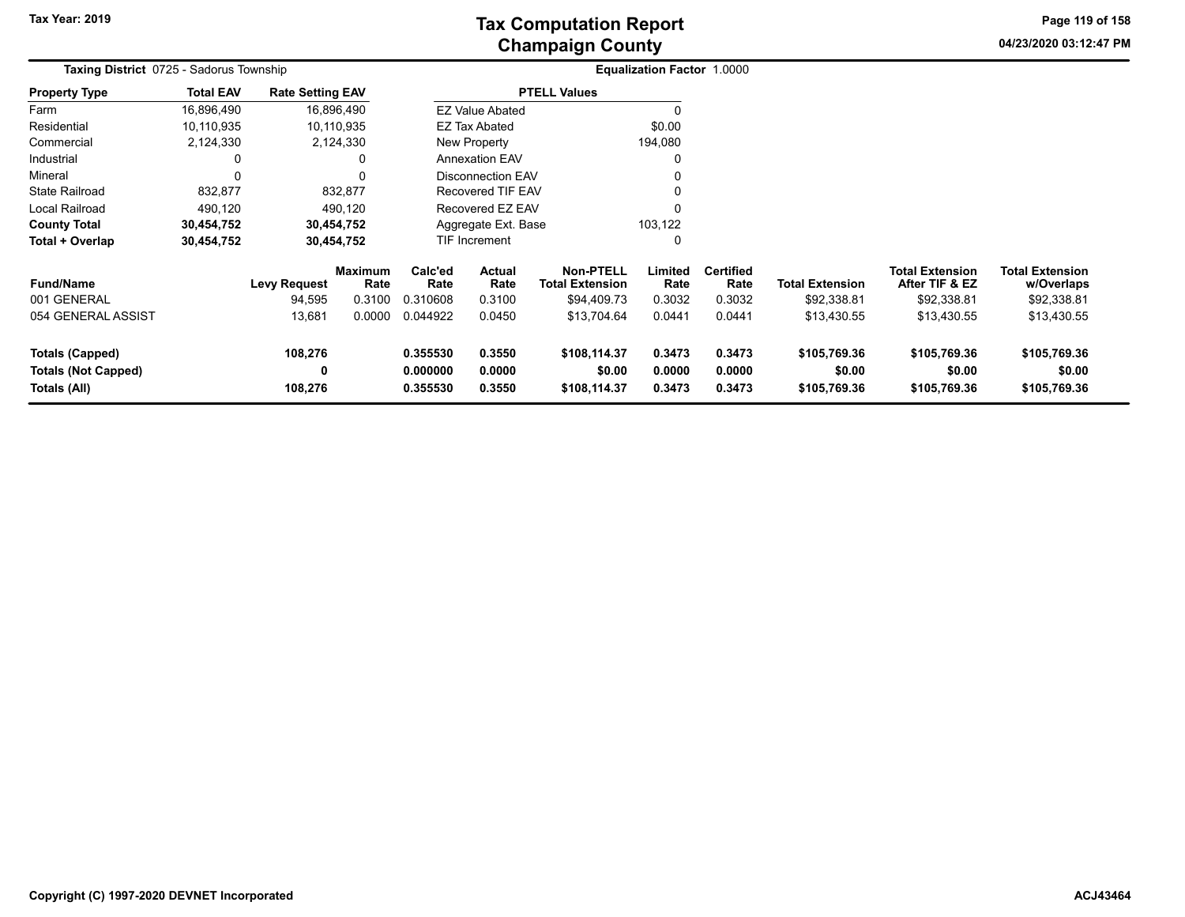Tax Year: 2019

# Tax Computation Report
## Champaign County

04/23/2020 03:12:47 PM

**Taxing District** 0725 - Sadorus Township

**Equalization Factor** 1.0000

| Property Type | Total EAV | Rate Setting EAV |
|---|---|---|
| Farm | 16,896,490 | 16,896,490 |
| Residential | 10,110,935 | 10,110,935 |
| Commercial | 2,124,330 | 2,124,330 |
| Industrial | 0 | 0 |
| Mineral | 0 | 0 |
| State Railroad | 832,877 | 832,877 |
| Local Railroad | 490,120 | 490,120 |
| **County Total** | **30,454,752** | **30,454,752** |
| **Total + Overlap** | **30,454,752** | **30,454,752** |

| PTELL Values | |
|---|---|
| EZ Value Abated | 0 |
| EZ Tax Abated | $0.00 |
| New Property | 194,080 |
| Annexation EAV | 0 |
| Disconnection EAV | 0 |
| Recovered TIF EAV | 0 |
| Recovered EZ EAV | 0 |
| Aggregate Ext. Base | 103,122 |
| TIF Increment | 0 |

| Fund/Name | Levy Request | Maximum Rate | Calc'ed Rate | Actual Rate | Non-PTELL Total Extension | Limited Rate | Certified Rate | Total Extension | Total Extension After TIF & EZ | Total Extension w/Overlaps |
|---|---|---|---|---|---|---|---|---|---|---|
| 001 GENERAL | 94,595 | 0.3100 | 0.310608 | 0.3100 | $94,409.73 | 0.3032 | 0.3032 | $92,338.81 | $92,338.81 | $92,338.81 |
| 054 GENERAL ASSIST | 13,681 | 0.0000 | 0.044922 | 0.0450 | $13,704.64 | 0.0441 | 0.0441 | $13,430.55 | $13,430.55 | $13,430.55 |
| **Totals (Capped)** | **108,276** | | **0.355530** | **0.3550** | **$108,114.37** | **0.3473** | **0.3473** | **$105,769.36** | **$105,769.36** | **$105,769.36** |
| **Totals (Not Capped)** | **0** | | **0.000000** | **0.0000** | **$0.00** | **0.0000** | **0.0000** | **$0.00** | **$0.00** | **$0.00** |
| **Totals (All)** | **108,276** | | **0.355530** | **0.3550** | **$108,114.37** | **0.3473** | **0.3473** | **$105,769.36** | **$105,769.36** | **$105,769.36** |

Copyright (C) 1997-2020 DEVNET Incorporated

ACJ43464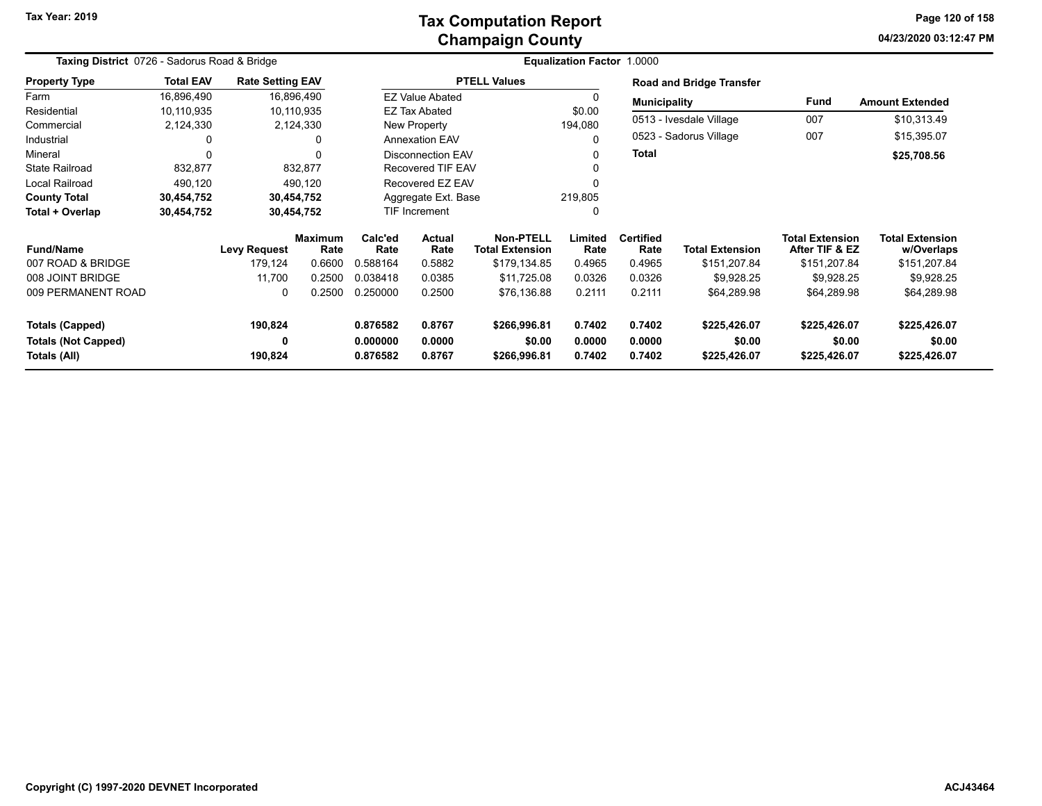# Tax Computation Report
# Champaign County

Tax Year: 2019

**Taxing District** 0726 - Sadorus Road & Bridge

**Equalization Factor** 1.0000

| Property Type | Total EAV | Rate Setting EAV |
|---|---|---|
| Farm | 16,896,490 | 16,896,490 |
| Residential | 10,110,935 | 10,110,935 |
| Commercial | 2,124,330 | 2,124,330 |
| Industrial | 0 | 0 |
| Mineral | 0 | 0 |
| State Railroad | 832,877 | 832,877 |
| Local Railroad | 490,120 | 490,120 |
| **County Total** | **30,454,752** | **30,454,752** |
| **Total + Overlap** | **30,454,752** | **30,454,752** |

| PTELL Values | |
|---|---|
| EZ Value Abated | 0 |
| EZ Tax Abated | $0.00 |
| New Property | 194,080 |
| Annexation EAV | 0 |
| Disconnection EAV | 0 |
| Recovered TIF EAV | 0 |
| Recovered EZ EAV | 0 |
| Aggregate Ext. Base | 219,805 |
| TIF Increment | 0 |

**Road and Bridge Transfer**

| Municipality | Fund | Amount Extended |
|---|---|---|
| 0513 - Ivesdale Village | 007 | $10,313.49 |
| 0523 - Sadorus Village | 007 | $15,395.07 |
| **Total** | | **$25,708.56** |

| Fund/Name | Levy Request | Maximum Rate | Calc'ed Rate | Actual Rate | Non-PTELL Total Extension | Limited Rate | Certified Rate | Total Extension | Total Extension After TIF & EZ | Total Extension w/Overlaps |
|---|---|---|---|---|---|---|---|---|---|---|
| 007 ROAD & BRIDGE | 179,124 | 0.6600 | 0.588164 | 0.5882 | $179,134.85 | 0.4965 | 0.4965 | $151,207.84 | $151,207.84 | $151,207.84 |
| 008 JOINT BRIDGE | 11,700 | 0.2500 | 0.038418 | 0.0385 | $11,725.08 | 0.0326 | 0.0326 | $9,928.25 | $9,928.25 | $9,928.25 |
| 009 PERMANENT ROAD | 0 | 0.2500 | 0.250000 | 0.2500 | $76,136.88 | 0.2111 | 0.2111 | $64,289.98 | $64,289.98 | $64,289.98 |
| **Totals (Capped)** | **190,824** | | **0.876582** | **0.8767** | **$266,996.81** | **0.7402** | **0.7402** | **$225,426.07** | **$225,426.07** | **$225,426.07** |
| **Totals (Not Capped)** | **0** | | **0.000000** | **0.0000** | **$0.00** | **0.0000** | **0.0000** | **$0.00** | **$0.00** | **$0.00** |
| **Totals (All)** | **190,824** | | **0.876582** | **0.8767** | **$266,996.81** | **0.7402** | **0.7402** | **$225,426.07** | **$225,426.07** | **$225,426.07** |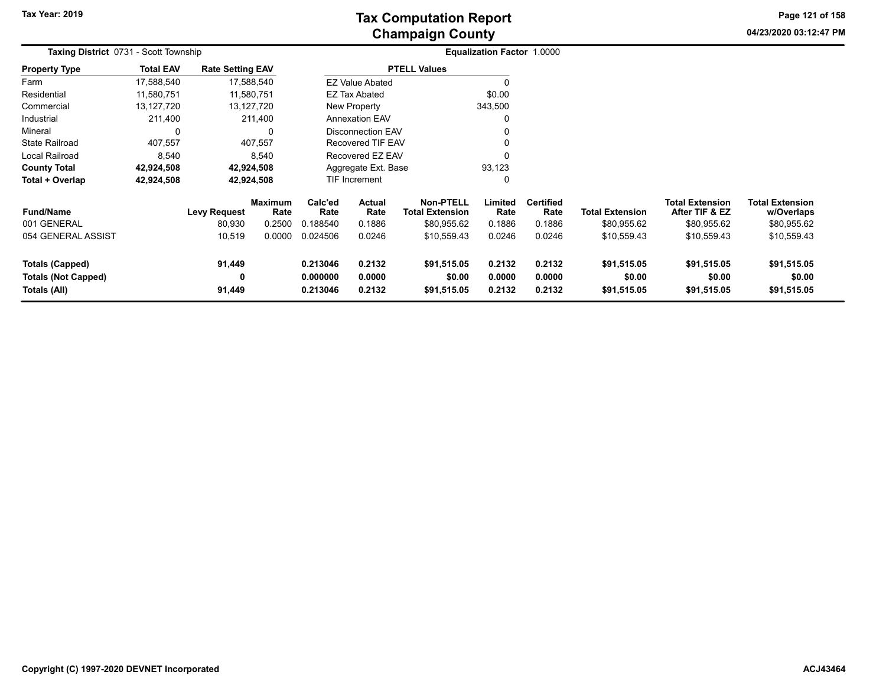Tax Year: 2019

# Tax Computation Report
## Champaign County

04/23/2020 03:12:47 PM

**Taxing District** 0731 - Scott Township

**Equalization Factor** 1.0000

| Property Type | Total EAV | Rate Setting EAV |
|---|---|---|
| Farm | 17,588,540 | 17,588,540 |
| Residential | 11,580,751 | 11,580,751 |
| Commercial | 13,127,720 | 13,127,720 |
| Industrial | 211,400 | 211,400 |
| Mineral | 0 | 0 |
| State Railroad | 407,557 | 407,557 |
| Local Railroad | 8,540 | 8,540 |
| **County Total** | **42,924,508** | **42,924,508** |
| **Total + Overlap** | **42,924,508** | **42,924,508** |

| PTELL Values | |
|---|---|
| EZ Value Abated | 0 |
| EZ Tax Abated | $0.00 |
| New Property | 343,500 |
| Annexation EAV | 0 |
| Disconnection EAV | 0 |
| Recovered TIF EAV | 0 |
| Recovered EZ EAV | 0 |
| Aggregate Ext. Base | 93,123 |
| TIF Increment | 0 |

| Fund/Name | Levy Request | Maximum Rate | Calc'ed Rate | Actual Rate | Non-PTELL Total Extension | Limited Rate | Certified Rate | Total Extension | Total Extension After TIF & EZ | Total Extension w/Overlaps |
|---|---|---|---|---|---|---|---|---|---|---|
| 001 GENERAL | 80,930 | 0.2500 | 0.188540 | 0.1886 | $80,955.62 | 0.1886 | 0.1886 | $80,955.62 | $80,955.62 | $80,955.62 |
| 054 GENERAL ASSIST | 10,519 | 0.0000 | 0.024506 | 0.0246 | $10,559.43 | 0.0246 | 0.0246 | $10,559.43 | $10,559.43 | $10,559.43 |
| **Totals (Capped)** | **91,449** | | **0.213046** | **0.2132** | **$91,515.05** | **0.2132** | **0.2132** | **$91,515.05** | **$91,515.05** | **$91,515.05** |
| **Totals (Not Capped)** | **0** | | **0.000000** | **0.0000** | **$0.00** | **0.0000** | **0.0000** | **$0.00** | **$0.00** | **$0.00** |
| **Totals (All)** | **91,449** | | **0.213046** | **0.2132** | **$91,515.05** | **0.2132** | **0.2132** | **$91,515.05** | **$91,515.05** | **$91,515.05** |

Copyright (C) 1997-2020 DEVNET Incorporated

ACJ43464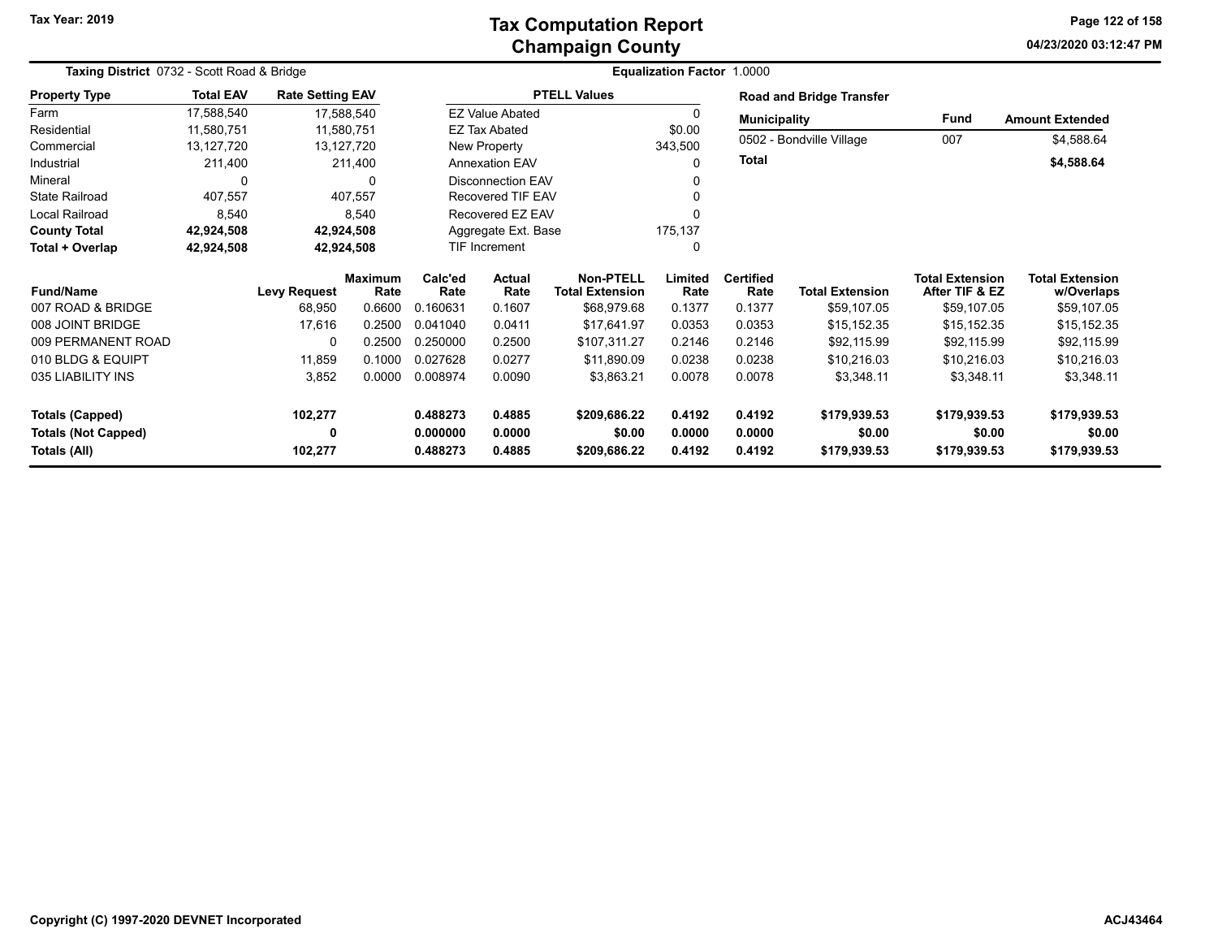# Tax Computation Report
## Champaign County

Tax Year: 2019

04/23/2020 03:12:47 PM

**Taxing District** 0732 - Scott Road & Bridge

**Equalization Factor** 1.0000

| Property Type | Total EAV | Rate Setting EAV |
|---|---|---|
| Farm | 17,588,540 | 17,588,540 |
| Residential | 11,580,751 | 11,580,751 |
| Commercial | 13,127,720 | 13,127,720 |
| Industrial | 211,400 | 211,400 |
| Mineral | 0 | 0 |
| State Railroad | 407,557 | 407,557 |
| Local Railroad | 8,540 | 8,540 |
| **County Total** | **42,924,508** | **42,924,508** |
| **Total + Overlap** | **42,924,508** | **42,924,508** |

| PTELL Values | |
|---|---|
| EZ Value Abated | 0 |
| EZ Tax Abated | $0.00 |
| New Property | 343,500 |
| Annexation EAV | 0 |
| Disconnection EAV | 0 |
| Recovered TIF EAV | 0 |
| Recovered EZ EAV | 0 |
| Aggregate Ext. Base | 175,137 |
| TIF Increment | 0 |

**Road and Bridge Transfer**

| Municipality | Fund | Amount Extended |
|---|---|---|
| 0502 - Bondville Village | 007 | $4,588.64 |
| **Total** | | **$4,588.64** |

| Fund/Name | Levy Request | Maximum Rate | Calc'ed Rate | Actual Rate | Non-PTELL Total Extension | Limited Rate | Certified Rate | Total Extension | Total Extension After TIF & EZ | Total Extension w/Overlaps |
|---|---|---|---|---|---|---|---|---|---|---|
| 007 ROAD & BRIDGE | 68,950 | 0.6600 | 0.160631 | 0.1607 | $68,979.68 | 0.1377 | 0.1377 | $59,107.05 | $59,107.05 | $59,107.05 |
| 008 JOINT BRIDGE | 17,616 | 0.2500 | 0.041040 | 0.0411 | $17,641.97 | 0.0353 | 0.0353 | $15,152.35 | $15,152.35 | $15,152.35 |
| 009 PERMANENT ROAD | 0 | 0.2500 | 0.250000 | 0.2500 | $107,311.27 | 0.2146 | 0.2146 | $92,115.99 | $92,115.99 | $92,115.99 |
| 010 BLDG & EQUIPT | 11,859 | 0.1000 | 0.027628 | 0.0277 | $11,890.09 | 0.0238 | 0.0238 | $10,216.03 | $10,216.03 | $10,216.03 |
| 035 LIABILITY INS | 3,852 | 0.0000 | 0.008974 | 0.0090 | $3,863.21 | 0.0078 | 0.0078 | $3,348.11 | $3,348.11 | $3,348.11 |
| **Totals (Capped)** | **102,277** | | **0.488273** | **0.4885** | **$209,686.22** | **0.4192** | **0.4192** | **$179,939.53** | **$179,939.53** | **$179,939.53** |
| **Totals (Not Capped)** | **0** | | **0.000000** | **0.0000** | **$0.00** | **0.0000** | **0.0000** | **$0.00** | **$0.00** | **$0.00** |
| **Totals (All)** | **102,277** | | **0.488273** | **0.4885** | **$209,686.22** | **0.4192** | **0.4192** | **$179,939.53** | **$179,939.53** | **$179,939.53** |

Copyright (C) 1997-2020 DEVNET Incorporated

ACJ43464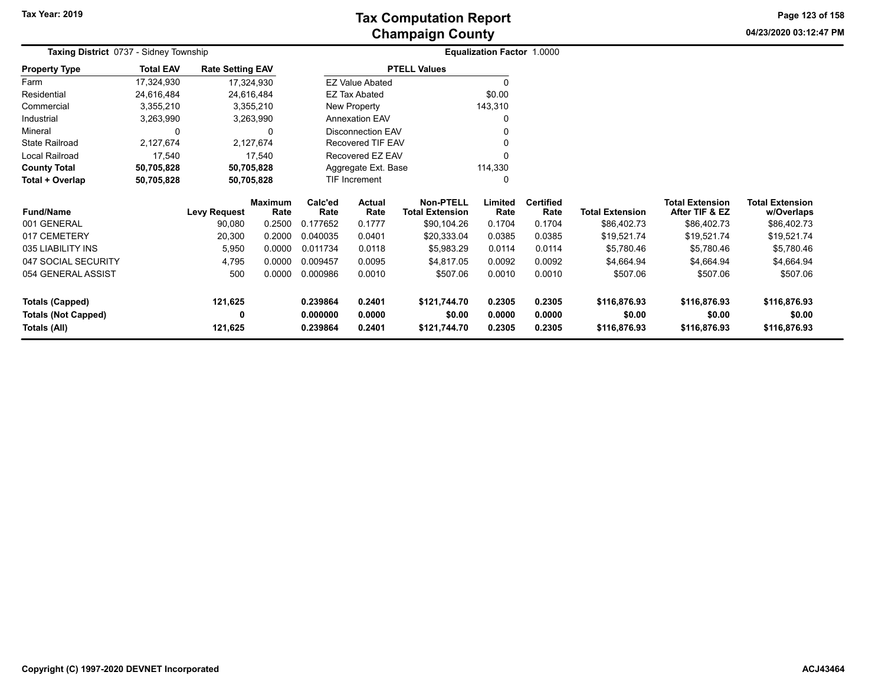# Tax Computation Report
## Champaign County

Tax Year: 2019

04/23/2020 03:12:47 PM

**Taxing District** 0737 - Sidney Township

**Equalization Factor** 1.0000

| Property Type | Total EAV | Rate Setting EAV |
|---|---|---|
| Farm | 17,324,930 | 17,324,930 |
| Residential | 24,616,484 | 24,616,484 |
| Commercial | 3,355,210 | 3,355,210 |
| Industrial | 3,263,990 | 3,263,990 |
| Mineral | 0 | 0 |
| State Railroad | 2,127,674 | 2,127,674 |
| Local Railroad | 17,540 | 17,540 |
| **County Total** | **50,705,828** | **50,705,828** |
| **Total + Overlap** | **50,705,828** | **50,705,828** |

| PTELL Values | |
|---|---|
| EZ Value Abated | 0 |
| EZ Tax Abated | $0.00 |
| New Property | 143,310 |
| Annexation EAV | 0 |
| Disconnection EAV | 0 |
| Recovered TIF EAV | 0 |
| Recovered EZ EAV | 0 |
| Aggregate Ext. Base | 114,330 |
| TIF Increment | 0 |

| Fund/Name | Levy Request | Maximum Rate | Calc'ed Rate | Actual Rate | Non-PTELL Total Extension | Limited Rate | Certified Rate | Total Extension | Total Extension After TIF & EZ | Total Extension w/Overlaps |
|---|---|---|---|---|---|---|---|---|---|---|
| 001 GENERAL | 90,080 | 0.2500 | 0.177652 | 0.1777 | $90,104.26 | 0.1704 | 0.1704 | $86,402.73 | $86,402.73 | $86,402.73 |
| 017 CEMETERY | 20,300 | 0.2000 | 0.040035 | 0.0401 | $20,333.04 | 0.0385 | 0.0385 | $19,521.74 | $19,521.74 | $19,521.74 |
| 035 LIABILITY INS | 5,950 | 0.0000 | 0.011734 | 0.0118 | $5,983.29 | 0.0114 | 0.0114 | $5,780.46 | $5,780.46 | $5,780.46 |
| 047 SOCIAL SECURITY | 4,795 | 0.0000 | 0.009457 | 0.0095 | $4,817.05 | 0.0092 | 0.0092 | $4,664.94 | $4,664.94 | $4,664.94 |
| 054 GENERAL ASSIST | 500 | 0.0000 | 0.000986 | 0.0010 | $507.06 | 0.0010 | 0.0010 | $507.06 | $507.06 | $507.06 |
| **Totals (Capped)** | **121,625** | | **0.239864** | **0.2401** | **$121,744.70** | **0.2305** | **0.2305** | **$116,876.93** | **$116,876.93** | **$116,876.93** |
| **Totals (Not Capped)** | **0** | | **0.000000** | **0.0000** | **$0.00** | **0.0000** | **0.0000** | **$0.00** | **$0.00** | **$0.00** |
| **Totals (All)** | **121,625** | | **0.239864** | **0.2401** | **$121,744.70** | **0.2305** | **0.2305** | **$116,876.93** | **$116,876.93** | **$116,876.93** |

Copyright (C) 1997-2020 DEVNET Incorporated

ACJ43464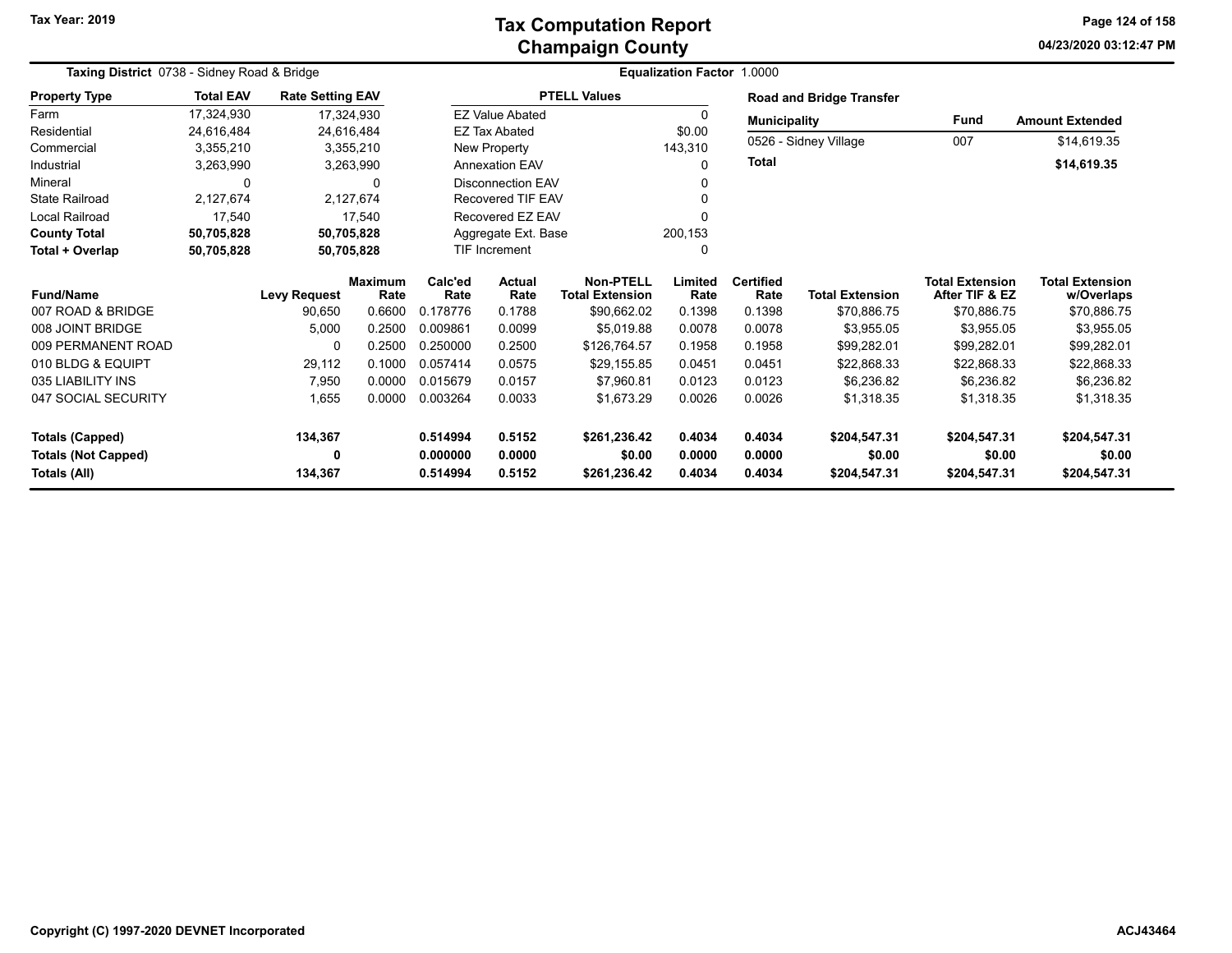# Tax Computation Report
## Champaign County

Tax Year: 2019

04/23/2020 03:12:47 PM

**Taxing District** 0738 - Sidney Road & Bridge

**Equalization Factor** 1.0000

| Property Type | Total EAV | Rate Setting EAV |
|---|---|---|
| Farm | 17,324,930 | 17,324,930 |
| Residential | 24,616,484 | 24,616,484 |
| Commercial | 3,355,210 | 3,355,210 |
| Industrial | 3,263,990 | 3,263,990 |
| Mineral | 0 | 0 |
| State Railroad | 2,127,674 | 2,127,674 |
| Local Railroad | 17,540 | 17,540 |
| **County Total** | **50,705,828** | **50,705,828** |
| **Total + Overlap** | **50,705,828** | **50,705,828** |

| PTELL Values | |
|---|---|
| EZ Value Abated | 0 |
| EZ Tax Abated | $0.00 |
| New Property | 143,310 |
| Annexation EAV | 0 |
| Disconnection EAV | 0 |
| Recovered TIF EAV | 0 |
| Recovered EZ EAV | 0 |
| Aggregate Ext. Base | 200,153 |
| TIF Increment | 0 |

**Road and Bridge Transfer**

| Municipality | Fund | Amount Extended |
|---|---|---|
| 0526 - Sidney Village | 007 | $14,619.35 |
| **Total** | | **$14,619.35** |

| Fund/Name | Levy Request | Maximum Rate | Calc'ed Rate | Actual Rate | Non-PTELL Total Extension | Limited Rate | Certified Rate | Total Extension | Total Extension After TIF & EZ | Total Extension w/Overlaps |
|---|---|---|---|---|---|---|---|---|---|---|
| 007 ROAD & BRIDGE | 90,650 | 0.6600 | 0.178776 | 0.1788 | $90,662.02 | 0.1398 | 0.1398 | $70,886.75 | $70,886.75 | $70,886.75 |
| 008 JOINT BRIDGE | 5,000 | 0.2500 | 0.009861 | 0.0099 | $5,019.88 | 0.0078 | 0.0078 | $3,955.05 | $3,955.05 | $3,955.05 |
| 009 PERMANENT ROAD | 0 | 0.2500 | 0.250000 | 0.2500 | $126,764.57 | 0.1958 | 0.1958 | $99,282.01 | $99,282.01 | $99,282.01 |
| 010 BLDG & EQUIPT | 29,112 | 0.1000 | 0.057414 | 0.0575 | $29,155.85 | 0.0451 | 0.0451 | $22,868.33 | $22,868.33 | $22,868.33 |
| 035 LIABILITY INS | 7,950 | 0.0000 | 0.015679 | 0.0157 | $7,960.81 | 0.0123 | 0.0123 | $6,236.82 | $6,236.82 | $6,236.82 |
| 047 SOCIAL SECURITY | 1,655 | 0.0000 | 0.003264 | 0.0033 | $1,673.29 | 0.0026 | 0.0026 | $1,318.35 | $1,318.35 | $1,318.35 |
| **Totals (Capped)** | **134,367** | | **0.514994** | **0.5152** | **$261,236.42** | **0.4034** | **0.4034** | **$204,547.31** | **$204,547.31** | **$204,547.31** |
| **Totals (Not Capped)** | **0** | | **0.000000** | **0.0000** | **$0.00** | **0.0000** | **0.0000** | **$0.00** | **$0.00** | **$0.00** |
| **Totals (All)** | **134,367** | | **0.514994** | **0.5152** | **$261,236.42** | **0.4034** | **0.4034** | **$204,547.31** | **$204,547.31** | **$204,547.31** |

Copyright (C) 1997-2020 DEVNET Incorporated

ACJ43464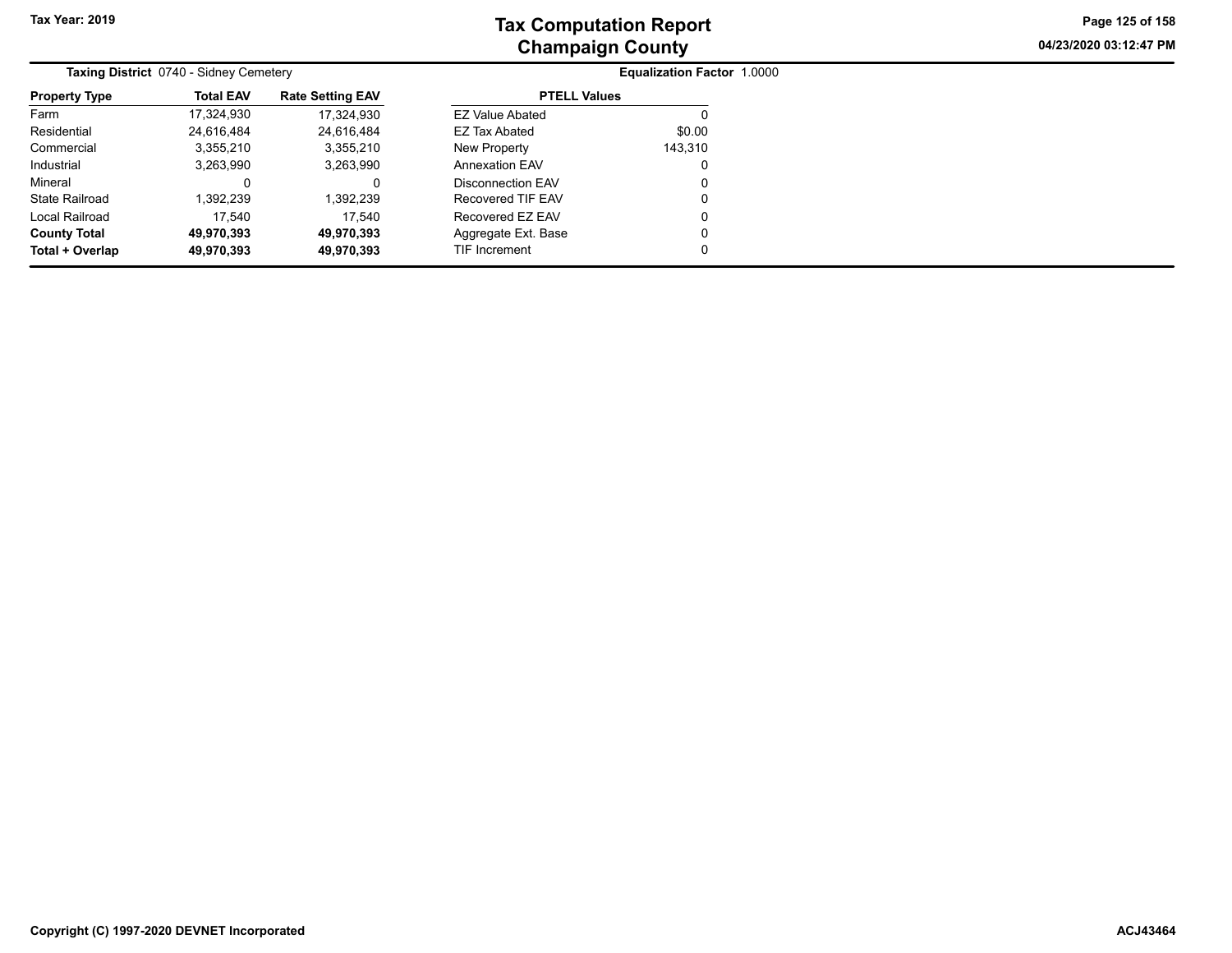**Taxing District** 0740 - Sidney Cemetery

**Equalization Factor** 1.0000

| Property Type | Total EAV | Rate Setting EAV |
|---|---|---|
| Farm | 17,324,930 | 17,324,930 |
| Residential | 24,616,484 | 24,616,484 |
| Commercial | 3,355,210 | 3,355,210 |
| Industrial | 3,263,990 | 3,263,990 |
| Mineral | 0 | 0 |
| State Railroad | 1,392,239 | 1,392,239 |
| Local Railroad | 17,540 | 17,540 |
| **County Total** | **49,970,393** | **49,970,393** |
| **Total + Overlap** | **49,970,393** | **49,970,393** |

| PTELL Values | |
|---|---|
| EZ Value Abated | 0 |
| EZ Tax Abated | $0.00 |
| New Property | 143,310 |
| Annexation EAV | 0 |
| Disconnection EAV | 0 |
| Recovered TIF EAV | 0 |
| Recovered EZ EAV | 0 |
| Aggregate Ext. Base | 0 |
| TIF Increment | 0 |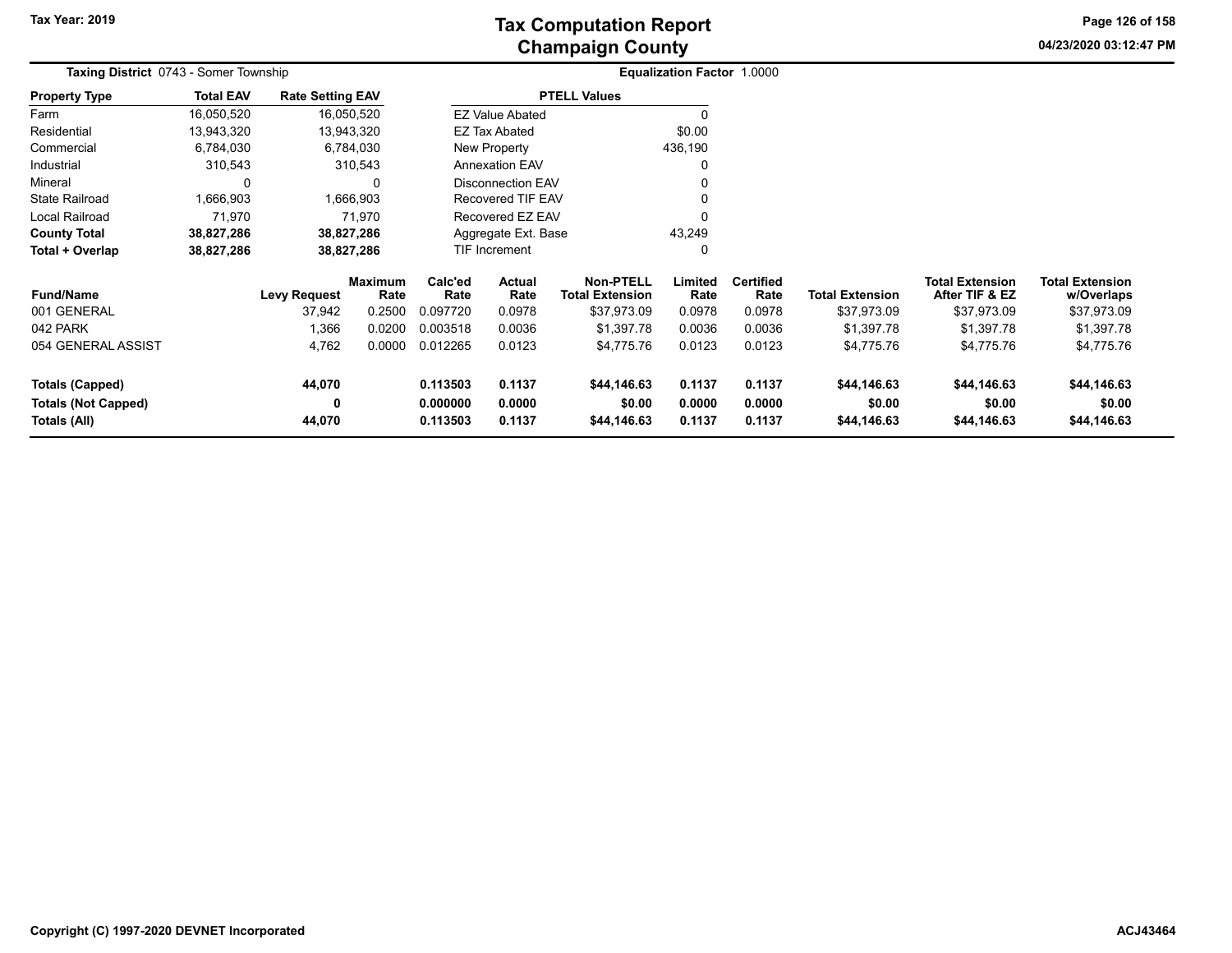# Tax Computation Report
## Champaign County

Tax Year: 2019

04/23/2020 03:12:47 PM

**Taxing District** 0743 - Somer Township

**Equalization Factor** 1.0000

| Property Type | Total EAV | Rate Setting EAV |
|---|---|---|
| Farm | 16,050,520 | 16,050,520 |
| Residential | 13,943,320 | 13,943,320 |
| Commercial | 6,784,030 | 6,784,030 |
| Industrial | 310,543 | 310,543 |
| Mineral | 0 | 0 |
| State Railroad | 1,666,903 | 1,666,903 |
| Local Railroad | 71,970 | 71,970 |
| **County Total** | **38,827,286** | **38,827,286** |
| **Total + Overlap** | **38,827,286** | **38,827,286** |

| PTELL Values | |
|---|---|
| EZ Value Abated | 0 |
| EZ Tax Abated | $0.00 |
| New Property | 436,190 |
| Annexation EAV | 0 |
| Disconnection EAV | 0 |
| Recovered TIF EAV | 0 |
| Recovered EZ EAV | 0 |
| Aggregate Ext. Base | 43,249 |
| TIF Increment | 0 |

| Fund/Name | Levy Request | Maximum Rate | Calc'ed Rate | Actual Rate | Non-PTELL Total Extension | Limited Rate | Certified Rate | Total Extension | Total Extension After TIF & EZ | Total Extension w/Overlaps |
|---|---|---|---|---|---|---|---|---|---|---|
| 001 GENERAL | 37,942 | 0.2500 | 0.097720 | 0.0978 | $37,973.09 | 0.0978 | 0.0978 | $37,973.09 | $37,973.09 | $37,973.09 |
| 042 PARK | 1,366 | 0.0200 | 0.003518 | 0.0036 | $1,397.78 | 0.0036 | 0.0036 | $1,397.78 | $1,397.78 | $1,397.78 |
| 054 GENERAL ASSIST | 4,762 | 0.0000 | 0.012265 | 0.0123 | $4,775.76 | 0.0123 | 0.0123 | $4,775.76 | $4,775.76 | $4,775.76 |
| **Totals (Capped)** | **44,070** | | **0.113503** | **0.1137** | **$44,146.63** | **0.1137** | **0.1137** | **$44,146.63** | **$44,146.63** | **$44,146.63** |
| **Totals (Not Capped)** | **0** | | **0.000000** | **0.0000** | **$0.00** | **0.0000** | **0.0000** | **$0.00** | **$0.00** | **$0.00** |
| **Totals (All)** | **44,070** | | **0.113503** | **0.1137** | **$44,146.63** | **0.1137** | **0.1137** | **$44,146.63** | **$44,146.63** | **$44,146.63** |

Copyright (C) 1997-2020 DEVNET Incorporated

ACJ43464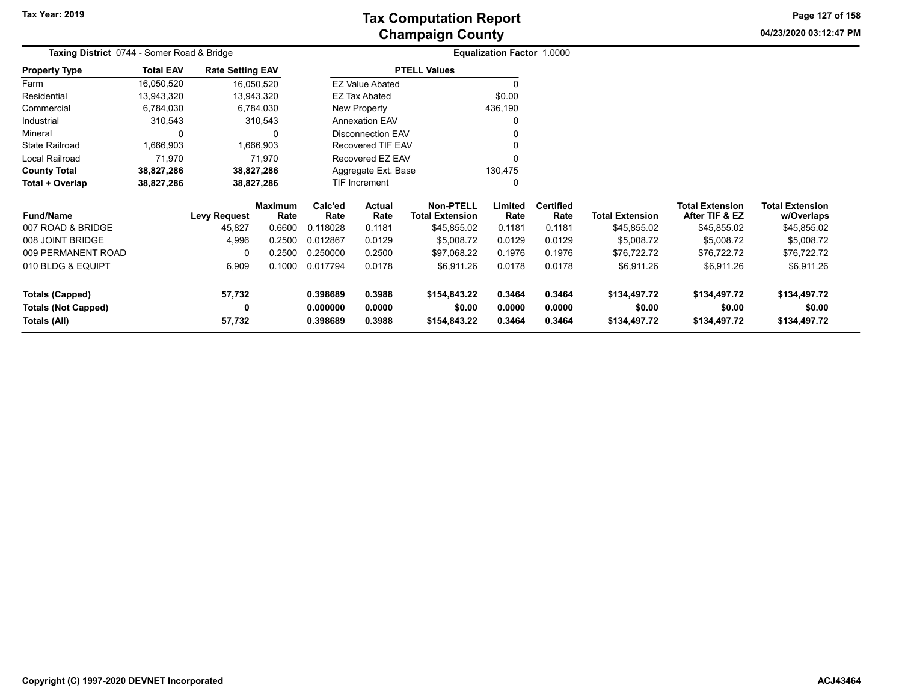# Tax Computation Report
## Champaign County

Tax Year: 2019

04/23/2020 03:12:47 PM

**Taxing District** 0744 - Somer Road & Bridge

**Equalization Factor** 1.0000

| Property Type | Total EAV | Rate Setting EAV |
|---|---|---|
| Farm | 16,050,520 | 16,050,520 |
| Residential | 13,943,320 | 13,943,320 |
| Commercial | 6,784,030 | 6,784,030 |
| Industrial | 310,543 | 310,543 |
| Mineral | 0 | 0 |
| State Railroad | 1,666,903 | 1,666,903 |
| Local Railroad | 71,970 | 71,970 |
| **County Total** | **38,827,286** | **38,827,286** |
| **Total + Overlap** | **38,827,286** | **38,827,286** |

| PTELL Values | |
|---|---|
| EZ Value Abated | 0 |
| EZ Tax Abated | $0.00 |
| New Property | 436,190 |
| Annexation EAV | 0 |
| Disconnection EAV | 0 |
| Recovered TIF EAV | 0 |
| Recovered EZ EAV | 0 |
| Aggregate Ext. Base | 130,475 |
| TIF Increment | 0 |

| Fund/Name | Levy Request | Maximum Rate | Calc'ed Rate | Actual Rate | Non-PTELL Total Extension | Limited Rate | Certified Rate | Total Extension | Total Extension After TIF & EZ | Total Extension w/Overlaps |
|---|---|---|---|---|---|---|---|---|---|---|
| 007 ROAD & BRIDGE | 45,827 | 0.6600 | 0.118028 | 0.1181 | $45,855.02 | 0.1181 | 0.1181 | $45,855.02 | $45,855.02 | $45,855.02 |
| 008 JOINT BRIDGE | 4,996 | 0.2500 | 0.012867 | 0.0129 | $5,008.72 | 0.0129 | 0.0129 | $5,008.72 | $5,008.72 | $5,008.72 |
| 009 PERMANENT ROAD | 0 | 0.2500 | 0.250000 | 0.2500 | $97,068.22 | 0.1976 | 0.1976 | $76,722.72 | $76,722.72 | $76,722.72 |
| 010 BLDG & EQUIPT | 6,909 | 0.1000 | 0.017794 | 0.0178 | $6,911.26 | 0.0178 | 0.0178 | $6,911.26 | $6,911.26 | $6,911.26 |
| **Totals (Capped)** | **57,732** | | **0.398689** | **0.3988** | **$154,843.22** | **0.3464** | **0.3464** | **$134,497.72** | **$134,497.72** | **$134,497.72** |
| **Totals (Not Capped)** | **0** | | **0.000000** | **0.0000** | **$0.00** | **0.0000** | **0.0000** | **$0.00** | **$0.00** | **$0.00** |
| **Totals (All)** | **57,732** | | **0.398689** | **0.3988** | **$154,843.22** | **0.3464** | **0.3464** | **$134,497.72** | **$134,497.72** | **$134,497.72** |

Copyright (C) 1997-2020 DEVNET Incorporated

ACJ43464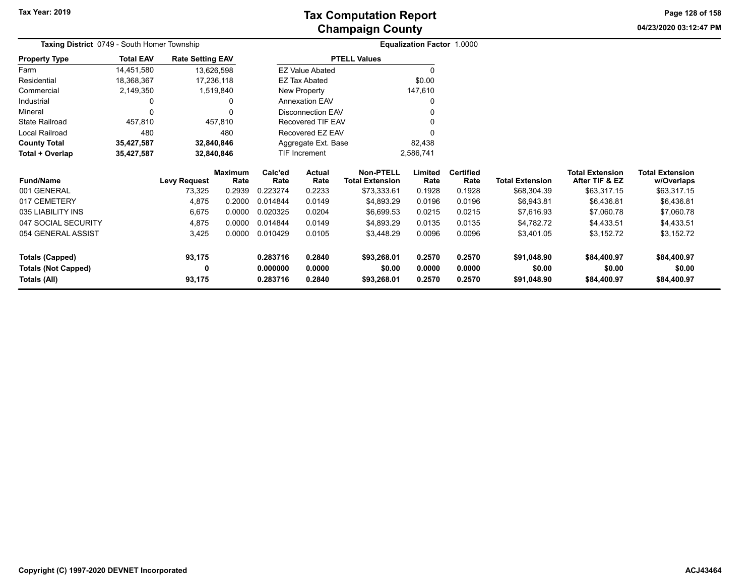# Tax Computation Report
## Champaign County

Tax Year: 2019

04/23/2020 03:12:47 PM

**Taxing District** 0749 - South Homer Township

**Equalization Factor** 1.0000

| Property Type | Total EAV | Rate Setting EAV |
|---|---|---|
| Farm | 14,451,580 | 13,626,598 |
| Residential | 18,368,367 | 17,236,118 |
| Commercial | 2,149,350 | 1,519,840 |
| Industrial | 0 | 0 |
| Mineral | 0 | 0 |
| State Railroad | 457,810 | 457,810 |
| Local Railroad | 480 | 480 |
| **County Total** | **35,427,587** | **32,840,846** |
| **Total + Overlap** | **35,427,587** | **32,840,846** |

| PTELL Values | |
|---|---|
| EZ Value Abated | 0 |
| EZ Tax Abated | $0.00 |
| New Property | 147,610 |
| Annexation EAV | 0 |
| Disconnection EAV | 0 |
| Recovered TIF EAV | 0 |
| Recovered EZ EAV | 0 |
| Aggregate Ext. Base | 82,438 |
| TIF Increment | 2,586,741 |

| Fund/Name | Levy Request | Maximum Rate | Calc'ed Rate | Actual Rate | Non-PTELL Total Extension | Limited Rate | Certified Rate | Total Extension | Total Extension After TIF & EZ | Total Extension w/Overlaps |
|---|---|---|---|---|---|---|---|---|---|---|
| 001 GENERAL | 73,325 | 0.2939 | 0.223274 | 0.2233 | $73,333.61 | 0.1928 | 0.1928 | $68,304.39 | $63,317.15 | $63,317.15 |
| 017 CEMETERY | 4,875 | 0.2000 | 0.014844 | 0.0149 | $4,893.29 | 0.0196 | 0.0196 | $6,943.81 | $6,436.81 | $6,436.81 |
| 035 LIABILITY INS | 6,675 | 0.0000 | 0.020325 | 0.0204 | $6,699.53 | 0.0215 | 0.0215 | $7,616.93 | $7,060.78 | $7,060.78 |
| 047 SOCIAL SECURITY | 4,875 | 0.0000 | 0.014844 | 0.0149 | $4,893.29 | 0.0135 | 0.0135 | $4,782.72 | $4,433.51 | $4,433.51 |
| 054 GENERAL ASSIST | 3,425 | 0.0000 | 0.010429 | 0.0105 | $3,448.29 | 0.0096 | 0.0096 | $3,401.05 | $3,152.72 | $3,152.72 |
| **Totals (Capped)** | **93,175** | | **0.283716** | **0.2840** | **$93,268.01** | **0.2570** | **0.2570** | **$91,048.90** | **$84,400.97** | **$84,400.97** |
| **Totals (Not Capped)** | **0** | | **0.000000** | **0.0000** | **$0.00** | **0.0000** | **0.0000** | **$0.00** | **$0.00** | **$0.00** |
| **Totals (All)** | **93,175** | | **0.283716** | **0.2840** | **$93,268.01** | **0.2570** | **0.2570** | **$91,048.90** | **$84,400.97** | **$84,400.97** |

Copyright (C) 1997-2020 DEVNET Incorporated

ACJ43464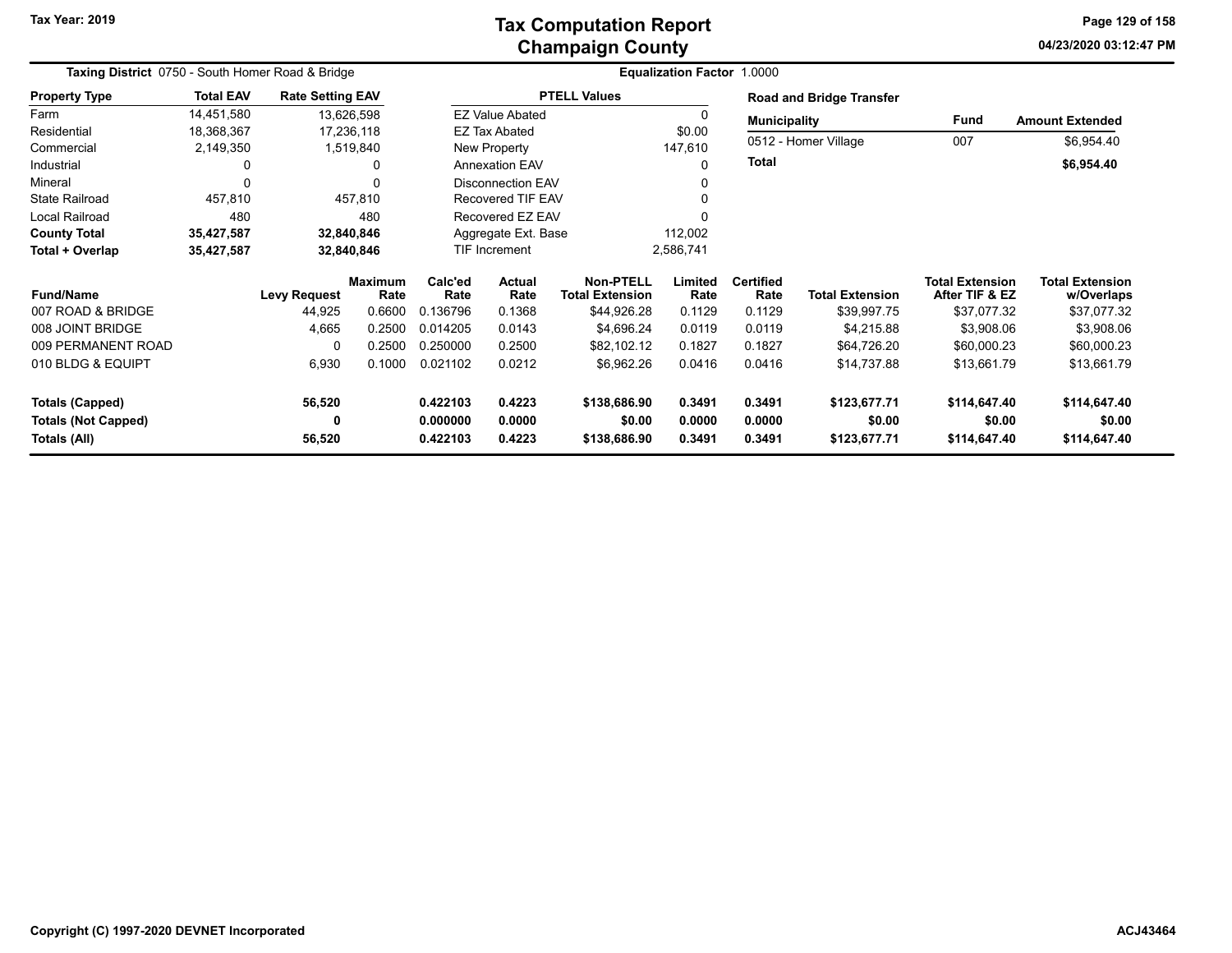# Tax Computation Report
## Champaign County

Tax Year: 2019

**Taxing District** 0750 - South Homer Road & Bridge

**Equalization Factor** 1.0000

| Property Type | Total EAV | Rate Setting EAV |
|---|---|---|
| Farm | 14,451,580 | 13,626,598 |
| Residential | 18,368,367 | 17,236,118 |
| Commercial | 2,149,350 | 1,519,840 |
| Industrial | 0 | 0 |
| Mineral | 0 | 0 |
| State Railroad | 457,810 | 457,810 |
| Local Railroad | 480 | 480 |
| **County Total** | **35,427,587** | **32,840,846** |
| **Total + Overlap** | **35,427,587** | **32,840,846** |

| PTELL Values | |
|---|---|
| EZ Value Abated | 0 |
| EZ Tax Abated | $0.00 |
| New Property | 147,610 |
| Annexation EAV | 0 |
| Disconnection EAV | 0 |
| Recovered TIF EAV | 0 |
| Recovered EZ EAV | 0 |
| Aggregate Ext. Base | 112,002 |
| TIF Increment | 2,586,741 |

**Road and Bridge Transfer**

| Municipality | Fund | Amount Extended |
|---|---|---|
| 0512 - Homer Village | 007 | $6,954.40 |
| **Total** | | **$6,954.40** |

| Fund/Name | Levy Request | Maximum Rate | Calc'ed Rate | Actual Rate | Non-PTELL Total Extension | Limited Rate | Certified Rate | Total Extension | Total Extension After TIF & EZ | Total Extension w/Overlaps |
|---|---|---|---|---|---|---|---|---|---|---|
| 007 ROAD & BRIDGE | 44,925 | 0.6600 | 0.136796 | 0.1368 | $44,926.28 | 0.1129 | 0.1129 | $39,997.75 | $37,077.32 | $37,077.32 |
| 008 JOINT BRIDGE | 4,665 | 0.2500 | 0.014205 | 0.0143 | $4,696.24 | 0.0119 | 0.0119 | $4,215.88 | $3,908.06 | $3,908.06 |
| 009 PERMANENT ROAD | 0 | 0.2500 | 0.250000 | 0.2500 | $82,102.12 | 0.1827 | 0.1827 | $64,726.20 | $60,000.23 | $60,000.23 |
| 010 BLDG & EQUIPT | 6,930 | 0.1000 | 0.021102 | 0.0212 | $6,962.26 | 0.0416 | 0.0416 | $14,737.88 | $13,661.79 | $13,661.79 |
| **Totals (Capped)** | **56,520** | | **0.422103** | **0.4223** | **$138,686.90** | **0.3491** | **0.3491** | **$123,677.71** | **$114,647.40** | **$114,647.40** |
| **Totals (Not Capped)** | **0** | | **0.000000** | **0.0000** | **$0.00** | **0.0000** | **0.0000** | **$0.00** | **$0.00** | **$0.00** |
| **Totals (All)** | **56,520** | | **0.422103** | **0.4223** | **$138,686.90** | **0.3491** | **0.3491** | **$123,677.71** | **$114,647.40** | **$114,647.40** |

Copyright (C) 1997-2020 DEVNET Incorporated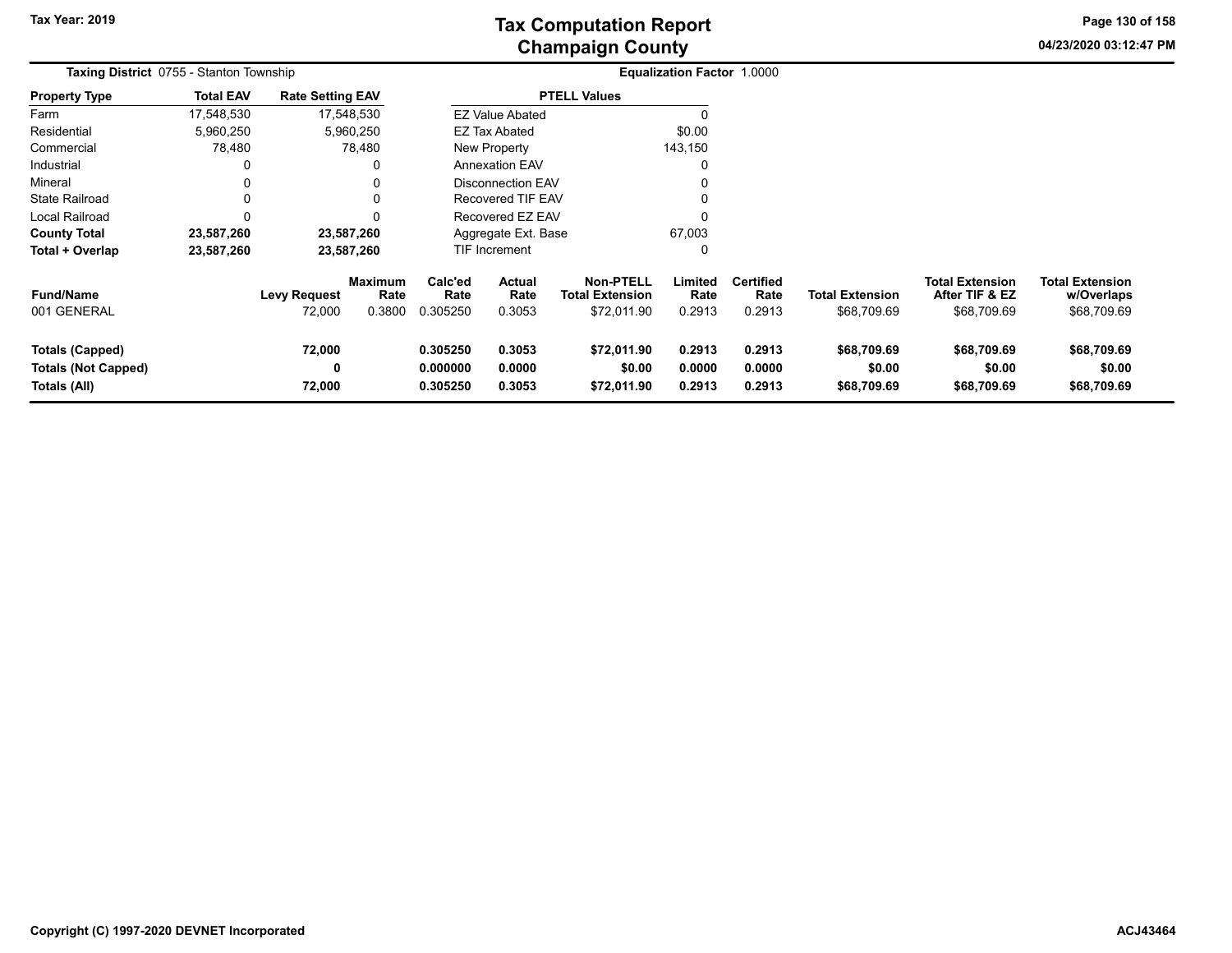# Tax Computation Report
## Champaign County

Tax Year: 2019

04/23/2020 03:12:47 PM

**Taxing District** 0755 - Stanton Township

**Equalization Factor** 1.0000

| Property Type | Total EAV | Rate Setting EAV |
|---|---|---|
| Farm | 17,548,530 | 17,548,530 |
| Residential | 5,960,250 | 5,960,250 |
| Commercial | 78,480 | 78,480 |
| Industrial | 0 | 0 |
| Mineral | 0 | 0 |
| State Railroad | 0 | 0 |
| Local Railroad | 0 | 0 |
| **County Total** | **23,587,260** | **23,587,260** |
| **Total + Overlap** | **23,587,260** | **23,587,260** |

| PTELL Values | |
|---|---|
| EZ Value Abated | 0 |
| EZ Tax Abated | $0.00 |
| New Property | 143,150 |
| Annexation EAV | 0 |
| Disconnection EAV | 0 |
| Recovered TIF EAV | 0 |
| Recovered EZ EAV | 0 |
| Aggregate Ext. Base | 67,003 |
| TIF Increment | 0 |

| Fund/Name | Levy Request | Maximum Rate | Calc'ed Rate | Actual Rate | Non-PTELL Total Extension | Limited Rate | Certified Rate | Total Extension | Total Extension After TIF & EZ | Total Extension w/Overlaps |
|---|---|---|---|---|---|---|---|---|---|---|
| 001 GENERAL | 72,000 | 0.3800 | 0.305250 | 0.3053 | $72,011.90 | 0.2913 | 0.2913 | $68,709.69 | $68,709.69 | $68,709.69 |
| **Totals (Capped)** | **72,000** | | **0.305250** | **0.3053** | **$72,011.90** | **0.2913** | **0.2913** | **$68,709.69** | **$68,709.69** | **$68,709.69** |
| **Totals (Not Capped)** | **0** | | **0.000000** | **0.0000** | **$0.00** | **0.0000** | **0.0000** | **$0.00** | **$0.00** | **$0.00** |
| **Totals (All)** | **72,000** | | **0.305250** | **0.3053** | **$72,011.90** | **0.2913** | **0.2913** | **$68,709.69** | **$68,709.69** | **$68,709.69** |

Copyright (C) 1997-2020 DEVNET Incorporated

ACJ43464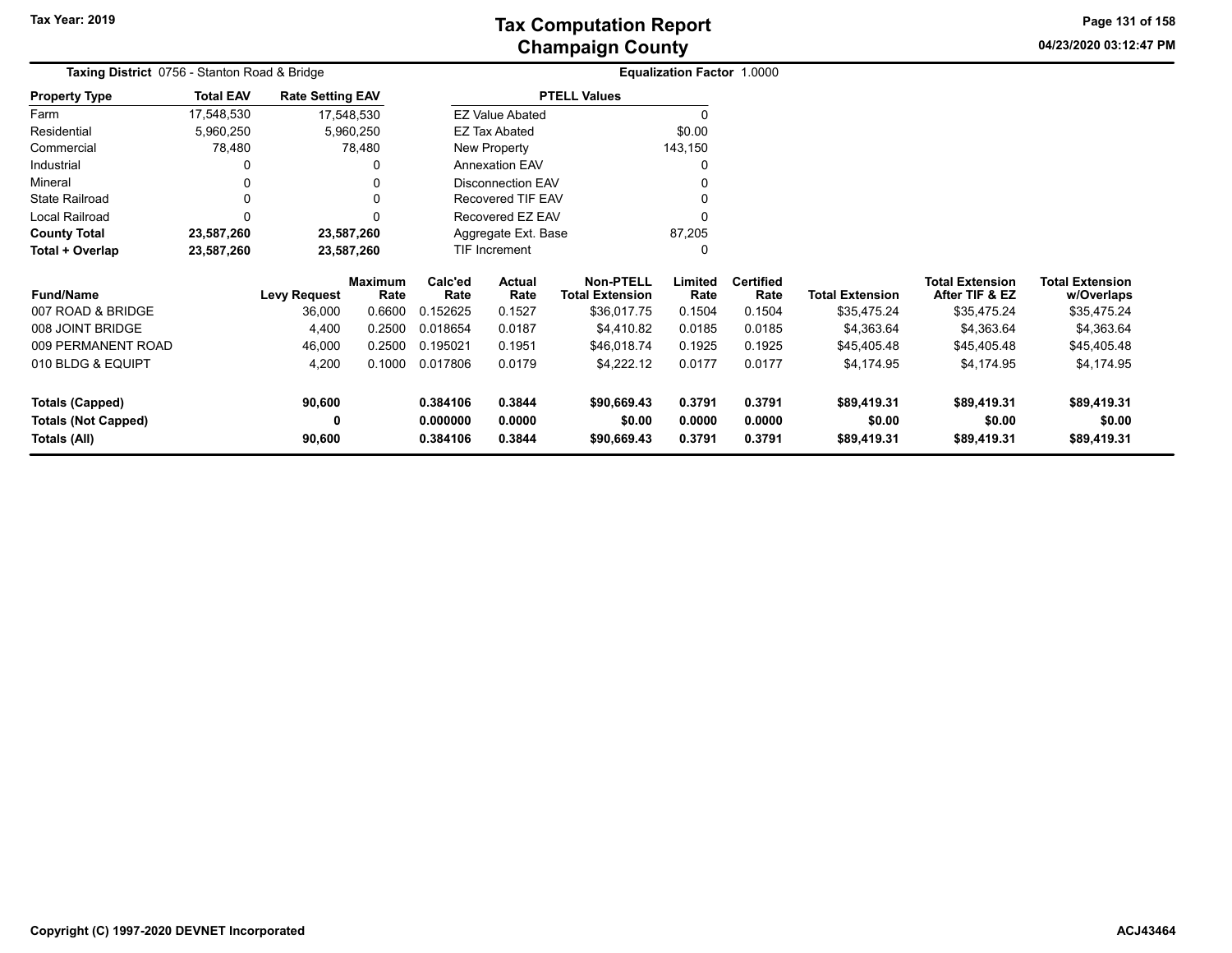# Tax Computation Report
## Champaign County

Tax Year: 2019

04/23/2020 03:12:47 PM

**Taxing District** 0756 - Stanton Road & Bridge

**Equalization Factor** 1.0000

| Property Type | Total EAV | Rate Setting EAV |
|---|---|---|
| Farm | 17,548,530 | 17,548,530 |
| Residential | 5,960,250 | 5,960,250 |
| Commercial | 78,480 | 78,480 |
| Industrial | 0 | 0 |
| Mineral | 0 | 0 |
| State Railroad | 0 | 0 |
| Local Railroad | 0 | 0 |
| **County Total** | **23,587,260** | **23,587,260** |
| **Total + Overlap** | **23,587,260** | **23,587,260** |

| PTELL Values | |
|---|---|
| EZ Value Abated | 0 |
| EZ Tax Abated | $0.00 |
| New Property | 143,150 |
| Annexation EAV | 0 |
| Disconnection EAV | 0 |
| Recovered TIF EAV | 0 |
| Recovered EZ EAV | 0 |
| Aggregate Ext. Base | 87,205 |
| TIF Increment | 0 |

| Fund/Name | Levy Request | Maximum Rate | Calc'ed Rate | Actual Rate | Non-PTELL Total Extension | Limited Rate | Certified Rate | Total Extension | Total Extension After TIF & EZ | Total Extension w/Overlaps |
|---|---|---|---|---|---|---|---|---|---|---|
| 007 ROAD & BRIDGE | 36,000 | 0.6600 | 0.152625 | 0.1527 | $36,017.75 | 0.1504 | 0.1504 | $35,475.24 | $35,475.24 | $35,475.24 |
| 008 JOINT BRIDGE | 4,400 | 0.2500 | 0.018654 | 0.0187 | $4,410.82 | 0.0185 | 0.0185 | $4,363.64 | $4,363.64 | $4,363.64 |
| 009 PERMANENT ROAD | 46,000 | 0.2500 | 0.195021 | 0.1951 | $46,018.74 | 0.1925 | 0.1925 | $45,405.48 | $45,405.48 | $45,405.48 |
| 010 BLDG & EQUIPT | 4,200 | 0.1000 | 0.017806 | 0.0179 | $4,222.12 | 0.0177 | 0.0177 | $4,174.95 | $4,174.95 | $4,174.95 |
| **Totals (Capped)** | **90,600** | | **0.384106** | **0.3844** | **$90,669.43** | **0.3791** | **0.3791** | **$89,419.31** | **$89,419.31** | **$89,419.31** |
| **Totals (Not Capped)** | **0** | | **0.000000** | **0.0000** | **$0.00** | **0.0000** | **0.0000** | **$0.00** | **$0.00** | **$0.00** |
| **Totals (All)** | **90,600** | | **0.384106** | **0.3844** | **$90,669.43** | **0.3791** | **0.3791** | **$89,419.31** | **$89,419.31** | **$89,419.31** |

Copyright (C) 1997-2020 DEVNET Incorporated

ACJ43464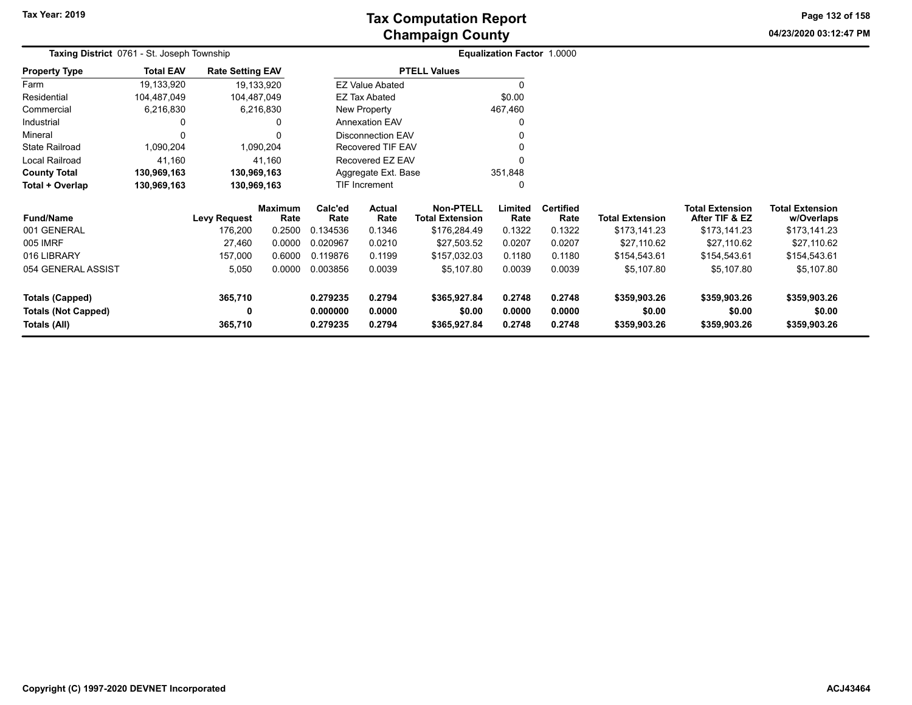# Tax Computation Report
## Champaign County

Tax Year: 2019

**Taxing District** 0761 - St. Joseph Township

**Equalization Factor** 1.0000

| Property Type | Total EAV | Rate Setting EAV |
|---|---|---|
| Farm | 19,133,920 | 19,133,920 |
| Residential | 104,487,049 | 104,487,049 |
| Commercial | 6,216,830 | 6,216,830 |
| Industrial | 0 | 0 |
| Mineral | 0 | 0 |
| State Railroad | 1,090,204 | 1,090,204 |
| Local Railroad | 41,160 | 41,160 |
| **County Total** | **130,969,163** | **130,969,163** |
| **Total + Overlap** | **130,969,163** | **130,969,163** |

| PTELL Values | |
|---|---|
| EZ Value Abated | 0 |
| EZ Tax Abated | $0.00 |
| New Property | 467,460 |
| Annexation EAV | 0 |
| Disconnection EAV | 0 |
| Recovered TIF EAV | 0 |
| Recovered EZ EAV | 0 |
| Aggregate Ext. Base | 351,848 |
| TIF Increment | 0 |

| Fund/Name | Levy Request | Maximum Rate | Calc'ed Rate | Actual Rate | Non-PTELL Total Extension | Limited Rate | Certified Rate | Total Extension | Total Extension After TIF & EZ | Total Extension w/Overlaps |
|---|---|---|---|---|---|---|---|---|---|---|
| 001 GENERAL | 176,200 | 0.2500 | 0.134536 | 0.1346 | $176,284.49 | 0.1322 | 0.1322 | $173,141.23 | $173,141.23 | $173,141.23 |
| 005 IMRF | 27,460 | 0.0000 | 0.020967 | 0.0210 | $27,503.52 | 0.0207 | 0.0207 | $27,110.62 | $27,110.62 | $27,110.62 |
| 016 LIBRARY | 157,000 | 0.6000 | 0.119876 | 0.1199 | $157,032.03 | 0.1180 | 0.1180 | $154,543.61 | $154,543.61 | $154,543.61 |
| 054 GENERAL ASSIST | 5,050 | 0.0000 | 0.003856 | 0.0039 | $5,107.80 | 0.0039 | 0.0039 | $5,107.80 | $5,107.80 | $5,107.80 |
| **Totals (Capped)** | **365,710** | | **0.279235** | **0.2794** | **$365,927.84** | **0.2748** | **0.2748** | **$359,903.26** | **$359,903.26** | **$359,903.26** |
| **Totals (Not Capped)** | **0** | | **0.000000** | **0.0000** | **$0.00** | **0.0000** | **0.0000** | **$0.00** | **$0.00** | **$0.00** |
| **Totals (All)** | **365,710** | | **0.279235** | **0.2794** | **$365,927.84** | **0.2748** | **0.2748** | **$359,903.26** | **$359,903.26** | **$359,903.26** |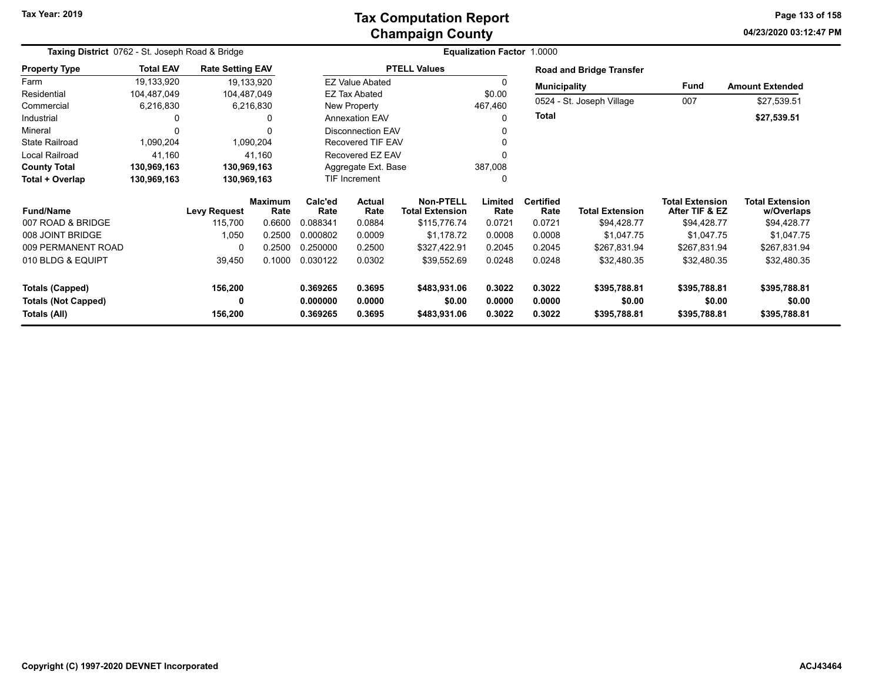# Tax Computation Report
## Champaign County

Tax Year: 2019

**Taxing District** 0762 - St. Joseph Road & Bridge

**Equalization Factor** 1.0000

| Property Type | Total EAV | Rate Setting EAV |
|---|---|---|
| Farm | 19,133,920 | 19,133,920 |
| Residential | 104,487,049 | 104,487,049 |
| Commercial | 6,216,830 | 6,216,830 |
| Industrial | 0 | 0 |
| Mineral | 0 | 0 |
| State Railroad | 1,090,204 | 1,090,204 |
| Local Railroad | 41,160 | 41,160 |
| **County Total** | **130,969,163** | **130,969,163** |
| **Total + Overlap** | **130,969,163** | **130,969,163** |

| PTELL Values | |
|---|---|
| EZ Value Abated | 0 |
| EZ Tax Abated | $0.00 |
| New Property | 467,460 |
| Annexation EAV | 0 |
| Disconnection EAV | 0 |
| Recovered TIF EAV | 0 |
| Recovered EZ EAV | 0 |
| Aggregate Ext. Base | 387,008 |
| TIF Increment | 0 |

**Road and Bridge Transfer**

| Municipality | Fund | Amount Extended |
|---|---|---|
| 0524 - St. Joseph Village | 007 | $27,539.51 |
| **Total** | | **$27,539.51** |

| Fund/Name | Levy Request | Maximum Rate | Calc'ed Rate | Actual Rate | Non-PTELL Total Extension | Limited Rate | Certified Rate | Total Extension | Total Extension After TIF & EZ | Total Extension w/Overlaps |
|---|---|---|---|---|---|---|---|---|---|---|
| 007 ROAD & BRIDGE | 115,700 | 0.6600 | 0.088341 | 0.0884 | $115,776.74 | 0.0721 | 0.0721 | $94,428.77 | $94,428.77 | $94,428.77 |
| 008 JOINT BRIDGE | 1,050 | 0.2500 | 0.000802 | 0.0009 | $1,178.72 | 0.0008 | 0.0008 | $1,047.75 | $1,047.75 | $1,047.75 |
| 009 PERMANENT ROAD | 0 | 0.2500 | 0.250000 | 0.2500 | $327,422.91 | 0.2045 | 0.2045 | $267,831.94 | $267,831.94 | $267,831.94 |
| 010 BLDG & EQUIPT | 39,450 | 0.1000 | 0.030122 | 0.0302 | $39,552.69 | 0.0248 | 0.0248 | $32,480.35 | $32,480.35 | $32,480.35 |
| **Totals (Capped)** | **156,200** | | **0.369265** | **0.3695** | **$483,931.06** | **0.3022** | **0.3022** | **$395,788.81** | **$395,788.81** | **$395,788.81** |
| **Totals (Not Capped)** | **0** | | **0.000000** | **0.0000** | **$0.00** | **0.0000** | **0.0000** | **$0.00** | **$0.00** | **$0.00** |
| **Totals (All)** | **156,200** | | **0.369265** | **0.3695** | **$483,931.06** | **0.3022** | **0.3022** | **$395,788.81** | **$395,788.81** | **$395,788.81** |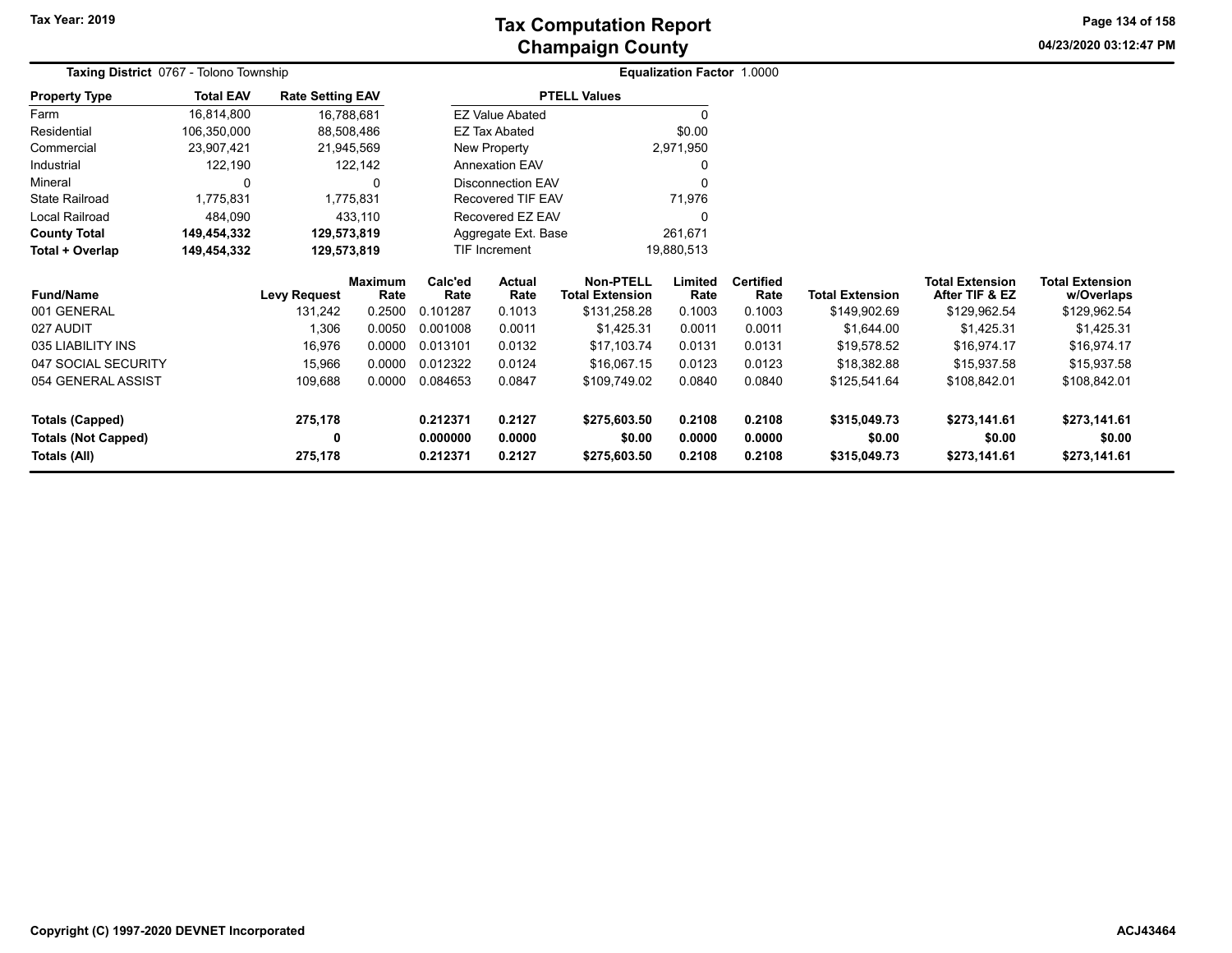# Tax Computation Report
# Champaign County

Tax Year: 2019

04/23/2020 03:12:47 PM

**Taxing District** 0767 - Tolono Township

**Equalization Factor** 1.0000

| Property Type | Total EAV | Rate Setting EAV |
|---|---|---|
| Farm | 16,814,800 | 16,788,681 |
| Residential | 106,350,000 | 88,508,486 |
| Commercial | 23,907,421 | 21,945,569 |
| Industrial | 122,190 | 122,142 |
| Mineral | 0 | 0 |
| State Railroad | 1,775,831 | 1,775,831 |
| Local Railroad | 484,090 | 433,110 |
| **County Total** | **149,454,332** | **129,573,819** |
| **Total + Overlap** | **149,454,332** | **129,573,819** |

| PTELL Values | |
|---|---|
| EZ Value Abated | 0 |
| EZ Tax Abated | $0.00 |
| New Property | 2,971,950 |
| Annexation EAV | 0 |
| Disconnection EAV | 0 |
| Recovered TIF EAV | 71,976 |
| Recovered EZ EAV | 0 |
| Aggregate Ext. Base | 261,671 |
| TIF Increment | 19,880,513 |

| Fund/Name | Levy Request | Maximum Rate | Calc'ed Rate | Actual Rate | Non-PTELL Total Extension | Limited Rate | Certified Rate | Total Extension | Total Extension After TIF & EZ | Total Extension w/Overlaps |
|---|---|---|---|---|---|---|---|---|---|---|
| 001 GENERAL | 131,242 | 0.2500 | 0.101287 | 0.1013 | $131,258.28 | 0.1003 | 0.1003 | $149,902.69 | $129,962.54 | $129,962.54 |
| 027 AUDIT | 1,306 | 0.0050 | 0.001008 | 0.0011 | $1,425.31 | 0.0011 | 0.0011 | $1,644.00 | $1,425.31 | $1,425.31 |
| 035 LIABILITY INS | 16,976 | 0.0000 | 0.013101 | 0.0132 | $17,103.74 | 0.0131 | 0.0131 | $19,578.52 | $16,974.17 | $16,974.17 |
| 047 SOCIAL SECURITY | 15,966 | 0.0000 | 0.012322 | 0.0124 | $16,067.15 | 0.0123 | 0.0123 | $18,382.88 | $15,937.58 | $15,937.58 |
| 054 GENERAL ASSIST | 109,688 | 0.0000 | 0.084653 | 0.0847 | $109,749.02 | 0.0840 | 0.0840 | $125,541.64 | $108,842.01 | $108,842.01 |
| **Totals (Capped)** | **275,178** | | **0.212371** | **0.2127** | **$275,603.50** | **0.2108** | **0.2108** | **$315,049.73** | **$273,141.61** | **$273,141.61** |
| **Totals (Not Capped)** | **0** | | **0.000000** | **0.0000** | **$0.00** | **0.0000** | **0.0000** | **$0.00** | **$0.00** | **$0.00** |
| **Totals (All)** | **275,178** | | **0.212371** | **0.2127** | **$275,603.50** | **0.2108** | **0.2108** | **$315,049.73** | **$273,141.61** | **$273,141.61** |

Copyright (C) 1997-2020 DEVNET Incorporated

ACJ43464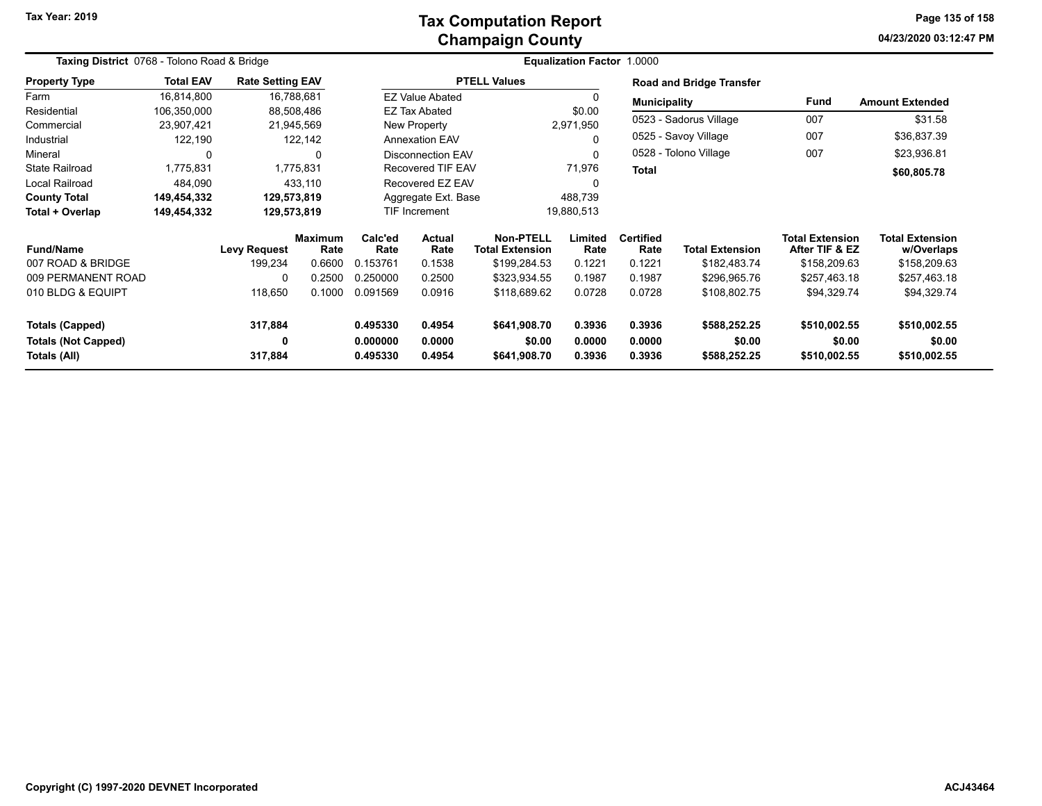# Tax Computation Report
## Champaign County

Tax Year: 2019

**Taxing District** 0768 - Tolono Road & Bridge

**Equalization Factor** 1.0000

| Property Type | Total EAV | Rate Setting EAV |
|---|---|---|
| Farm | 16,814,800 | 16,788,681 |
| Residential | 106,350,000 | 88,508,486 |
| Commercial | 23,907,421 | 21,945,569 |
| Industrial | 122,190 | 122,142 |
| Mineral | 0 | 0 |
| State Railroad | 1,775,831 | 1,775,831 |
| Local Railroad | 484,090 | 433,110 |
| **County Total** | **149,454,332** | **129,573,819** |
| **Total + Overlap** | **149,454,332** | **129,573,819** |

| PTELL Values | |
|---|---|
| EZ Value Abated | 0 |
| EZ Tax Abated | $0.00 |
| New Property | 2,971,950 |
| Annexation EAV | 0 |
| Disconnection EAV | 0 |
| Recovered TIF EAV | 71,976 |
| Recovered EZ EAV | 0 |
| Aggregate Ext. Base | 488,739 |
| TIF Increment | 19,880,513 |

**Road and Bridge Transfer**

| Municipality | Fund | Amount Extended |
|---|---|---|
| 0523 - Sadorus Village | 007 | $31.58 |
| 0525 - Savoy Village | 007 | $36,837.39 |
| 0528 - Tolono Village | 007 | $23,936.81 |
| **Total** | | **$60,805.78** |

| Fund/Name | Levy Request | Maximum Rate | Calc'ed Rate | Actual Rate | Non-PTELL Total Extension | Limited Rate | Certified Rate | Total Extension | Total Extension After TIF & EZ | Total Extension w/Overlaps |
|---|---|---|---|---|---|---|---|---|---|---|
| 007 ROAD & BRIDGE | 199,234 | 0.6600 | 0.153761 | 0.1538 | $199,284.53 | 0.1221 | 0.1221 | $182,483.74 | $158,209.63 | $158,209.63 |
| 009 PERMANENT ROAD | 0 | 0.2500 | 0.250000 | 0.2500 | $323,934.55 | 0.1987 | 0.1987 | $296,965.76 | $257,463.18 | $257,463.18 |
| 010 BLDG & EQUIPT | 118,650 | 0.1000 | 0.091569 | 0.0916 | $118,689.62 | 0.0728 | 0.0728 | $108,802.75 | $94,329.74 | $94,329.74 |
| **Totals (Capped)** | **317,884** | | **0.495330** | **0.4954** | **$641,908.70** | **0.3936** | **0.3936** | **$588,252.25** | **$510,002.55** | **$510,002.55** |
| **Totals (Not Capped)** | **0** | | **0.000000** | **0.0000** | **$0.00** | **0.0000** | **0.0000** | **$0.00** | **$0.00** | **$0.00** |
| **Totals (All)** | **317,884** | | **0.495330** | **0.4954** | **$641,908.70** | **0.3936** | **0.3936** | **$588,252.25** | **$510,002.55** | **$510,002.55** |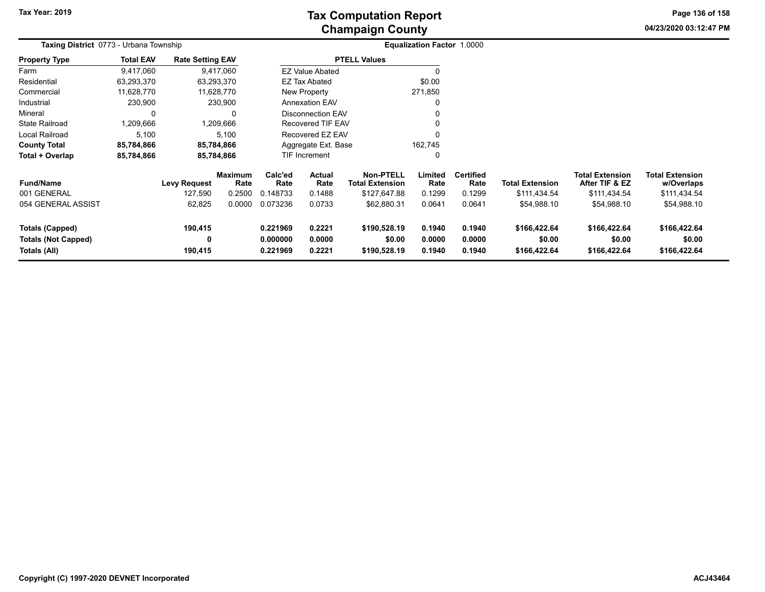# Tax Computation Report
## Champaign County

Tax Year: 2019

04/23/2020 03:12:47 PM

**Taxing District** 0773 - Urbana Township

**Equalization Factor** 1.0000

| Property Type | Total EAV | Rate Setting EAV |
|---|---|---|
| Farm | 9,417,060 | 9,417,060 |
| Residential | 63,293,370 | 63,293,370 |
| Commercial | 11,628,770 | 11,628,770 |
| Industrial | 230,900 | 230,900 |
| Mineral | 0 | 0 |
| State Railroad | 1,209,666 | 1,209,666 |
| Local Railroad | 5,100 | 5,100 |
| **County Total** | **85,784,866** | **85,784,866** |
| **Total + Overlap** | **85,784,866** | **85,784,866** |

| PTELL Values | |
|---|---|
| EZ Value Abated | 0 |
| EZ Tax Abated | $0.00 |
| New Property | 271,850 |
| Annexation EAV | 0 |
| Disconnection EAV | 0 |
| Recovered TIF EAV | 0 |
| Recovered EZ EAV | 0 |
| Aggregate Ext. Base | 162,745 |
| TIF Increment | 0 |

| Fund/Name | Levy Request | Maximum Rate | Calc'ed Rate | Actual Rate | Non-PTELL Total Extension | Limited Rate | Certified Rate | Total Extension | Total Extension After TIF & EZ | Total Extension w/Overlaps |
|---|---|---|---|---|---|---|---|---|---|---|
| 001 GENERAL | 127,590 | 0.2500 | 0.148733 | 0.1488 | $127,647.88 | 0.1299 | 0.1299 | $111,434.54 | $111,434.54 | $111,434.54 |
| 054 GENERAL ASSIST | 62,825 | 0.0000 | 0.073236 | 0.0733 | $62,880.31 | 0.0641 | 0.0641 | $54,988.10 | $54,988.10 | $54,988.10 |
| **Totals (Capped)** | **190,415** | | **0.221969** | **0.2221** | **$190,528.19** | **0.1940** | **0.1940** | **$166,422.64** | **$166,422.64** | **$166,422.64** |
| **Totals (Not Capped)** | **0** | | **0.000000** | **0.0000** | **$0.00** | **0.0000** | **0.0000** | **$0.00** | **$0.00** | **$0.00** |
| **Totals (All)** | **190,415** | | **0.221969** | **0.2221** | **$190,528.19** | **0.1940** | **0.1940** | **$166,422.64** | **$166,422.64** | **$166,422.64** |

Copyright (C) 1997-2020 DEVNET Incorporated

ACJ43464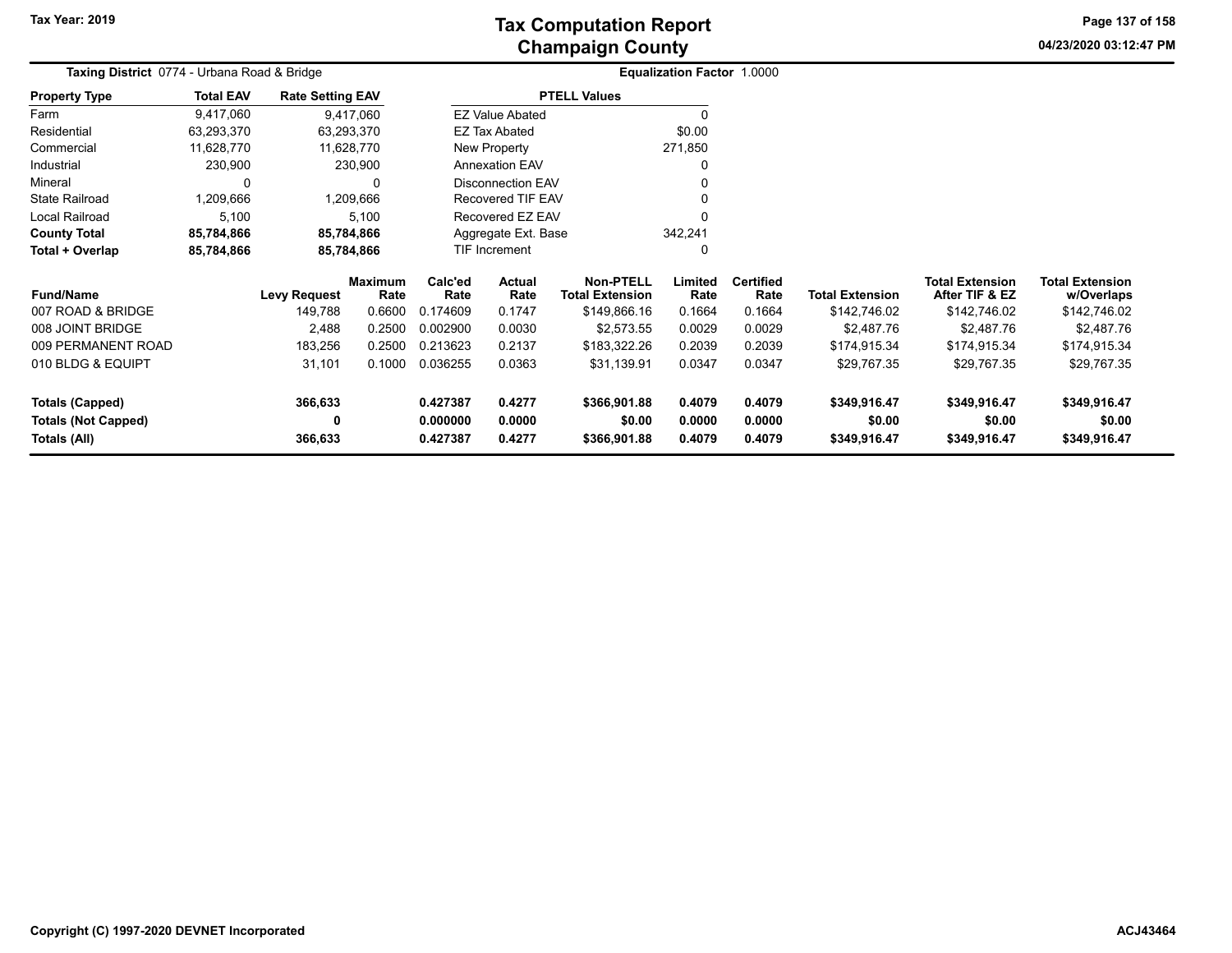# Tax Computation Report
## Champaign County

Tax Year: 2019

04/23/2020 03:12:47 PM

**Taxing District** 0774 - Urbana Road & Bridge

**Equalization Factor** 1.0000

| Property Type | Total EAV | Rate Setting EAV |
|---|---|---|
| Farm | 9,417,060 | 9,417,060 |
| Residential | 63,293,370 | 63,293,370 |
| Commercial | 11,628,770 | 11,628,770 |
| Industrial | 230,900 | 230,900 |
| Mineral | 0 | 0 |
| State Railroad | 1,209,666 | 1,209,666 |
| Local Railroad | 5,100 | 5,100 |
| **County Total** | **85,784,866** | **85,784,866** |
| **Total + Overlap** | **85,784,866** | **85,784,866** |

| PTELL Values | |
|---|---|
| EZ Value Abated | 0 |
| EZ Tax Abated | $0.00 |
| New Property | 271,850 |
| Annexation EAV | 0 |
| Disconnection EAV | 0 |
| Recovered TIF EAV | 0 |
| Recovered EZ EAV | 0 |
| Aggregate Ext. Base | 342,241 |
| TIF Increment | 0 |

| Fund/Name | Levy Request | Maximum Rate | Calc'ed Rate | Actual Rate | Non-PTELL Total Extension | Limited Rate | Certified Rate | Total Extension | Total Extension After TIF & EZ | Total Extension w/Overlaps |
|---|---|---|---|---|---|---|---|---|---|---|
| 007 ROAD & BRIDGE | 149,788 | 0.6600 | 0.174609 | 0.1747 | $149,866.16 | 0.1664 | 0.1664 | $142,746.02 | $142,746.02 | $142,746.02 |
| 008 JOINT BRIDGE | 2,488 | 0.2500 | 0.002900 | 0.0030 | $2,573.55 | 0.0029 | 0.0029 | $2,487.76 | $2,487.76 | $2,487.76 |
| 009 PERMANENT ROAD | 183,256 | 0.2500 | 0.213623 | 0.2137 | $183,322.26 | 0.2039 | 0.2039 | $174,915.34 | $174,915.34 | $174,915.34 |
| 010 BLDG & EQUIPT | 31,101 | 0.1000 | 0.036255 | 0.0363 | $31,139.91 | 0.0347 | 0.0347 | $29,767.35 | $29,767.35 | $29,767.35 |
| **Totals (Capped)** | **366,633** | | **0.427387** | **0.4277** | **$366,901.88** | **0.4079** | **0.4079** | **$349,916.47** | **$349,916.47** | **$349,916.47** |
| **Totals (Not Capped)** | **0** | | **0.000000** | **0.0000** | **$0.00** | **0.0000** | **0.0000** | **$0.00** | **$0.00** | **$0.00** |
| **Totals (All)** | **366,633** | | **0.427387** | **0.4277** | **$366,901.88** | **0.4079** | **0.4079** | **$349,916.47** | **$349,916.47** | **$349,916.47** |

Copyright (C) 1997-2020 DEVNET Incorporated

ACJ43464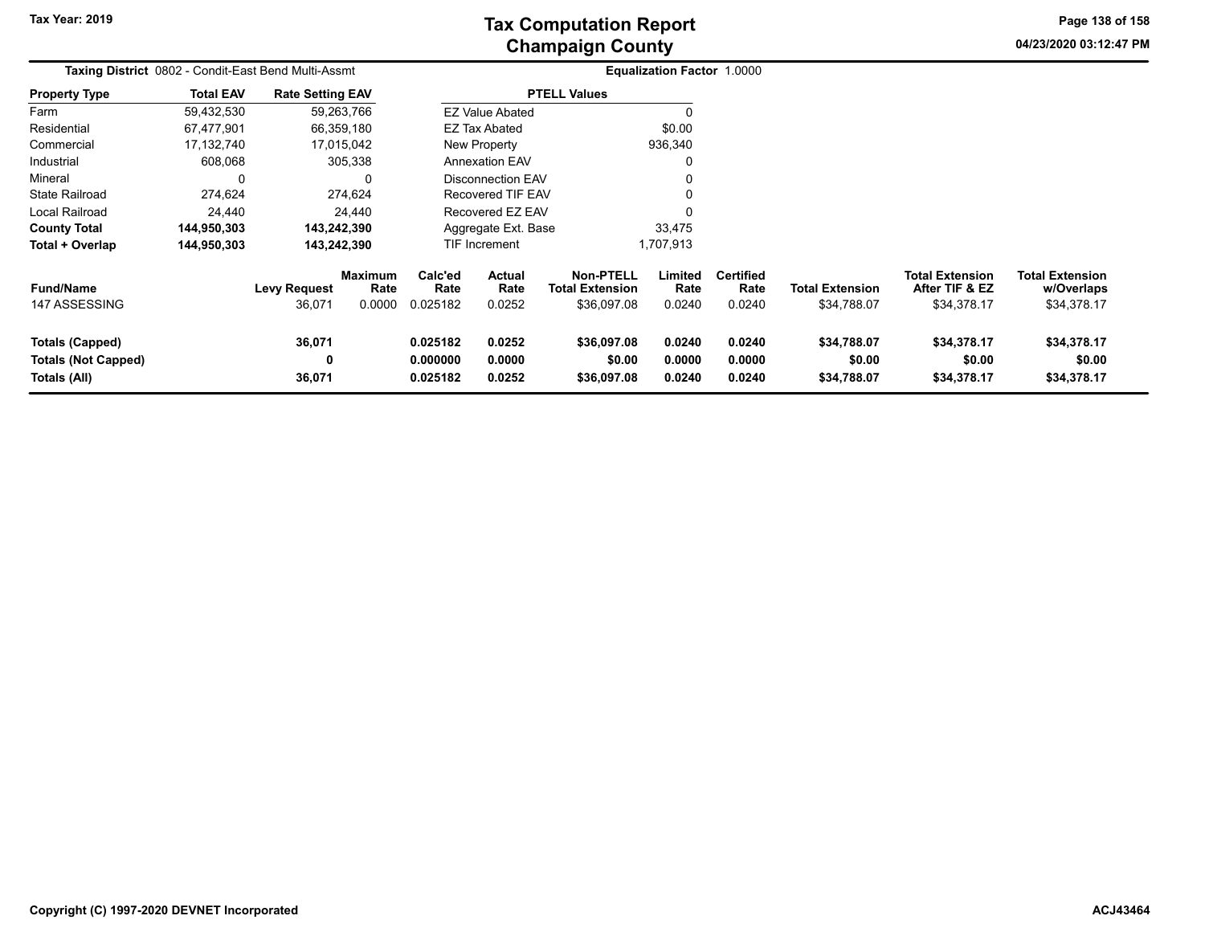# Tax Computation Report
## Champaign County

Tax Year: 2019

04/23/2020 03:12:47 PM

**Taxing District** 0802 - Condit-East Bend Multi-Assmt

**Equalization Factor** 1.0000

| Property Type | Total EAV | Rate Setting EAV |
|---|---|---|
| Farm | 59,432,530 | 59,263,766 |
| Residential | 67,477,901 | 66,359,180 |
| Commercial | 17,132,740 | 17,015,042 |
| Industrial | 608,068 | 305,338 |
| Mineral | 0 | 0 |
| State Railroad | 274,624 | 274,624 |
| Local Railroad | 24,440 | 24,440 |
| **County Total** | **144,950,303** | **143,242,390** |
| **Total + Overlap** | **144,950,303** | **143,242,390** |

| PTELL Values | |
|---|---|
| EZ Value Abated | 0 |
| EZ Tax Abated | $0.00 |
| New Property | 936,340 |
| Annexation EAV | 0 |
| Disconnection EAV | 0 |
| Recovered TIF EAV | 0 |
| Recovered EZ EAV | 0 |
| Aggregate Ext. Base | 33,475 |
| TIF Increment | 1,707,913 |

| Fund/Name | Levy Request | Maximum Rate | Calc'ed Rate | Actual Rate | Non-PTELL Total Extension | Limited Rate | Certified Rate | Total Extension | Total Extension After TIF & EZ | Total Extension w/Overlaps |
|---|---|---|---|---|---|---|---|---|---|---|
| 147 ASSESSING | 36,071 | 0.0000 | 0.025182 | 0.0252 | $36,097.08 | 0.0240 | 0.0240 | $34,788.07 | $34,378.17 | $34,378.17 |
| **Totals (Capped)** | **36,071** | | **0.025182** | **0.0252** | **$36,097.08** | **0.0240** | **0.0240** | **$34,788.07** | **$34,378.17** | **$34,378.17** |
| **Totals (Not Capped)** | **0** | | **0.000000** | **0.0000** | **$0.00** | **0.0000** | **0.0000** | **$0.00** | **$0.00** | **$0.00** |
| **Totals (All)** | **36,071** | | **0.025182** | **0.0252** | **$36,097.08** | **0.0240** | **0.0240** | **$34,788.07** | **$34,378.17** | **$34,378.17** |

Copyright (C) 1997-2020 DEVNET Incorporated

ACJ43464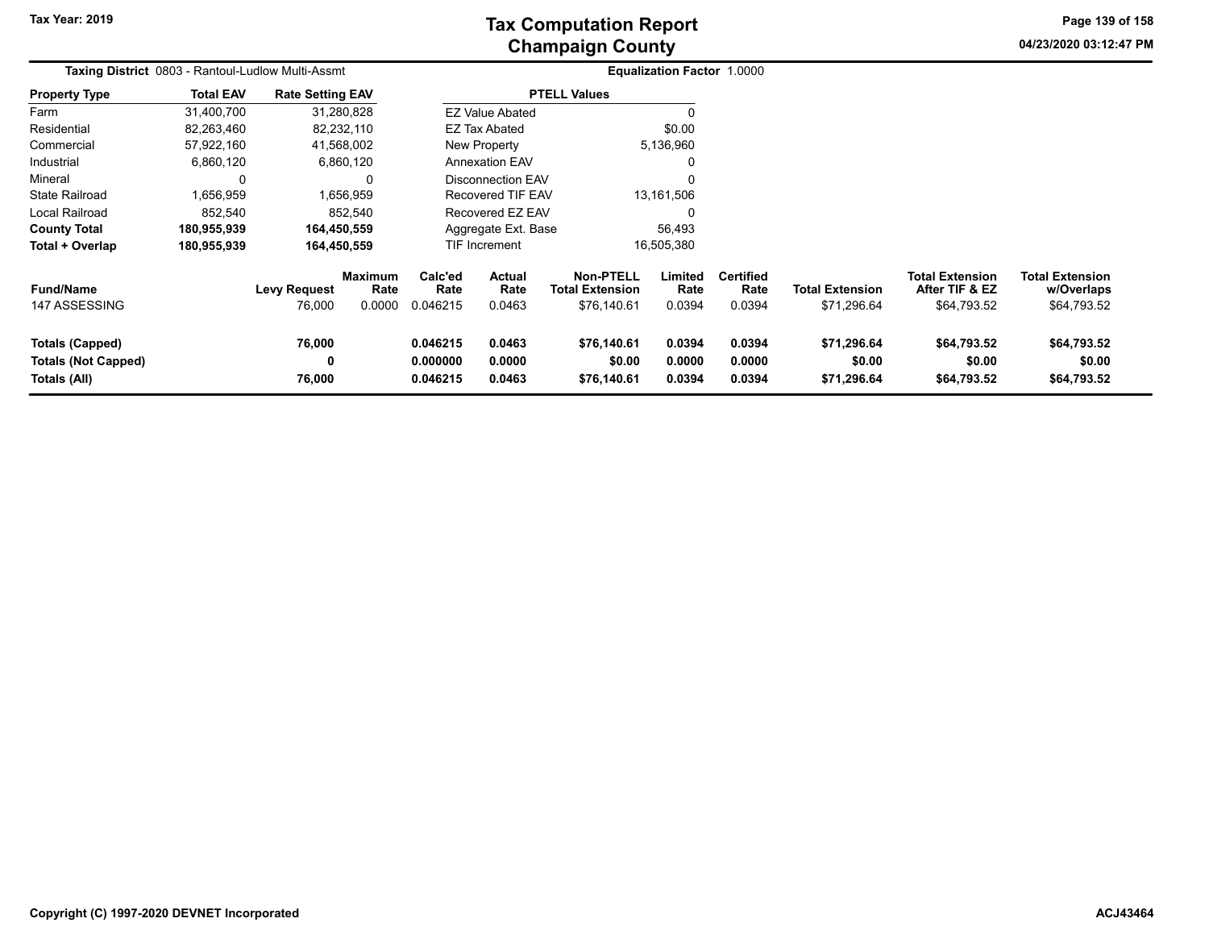# Tax Computation Report
## Champaign County

Tax Year: 2019

04/23/2020 03:12:47 PM

**Taxing District** 0803 - Rantoul-Ludlow Multi-Assmt

**Equalization Factor** 1.0000

| Property Type | Total EAV | Rate Setting EAV |
|---|---|---|
| Farm | 31,400,700 | 31,280,828 |
| Residential | 82,263,460 | 82,232,110 |
| Commercial | 57,922,160 | 41,568,002 |
| Industrial | 6,860,120 | 6,860,120 |
| Mineral | 0 | 0 |
| State Railroad | 1,656,959 | 1,656,959 |
| Local Railroad | 852,540 | 852,540 |
| **County Total** | **180,955,939** | **164,450,559** |
| **Total + Overlap** | **180,955,939** | **164,450,559** |

| PTELL Values | |
|---|---|
| EZ Value Abated | 0 |
| EZ Tax Abated | $0.00 |
| New Property | 5,136,960 |
| Annexation EAV | 0 |
| Disconnection EAV | 0 |
| Recovered TIF EAV | 13,161,506 |
| Recovered EZ EAV | 0 |
| Aggregate Ext. Base | 56,493 |
| TIF Increment | 16,505,380 |

| Fund/Name | Levy Request | Maximum Rate | Calc'ed Rate | Actual Rate | Non-PTELL Total Extension | Limited Rate | Certified Rate | Total Extension | Total Extension After TIF & EZ | Total Extension w/Overlaps |
|---|---|---|---|---|---|---|---|---|---|---|
| 147 ASSESSING | 76,000 | 0.0000 | 0.046215 | 0.0463 | $76,140.61 | 0.0394 | 0.0394 | $71,296.64 | $64,793.52 | $64,793.52 |
| **Totals (Capped)** | **76,000** | | **0.046215** | **0.0463** | **$76,140.61** | **0.0394** | **0.0394** | **$71,296.64** | **$64,793.52** | **$64,793.52** |
| **Totals (Not Capped)** | **0** | | **0.000000** | **0.0000** | **$0.00** | **0.0000** | **0.0000** | **$0.00** | **$0.00** | **$0.00** |
| **Totals (All)** | **76,000** | | **0.046215** | **0.0463** | **$76,140.61** | **0.0394** | **0.0394** | **$71,296.64** | **$64,793.52** | **$64,793.52** |

Copyright (C) 1997-2020 DEVNET Incorporated

ACJ43464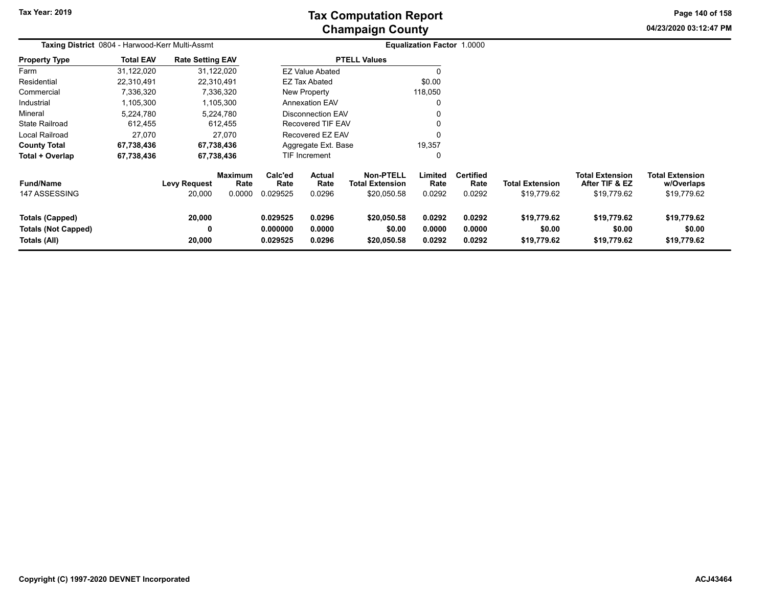# Tax Computation Report
## Champaign County

Tax Year: 2019

04/23/2020 03:12:47 PM

**Taxing District** 0804 - Harwood-Kerr Multi-Assmt

**Equalization Factor** 1.0000

| Property Type | Total EAV | Rate Setting EAV |
|---|---|---|
| Farm | 31,122,020 | 31,122,020 |
| Residential | 22,310,491 | 22,310,491 |
| Commercial | 7,336,320 | 7,336,320 |
| Industrial | 1,105,300 | 1,105,300 |
| Mineral | 5,224,780 | 5,224,780 |
| State Railroad | 612,455 | 612,455 |
| Local Railroad | 27,070 | 27,070 |
| **County Total** | **67,738,436** | **67,738,436** |
| **Total + Overlap** | **67,738,436** | **67,738,436** |

| PTELL Values | |
|---|---|
| EZ Value Abated | 0 |
| EZ Tax Abated | $0.00 |
| New Property | 118,050 |
| Annexation EAV | 0 |
| Disconnection EAV | 0 |
| Recovered TIF EAV | 0 |
| Recovered EZ EAV | 0 |
| Aggregate Ext. Base | 19,357 |
| TIF Increment | 0 |

| Fund/Name | Levy Request | Maximum Rate | Calc'ed Rate | Actual Rate | Non-PTELL Total Extension | Limited Rate | Certified Rate | Total Extension | Total Extension After TIF & EZ | Total Extension w/Overlaps |
|---|---|---|---|---|---|---|---|---|---|---|
| 147 ASSESSING | 20,000 | 0.0000 | 0.029525 | 0.0296 | $20,050.58 | 0.0292 | 0.0292 | $19,779.62 | $19,779.62 | $19,779.62 |
| **Totals (Capped)** | **20,000** | | **0.029525** | **0.0296** | **$20,050.58** | **0.0292** | **0.0292** | **$19,779.62** | **$19,779.62** | **$19,779.62** |
| **Totals (Not Capped)** | **0** | | **0.000000** | **0.0000** | **$0.00** | **0.0000** | **0.0000** | **$0.00** | **$0.00** | **$0.00** |
| **Totals (All)** | **20,000** | | **0.029525** | **0.0296** | **$20,050.58** | **0.0292** | **0.0292** | **$19,779.62** | **$19,779.62** | **$19,779.62** |

Copyright (C) 1997-2020 DEVNET Incorporated

ACJ43464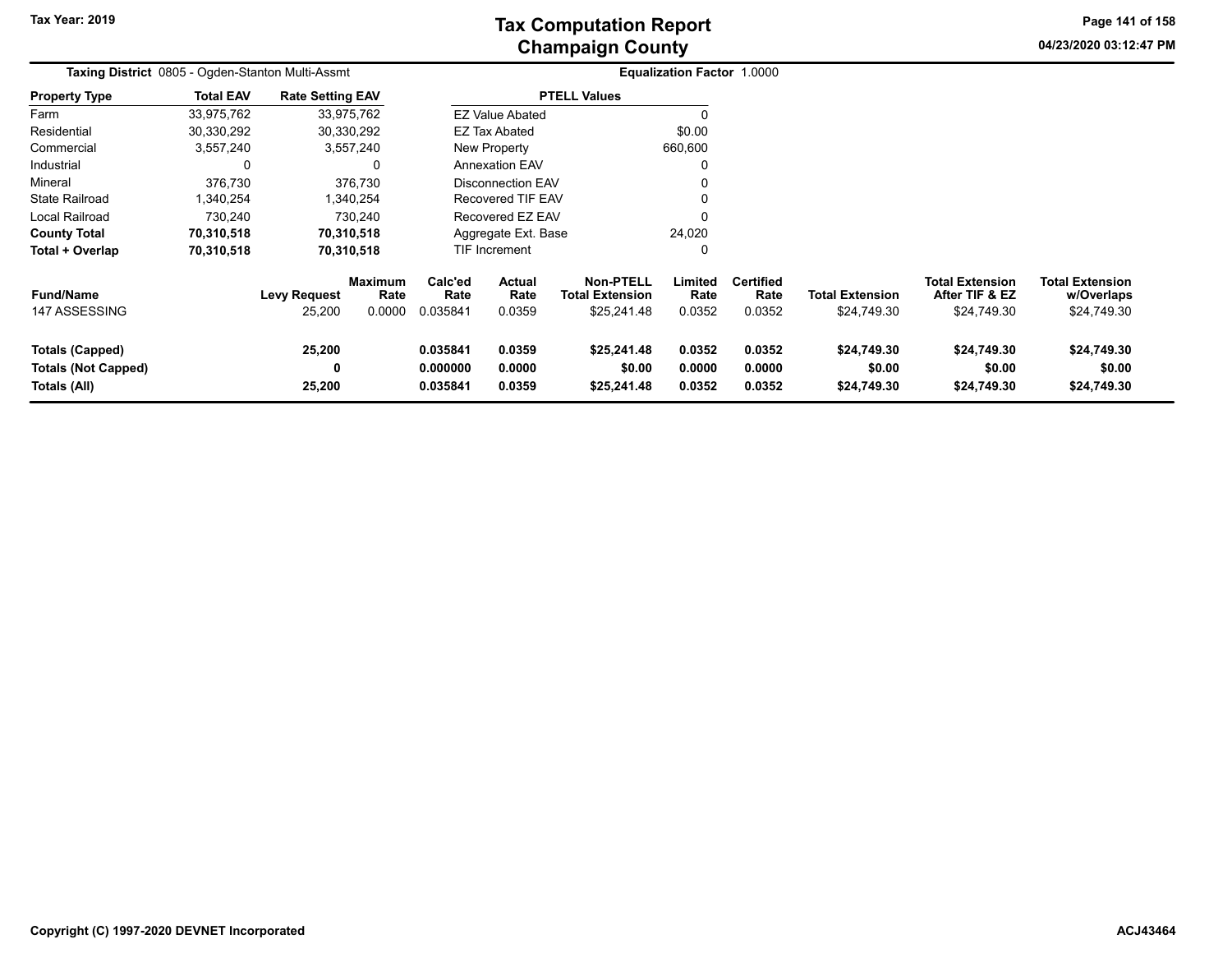**Tax Year: 2019**

# Tax Computation Report
## Champaign County

04/23/2020 03:12:47 PM

**Taxing District** 0805 - Ogden-Stanton Multi-Assmt

**Equalization Factor** 1.0000

| Property Type | Total EAV | Rate Setting EAV |
|---|---|---|
| Farm | 33,975,762 | 33,975,762 |
| Residential | 30,330,292 | 30,330,292 |
| Commercial | 3,557,240 | 3,557,240 |
| Industrial | 0 | 0 |
| Mineral | 376,730 | 376,730 |
| State Railroad | 1,340,254 | 1,340,254 |
| Local Railroad | 730,240 | 730,240 |
| **County Total** | **70,310,518** | **70,310,518** |
| **Total + Overlap** | **70,310,518** | **70,310,518** |

| PTELL Values | |
|---|---|
| EZ Value Abated | 0 |
| EZ Tax Abated | $0.00 |
| New Property | 660,600 |
| Annexation EAV | 0 |
| Disconnection EAV | 0 |
| Recovered TIF EAV | 0 |
| Recovered EZ EAV | 0 |
| Aggregate Ext. Base | 24,020 |
| TIF Increment | 0 |

| Fund/Name | Levy Request | Maximum Rate | Calc'ed Rate | Actual Rate | Non-PTELL Total Extension | Limited Rate | Certified Rate | Total Extension | Total Extension After TIF & EZ | Total Extension w/Overlaps |
|---|---|---|---|---|---|---|---|---|---|---|
| 147 ASSESSING | 25,200 | 0.0000 | 0.035841 | 0.0359 | $25,241.48 | 0.0352 | 0.0352 | $24,749.30 | $24,749.30 | $24,749.30 |
| **Totals (Capped)** | **25,200** | | **0.035841** | **0.0359** | **$25,241.48** | **0.0352** | **0.0352** | **$24,749.30** | **$24,749.30** | **$24,749.30** |
| **Totals (Not Capped)** | **0** | | **0.000000** | **0.0000** | **$0.00** | **0.0000** | **0.0000** | **$0.00** | **$0.00** | **$0.00** |
| **Totals (All)** | **25,200** | | **0.035841** | **0.0359** | **$25,241.48** | **0.0352** | **0.0352** | **$24,749.30** | **$24,749.30** | **$24,749.30** |

**Copyright (C) 1997-2020 DEVNET Incorporated**

**ACJ43464**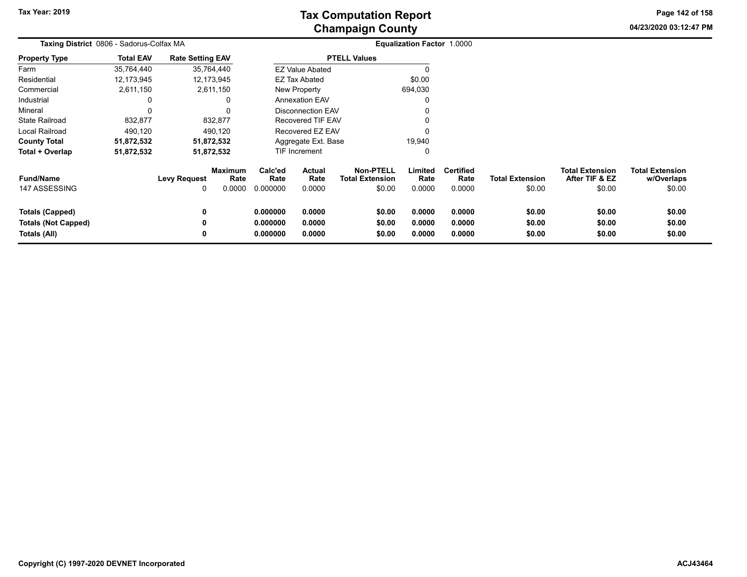# Tax Computation Report
## Champaign County

Tax Year: 2019

04/23/2020 03:12:47 PM

**Taxing District** 0806 - Sadorus-Colfax MA

**Equalization Factor** 1.0000

| Property Type | Total EAV | Rate Setting EAV |
|---|---|---|
| Farm | 35,764,440 | 35,764,440 |
| Residential | 12,173,945 | 12,173,945 |
| Commercial | 2,611,150 | 2,611,150 |
| Industrial | 0 | 0 |
| Mineral | 0 | 0 |
| State Railroad | 832,877 | 832,877 |
| Local Railroad | 490,120 | 490,120 |
| **County Total** | **51,872,532** | **51,872,532** |
| **Total + Overlap** | **51,872,532** | **51,872,532** |

| PTELL Values | |
|---|---|
| EZ Value Abated | 0 |
| EZ Tax Abated | $0.00 |
| New Property | 694,030 |
| Annexation EAV | 0 |
| Disconnection EAV | 0 |
| Recovered TIF EAV | 0 |
| Recovered EZ EAV | 0 |
| Aggregate Ext. Base | 19,940 |
| TIF Increment | 0 |

| Fund/Name | Levy Request | Maximum Rate | Calc'ed Rate | Actual Rate | Non-PTELL Total Extension | Limited Rate | Certified Rate | Total Extension | Total Extension After TIF & EZ | Total Extension w/Overlaps |
|---|---|---|---|---|---|---|---|---|---|---|
| 147 ASSESSING | 0 | 0.0000 | 0.000000 | 0.0000 | $0.00 | 0.0000 | 0.0000 | $0.00 | $0.00 | $0.00 |
| **Totals (Capped)** | **0** | | **0.000000** | **0.0000** | **$0.00** | **0.0000** | **0.0000** | **$0.00** | **$0.00** | **$0.00** |
| **Totals (Not Capped)** | **0** | | **0.000000** | **0.0000** | **$0.00** | **0.0000** | **0.0000** | **$0.00** | **$0.00** | **$0.00** |
| **Totals (All)** | **0** | | **0.000000** | **0.0000** | **$0.00** | **0.0000** | **0.0000** | **$0.00** | **$0.00** | **$0.00** |

**Copyright (C) 1997-2020 DEVNET Incorporated**

**ACJ43464**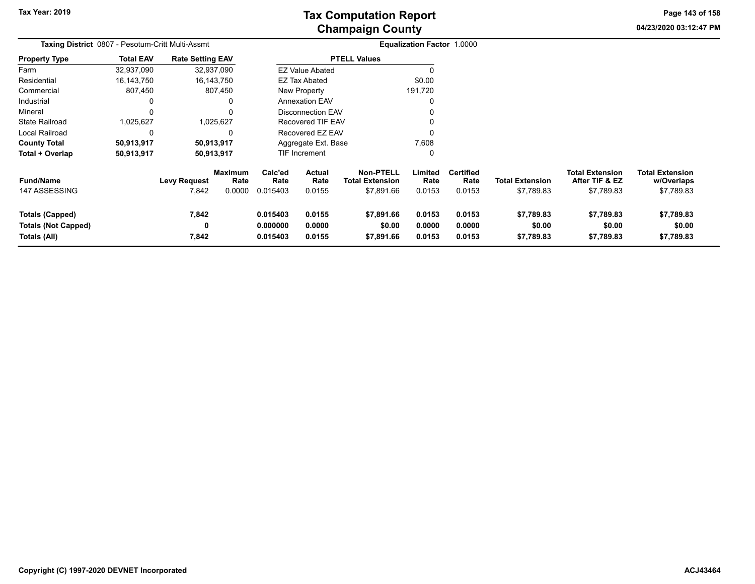# Tax Computation Report
# Champaign County

Tax Year: 2019

04/23/2020 03:12:47 PM

**Taxing District** 0807 - Pesotum-Critt Multi-Assmt

**Equalization Factor** 1.0000

| Property Type | Total EAV | Rate Setting EAV |
|---|---|---|
| Farm | 32,937,090 | 32,937,090 |
| Residential | 16,143,750 | 16,143,750 |
| Commercial | 807,450 | 807,450 |
| Industrial | 0 | 0 |
| Mineral | 0 | 0 |
| State Railroad | 1,025,627 | 1,025,627 |
| Local Railroad | 0 | 0 |
| **County Total** | **50,913,917** | **50,913,917** |
| **Total + Overlap** | **50,913,917** | **50,913,917** |

| PTELL Values | |
|---|---|
| EZ Value Abated | 0 |
| EZ Tax Abated | $0.00 |
| New Property | 191,720 |
| Annexation EAV | 0 |
| Disconnection EAV | 0 |
| Recovered TIF EAV | 0 |
| Recovered EZ EAV | 0 |
| Aggregate Ext. Base | 7,608 |
| TIF Increment | 0 |

| Fund/Name | Levy Request | Maximum Rate | Calc'ed Rate | Actual Rate | Non-PTELL Total Extension | Limited Rate | Certified Rate | Total Extension | Total Extension After TIF & EZ | Total Extension w/Overlaps |
|---|---|---|---|---|---|---|---|---|---|---|
| 147 ASSESSING | 7,842 | 0.0000 | 0.015403 | 0.0155 | $7,891.66 | 0.0153 | 0.0153 | $7,789.83 | $7,789.83 | $7,789.83 |
| **Totals (Capped)** | **7,842** | | **0.015403** | **0.0155** | **$7,891.66** | **0.0153** | **0.0153** | **$7,789.83** | **$7,789.83** | **$7,789.83** |
| **Totals (Not Capped)** | **0** | | **0.000000** | **0.0000** | **$0.00** | **0.0000** | **0.0000** | **$0.00** | **$0.00** | **$0.00** |
| **Totals (All)** | **7,842** | | **0.015403** | **0.0155** | **$7,891.66** | **0.0153** | **0.0153** | **$7,789.83** | **$7,789.83** | **$7,789.83** |

Copyright (C) 1997-2020 DEVNET Incorporated

ACJ43464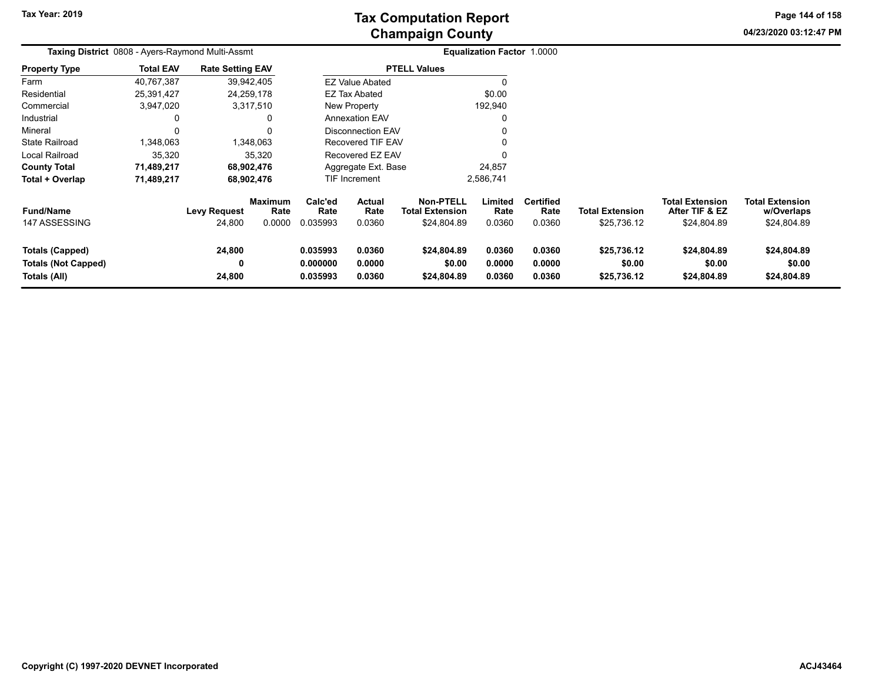Tax Year: 2019

# Tax Computation Report
## Champaign County

04/23/2020 03:12:47 PM

**Taxing District** 0808 - Ayers-Raymond Multi-Assmt

**Equalization Factor** 1.0000

| Property Type | Total EAV | Rate Setting EAV |
|---|---|---|
| Farm | 40,767,387 | 39,942,405 |
| Residential | 25,391,427 | 24,259,178 |
| Commercial | 3,947,020 | 3,317,510 |
| Industrial | 0 | 0 |
| Mineral | 0 | 0 |
| State Railroad | 1,348,063 | 1,348,063 |
| Local Railroad | 35,320 | 35,320 |
| **County Total** | **71,489,217** | **68,902,476** |
| **Total + Overlap** | **71,489,217** | **68,902,476** |

| PTELL Values | |
|---|---|
| EZ Value Abated | 0 |
| EZ Tax Abated | $0.00 |
| New Property | 192,940 |
| Annexation EAV | 0 |
| Disconnection EAV | 0 |
| Recovered TIF EAV | 0 |
| Recovered EZ EAV | 0 |
| Aggregate Ext. Base | 24,857 |
| TIF Increment | 2,586,741 |

| Fund/Name | Levy Request | Maximum Rate | Calc'ed Rate | Actual Rate | Non-PTELL Total Extension | Limited Rate | Certified Rate | Total Extension | Total Extension After TIF & EZ | Total Extension w/Overlaps |
|---|---|---|---|---|---|---|---|---|---|---|
| 147 ASSESSING | 24,800 | 0.0000 | 0.035993 | 0.0360 | $24,804.89 | 0.0360 | 0.0360 | $25,736.12 | $24,804.89 | $24,804.89 |
| **Totals (Capped)** | **24,800** | | **0.035993** | **0.0360** | **$24,804.89** | **0.0360** | **0.0360** | **$25,736.12** | **$24,804.89** | **$24,804.89** |
| **Totals (Not Capped)** | **0** | | **0.000000** | **0.0000** | **$0.00** | **0.0000** | **0.0000** | **$0.00** | **$0.00** | **$0.00** |
| **Totals (All)** | **24,800** | | **0.035993** | **0.0360** | **$24,804.89** | **0.0360** | **0.0360** | **$25,736.12** | **$24,804.89** | **$24,804.89** |

Copyright (C) 1997-2020 DEVNET Incorporated

ACJ43464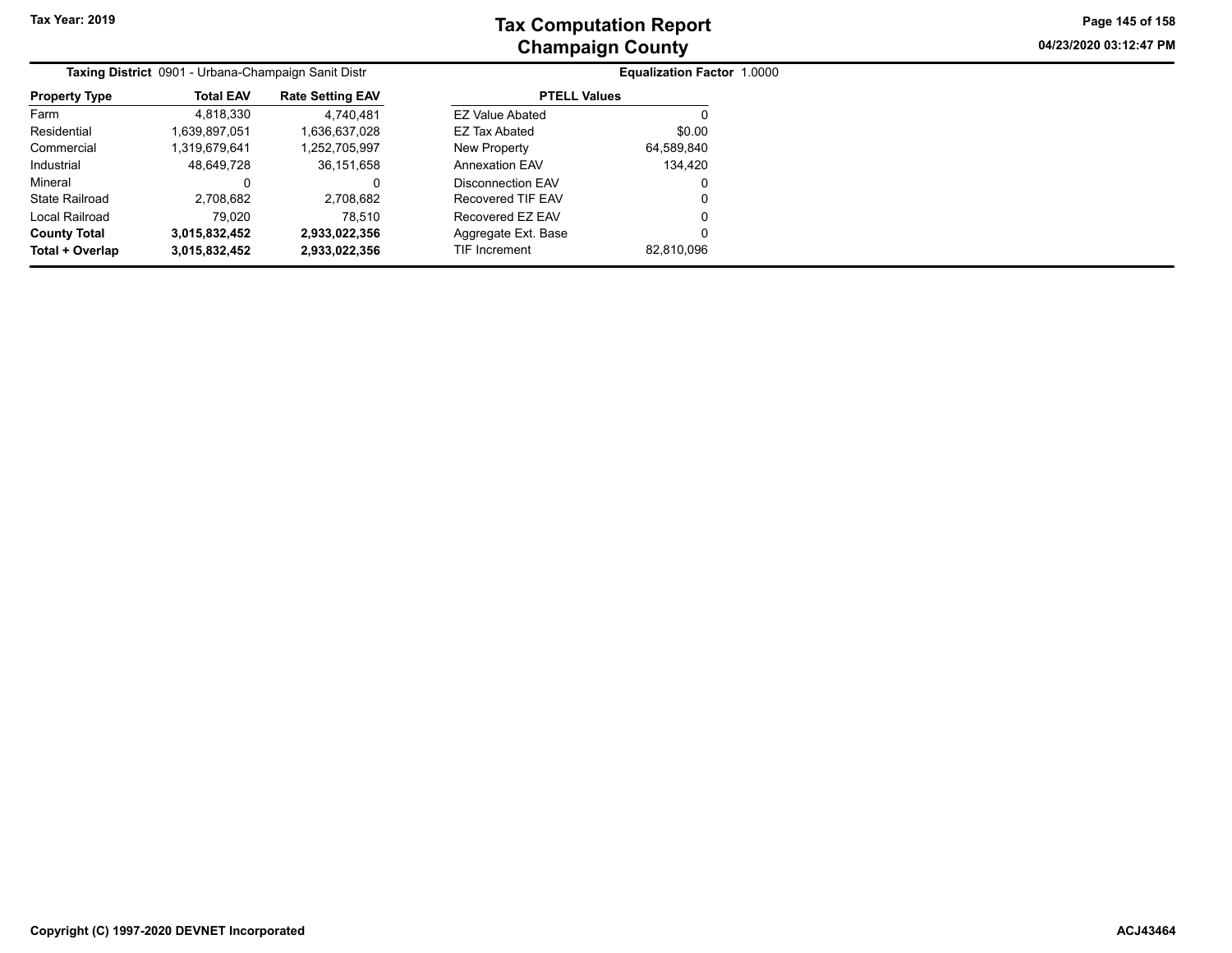# Tax Computation Report
## Champaign County

**Tax Year: 2019**

04/23/2020 03:12:47 PM

**Taxing District** 0901 - Urbana-Champaign Sanit Distr

**Equalization Factor** 1.0000

| Property Type | Total EAV | Rate Setting EAV |
|---|---|---|
| Farm | 4,818,330 | 4,740,481 |
| Residential | 1,639,897,051 | 1,636,637,028 |
| Commercial | 1,319,679,641 | 1,252,705,997 |
| Industrial | 48,649,728 | 36,151,658 |
| Mineral | 0 | 0 |
| State Railroad | 2,708,682 | 2,708,682 |
| Local Railroad | 79,020 | 78,510 |
| **County Total** | **3,015,832,452** | **2,933,022,356** |
| **Total + Overlap** | **3,015,832,452** | **2,933,022,356** |

| PTELL Values | |
|---|---|
| EZ Value Abated | 0 |
| EZ Tax Abated | $0.00 |
| New Property | 64,589,840 |
| Annexation EAV | 134,420 |
| Disconnection EAV | 0 |
| Recovered TIF EAV | 0 |
| Recovered EZ EAV | 0 |
| Aggregate Ext. Base | 0 |
| TIF Increment | 82,810,096 |

Copyright (C) 1997-2020 DEVNET Incorporated

ACJ43464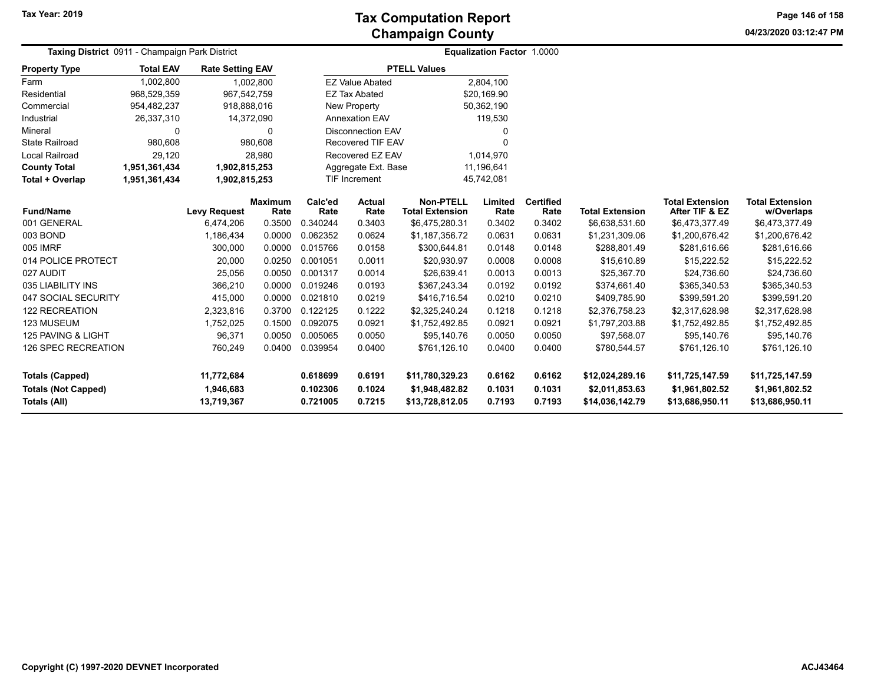**Tax Year: 2019**

# Tax Computation Report
## Champaign County

04/23/2020 03:12:47 PM

**Taxing District** 0911 - Champaign Park District

**Equalization Factor** 1.0000

| Property Type | Total EAV | Rate Setting EAV |
|---|---|---|
| Farm | 1,002,800 | 1,002,800 |
| Residential | 968,529,359 | 967,542,759 |
| Commercial | 954,482,237 | 918,888,016 |
| Industrial | 26,337,310 | 14,372,090 |
| Mineral | 0 | 0 |
| State Railroad | 980,608 | 980,608 |
| Local Railroad | 29,120 | 28,980 |
| **County Total** | **1,951,361,434** | **1,902,815,253** |
| **Total + Overlap** | **1,951,361,434** | **1,902,815,253** |

| PTELL Values | |
|---|---|
| EZ Value Abated | 2,804,100 |
| EZ Tax Abated | $20,169.90 |
| New Property | 50,362,190 |
| Annexation EAV | 119,530 |
| Disconnection EAV | 0 |
| Recovered TIF EAV | 0 |
| Recovered EZ EAV | 1,014,970 |
| Aggregate Ext. Base | 11,196,641 |
| TIF Increment | 45,742,081 |

| Fund/Name | Levy Request | Maximum Rate | Calc'ed Rate | Actual Rate | Non-PTELL Total Extension | Limited Rate | Certified Rate | Total Extension | Total Extension After TIF & EZ | Total Extension w/Overlaps |
|---|---|---|---|---|---|---|---|---|---|---|
| 001 GENERAL | 6,474,206 | 0.3500 | 0.340244 | 0.3403 | $6,475,280.31 | 0.3402 | 0.3402 | $6,638,531.60 | $6,473,377.49 | $6,473,377.49 |
| 003 BOND | 1,186,434 | 0.0000 | 0.062352 | 0.0624 | $1,187,356.72 | 0.0631 | 0.0631 | $1,231,309.06 | $1,200,676.42 | $1,200,676.42 |
| 005 IMRF | 300,000 | 0.0000 | 0.015766 | 0.0158 | $300,644.81 | 0.0148 | 0.0148 | $288,801.49 | $281,616.66 | $281,616.66 |
| 014 POLICE PROTECT | 20,000 | 0.0250 | 0.001051 | 0.0011 | $20,930.97 | 0.0008 | 0.0008 | $15,610.89 | $15,222.52 | $15,222.52 |
| 027 AUDIT | 25,056 | 0.0050 | 0.001317 | 0.0014 | $26,639.41 | 0.0013 | 0.0013 | $25,367.70 | $24,736.60 | $24,736.60 |
| 035 LIABILITY INS | 366,210 | 0.0000 | 0.019246 | 0.0193 | $367,243.34 | 0.0192 | 0.0192 | $374,661.40 | $365,340.53 | $365,340.53 |
| 047 SOCIAL SECURITY | 415,000 | 0.0000 | 0.021810 | 0.0219 | $416,716.54 | 0.0210 | 0.0210 | $409,785.90 | $399,591.20 | $399,591.20 |
| 122 RECREATION | 2,323,816 | 0.3700 | 0.122125 | 0.1222 | $2,325,240.24 | 0.1218 | 0.1218 | $2,376,758.23 | $2,317,628.98 | $2,317,628.98 |
| 123 MUSEUM | 1,752,025 | 0.1500 | 0.092075 | 0.0921 | $1,752,492.85 | 0.0921 | 0.0921 | $1,797,203.88 | $1,752,492.85 | $1,752,492.85 |
| 125 PAVING & LIGHT | 96,371 | 0.0050 | 0.005065 | 0.0050 | $95,140.76 | 0.0050 | 0.0050 | $97,568.07 | $95,140.76 | $95,140.76 |
| 126 SPEC RECREATION | 760,249 | 0.0400 | 0.039954 | 0.0400 | $761,126.10 | 0.0400 | 0.0400 | $780,544.57 | $761,126.10 | $761,126.10 |
| **Totals (Capped)** | **11,772,684** | | **0.618699** | **0.6191** | **$11,780,329.23** | **0.6162** | **0.6162** | **$12,024,289.16** | **$11,725,147.59** | **$11,725,147.59** |
| **Totals (Not Capped)** | **1,946,683** | | **0.102306** | **0.1024** | **$1,948,482.82** | **0.1031** | **0.1031** | **$2,011,853.63** | **$1,961,802.52** | **$1,961,802.52** |
| **Totals (All)** | **13,719,367** | | **0.721005** | **0.7215** | **$13,728,812.05** | **0.7193** | **0.7193** | **$14,036,142.79** | **$13,686,950.11** | **$13,686,950.11** |

Copyright (C) 1997-2020 DEVNET Incorporated

ACJ43464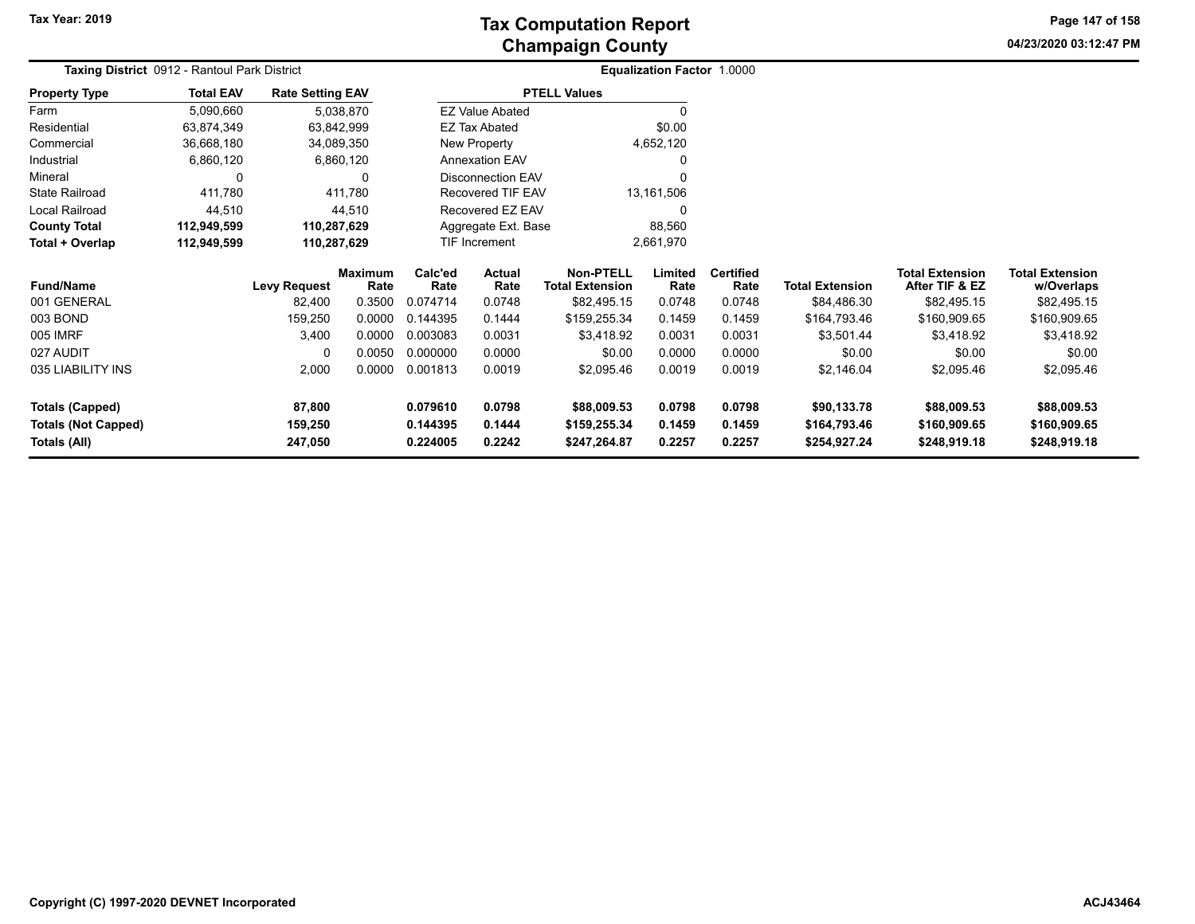# Tax Computation Report
## Champaign County

Tax Year: 2019

04/23/2020 03:12:47 PM

**Taxing District** 0912 - Rantoul Park District

**Equalization Factor** 1.0000

| Property Type | Total EAV | Rate Setting EAV |
|---|---|---|
| Farm | 5,090,660 | 5,038,870 |
| Residential | 63,874,349 | 63,842,999 |
| Commercial | 36,668,180 | 34,089,350 |
| Industrial | 6,860,120 | 6,860,120 |
| Mineral | 0 | 0 |
| State Railroad | 411,780 | 411,780 |
| Local Railroad | 44,510 | 44,510 |
| **County Total** | **112,949,599** | **110,287,629** |
| **Total + Overlap** | **112,949,599** | **110,287,629** |

| PTELL Values | |
|---|---|
| EZ Value Abated | 0 |
| EZ Tax Abated | $0.00 |
| New Property | 4,652,120 |
| Annexation EAV | 0 |
| Disconnection EAV | 0 |
| Recovered TIF EAV | 13,161,506 |
| Recovered EZ EAV | 0 |
| Aggregate Ext. Base | 88,560 |
| TIF Increment | 2,661,970 |

| Fund/Name | Levy Request | Maximum Rate | Calc'ed Rate | Actual Rate | Non-PTELL Total Extension | Limited Rate | Certified Rate | Total Extension | Total Extension After TIF & EZ | Total Extension w/Overlaps |
|---|---|---|---|---|---|---|---|---|---|---|
| 001 GENERAL | 82,400 | 0.3500 | 0.074714 | 0.0748 | $82,495.15 | 0.0748 | 0.0748 | $84,486.30 | $82,495.15 | $82,495.15 |
| 003 BOND | 159,250 | 0.0000 | 0.144395 | 0.1444 | $159,255.34 | 0.1459 | 0.1459 | $164,793.46 | $160,909.65 | $160,909.65 |
| 005 IMRF | 3,400 | 0.0000 | 0.003083 | 0.0031 | $3,418.92 | 0.0031 | 0.0031 | $3,501.44 | $3,418.92 | $3,418.92 |
| 027 AUDIT | 0 | 0.0050 | 0.000000 | 0.0000 | $0.00 | 0.0000 | 0.0000 | $0.00 | $0.00 | $0.00 |
| 035 LIABILITY INS | 2,000 | 0.0000 | 0.001813 | 0.0019 | $2,095.46 | 0.0019 | 0.0019 | $2,146.04 | $2,095.46 | $2,095.46 |
| **Totals (Capped)** | **87,800** | | **0.079610** | **0.0798** | **$88,009.53** | **0.0798** | **0.0798** | **$90,133.78** | **$88,009.53** | **$88,009.53** |
| **Totals (Not Capped)** | **159,250** | | **0.144395** | **0.1444** | **$159,255.34** | **0.1459** | **0.1459** | **$164,793.46** | **$160,909.65** | **$160,909.65** |
| **Totals (All)** | **247,050** | | **0.224005** | **0.2242** | **$247,264.87** | **0.2257** | **0.2257** | **$254,927.24** | **$248,919.18** | **$248,919.18** |

Copyright (C) 1997-2020 DEVNET Incorporated

ACJ43464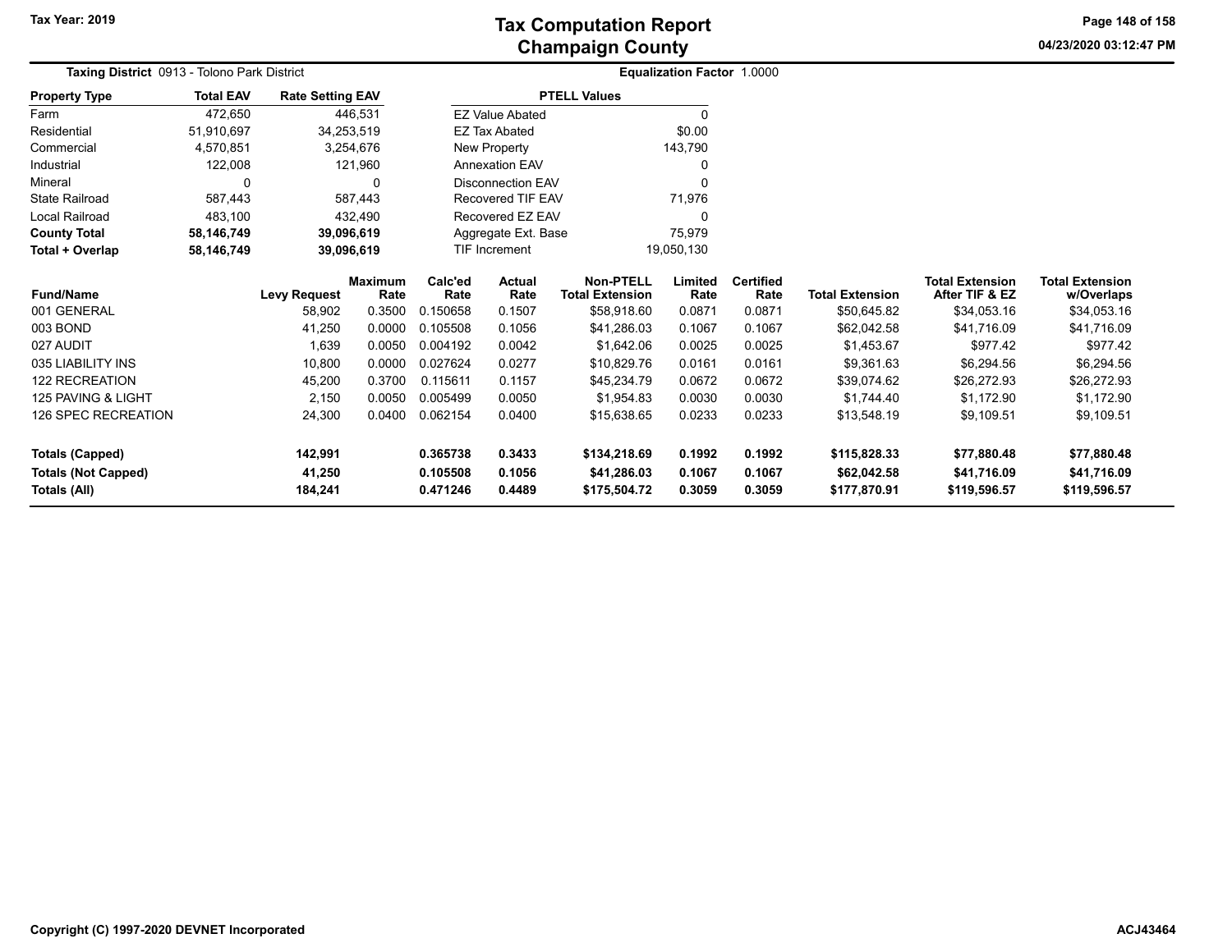# Tax Computation Report
## Champaign County

Tax Year: 2019

04/23/2020 03:12:47 PM

**Taxing District** 0913 - Tolono Park District

**Equalization Factor** 1.0000

| Property Type | Total EAV | Rate Setting EAV |
|---|---|---|
| Farm | 472,650 | 446,531 |
| Residential | 51,910,697 | 34,253,519 |
| Commercial | 4,570,851 | 3,254,676 |
| Industrial | 122,008 | 121,960 |
| Mineral | 0 | 0 |
| State Railroad | 587,443 | 587,443 |
| Local Railroad | 483,100 | 432,490 |
| **County Total** | **58,146,749** | **39,096,619** |
| **Total + Overlap** | **58,146,749** | **39,096,619** |

| PTELL Values | |
|---|---|
| EZ Value Abated | 0 |
| EZ Tax Abated | $0.00 |
| New Property | 143,790 |
| Annexation EAV | 0 |
| Disconnection EAV | 0 |
| Recovered TIF EAV | 71,976 |
| Recovered EZ EAV | 0 |
| Aggregate Ext. Base | 75,979 |
| TIF Increment | 19,050,130 |

| Fund/Name | Levy Request | Maximum Rate | Calc'ed Rate | Actual Rate | Non-PTELL Total Extension | Limited Rate | Certified Rate | Total Extension | Total Extension After TIF & EZ | Total Extension w/Overlaps |
|---|---|---|---|---|---|---|---|---|---|---|
| 001 GENERAL | 58,902 | 0.3500 | 0.150658 | 0.1507 | $58,918.60 | 0.0871 | 0.0871 | $50,645.82 | $34,053.16 | $34,053.16 |
| 003 BOND | 41,250 | 0.0000 | 0.105508 | 0.1056 | $41,286.03 | 0.1067 | 0.1067 | $62,042.58 | $41,716.09 | $41,716.09 |
| 027 AUDIT | 1,639 | 0.0050 | 0.004192 | 0.0042 | $1,642.06 | 0.0025 | 0.0025 | $1,453.67 | $977.42 | $977.42 |
| 035 LIABILITY INS | 10,800 | 0.0000 | 0.027624 | 0.0277 | $10,829.76 | 0.0161 | 0.0161 | $9,361.63 | $6,294.56 | $6,294.56 |
| 122 RECREATION | 45,200 | 0.3700 | 0.115611 | 0.1157 | $45,234.79 | 0.0672 | 0.0672 | $39,074.62 | $26,272.93 | $26,272.93 |
| 125 PAVING & LIGHT | 2,150 | 0.0050 | 0.005499 | 0.0050 | $1,954.83 | 0.0030 | 0.0030 | $1,744.40 | $1,172.90 | $1,172.90 |
| 126 SPEC RECREATION | 24,300 | 0.0400 | 0.062154 | 0.0400 | $15,638.65 | 0.0233 | 0.0233 | $13,548.19 | $9,109.51 | $9,109.51 |
| **Totals (Capped)** | **142,991** | | **0.365738** | **0.3433** | **$134,218.69** | **0.1992** | **0.1992** | **$115,828.33** | **$77,880.48** | **$77,880.48** |
| **Totals (Not Capped)** | **41,250** | | **0.105508** | **0.1056** | **$41,286.03** | **0.1067** | **0.1067** | **$62,042.58** | **$41,716.09** | **$41,716.09** |
| **Totals (All)** | **184,241** | | **0.471246** | **0.4489** | **$175,504.72** | **0.3059** | **0.3059** | **$177,870.91** | **$119,596.57** | **$119,596.57** |

Copyright (C) 1997-2020 DEVNET Incorporated

ACJ43464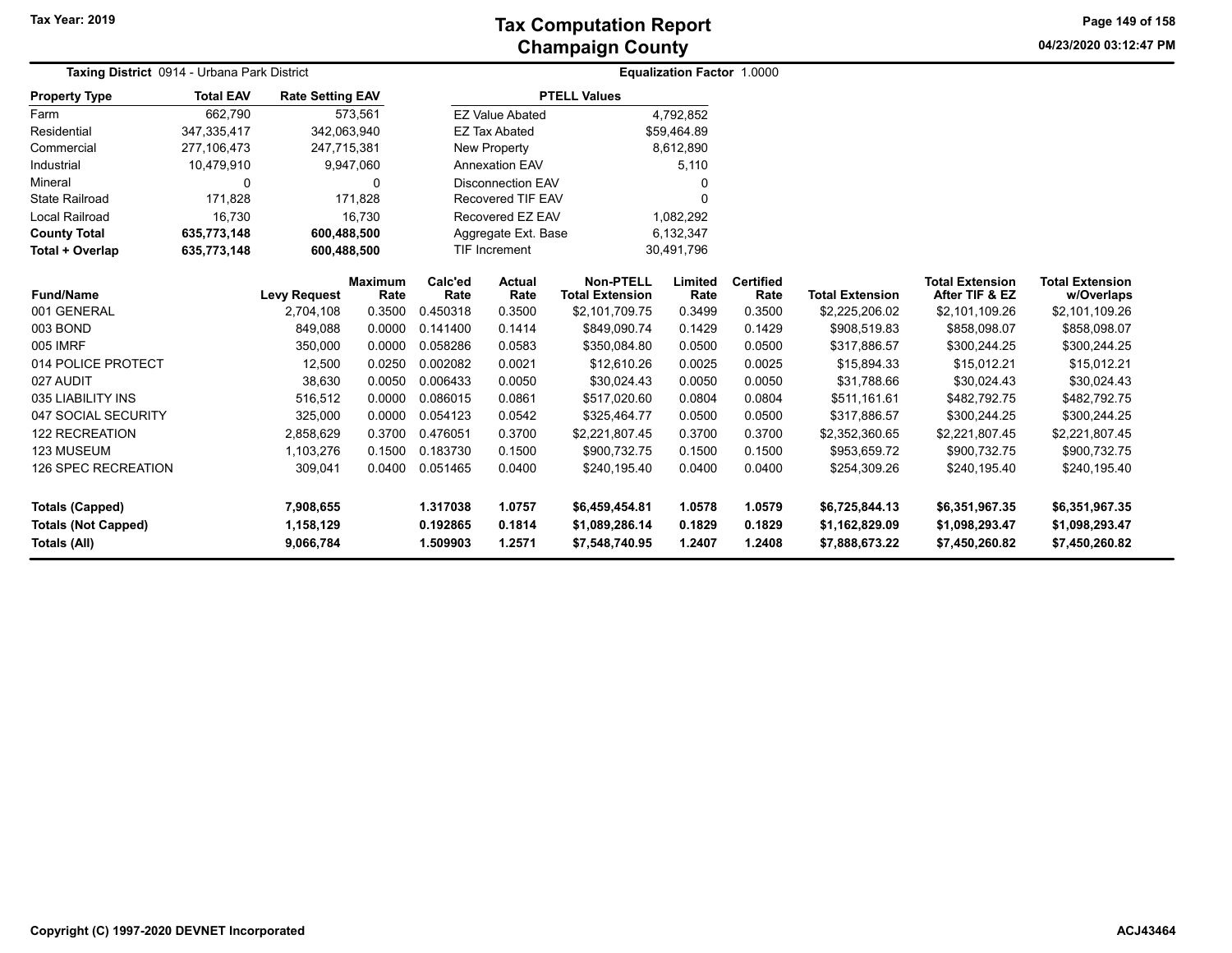# Tax Computation Report
## Champaign County

Tax Year: 2019

**Taxing District** 0914 - Urbana Park District

**Equalization Factor** 1.0000

| Property Type | Total EAV | Rate Setting EAV |
|---|---|---|
| Farm | 662,790 | 573,561 |
| Residential | 347,335,417 | 342,063,940 |
| Commercial | 277,106,473 | 247,715,381 |
| Industrial | 10,479,910 | 9,947,060 |
| Mineral | 0 | 0 |
| State Railroad | 171,828 | 171,828 |
| Local Railroad | 16,730 | 16,730 |
| **County Total** | **635,773,148** | **600,488,500** |
| **Total + Overlap** | **635,773,148** | **600,488,500** |

| PTELL Values | |
|---|---|
| EZ Value Abated | 4,792,852 |
| EZ Tax Abated | $59,464.89 |
| New Property | 8,612,890 |
| Annexation EAV | 5,110 |
| Disconnection EAV | 0 |
| Recovered TIF EAV | 0 |
| Recovered EZ EAV | 1,082,292 |
| Aggregate Ext. Base | 6,132,347 |
| TIF Increment | 30,491,796 |

| Fund/Name | Levy Request | Maximum Rate | Calc'ed Rate | Actual Rate | Non-PTELL Total Extension | Limited Rate | Certified Rate | Total Extension | Total Extension After TIF & EZ | Total Extension w/Overlaps |
|---|---|---|---|---|---|---|---|---|---|---|
| 001 GENERAL | 2,704,108 | 0.3500 | 0.450318 | 0.3500 | $2,101,709.75 | 0.3499 | 0.3500 | $2,225,206.02 | $2,101,109.26 | $2,101,109.26 |
| 003 BOND | 849,088 | 0.0000 | 0.141400 | 0.1414 | $849,090.74 | 0.1429 | 0.1429 | $908,519.83 | $858,098.07 | $858,098.07 |
| 005 IMRF | 350,000 | 0.0000 | 0.058286 | 0.0583 | $350,084.80 | 0.0500 | 0.0500 | $317,886.57 | $300,244.25 | $300,244.25 |
| 014 POLICE PROTECT | 12,500 | 0.0250 | 0.002082 | 0.0021 | $12,610.26 | 0.0025 | 0.0025 | $15,894.33 | $15,012.21 | $15,012.21 |
| 027 AUDIT | 38,630 | 0.0050 | 0.006433 | 0.0050 | $30,024.43 | 0.0050 | 0.0050 | $31,788.66 | $30,024.43 | $30,024.43 |
| 035 LIABILITY INS | 516,512 | 0.0000 | 0.086015 | 0.0861 | $517,020.60 | 0.0804 | 0.0804 | $511,161.61 | $482,792.75 | $482,792.75 |
| 047 SOCIAL SECURITY | 325,000 | 0.0000 | 0.054123 | 0.0542 | $325,464.77 | 0.0500 | 0.0500 | $317,886.57 | $300,244.25 | $300,244.25 |
| 122 RECREATION | 2,858,629 | 0.3700 | 0.476051 | 0.3700 | $2,221,807.45 | 0.3700 | 0.3700 | $2,352,360.65 | $2,221,807.45 | $2,221,807.45 |
| 123 MUSEUM | 1,103,276 | 0.1500 | 0.183730 | 0.1500 | $900,732.75 | 0.1500 | 0.1500 | $953,659.72 | $900,732.75 | $900,732.75 |
| 126 SPEC RECREATION | 309,041 | 0.0400 | 0.051465 | 0.0400 | $240,195.40 | 0.0400 | 0.0400 | $254,309.26 | $240,195.40 | $240,195.40 |
| **Totals (Capped)** | **7,908,655** | | **1.317038** | **1.0757** | **$6,459,454.81** | **1.0578** | **1.0579** | **$6,725,844.13** | **$6,351,967.35** | **$6,351,967.35** |
| **Totals (Not Capped)** | **1,158,129** | | **0.192865** | **0.1814** | **$1,089,286.14** | **0.1829** | **0.1829** | **$1,162,829.09** | **$1,098,293.47** | **$1,098,293.47** |
| **Totals (All)** | **9,066,784** | | **1.509903** | **1.2571** | **$7,548,740.95** | **1.2407** | **1.2408** | **$7,888,673.22** | **$7,450,260.82** | **$7,450,260.82** |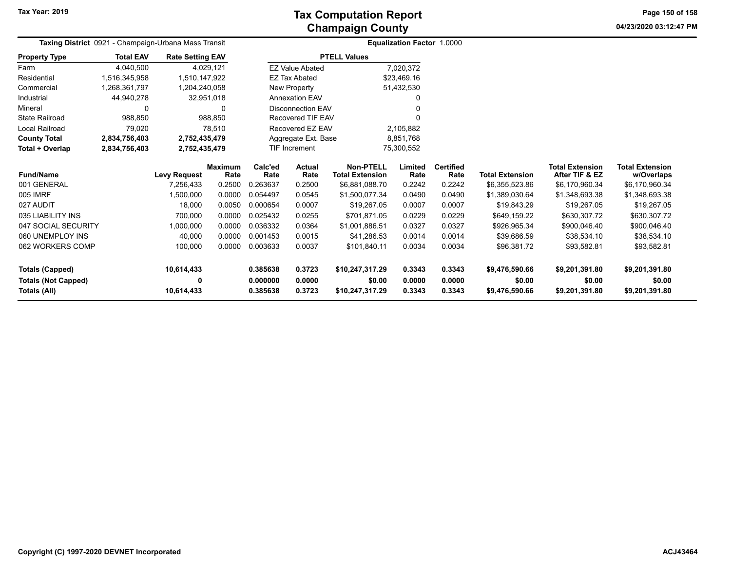# Tax Computation Report
## Champaign County

Tax Year: 2019

04/23/2020 03:12:47 PM

**Taxing District** 0921 - Champaign-Urbana Mass Transit

**Equalization Factor** 1.0000

| Property Type | Total EAV | Rate Setting EAV |
|---|---|---|
| Farm | 4,040,500 | 4,029,121 |
| Residential | 1,516,345,958 | 1,510,147,922 |
| Commercial | 1,268,361,797 | 1,204,240,058 |
| Industrial | 44,940,278 | 32,951,018 |
| Mineral | 0 | 0 |
| State Railroad | 988,850 | 988,850 |
| Local Railroad | 79,020 | 78,510 |
| **County Total** | **2,834,756,403** | **2,752,435,479** |
| **Total + Overlap** | **2,834,756,403** | **2,752,435,479** |

| PTELL Values | |
|---|---|
| EZ Value Abated | 7,020,372 |
| EZ Tax Abated | $23,469.16 |
| New Property | 51,432,530 |
| Annexation EAV | 0 |
| Disconnection EAV | 0 |
| Recovered TIF EAV | 0 |
| Recovered EZ EAV | 2,105,882 |
| Aggregate Ext. Base | 8,851,768 |
| TIF Increment | 75,300,552 |

| Fund/Name | Levy Request | Maximum Rate | Calc'ed Rate | Actual Rate | Non-PTELL Total Extension | Limited Rate | Certified Rate | Total Extension | Total Extension After TIF & EZ | Total Extension w/Overlaps |
|---|---|---|---|---|---|---|---|---|---|---|
| 001 GENERAL | 7,256,433 | 0.2500 | 0.263637 | 0.2500 | $6,881,088.70 | 0.2242 | 0.2242 | $6,355,523.86 | $6,170,960.34 | $6,170,960.34 |
| 005 IMRF | 1,500,000 | 0.0000 | 0.054497 | 0.0545 | $1,500,077.34 | 0.0490 | 0.0490 | $1,389,030.64 | $1,348,693.38 | $1,348,693.38 |
| 027 AUDIT | 18,000 | 0.0050 | 0.000654 | 0.0007 | $19,267.05 | 0.0007 | 0.0007 | $19,843.29 | $19,267.05 | $19,267.05 |
| 035 LIABILITY INS | 700,000 | 0.0000 | 0.025432 | 0.0255 | $701,871.05 | 0.0229 | 0.0229 | $649,159.22 | $630,307.72 | $630,307.72 |
| 047 SOCIAL SECURITY | 1,000,000 | 0.0000 | 0.036332 | 0.0364 | $1,001,886.51 | 0.0327 | 0.0327 | $926,965.34 | $900,046.40 | $900,046.40 |
| 060 UNEMPLOY INS | 40,000 | 0.0000 | 0.001453 | 0.0015 | $41,286.53 | 0.0014 | 0.0014 | $39,686.59 | $38,534.10 | $38,534.10 |
| 062 WORKERS COMP | 100,000 | 0.0000 | 0.003633 | 0.0037 | $101,840.11 | 0.0034 | 0.0034 | $96,381.72 | $93,582.81 | $93,582.81 |
| **Totals (Capped)** | **10,614,433** | | **0.385638** | **0.3723** | **$10,247,317.29** | **0.3343** | **0.3343** | **$9,476,590.66** | **$9,201,391.80** | **$9,201,391.80** |
| **Totals (Not Capped)** | **0** | | **0.000000** | **0.0000** | **$0.00** | **0.0000** | **0.0000** | **$0.00** | **$0.00** | **$0.00** |
| **Totals (All)** | **10,614,433** | | **0.385638** | **0.3723** | **$10,247,317.29** | **0.3343** | **0.3343** | **$9,476,590.66** | **$9,201,391.80** | **$9,201,391.80** |

Copyright (C) 1997-2020 DEVNET Incorporated

ACJ43464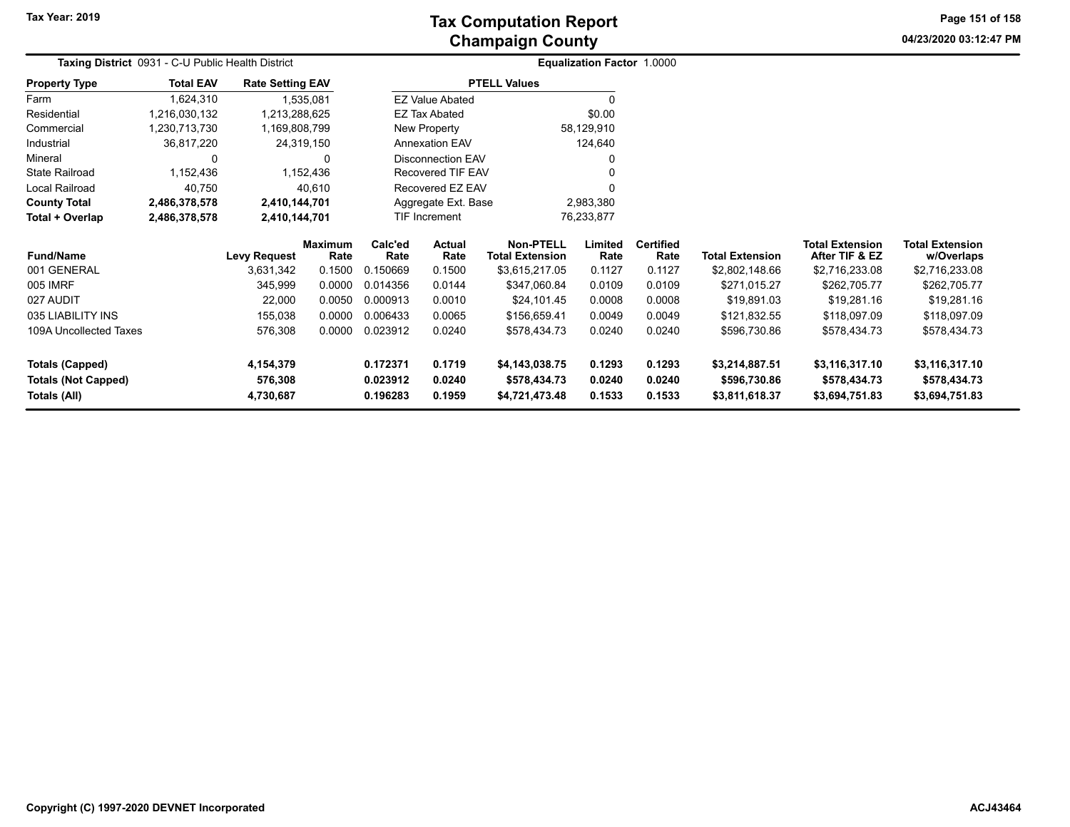# Tax Computation Report
## Champaign County

Tax Year: 2019

**Taxing District** 0931 - C-U Public Health District

**Equalization Factor** 1.0000

| Property Type | Total EAV | Rate Setting EAV |
|---|---|---|
| Farm | 1,624,310 | 1,535,081 |
| Residential | 1,216,030,132 | 1,213,288,625 |
| Commercial | 1,230,713,730 | 1,169,808,799 |
| Industrial | 36,817,220 | 24,319,150 |
| Mineral | 0 | 0 |
| State Railroad | 1,152,436 | 1,152,436 |
| Local Railroad | 40,750 | 40,610 |
| **County Total** | **2,486,378,578** | **2,410,144,701** |
| **Total + Overlap** | **2,486,378,578** | **2,410,144,701** |

| PTELL Values | |
|---|---|
| EZ Value Abated | 0 |
| EZ Tax Abated | $0.00 |
| New Property | 58,129,910 |
| Annexation EAV | 124,640 |
| Disconnection EAV | 0 |
| Recovered TIF EAV | 0 |
| Recovered EZ EAV | 0 |
| Aggregate Ext. Base | 2,983,380 |
| TIF Increment | 76,233,877 |

| Fund/Name | Levy Request | Maximum Rate | Calc'ed Rate | Actual Rate | Non-PTELL Total Extension | Limited Rate | Certified Rate | Total Extension | Total Extension After TIF & EZ | Total Extension w/Overlaps |
|---|---|---|---|---|---|---|---|---|---|---|
| 001 GENERAL | 3,631,342 | 0.1500 | 0.150669 | 0.1500 | $3,615,217.05 | 0.1127 | 0.1127 | $2,802,148.66 | $2,716,233.08 | $2,716,233.08 |
| 005 IMRF | 345,999 | 0.0000 | 0.014356 | 0.0144 | $347,060.84 | 0.0109 | 0.0109 | $271,015.27 | $262,705.77 | $262,705.77 |
| 027 AUDIT | 22,000 | 0.0050 | 0.000913 | 0.0010 | $24,101.45 | 0.0008 | 0.0008 | $19,891.03 | $19,281.16 | $19,281.16 |
| 035 LIABILITY INS | 155,038 | 0.0000 | 0.006433 | 0.0065 | $156,659.41 | 0.0049 | 0.0049 | $121,832.55 | $118,097.09 | $118,097.09 |
| 109A Uncollected Taxes | 576,308 | 0.0000 | 0.023912 | 0.0240 | $578,434.73 | 0.0240 | 0.0240 | $596,730.86 | $578,434.73 | $578,434.73 |
| **Totals (Capped)** | **4,154,379** | | **0.172371** | **0.1719** | **$4,143,038.75** | **0.1293** | **0.1293** | **$3,214,887.51** | **$3,116,317.10** | **$3,116,317.10** |
| **Totals (Not Capped)** | **576,308** | | **0.023912** | **0.0240** | **$578,434.73** | **0.0240** | **0.0240** | **$596,730.86** | **$578,434.73** | **$578,434.73** |
| **Totals (All)** | **4,730,687** | | **0.196283** | **0.1959** | **$4,721,473.48** | **0.1533** | **0.1533** | **$3,811,618.37** | **$3,694,751.83** | **$3,694,751.83** |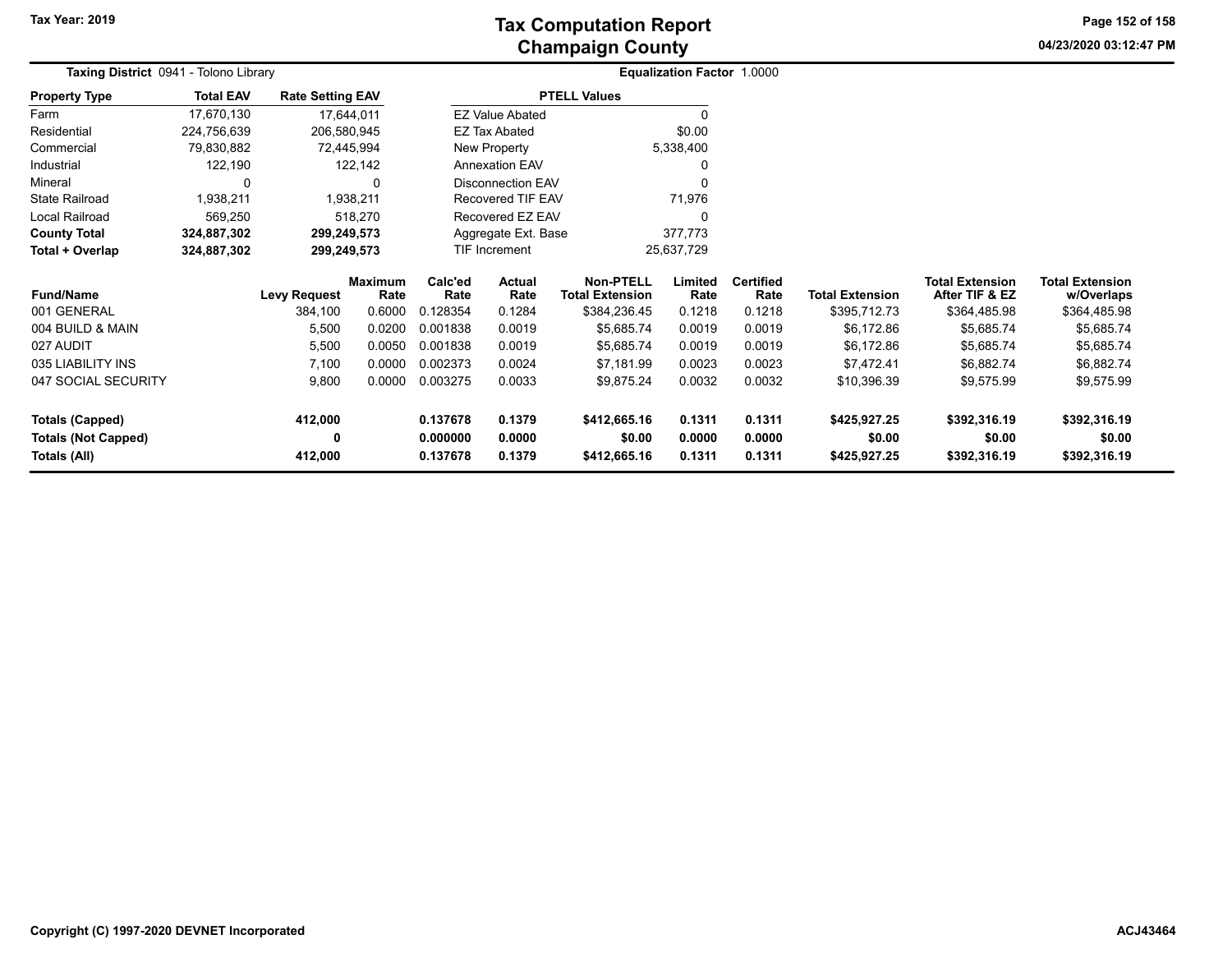# Tax Computation Report
## Champaign County

Tax Year: 2019

04/23/2020 03:12:47 PM

**Taxing District** 0941 - Tolono Library

**Equalization Factor** 1.0000

| Property Type | Total EAV | Rate Setting EAV |
|---|---|---|
| Farm | 17,670,130 | 17,644,011 |
| Residential | 224,756,639 | 206,580,945 |
| Commercial | 79,830,882 | 72,445,994 |
| Industrial | 122,190 | 122,142 |
| Mineral | 0 | 0 |
| State Railroad | 1,938,211 | 1,938,211 |
| Local Railroad | 569,250 | 518,270 |
| **County Total** | **324,887,302** | **299,249,573** |
| **Total + Overlap** | **324,887,302** | **299,249,573** |

| PTELL Values | |
|---|---|
| EZ Value Abated | 0 |
| EZ Tax Abated | $0.00 |
| New Property | 5,338,400 |
| Annexation EAV | 0 |
| Disconnection EAV | 0 |
| Recovered TIF EAV | 71,976 |
| Recovered EZ EAV | 0 |
| Aggregate Ext. Base | 377,773 |
| TIF Increment | 25,637,729 |

| Fund/Name | Levy Request | Maximum Rate | Calc'ed Rate | Actual Rate | Non-PTELL Total Extension | Limited Rate | Certified Rate | Total Extension | Total Extension After TIF & EZ | Total Extension w/Overlaps |
|---|---|---|---|---|---|---|---|---|---|---|
| 001 GENERAL | 384,100 | 0.6000 | 0.128354 | 0.1284 | $384,236.45 | 0.1218 | 0.1218 | $395,712.73 | $364,485.98 | $364,485.98 |
| 004 BUILD & MAIN | 5,500 | 0.0200 | 0.001838 | 0.0019 | $5,685.74 | 0.0019 | 0.0019 | $6,172.86 | $5,685.74 | $5,685.74 |
| 027 AUDIT | 5,500 | 0.0050 | 0.001838 | 0.0019 | $5,685.74 | 0.0019 | 0.0019 | $6,172.86 | $5,685.74 | $5,685.74 |
| 035 LIABILITY INS | 7,100 | 0.0000 | 0.002373 | 0.0024 | $7,181.99 | 0.0023 | 0.0023 | $7,472.41 | $6,882.74 | $6,882.74 |
| 047 SOCIAL SECURITY | 9,800 | 0.0000 | 0.003275 | 0.0033 | $9,875.24 | 0.0032 | 0.0032 | $10,396.39 | $9,575.99 | $9,575.99 |
| **Totals (Capped)** | **412,000** | | **0.137678** | **0.1379** | **$412,665.16** | **0.1311** | **0.1311** | **$425,927.25** | **$392,316.19** | **$392,316.19** |
| **Totals (Not Capped)** | **0** | | **0.000000** | **0.0000** | **$0.00** | **0.0000** | **0.0000** | **$0.00** | **$0.00** | **$0.00** |
| **Totals (All)** | **412,000** | | **0.137678** | **0.1379** | **$412,665.16** | **0.1311** | **0.1311** | **$425,927.25** | **$392,316.19** | **$392,316.19** |

Copyright (C) 1997-2020 DEVNET Incorporated

ACJ43464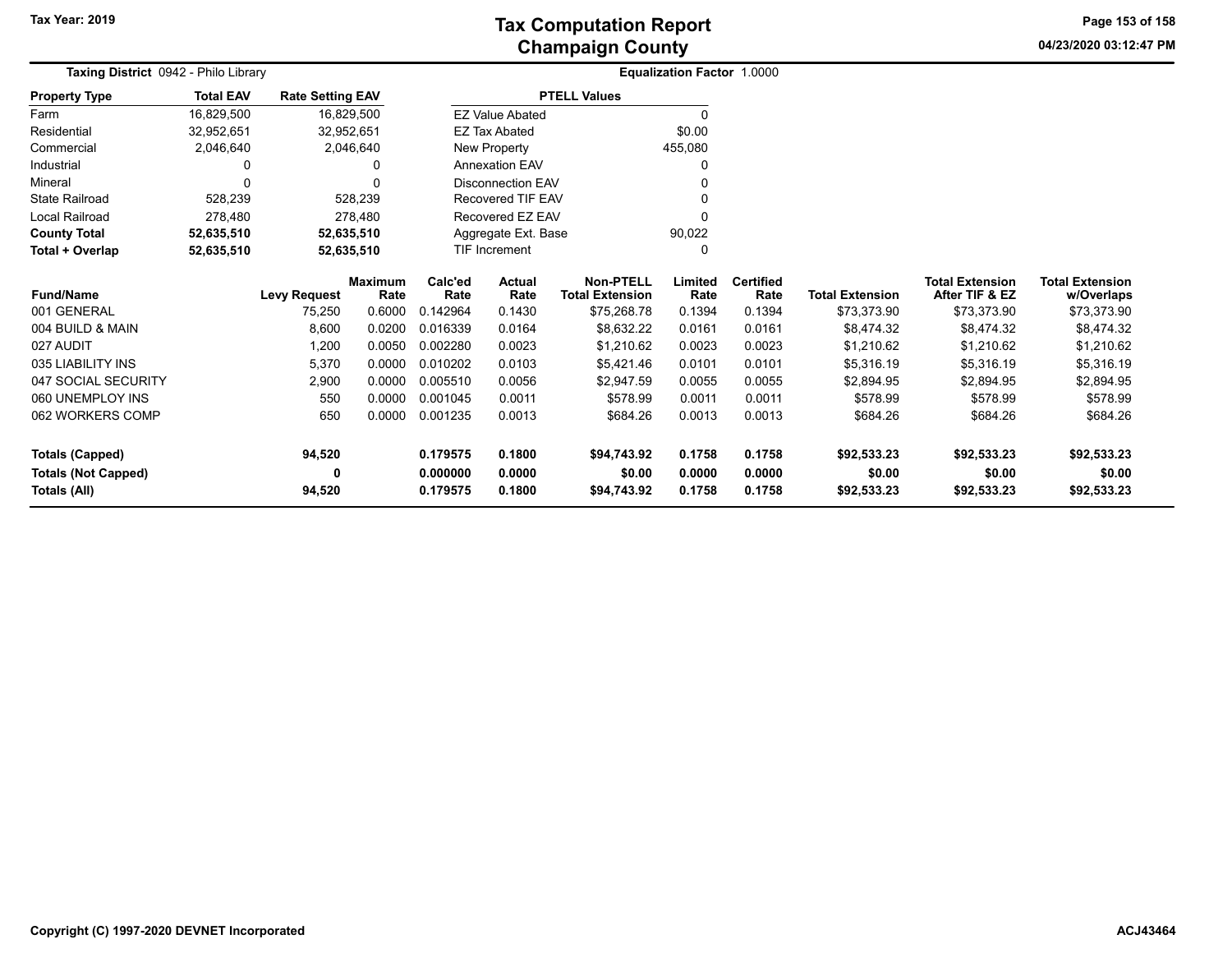# Tax Computation Report
## Champaign County

Tax Year: 2019

04/23/2020 03:12:47 PM

**Taxing District** 0942 - Philo Library

**Equalization Factor** 1.0000

| Property Type | Total EAV | Rate Setting EAV |
|---|---|---|
| Farm | 16,829,500 | 16,829,500 |
| Residential | 32,952,651 | 32,952,651 |
| Commercial | 2,046,640 | 2,046,640 |
| Industrial | 0 | 0 |
| Mineral | 0 | 0 |
| State Railroad | 528,239 | 528,239 |
| Local Railroad | 278,480 | 278,480 |
| **County Total** | **52,635,510** | **52,635,510** |
| **Total + Overlap** | **52,635,510** | **52,635,510** |

| PTELL Values | |
|---|---|
| EZ Value Abated | 0 |
| EZ Tax Abated | $0.00 |
| New Property | 455,080 |
| Annexation EAV | 0 |
| Disconnection EAV | 0 |
| Recovered TIF EAV | 0 |
| Recovered EZ EAV | 0 |
| Aggregate Ext. Base | 90,022 |
| TIF Increment | 0 |

| Fund/Name | Levy Request | Maximum Rate | Calc'ed Rate | Actual Rate | Non-PTELL Total Extension | Limited Rate | Certified Rate | Total Extension | Total Extension After TIF & EZ | Total Extension w/Overlaps |
|---|---|---|---|---|---|---|---|---|---|---|
| 001 GENERAL | 75,250 | 0.6000 | 0.142964 | 0.1430 | $75,268.78 | 0.1394 | 0.1394 | $73,373.90 | $73,373.90 | $73,373.90 |
| 004 BUILD & MAIN | 8,600 | 0.0200 | 0.016339 | 0.0164 | $8,632.22 | 0.0161 | 0.0161 | $8,474.32 | $8,474.32 | $8,474.32 |
| 027 AUDIT | 1,200 | 0.0050 | 0.002280 | 0.0023 | $1,210.62 | 0.0023 | 0.0023 | $1,210.62 | $1,210.62 | $1,210.62 |
| 035 LIABILITY INS | 5,370 | 0.0000 | 0.010202 | 0.0103 | $5,421.46 | 0.0101 | 0.0101 | $5,316.19 | $5,316.19 | $5,316.19 |
| 047 SOCIAL SECURITY | 2,900 | 0.0000 | 0.005510 | 0.0056 | $2,947.59 | 0.0055 | 0.0055 | $2,894.95 | $2,894.95 | $2,894.95 |
| 060 UNEMPLOY INS | 550 | 0.0000 | 0.001045 | 0.0011 | $578.99 | 0.0011 | 0.0011 | $578.99 | $578.99 | $578.99 |
| 062 WORKERS COMP | 650 | 0.0000 | 0.001235 | 0.0013 | $684.26 | 0.0013 | 0.0013 | $684.26 | $684.26 | $684.26 |
| **Totals (Capped)** | **94,520** | | **0.179575** | **0.1800** | **$94,743.92** | **0.1758** | **0.1758** | **$92,533.23** | **$92,533.23** | **$92,533.23** |
| **Totals (Not Capped)** | **0** | | **0.000000** | **0.0000** | **$0.00** | **0.0000** | **0.0000** | **$0.00** | **$0.00** | **$0.00** |
| **Totals (All)** | **94,520** | | **0.179575** | **0.1800** | **$94,743.92** | **0.1758** | **0.1758** | **$92,533.23** | **$92,533.23** | **$92,533.23** |

Copyright (C) 1997-2020 DEVNET Incorporated

ACJ43464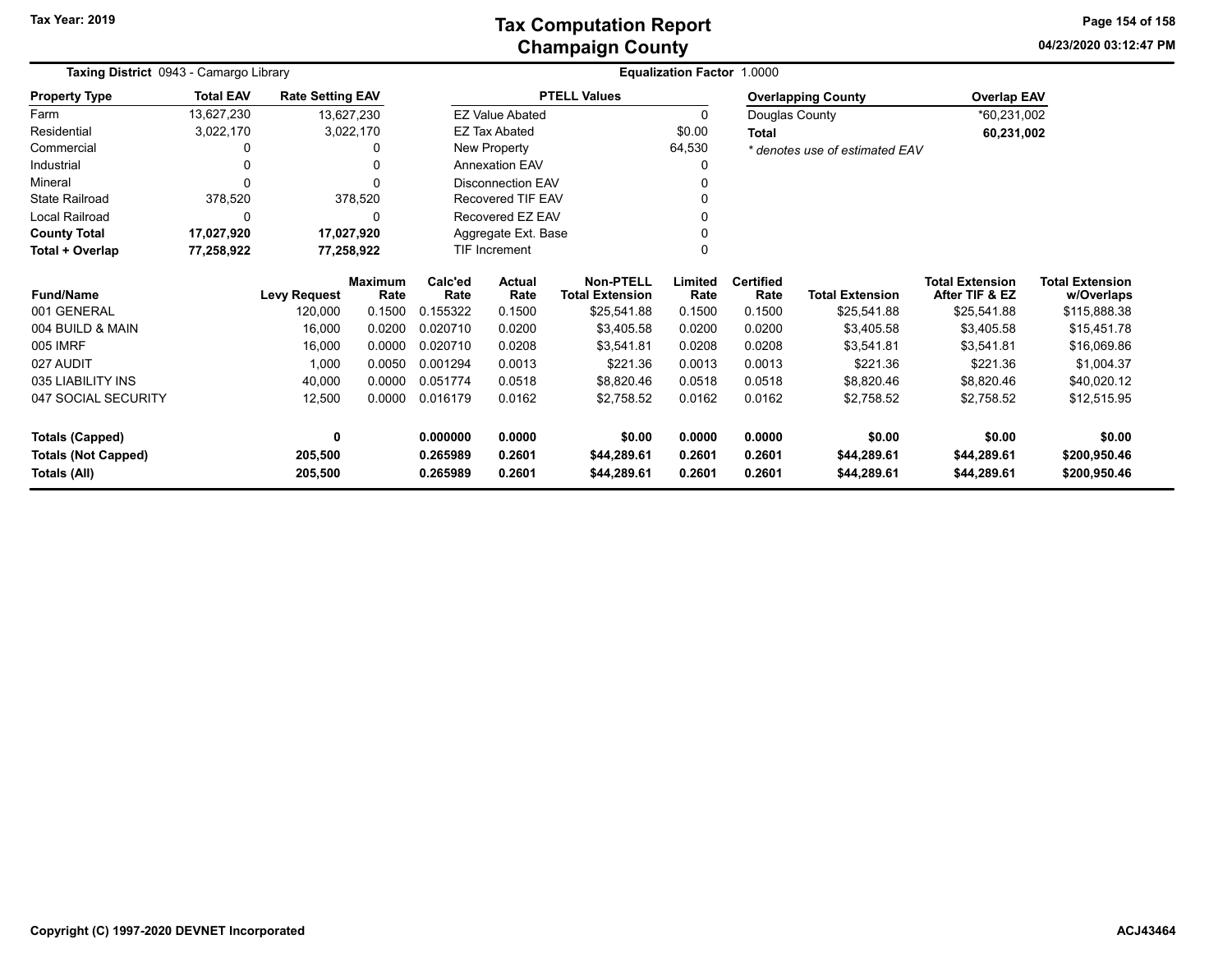# Tax Computation Report
## Champaign County

Tax Year: 2019

04/23/2020 03:12:47 PM

**Taxing District** 0943 - Camargo Library

**Equalization Factor** 1.0000

| Property Type | Total EAV | Rate Setting EAV |
|---|---|---|
| Farm | 13,627,230 | 13,627,230 |
| Residential | 3,022,170 | 3,022,170 |
| Commercial | 0 | 0 |
| Industrial | 0 | 0 |
| Mineral | 0 | 0 |
| State Railroad | 378,520 | 378,520 |
| Local Railroad | 0 | 0 |
| **County Total** | **17,027,920** | **17,027,920** |
| **Total + Overlap** | **77,258,922** | **77,258,922** |

| PTELL Values | |
|---|---|
| EZ Value Abated | 0 |
| EZ Tax Abated | $0.00 |
| New Property | 64,530 |
| Annexation EAV | 0 |
| Disconnection EAV | 0 |
| Recovered TIF EAV | 0 |
| Recovered EZ EAV | 0 |
| Aggregate Ext. Base | 0 |
| TIF Increment | 0 |

| Overlapping County | Overlap EAV |
|---|---|
| Douglas County | *60,231,002 |
| **Total** | **60,231,002** |

*\* denotes use of estimated EAV*

| Fund/Name | Levy Request | Maximum Rate | Calc'ed Rate | Actual Rate | Non-PTELL Total Extension | Limited Rate | Certified Rate | Total Extension | Total Extension After TIF & EZ | Total Extension w/Overlaps |
|---|---|---|---|---|---|---|---|---|---|---|
| 001 GENERAL | 120,000 | 0.1500 | 0.155322 | 0.1500 | $25,541.88 | 0.1500 | 0.1500 | $25,541.88 | $25,541.88 | $115,888.38 |
| 004 BUILD & MAIN | 16,000 | 0.0200 | 0.020710 | 0.0200 | $3,405.58 | 0.0200 | 0.0200 | $3,405.58 | $3,405.58 | $15,451.78 |
| 005 IMRF | 16,000 | 0.0000 | 0.020710 | 0.0208 | $3,541.81 | 0.0208 | 0.0208 | $3,541.81 | $3,541.81 | $16,069.86 |
| 027 AUDIT | 1,000 | 0.0050 | 0.001294 | 0.0013 | $221.36 | 0.0013 | 0.0013 | $221.36 | $221.36 | $1,004.37 |
| 035 LIABILITY INS | 40,000 | 0.0000 | 0.051774 | 0.0518 | $8,820.46 | 0.0518 | 0.0518 | $8,820.46 | $8,820.46 | $40,020.12 |
| 047 SOCIAL SECURITY | 12,500 | 0.0000 | 0.016179 | 0.0162 | $2,758.52 | 0.0162 | 0.0162 | $2,758.52 | $2,758.52 | $12,515.95 |
| **Totals (Capped)** | **0** | | **0.000000** | **0.0000** | **$0.00** | **0.0000** | **0.0000** | **$0.00** | **$0.00** | **$0.00** |
| **Totals (Not Capped)** | **205,500** | | **0.265989** | **0.2601** | **$44,289.61** | **0.2601** | **0.2601** | **$44,289.61** | **$44,289.61** | **$200,950.46** |
| **Totals (All)** | **205,500** | | **0.265989** | **0.2601** | **$44,289.61** | **0.2601** | **0.2601** | **$44,289.61** | **$44,289.61** | **$200,950.46** |

Copyright (C) 1997-2020 DEVNET Incorporated

ACJ43464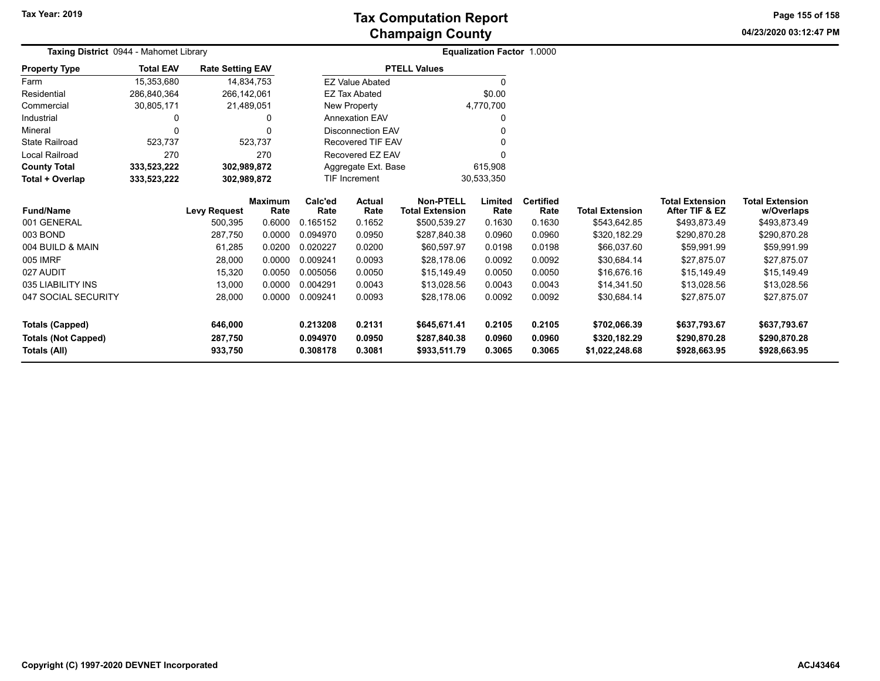# Tax Computation Report
# Champaign County

Tax Year: 2019

04/23/2020 03:12:47 PM

**Taxing District** 0944 - Mahomet Library

**Equalization Factor** 1.0000

| Property Type | Total EAV | Rate Setting EAV |
|---|---|---|
| Farm | 15,353,680 | 14,834,753 |
| Residential | 286,840,364 | 266,142,061 |
| Commercial | 30,805,171 | 21,489,051 |
| Industrial | 0 | 0 |
| Mineral | 0 | 0 |
| State Railroad | 523,737 | 523,737 |
| Local Railroad | 270 | 270 |
| **County Total** | **333,523,222** | **302,989,872** |
| **Total + Overlap** | **333,523,222** | **302,989,872** |

| PTELL Values | |
|---|---|
| EZ Value Abated | 0 |
| EZ Tax Abated | $0.00 |
| New Property | 4,770,700 |
| Annexation EAV | 0 |
| Disconnection EAV | 0 |
| Recovered TIF EAV | 0 |
| Recovered EZ EAV | 0 |
| Aggregate Ext. Base | 615,908 |
| TIF Increment | 30,533,350 |

| Fund/Name | Levy Request | Maximum Rate | Calc'ed Rate | Actual Rate | Non-PTELL Total Extension | Limited Rate | Certified Rate | Total Extension | Total Extension After TIF & EZ | Total Extension w/Overlaps |
|---|---|---|---|---|---|---|---|---|---|---|
| 001 GENERAL | 500,395 | 0.6000 | 0.165152 | 0.1652 | $500,539.27 | 0.1630 | 0.1630 | $543,642.85 | $493,873.49 | $493,873.49 |
| 003 BOND | 287,750 | 0.0000 | 0.094970 | 0.0950 | $287,840.38 | 0.0960 | 0.0960 | $320,182.29 | $290,870.28 | $290,870.28 |
| 004 BUILD & MAIN | 61,285 | 0.0200 | 0.020227 | 0.0200 | $60,597.97 | 0.0198 | 0.0198 | $66,037.60 | $59,991.99 | $59,991.99 |
| 005 IMRF | 28,000 | 0.0000 | 0.009241 | 0.0093 | $28,178.06 | 0.0092 | 0.0092 | $30,684.14 | $27,875.07 | $27,875.07 |
| 027 AUDIT | 15,320 | 0.0050 | 0.005056 | 0.0050 | $15,149.49 | 0.0050 | 0.0050 | $16,676.16 | $15,149.49 | $15,149.49 |
| 035 LIABILITY INS | 13,000 | 0.0000 | 0.004291 | 0.0043 | $13,028.56 | 0.0043 | 0.0043 | $14,341.50 | $13,028.56 | $13,028.56 |
| 047 SOCIAL SECURITY | 28,000 | 0.0000 | 0.009241 | 0.0093 | $28,178.06 | 0.0092 | 0.0092 | $30,684.14 | $27,875.07 | $27,875.07 |
| **Totals (Capped)** | **646,000** | | **0.213208** | **0.2131** | **$645,671.41** | **0.2105** | **0.2105** | **$702,066.39** | **$637,793.67** | **$637,793.67** |
| **Totals (Not Capped)** | **287,750** | | **0.094970** | **0.0950** | **$287,840.38** | **0.0960** | **0.0960** | **$320,182.29** | **$290,870.28** | **$290,870.28** |
| **Totals (All)** | **933,750** | | **0.308178** | **0.3081** | **$933,511.79** | **0.3065** | **0.3065** | **$1,022,248.68** | **$928,663.95** | **$928,663.95** |

Copyright (C) 1997-2020 DEVNET Incorporated

ACJ43464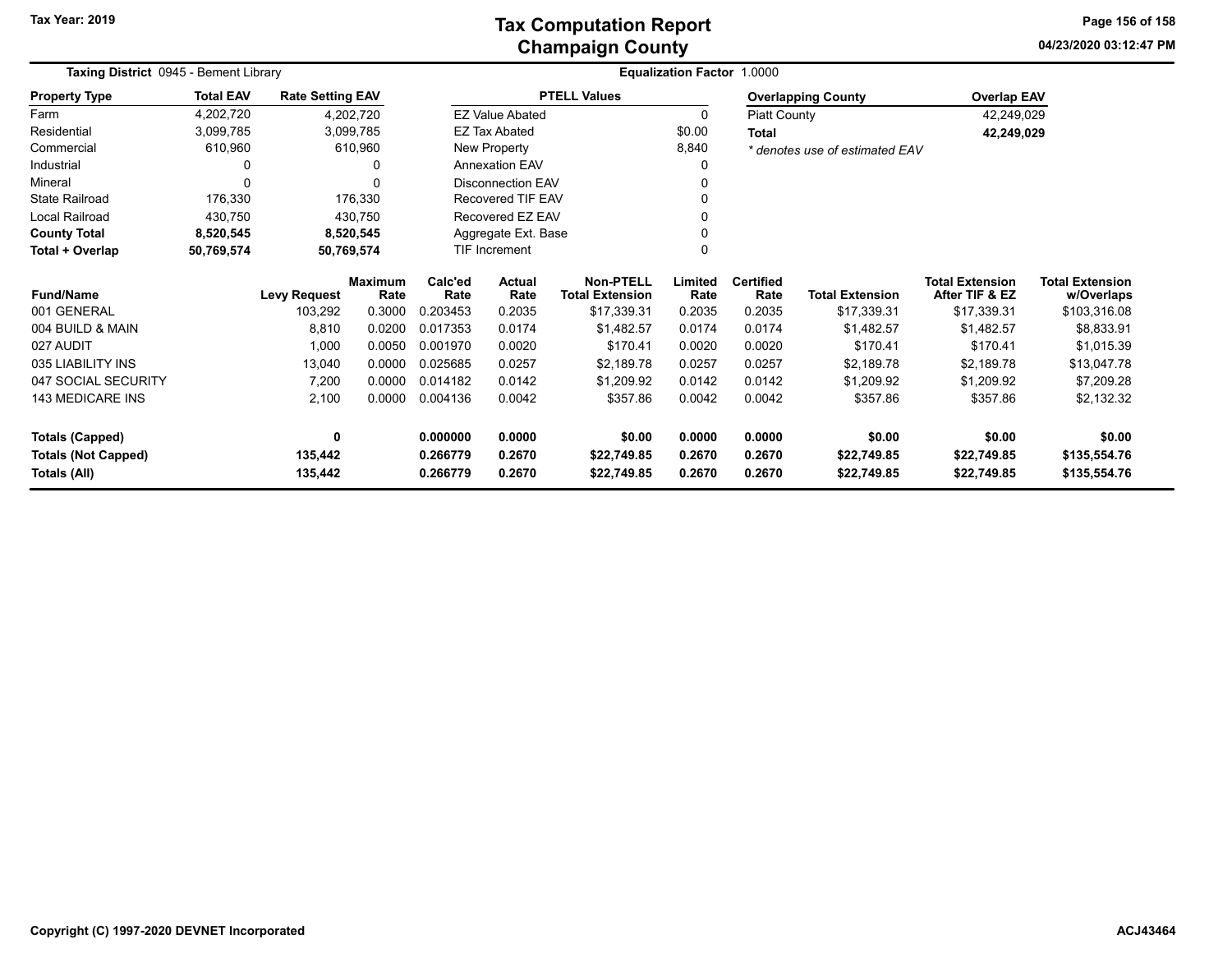# Tax Computation Report
# Champaign County

Tax Year: 2019

**Taxing District** 0945 - Bement Library

**Equalization Factor** 1.0000

| Property Type | Total EAV | Rate Setting EAV |
|---|---|---|
| Farm | 4,202,720 | 4,202,720 |
| Residential | 3,099,785 | 3,099,785 |
| Commercial | 610,960 | 610,960 |
| Industrial | 0 | 0 |
| Mineral | 0 | 0 |
| State Railroad | 176,330 | 176,330 |
| Local Railroad | 430,750 | 430,750 |
| **County Total** | **8,520,545** | **8,520,545** |
| **Total + Overlap** | **50,769,574** | **50,769,574** |

| PTELL Values | |
|---|---|
| EZ Value Abated | 0 |
| EZ Tax Abated | $0.00 |
| New Property | 8,840 |
| Annexation EAV | 0 |
| Disconnection EAV | 0 |
| Recovered TIF EAV | 0 |
| Recovered EZ EAV | 0 |
| Aggregate Ext. Base | 0 |
| TIF Increment | 0 |

| Overlapping County | Overlap EAV |
|---|---|
| Piatt County | 42,249,029 |
| **Total** | **42,249,029** |

\* denotes use of estimated EAV

| Fund/Name | Levy Request | Maximum Rate | Calc'ed Rate | Actual Rate | Non-PTELL Total Extension | Limited Rate | Certified Rate | Total Extension | Total Extension After TIF & EZ | Total Extension w/Overlaps |
|---|---|---|---|---|---|---|---|---|---|---|
| 001 GENERAL | 103,292 | 0.3000 | 0.203453 | 0.2035 | $17,339.31 | 0.2035 | 0.2035 | $17,339.31 | $17,339.31 | $103,316.08 |
| 004 BUILD & MAIN | 8,810 | 0.0200 | 0.017353 | 0.0174 | $1,482.57 | 0.0174 | 0.0174 | $1,482.57 | $1,482.57 | $8,833.91 |
| 027 AUDIT | 1,000 | 0.0050 | 0.001970 | 0.0020 | $170.41 | 0.0020 | 0.0020 | $170.41 | $170.41 | $1,015.39 |
| 035 LIABILITY INS | 13,040 | 0.0000 | 0.025685 | 0.0257 | $2,189.78 | 0.0257 | 0.0257 | $2,189.78 | $2,189.78 | $13,047.78 |
| 047 SOCIAL SECURITY | 7,200 | 0.0000 | 0.014182 | 0.0142 | $1,209.92 | 0.0142 | 0.0142 | $1,209.92 | $1,209.92 | $7,209.28 |
| 143 MEDICARE INS | 2,100 | 0.0000 | 0.004136 | 0.0042 | $357.86 | 0.0042 | 0.0042 | $357.86 | $357.86 | $2,132.32 |
| **Totals (Capped)** | **0** | | **0.000000** | **0.0000** | **$0.00** | **0.0000** | **0.0000** | **$0.00** | **$0.00** | **$0.00** |
| **Totals (Not Capped)** | **135,442** | | **0.266779** | **0.2670** | **$22,749.85** | **0.2670** | **0.2670** | **$22,749.85** | **$22,749.85** | **$135,554.76** |
| **Totals (All)** | **135,442** | | **0.266779** | **0.2670** | **$22,749.85** | **0.2670** | **0.2670** | **$22,749.85** | **$22,749.85** | **$135,554.76** |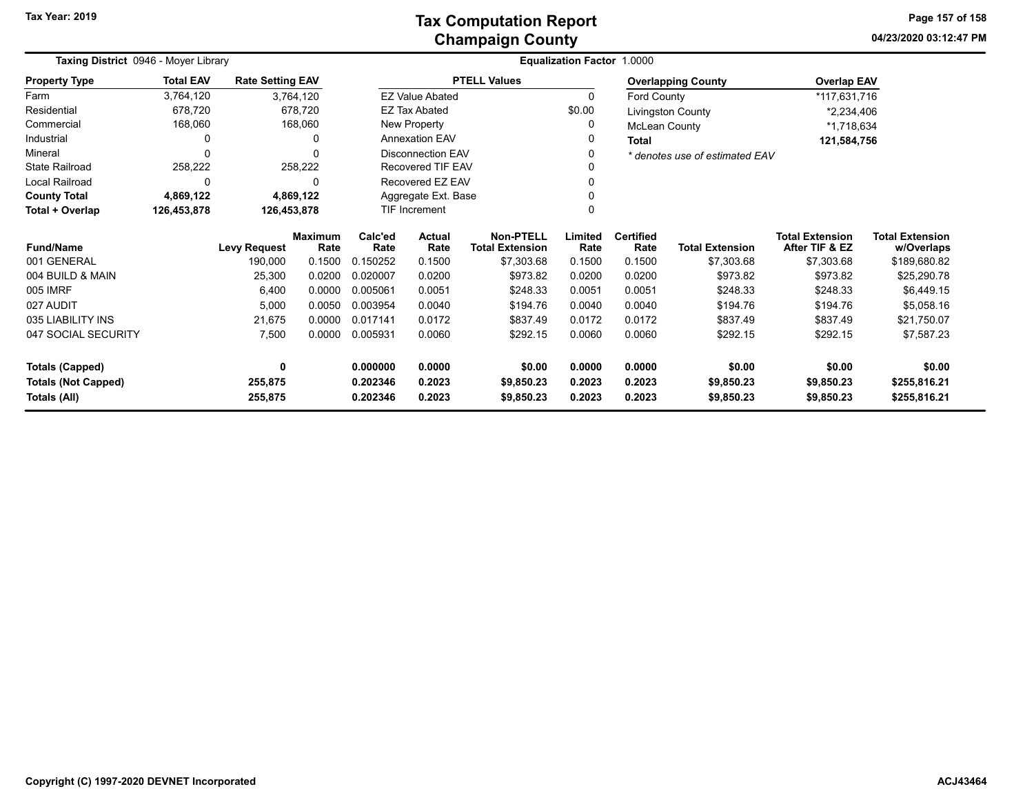# Tax Computation Report
## Champaign County

Tax Year: 2019

04/23/2020 03:12:47 PM

**Taxing District** 0946 - Moyer Library

**Equalization Factor** 1.0000

| Property Type | Total EAV | Rate Setting EAV |
|---|---|---|
| Farm | 3,764,120 | 3,764,120 |
| Residential | 678,720 | 678,720 |
| Commercial | 168,060 | 168,060 |
| Industrial | 0 | 0 |
| Mineral | 0 | 0 |
| State Railroad | 258,222 | 258,222 |
| Local Railroad | 0 | 0 |
| **County Total** | **4,869,122** | **4,869,122** |
| **Total + Overlap** | **126,453,878** | **126,453,878** |

| PTELL Values | |
|---|---|
| EZ Value Abated | 0 |
| EZ Tax Abated | $0.00 |
| New Property | 0 |
| Annexation EAV | 0 |
| Disconnection EAV | 0 |
| Recovered TIF EAV | 0 |
| Recovered EZ EAV | 0 |
| Aggregate Ext. Base | 0 |
| TIF Increment | 0 |

| Overlapping County | Overlap EAV |
|---|---|
| Ford County | *117,631,716 |
| Livingston County | *2,234,406 |
| McLean County | *1,718,634 |
| **Total** | **121,584,756** |

*\* denotes use of estimated EAV*

| Fund/Name | Levy Request | Maximum Rate | Calc'ed Rate | Actual Rate | Non-PTELL Total Extension | Limited Rate | Certified Rate | Total Extension | Total Extension After TIF & EZ | Total Extension w/Overlaps |
|---|---|---|---|---|---|---|---|---|---|---|
| 001 GENERAL | 190,000 | 0.1500 | 0.150252 | 0.1500 | $7,303.68 | 0.1500 | 0.1500 | $7,303.68 | $7,303.68 | $189,680.82 |
| 004 BUILD & MAIN | 25,300 | 0.0200 | 0.020007 | 0.0200 | $973.82 | 0.0200 | 0.0200 | $973.82 | $973.82 | $25,290.78 |
| 005 IMRF | 6,400 | 0.0000 | 0.005061 | 0.0051 | $248.33 | 0.0051 | 0.0051 | $248.33 | $248.33 | $6,449.15 |
| 027 AUDIT | 5,000 | 0.0050 | 0.003954 | 0.0040 | $194.76 | 0.0040 | 0.0040 | $194.76 | $194.76 | $5,058.16 |
| 035 LIABILITY INS | 21,675 | 0.0000 | 0.017141 | 0.0172 | $837.49 | 0.0172 | 0.0172 | $837.49 | $837.49 | $21,750.07 |
| 047 SOCIAL SECURITY | 7,500 | 0.0000 | 0.005931 | 0.0060 | $292.15 | 0.0060 | 0.0060 | $292.15 | $292.15 | $7,587.23 |
| **Totals (Capped)** | **0** | | **0.000000** | **0.0000** | **$0.00** | **0.0000** | **0.0000** | **$0.00** | **$0.00** | **$0.00** |
| **Totals (Not Capped)** | **255,875** | | **0.202346** | **0.2023** | **$9,850.23** | **0.2023** | **0.2023** | **$9,850.23** | **$9,850.23** | **$255,816.21** |
| **Totals (All)** | **255,875** | | **0.202346** | **0.2023** | **$9,850.23** | **0.2023** | **0.2023** | **$9,850.23** | **$9,850.23** | **$255,816.21** |

Copyright (C) 1997-2020 DEVNET Incorporated

ACJ43464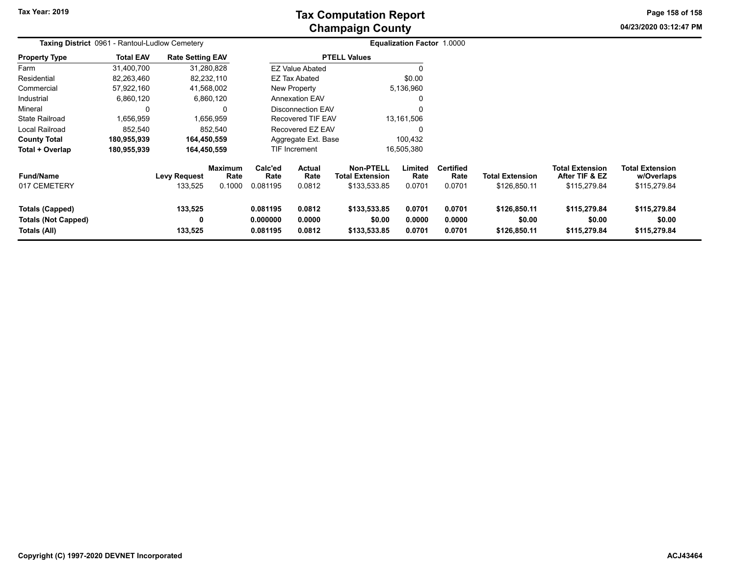# Tax Computation Report
## Champaign County

Tax Year: 2019

04/23/2020 03:12:47 PM

**Taxing District** 0961 - Rantoul-Ludlow Cemetery

**Equalization Factor** 1.0000

| Property Type | Total EAV | Rate Setting EAV |
|---|---|---|
| Farm | 31,400,700 | 31,280,828 |
| Residential | 82,263,460 | 82,232,110 |
| Commercial | 57,922,160 | 41,568,002 |
| Industrial | 6,860,120 | 6,860,120 |
| Mineral | 0 | 0 |
| State Railroad | 1,656,959 | 1,656,959 |
| Local Railroad | 852,540 | 852,540 |
| **County Total** | **180,955,939** | **164,450,559** |
| **Total + Overlap** | **180,955,939** | **164,450,559** |

| PTELL Values | |
|---|---|
| EZ Value Abated | 0 |
| EZ Tax Abated | $0.00 |
| New Property | 5,136,960 |
| Annexation EAV | 0 |
| Disconnection EAV | 0 |
| Recovered TIF EAV | 13,161,506 |
| Recovered EZ EAV | 0 |
| Aggregate Ext. Base | 100,432 |
| TIF Increment | 16,505,380 |

| Fund/Name | Levy Request | Maximum Rate | Calc'ed Rate | Actual Rate | Non-PTELL Total Extension | Limited Rate | Certified Rate | Total Extension | Total Extension After TIF & EZ | Total Extension w/Overlaps |
|---|---|---|---|---|---|---|---|---|---|---|
| 017 CEMETERY | 133,525 | 0.1000 | 0.081195 | 0.0812 | $133,533.85 | 0.0701 | 0.0701 | $126,850.11 | $115,279.84 | $115,279.84 |
| **Totals (Capped)** | **133,525** | | **0.081195** | **0.0812** | **$133,533.85** | **0.0701** | **0.0701** | **$126,850.11** | **$115,279.84** | **$115,279.84** |
| **Totals (Not Capped)** | **0** | | **0.000000** | **0.0000** | **$0.00** | **0.0000** | **0.0000** | **$0.00** | **$0.00** | **$0.00** |
| **Totals (All)** | **133,525** | | **0.081195** | **0.0812** | **$133,533.85** | **0.0701** | **0.0701** | **$126,850.11** | **$115,279.84** | **$115,279.84** |

Copyright (C) 1997-2020 DEVNET Incorporated

ACJ43464